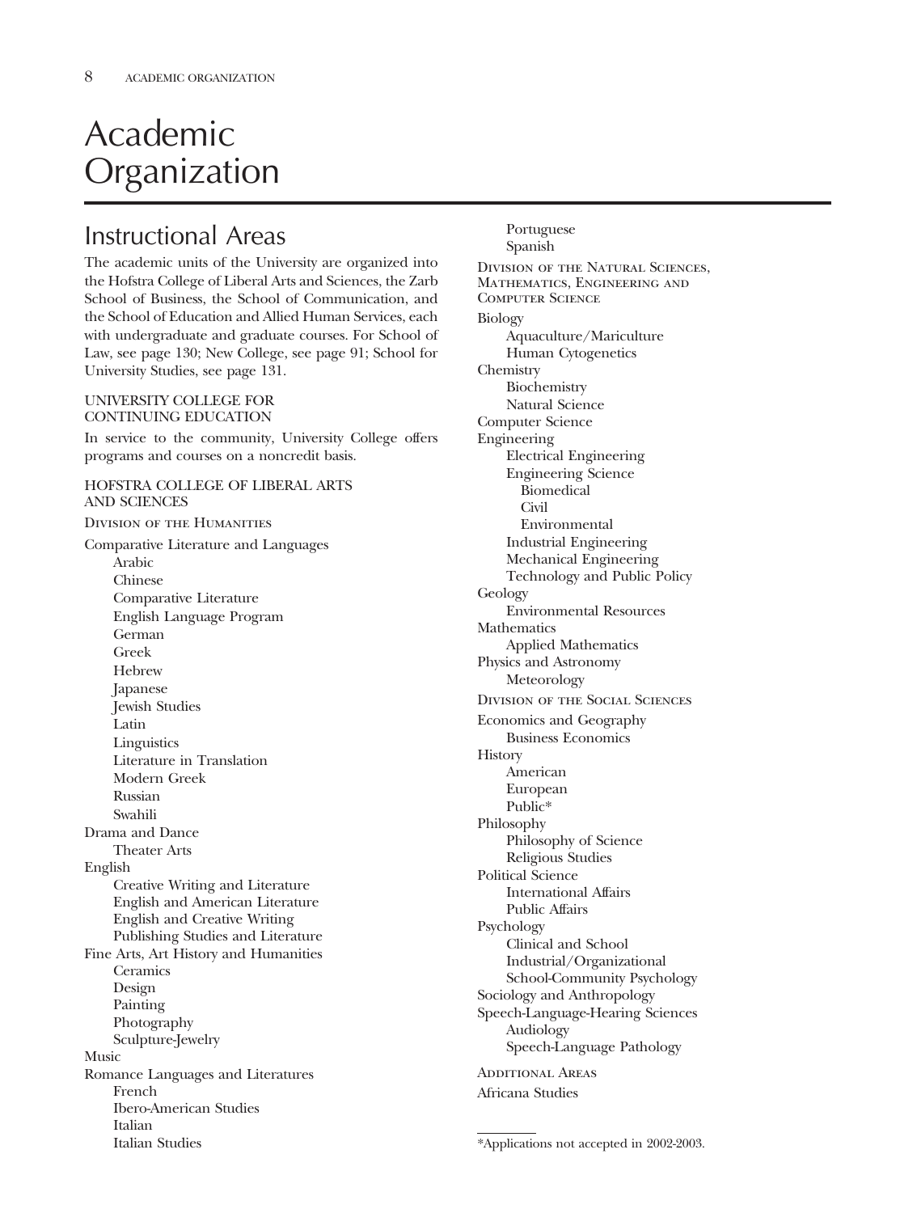# Academic Organization

## Instructional Areas

The academic units of the University are organized into the Hofstra College of Liberal Arts and Sciences, the Zarb School of Business, the School of Communication, and the School of Education and Allied Human Services, each with undergraduate and graduate courses. For School of Law, see page 130; New College, see page 91; School for University Studies, see page 131.

### UNIVERSITY COLLEGE FOR CONTINUING EDUCATION

In service to the community, University College offers programs and courses on a noncredit basis.

### HOFSTRA COLLEGE OF LIBERAL ARTS AND SCIENCES

#### Division of the Humanities

- Comparative Literature and Languages
  - Arabic
  - Chinese
  - Comparative Literature
  - English Language Program
  - German
  - Greek
  - Hebrew
  - Japanese
  - Jewish Studies
  - Latin
  - Linguistics
  - Literature in Translation
  - Modern Greek
  - Russian
  - Swahili
- Drama and Dance
  - Theater Arts
- English
  - Creative Writing and Literature
  - English and American Literature
  - English and Creative Writing
  - Publishing Studies and Literature
- Fine Arts, Art History and Humanities
  - Ceramics
  - Design
  - Painting
  - Photography
  - Sculpture-Jewelry
- Music
- Romance Languages and Literatures
  - French
  - Ibero-American Studies
  - Italian
  - Italian Studies
  - Portuguese
  - Spanish

#### Division of the Natural Sciences, Mathematics, Engineering and Computer Science

- Biology
  - Aquaculture/Mariculture
  - Human Cytogenetics
- Chemistry
  - Biochemistry
  - Natural Science
- Computer Science
- Engineering
  - Electrical Engineering
  - Engineering Science
    - Biomedical
    - Civil
    - Environmental
  - Industrial Engineering
  - Mechanical Engineering
  - Technology and Public Policy
- Geology
  - Environmental Resources
- Mathematics
  - Applied Mathematics
- Physics and Astronomy
  - Meteorology

#### Division of the Social Sciences

- Economics and Geography
  - Business Economics
- History
  - American
  - European
  - Public*
- Philosophy
  - Philosophy of Science
  - Religious Studies
- Political Science
  - International Affairs
  - Public Affairs
- Psychology
  - Clinical and School
  - Industrial/Organizational
  - School-Community Psychology
- Sociology and Anthropology
- Speech-Language-Hearing Sciences
  - Audiology
  - Speech-Language Pathology

#### Additional Areas

- Africana Studies

---

*Applications not accepted in 2002-2003.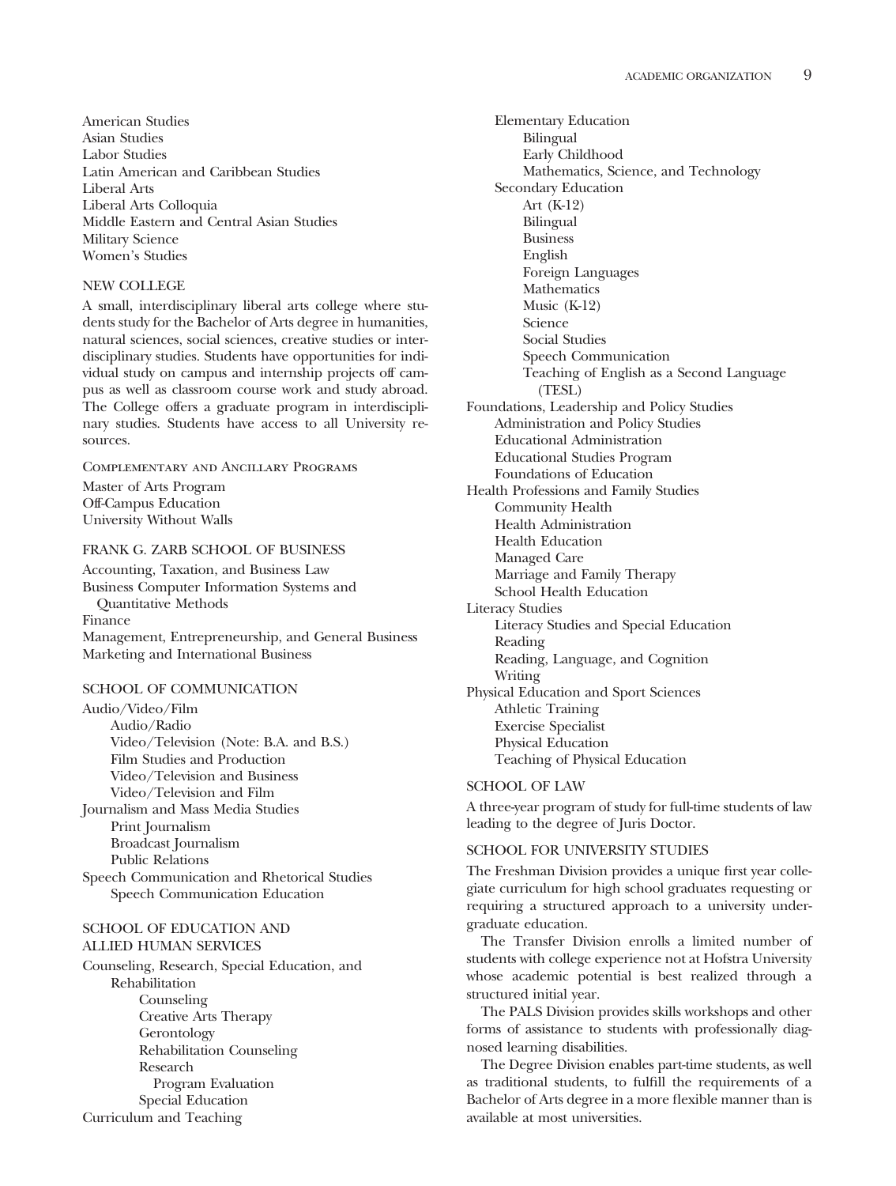- American Studies
- Asian Studies
- Labor Studies
- Latin American and Caribbean Studies
- Liberal Arts
- Liberal Arts Colloquia
- Middle Eastern and Central Asian Studies
- Military Science
- Women's Studies

## NEW COLLEGE

A small, interdisciplinary liberal arts college where students study for the Bachelor of Arts degree in humanities, natural sciences, social sciences, creative studies or interdisciplinary studies. Students have opportunities for individual study on campus and internship projects off campus as well as classroom course work and study abroad. The College offers a graduate program in interdisciplinary studies. Students have access to all University resources.

### Complementary and Ancillary Programs

- Master of Arts Program
- Off-Campus Education
- University Without Walls

## FRANK G. ZARB SCHOOL OF BUSINESS

- Accounting, Taxation, and Business Law
- Business Computer Information Systems and Quantitative Methods
- Finance
- Management, Entrepreneurship, and General Business
- Marketing and International Business

## SCHOOL OF COMMUNICATION

- Audio/Video/Film
  - Audio/Radio
  - Video/Television (Note: B.A. and B.S.)
  - Film Studies and Production
  - Video/Television and Business
  - Video/Television and Film
- Journalism and Mass Media Studies
  - Print Journalism
  - Broadcast Journalism
  - Public Relations
- Speech Communication and Rhetorical Studies
  - Speech Communication Education

## SCHOOL OF EDUCATION AND ALLIED HUMAN SERVICES

- Counseling, Research, Special Education, and Rehabilitation
  - Counseling
  - Creative Arts Therapy
  - Gerontology
  - Rehabilitation Counseling
  - Research
    - Program Evaluation
  - Special Education
- Curriculum and Teaching
  - Elementary Education
    - Bilingual
    - Early Childhood
    - Mathematics, Science, and Technology
  - Secondary Education
    - Art (K-12)
    - Bilingual
    - Business
    - English
    - Foreign Languages
    - Mathematics
    - Music (K-12)
    - Science
    - Social Studies
    - Speech Communication
    - Teaching of English as a Second Language (TESL)
- Foundations, Leadership and Policy Studies
  - Administration and Policy Studies
  - Educational Administration
  - Educational Studies Program
  - Foundations of Education
- Health Professions and Family Studies
  - Community Health
  - Health Administration
  - Health Education
  - Managed Care
  - Marriage and Family Therapy
  - School Health Education
- Literacy Studies
  - Literacy Studies and Special Education
  - Reading
  - Reading, Language, and Cognition
  - Writing
- Physical Education and Sport Sciences
  - Athletic Training
  - Exercise Specialist
  - Physical Education
  - Teaching of Physical Education

## SCHOOL OF LAW

A three-year program of study for full-time students of law leading to the degree of Juris Doctor.

## SCHOOL FOR UNIVERSITY STUDIES

The Freshman Division provides a unique first year collegiate curriculum for high school graduates requesting or requiring a structured approach to a university undergraduate education.

The Transfer Division enrolls a limited number of students with college experience not at Hofstra University whose academic potential is best realized through a structured initial year.

The PALS Division provides skills workshops and other forms of assistance to students with professionally diagnosed learning disabilities.

The Degree Division enables part-time students, as well as traditional students, to fulfill the requirements of a Bachelor of Arts degree in a more flexible manner than is available at most universities.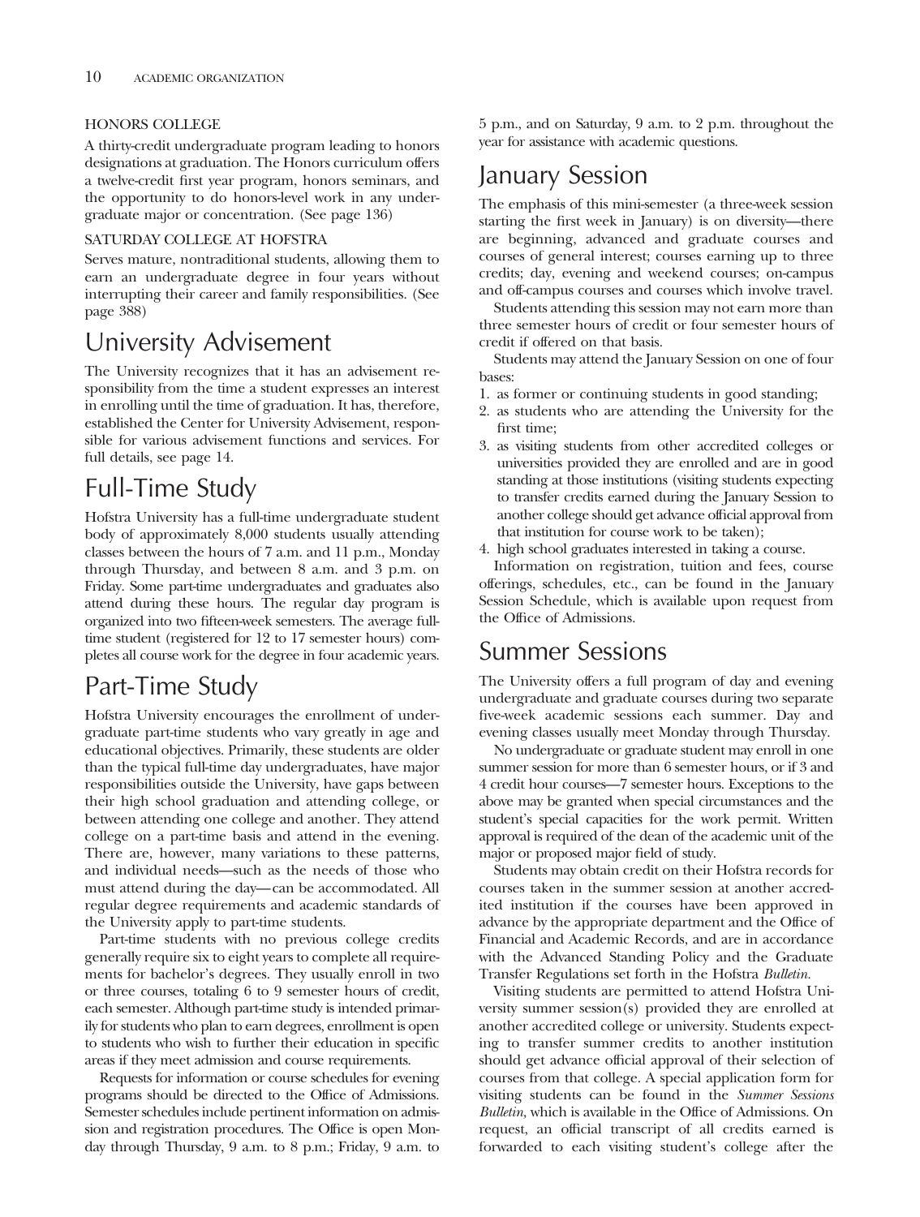#### HONORS COLLEGE

A thirty-credit undergraduate program leading to honors designations at graduation. The Honors curriculum offers a twelve-credit first year program, honors seminars, and the opportunity to do honors-level work in any undergraduate major or concentration. (See page 136)

#### SATURDAY COLLEGE AT HOFSTRA

Serves mature, nontraditional students, allowing them to earn an undergraduate degree in four years without interrupting their career and family responsibilities. (See page 388)

## University Advisement

The University recognizes that it has an advisement responsibility from the time a student expresses an interest in enrolling until the time of graduation. It has, therefore, established the Center for University Advisement, responsible for various advisement functions and services. For full details, see page 14.

## Full-Time Study

Hofstra University has a full-time undergraduate student body of approximately 8,000 students usually attending classes between the hours of 7 a.m. and 11 p.m., Monday through Thursday, and between 8 a.m. and 3 p.m. on Friday. Some part-time undergraduates and graduates also attend during these hours. The regular day program is organized into two fifteen-week semesters. The average full-time student (registered for 12 to 17 semester hours) completes all course work for the degree in four academic years.

## Part-Time Study

Hofstra University encourages the enrollment of undergraduate part-time students who vary greatly in age and educational objectives. Primarily, these students are older than the typical full-time day undergraduates, have major responsibilities outside the University, have gaps between their high school graduation and attending college, or between attending one college and another. They attend college on a part-time basis and attend in the evening. There are, however, many variations to these patterns, and individual needs—such as the needs of those who must attend during the day—can be accommodated. All regular degree requirements and academic standards of the University apply to part-time students.

Part-time students with no previous college credits generally require six to eight years to complete all requirements for bachelor's degrees. They usually enroll in two or three courses, totaling 6 to 9 semester hours of credit, each semester. Although part-time study is intended primarily for students who plan to earn degrees, enrollment is open to students who wish to further their education in specific areas if they meet admission and course requirements.

Requests for information or course schedules for evening programs should be directed to the Office of Admissions. Semester schedules include pertinent information on admission and registration procedures. The Office is open Monday through Thursday, 9 a.m. to 8 p.m.; Friday, 9 a.m. to 5 p.m., and on Saturday, 9 a.m. to 2 p.m. throughout the year for assistance with academic questions.

## January Session

The emphasis of this mini-semester (a three-week session starting the first week in January) is on diversity—there are beginning, advanced and graduate courses and courses of general interest; courses earning up to three credits; day, evening and weekend courses; on-campus and off-campus courses and courses which involve travel.

Students attending this session may not earn more than three semester hours of credit or four semester hours of credit if offered on that basis.

Students may attend the January Session on one of four bases:

1. as former or continuing students in good standing;
2. as students who are attending the University for the first time;
3. as visiting students from other accredited colleges or universities provided they are enrolled and are in good standing at those institutions (visiting students expecting to transfer credits earned during the January Session to another college should get advance official approval from that institution for course work to be taken);
4. high school graduates interested in taking a course.

Information on registration, tuition and fees, course offerings, schedules, etc., can be found in the January Session Schedule, which is available upon request from the Office of Admissions.

## Summer Sessions

The University offers a full program of day and evening undergraduate and graduate courses during two separate five-week academic sessions each summer. Day and evening classes usually meet Monday through Thursday.

No undergraduate or graduate student may enroll in one summer session for more than 6 semester hours, or if 3 and 4 credit hour courses—7 semester hours. Exceptions to the above may be granted when special circumstances and the student's special capacities for the work permit. Written approval is required of the dean of the academic unit of the major or proposed major field of study.

Students may obtain credit on their Hofstra records for courses taken in the summer session at another accredited institution if the courses have been approved in advance by the appropriate department and the Office of Financial and Academic Records, and are in accordance with the Advanced Standing Policy and the Graduate Transfer Regulations set forth in the Hofstra *Bulletin.*

Visiting students are permitted to attend Hofstra University summer session(s) provided they are enrolled at another accredited college or university. Students expecting to transfer summer credits to another institution should get advance official approval of their selection of courses from that college. A special application form for visiting students can be found in the *Summer Sessions Bulletin,* which is available in the Office of Admissions. On request, an official transcript of all credits earned is forwarded to each visiting student's college after the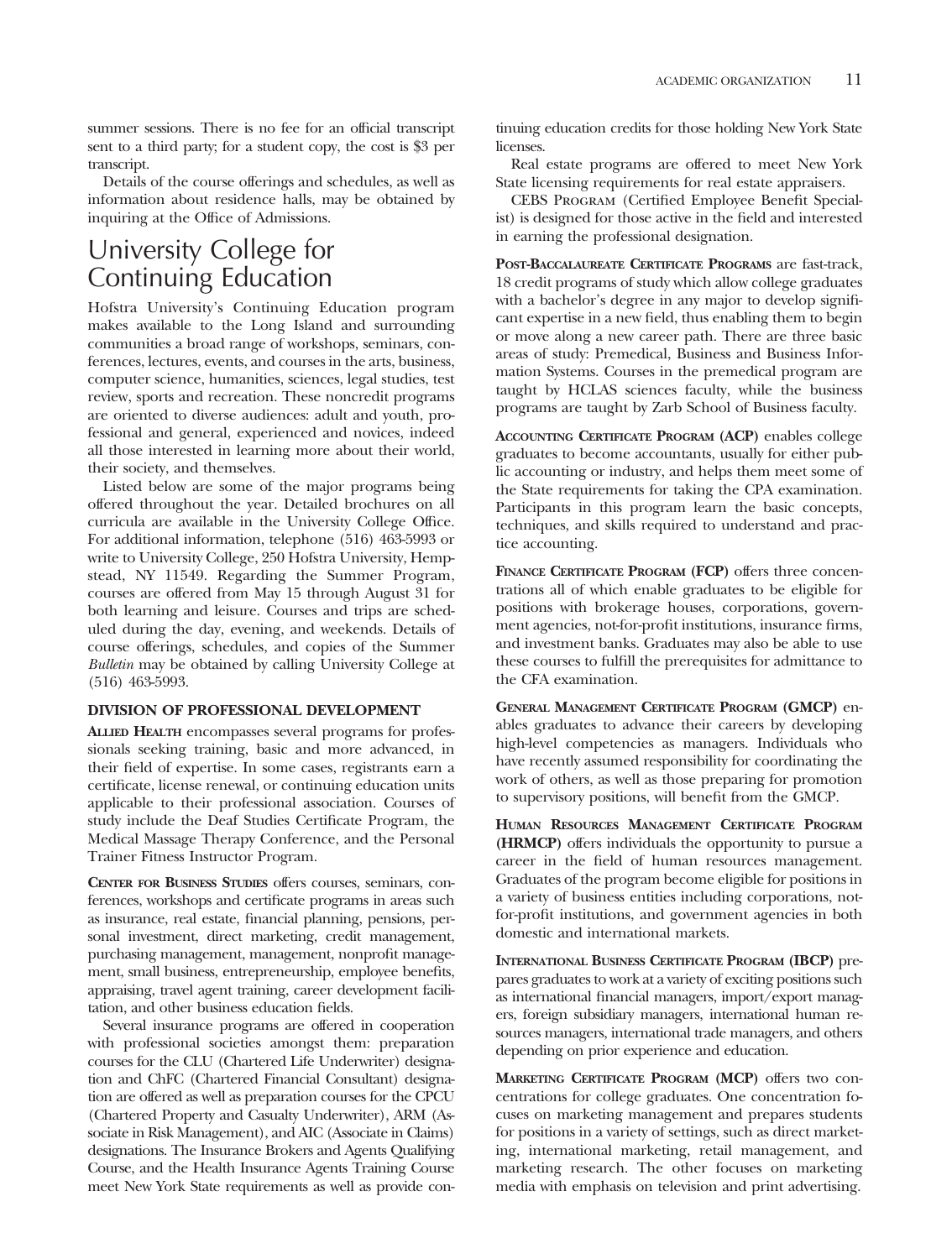summer sessions. There is no fee for an official transcript sent to a third party; for a student copy, the cost is $3 per transcript.

Details of the course offerings and schedules, as well as information about residence halls, may be obtained by inquiring at the Office of Admissions.

# University College for Continuing Education

Hofstra University's Continuing Education program makes available to the Long Island and surrounding communities a broad range of workshops, seminars, conferences, lectures, events, and courses in the arts, business, computer science, humanities, sciences, legal studies, test review, sports and recreation. These noncredit programs are oriented to diverse audiences: adult and youth, professional and general, experienced and novices, indeed all those interested in learning more about their world, their society, and themselves.

Listed below are some of the major programs being offered throughout the year. Detailed brochures on all curricula are available in the University College Office. For additional information, telephone (516) 463-5993 or write to University College, 250 Hofstra University, Hempstead, NY 11549. Regarding the Summer Program, courses are offered from May 15 through August 31 for both learning and leisure. Courses and trips are scheduled during the day, evening, and weekends. Details of course offerings, schedules, and copies of the Summer *Bulletin* may be obtained by calling University College at (516) 463-5993.

### DIVISION OF PROFESSIONAL DEVELOPMENT

**Allied Health** encompasses several programs for professionals seeking training, basic and more advanced, in their field of expertise. In some cases, registrants earn a certificate, license renewal, or continuing education units applicable to their professional association. Courses of study include the Deaf Studies Certificate Program, the Medical Massage Therapy Conference, and the Personal Trainer Fitness Instructor Program.

**Center for Business Studies** offers courses, seminars, conferences, workshops and certificate programs in areas such as insurance, real estate, financial planning, pensions, personal investment, direct marketing, credit management, purchasing management, management, nonprofit management, small business, entrepreneurship, employee benefits, appraising, travel agent training, career development facilitation, and other business education fields.

Several insurance programs are offered in cooperation with professional societies amongst them: preparation courses for the CLU (Chartered Life Underwriter) designation and ChFC (Chartered Financial Consultant) designation are offered as well as preparation courses for the CPCU (Chartered Property and Casualty Underwriter), ARM (Associate in Risk Management), and AIC (Associate in Claims) designations. The Insurance Brokers and Agents Qualifying Course, and the Health Insurance Agents Training Course meet New York State requirements as well as provide continuing education credits for those holding New York State licenses.

Real estate programs are offered to meet New York State licensing requirements for real estate appraisers.

CEBS Program (Certified Employee Benefit Specialist) is designed for those active in the field and interested in earning the professional designation.

**Post-Baccalaureate Certificate Programs** are fast-track, 18 credit programs of study which allow college graduates with a bachelor's degree in any major to develop significant expertise in a new field, thus enabling them to begin or move along a new career path. There are three basic areas of study: Premedical, Business and Business Information Systems. Courses in the premedical program are taught by HCLAS sciences faculty, while the business programs are taught by Zarb School of Business faculty.

**Accounting Certificate Program (ACP)** enables college graduates to become accountants, usually for either public accounting or industry, and helps them meet some of the State requirements for taking the CPA examination. Participants in this program learn the basic concepts, techniques, and skills required to understand and practice accounting.

**Finance Certificate Program (FCP)** offers three concentrations all of which enable graduates to be eligible for positions with brokerage houses, corporations, government agencies, not-for-profit institutions, insurance firms, and investment banks. Graduates may also be able to use these courses to fulfill the prerequisites for admittance to the CFA examination.

**General Management Certificate Program (GMCP)** enables graduates to advance their careers by developing high-level competencies as managers. Individuals who have recently assumed responsibility for coordinating the work of others, as well as those preparing for promotion to supervisory positions, will benefit from the GMCP.

**Human Resources Management Certificate Program (HRMCP)** offers individuals the opportunity to pursue a career in the field of human resources management. Graduates of the program become eligible for positions in a variety of business entities including corporations, not-for-profit institutions, and government agencies in both domestic and international markets.

**International Business Certificate Program (IBCP)** prepares graduates to work at a variety of exciting positions such as international financial managers, import/export managers, foreign subsidiary managers, international human resources managers, international trade managers, and others depending on prior experience and education.

**Marketing Certificate Program (MCP)** offers two concentrations for college graduates. One concentration focuses on marketing management and prepares students for positions in a variety of settings, such as direct marketing, international marketing, retail management, and marketing research. The other focuses on marketing media with emphasis on television and print advertising.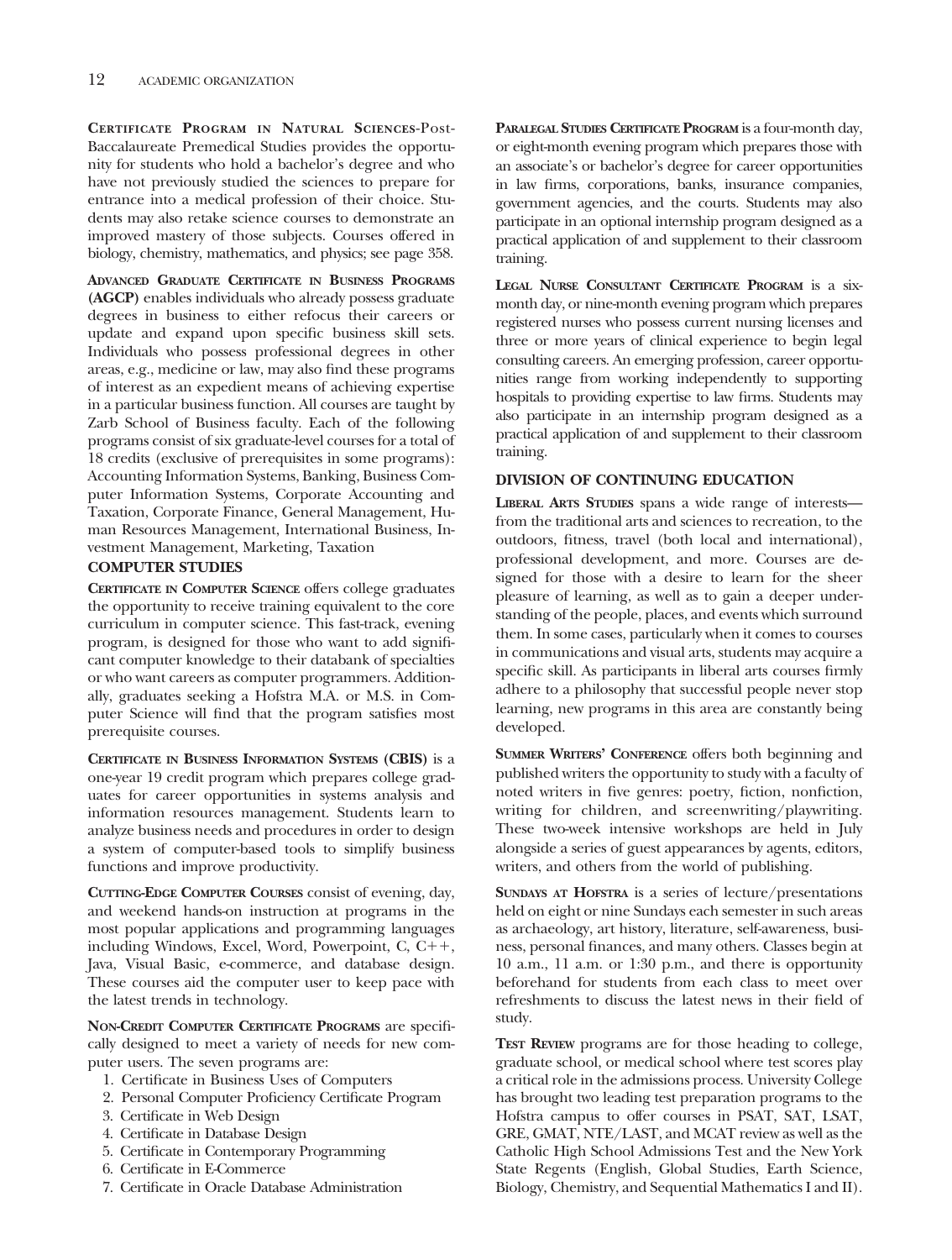**Certificate Program in Natural Sciences**-Post-Baccalaureate Premedical Studies provides the opportunity for students who hold a bachelor's degree and who have not previously studied the sciences to prepare for entrance into a medical profession of their choice. Students may also retake science courses to demonstrate an improved mastery of those subjects. Courses offered in biology, chemistry, mathematics, and physics; see page 358.

**Advanced Graduate Certificate in Business Programs (AGCP)** enables individuals who already possess graduate degrees in business to either refocus their careers or update and expand upon specific business skill sets. Individuals who possess professional degrees in other areas, e.g., medicine or law, may also find these programs of interest as an expedient means of achieving expertise in a particular business function. All courses are taught by Zarb School of Business faculty. Each of the following programs consist of six graduate-level courses for a total of 18 credits (exclusive of prerequisites in some programs): Accounting Information Systems, Banking, Business Computer Information Systems, Corporate Accounting and Taxation, Corporate Finance, General Management, Human Resources Management, International Business, Investment Management, Marketing, Taxation

## COMPUTER STUDIES

**Certificate in Computer Science** offers college graduates the opportunity to receive training equivalent to the core curriculum in computer science. This fast-track, evening program, is designed for those who want to add significant computer knowledge to their databank of specialties or who want careers as computer programmers. Additionally, graduates seeking a Hofstra M.A. or M.S. in Computer Science will find that the program satisfies most prerequisite courses.

**Certificate in Business Information Systems (CBIS)** is a one-year 19 credit program which prepares college graduates for career opportunities in systems analysis and information resources management. Students learn to analyze business needs and procedures in order to design a system of computer-based tools to simplify business functions and improve productivity.

**Cutting-Edge Computer Courses** consist of evening, day, and weekend hands-on instruction at programs in the most popular applications and programming languages including Windows, Excel, Word, Powerpoint, C, C++, Java, Visual Basic, e-commerce, and database design. These courses aid the computer user to keep pace with the latest trends in technology.

**Non-Credit Computer Certificate Programs** are specifically designed to meet a variety of needs for new computer users. The seven programs are:

1. Certificate in Business Uses of Computers
2. Personal Computer Proficiency Certificate Program
3. Certificate in Web Design
4. Certificate in Database Design
5. Certificate in Contemporary Programming
6. Certificate in E-Commerce
7. Certificate in Oracle Database Administration

**Paralegal Studies Certificate Program** is a four-month day, or eight-month evening program which prepares those with an associate's or bachelor's degree for career opportunities in law firms, corporations, banks, insurance companies, government agencies, and the courts. Students may also participate in an optional internship program designed as a practical application of and supplement to their classroom training.

**Legal Nurse Consultant Certificate Program** is a six-month day, or nine-month evening program which prepares registered nurses who possess current nursing licenses and three or more years of clinical experience to begin legal consulting careers. An emerging profession, career opportunities range from working independently to supporting hospitals to providing expertise to law firms. Students may also participate in an internship program designed as a practical application of and supplement to their classroom training.

## DIVISION OF CONTINUING EDUCATION

**Liberal Arts Studies** spans a wide range of interests—from the traditional arts and sciences to recreation, to the outdoors, fitness, travel (both local and international), professional development, and more. Courses are designed for those with a desire to learn for the sheer pleasure of learning, as well as to gain a deeper understanding of the people, places, and events which surround them. In some cases, particularly when it comes to courses in communications and visual arts, students may acquire a specific skill. As participants in liberal arts courses firmly adhere to a philosophy that successful people never stop learning, new programs in this area are constantly being developed.

**Summer Writers' Conference** offers both beginning and published writers the opportunity to study with a faculty of noted writers in five genres: poetry, fiction, nonfiction, writing for children, and screenwriting/playwriting. These two-week intensive workshops are held in July alongside a series of guest appearances by agents, editors, writers, and others from the world of publishing.

**Sundays at Hofstra** is a series of lecture/presentations held on eight or nine Sundays each semester in such areas as archaeology, art history, literature, self-awareness, business, personal finances, and many others. Classes begin at 10 a.m., 11 a.m. or 1:30 p.m., and there is opportunity beforehand for students from each class to meet over refreshments to discuss the latest news in their field of study.

**Test Review** programs are for those heading to college, graduate school, or medical school where test scores play a critical role in the admissions process. University College has brought two leading test preparation programs to the Hofstra campus to offer courses in PSAT, SAT, LSAT, GRE, GMAT, NTE/LAST, and MCAT review as well as the Catholic High School Admissions Test and the New York State Regents (English, Global Studies, Earth Science, Biology, Chemistry, and Sequential Mathematics I and II).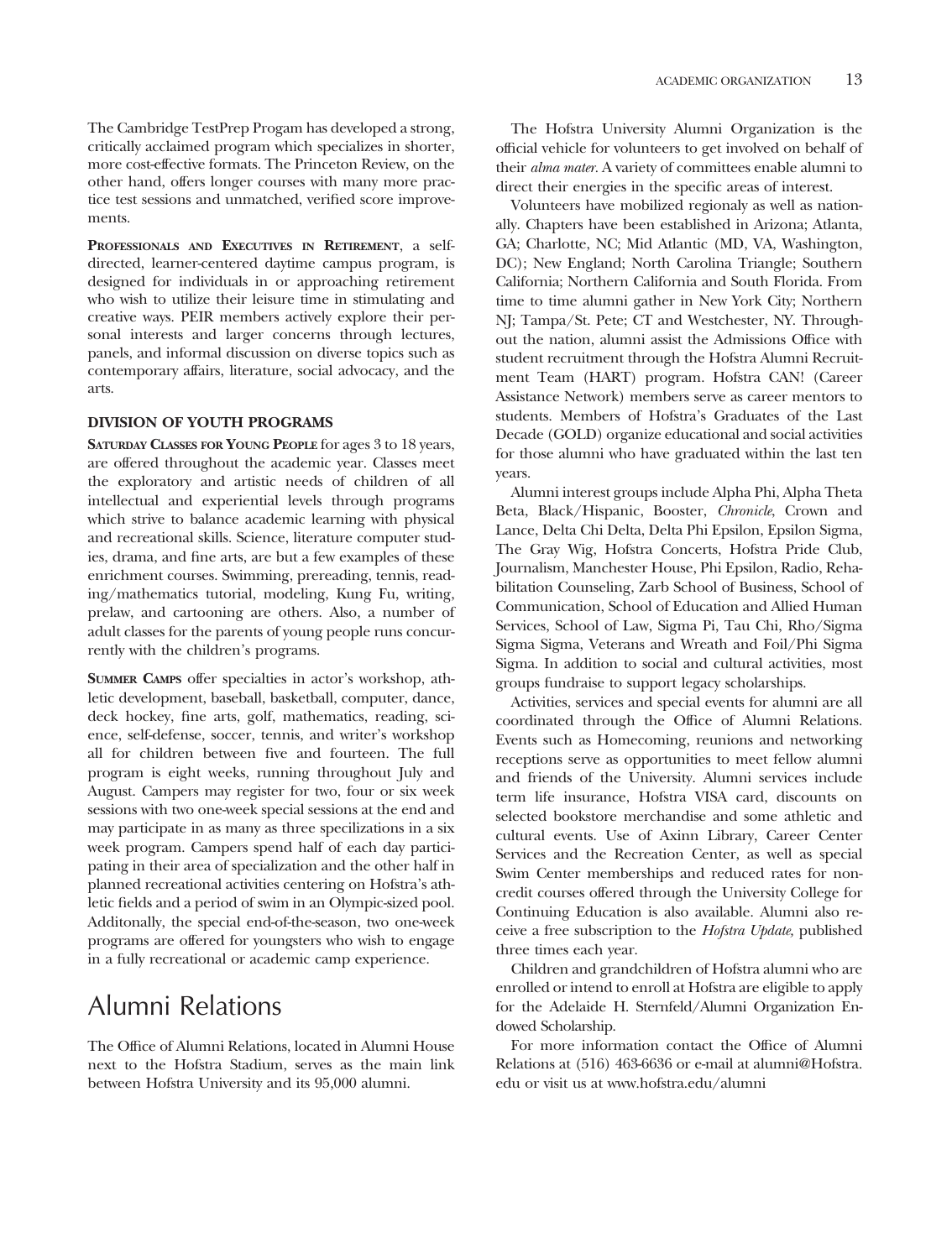The Cambridge TestPrep Progam has developed a strong, critically acclaimed program which specializes in shorter, more cost-effective formats. The Princeton Review, on the other hand, offers longer courses with many more practice test sessions and unmatched, verified score improvements.

**Professionals and Executives in Retirement**, a self-directed, learner-centered daytime campus program, is designed for individuals in or approaching retirement who wish to utilize their leisure time in stimulating and creative ways. PEIR members actively explore their personal interests and larger concerns through lectures, panels, and informal discussion on diverse topics such as contemporary affairs, literature, social advocacy, and the arts.

### DIVISION OF YOUTH PROGRAMS

**Saturday Classes for Young People** for ages 3 to 18 years, are offered throughout the academic year. Classes meet the exploratory and artistic needs of children of all intellectual and experiential levels through programs which strive to balance academic learning with physical and recreational skills. Science, literature computer studies, drama, and fine arts, are but a few examples of these enrichment courses. Swimming, prereading, tennis, reading/mathematics tutorial, modeling, Kung Fu, writing, prelaw, and cartooning are others. Also, a number of adult classes for the parents of young people runs concurrently with the children's programs.

**Summer Camps** offer specialties in actor's workshop, athletic development, baseball, basketball, computer, dance, deck hockey, fine arts, golf, mathematics, reading, science, self-defense, soccer, tennis, and writer's workshop all for children between five and fourteen. The full program is eight weeks, running throughout July and August. Campers may register for two, four or six week sessions with two one-week special sessions at the end and may participate in as many as three specilizations in a six week program. Campers spend half of each day participating in their area of specialization and the other half in planned recreational activities centering on Hofstra's athletic fields and a period of swim in an Olympic-sized pool. Additonally, the special end-of-the-season, two one-week programs are offered for youngsters who wish to engage in a fully recreational or academic camp experience.

## Alumni Relations

The Office of Alumni Relations, located in Alumni House next to the Hofstra Stadium, serves as the main link between Hofstra University and its 95,000 alumni.

The Hofstra University Alumni Organization is the official vehicle for volunteers to get involved on behalf of their *alma mater*. A variety of committees enable alumni to direct their energies in the specific areas of interest.

Volunteers have mobilized regionaly as well as nationally. Chapters have been established in Arizona; Atlanta, GA; Charlotte, NC; Mid Atlantic (MD, VA, Washington, DC); New England; North Carolina Triangle; Southern California; Northern California and South Florida. From time to time alumni gather in New York City; Northern NJ; Tampa/St. Pete; CT and Westchester, NY. Throughout the nation, alumni assist the Admissions Office with student recruitment through the Hofstra Alumni Recruitment Team (HART) program. Hofstra CAN! (Career Assistance Network) members serve as career mentors to students. Members of Hofstra's Graduates of the Last Decade (GOLD) organize educational and social activities for those alumni who have graduated within the last ten years.

Alumni interest groups include Alpha Phi, Alpha Theta Beta, Black/Hispanic, Booster, *Chronicle*, Crown and Lance, Delta Chi Delta, Delta Phi Epsilon, Epsilon Sigma, The Gray Wig, Hofstra Concerts, Hofstra Pride Club, Journalism, Manchester House, Phi Epsilon, Radio, Rehabilitation Counseling, Zarb School of Business, School of Communication, School of Education and Allied Human Services, School of Law, Sigma Pi, Tau Chi, Rho/Sigma Sigma Sigma, Veterans and Wreath and Foil/Phi Sigma Sigma. In addition to social and cultural activities, most groups fundraise to support legacy scholarships.

Activities, services and special events for alumni are all coordinated through the Office of Alumni Relations. Events such as Homecoming, reunions and networking receptions serve as opportunities to meet fellow alumni and friends of the University. Alumni services include term life insurance, Hofstra VISA card, discounts on selected bookstore merchandise and some athletic and cultural events. Use of Axinn Library, Career Center Services and the Recreation Center, as well as special Swim Center memberships and reduced rates for non-credit courses offered through the University College for Continuing Education is also available. Alumni also receive a free subscription to the *Hofstra Update*, published three times each year.

Children and grandchildren of Hofstra alumni who are enrolled or intend to enroll at Hofstra are eligible to apply for the Adelaide H. Sternfeld/Alumni Organization Endowed Scholarship.

For more information contact the Office of Alumni Relations at (516) 463-6636 or e-mail at alumni@Hofstra.edu or visit us at www.hofstra.edu/alumni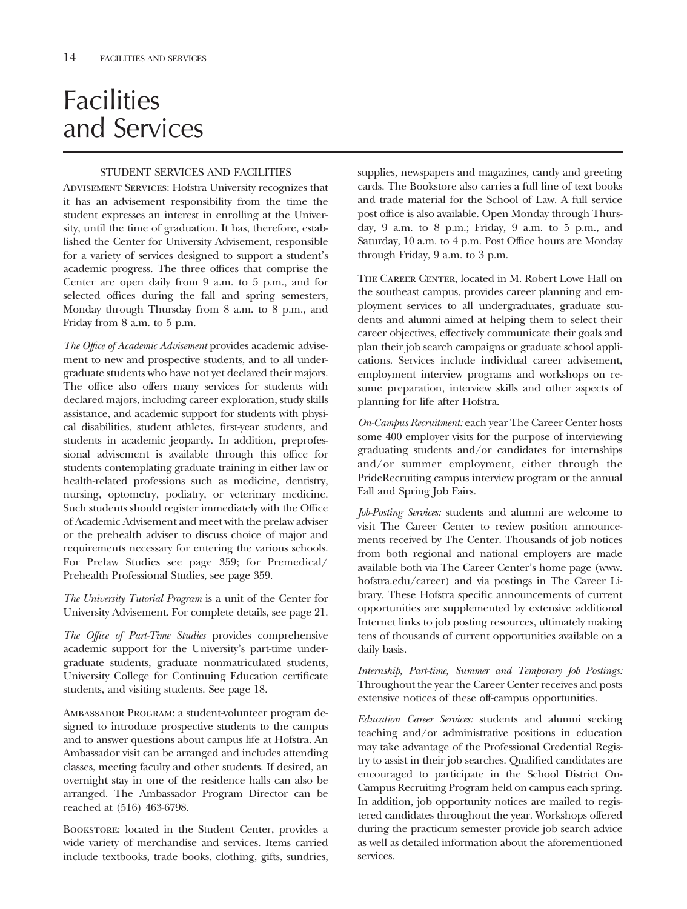# Facilities and Services

## STUDENT SERVICES AND FACILITIES

Advisement Services: Hofstra University recognizes that it has an advisement responsibility from the time the student expresses an interest in enrolling at the University, until the time of graduation. It has, therefore, established the Center for University Advisement, responsible for a variety of services designed to support a student's academic progress. The three offices that comprise the Center are open daily from 9 a.m. to 5 p.m., and for selected offices during the fall and spring semesters, Monday through Thursday from 8 a.m. to 8 p.m., and Friday from 8 a.m. to 5 p.m.

*The Office of Academic Advisement* provides academic advisement to new and prospective students, and to all undergraduate students who have not yet declared their majors. The office also offers many services for students with declared majors, including career exploration, study skills assistance, and academic support for students with physical disabilities, student athletes, first-year students, and students in academic jeopardy. In addition, preprofessional advisement is available through this office for students contemplating graduate training in either law or health-related professions such as medicine, dentistry, nursing, optometry, podiatry, or veterinary medicine. Such students should register immediately with the Office of Academic Advisement and meet with the prelaw adviser or the prehealth adviser to discuss choice of major and requirements necessary for entering the various schools. For Prelaw Studies see page 359; for Premedical/Prehealth Professional Studies, see page 359.

*The University Tutorial Program* is a unit of the Center for University Advisement. For complete details, see page 21.

*The Office of Part-Time Studies* provides comprehensive academic support for the University's part-time undergraduate students, graduate nonmatriculated students, University College for Continuing Education certificate students, and visiting students. See page 18.

Ambassador Program: a student-volunteer program designed to introduce prospective students to the campus and to answer questions about campus life at Hofstra. An Ambassador visit can be arranged and includes attending classes, meeting faculty and other students. If desired, an overnight stay in one of the residence halls can also be arranged. The Ambassador Program Director can be reached at (516) 463-6798.

Bookstore: located in the Student Center, provides a wide variety of merchandise and services. Items carried include textbooks, trade books, clothing, gifts, sundries, supplies, newspapers and magazines, candy and greeting cards. The Bookstore also carries a full line of text books and trade material for the School of Law. A full service post office is also available. Open Monday through Thursday, 9 a.m. to 8 p.m.; Friday, 9 a.m. to 5 p.m., and Saturday, 10 a.m. to 4 p.m. Post Office hours are Monday through Friday, 9 a.m. to 3 p.m.

The Career Center, located in M. Robert Lowe Hall on the southeast campus, provides career planning and employment services to all undergraduates, graduate students and alumni aimed at helping them to select their career objectives, effectively communicate their goals and plan their job search campaigns or graduate school applications. Services include individual career advisement, employment interview programs and workshops on resume preparation, interview skills and other aspects of planning for life after Hofstra.

*On-Campus Recruitment:* each year The Career Center hosts some 400 employer visits for the purpose of interviewing graduating students and/or candidates for internships and/or summer employment, either through the PrideRecruiting campus interview program or the annual Fall and Spring Job Fairs.

*Job-Posting Services:* students and alumni are welcome to visit The Career Center to review position announcements received by The Center. Thousands of job notices from both regional and national employers are made available both via The Career Center's home page (www.hofstra.edu/career) and via postings in The Career Library. These Hofstra specific announcements of current opportunities are supplemented by extensive additional Internet links to job posting resources, ultimately making tens of thousands of current opportunities available on a daily basis.

*Internship, Part-time, Summer and Temporary Job Postings:* Throughout the year the Career Center receives and posts extensive notices of these off-campus opportunities.

*Education Career Services:* students and alumni seeking teaching and/or administrative positions in education may take advantage of the Professional Credential Registry to assist in their job searches. Qualified candidates are encouraged to participate in the School District On-Campus Recruiting Program held on campus each spring. In addition, job opportunity notices are mailed to registered candidates throughout the year. Workshops offered during the practicum semester provide job search advice as well as detailed information about the aforementioned services.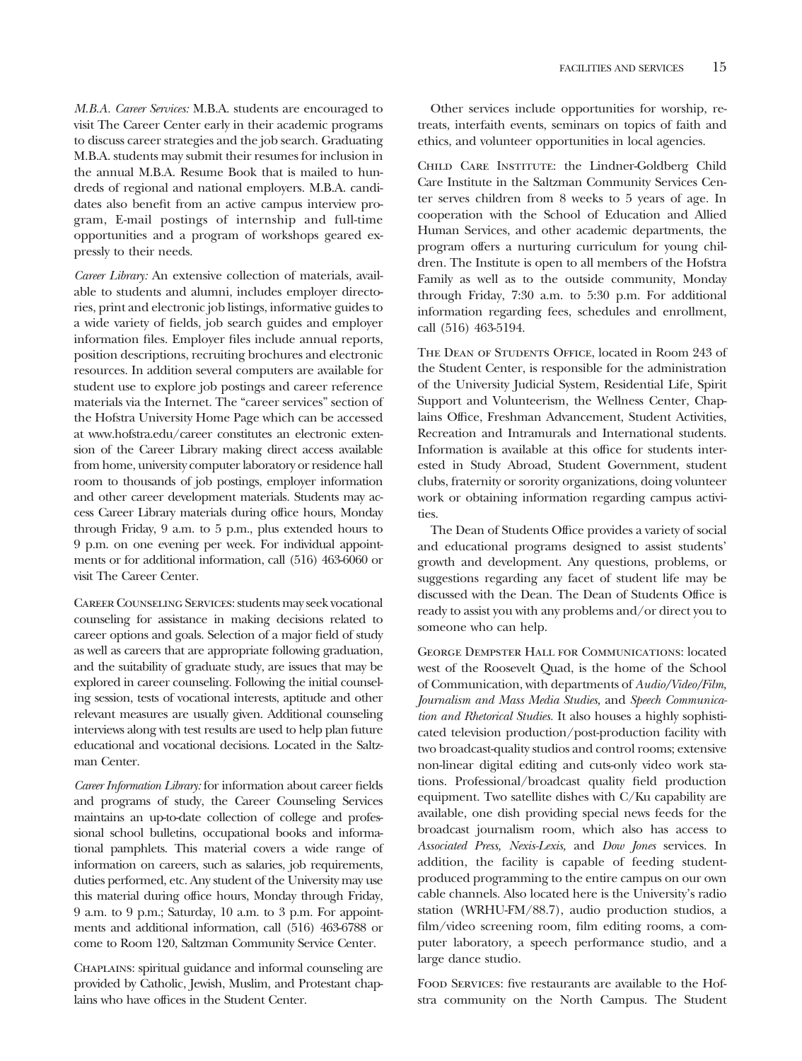*M.B.A. Career Services:* M.B.A. students are encouraged to visit The Career Center early in their academic programs to discuss career strategies and the job search. Graduating M.B.A. students may submit their resumes for inclusion in the annual M.B.A. Resume Book that is mailed to hundreds of regional and national employers. M.B.A. candidates also benefit from an active campus interview program, E-mail postings of internship and full-time opportunities and a program of workshops geared expressly to their needs.

*Career Library:* An extensive collection of materials, available to students and alumni, includes employer directories, print and electronic job listings, informative guides to a wide variety of fields, job search guides and employer information files. Employer files include annual reports, position descriptions, recruiting brochures and electronic resources. In addition several computers are available for student use to explore job postings and career reference materials via the Internet. The "career services" section of the Hofstra University Home Page which can be accessed at www.hofstra.edu/career constitutes an electronic extension of the Career Library making direct access available from home, university computer laboratory or residence hall room to thousands of job postings, employer information and other career development materials. Students may access Career Library materials during office hours, Monday through Friday, 9 a.m. to 5 p.m., plus extended hours to 9 p.m. on one evening per week. For individual appointments or for additional information, call (516) 463-6060 or visit The Career Center.

Career Counseling Services: students may seek vocational counseling for assistance in making decisions related to career options and goals. Selection of a major field of study as well as careers that are appropriate following graduation, and the suitability of graduate study, are issues that may be explored in career counseling. Following the initial counseling session, tests of vocational interests, aptitude and other relevant measures are usually given. Additional counseling interviews along with test results are used to help plan future educational and vocational decisions. Located in the Saltzman Center.

*Career Information Library:* for information about career fields and programs of study, the Career Counseling Services maintains an up-to-date collection of college and professional school bulletins, occupational books and informational pamphlets. This material covers a wide range of information on careers, such as salaries, job requirements, duties performed, etc. Any student of the University may use this material during office hours, Monday through Friday, 9 a.m. to 9 p.m.; Saturday, 10 a.m. to 3 p.m. For appointments and additional information, call (516) 463-6788 or come to Room 120, Saltzman Community Service Center.

Chaplains: spiritual guidance and informal counseling are provided by Catholic, Jewish, Muslim, and Protestant chaplains who have offices in the Student Center.

Other services include opportunities for worship, retreats, interfaith events, seminars on topics of faith and ethics, and volunteer opportunities in local agencies.

Child Care Institute: the Lindner-Goldberg Child Care Institute in the Saltzman Community Services Center serves children from 8 weeks to 5 years of age. In cooperation with the School of Education and Allied Human Services, and other academic departments, the program offers a nurturing curriculum for young children. The Institute is open to all members of the Hofstra Family as well as to the outside community, Monday through Friday, 7:30 a.m. to 5:30 p.m. For additional information regarding fees, schedules and enrollment, call (516) 463-5194.

The Dean of Students Office, located in Room 243 of the Student Center, is responsible for the administration of the University Judicial System, Residential Life, Spirit Support and Volunteerism, the Wellness Center, Chaplains Office, Freshman Advancement, Student Activities, Recreation and Intramurals and International students. Information is available at this office for students interested in Study Abroad, Student Government, student clubs, fraternity or sorority organizations, doing volunteer work or obtaining information regarding campus activities.

The Dean of Students Office provides a variety of social and educational programs designed to assist students' growth and development. Any questions, problems, or suggestions regarding any facet of student life may be discussed with the Dean. The Dean of Students Office is ready to assist you with any problems and/or direct you to someone who can help.

George Dempster Hall for Communications: located west of the Roosevelt Quad, is the home of the School of Communication, with departments of *Audio/Video/Film, Journalism and Mass Media Studies,* and *Speech Communication and Rhetorical Studies.* It also houses a highly sophisticated television production/post-production facility with two broadcast-quality studios and control rooms; extensive non-linear digital editing and cuts-only video work stations. Professional/broadcast quality field production equipment. Two satellite dishes with C/Ku capability are available, one dish providing special news feeds for the broadcast journalism room, which also has access to *Associated Press, Nexis-Lexis,* and *Dow Jones* services. In addition, the facility is capable of feeding student-produced programming to the entire campus on our own cable channels. Also located here is the University's radio station (WRHU-FM/88.7), audio production studios, a film/video screening room, film editing rooms, a computer laboratory, a speech performance studio, and a large dance studio.

Food Services: five restaurants are available to the Hofstra community on the North Campus. The Student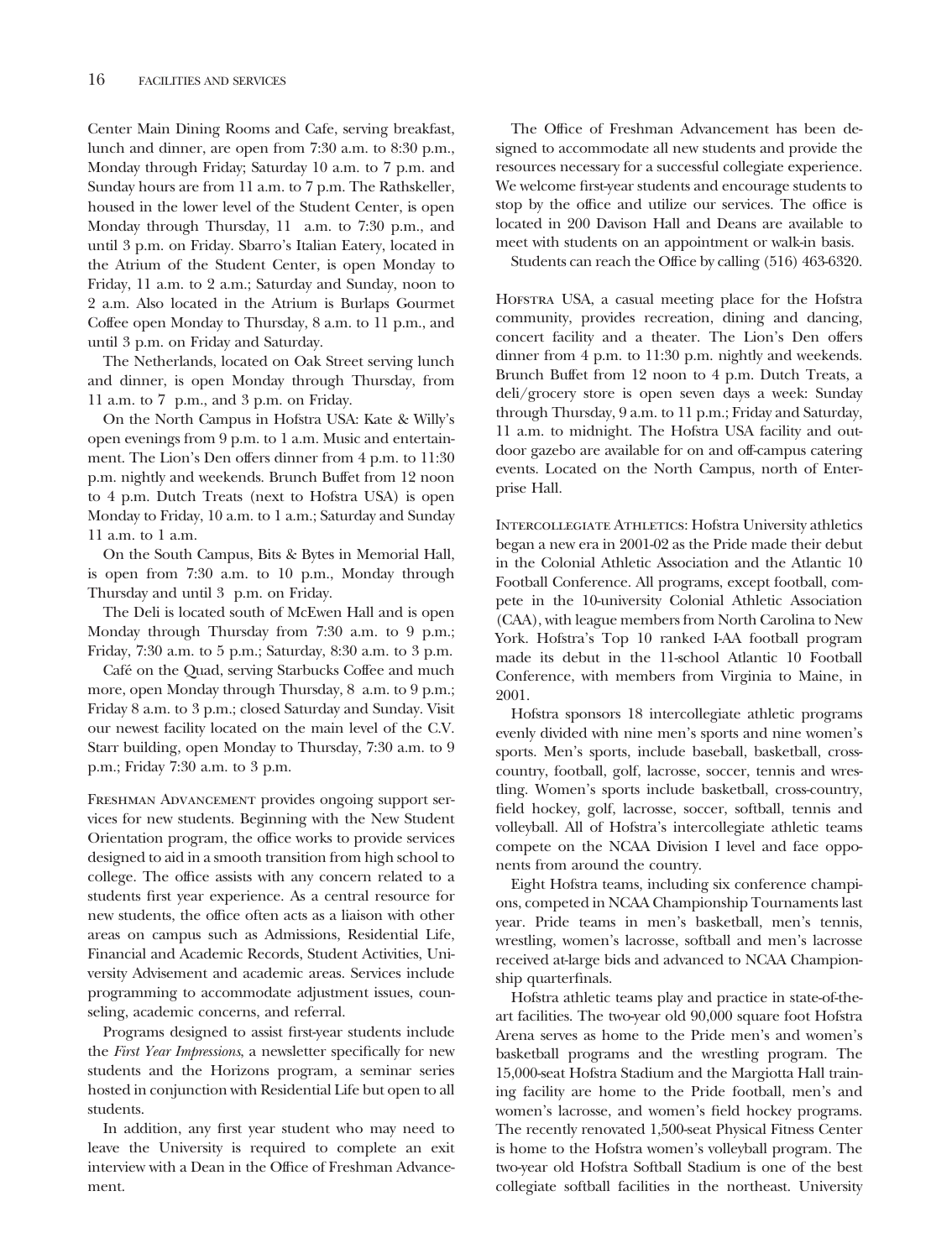Center Main Dining Rooms and Cafe, serving breakfast, lunch and dinner, are open from 7:30 a.m. to 8:30 p.m., Monday through Friday; Saturday 10 a.m. to 7 p.m. and Sunday hours are from 11 a.m. to 7 p.m. The Rathskeller, housed in the lower level of the Student Center, is open Monday through Thursday, 11 a.m. to 7:30 p.m., and until 3 p.m. on Friday. Sbarro's Italian Eatery, located in the Atrium of the Student Center, is open Monday to Friday, 11 a.m. to 2 a.m.; Saturday and Sunday, noon to 2 a.m. Also located in the Atrium is Burlaps Gourmet Coffee open Monday to Thursday, 8 a.m. to 11 p.m., and until 3 p.m. on Friday and Saturday.

The Netherlands, located on Oak Street serving lunch and dinner, is open Monday through Thursday, from 11 a.m. to 7 p.m., and 3 p.m. on Friday.

On the North Campus in Hofstra USA: Kate & Willy's open evenings from 9 p.m. to 1 a.m. Music and entertainment. The Lion's Den offers dinner from 4 p.m. to 11:30 p.m. nightly and weekends. Brunch Buffet from 12 noon to 4 p.m. Dutch Treats (next to Hofstra USA) is open Monday to Friday, 10 a.m. to 1 a.m.; Saturday and Sunday 11 a.m. to 1 a.m.

On the South Campus, Bits & Bytes in Memorial Hall, is open from 7:30 a.m. to 10 p.m., Monday through Thursday and until 3 p.m. on Friday.

The Deli is located south of McEwen Hall and is open Monday through Thursday from 7:30 a.m. to 9 p.m.; Friday, 7:30 a.m. to 5 p.m.; Saturday, 8:30 a.m. to 3 p.m.

Café on the Quad, serving Starbucks Coffee and much more, open Monday through Thursday, 8 a.m. to 9 p.m.; Friday 8 a.m. to 3 p.m.; closed Saturday and Sunday. Visit our newest facility located on the main level of the C.V. Starr building, open Monday to Thursday, 7:30 a.m. to 9 p.m.; Friday 7:30 a.m. to 3 p.m.

FRESHMAN ADVANCEMENT provides ongoing support services for new students. Beginning with the New Student Orientation program, the office works to provide services designed to aid in a smooth transition from high school to college. The office assists with any concern related to a students first year experience. As a central resource for new students, the office often acts as a liaison with other areas on campus such as Admissions, Residential Life, Financial and Academic Records, Student Activities, University Advisement and academic areas. Services include programming to accommodate adjustment issues, counseling, academic concerns, and referral.

Programs designed to assist first-year students include the *First Year Impressions*, a newsletter specifically for new students and the Horizons program, a seminar series hosted in conjunction with Residential Life but open to all students.

In addition, any first year student who may need to leave the University is required to complete an exit interview with a Dean in the Office of Freshman Advancement.

The Office of Freshman Advancement has been designed to accommodate all new students and provide the resources necessary for a successful collegiate experience. We welcome first-year students and encourage students to stop by the office and utilize our services. The office is located in 200 Davison Hall and Deans are available to meet with students on an appointment or walk-in basis.

Students can reach the Office by calling (516) 463-6320.

HOFSTRA USA, a casual meeting place for the Hofstra community, provides recreation, dining and dancing, concert facility and a theater. The Lion's Den offers dinner from 4 p.m. to 11:30 p.m. nightly and weekends. Brunch Buffet from 12 noon to 4 p.m. Dutch Treats, a deli/grocery store is open seven days a week: Sunday through Thursday, 9 a.m. to 11 p.m.; Friday and Saturday, 11 a.m. to midnight. The Hofstra USA facility and outdoor gazebo are available for on and off-campus catering events. Located on the North Campus, north of Enterprise Hall.

INTERCOLLEGIATE ATHLETICS: Hofstra University athletics began a new era in 2001-02 as the Pride made their debut in the Colonial Athletic Association and the Atlantic 10 Football Conference. All programs, except football, compete in the 10-university Colonial Athletic Association (CAA), with league members from North Carolina to New York. Hofstra's Top 10 ranked I-AA football program made its debut in the 11-school Atlantic 10 Football Conference, with members from Virginia to Maine, in 2001.

Hofstra sponsors 18 intercollegiate athletic programs evenly divided with nine men's sports and nine women's sports. Men's sports, include baseball, basketball, cross-country, football, golf, lacrosse, soccer, tennis and wrestling. Women's sports include basketball, cross-country, field hockey, golf, lacrosse, soccer, softball, tennis and volleyball. All of Hofstra's intercollegiate athletic teams compete on the NCAA Division I level and face opponents from around the country.

Eight Hofstra teams, including six conference champions, competed in NCAA Championship Tournaments last year. Pride teams in men's basketball, men's tennis, wrestling, women's lacrosse, softball and men's lacrosse received at-large bids and advanced to NCAA Championship quarterfinals.

Hofstra athletic teams play and practice in state-of-the-art facilities. The two-year old 90,000 square foot Hofstra Arena serves as home to the Pride men's and women's basketball programs and the wrestling program. The 15,000-seat Hofstra Stadium and the Margiotta Hall training facility are home to the Pride football, men's and women's lacrosse, and women's field hockey programs. The recently renovated 1,500-seat Physical Fitness Center is home to the Hofstra women's volleyball program. The two-year old Hofstra Softball Stadium is one of the best collegiate softball facilities in the northeast. University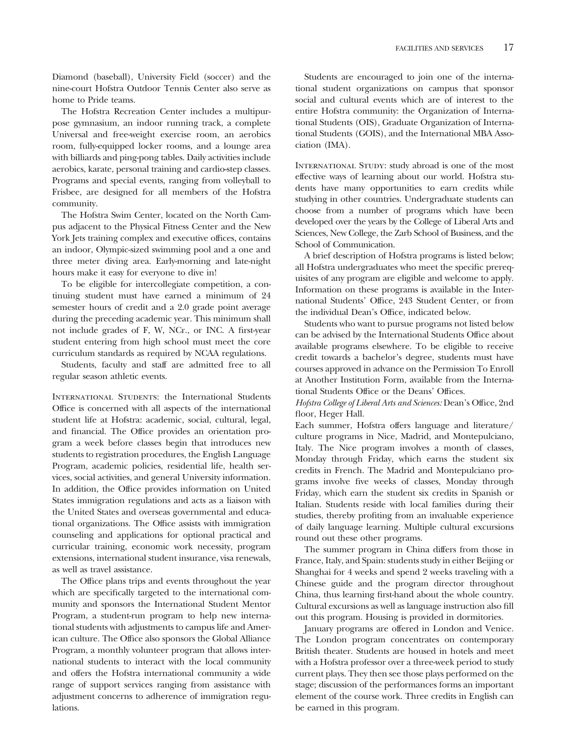Diamond (baseball), University Field (soccer) and the nine-court Hofstra Outdoor Tennis Center also serve as home to Pride teams.

The Hofstra Recreation Center includes a multipurpose gymnasium, an indoor running track, a complete Universal and free-weight exercise room, an aerobics room, fully-equipped locker rooms, and a lounge area with billiards and ping-pong tables. Daily activities include aerobics, karate, personal training and cardio-step classes. Programs and special events, ranging from volleyball to Frisbee, are designed for all members of the Hofstra community.

The Hofstra Swim Center, located on the North Campus adjacent to the Physical Fitness Center and the New York Jets training complex and executive offices, contains an indoor, Olympic-sized swimming pool and a one and three meter diving area. Early-morning and late-night hours make it easy for everyone to dive in!

To be eligible for intercollegiate competition, a continuing student must have earned a minimum of 24 semester hours of credit and a 2.0 grade point average during the preceding academic year. This minimum shall not include grades of F, W, NCr., or INC. A first-year student entering from high school must meet the core curriculum standards as required by NCAA regulations.

Students, faculty and staff are admitted free to all regular season athletic events.

International Students: the International Students Office is concerned with all aspects of the international student life at Hofstra: academic, social, cultural, legal, and financial. The Office provides an orientation program a week before classes begin that introduces new students to registration procedures, the English Language Program, academic policies, residential life, health services, social activities, and general University information. In addition, the Office provides information on United States immigration regulations and acts as a liaison with the United States and overseas governmental and educational organizations. The Office assists with immigration counseling and applications for optional practical and curricular training, economic work necessity, program extensions, international student insurance, visa renewals, as well as travel assistance.

The Office plans trips and events throughout the year which are specifically targeted to the international community and sponsors the International Student Mentor Program, a student-run program to help new international students with adjustments to campus life and American culture. The Office also sponsors the Global Alliance Program, a monthly volunteer program that allows international students to interact with the local community and offers the Hofstra international community a wide range of support services ranging from assistance with adjustment concerns to adherence of immigration regulations.

Students are encouraged to join one of the international student organizations on campus that sponsor social and cultural events which are of interest to the entire Hofstra community: the Organization of International Students (OIS), Graduate Organization of International Students (GOIS), and the International MBA Association (IMA).

International Study: study abroad is one of the most effective ways of learning about our world. Hofstra students have many opportunities to earn credits while studying in other countries. Undergraduate students can choose from a number of programs which have been developed over the years by the College of Liberal Arts and Sciences, New College, the Zarb School of Business, and the School of Communication.

A brief description of Hofstra programs is listed below; all Hofstra undergraduates who meet the specific prerequisites of any program are eligible and welcome to apply. Information on these programs is available in the International Students' Office, 243 Student Center, or from the individual Dean's Office, indicated below.

Students who want to pursue programs not listed below can be advised by the International Students Office about available programs elsewhere. To be eligible to receive credit towards a bachelor's degree, students must have courses approved in advance on the Permission To Enroll at Another Institution Form, available from the International Students Office or the Deans' Offices.

*Hofstra College of Liberal Arts and Sciences:* Dean's Office, 2nd floor, Heger Hall.

Each summer, Hofstra offers language and literature/culture programs in Nice, Madrid, and Montepulciano, Italy. The Nice program involves a month of classes, Monday through Friday, which earns the student six credits in French. The Madrid and Montepulciano programs involve five weeks of classes, Monday through Friday, which earn the student six credits in Spanish or Italian. Students reside with local families during their studies, thereby profiting from an invaluable experience of daily language learning. Multiple cultural excursions round out these other programs.

The summer program in China differs from those in France, Italy, and Spain: students study in either Beijing or Shanghai for 4 weeks and spend 2 weeks traveling with a Chinese guide and the program director throughout China, thus learning first-hand about the whole country. Cultural excursions as well as language instruction also fill out this program. Housing is provided in dormitories.

January programs are offered in London and Venice. The London program concentrates on contemporary British theater. Students are housed in hotels and meet with a Hofstra professor over a three-week period to study current plays. They then see those plays performed on the stage; discussion of the performances forms an important element of the course work. Three credits in English can be earned in this program.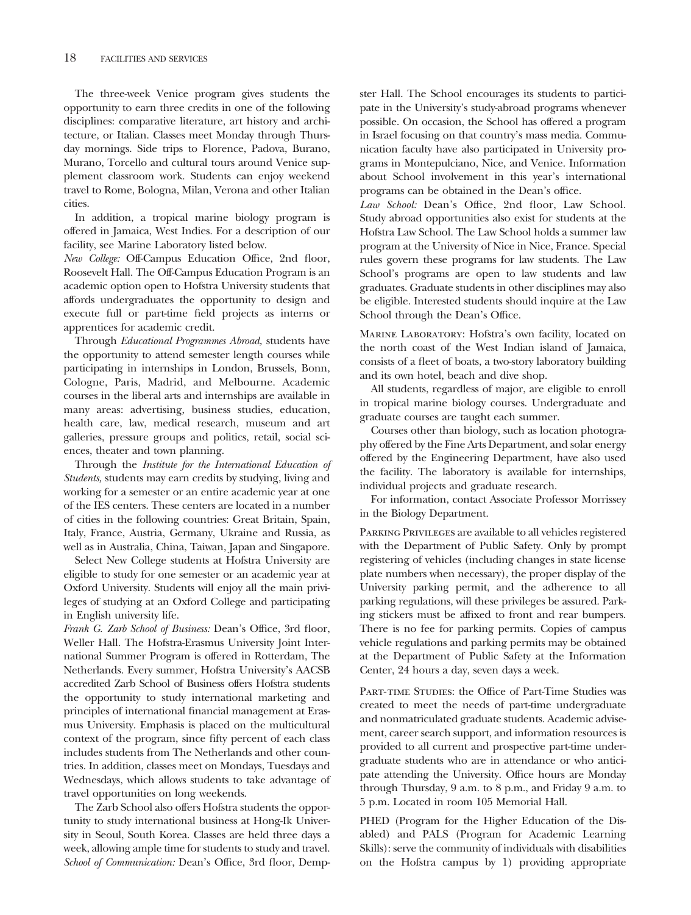The three-week Venice program gives students the opportunity to earn three credits in one of the following disciplines: comparative literature, art history and architecture, or Italian. Classes meet Monday through Thursday mornings. Side trips to Florence, Padova, Burano, Murano, Torcello and cultural tours around Venice supplement classroom work. Students can enjoy weekend travel to Rome, Bologna, Milan, Verona and other Italian cities.

In addition, a tropical marine biology program is offered in Jamaica, West Indies. For a description of our facility, see Marine Laboratory listed below.

*New College:* Off-Campus Education Office, 2nd floor, Roosevelt Hall. The Off-Campus Education Program is an academic option open to Hofstra University students that affords undergraduates the opportunity to design and execute full or part-time field projects as interns or apprentices for academic credit.

Through *Educational Programmes Abroad,* students have the opportunity to attend semester length courses while participating in internships in London, Brussels, Bonn, Cologne, Paris, Madrid, and Melbourne. Academic courses in the liberal arts and internships are available in many areas: advertising, business studies, education, health care, law, medical research, museum and art galleries, pressure groups and politics, retail, social sciences, theater and town planning.

Through the *Institute for the International Education of Students,* students may earn credits by studying, living and working for a semester or an entire academic year at one of the IES centers. These centers are located in a number of cities in the following countries: Great Britain, Spain, Italy, France, Austria, Germany, Ukraine and Russia, as well as in Australia, China, Taiwan, Japan and Singapore.

Select New College students at Hofstra University are eligible to study for one semester or an academic year at Oxford University. Students will enjoy all the main privileges of studying at an Oxford College and participating in English university life.

*Frank G. Zarb School of Business:* Dean's Office, 3rd floor, Weller Hall. The Hofstra-Erasmus University Joint International Summer Program is offered in Rotterdam, The Netherlands. Every summer, Hofstra University's AACSB accredited Zarb School of Business offers Hofstra students the opportunity to study international marketing and principles of international financial management at Erasmus University. Emphasis is placed on the multicultural context of the program, since fifty percent of each class includes students from The Netherlands and other countries. In addition, classes meet on Mondays, Tuesdays and Wednesdays, which allows students to take advantage of travel opportunities on long weekends.

The Zarb School also offers Hofstra students the opportunity to study international business at Hong-Ik University in Seoul, South Korea. Classes are held three days a week, allowing ample time for students to study and travel.

*School of Communication:* Dean's Office, 3rd floor, Dempster Hall. The School encourages its students to participate in the University's study-abroad programs whenever possible. On occasion, the School has offered a program in Israel focusing on that country's mass media. Communication faculty have also participated in University programs in Montepulciano, Nice, and Venice. Information about School involvement in this year's international programs can be obtained in the Dean's office.

*Law School:* Dean's Office, 2nd floor, Law School. Study abroad opportunities also exist for students at the Hofstra Law School. The Law School holds a summer law program at the University of Nice in Nice, France. Special rules govern these programs for law students. The Law School's programs are open to law students and law graduates. Graduate students in other disciplines may also be eligible. Interested students should inquire at the Law School through the Dean's Office.

Marine Laboratory: Hofstra's own facility, located on the north coast of the West Indian island of Jamaica, consists of a fleet of boats, a two-story laboratory building and its own hotel, beach and dive shop.

All students, regardless of major, are eligible to enroll in tropical marine biology courses. Undergraduate and graduate courses are taught each summer.

Courses other than biology, such as location photography offered by the Fine Arts Department, and solar energy offered by the Engineering Department, have also used the facility. The laboratory is available for internships, individual projects and graduate research.

For information, contact Associate Professor Morrissey in the Biology Department.

Parking Privileges are available to all vehicles registered with the Department of Public Safety. Only by prompt registering of vehicles (including changes in state license plate numbers when necessary), the proper display of the University parking permit, and the adherence to all parking regulations, will these privileges be assured. Parking stickers must be affixed to front and rear bumpers. There is no fee for parking permits. Copies of campus vehicle regulations and parking permits may be obtained at the Department of Public Safety at the Information Center, 24 hours a day, seven days a week.

Part-time Studies: the Office of Part-Time Studies was created to meet the needs of part-time undergraduate and nonmatriculated graduate students. Academic advisement, career search support, and information resources is provided to all current and prospective part-time undergraduate students who are in attendance or who anticipate attending the University. Office hours are Monday through Thursday, 9 a.m. to 8 p.m., and Friday 9 a.m. to 5 p.m. Located in room 105 Memorial Hall.

PHED (Program for the Higher Education of the Disabled) and PALS (Program for Academic Learning Skills): serve the community of individuals with disabilities on the Hofstra campus by 1) providing appropriate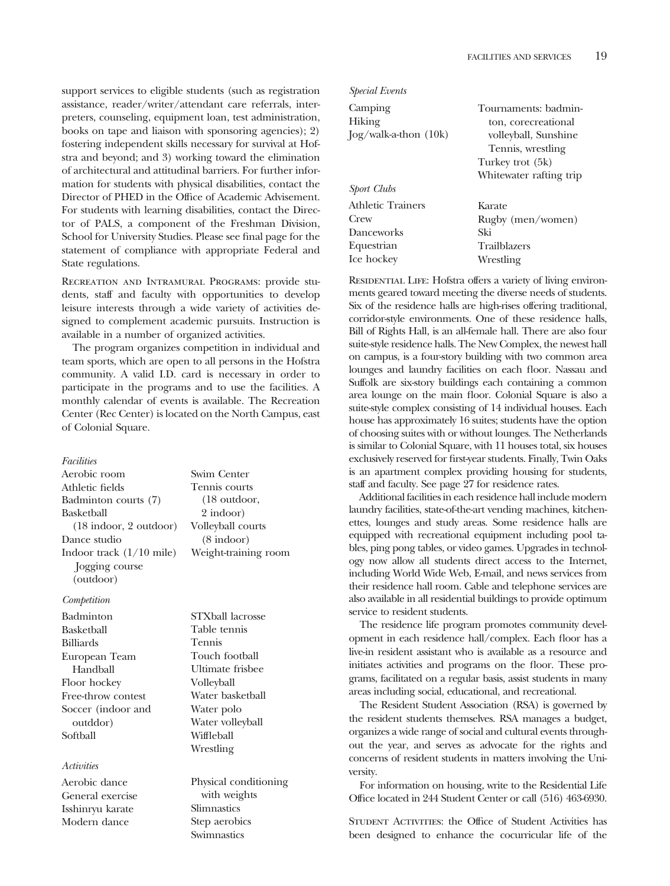support services to eligible students (such as registration assistance, reader/writer/attendant care referrals, interpreters, counseling, equipment loan, test administration, books on tape and liaison with sponsoring agencies); 2) fostering independent skills necessary for survival at Hofstra and beyond; and 3) working toward the elimination of architectural and attitudinal barriers. For further information for students with physical disabilities, contact the Director of PHED in the Office of Academic Advisement. For students with learning disabilities, contact the Director of PALS, a component of the Freshman Division, School for University Studies. Please see final page for the statement of compliance with appropriate Federal and State regulations.

RECREATION AND INTRAMURAL PROGRAMS: provide students, staff and faculty with opportunities to develop leisure interests through a wide variety of activities designed to complement academic pursuits. Instruction is available in a number of organized activities.

The program organizes competition in individual and team sports, which are open to all persons in the Hofstra community. A valid I.D. card is necessary in order to participate in the programs and to use the facilities. A monthly calendar of events is available. The Recreation Center (Rec Center) is located on the North Campus, east of Colonial Square.

*Facilities*

- Aerobic room
- Athletic fields
- Badminton courts (7)
- Basketball (18 indoor, 2 outdoor)
- Dance studio
- Indoor track (1/10 mile)
- Jogging course (outdoor)
- Swim Center
- Tennis courts (18 outdoor, 2 indoor)
- Volleyball courts (8 indoor)
- Weight-training room

*Competition*

- Badminton
- Basketball
- Billiards
- European Team Handball
- Floor hockey
- Free-throw contest
- Soccer (indoor and outddor)
- Softball
- STXball lacrosse
- Table tennis
- Tennis
- Touch football
- Ultimate frisbee
- Volleyball
- Water basketball
- Water polo
- Water volleyball
- Wiffleball
- Wrestling

*Activities*

- Aerobic dance
- General exercise
- Isshinryu karate
- Modern dance
- Physical conditioning with weights
- Slimnastics
- Step aerobics
- Swimnastics

*Special Events*

- Camping
- Hiking
- Jog/walk-a-thon (10k)
- Tournaments: badminton, corecreational volleyball, Sunshine Tennis, wrestling
- Turkey trot (5k)
- Whitewater rafting trip

*Sport Clubs*

- Athletic Trainers
- Crew
- Danceworks
- Equestrian
- Ice hockey
- Karate
- Rugby (men/women)
- Ski
- Trailblazers
- Wrestling

RESIDENTIAL LIFE: Hofstra offers a variety of living environments geared toward meeting the diverse needs of students. Six of the residence halls are high-rises offering traditional, corridor-style environments. One of these residence halls, Bill of Rights Hall, is an all-female hall. There are also four suite-style residence halls. The New Complex, the newest hall on campus, is a four-story building with two common area lounges and laundry facilities on each floor. Nassau and Suffolk are six-story buildings each containing a common area lounge on the main floor. Colonial Square is also a suite-style complex consisting of 14 individual houses. Each house has approximately 16 suites; students have the option of choosing suites with or without lounges. The Netherlands is similar to Colonial Square, with 11 houses total, six houses exclusively reserved for first-year students. Finally, Twin Oaks is an apartment complex providing housing for students, staff and faculty. See page 27 for residence rates.

Additional facilities in each residence hall include modern laundry facilities, state-of-the-art vending machines, kitchenettes, lounges and study areas. Some residence halls are equipped with recreational equipment including pool tables, ping pong tables, or video games. Upgrades in technology now allow all students direct access to the Internet, including World Wide Web, E-mail, and news services from their residence hall room. Cable and telephone services are also available in all residential buildings to provide optimum service to resident students.

The residence life program promotes community development in each residence hall/complex. Each floor has a live-in resident assistant who is available as a resource and initiates activities and programs on the floor. These programs, facilitated on a regular basis, assist students in many areas including social, educational, and recreational.

The Resident Student Association (RSA) is governed by the resident students themselves. RSA manages a budget, organizes a wide range of social and cultural events throughout the year, and serves as advocate for the rights and concerns of resident students in matters involving the University.

For information on housing, write to the Residential Life Office located in 244 Student Center or call (516) 463-6930.

STUDENT ACTIVITIES: the Office of Student Activities has been designed to enhance the cocurricular life of the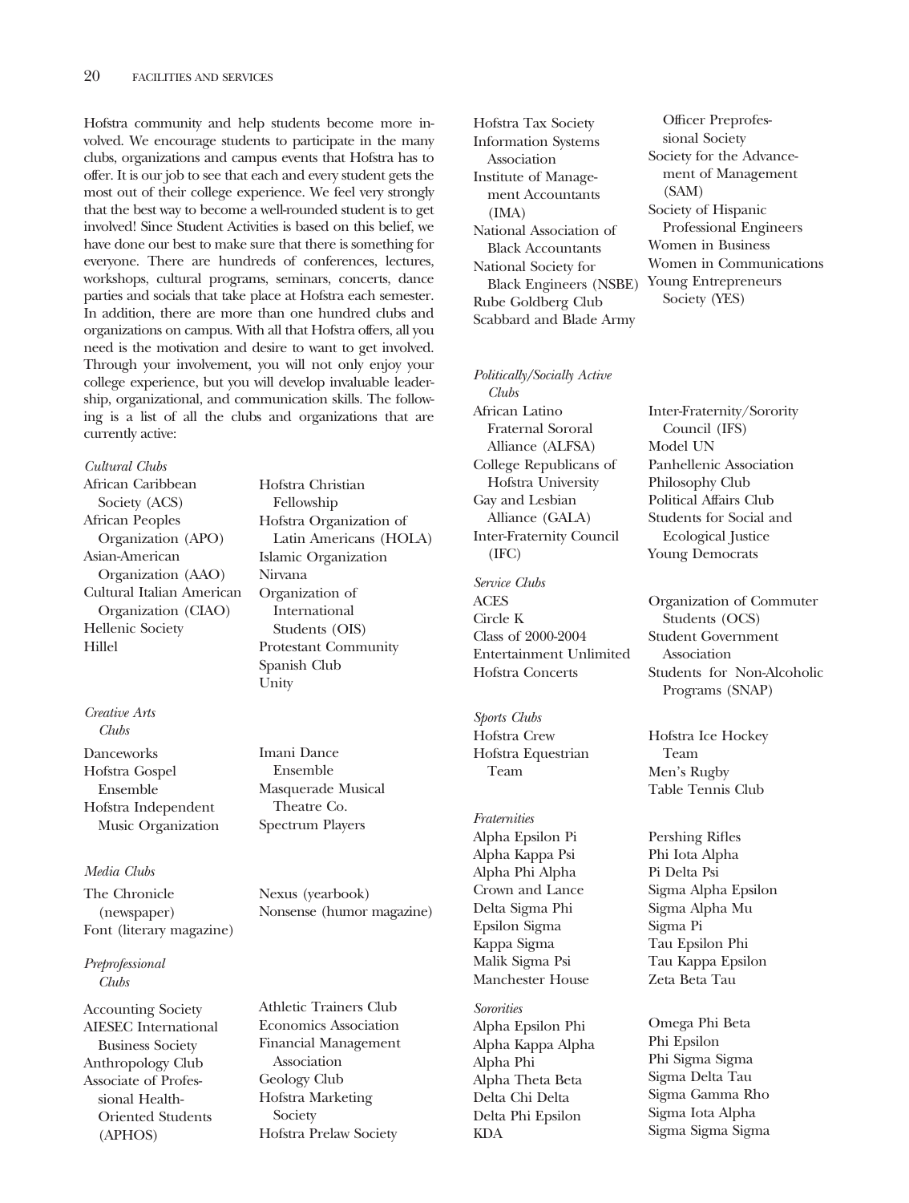Hofstra community and help students become more involved. We encourage students to participate in the many clubs, organizations and campus events that Hofstra has to offer. It is our job to see that each and every student gets the most out of their college experience. We feel very strongly that the best way to become a well-rounded student is to get involved! Since Student Activities is based on this belief, we have done our best to make sure that there is something for everyone. There are hundreds of conferences, lectures, workshops, cultural programs, seminars, concerts, dance parties and socials that take place at Hofstra each semester. In addition, there are more than one hundred clubs and organizations on campus. With all that Hofstra offers, all you need is the motivation and desire to want to get involved. Through your involvement, you will not only enjoy your college experience, but you will develop invaluable leadership, organizational, and communication skills. The following is a list of all the clubs and organizations that are currently active:

*Cultural Clubs*

African Caribbean Society (ACS)
African Peoples Organization (APO)
Asian-American Organization (AAO)
Cultural Italian American Organization (CIAO)
Hellenic Society
Hillel
Hofstra Christian Fellowship
Hofstra Organization of Latin Americans (HOLA)
Islamic Organization
Nirvana
Organization of International Students (OIS)
Protestant Community
Spanish Club
Unity

*Creative Arts Clubs*

Danceworks
Hofstra Gospel Ensemble
Hofstra Independent Music Organization
Imani Dance Ensemble
Masquerade Musical Theatre Co.
Spectrum Players

*Media Clubs*

The Chronicle (newspaper)
Font (literary magazine)
Nexus (yearbook)
Nonsense (humor magazine)

*Preprofessional Clubs*

Accounting Society
AIESEC International Business Society
Anthropology Club
Associate of Professional Health-Oriented Students (APHOS)
Athletic Trainers Club
Economics Association
Financial Management Association
Geology Club
Hofstra Marketing Society
Hofstra Prelaw Society
Hofstra Tax Society
Information Systems Association
Institute of Management Accountants (IMA)
National Association of Black Accountants
National Society for Black Engineers (NSBE)
Rube Goldberg Club
Scabbard and Blade Army Officer Preprofessional Society
Society for the Advancement of Management (SAM)
Society of Hispanic Professional Engineers
Women in Business
Women in Communications
Young Entrepreneurs Society (YES)

*Politically/Socially Active Clubs*

African Latino Fraternal Sororal Alliance (ALFSA)
College Republicans of Hofstra University
Gay and Lesbian Alliance (GALA)
Inter-Fraternity Council (IFC)
Inter-Fraternity/Sorority Council (IFS)
Model UN
Panhellenic Association
Philosophy Club
Political Affairs Club
Students for Social and Ecological Justice
Young Democrats

*Service Clubs*

ACES
Circle K
Class of 2000-2004
Entertainment Unlimited
Hofstra Concerts
Organization of Commuter Students (OCS)
Student Government Association
Students for Non-Alcoholic Programs (SNAP)

*Sports Clubs*

Hofstra Crew
Hofstra Equestrian Team
Hofstra Ice Hockey Team
Men's Rugby
Table Tennis Club

*Fraternities*

Alpha Epsilon Pi
Alpha Kappa Psi
Alpha Phi Alpha
Crown and Lance
Delta Sigma Phi
Epsilon Sigma
Kappa Sigma
Malik Sigma Psi
Manchester House
Pershing Rifles
Phi Iota Alpha
Pi Delta Psi
Sigma Alpha Epsilon
Sigma Alpha Mu
Sigma Pi
Tau Epsilon Phi
Tau Kappa Epsilon
Zeta Beta Tau

*Sororities*

Alpha Epsilon Phi
Alpha Kappa Alpha
Alpha Phi
Alpha Theta Beta
Delta Chi Delta
Delta Phi Epsilon
KDA
Omega Phi Beta
Phi Epsilon
Phi Sigma Sigma
Sigma Delta Tau
Sigma Gamma Rho
Sigma Iota Alpha
Sigma Sigma Sigma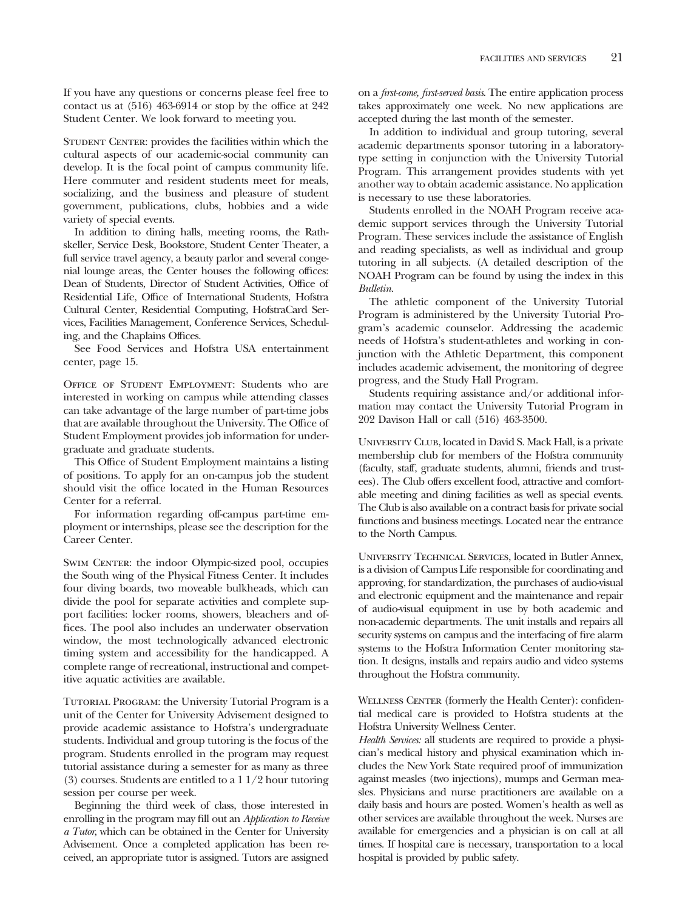If you have any questions or concerns please feel free to contact us at (516) 463-6914 or stop by the office at 242 Student Center. We look forward to meeting you.

STUDENT CENTER: provides the facilities within which the cultural aspects of our academic-social community can develop. It is the focal point of campus community life. Here commuter and resident students meet for meals, socializing, and the business and pleasure of student government, publications, clubs, hobbies and a wide variety of special events.

In addition to dining halls, meeting rooms, the Rathskeller, Service Desk, Bookstore, Student Center Theater, a full service travel agency, a beauty parlor and several congenial lounge areas, the Center houses the following offices: Dean of Students, Director of Student Activities, Office of Residential Life, Office of International Students, Hofstra Cultural Center, Residential Computing, HofstraCard Services, Facilities Management, Conference Services, Scheduling, and the Chaplains Offices.

See Food Services and Hofstra USA entertainment center, page 15.

OFFICE OF STUDENT EMPLOYMENT: Students who are interested in working on campus while attending classes can take advantage of the large number of part-time jobs that are available throughout the University. The Office of Student Employment provides job information for undergraduate and graduate students.

This Office of Student Employment maintains a listing of positions. To apply for an on-campus job the student should visit the office located in the Human Resources Center for a referral.

For information regarding off-campus part-time employment or internships, please see the description for the Career Center.

SWIM CENTER: the indoor Olympic-sized pool, occupies the South wing of the Physical Fitness Center. It includes four diving boards, two moveable bulkheads, which can divide the pool for separate activities and complete support facilities: locker rooms, showers, bleachers and offices. The pool also includes an underwater observation window, the most technologically advanced electronic timing system and accessibility for the handicapped. A complete range of recreational, instructional and competitive aquatic activities are available.

TUTORIAL PROGRAM: the University Tutorial Program is a unit of the Center for University Advisement designed to provide academic assistance to Hofstra's undergraduate students. Individual and group tutoring is the focus of the program. Students enrolled in the program may request tutorial assistance during a semester for as many as three (3) courses. Students are entitled to a 1 1/2 hour tutoring session per course per week.

Beginning the third week of class, those interested in enrolling in the program may fill out an *Application to Receive a Tutor*, which can be obtained in the Center for University Advisement. Once a completed application has been received, an appropriate tutor is assigned. Tutors are assigned on a *first-come, first-served basis*. The entire application process takes approximately one week. No new applications are accepted during the last month of the semester.

In addition to individual and group tutoring, several academic departments sponsor tutoring in a laboratory-type setting in conjunction with the University Tutorial Program. This arrangement provides students with yet another way to obtain academic assistance. No application is necessary to use these laboratories.

Students enrolled in the NOAH Program receive academic support services through the University Tutorial Program. These services include the assistance of English and reading specialists, as well as individual and group tutoring in all subjects. (A detailed description of the NOAH Program can be found by using the index in this *Bulletin*.

The athletic component of the University Tutorial Program is administered by the University Tutorial Program's academic counselor. Addressing the academic needs of Hofstra's student-athletes and working in conjunction with the Athletic Department, this component includes academic advisement, the monitoring of degree progress, and the Study Hall Program.

Students requiring assistance and/or additional information may contact the University Tutorial Program in 202 Davison Hall or call (516) 463-3500.

UNIVERSITY CLUB, located in David S. Mack Hall, is a private membership club for members of the Hofstra community (faculty, staff, graduate students, alumni, friends and trustees). The Club offers excellent food, attractive and comfortable meeting and dining facilities as well as special events. The Club is also available on a contract basis for private social functions and business meetings. Located near the entrance to the North Campus.

UNIVERSITY TECHNICAL SERVICES, located in Butler Annex, is a division of Campus Life responsible for coordinating and approving, for standardization, the purchases of audio-visual and electronic equipment and the maintenance and repair of audio-visual equipment in use by both academic and non-academic departments. The unit installs and repairs all security systems on campus and the interfacing of fire alarm systems to the Hofstra Information Center monitoring station. It designs, installs and repairs audio and video systems throughout the Hofstra community.

WELLNESS CENTER (formerly the Health Center): confidential medical care is provided to Hofstra students at the Hofstra University Wellness Center.

*Health Services:* all students are required to provide a physician's medical history and physical examination which includes the New York State required proof of immunization against measles (two injections), mumps and German measles. Physicians and nurse practitioners are available on a daily basis and hours are posted. Women's health as well as other services are available throughout the week. Nurses are available for emergencies and a physician is on call at all times. If hospital care is necessary, transportation to a local hospital is provided by public safety.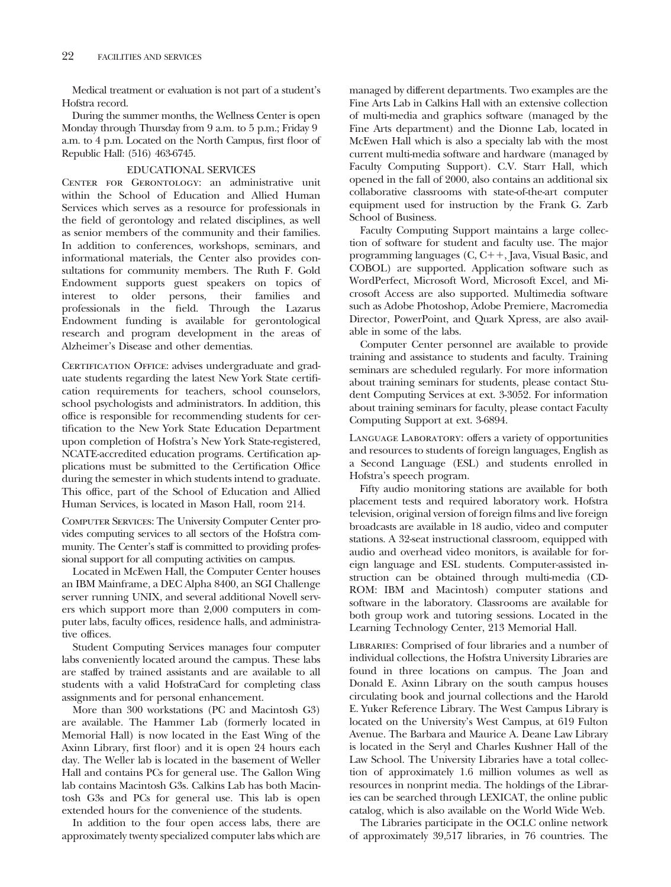Medical treatment or evaluation is not part of a student's Hofstra record.

During the summer months, the Wellness Center is open Monday through Thursday from 9 a.m. to 5 p.m.; Friday 9 a.m. to 4 p.m. Located on the North Campus, first floor of Republic Hall: (516) 463-6745.

## EDUCATIONAL SERVICES

Center for Gerontology: an administrative unit within the School of Education and Allied Human Services which serves as a resource for professionals in the field of gerontology and related disciplines, as well as senior members of the community and their families. In addition to conferences, workshops, seminars, and informational materials, the Center also provides consultations for community members. The Ruth F. Gold Endowment supports guest speakers on topics of interest to older persons, their families and professionals in the field. Through the Lazarus Endowment funding is available for gerontological research and program development in the areas of Alzheimer's Disease and other dementias.

Certification Office: advises undergraduate and graduate students regarding the latest New York State certification requirements for teachers, school counselors, school psychologists and administrators. In addition, this office is responsible for recommending students for certification to the New York State Education Department upon completion of Hofstra's New York State-registered, NCATE-accredited education programs. Certification applications must be submitted to the Certification Office during the semester in which students intend to graduate. This office, part of the School of Education and Allied Human Services, is located in Mason Hall, room 214.

Computer Services: The University Computer Center provides computing services to all sectors of the Hofstra community. The Center's staff is committed to providing professional support for all computing activities on campus.

Located in McEwen Hall, the Computer Center houses an IBM Mainframe, a DEC Alpha 8400, an SGI Challenge server running UNIX, and several additional Novell servers which support more than 2,000 computers in computer labs, faculty offices, residence halls, and administrative offices.

Student Computing Services manages four computer labs conveniently located around the campus. These labs are staffed by trained assistants and are available to all students with a valid HofstraCard for completing class assignments and for personal enhancement.

More than 300 workstations (PC and Macintosh G3) are available. The Hammer Lab (formerly located in Memorial Hall) is now located in the East Wing of the Axinn Library, first floor) and it is open 24 hours each day. The Weller lab is located in the basement of Weller Hall and contains PCs for general use. The Gallon Wing lab contains Macintosh G3s. Calkins Lab has both Macintosh G3s and PCs for general use. This lab is open extended hours for the convenience of the students.

In addition to the four open access labs, there are approximately twenty specialized computer labs which are managed by different departments. Two examples are the Fine Arts Lab in Calkins Hall with an extensive collection of multi-media and graphics software (managed by the Fine Arts department) and the Dionne Lab, located in McEwen Hall which is also a specialty lab with the most current multi-media software and hardware (managed by Faculty Computing Support). C.V. Starr Hall, which opened in the fall of 2000, also contains an additional six collaborative classrooms with state-of-the-art computer equipment used for instruction by the Frank G. Zarb School of Business.

Faculty Computing Support maintains a large collection of software for student and faculty use. The major programming languages (C, C++, Java, Visual Basic, and COBOL) are supported. Application software such as WordPerfect, Microsoft Word, Microsoft Excel, and Microsoft Access are also supported. Multimedia software such as Adobe Photoshop, Adobe Premiere, Macromedia Director, PowerPoint, and Quark Xpress, are also available in some of the labs.

Computer Center personnel are available to provide training and assistance to students and faculty. Training seminars are scheduled regularly. For more information about training seminars for students, please contact Student Computing Services at ext. 3-3052. For information about training seminars for faculty, please contact Faculty Computing Support at ext. 3-6894.

Language Laboratory: offers a variety of opportunities and resources to students of foreign languages, English as a Second Language (ESL) and students enrolled in Hofstra's speech program.

Fifty audio monitoring stations are available for both placement tests and required laboratory work. Hofstra television, original version of foreign films and live foreign broadcasts are available in 18 audio, video and computer stations. A 32-seat instructional classroom, equipped with audio and overhead video monitors, is available for foreign language and ESL students. Computer-assisted instruction can be obtained through multi-media (CD-ROM: IBM and Macintosh) computer stations and software in the laboratory. Classrooms are available for both group work and tutoring sessions. Located in the Learning Technology Center, 213 Memorial Hall.

Libraries: Comprised of four libraries and a number of individual collections, the Hofstra University Libraries are found in three locations on campus. The Joan and Donald E. Axinn Library on the south campus houses circulating book and journal collections and the Harold E. Yuker Reference Library. The West Campus Library is located on the University's West Campus, at 619 Fulton Avenue. The Barbara and Maurice A. Deane Law Library is located in the Seryl and Charles Kushner Hall of the Law School. The University Libraries have a total collection of approximately 1.6 million volumes as well as resources in nonprint media. The holdings of the Libraries can be searched through LEXICAT, the online public catalog, which is also available on the World Wide Web.

The Libraries participate in the OCLC online network of approximately 39,517 libraries, in 76 countries. The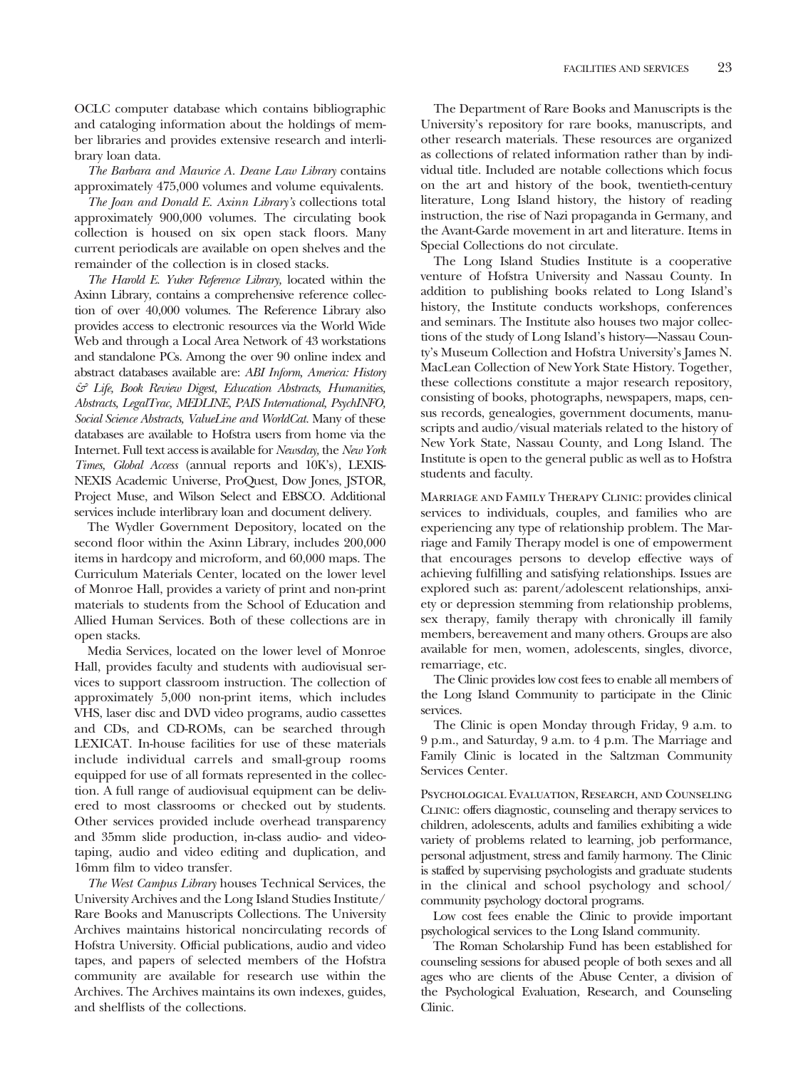OCLC computer database which contains bibliographic and cataloging information about the holdings of member libraries and provides extensive research and interlibrary loan data.

*The Barbara and Maurice A. Deane Law Library* contains approximately 475,000 volumes and volume equivalents.

*The Joan and Donald E. Axinn Library's* collections total approximately 900,000 volumes. The circulating book collection is housed on six open stack floors. Many current periodicals are available on open shelves and the remainder of the collection is in closed stacks.

*The Harold E. Yuker Reference Library,* located within the Axinn Library, contains a comprehensive reference collection of over 40,000 volumes. The Reference Library also provides access to electronic resources via the World Wide Web and through a Local Area Network of 43 workstations and standalone PCs. Among the over 90 online index and abstract databases available are: *ABI Inform, America: History & Life, Book Review Digest, Education Abstracts, Humanities, Abstracts, LegalTrac, MEDLINE, PAIS International, PsychINFO, Social Science Abstracts, ValueLine and WorldCat.* Many of these databases are available to Hofstra users from home via the Internet. Full text access is available for *Newsday,* the *New York Times, Global Access* (annual reports and 10K's), LEXIS-NEXIS Academic Universe, ProQuest, Dow Jones, JSTOR, Project Muse, and Wilson Select and EBSCO. Additional services include interlibrary loan and document delivery.

The Wydler Government Depository, located on the second floor within the Axinn Library, includes 200,000 items in hardcopy and microform, and 60,000 maps. The Curriculum Materials Center, located on the lower level of Monroe Hall, provides a variety of print and non-print materials to students from the School of Education and Allied Human Services. Both of these collections are in open stacks.

Media Services, located on the lower level of Monroe Hall, provides faculty and students with audiovisual services to support classroom instruction. The collection of approximately 5,000 non-print items, which includes VHS, laser disc and DVD video programs, audio cassettes and CDs, and CD-ROMs, can be searched through LEXICAT. In-house facilities for use of these materials include individual carrels and small-group rooms equipped for use of all formats represented in the collection. A full range of audiovisual equipment can be delivered to most classrooms or checked out by students. Other services provided include overhead transparency and 35mm slide production, in-class audio- and videotaping, audio and video editing and duplication, and 16mm film to video transfer.

*The West Campus Library* houses Technical Services, the University Archives and the Long Island Studies Institute/Rare Books and Manuscripts Collections. The University Archives maintains historical noncirculating records of Hofstra University. Official publications, audio and video tapes, and papers of selected members of the Hofstra community are available for research use within the Archives. The Archives maintains its own indexes, guides, and shelflists of the collections.

The Department of Rare Books and Manuscripts is the University's repository for rare books, manuscripts, and other research materials. These resources are organized as collections of related information rather than by individual title. Included are notable collections which focus on the art and history of the book, twentieth-century literature, Long Island history, the history of reading instruction, the rise of Nazi propaganda in Germany, and the Avant-Garde movement in art and literature. Items in Special Collections do not circulate.

The Long Island Studies Institute is a cooperative venture of Hofstra University and Nassau County. In addition to publishing books related to Long Island's history, the Institute conducts workshops, conferences and seminars. The Institute also houses two major collections of the study of Long Island's history—Nassau County's Museum Collection and Hofstra University's James N. MacLean Collection of New York State History. Together, these collections constitute a major research repository, consisting of books, photographs, newspapers, maps, census records, genealogies, government documents, manuscripts and audio/visual materials related to the history of New York State, Nassau County, and Long Island. The Institute is open to the general public as well as to Hofstra students and faculty.

MARRIAGE AND FAMILY THERAPY CLINIC: provides clinical services to individuals, couples, and families who are experiencing any type of relationship problem. The Marriage and Family Therapy model is one of empowerment that encourages persons to develop effective ways of achieving fulfilling and satisfying relationships. Issues are explored such as: parent/adolescent relationships, anxiety or depression stemming from relationship problems, sex therapy, family therapy with chronically ill family members, bereavement and many others. Groups are also available for men, women, adolescents, singles, divorce, remarriage, etc.

The Clinic provides low cost fees to enable all members of the Long Island Community to participate in the Clinic services.

The Clinic is open Monday through Friday, 9 a.m. to 9 p.m., and Saturday, 9 a.m. to 4 p.m. The Marriage and Family Clinic is located in the Saltzman Community Services Center.

PSYCHOLOGICAL EVALUATION, RESEARCH, AND COUNSELING CLINIC: offers diagnostic, counseling and therapy services to children, adolescents, adults and families exhibiting a wide variety of problems related to learning, job performance, personal adjustment, stress and family harmony. The Clinic is staffed by supervising psychologists and graduate students in the clinical and school psychology and school/community psychology doctoral programs.

Low cost fees enable the Clinic to provide important psychological services to the Long Island community.

The Roman Scholarship Fund has been established for counseling sessions for abused people of both sexes and all ages who are clients of the Abuse Center, a division of the Psychological Evaluation, Research, and Counseling Clinic.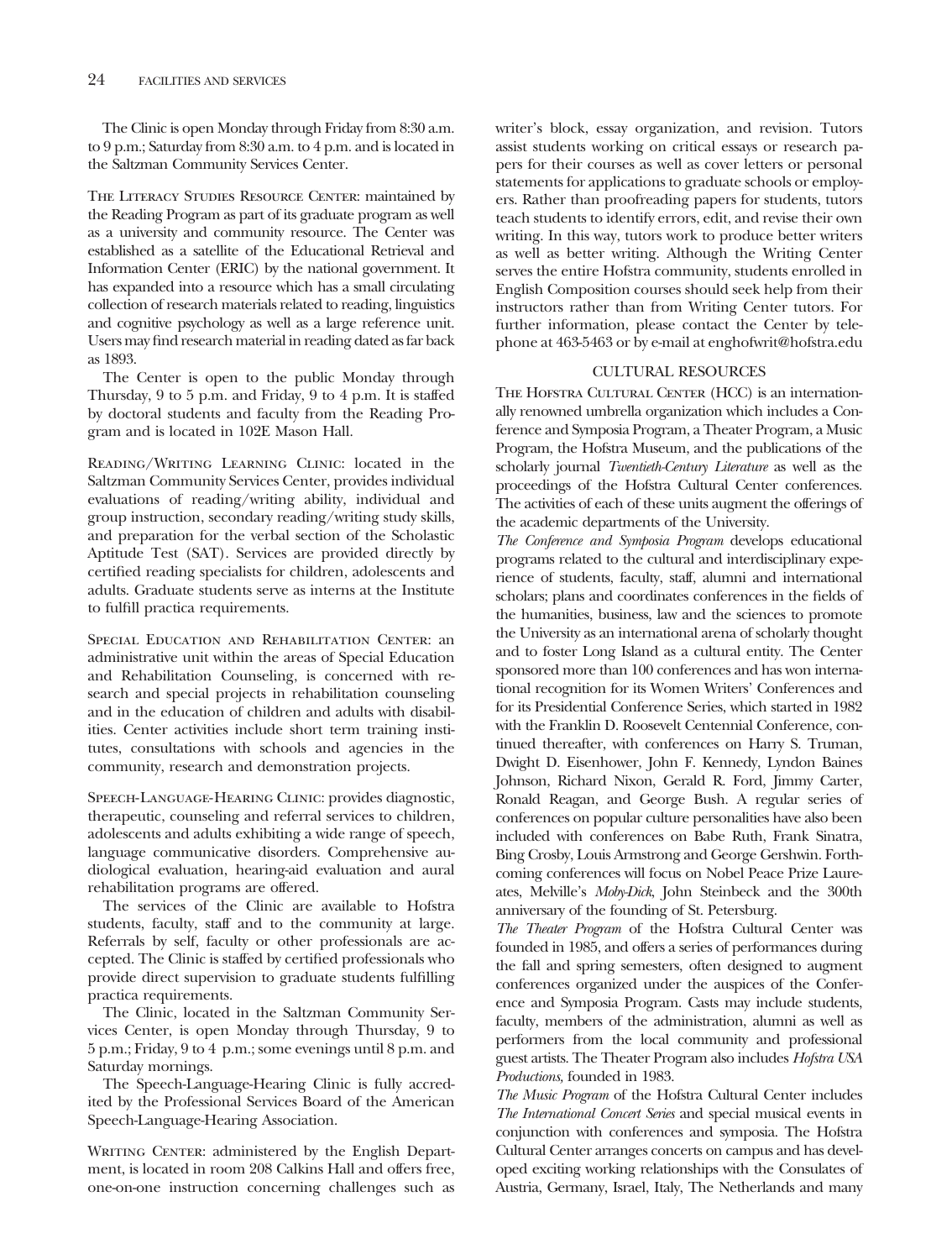The Clinic is open Monday through Friday from 8:30 a.m. to 9 p.m.; Saturday from 8:30 a.m. to 4 p.m. and is located in the Saltzman Community Services Center.

The Literacy Studies Resource Center: maintained by the Reading Program as part of its graduate program as well as a university and community resource. The Center was established as a satellite of the Educational Retrieval and Information Center (ERIC) by the national government. It has expanded into a resource which has a small circulating collection of research materials related to reading, linguistics and cognitive psychology as well as a large reference unit. Users may find research material in reading dated as far back as 1893.

The Center is open to the public Monday through Thursday, 9 to 5 p.m. and Friday, 9 to 4 p.m. It is staffed by doctoral students and faculty from the Reading Program and is located in 102E Mason Hall.

Reading/Writing Learning Clinic: located in the Saltzman Community Services Center, provides individual evaluations of reading/writing ability, individual and group instruction, secondary reading/writing study skills, and preparation for the verbal section of the Scholastic Aptitude Test (SAT). Services are provided directly by certified reading specialists for children, adolescents and adults. Graduate students serve as interns at the Institute to fulfill practica requirements.

Special Education and Rehabilitation Center: an administrative unit within the areas of Special Education and Rehabilitation Counseling, is concerned with research and special projects in rehabilitation counseling and in the education of children and adults with disabilities. Center activities include short term training institutes, consultations with schools and agencies in the community, research and demonstration projects.

Speech-Language-Hearing Clinic: provides diagnostic, therapeutic, counseling and referral services to children, adolescents and adults exhibiting a wide range of speech, language communicative disorders. Comprehensive audiological evaluation, hearing-aid evaluation and aural rehabilitation programs are offered.

The services of the Clinic are available to Hofstra students, faculty, staff and to the community at large. Referrals by self, faculty or other professionals are accepted. The Clinic is staffed by certified professionals who provide direct supervision to graduate students fulfilling practica requirements.

The Clinic, located in the Saltzman Community Services Center, is open Monday through Thursday, 9 to 5 p.m.; Friday, 9 to 4 p.m.; some evenings until 8 p.m. and Saturday mornings.

The Speech-Language-Hearing Clinic is fully accredited by the Professional Services Board of the American Speech-Language-Hearing Association.

Writing Center: administered by the English Department, is located in room 208 Calkins Hall and offers free, one-on-one instruction concerning challenges such as writer's block, essay organization, and revision. Tutors assist students working on critical essays or research papers for their courses as well as cover letters or personal statements for applications to graduate schools or employers. Rather than proofreading papers for students, tutors teach students to identify errors, edit, and revise their own writing. In this way, tutors work to produce better writers as well as better writing. Although the Writing Center serves the entire Hofstra community, students enrolled in English Composition courses should seek help from their instructors rather than from Writing Center tutors. For further information, please contact the Center by telephone at 463-5463 or by e-mail at enghofwrit@hofstra.edu

## CULTURAL RESOURCES

The Hofstra Cultural Center (HCC) is an internationally renowned umbrella organization which includes a Conference and Symposia Program, a Theater Program, a Music Program, the Hofstra Museum, and the publications of the scholarly journal *Twentieth-Century Literature* as well as the proceedings of the Hofstra Cultural Center conferences. The activities of each of these units augment the offerings of the academic departments of the University.

*The Conference and Symposia Program* develops educational programs related to the cultural and interdisciplinary experience of students, faculty, staff, alumni and international scholars; plans and coordinates conferences in the fields of the humanities, business, law and the sciences to promote the University as an international arena of scholarly thought and to foster Long Island as a cultural entity. The Center sponsored more than 100 conferences and has won international recognition for its Women Writers' Conferences and for its Presidential Conference Series, which started in 1982 with the Franklin D. Roosevelt Centennial Conference, continued thereafter, with conferences on Harry S. Truman, Dwight D. Eisenhower, John F. Kennedy, Lyndon Baines Johnson, Richard Nixon, Gerald R. Ford, Jimmy Carter, Ronald Reagan, and George Bush. A regular series of conferences on popular culture personalities have also been included with conferences on Babe Ruth, Frank Sinatra, Bing Crosby, Louis Armstrong and George Gershwin. Forthcoming conferences will focus on Nobel Peace Prize Laureates, Melville's *Moby-Dick*, John Steinbeck and the 300th anniversary of the founding of St. Petersburg.

*The Theater Program* of the Hofstra Cultural Center was founded in 1985, and offers a series of performances during the fall and spring semesters, often designed to augment conferences organized under the auspices of the Conference and Symposia Program. Casts may include students, faculty, members of the administration, alumni as well as performers from the local community and professional guest artists. The Theater Program also includes *Hofstra USA Productions*, founded in 1983.

*The Music Program* of the Hofstra Cultural Center includes *The International Concert Series* and special musical events in conjunction with conferences and symposia. The Hofstra Cultural Center arranges concerts on campus and has developed exciting working relationships with the Consulates of Austria, Germany, Israel, Italy, The Netherlands and many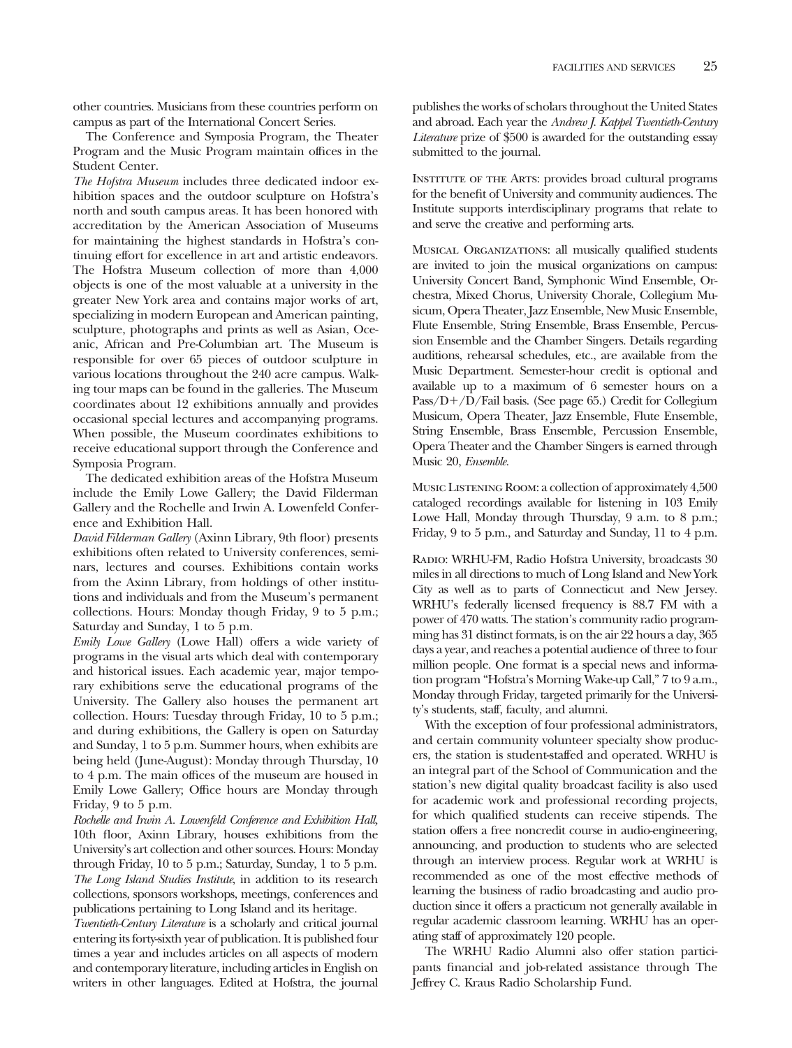other countries. Musicians from these countries perform on campus as part of the International Concert Series.

The Conference and Symposia Program, the Theater Program and the Music Program maintain offices in the Student Center.

*The Hofstra Museum* includes three dedicated indoor exhibition spaces and the outdoor sculpture on Hofstra's north and south campus areas. It has been honored with accreditation by the American Association of Museums for maintaining the highest standards in Hofstra's continuing effort for excellence in art and artistic endeavors. The Hofstra Museum collection of more than 4,000 objects is one of the most valuable at a university in the greater New York area and contains major works of art, specializing in modern European and American painting, sculpture, photographs and prints as well as Asian, Oceanic, African and Pre-Columbian art. The Museum is responsible for over 65 pieces of outdoor sculpture in various locations throughout the 240 acre campus. Walking tour maps can be found in the galleries. The Museum coordinates about 12 exhibitions annually and provides occasional special lectures and accompanying programs. When possible, the Museum coordinates exhibitions to receive educational support through the Conference and Symposia Program.

The dedicated exhibition areas of the Hofstra Museum include the Emily Lowe Gallery; the David Filderman Gallery and the Rochelle and Irwin A. Lowenfeld Conference and Exhibition Hall.

*David Filderman Gallery* (Axinn Library, 9th floor) presents exhibitions often related to University conferences, seminars, lectures and courses. Exhibitions contain works from the Axinn Library, from holdings of other institutions and individuals and from the Museum's permanent collections. Hours: Monday though Friday, 9 to 5 p.m.; Saturday and Sunday, 1 to 5 p.m.

*Emily Lowe Gallery* (Lowe Hall) offers a wide variety of programs in the visual arts which deal with contemporary and historical issues. Each academic year, major temporary exhibitions serve the educational programs of the University. The Gallery also houses the permanent art collection. Hours: Tuesday through Friday, 10 to 5 p.m.; and during exhibitions, the Gallery is open on Saturday and Sunday, 1 to 5 p.m. Summer hours, when exhibits are being held (June-August): Monday through Thursday, 10 to 4 p.m. The main offices of the museum are housed in Emily Lowe Gallery; Office hours are Monday through Friday, 9 to 5 p.m.

*Rochelle and Irwin A. Lowenfeld Conference and Exhibition Hall*, 10th floor, Axinn Library, houses exhibitions from the University's art collection and other sources. Hours: Monday through Friday, 10 to 5 p.m.; Saturday, Sunday, 1 to 5 p.m.

*The Long Island Studies Institute*, in addition to its research collections, sponsors workshops, meetings, conferences and publications pertaining to Long Island and its heritage.

*Twentieth-Century Literature* is a scholarly and critical journal entering its forty-sixth year of publication. It is published four times a year and includes articles on all aspects of modern and contemporary literature, including articles in English on writers in other languages. Edited at Hofstra, the journal publishes the works of scholars throughout the United States and abroad. Each year the *Andrew J. Kappel Twentieth-Century Literature* prize of $500 is awarded for the outstanding essay submitted to the journal.

Institute of the Arts: provides broad cultural programs for the benefit of University and community audiences. The Institute supports interdisciplinary programs that relate to and serve the creative and performing arts.

Musical Organizations: all musically qualified students are invited to join the musical organizations on campus: University Concert Band, Symphonic Wind Ensemble, Orchestra, Mixed Chorus, University Chorale, Collegium Musicum, Opera Theater, Jazz Ensemble, New Music Ensemble, Flute Ensemble, String Ensemble, Brass Ensemble, Percussion Ensemble and the Chamber Singers. Details regarding auditions, rehearsal schedules, etc., are available from the Music Department. Semester-hour credit is optional and available up to a maximum of 6 semester hours on a Pass/D+/D/Fail basis. (See page 65.) Credit for Collegium Musicum, Opera Theater, Jazz Ensemble, Flute Ensemble, String Ensemble, Brass Ensemble, Percussion Ensemble, Opera Theater and the Chamber Singers is earned through Music 20, *Ensemble.*

Music Listening Room: a collection of approximately 4,500 cataloged recordings available for listening in 103 Emily Lowe Hall, Monday through Thursday, 9 a.m. to 8 p.m.; Friday, 9 to 5 p.m., and Saturday and Sunday, 11 to 4 p.m.

Radio: WRHU-FM, Radio Hofstra University, broadcasts 30 miles in all directions to much of Long Island and New York City as well as to parts of Connecticut and New Jersey. WRHU's federally licensed frequency is 88.7 FM with a power of 470 watts. The station's community radio programming has 31 distinct formats, is on the air 22 hours a day, 365 days a year, and reaches a potential audience of three to four million people. One format is a special news and information program "Hofstra's Morning Wake-up Call," 7 to 9 a.m., Monday through Friday, targeted primarily for the University's students, staff, faculty, and alumni.

With the exception of four professional administrators, and certain community volunteer specialty show producers, the station is student-staffed and operated. WRHU is an integral part of the School of Communication and the station's new digital quality broadcast facility is also used for academic work and professional recording projects, for which qualified students can receive stipends. The station offers a free noncredit course in audio-engineering, announcing, and production to students who are selected through an interview process. Regular work at WRHU is recommended as one of the most effective methods of learning the business of radio broadcasting and audio production since it offers a practicum not generally available in regular academic classroom learning. WRHU has an operating staff of approximately 120 people.

The WRHU Radio Alumni also offer station participants financial and job-related assistance through The Jeffrey C. Kraus Radio Scholarship Fund.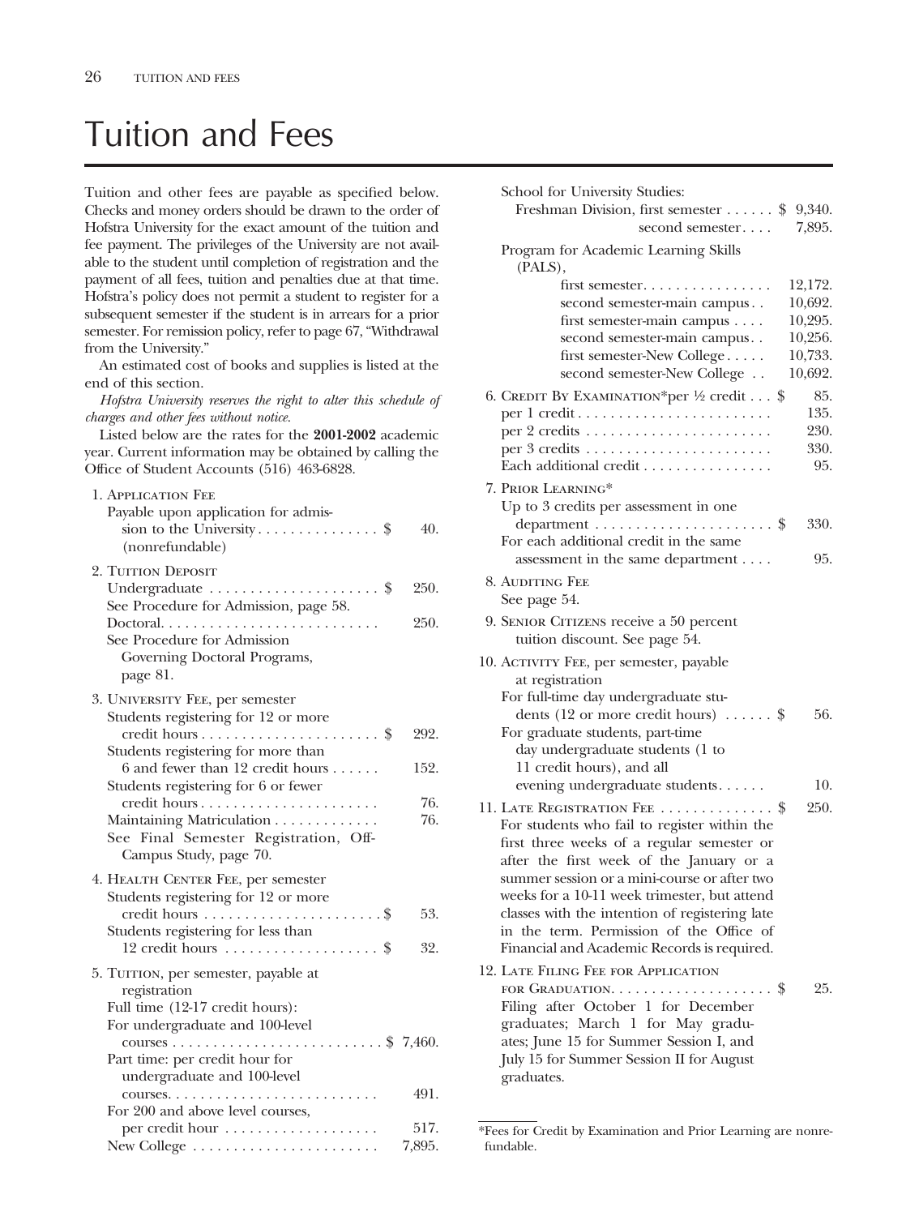# Tuition and Fees

Tuition and other fees are payable as specified below. Checks and money orders should be drawn to the order of Hofstra University for the exact amount of the tuition and fee payment. The privileges of the University are not available to the student until completion of registration and the payment of all fees, tuition and penalties due at that time. Hofstra's policy does not permit a student to register for a subsequent semester if the student is in arrears for a prior semester. For remission policy, refer to page 67, "Withdrawal from the University."

An estimated cost of books and supplies is listed at the end of this section.

*Hofstra University reserves the right to alter this schedule of charges and other fees without notice.*

Listed below are the rates for the **2001-2002** academic year. Current information may be obtained by calling the Office of Student Accounts (516) 463-6828.

1. APPLICATION FEE
   Payable upon application for admission to the University . . . . . . . . . . . . . . . $ 40.
   (nonrefundable)

2. TUITION DEPOSIT
   Undergraduate . . . . . . . . . . . . . . . . . . . . . $ 250.
   See Procedure for Admission, page 58.
   Doctoral. . . . . . . . . . . . . . . . . . . . . . . . . . 250.
   See Procedure for Admission Governing Doctoral Programs, page 81.

3. UNIVERSITY FEE, per semester
   Students registering for 12 or more credit hours . . . . . . . . . . . . . . . . . . . . . . $ 292.
   Students registering for more than 6 and fewer than 12 credit hours . . . . . . 152.
   Students registering for 6 or fewer credit hours . . . . . . . . . . . . . . . . . . . . . . 76.
   Maintaining Matriculation . . . . . . . . . . . . . 76.
   See Final Semester Registration, Off-Campus Study, page 70.

4. HEALTH CENTER FEE, per semester
   Students registering for 12 or more credit hours . . . . . . . . . . . . . . . . . . . . . . $ 53.
   Students registering for less than 12 credit hours . . . . . . . . . . . . . . . . . . . $ 32.

5. TUITION, per semester, payable at registration
   Full time (12-17 credit hours):
   For undergraduate and 100-level courses . . . . . . . . . . . . . . . . . . . . . . . . . . $ 7,460.
   Part time: per credit hour for undergraduate and 100-level courses. . . . . . . . . . . . . . . . . . . . . . . . . . 491.
   For 200 and above level courses, per credit hour . . . . . . . . . . . . . . . . . . . 517.
   New College . . . . . . . . . . . . . . . . . . . . . . . 7,895.
   School for University Studies:
   Freshman Division, first semester . . . . . . $ 9,340.
   second semester. . . . 7,895.
   Program for Academic Learning Skills (PALS),
   first semester. . . . . . . . . . . . . . . . 12,172.
   second semester-main campus . . 10,692.
   first semester-main campus . . . . 10,295.
   second semester-main campus . . 10,256.
   first semester-New College . . . . . 10,733.
   second semester-New College . . 10,692.

6. CREDIT BY EXAMINATION* per ½ credit . . . $ 85.
   per 1 credit . . . . . . . . . . . . . . . . . . . . . . . . 135.
   per 2 credits . . . . . . . . . . . . . . . . . . . . . . . 230.
   per 3 credits . . . . . . . . . . . . . . . . . . . . . . . 330.
   Each additional credit . . . . . . . . . . . . . . . . 95.

7. PRIOR LEARNING*
   Up to 3 credits per assessment in one department . . . . . . . . . . . . . . . . . . . . . . $ 330.
   For each additional credit in the same assessment in the same department . . . . 95.

8. AUDITING FEE
   See page 54.

9. SENIOR CITIZENS receive a 50 percent tuition discount. See page 54.

10. ACTIVITY FEE, per semester, payable at registration
    For full-time day undergraduate students (12 or more credit hours) . . . . . . $ 56.
    For graduate students, part-time day undergraduate students (1 to 11 credit hours), and all evening undergraduate students. . . . . . 10.

11. LATE REGISTRATION FEE . . . . . . . . . . . . . . $ 250.
    For students who fail to register within the first three weeks of a regular semester or after the first week of the January or a summer session or a mini-course or after two weeks for a 10-11 week trimester, but attend classes with the intention of registering late in the term. Permission of the Office of Financial and Academic Records is required.

12. LATE FILING FEE FOR APPLICATION FOR GRADUATION. . . . . . . . . . . . . . . . . . . . $ 25.
    Filing after October 1 for December graduates; March 1 for May graduates; June 15 for Summer Session I, and July 15 for Summer Session II for August graduates.

*Fees for Credit by Examination and Prior Learning are nonrefundable.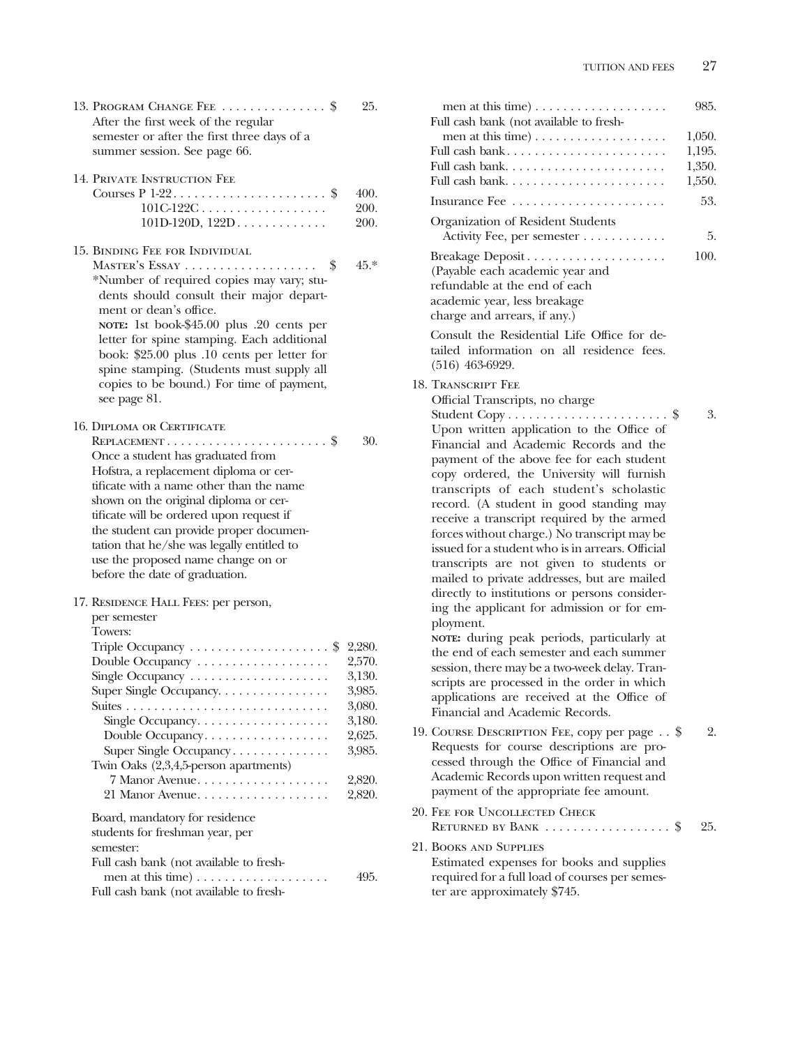13. Program Change Fee . . . . . . . . . . . . . . . $ 25.
After the first week of the regular semester or after the first three days of a summer session. See page 66.

14. Private Instruction Fee

| | |
|---|---|
| Courses P 1-22 | $ 400. |
| 101C-122C | 200. |
| 101D-120D, 122D | 200. |

15. Binding Fee for Individual Master's Essay . . . . . . . . . . . . . . . . . . . $ 45.*
*Number of required copies may vary; students should consult their major department or dean's office.
**note:** 1st book-$45.00 plus .20 cents per letter for spine stamping. Each additional book: $25.00 plus .10 cents per letter for spine stamping. (Students must supply all copies to be bound.) For time of payment, see page 81.

16. Diploma or Certificate Replacement . . . . . . . . . . . . . . . . . . . . . . . $ 30.
Once a student has graduated from Hofstra, a replacement diploma or certificate with a name other than the name shown on the original diploma or certificate will be ordered upon request if the student can provide proper documentation that he/she was legally entitled to use the proposed name change on or before the date of graduation.

17. Residence Hall Fees: per person, per semester

| | |
|---|---|
| Towers: | |
| Triple Occupancy | $ 2,280. |
| Double Occupancy | 2,570. |
| Single Occupancy | 3,130. |
| Super Single Occupancy | 3,985. |
| Suites | 3,080. |
| Single Occupancy | 3,180. |
| Double Occupancy | 2,625. |
| Super Single Occupancy | 3,985. |
| Twin Oaks (2,3,4,5-person apartments) | |
| 7 Manor Avenue | 2,820. |
| 21 Manor Avenue | 2,820. |

Board, mandatory for residence students for freshman year, per semester:

| | |
|---|---|
| Full cash bank (not available to freshmen at this time) | 495. |
| Full cash bank (not available to freshmen at this time) | 985. |
| Full cash bank (not available to freshmen at this time) | 1,050. |
| Full cash bank | 1,195. |
| Full cash bank | 1,350. |
| Full cash bank | 1,550. |
| Insurance Fee | 53. |
| Organization of Resident Students Activity Fee, per semester | 5. |
| Breakage Deposit | 100. |

(Payable each academic year and refundable at the end of each academic year, less breakage charge and arrears, if any.)

Consult the Residential Life Office for detailed information on all residence fees. (516) 463-6929.

18. Transcript Fee
Official Transcripts, no charge
Student Copy . . . . . . . . . . . . . . . . . . . . . . . $ 3.
Upon written application to the Office of Financial and Academic Records and the payment of the above fee for each student copy ordered, the University will furnish transcripts of each student's scholastic record. (A student in good standing may receive a transcript required by the armed forces without charge.) No transcript may be issued for a student who is in arrears. Official transcripts are not given to students or mailed to private addresses, but are mailed directly to institutions or persons considering the applicant for admission or for employment.
**note:** during peak periods, particularly at the end of each semester and each summer session, there may be a two-week delay. Transcripts are processed in the order in which applications are received at the Office of Financial and Academic Records.

19. Course Description Fee, copy per page . . $ 2.
Requests for course descriptions are processed through the Office of Financial and Academic Records upon written request and payment of the appropriate fee amount.

20. Fee for Uncollected Check Returned by Bank . . . . . . . . . . . . . . . . . . $ 25.

21. Books and Supplies
Estimated expenses for books and supplies required for a full load of courses per semester are approximately $745.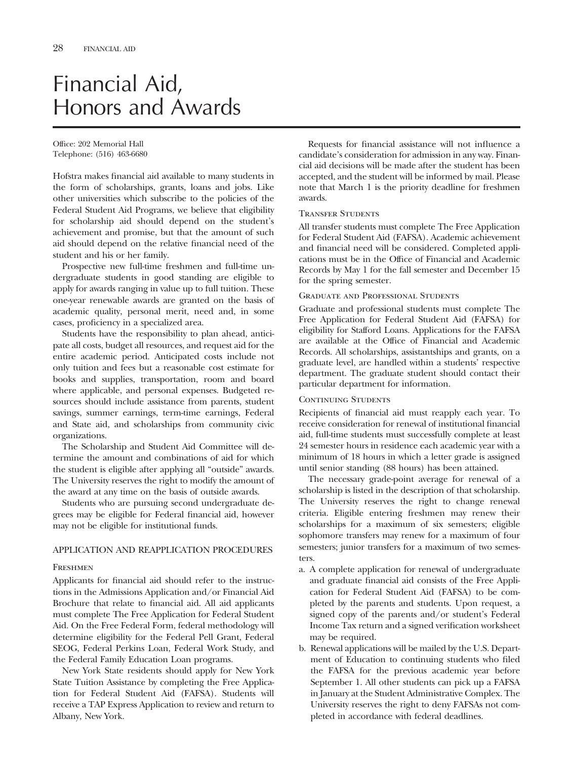# Financial Aid, Honors and Awards

Office: 202 Memorial Hall
Telephone: (516) 463-6680

Hofstra makes financial aid available to many students in the form of scholarships, grants, loans and jobs. Like other universities which subscribe to the policies of the Federal Student Aid Programs, we believe that eligibility for scholarship aid should depend on the student's achievement and promise, but that the amount of such aid should depend on the relative financial need of the student and his or her family.

Prospective new full-time freshmen and full-time undergraduate students in good standing are eligible to apply for awards ranging in value up to full tuition. These one-year renewable awards are granted on the basis of academic quality, personal merit, need and, in some cases, proficiency in a specialized area.

Students have the responsibility to plan ahead, anticipate all costs, budget all resources, and request aid for the entire academic period. Anticipated costs include not only tuition and fees but a reasonable cost estimate for books and supplies, transportation, room and board where applicable, and personal expenses. Budgeted resources should include assistance from parents, student savings, summer earnings, term-time earnings, Federal and State aid, and scholarships from community civic organizations.

The Scholarship and Student Aid Committee will determine the amount and combinations of aid for which the student is eligible after applying all "outside" awards. The University reserves the right to modify the amount of the award at any time on the basis of outside awards.

Students who are pursuing second undergraduate degrees may be eligible for Federal financial aid, however may not be eligible for institutional funds.

## APPLICATION AND REAPPLICATION PROCEDURES

### Freshmen

Applicants for financial aid should refer to the instructions in the Admissions Application and/or Financial Aid Brochure that relate to financial aid. All aid applicants must complete The Free Application for Federal Student Aid. On the Free Federal Form, federal methodology will determine eligibility for the Federal Pell Grant, Federal SEOG, Federal Perkins Loan, Federal Work Study, and the Federal Family Education Loan programs.

New York State residents should apply for New York State Tuition Assistance by completing the Free Application for Federal Student Aid (FAFSA). Students will receive a TAP Express Application to review and return to Albany, New York.

Requests for financial assistance will not influence a candidate's consideration for admission in any way. Financial aid decisions will be made after the student has been accepted, and the student will be informed by mail. Please note that March 1 is the priority deadline for freshmen awards.

### Transfer Students

All transfer students must complete The Free Application for Federal Student Aid (FAFSA). Academic achievement and financial need will be considered. Completed applications must be in the Office of Financial and Academic Records by May 1 for the fall semester and December 15 for the spring semester.

### Graduate and Professional Students

Graduate and professional students must complete The Free Application for Federal Student Aid (FAFSA) for eligibility for Stafford Loans. Applications for the FAFSA are available at the Office of Financial and Academic Records. All scholarships, assistantships and grants, on a graduate level, are handled within a students' respective department. The graduate student should contact their particular department for information.

### Continuing Students

Recipients of financial aid must reapply each year. To receive consideration for renewal of institutional financial aid, full-time students must successfully complete at least 24 semester hours in residence each academic year with a minimum of 18 hours in which a letter grade is assigned until senior standing (88 hours) has been attained.

The necessary grade-point average for renewal of a scholarship is listed in the description of that scholarship. The University reserves the right to change renewal criteria. Eligible entering freshmen may renew their scholarships for a maximum of six semesters; eligible sophomore transfers may renew for a maximum of four semesters; junior transfers for a maximum of two semesters.

a. A complete application for renewal of undergraduate and graduate financial aid consists of the Free Application for Federal Student Aid (FAFSA) to be completed by the parents and students. Upon request, a signed copy of the parents and/or student's Federal Income Tax return and a signed verification worksheet may be required.
b. Renewal applications will be mailed by the U.S. Department of Education to continuing students who filed the FAFSA for the previous academic year before September 1. All other students can pick up a FAFSA in January at the Student Administrative Complex. The University reserves the right to deny FAFSAs not completed in accordance with federal deadlines.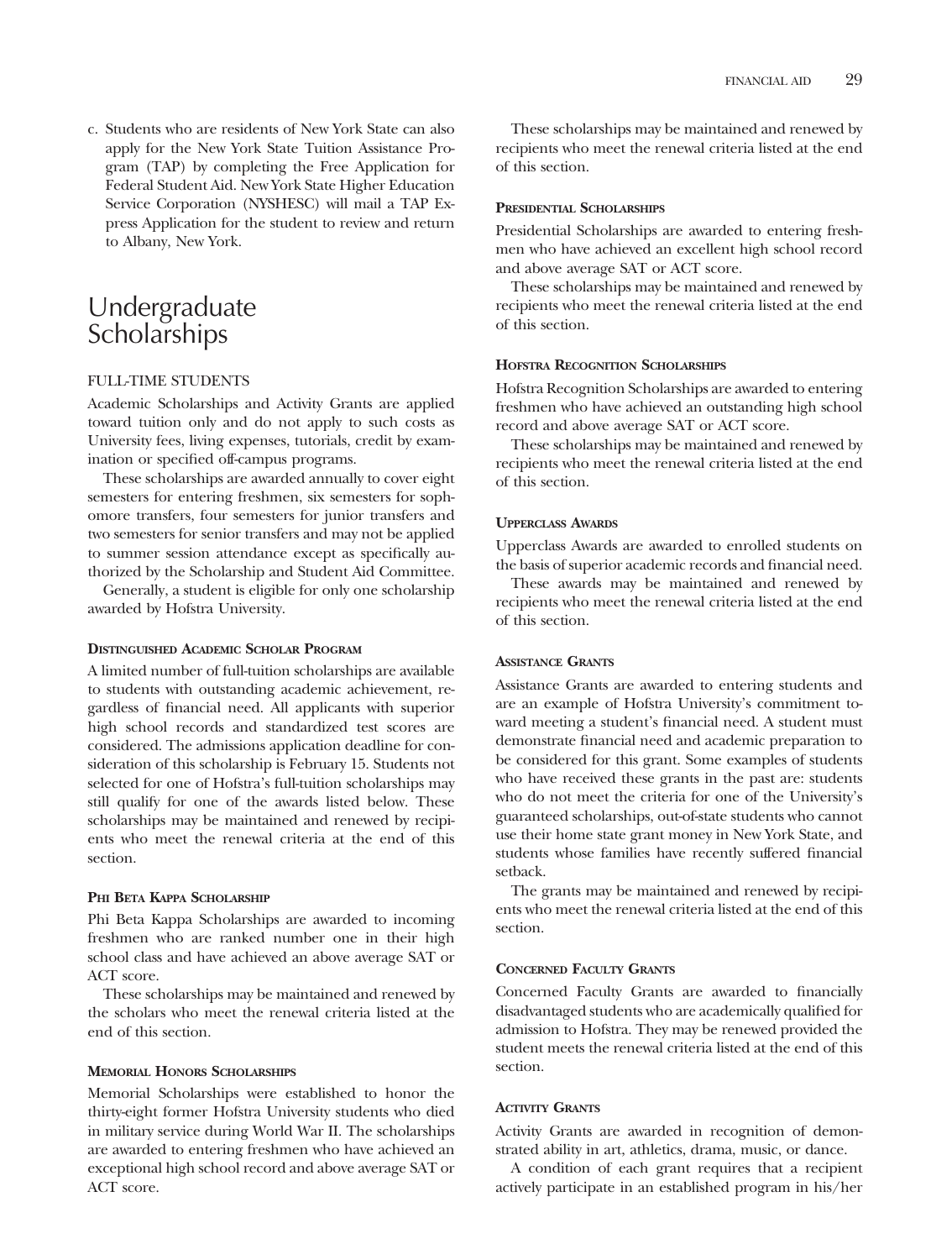c. Students who are residents of New York State can also apply for the New York State Tuition Assistance Program (TAP) by completing the Free Application for Federal Student Aid. New York State Higher Education Service Corporation (NYSHESC) will mail a TAP Express Application for the student to review and return to Albany, New York.

# Undergraduate Scholarships

## FULL-TIME STUDENTS

Academic Scholarships and Activity Grants are applied toward tuition only and do not apply to such costs as University fees, living expenses, tutorials, credit by examination or specified off-campus programs.

These scholarships are awarded annually to cover eight semesters for entering freshmen, six semesters for sophomore transfers, four semesters for junior transfers and two semesters for senior transfers and may not be applied to summer session attendance except as specifically authorized by the Scholarship and Student Aid Committee.

Generally, a student is eligible for only one scholarship awarded by Hofstra University.

### DISTINGUISHED ACADEMIC SCHOLAR PROGRAM

A limited number of full-tuition scholarships are available to students with outstanding academic achievement, regardless of financial need. All applicants with superior high school records and standardized test scores are considered. The admissions application deadline for consideration of this scholarship is February 15. Students not selected for one of Hofstra's full-tuition scholarships may still qualify for one of the awards listed below. These scholarships may be maintained and renewed by recipients who meet the renewal criteria at the end of this section.

### PHI BETA KAPPA SCHOLARSHIP

Phi Beta Kappa Scholarships are awarded to incoming freshmen who are ranked number one in their high school class and have achieved an above average SAT or ACT score.

These scholarships may be maintained and renewed by the scholars who meet the renewal criteria listed at the end of this section.

### MEMORIAL HONORS SCHOLARSHIPS

Memorial Scholarships were established to honor the thirty-eight former Hofstra University students who died in military service during World War II. The scholarships are awarded to entering freshmen who have achieved an exceptional high school record and above average SAT or ACT score.

These scholarships may be maintained and renewed by recipients who meet the renewal criteria listed at the end of this section.

### PRESIDENTIAL SCHOLARSHIPS

Presidential Scholarships are awarded to entering freshmen who have achieved an excellent high school record and above average SAT or ACT score.

These scholarships may be maintained and renewed by recipients who meet the renewal criteria listed at the end of this section.

### HOFSTRA RECOGNITION SCHOLARSHIPS

Hofstra Recognition Scholarships are awarded to entering freshmen who have achieved an outstanding high school record and above average SAT or ACT score.

These scholarships may be maintained and renewed by recipients who meet the renewal criteria listed at the end of this section.

### UPPERCLASS AWARDS

Upperclass Awards are awarded to enrolled students on the basis of superior academic records and financial need.

These awards may be maintained and renewed by recipients who meet the renewal criteria listed at the end of this section.

### ASSISTANCE GRANTS

Assistance Grants are awarded to entering students and are an example of Hofstra University's commitment toward meeting a student's financial need. A student must demonstrate financial need and academic preparation to be considered for this grant. Some examples of students who have received these grants in the past are: students who do not meet the criteria for one of the University's guaranteed scholarships, out-of-state students who cannot use their home state grant money in New York State, and students whose families have recently suffered financial setback.

The grants may be maintained and renewed by recipients who meet the renewal criteria listed at the end of this section.

### CONCERNED FACULTY GRANTS

Concerned Faculty Grants are awarded to financially disadvantaged students who are academically qualified for admission to Hofstra. They may be renewed provided the student meets the renewal criteria listed at the end of this section.

### ACTIVITY GRANTS

Activity Grants are awarded in recognition of demonstrated ability in art, athletics, drama, music, or dance.

A condition of each grant requires that a recipient actively participate in an established program in his/her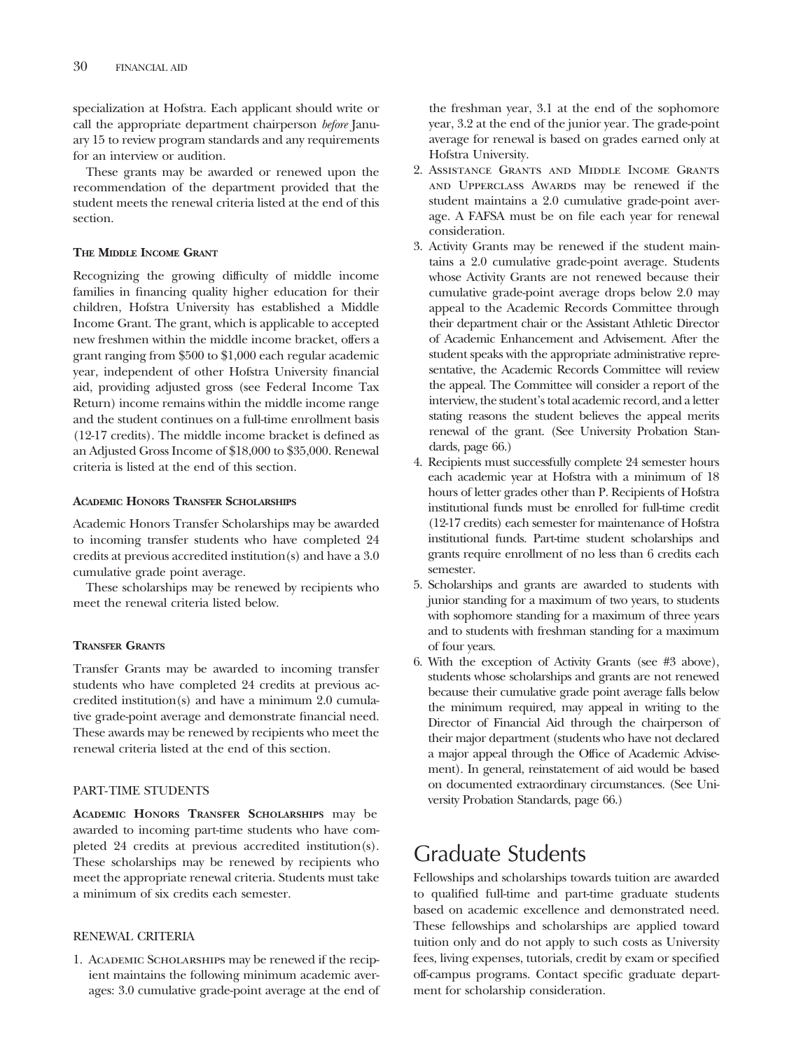specialization at Hofstra. Each applicant should write or call the appropriate department chairperson *before* January 15 to review program standards and any requirements for an interview or audition.

These grants may be awarded or renewed upon the recommendation of the department provided that the student meets the renewal criteria listed at the end of this section.

#### The Middle Income Grant

Recognizing the growing difficulty of middle income families in financing quality higher education for their children, Hofstra University has established a Middle Income Grant. The grant, which is applicable to accepted new freshmen within the middle income bracket, offers a grant ranging from $500 to $1,000 each regular academic year, independent of other Hofstra University financial aid, providing adjusted gross (see Federal Income Tax Return) income remains within the middle income range and the student continues on a full-time enrollment basis (12-17 credits). The middle income bracket is defined as an Adjusted Gross Income of $18,000 to $35,000. Renewal criteria is listed at the end of this section.

#### Academic Honors Transfer Scholarships

Academic Honors Transfer Scholarships may be awarded to incoming transfer students who have completed 24 credits at previous accredited institution(s) and have a 3.0 cumulative grade point average.

These scholarships may be renewed by recipients who meet the renewal criteria listed below.

#### Transfer Grants

Transfer Grants may be awarded to incoming transfer students who have completed 24 credits at previous accredited institution(s) and have a minimum 2.0 cumulative grade-point average and demonstrate financial need. These awards may be renewed by recipients who meet the renewal criteria listed at the end of this section.

### PART-TIME STUDENTS

**Academic Honors Transfer Scholarships** may be awarded to incoming part-time students who have completed 24 credits at previous accredited institution(s). These scholarships may be renewed by recipients who meet the appropriate renewal criteria. Students must take a minimum of six credits each semester.

### RENEWAL CRITERIA

1. Academic Scholarships may be renewed if the recipient maintains the following minimum academic averages: 3.0 cumulative grade-point average at the end of the freshman year, 3.1 at the end of the sophomore year, 3.2 at the end of the junior year. The grade-point average for renewal is based on grades earned only at Hofstra University.
2. Assistance Grants and Middle Income Grants and Upperclass Awards may be renewed if the student maintains a 2.0 cumulative grade-point average. A FAFSA must be on file each year for renewal consideration.
3. Activity Grants may be renewed if the student maintains a 2.0 cumulative grade-point average. Students whose Activity Grants are not renewed because their cumulative grade-point average drops below 2.0 may appeal to the Academic Records Committee through their department chair or the Assistant Athletic Director of Academic Enhancement and Advisement. After the student speaks with the appropriate administrative representative, the Academic Records Committee will review the appeal. The Committee will consider a report of the interview, the student's total academic record, and a letter stating reasons the student believes the appeal merits renewal of the grant. (See University Probation Standards, page 66.)
4. Recipients must successfully complete 24 semester hours each academic year at Hofstra with a minimum of 18 hours of letter grades other than P. Recipients of Hofstra institutional funds must be enrolled for full-time credit (12-17 credits) each semester for maintenance of Hofstra institutional funds. Part-time student scholarships and grants require enrollment of no less than 6 credits each semester.
5. Scholarships and grants are awarded to students with junior standing for a maximum of two years, to students with sophomore standing for a maximum of three years and to students with freshman standing for a maximum of four years.
6. With the exception of Activity Grants (see #3 above), students whose scholarships and grants are not renewed because their cumulative grade point average falls below the minimum required, may appeal in writing to the Director of Financial Aid through the chairperson of their major department (students who have not declared a major appeal through the Office of Academic Advisement). In general, reinstatement of aid would be based on documented extraordinary circumstances. (See University Probation Standards, page 66.)

## Graduate Students

Fellowships and scholarships towards tuition are awarded to qualified full-time and part-time graduate students based on academic excellence and demonstrated need. These fellowships and scholarships are applied toward tuition only and do not apply to such costs as University fees, living expenses, tutorials, credit by exam or specified off-campus programs. Contact specific graduate department for scholarship consideration.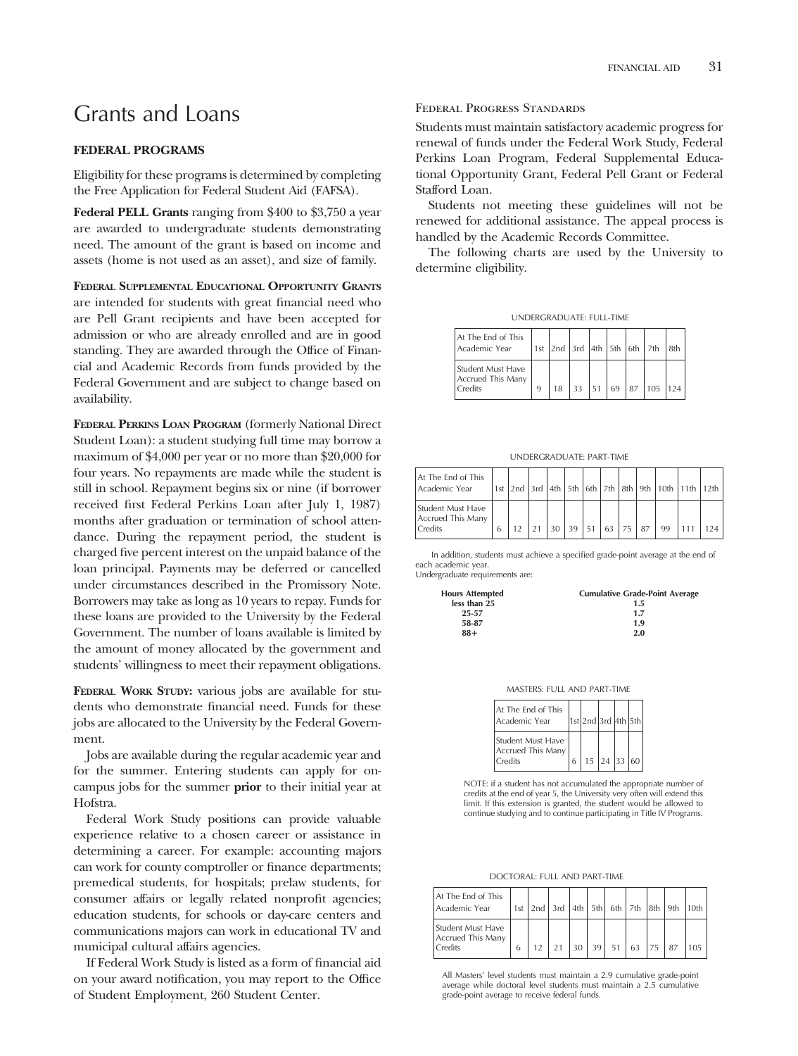# Grants and Loans

### FEDERAL PROGRAMS

Eligibility for these programs is determined by completing the Free Application for Federal Student Aid (FAFSA).

**Federal PELL Grants** ranging from $400 to $3,750 a year are awarded to undergraduate students demonstrating need. The amount of the grant is based on income and assets (home is not used as an asset), and size of family.

**Federal Supplemental Educational Opportunity Grants** are intended for students with great financial need who are Pell Grant recipients and have been accepted for admission or who are already enrolled and are in good standing. They are awarded through the Office of Financial and Academic Records from funds provided by the Federal Government and are subject to change based on availability.

**Federal Perkins Loan Program** (formerly National Direct Student Loan): a student studying full time may borrow a maximum of $4,000 per year or no more than $20,000 for four years. No repayments are made while the student is still in school. Repayment begins six or nine (if borrower received first Federal Perkins Loan after July 1, 1987) months after graduation or termination of school attendance. During the repayment period, the student is charged five percent interest on the unpaid balance of the loan principal. Payments may be deferred or cancelled under circumstances described in the Promissory Note. Borrowers may take as long as 10 years to repay. Funds for these loans are provided to the University by the Federal Government. The number of loans available is limited by the amount of money allocated by the government and students' willingness to meet their repayment obligations.

**Federal Work Study:** various jobs are available for students who demonstrate financial need. Funds for these jobs are allocated to the University by the Federal Government.

Jobs are available during the regular academic year and for the summer. Entering students can apply for on-campus jobs for the summer **prior** to their initial year at Hofstra.

Federal Work Study positions can provide valuable experience relative to a chosen career or assistance in determining a career. For example: accounting majors can work for county comptroller or finance departments; premedical students, for hospitals; prelaw students, for consumer affairs or legally related nonprofit agencies; education students, for schools or day-care centers and communications majors can work in educational TV and municipal cultural affairs agencies.

If Federal Work Study is listed as a form of financial aid on your award notification, you may report to the Office of Student Employment, 260 Student Center.

### Federal Progress Standards

Students must maintain satisfactory academic progress for renewal of funds under the Federal Work Study, Federal Perkins Loan Program, Federal Supplemental Educational Opportunity Grant, Federal Pell Grant or Federal Stafford Loan.

Students not meeting these guidelines will not be renewed for additional assistance. The appeal process is handled by the Academic Records Committee.

The following charts are used by the University to determine eligibility.

UNDERGRADUATE: FULL-TIME

| At The End of This Academic Year | 1st | 2nd | 3rd | 4th | 5th | 6th | 7th | 8th |
|---|---|---|---|---|---|---|---|---|
| Student Must Have Accrued This Many Credits | 9 | 18 | 33 | 51 | 69 | 87 | 105 | 124 |

UNDERGRADUATE: PART-TIME

| At The End of This Academic Year | 1st | 2nd | 3rd | 4th | 5th | 6th | 7th | 8th | 9th | 10th | 11th | 12th |
|---|---|---|---|---|---|---|---|---|---|---|---|---|
| Student Must Have Accrued This Many Credits | 6 | 12 | 21 | 30 | 39 | 51 | 63 | 75 | 87 | 99 | 111 | 124 |

In addition, students must achieve a specified grade-point average at the end of each academic year.
Undergraduate requirements are:

| Hours Attempted | Cumulative Grade-Point Average |
|---|---|
| less than 25 | 1.5 |
| 25-57 | 1.7 |
| 58-87 | 1.9 |
| 88+ | 2.0 |

MASTERS: FULL AND PART-TIME

| At The End of This Academic Year | 1st | 2nd | 3rd | 4th | 5th |
|---|---|---|---|---|---|
| Student Must Have Accrued This Many Credits | 6 | 15 | 24 | 33 | 60 |

NOTE: if a student has not accumulated the appropriate number of credits at the end of year 5, the University very often will extend this limit. If this extension is granted, the student would be allowed to continue studying and to continue participating in Title IV Programs.

DOCTORAL: FULL AND PART-TIME

| At The End of This Academic Year | 1st | 2nd | 3rd | 4th | 5th | 6th | 7th | 8th | 9th | 10th |
|---|---|---|---|---|---|---|---|---|---|---|
| Student Must Have Accrued This Many Credits | 6 | 12 | 21 | 30 | 39 | 51 | 63 | 75 | 87 | 105 |

All Masters' level students must maintain a 2.9 cumulative grade-point average while doctoral level students must maintain a 2.5 cumulative grade-point average to receive federal funds.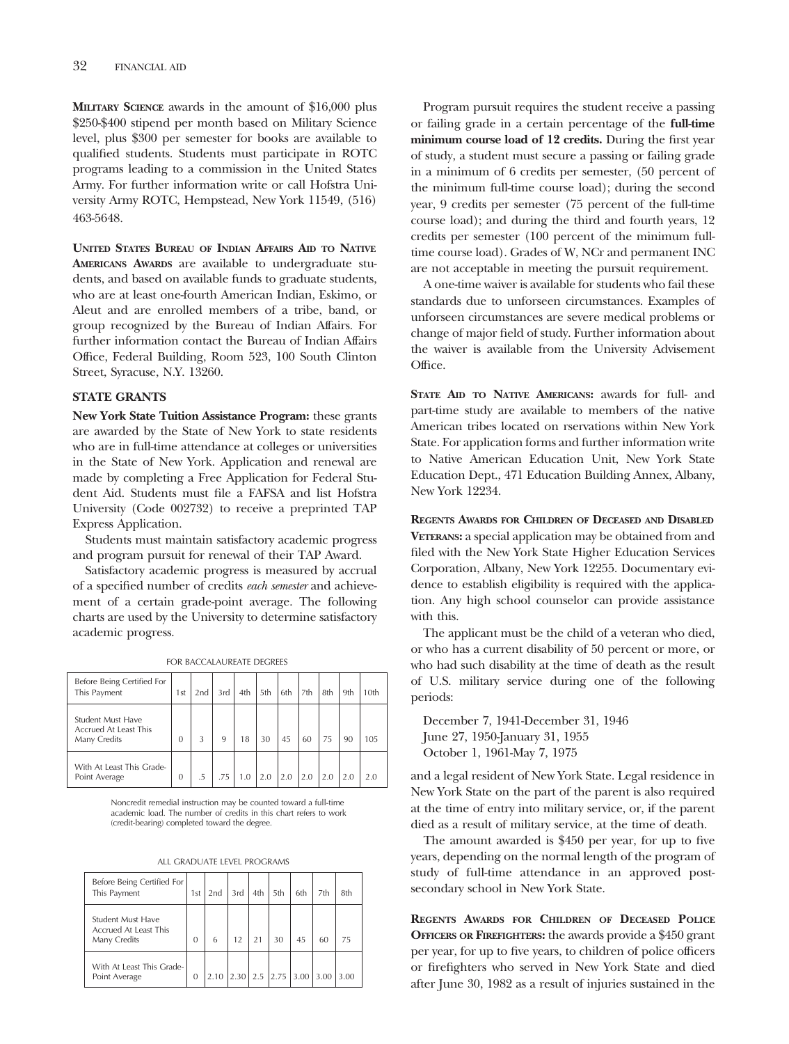**Military Science** awards in the amount of $16,000 plus $250-$400 stipend per month based on Military Science level, plus $300 per semester for books are available to qualified students. Students must participate in ROTC programs leading to a commission in the United States Army. For further information write or call Hofstra University Army ROTC, Hempstead, New York 11549, (516) 463-5648.

**United States Bureau of Indian Affairs Aid to Native Americans Awards** are available to undergraduate students, and based on available funds to graduate students, who are at least one-fourth American Indian, Eskimo, or Aleut and are enrolled members of a tribe, band, or group recognized by the Bureau of Indian Affairs. For further information contact the Bureau of Indian Affairs Office, Federal Building, Room 523, 100 South Clinton Street, Syracuse, N.Y. 13260.

## STATE GRANTS

**New York State Tuition Assistance Program:** these grants are awarded by the State of New York to state residents who are in full-time attendance at colleges or universities in the State of New York. Application and renewal are made by completing a Free Application for Federal Student Aid. Students must file a FAFSA and list Hofstra University (Code 002732) to receive a preprinted TAP Express Application.

Students must maintain satisfactory academic progress and program pursuit for renewal of their TAP Award.

Satisfactory academic progress is measured by accrual of a specified number of credits *each semester* and achievement of a certain grade-point average. The following charts are used by the University to determine satisfactory academic progress.

FOR BACCALAUREATE DEGREES

| Before Being Certified For This Payment | 1st | 2nd | 3rd | 4th | 5th | 6th | 7th | 8th | 9th | 10th |
|---|---|---|---|---|---|---|---|---|---|---|
| Student Must Have Accrued At Least This Many Credits | 0 | 3 | 9 | 18 | 30 | 45 | 60 | 75 | 90 | 105 |
| With At Least This Grade-Point Average | 0 | .5 | .75 | 1.0 | 2.0 | 2.0 | 2.0 | 2.0 | 2.0 | 2.0 |

Noncredit remedial instruction may be counted toward a full-time academic load. The number of credits in this chart refers to work (credit-bearing) completed toward the degree.

ALL GRADUATE LEVEL PROGRAMS

| Before Being Certified For This Payment | 1st | 2nd | 3rd | 4th | 5th | 6th | 7th | 8th |
|---|---|---|---|---|---|---|---|---|
| Student Must Have Accrued At Least This Many Credits | 0 | 6 | 12 | 21 | 30 | 45 | 60 | 75 |
| With At Least This Grade-Point Average | 0 | 2.10 | 2.30 | 2.5 | 2.75 | 3.00 | 3.00 | 3.00 |

Program pursuit requires the student receive a passing or failing grade in a certain percentage of the **full-time minimum course load of 12 credits.** During the first year of study, a student must secure a passing or failing grade in a minimum of 6 credits per semester, (50 percent of the minimum full-time course load); during the second year, 9 credits per semester (75 percent of the full-time course load); and during the third and fourth years, 12 credits per semester (100 percent of the minimum full-time course load). Grades of W, NCr and permanent INC are not acceptable in meeting the pursuit requirement.

A one-time waiver is available for students who fail these standards due to unforseen circumstances. Examples of unforseen circumstances are severe medical problems or change of major field of study. Further information about the waiver is available from the University Advisement Office.

**State Aid to Native Americans:** awards for full- and part-time study are available to members of the native American tribes located on rservations within New York State. For application forms and further information write to Native American Education Unit, New York State Education Dept., 471 Education Building Annex, Albany, New York 12234.

**Regents Awards for Children of Deceased and Disabled Veterans:** a special application may be obtained from and filed with the New York State Higher Education Services Corporation, Albany, New York 12255. Documentary evidence to establish eligibility is required with the application. Any high school counselor can provide assistance with this.

The applicant must be the child of a veteran who died, or who has a current disability of 50 percent or more, or who had such disability at the time of death as the result of U.S. military service during one of the following periods:

December 7, 1941-December 31, 1946
June 27, 1950-January 31, 1955
October 1, 1961-May 7, 1975

and a legal resident of New York State. Legal residence in New York State on the part of the parent is also required at the time of entry into military service, or, if the parent died as a result of military service, at the time of death.

The amount awarded is $450 per year, for up to five years, depending on the normal length of the program of study of full-time attendance in an approved post-secondary school in New York State.

**Regents Awards for Children of Deceased Police Officers or Firefighters:** the awards provide a $450 grant per year, for up to five years, to children of police officers or firefighters who served in New York State and died after June 30, 1982 as a result of injuries sustained in the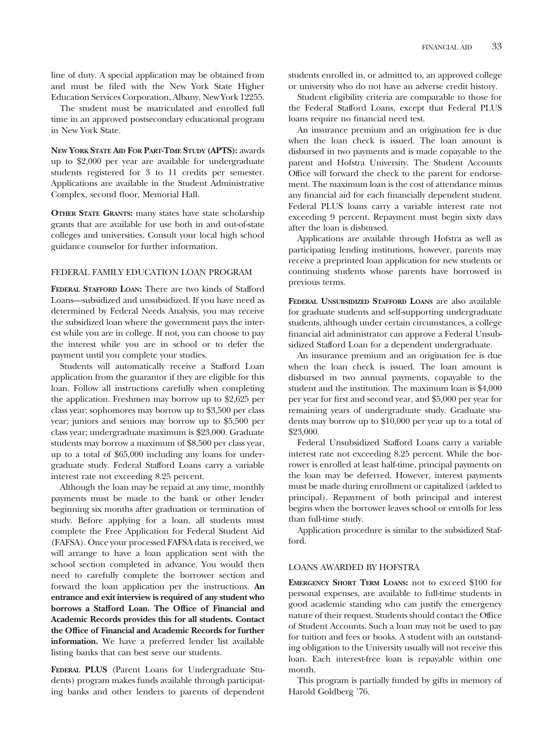line of duty. A special application may be obtained from and must be filed with the New York State Higher Education Services Corporation, Albany, New York 12255.

The student must be matriculated and enrolled full time in an approved postsecondary educational program in New York State.

**New York State Aid For Part-Time Study (APTS):** awards up to $2,000 per year are available for undergraduate students registered for 3 to 11 credits per semester. Applications are available in the Student Administrative Complex, second floor, Memorial Hall.

**Other State Grants:** many states have state scholarship grants that are available for use both in and out-of-state colleges and universities. Consult your local high school guidance counselor for further information.

## FEDERAL FAMILY EDUCATION LOAN PROGRAM

**Federal Stafford Loan:** There are two kinds of Stafford Loans—subsidized and unsubsidized. If you have need as determined by Federal Needs Analysis, you may receive the subsidized loan where the government pays the interest while you are in college. If not, you can choose to pay the interest while you are in school or to defer the payment until you complete your studies.

Students will automatically receive a Stafford Loan application from the guarantor if they are eligible for this loan. Follow all instructions carefully when completing the application. Freshmen may borrow up to $2,625 per class year; sophomores may borrow up to $3,500 per class year; juniors and seniors may borrow up to $5,500 per class year; undergraduate maximum is $23,000. Graduate students may borrow a maximum of $8,500 per class year, up to a total of $65,000 including any loans for undergraduate study. Federal Stafford Loans carry a variable interest rate not exceeding 8.25 percent.

Although the loan may be repaid at any time, monthly payments must be made to the bank or other lender beginning six months after graduation or termination of study. Before applying for a loan, all students must complete the Free Application for Federal Student Aid (FAFSA). Once your processed FAFSA data is received, we will arrange to have a loan application sent with the school section completed in advance. You would then need to carefully complete the borrower section and forward the loan application per the instructions. **An entrance and exit interview is required of any student who borrows a Stafford Loan. The Office of Financial and Academic Records provides this for all students. Contact the Office of Financial and Academic Records for further information.** We have a preferred lender list available listing banks that can best serve our students.

**Federal PLUS** (Parent Loans for Undergraduate Students) program makes funds available through participating banks and other lenders to parents of dependent students enrolled in, or admitted to, an approved college or university who do not have an adverse credit history.

Student eligibility criteria are comparable to those for the Federal Stafford Loans, except that Federal PLUS loans require no financial need test.

An insurance premium and an origination fee is due when the loan check is issued. The loan amount is disbursed in two payments and is made copayable to the parent and Hofstra University. The Student Accounts Office will forward the check to the parent for endorsement. The maximum loan is the cost of attendance minus any financial aid for each financially dependent student. Federal PLUS loans carry a variable interest rate not exceeding 9 percent. Repayment must begin sixty days after the loan is disbursed.

Applications are available through Hofstra as well as participating lending institutions, however, parents may receive a preprinted loan application for new students or continuing students whose parents have borrowed in previous terms.

**Federal Unsubsidized Stafford Loans** are also available for graduate students and self-supporting undergraduate students, although under certain circumstances, a college financial aid administrator can approve a Federal Unsubsidized Stafford Loan for a dependent undergraduate.

An insurance premium and an origination fee is due when the loan check is issued. The loan amount is disbursed in two annual payments, copayable to the student and the institution. The maximum loan is $4,000 per year for first and second year, and $5,000 per year for remaining years of undergraduate study. Graduate students may borrow up to $10,000 per year up to a total of $23,000.

Federal Unsubsidized Stafford Loans carry a variable interest rate not exceeding 8.25 percent. While the borrower is enrolled at least half-time, principal payments on the loan may be deferred. However, interest payments must be made during enrollment or capitalized (added to principal). Repayment of both principal and interest begins when the borrower leaves school or enrolls for less than full-time study.

Application procedure is similar to the subsidized Stafford.

## LOANS AWARDED BY HOFSTRA

**Emergency Short Term Loans:** not to exceed $100 for personal expenses, are available to full-time students in good academic standing who can justify the emergency nature of their request. Students should contact the Office of Student Accounts. Such a loan may not be used to pay for tuition and fees or books. A student with an outstanding obligation to the University usually will not receive this loan. Each interest-free loan is repayable within one month.

This program is partially funded by gifts in memory of Harold Goldberg '76.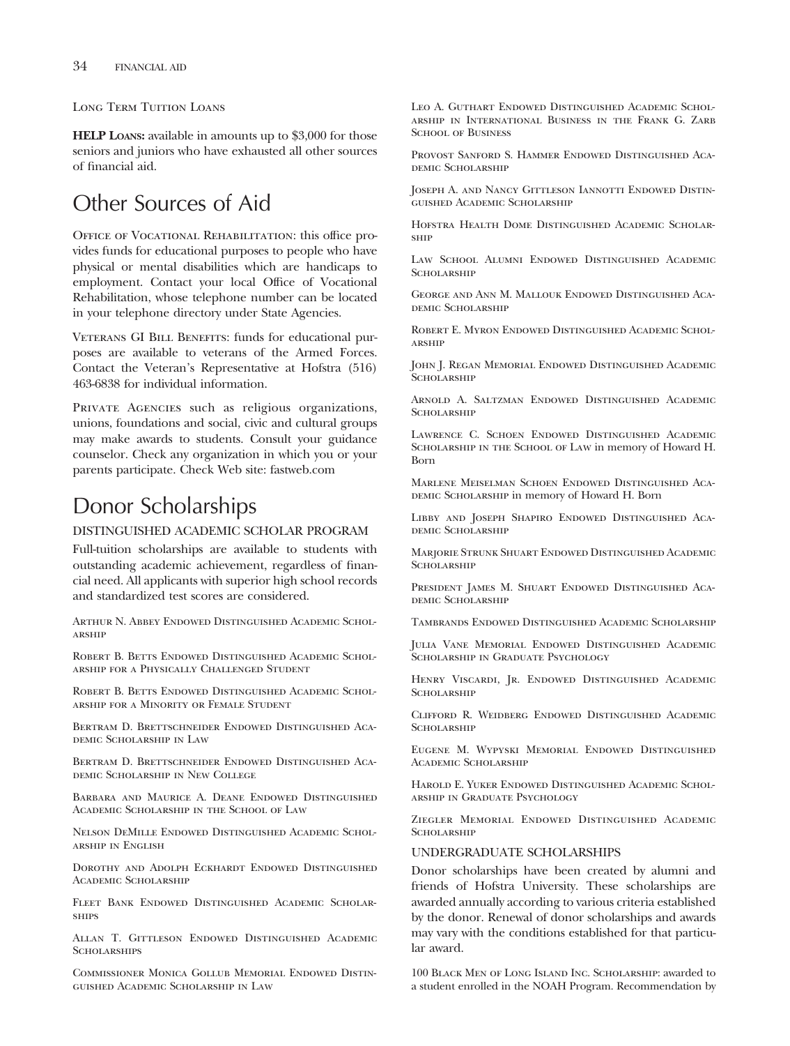Long Term Tuition Loans

**HELP Loans:** available in amounts up to $3,000 for those seniors and juniors who have exhausted all other sources of financial aid.

## Other Sources of Aid

Office of Vocational Rehabilitation: this office provides funds for educational purposes to people who have physical or mental disabilities which are handicaps to employment. Contact your local Office of Vocational Rehabilitation, whose telephone number can be located in your telephone directory under State Agencies.

Veterans GI Bill Benefits: funds for educational purposes are available to veterans of the Armed Forces. Contact the Veteran's Representative at Hofstra (516) 463-6838 for individual information.

Private Agencies such as religious organizations, unions, foundations and social, civic and cultural groups may make awards to students. Consult your guidance counselor. Check any organization in which you or your parents participate. Check Web site: fastweb.com

## Donor Scholarships

### DISTINGUISHED ACADEMIC SCHOLAR PROGRAM

Full-tuition scholarships are available to students with outstanding academic achievement, regardless of financial need. All applicants with superior high school records and standardized test scores are considered.

Arthur N. Abbey Endowed Distinguished Academic Scholarship

Robert B. Betts Endowed Distinguished Academic Scholarship for a Physically Challenged Student

Robert B. Betts Endowed Distinguished Academic Scholarship for a Minority or Female Student

Bertram D. Brettschneider Endowed Distinguished Academic Scholarship in Law

Bertram D. Brettschneider Endowed Distinguished Academic Scholarship in New College

Barbara and Maurice A. Deane Endowed Distinguished Academic Scholarship in the School of Law

Nelson DeMille Endowed Distinguished Academic Scholarship in English

Dorothy and Adolph Eckhardt Endowed Distinguished Academic Scholarship

Fleet Bank Endowed Distinguished Academic Scholarships

Allan T. Gittleson Endowed Distinguished Academic Scholarships

Commissioner Monica Gollub Memorial Endowed Distinguished Academic Scholarship in Law

Leo A. Guthart Endowed Distinguished Academic Scholarship in International Business in the Frank G. Zarb School of Business

Provost Sanford S. Hammer Endowed Distinguished Academic Scholarship

Joseph A. and Nancy Gittleson Iannotti Endowed Distinguished Academic Scholarship

Hofstra Health Dome Distinguished Academic Scholarship

Law School Alumni Endowed Distinguished Academic Scholarship

George and Ann M. Mallouk Endowed Distinguished Academic Scholarship

Robert E. Myron Endowed Distinguished Academic Scholarship

John J. Regan Memorial Endowed Distinguished Academic Scholarship

Arnold A. Saltzman Endowed Distinguished Academic Scholarship

Lawrence C. Schoen Endowed Distinguished Academic Scholarship in the School of Law in memory of Howard H. Born

Marlene Meiselman Schoen Endowed Distinguished Academic Scholarship in memory of Howard H. Born

Libby and Joseph Shapiro Endowed Distinguished Academic Scholarship

Marjorie Strunk Shuart Endowed Distinguished Academic Scholarship

President James M. Shuart Endowed Distinguished Academic Scholarship

Tambrands Endowed Distinguished Academic Scholarship

Julia Vane Memorial Endowed Distinguished Academic Scholarship in Graduate Psychology

Henry Viscardi, Jr. Endowed Distinguished Academic Scholarship

Clifford R. Weidberg Endowed Distinguished Academic Scholarship

Eugene M. Wypyski Memorial Endowed Distinguished Academic Scholarship

Harold E. Yuker Endowed Distinguished Academic Scholarship in Graduate Psychology

Ziegler Memorial Endowed Distinguished Academic Scholarship

### UNDERGRADUATE SCHOLARSHIPS

Donor scholarships have been created by alumni and friends of Hofstra University. These scholarships are awarded annually according to various criteria established by the donor. Renewal of donor scholarships and awards may vary with the conditions established for that particular award.

100 Black Men of Long Island Inc. Scholarship: awarded to a student enrolled in the NOAH Program. Recommendation by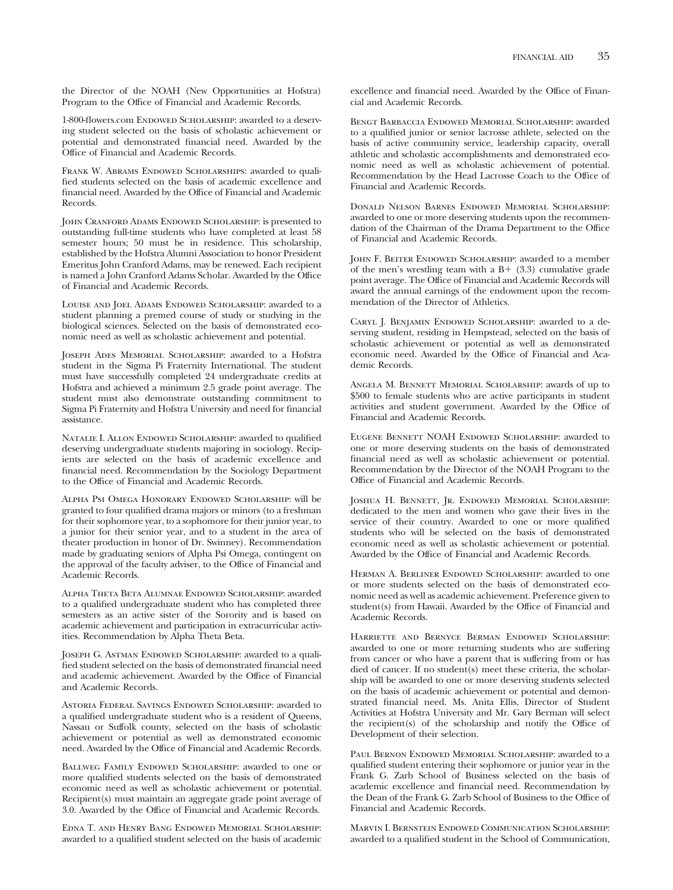the Director of the NOAH (New Opportunities at Hofstra) Program to the Office of Financial and Academic Records.

1-800-flowers.com Endowed Scholarship: awarded to a deserving student selected on the basis of scholastic achievement or potential and demonstrated financial need. Awarded by the Office of Financial and Academic Records.

Frank W. Abrams Endowed Scholarships: awarded to qualified students selected on the basis of academic excellence and financial need. Awarded by the Office of Financial and Academic Records.

John Cranford Adams Endowed Scholarship: is presented to outstanding full-time students who have completed at least 58 semester hours; 50 must be in residence. This scholarship, established by the Hofstra Alumni Association to honor President Emeritus John Cranford Adams, may be renewed. Each recipient is named a John Cranford Adams Scholar. Awarded by the Office of Financial and Academic Records.

Louise and Joel Adams Endowed Scholarship: awarded to a student planning a premed course of study or studying in the biological sciences. Selected on the basis of demonstrated economic need as well as scholastic achievement and potential.

Joseph Ades Memorial Scholarship: awarded to a Hofstra student in the Sigma Pi Fraternity International. The student must have successfully completed 24 undergraduate credits at Hofstra and achieved a minimum 2.5 grade point average. The student must also demonstrate outstanding commitment to Sigma Pi Fraternity and Hofstra University and need for financial assistance.

Natalie I. Allon Endowed Scholarship: awarded to qualified deserving undergraduate students majoring in sociology. Recipients are selected on the basis of academic excellence and financial need. Recommendation by the Sociology Department to the Office of Financial and Academic Records.

Alpha Psi Omega Honorary Endowed Scholarship: will be granted to four qualified drama majors or minors (to a freshman for their sophomore year, to a sophomore for their junior year, to a junior for their senior year, and to a student in the area of theater production in honor of Dr. Swinney). Recommendation made by graduating seniors of Alpha Psi Omega, contingent on the approval of the faculty adviser, to the Office of Financial and Academic Records.

Alpha Theta Beta Alumnae Endowed Scholarship: awarded to a qualified undergraduate student who has completed three semesters as an active sister of the Sorority and is based on academic achievement and participation in extracurricular activities. Recommendation by Alpha Theta Beta.

Joseph G. Astman Endowed Scholarship: awarded to a qualified student selected on the basis of demonstrated financial need and academic achievement. Awarded by the Office of Financial and Academic Records.

Astoria Federal Savings Endowed Scholarship: awarded to a qualified undergraduate student who is a resident of Queens, Nassau or Suffolk county, selected on the basis of scholastic achievement or potential as well as demonstrated economic need. Awarded by the Office of Financial and Academic Records.

Ballweg Family Endowed Scholarship: awarded to one or more qualified students selected on the basis of demonstrated economic need as well as scholastic achievement or potential. Recipient(s) must maintain an aggregate grade point average of 3.0. Awarded by the Office of Financial and Academic Records.

Edna T. and Henry Bang Endowed Memorial Scholarship: awarded to a qualified student selected on the basis of academic excellence and financial need. Awarded by the Office of Financial and Academic Records.

Bengt Barbaccia Endowed Memorial Scholarship: awarded to a qualified junior or senior lacrosse athlete, selected on the basis of active community service, leadership capacity, overall athletic and scholastic accomplishments and demonstrated economic need as well as scholastic achievement of potential. Recommendation by the Head Lacrosse Coach to the Office of Financial and Academic Records.

Donald Nelson Barnes Endowed Memorial Scholarship: awarded to one or more deserving students upon the recommendation of the Chairman of the Drama Department to the Office of Financial and Academic Records.

John F. Beiter Endowed Scholarship: awarded to a member of the men's wrestling team with a B+ (3.3) cumulative grade point average. The Office of Financial and Academic Records will award the annual earnings of the endowment upon the recommendation of the Director of Athletics.

Caryl J. Benjamin Endowed Scholarship: awarded to a deserving student, residing in Hempstead, selected on the basis of scholastic achievement or potential as well as demonstrated economic need. Awarded by the Office of Financial and Academic Records.

Angela M. Bennett Memorial Scholarship: awards of up to $500 to female students who are active participants in student activities and student government. Awarded by the Office of Financial and Academic Records.

Eugene Bennett NOAH Endowed Scholarship: awarded to one or more deserving students on the basis of demonstrated financial need as well as scholastic achievement or potential. Recommendation by the Director of the NOAH Program to the Office of Financial and Academic Records.

Joshua H. Bennett, Jr. Endowed Memorial Scholarship: dedicated to the men and women who gave their lives in the service of their country. Awarded to one or more qualified students who will be selected on the basis of demonstrated economic need as well as scholastic achievement or potential. Awarded by the Office of Financial and Academic Records.

Herman A. Berliner Endowed Scholarship: awarded to one or more students selected on the basis of demonstrated economic need as well as academic achievement. Preference given to student(s) from Hawaii. Awarded by the Office of Financial and Academic Records.

Harriette and Bernyce Berman Endowed Scholarship: awarded to one or more returning students who are suffering from cancer or who have a parent that is suffering from or has died of cancer. If no student(s) meet these criteria, the scholarship will be awarded to one or more deserving students selected on the basis of academic achievement or potential and demonstrated financial need. Ms. Anita Ellis, Director of Student Activities at Hofstra University and Mr. Gary Berman will select the recipient(s) of the scholarship and notify the Office of Development of their selection.

Paul Bernon Endowed Memorial Scholarship: awarded to a qualified student entering their sophomore or junior year in the Frank G. Zarb School of Business selected on the basis of academic excellence and financial need. Recommendation by the Dean of the Frank G. Zarb School of Business to the Office of Financial and Academic Records.

Marvin I. Bernstein Endowed Communication Scholarship: awarded to a qualified student in the School of Communication,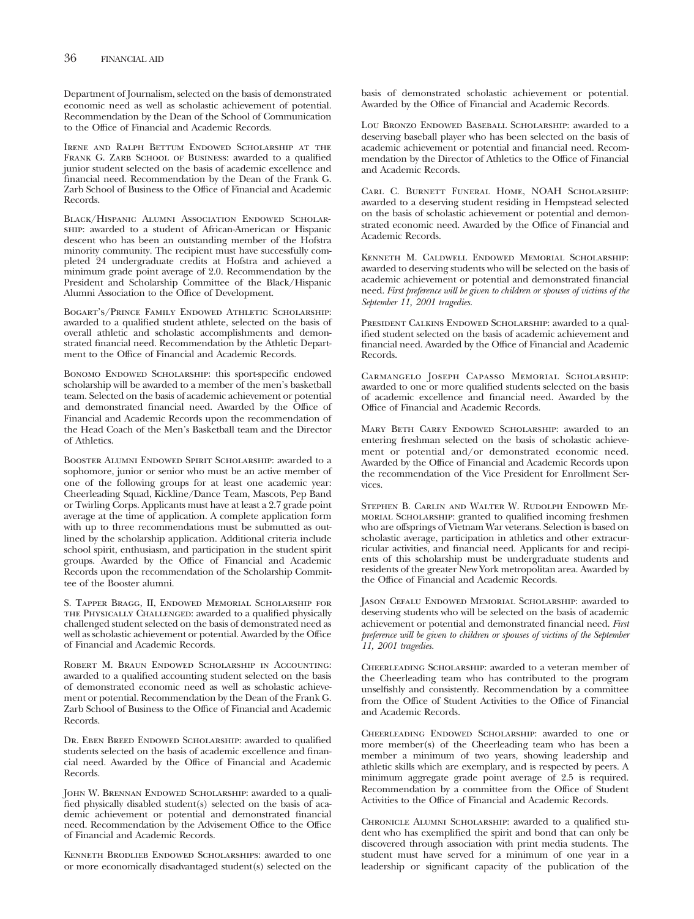Department of Journalism, selected on the basis of demonstrated economic need as well as scholastic achievement of potential. Recommendation by the Dean of the School of Communication to the Office of Financial and Academic Records.

Irene and Ralph Bettum Endowed Scholarship at the Frank G. Zarb School of Business: awarded to a qualified junior student selected on the basis of academic excellence and financial need. Recommendation by the Dean of the Frank G. Zarb School of Business to the Office of Financial and Academic Records.

Black/Hispanic Alumni Association Endowed Scholarship: awarded to a student of African-American or Hispanic descent who has been an outstanding member of the Hofstra minority community. The recipient must have successfully completed 24 undergraduate credits at Hofstra and achieved a minimum grade point average of 2.0. Recommendation by the President and Scholarship Committee of the Black/Hispanic Alumni Association to the Office of Development.

Bogart's/Prince Family Endowed Athletic Scholarship: awarded to a qualified student athlete, selected on the basis of overall athletic and scholastic accomplishments and demonstrated financial need. Recommendation by the Athletic Department to the Office of Financial and Academic Records.

Bonomo Endowed Scholarship: this sport-specific endowed scholarship will be awarded to a member of the men's basketball team. Selected on the basis of academic achievement or potential and demonstrated financial need. Awarded by the Office of Financial and Academic Records upon the recommendation of the Head Coach of the Men's Basketball team and the Director of Athletics.

Booster Alumni Endowed Spirit Scholarship: awarded to a sophomore, junior or senior who must be an active member of one of the following groups for at least one academic year: Cheerleading Squad, Kickline/Dance Team, Mascots, Pep Band or Twirling Corps. Applicants must have at least a 2.7 grade point average at the time of application. A complete application form with up to three recommendations must be submutted as outlined by the scholarship application. Additional criteria include school spirit, enthusiasm, and participation in the student spirit groups. Awarded by the Office of Financial and Academic Records upon the recommendation of the Scholarship Committee of the Booster alumni.

S. Tapper Bragg, II, Endowed Memorial Scholarship for the Physically Challenged: awarded to a qualified physically challenged student selected on the basis of demonstrated need as well as scholastic achievement or potential. Awarded by the Office of Financial and Academic Records.

Robert M. Braun Endowed Scholarship in Accounting: awarded to a qualified accounting student selected on the basis of demonstrated economic need as well as scholastic achievement or potential. Recommendation by the Dean of the Frank G. Zarb School of Business to the Office of Financial and Academic Records.

Dr. Eben Breed Endowed Scholarship: awarded to qualified students selected on the basis of academic excellence and financial need. Awarded by the Office of Financial and Academic Records.

John W. Brennan Endowed Scholarship: awarded to a qualified physically disabled student(s) selected on the basis of academic achievement or potential and demonstrated financial need. Recommendation by the Advisement Office to the Office of Financial and Academic Records.

Kenneth Brodlieb Endowed Scholarships: awarded to one or more economically disadvantaged student(s) selected on the basis of demonstrated scholastic achievement or potential. Awarded by the Office of Financial and Academic Records.

Lou Bronzo Endowed Baseball Scholarship: awarded to a deserving baseball player who has been selected on the basis of academic achievement or potential and financial need. Recommendation by the Director of Athletics to the Office of Financial and Academic Records.

Carl C. Burnett Funeral Home, NOAH Scholarship: awarded to a deserving student residing in Hempstead selected on the basis of scholastic achievement or potential and demonstrated economic need. Awarded by the Office of Financial and Academic Records.

Kenneth M. Caldwell Endowed Memorial Scholarship: awarded to deserving students who will be selected on the basis of academic achievement or potential and demonstrated financial need. *First preference will be given to children or spouses of victims of the September 11, 2001 tragedies.*

President Calkins Endowed Scholarship: awarded to a qualified student selected on the basis of academic achievement and financial need. Awarded by the Office of Financial and Academic Records.

Carmangelo Joseph Capasso Memorial Scholarship: awarded to one or more qualified students selected on the basis of academic excellence and financial need. Awarded by the Office of Financial and Academic Records.

Mary Beth Carey Endowed Scholarship: awarded to an entering freshman selected on the basis of scholastic achievement or potential and/or demonstrated economic need. Awarded by the Office of Financial and Academic Records upon the recommendation of the Vice President for Enrollment Services.

Stephen B. Carlin and Walter W. Rudolph Endowed Memorial Scholarship: granted to qualified incoming freshmen who are offsprings of Vietnam War veterans. Selection is based on scholastic average, participation in athletics and other extracurricular activities, and financial need. Applicants for and recipients of this scholarship must be undergraduate students and residents of the greater New York metropolitan area. Awarded by the Office of Financial and Academic Records.

Jason Cefalu Endowed Memorial Scholarship: awarded to deserving students who will be selected on the basis of academic achievement or potential and demonstrated financial need. *First preference will be given to children or spouses of victims of the September 11, 2001 tragedies.*

Cheerleading Scholarship: awarded to a veteran member of the Cheerleading team who has contributed to the program unselfishly and consistently. Recommendation by a committee from the Office of Student Activities to the Office of Financial and Academic Records.

Cheerleading Endowed Scholarship: awarded to one or more member(s) of the Cheerleading team who has been a member a minimum of two years, showing leadership and athletic skills which are exemplary, and is respected by peers. A minimum aggregate grade point average of 2.5 is required. Recommendation by a committee from the Office of Student Activities to the Office of Financial and Academic Records.

Chronicle Alumni Scholarship: awarded to a qualified student who has exemplified the spirit and bond that can only be discovered through association with print media students. The student must have served for a minimum of one year in a leadership or significant capacity of the publication of the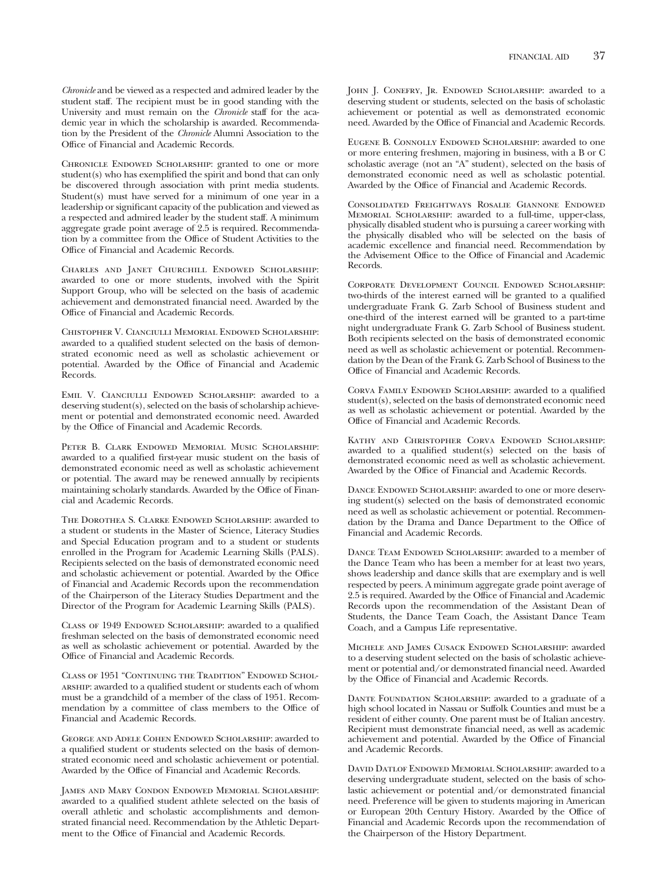*Chronicle* and be viewed as a respected and admired leader by the student staff. The recipient must be in good standing with the University and must remain on the *Chronicle* staff for the academic year in which the scholarship is awarded. Recommendation by the President of the *Chronicle* Alumni Association to the Office of Financial and Academic Records.

Chronicle Endowed Scholarship: granted to one or more student(s) who has exemplified the spirit and bond that can only be discovered through association with print media students. Student(s) must have served for a minimum of one year in a leadership or significant capacity of the publication and viewed as a respected and admired leader by the student staff. A minimum aggregate grade point average of 2.5 is required. Recommendation by a committee from the Office of Student Activities to the Office of Financial and Academic Records.

Charles and Janet Churchill Endowed Scholarship: awarded to one or more students, involved with the Spirit Support Group, who will be selected on the basis of academic achievement and demonstrated financial need. Awarded by the Office of Financial and Academic Records.

Chistopher V. Cianciulli Memorial Endowed Scholarship: awarded to a qualified student selected on the basis of demonstrated economic need as well as scholastic achievement or potential. Awarded by the Office of Financial and Academic Records.

Emil V. Cianciulli Endowed Scholarship: awarded to a deserving student(s), selected on the basis of scholarship achievement or potential and demonstrated economic need. Awarded by the Office of Financial and Academic Records.

Peter B. Clark Endowed Memorial Music Scholarship: awarded to a qualified first-year music student on the basis of demonstrated economic need as well as scholastic achievement or potential. The award may be renewed annually by recipients maintaining scholarly standards. Awarded by the Office of Financial and Academic Records.

The Dorothea S. Clarke Endowed Scholarship: awarded to a student or students in the Master of Science, Literacy Studies and Special Education program and to a student or students enrolled in the Program for Academic Learning Skills (PALS). Recipients selected on the basis of demonstrated economic need and scholastic achievement or potential. Awarded by the Office of Financial and Academic Records upon the recommendation of the Chairperson of the Literacy Studies Department and the Director of the Program for Academic Learning Skills (PALS).

Class of 1949 Endowed Scholarship: awarded to a qualified freshman selected on the basis of demonstrated economic need as well as scholastic achievement or potential. Awarded by the Office of Financial and Academic Records.

Class of 1951 "Continuing the Tradition" Endowed Scholarship: awarded to a qualified student or students each of whom must be a grandchild of a member of the class of 1951. Recommendation by a committee of class members to the Office of Financial and Academic Records.

George and Adele Cohen Endowed Scholarship: awarded to a qualified student or students selected on the basis of demonstrated economic need and scholastic achievement or potential. Awarded by the Office of Financial and Academic Records.

James and Mary Condon Endowed Memorial Scholarship: awarded to a qualified student athlete selected on the basis of overall athletic and scholastic accomplishments and demonstrated financial need. Recommendation by the Athletic Department to the Office of Financial and Academic Records.

John J. Conefry, Jr. Endowed Scholarship: awarded to a deserving student or students, selected on the basis of scholastic achievement or potential as well as demonstrated economic need. Awarded by the Office of Financial and Academic Records.

Eugene B. Connolly Endowed Scholarship: awarded to one or more entering freshmen, majoring in business, with a B or C scholastic average (not an "A" student), selected on the basis of demonstrated economic need as well as scholastic potential. Awarded by the Office of Financial and Academic Records.

Consolidated Freightways Rosalie Giannone Endowed Memorial Scholarship: awarded to a full-time, upper-class, physically disabled student who is pursuing a career working with the physically disabled who will be selected on the basis of academic excellence and financial need. Recommendation by the Advisement Office to the Office of Financial and Academic Records.

Corporate Development Council Endowed Scholarship: two-thirds of the interest earned will be granted to a qualified undergraduate Frank G. Zarb School of Business student and one-third of the interest earned will be granted to a part-time night undergraduate Frank G. Zarb School of Business student. Both recipients selected on the basis of demonstrated economic need as well as scholastic achievement or potential. Recommendation by the Dean of the Frank G. Zarb School of Business to the Office of Financial and Academic Records.

Corva Family Endowed Scholarship: awarded to a qualified student(s), selected on the basis of demonstrated economic need as well as scholastic achievement or potential. Awarded by the Office of Financial and Academic Records.

Kathy and Christopher Corva Endowed Scholarship: awarded to a qualified student(s) selected on the basis of demonstrated economic need as well as scholastic achievement. Awarded by the Office of Financial and Academic Records.

Dance Endowed Scholarship: awarded to one or more deserving student(s) selected on the basis of demonstrated economic need as well as scholastic achievement or potential. Recommendation by the Drama and Dance Department to the Office of Financial and Academic Records.

Dance Team Endowed Scholarship: awarded to a member of the Dance Team who has been a member for at least two years, shows leadership and dance skills that are exemplary and is well respected by peers. A minimum aggregate grade point average of 2.5 is required. Awarded by the Office of Financial and Academic Records upon the recommendation of the Assistant Dean of Students, the Dance Team Coach, the Assistant Dance Team Coach, and a Campus Life representative.

Michele and James Cusack Endowed Scholarship: awarded to a deserving student selected on the basis of scholastic achievement or potential and/or demonstrated financial need. Awarded by the Office of Financial and Academic Records.

Dante Foundation Scholarship: awarded to a graduate of a high school located in Nassau or Suffolk Counties and must be a resident of either county. One parent must be of Italian ancestry. Recipient must demonstrate financial need, as well as academic achievement and potential. Awarded by the Office of Financial and Academic Records.

David Datlof Endowed Memorial Scholarship: awarded to a deserving undergraduate student, selected on the basis of scholastic achievement or potential and/or demonstrated financial need. Preference will be given to students majoring in American or European 20th Century History. Awarded by the Office of Financial and Academic Records upon the recommendation of the Chairperson of the History Department.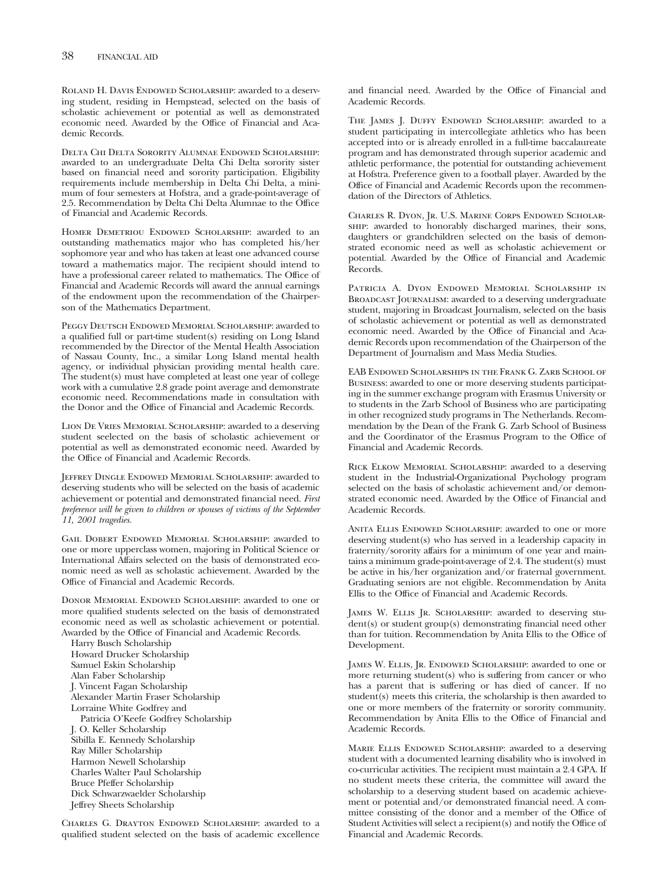Roland H. Davis Endowed Scholarship: awarded to a deserving student, residing in Hempstead, selected on the basis of scholastic achievement or potential as well as demonstrated economic need. Awarded by the Office of Financial and Academic Records.

Delta Chi Delta Sorority Alumnae Endowed Scholarship: awarded to an undergraduate Delta Chi Delta sorority sister based on financial need and sorority participation. Eligibility requirements include membership in Delta Chi Delta, a minimum of four semesters at Hofstra, and a grade-point-average of 2.5. Recommendation by Delta Chi Delta Alumnae to the Office of Financial and Academic Records.

Homer Demetriou Endowed Scholarship: awarded to an outstanding mathematics major who has completed his/her sophomore year and who has taken at least one advanced course toward a mathematics major. The recipient should intend to have a professional career related to mathematics. The Office of Financial and Academic Records will award the annual earnings of the endowment upon the recommendation of the Chairperson of the Mathematics Department.

Peggy Deutsch Endowed Memorial Scholarship: awarded to a qualified full or part-time student(s) residing on Long Island recommended by the Director of the Mental Health Association of Nassau County, Inc., a similar Long Island mental health agency, or individual physician providing mental health care. The student(s) must have completed at least one year of college work with a cumulative 2.8 grade point average and demonstrate economic need. Recommendations made in consultation with the Donor and the Office of Financial and Academic Records.

Lion De Vries Memorial Scholarship: awarded to a deserving student seelected on the basis of scholastic achievement or potential as well as demonstrated economic need. Awarded by the Office of Financial and Academic Records.

Jeffrey Dingle Endowed Memorial Scholarship: awarded to deserving students who will be selected on the basis of academic achievement or potential and demonstrated financial need. *First preference will be given to children or spouses of victims of the September 11, 2001 tragedies.*

Gail Dobert Endowed Memorial Scholarship: awarded to one or more upperclass women, majoring in Political Science or International Affairs selected on the basis of demonstrated economic need as well as scholastic achievement. Awarded by the Office of Financial and Academic Records.

Donor Memorial Endowed Scholarship: awarded to one or more qualified students selected on the basis of demonstrated economic need as well as scholastic achievement or potential. Awarded by the Office of Financial and Academic Records.

- Harry Busch Scholarship
- Howard Drucker Scholarship
- Samuel Eskin Scholarship
- Alan Faber Scholarship
- J. Vincent Fagan Scholarship
- Alexander Martin Fraser Scholarship
- Lorraine White Godfrey and Patricia O'Keefe Godfrey Scholarship
- J. O. Keller Scholarship
- Sibilla E. Kennedy Scholarship
- Ray Miller Scholarship
- Harmon Newell Scholarship
- Charles Walter Paul Scholarship
- Bruce Pfeffer Scholarship
- Dick Schwarzwaelder Scholarship
- Jeffrey Sheets Scholarship

Charles G. Drayton Endowed Scholarship: awarded to a qualified student selected on the basis of academic excellence and financial need. Awarded by the Office of Financial and Academic Records.

The James J. Duffy Endowed Scholarship: awarded to a student participating in intercollegiate athletics who has been accepted into or is already enrolled in a full-time baccalaureate program and has demonstrated through superior academic and athletic performance, the potential for outstanding achievement at Hofstra. Preference given to a football player. Awarded by the Office of Financial and Academic Records upon the recommendation of the Directors of Athletics.

Charles R. Dyon, Jr. U.S. Marine Corps Endowed Scholarship: awarded to honorably discharged marines, their sons, daughters or grandchildren selected on the basis of demonstrated economic need as well as scholastic achievement or potential. Awarded by the Office of Financial and Academic Records.

Patricia A. Dyon Endowed Memorial Scholarship in Broadcast Journalism: awarded to a deserving undergraduate student, majoring in Broadcast Journalism, selected on the basis of scholastic achievement or potential as well as demonstrated economic need. Awarded by the Office of Financial and Academic Records upon recommendation of the Chairperson of the Department of Journalism and Mass Media Studies.

EAB Endowed Scholarships in the Frank G. Zarb School of Business: awarded to one or more deserving students participating in the summer exchange program with Erasmus University or to students in the Zarb School of Business who are participating in other recognized study programs in The Netherlands. Recommendation by the Dean of the Frank G. Zarb School of Business and the Coordinator of the Erasmus Program to the Office of Financial and Academic Records.

Rick Elkow Memorial Scholarship: awarded to a deserving student in the Industrial-Organizational Psychology program selected on the basis of scholastic achievement and/or demonstrated economic need. Awarded by the Office of Financial and Academic Records.

Anita Ellis Endowed Scholarship: awarded to one or more deserving student(s) who has served in a leadership capacity in fraternity/sorority affairs for a minimum of one year and maintains a minimum grade-point-average of 2.4. The student(s) must be active in his/her organization and/or fraternal government. Graduating seniors are not eligible. Recommendation by Anita Ellis to the Office of Financial and Academic Records.

James W. Ellis Jr. Scholarship: awarded to deserving student(s) or student group(s) demonstrating financial need other than for tuition. Recommendation by Anita Ellis to the Office of Development.

James W. Ellis, Jr. Endowed Scholarship: awarded to one or more returning student(s) who is suffering from cancer or who has a parent that is suffering or has died of cancer. If no student(s) meets this criteria, the scholarship is then awarded to one or more members of the fraternity or sorority community. Recommendation by Anita Ellis to the Office of Financial and Academic Records.

Marie Ellis Endowed Scholarship: awarded to a deserving student with a documented learning disability who is involved in co-curricular activities. The recipient must maintain a 2.4 GPA. If no student meets these criteria, the committee will award the scholarship to a deserving student based on academic achievement or potential and/or demonstrated financial need. A committee consisting of the donor and a member of the Office of Student Activities will select a recipient(s) and notify the Office of Financial and Academic Records.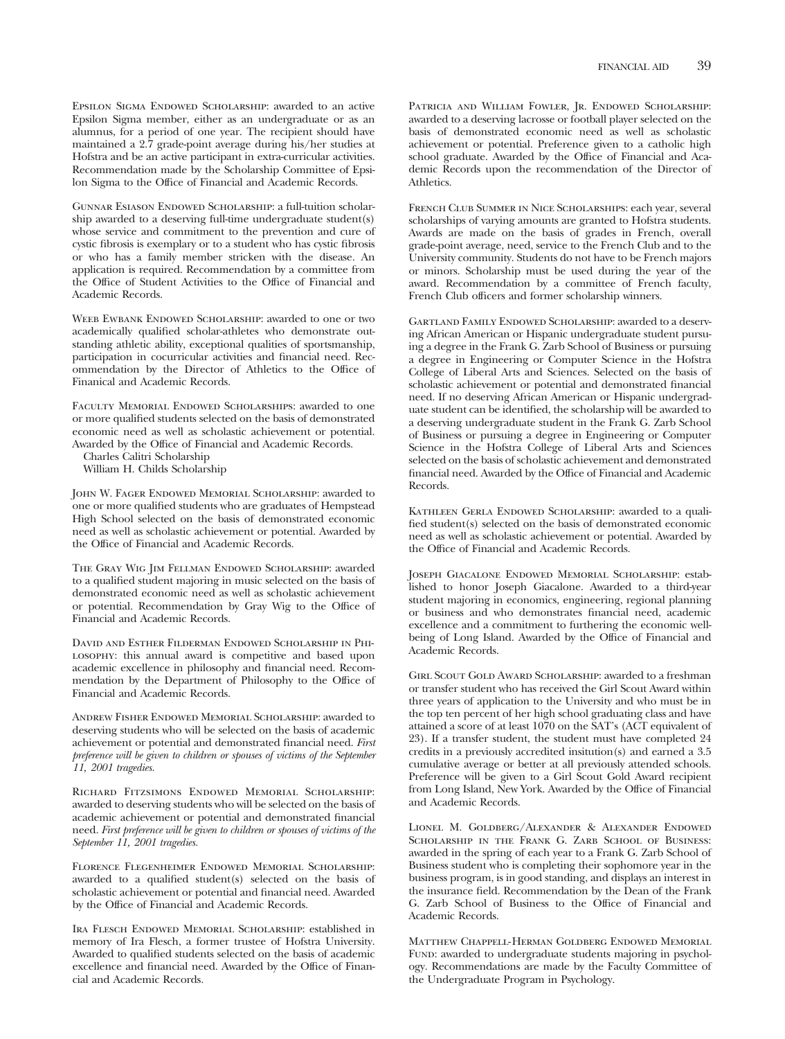Epsilon Sigma Endowed Scholarship: awarded to an active Epsilon Sigma member, either as an undergraduate or as an alumnus, for a period of one year. The recipient should have maintained a 2.7 grade-point average during his/her studies at Hofstra and be an active participant in extra-curricular activities. Recommendation made by the Scholarship Committee of Epsilon Sigma to the Office of Financial and Academic Records.

Gunnar Esiason Endowed Scholarship: a full-tuition scholarship awarded to a deserving full-time undergraduate student(s) whose service and commitment to the prevention and cure of cystic fibrosis is exemplary or to a student who has cystic fibrosis or who has a family member stricken with the disease. An application is required. Recommendation by a committee from the Office of Student Activities to the Office of Financial and Academic Records.

Weeb Ewbank Endowed Scholarship: awarded to one or two academically qualified scholar-athletes who demonstrate outstanding athletic ability, exceptional qualities of sportsmanship, participation in cocurricular activities and financial need. Recommendation by the Director of Athletics to the Office of Finanical and Academic Records.

Faculty Memorial Endowed Scholarships: awarded to one or more qualified students selected on the basis of demonstrated economic need as well as scholastic achievement or potential. Awarded by the Office of Financial and Academic Records.

Charles Calitri Scholarship
William H. Childs Scholarship

John W. Fager Endowed Memorial Scholarship: awarded to one or more qualified students who are graduates of Hempstead High School selected on the basis of demonstrated economic need as well as scholastic achievement or potential. Awarded by the Office of Financial and Academic Records.

The Gray Wig Jim Fellman Endowed Scholarship: awarded to a qualified student majoring in music selected on the basis of demonstrated economic need as well as scholastic achievement or potential. Recommendation by Gray Wig to the Office of Financial and Academic Records.

David and Esther Filderman Endowed Scholarship in Philosophy: this annual award is competitive and based upon academic excellence in philosophy and financial need. Recommendation by the Department of Philosophy to the Office of Financial and Academic Records.

Andrew Fisher Endowed Memorial Scholarship: awarded to deserving students who will be selected on the basis of academic achievement or potential and demonstrated financial need. *First preference will be given to children or spouses of victims of the September 11, 2001 tragedies.*

Richard Fitzsimons Endowed Memorial Scholarship: awarded to deserving students who will be selected on the basis of academic achievement or potential and demonstrated financial need. *First preference will be given to children or spouses of victims of the September 11, 2001 tragedies.*

Florence Flegenheimer Endowed Memorial Scholarship: awarded to a qualified student(s) selected on the basis of scholastic achievement or potential and financial need. Awarded by the Office of Financial and Academic Records.

Ira Flesch Endowed Memorial Scholarship: established in memory of Ira Flesch, a former trustee of Hofstra University. Awarded to qualified students selected on the basis of academic excellence and financial need. Awarded by the Office of Financial and Academic Records.

Patricia and William Fowler, Jr. Endowed Scholarship: awarded to a deserving lacrosse or football player selected on the basis of demonstrated economic need as well as scholastic achievement or potential. Preference given to a catholic high school graduate. Awarded by the Office of Financial and Academic Records upon the recommendation of the Director of Athletics.

French Club Summer in Nice Scholarships: each year, several scholarships of varying amounts are granted to Hofstra students. Awards are made on the basis of grades in French, overall grade-point average, need, service to the French Club and to the University community. Students do not have to be French majors or minors. Scholarship must be used during the year of the award. Recommendation by a committee of French faculty, French Club officers and former scholarship winners.

Gartland Family Endowed Scholarship: awarded to a deserving African American or Hispanic undergraduate student pursuing a degree in the Frank G. Zarb School of Business or pursuing a degree in Engineering or Computer Science in the Hofstra College of Liberal Arts and Sciences. Selected on the basis of scholastic achievement or potential and demonstrated financial need. If no deserving African American or Hispanic undergraduate student can be identified, the scholarship will be awarded to a deserving undergraduate student in the Frank G. Zarb School of Business or pursuing a degree in Engineering or Computer Science in the Hofstra College of Liberal Arts and Sciences selected on the basis of scholastic achievement and demonstrated financial need. Awarded by the Office of Financial and Academic Records.

Kathleen Gerla Endowed Scholarship: awarded to a qualified student(s) selected on the basis of demonstrated economic need as well as scholastic achievement or potential. Awarded by the Office of Financial and Academic Records.

Joseph Giacalone Endowed Memorial Scholarship: established to honor Joseph Giacalone. Awarded to a third-year student majoring in economics, engineering, regional planning or business and who demonstrates financial need, academic excellence and a commitment to furthering the economic wellbeing of Long Island. Awarded by the Office of Financial and Academic Records.

Girl Scout Gold Award Scholarship: awarded to a freshman or transfer student who has received the Girl Scout Award within three years of application to the University and who must be in the top ten percent of her high school graduating class and have attained a score of at least 1070 on the SAT's (ACT equivalent of 23). If a transfer student, the student must have completed 24 credits in a previously accredited insitution(s) and earned a 3.5 cumulative average or better at all previously attended schools. Preference will be given to a Girl Scout Gold Award recipient from Long Island, New York. Awarded by the Office of Financial and Academic Records.

Lionel M. Goldberg/Alexander & Alexander Endowed Scholarship in the Frank G. Zarb School of Business: awarded in the spring of each year to a Frank G. Zarb School of Business student who is completing their sophomore year in the business program, is in good standing, and displays an interest in the insurance field. Recommendation by the Dean of the Frank G. Zarb School of Business to the Office of Financial and Academic Records.

Matthew Chappell-Herman Goldberg Endowed Memorial Fund: awarded to undergraduate students majoring in psychology. Recommendations are made by the Faculty Committee of the Undergraduate Program in Psychology.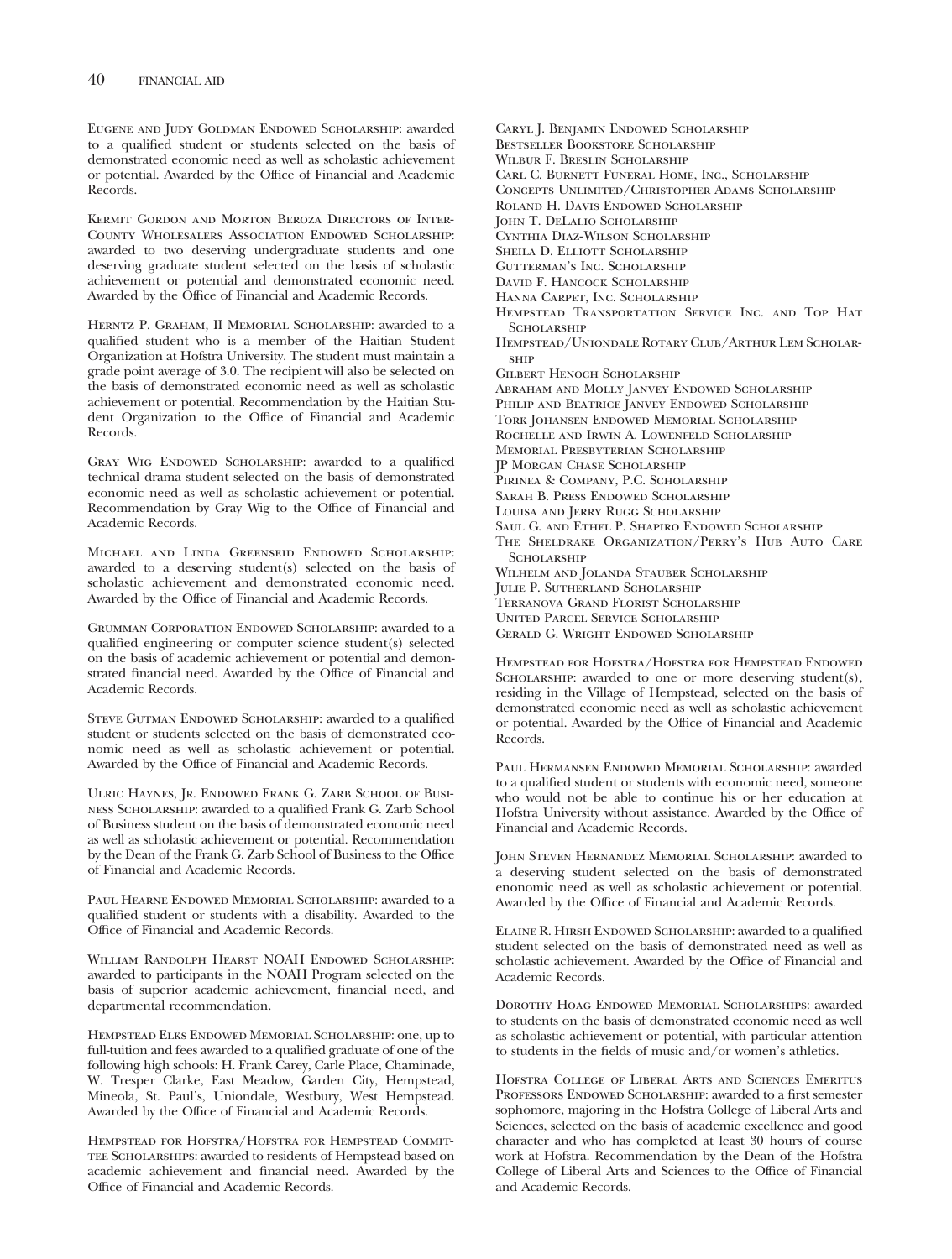Eugene and Judy Goldman Endowed Scholarship: awarded to a qualified student or students selected on the basis of demonstrated economic need as well as scholastic achievement or potential. Awarded by the Office of Financial and Academic Records.

Kermit Gordon and Morton Beroza Directors of Inter-County Wholesalers Association Endowed Scholarship: awarded to two deserving undergraduate students and one deserving graduate student selected on the basis of scholastic achievement or potential and demonstrated economic need. Awarded by the Office of Financial and Academic Records.

Herntz P. Graham, II Memorial Scholarship: awarded to a qualified student who is a member of the Haitian Student Organization at Hofstra University. The student must maintain a grade point average of 3.0. The recipient will also be selected on the basis of demonstrated economic need as well as scholastic achievement or potential. Recommendation by the Haitian Student Organization to the Office of Financial and Academic Records.

Gray Wig Endowed Scholarship: awarded to a qualified technical drama student selected on the basis of demonstrated economic need as well as scholastic achievement or potential. Recommendation by Gray Wig to the Office of Financial and Academic Records.

Michael and Linda Greenseid Endowed Scholarship: awarded to a deserving student(s) selected on the basis of scholastic achievement and demonstrated economic need. Awarded by the Office of Financial and Academic Records.

Grumman Corporation Endowed Scholarship: awarded to a qualified engineering or computer science student(s) selected on the basis of academic achievement or potential and demonstrated financial need. Awarded by the Office of Financial and Academic Records.

Steve Gutman Endowed Scholarship: awarded to a qualified student or students selected on the basis of demonstrated economic need as well as scholastic achievement or potential. Awarded by the Office of Financial and Academic Records.

Ulric Haynes, Jr. Endowed Frank G. Zarb School of Business Scholarship: awarded to a qualified Frank G. Zarb School of Business student on the basis of demonstrated economic need as well as scholastic achievement or potential. Recommendation by the Dean of the Frank G. Zarb School of Business to the Office of Financial and Academic Records.

Paul Hearne Endowed Memorial Scholarship: awarded to a qualified student or students with a disability. Awarded to the Office of Financial and Academic Records.

William Randolph Hearst NOAH Endowed Scholarship: awarded to participants in the NOAH Program selected on the basis of superior academic achievement, financial need, and departmental recommendation.

Hempstead Elks Endowed Memorial Scholarship: one, up to full-tuition and fees awarded to a qualified graduate of one of the following high schools: H. Frank Carey, Carle Place, Chaminade, W. Tresper Clarke, East Meadow, Garden City, Hempstead, Mineola, St. Paul's, Uniondale, Westbury, West Hempstead. Awarded by the Office of Financial and Academic Records.

Hempstead for Hofstra/Hofstra for Hempstead Committee Scholarships: awarded to residents of Hempstead based on academic achievement and financial need. Awarded by the Office of Financial and Academic Records.

Caryl J. Benjamin Endowed Scholarship
Bestseller Bookstore Scholarship
Wilbur F. Breslin Scholarship
Carl C. Burnett Funeral Home, Inc., Scholarship
Concepts Unlimited/Christopher Adams Scholarship
Roland H. Davis Endowed Scholarship
John T. DeLalio Scholarship
Cynthia Diaz-Wilson Scholarship
Sheila D. Elliott Scholarship
Gutterman's Inc. Scholarship
David F. Hancock Scholarship
Hanna Carpet, Inc. Scholarship
Hempstead Transportation Service Inc. and Top Hat Scholarship
Hempstead/Uniondale Rotary Club/Arthur Lem Scholarship
Gilbert Henoch Scholarship
Abraham and Molly Janvey Endowed Scholarship
Philip and Beatrice Janvey Endowed Scholarship
Tork Johansen Endowed Memorial Scholarship
Rochelle and Irwin A. Lowenfeld Scholarship
Memorial Presbyterian Scholarship
JP Morgan Chase Scholarship
Pirinea & Company, P.C. Scholarship
Sarah B. Press Endowed Scholarship
Louisa and Jerry Rugg Scholarship
Saul G. and Ethel P. Shapiro Endowed Scholarship
The Sheldrake Organization/Perry's Hub Auto Care Scholarship
Wilhelm and Jolanda Stauber Scholarship
Julie P. Sutherland Scholarship
Terranova Grand Florist Scholarship
United Parcel Service Scholarship
Gerald G. Wright Endowed Scholarship

Hempstead for Hofstra/Hofstra for Hempstead Endowed Scholarship: awarded to one or more deserving student(s), residing in the Village of Hempstead, selected on the basis of demonstrated economic need as well as scholastic achievement or potential. Awarded by the Office of Financial and Academic Records.

Paul Hermansen Endowed Memorial Scholarship: awarded to a qualified student or students with economic need, someone who would not be able to continue his or her education at Hofstra University without assistance. Awarded by the Office of Financial and Academic Records.

John Steven Hernandez Memorial Scholarship: awarded to a deserving student selected on the basis of demonstrated enonomic need as well as scholastic achievement or potential. Awarded by the Office of Financial and Academic Records.

Elaine R. Hirsh Endowed Scholarship: awarded to a qualified student selected on the basis of demonstrated need as well as scholastic achievement. Awarded by the Office of Financial and Academic Records.

Dorothy Hoag Endowed Memorial Scholarships: awarded to students on the basis of demonstrated economic need as well as scholastic achievement or potential, with particular attention to students in the fields of music and/or women's athletics.

Hofstra College of Liberal Arts and Sciences Emeritus Professors Endowed Scholarship: awarded to a first semester sophomore, majoring in the Hofstra College of Liberal Arts and Sciences, selected on the basis of academic excellence and good character and who has completed at least 30 hours of course work at Hofstra. Recommendation by the Dean of the Hofstra College of Liberal Arts and Sciences to the Office of Financial and Academic Records.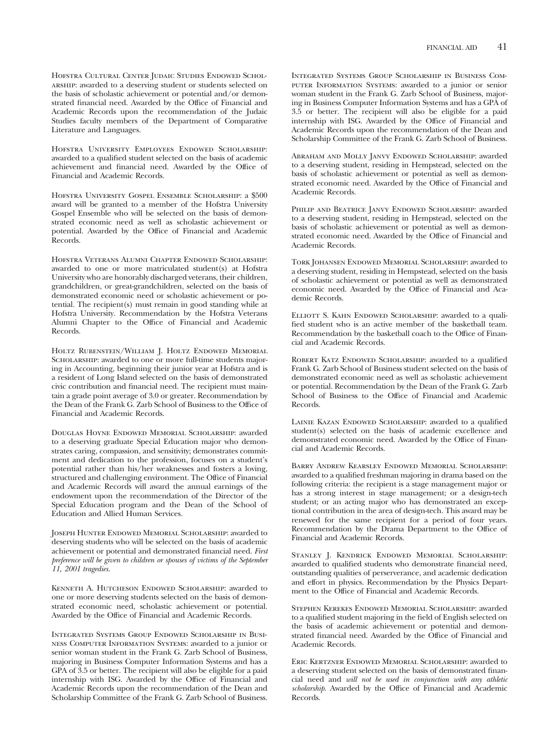Hofstra Cultural Center Judaic Studies Endowed Scholarship: awarded to a deserving student or students selected on the basis of scholastic achievement or potential and/or demonstrated financial need. Awarded by the Office of Financial and Academic Records upon the recommendation of the Judaic Studies faculty members of the Department of Comparative Literature and Languages.

Hofstra University Employees Endowed Scholarship: awarded to a qualified student selected on the basis of academic achievement and financial need. Awarded by the Office of Financial and Academic Records.

Hofstra University Gospel Ensemble Scholarship: a $500 award will be granted to a member of the Hofstra University Gospel Ensemble who will be selected on the basis of demonstrated economic need as well as scholastic achievement or potential. Awarded by the Office of Financial and Academic Records.

Hofstra Veterans Alumni Chapter Endowed Scholarship: awarded to one or more matriculated student(s) at Hofstra University who are honorably discharged veterans, their children, grandchildren, or great-grandchildren, selected on the basis of demonstrated economic need or scholastic achievement or potential. The recipient(s) must remain in good standing while at Hofstra University. Recommendation by the Hofstra Veterans Alumni Chapter to the Office of Financial and Academic Records.

Holtz Rubenstein/William J. Holtz Endowed Memorial Scholarship: awarded to one or more full-time students majoring in Accounting, beginning their junior year at Hofstra and is a resident of Long Island selected on the basis of demonstrated civic contribution and financial need. The recipient must maintain a grade point average of 3.0 or greater. Recommendation by the Dean of the Frank G. Zarb School of Business to the Office of Financial and Academic Records.

Douglas Hoyne Endowed Memorial Scholarship: awarded to a deserving graduate Special Education major who demonstrates caring, compassion, and sensitivity; demonstrates commitment and dedication to the profession, focuses on a student's potential rather than his/her weaknesses and fosters a loving, structured and challenging environment. The Office of Financial and Academic Records will award the annual earnings of the endowment upon the recommendation of the Director of the Special Education program and the Dean of the School of Education and Allied Human Services.

Joseph Hunter Endowed Memorial Scholarship: awarded to deserving students who will be selected on the basis of academic achievement or potential and demonstrated financial need. *First preference will be given to children or spouses of victims of the September 11, 2001 tragedies.*

Kenneth A. Hutcheson Endowed Scholarship: awarded to one or more deserving students selected on the basis of demonstrated economic need, scholastic achievement or potential. Awarded by the Office of Financial and Academic Records.

Integrated Systems Group Endowed Scholarship in Business Computer Information Systems: awarded to a junior or senior woman student in the Frank G. Zarb School of Business, majoring in Business Computer Information Systems and has a GPA of 3.5 or better. The recipient will also be eligible for a paid internship with ISG. Awarded by the Office of Financial and Academic Records upon the recommendation of the Dean and Scholarship Committee of the Frank G. Zarb School of Business.

Integrated Systems Group Scholarship in Business Computer Information Systems: awarded to a junior or senior woman student in the Frank G. Zarb School of Business, majoring in Business Computer Information Systems and has a GPA of 3.5 or better. The recipient will also be eligible for a paid internship with ISG. Awarded by the Office of Financial and Academic Records upon the recommendation of the Dean and Scholarship Committee of the Frank G. Zarb School of Business.

Abraham and Molly Janvy Endowed Scholarship: awarded to a deserving student, residing in Hempstead, selected on the basis of scholastic achievement or potential as well as demonstrated economic need. Awarded by the Office of Financial and Academic Records.

Philip and Beatrice Janvy Endowed Scholarship: awarded to a deserving student, residing in Hempstead, selected on the basis of scholastic achievement or potential as well as demonstrated economic need. Awarded by the Office of Financial and Academic Records.

Tork Johansen Endowed Memorial Scholarship: awarded to a deserving student, residing in Hempstead, selected on the basis of scholastic achievement or potential as well as demonstrated economic need. Awarded by the Office of Financial and Academic Records.

Elliott S. Kahn Endowed Scholarship: awarded to a qualified student who is an active member of the basketball team. Recommendation by the basketball coach to the Office of Financial and Academic Records.

Robert Katz Endowed Scholarship: awarded to a qualified Frank G. Zarb School of Business student selected on the basis of demonstrated economic need as well as scholastic achievement or potential. Recommendation by the Dean of the Frank G. Zarb School of Business to the Office of Financial and Academic Records.

Lainie Kazan Endowed Scholarship: awarded to a qualified student(s) selected on the basis of academic excellence and demonstrated economic need. Awarded by the Office of Financial and Academic Records.

Barry Andrew Kearsley Endowed Memorial Scholarship: awarded to a qualified freshman majoring in drama based on the following criteria: the recipient is a stage management major or has a strong interest in stage management; or a design-tech student; or an acting major who has demonstrated an exceptional contribution in the area of design-tech. This award may be renewed for the same recipient for a period of four years. Recommendation by the Drama Department to the Office of Financial and Academic Records.

Stanley J. Kendrick Endowed Memorial Scholarship: awarded to qualified students who demonstrate financial need, outstanding qualities of perserverance, and academic dedication and effort in physics. Recommendation by the Physics Department to the Office of Financial and Academic Records.

Stephen Kerekes Endowed Memorial Scholarship: awarded to a qualified student majoring in the field of English selected on the basis of academic achievement or potential and demonstrated financial need. Awarded by the Office of Financial and Academic Records.

Eric Kertzner Endowed Memorial Scholarship: awarded to a deserving student selected on the basis of demonstrated financial need and *will not be used in conjunction with any athletic scholarship*. Awarded by the Office of Financial and Academic Records.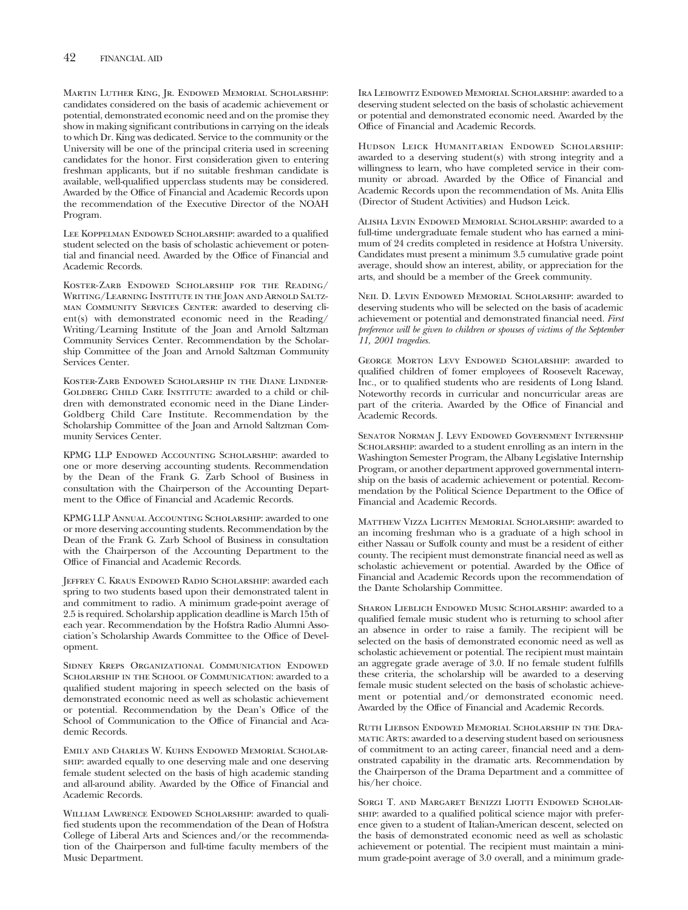Martin Luther King, Jr. Endowed Memorial Scholarship: candidates considered on the basis of academic achievement or potential, demonstrated economic need and on the promise they show in making significant contributions in carrying on the ideals to which Dr. King was dedicated. Service to the community or the University will be one of the principal criteria used in screening candidates for the honor. First consideration given to entering freshman applicants, but if no suitable freshman candidate is available, well-qualified upperclass students may be considered. Awarded by the Office of Financial and Academic Records upon the recommendation of the Executive Director of the NOAH Program.

Lee Koppelman Endowed Scholarship: awarded to a qualified student selected on the basis of scholastic achievement or potential and financial need. Awarded by the Office of Financial and Academic Records.

Koster-Zarb Endowed Scholarship for the Reading/Writing/Learning Institute in the Joan and Arnold Saltzman Community Services Center: awarded to deserving client(s) with demonstrated economic need in the Reading/Writing/Learning Institute of the Joan and Arnold Saltzman Community Services Center. Recommendation by the Scholarship Committee of the Joan and Arnold Saltzman Community Services Center.

Koster-Zarb Endowed Scholarship in the Diane Lindner-Goldberg Child Care Institute: awarded to a child or children with demonstrated economic need in the Diane Linder-Goldberg Child Care Institute. Recommendation by the Scholarship Committee of the Joan and Arnold Saltzman Community Services Center.

KPMG LLP Endowed Accounting Scholarship: awarded to one or more deserving accounting students. Recommendation by the Dean of the Frank G. Zarb School of Business in consultation with the Chairperson of the Accounting Department to the Office of Financial and Academic Records.

KPMG LLP Annual Accounting Scholarship: awarded to one or more deserving accounting students. Recommendation by the Dean of the Frank G. Zarb School of Business in consultation with the Chairperson of the Accounting Department to the Office of Financial and Academic Records.

Jeffrey C. Kraus Endowed Radio Scholarship: awarded each spring to two students based upon their demonstrated talent in and commitment to radio. A minimum grade-point average of 2.5 is required. Scholarship application deadline is March 15th of each year. Recommendation by the Hofstra Radio Alumni Association's Scholarship Awards Committee to the Office of Development.

Sidney Kreps Organizational Communication Endowed Scholarship in the School of Communication: awarded to a qualified student majoring in speech selected on the basis of demonstrated economic need as well as scholastic achievement or potential. Recommendation by the Dean's Office of the School of Communication to the Office of Financial and Academic Records.

Emily and Charles W. Kuhns Endowed Memorial Scholarship: awarded equally to one deserving male and one deserving female student selected on the basis of high academic standing and all-around ability. Awarded by the Office of Financial and Academic Records.

William Lawrence Endowed Scholarship: awarded to qualified students upon the recommendation of the Dean of Hofstra College of Liberal Arts and Sciences and/or the recommendation of the Chairperson and full-time faculty members of the Music Department.

Ira Leibowitz Endowed Memorial Scholarship: awarded to a deserving student selected on the basis of scholastic achievement or potential and demonstrated economic need. Awarded by the Office of Financial and Academic Records.

Hudson Leick Humanitarian Endowed Scholarship: awarded to a deserving student(s) with strong integrity and a willingness to learn, who have completed service in their community or abroad. Awarded by the Office of Financial and Academic Records upon the recommendation of Ms. Anita Ellis (Director of Student Activities) and Hudson Leick.

Alisha Levin Endowed Memorial Scholarship: awarded to a full-time undergraduate female student who has earned a minimum of 24 credits completed in residence at Hofstra University. Candidates must present a minimum 3.5 cumulative grade point average, should show an interest, ability, or appreciation for the arts, and should be a member of the Greek community.

Neil D. Levin Endowed Memorial Scholarship: awarded to deserving students who will be selected on the basis of academic achievement or potential and demonstrated financial need. *First preference will be given to children or spouses of victims of the September 11, 2001 tragedies.*

George Morton Levy Endowed Scholarship: awarded to qualified children of fomer employees of Roosevelt Raceway, Inc., or to qualified students who are residents of Long Island. Noteworthy records in curricular and noncurricular areas are part of the criteria. Awarded by the Office of Financial and Academic Records.

Senator Norman J. Levy Endowed Government Internship Scholarship: awarded to a student enrolling as an intern in the Washington Semester Program, the Albany Legislative Internship Program, or another department approved governmental internship on the basis of academic achievement or potential. Recommendation by the Political Science Department to the Office of Financial and Academic Records.

Matthew Vizza Lichten Memorial Scholarship: awarded to an incoming freshman who is a graduate of a high school in either Nassau or Suffolk county and must be a resident of either county. The recipient must demonstrate financial need as well as scholastic achievement or potential. Awarded by the Office of Financial and Academic Records upon the recommendation of the Dante Scholarship Committee.

Sharon Lieblich Endowed Music Scholarship: awarded to a qualified female music student who is returning to school after an absence in order to raise a family. The recipient will be selected on the basis of demonstrated economic need as well as scholastic achievement or potential. The recipient must maintain an aggregate grade average of 3.0. If no female student fulfills these criteria, the scholarship will be awarded to a deserving female music student selected on the basis of scholastic achievement or potential and/or demonstrated economic need. Awarded by the Office of Financial and Academic Records.

Ruth Liebson Endowed Memorial Scholarship in the Dramatic Arts: awarded to a deserving student based on seriousness of commitment to an acting career, financial need and a demonstrated capability in the dramatic arts. Recommendation by the Chairperson of the Drama Department and a committee of his/her choice.

Sorgi T. and Margaret Benizzi Liotti Endowed Scholarship: awarded to a qualified political science major with preference given to a student of Italian-American descent, selected on the basis of demonstrated economic need as well as scholastic achievement or potential. The recipient must maintain a minimum grade-point average of 3.0 overall, and a minimum grade-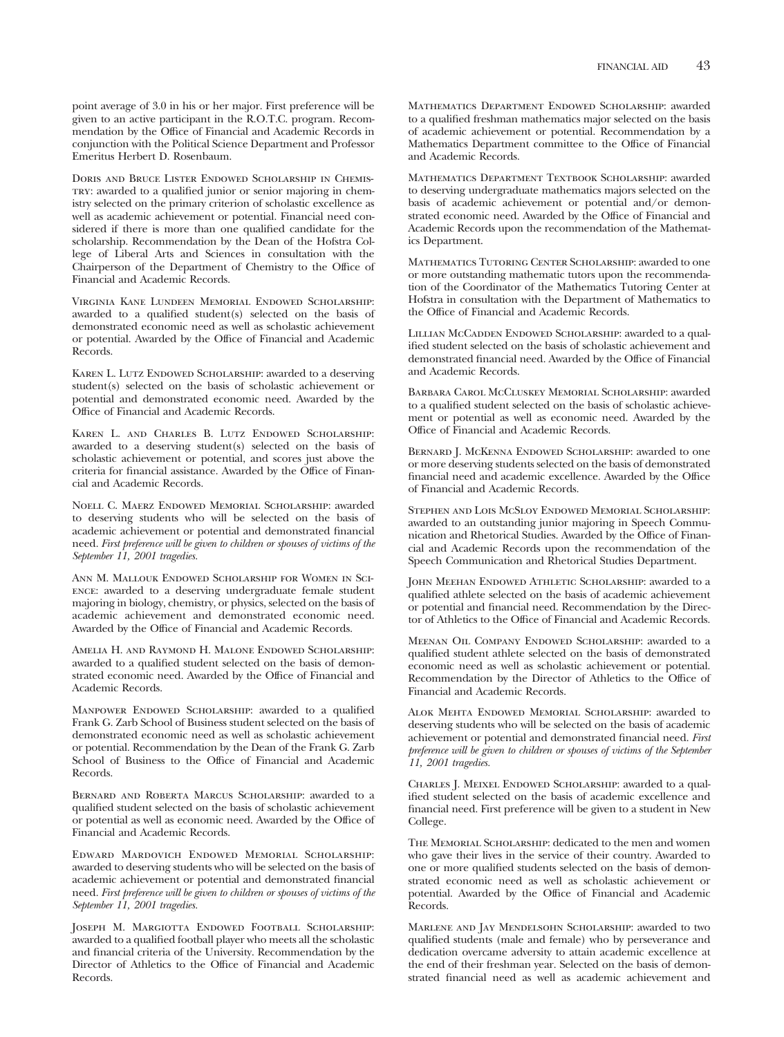point average of 3.0 in his or her major. First preference will be given to an active participant in the R.O.T.C. program. Recommendation by the Office of Financial and Academic Records in conjunction with the Political Science Department and Professor Emeritus Herbert D. Rosenbaum.

Doris and Bruce Lister Endowed Scholarship in Chemistry: awarded to a qualified junior or senior majoring in chemistry selected on the primary criterion of scholastic excellence as well as academic achievement or potential. Financial need considered if there is more than one qualified candidate for the scholarship. Recommendation by the Dean of the Hofstra College of Liberal Arts and Sciences in consultation with the Chairperson of the Department of Chemistry to the Office of Financial and Academic Records.

Virginia Kane Lundeen Memorial Endowed Scholarship: awarded to a qualified student(s) selected on the basis of demonstrated economic need as well as scholastic achievement or potential. Awarded by the Office of Financial and Academic Records.

Karen L. Lutz Endowed Scholarship: awarded to a deserving student(s) selected on the basis of scholastic achievement or potential and demonstrated economic need. Awarded by the Office of Financial and Academic Records.

Karen L. and Charles B. Lutz Endowed Scholarship: awarded to a deserving student(s) selected on the basis of scholastic achievement or potential, and scores just above the criteria for financial assistance. Awarded by the Office of Financial and Academic Records.

Noell C. Maerz Endowed Memorial Scholarship: awarded to deserving students who will be selected on the basis of academic achievement or potential and demonstrated financial need. *First preference will be given to children or spouses of victims of the September 11, 2001 tragedies.*

Ann M. Mallouk Endowed Scholarship for Women in Science: awarded to a deserving undergraduate female student majoring in biology, chemistry, or physics, selected on the basis of academic achievement and demonstrated economic need. Awarded by the Office of Financial and Academic Records.

Amelia H. and Raymond H. Malone Endowed Scholarship: awarded to a qualified student selected on the basis of demonstrated economic need. Awarded by the Office of Financial and Academic Records.

Manpower Endowed Scholarship: awarded to a qualified Frank G. Zarb School of Business student selected on the basis of demonstrated economic need as well as scholastic achievement or potential. Recommendation by the Dean of the Frank G. Zarb School of Business to the Office of Financial and Academic Records.

Bernard and Roberta Marcus Scholarship: awarded to a qualified student selected on the basis of scholastic achievement or potential as well as economic need. Awarded by the Office of Financial and Academic Records.

Edward Mardovich Endowed Memorial Scholarship: awarded to deserving students who will be selected on the basis of academic achievement or potential and demonstrated financial need. *First preference will be given to children or spouses of victims of the September 11, 2001 tragedies.*

Joseph M. Margiotta Endowed Football Scholarship: awarded to a qualified football player who meets all the scholastic and financial criteria of the University. Recommendation by the Director of Athletics to the Office of Financial and Academic Records.

Mathematics Department Endowed Scholarship: awarded to a qualified freshman mathematics major selected on the basis of academic achievement or potential. Recommendation by a Mathematics Department committee to the Office of Financial and Academic Records.

Mathematics Department Textbook Scholarship: awarded to deserving undergraduate mathematics majors selected on the basis of academic achievement or potential and/or demonstrated economic need. Awarded by the Office of Financial and Academic Records upon the recommendation of the Mathematics Department.

Mathematics Tutoring Center Scholarship: awarded to one or more outstanding mathematic tutors upon the recommendation of the Coordinator of the Mathematics Tutoring Center at Hofstra in consultation with the Department of Mathematics to the Office of Financial and Academic Records.

Lillian McCadden Endowed Scholarship: awarded to a qualified student selected on the basis of scholastic achievement and demonstrated financial need. Awarded by the Office of Financial and Academic Records.

Barbara Carol McCluskey Memorial Scholarship: awarded to a qualified student selected on the basis of scholastic achievement or potential as well as economic need. Awarded by the Office of Financial and Academic Records.

Bernard J. McKenna Endowed Scholarship: awarded to one or more deserving students selected on the basis of demonstrated financial need and academic excellence. Awarded by the Office of Financial and Academic Records.

Stephen and Lois McSloy Endowed Memorial Scholarship: awarded to an outstanding junior majoring in Speech Communication and Rhetorical Studies. Awarded by the Office of Financial and Academic Records upon the recommendation of the Speech Communication and Rhetorical Studies Department.

John Meehan Endowed Athletic Scholarship: awarded to a qualified athlete selected on the basis of academic achievement or potential and financial need. Recommendation by the Director of Athletics to the Office of Financial and Academic Records.

Meenan Oil Company Endowed Scholarship: awarded to a qualified student athlete selected on the basis of demonstrated economic need as well as scholastic achievement or potential. Recommendation by the Director of Athletics to the Office of Financial and Academic Records.

Alok Mehta Endowed Memorial Scholarship: awarded to deserving students who will be selected on the basis of academic achievement or potential and demonstrated financial need. *First preference will be given to children or spouses of victims of the September 11, 2001 tragedies.*

Charles J. Meixel Endowed Scholarship: awarded to a qualified student selected on the basis of academic excellence and financial need. First preference will be given to a student in New College.

The Memorial Scholarship: dedicated to the men and women who gave their lives in the service of their country. Awarded to one or more qualified students selected on the basis of demonstrated economic need as well as scholastic achievement or potential. Awarded by the Office of Financial and Academic Records.

Marlene and Jay Mendelsohn Scholarship: awarded to two qualified students (male and female) who by perseverance and dedication overcame adversity to attain academic excellence at the end of their freshman year. Selected on the basis of demonstrated financial need as well as academic achievement and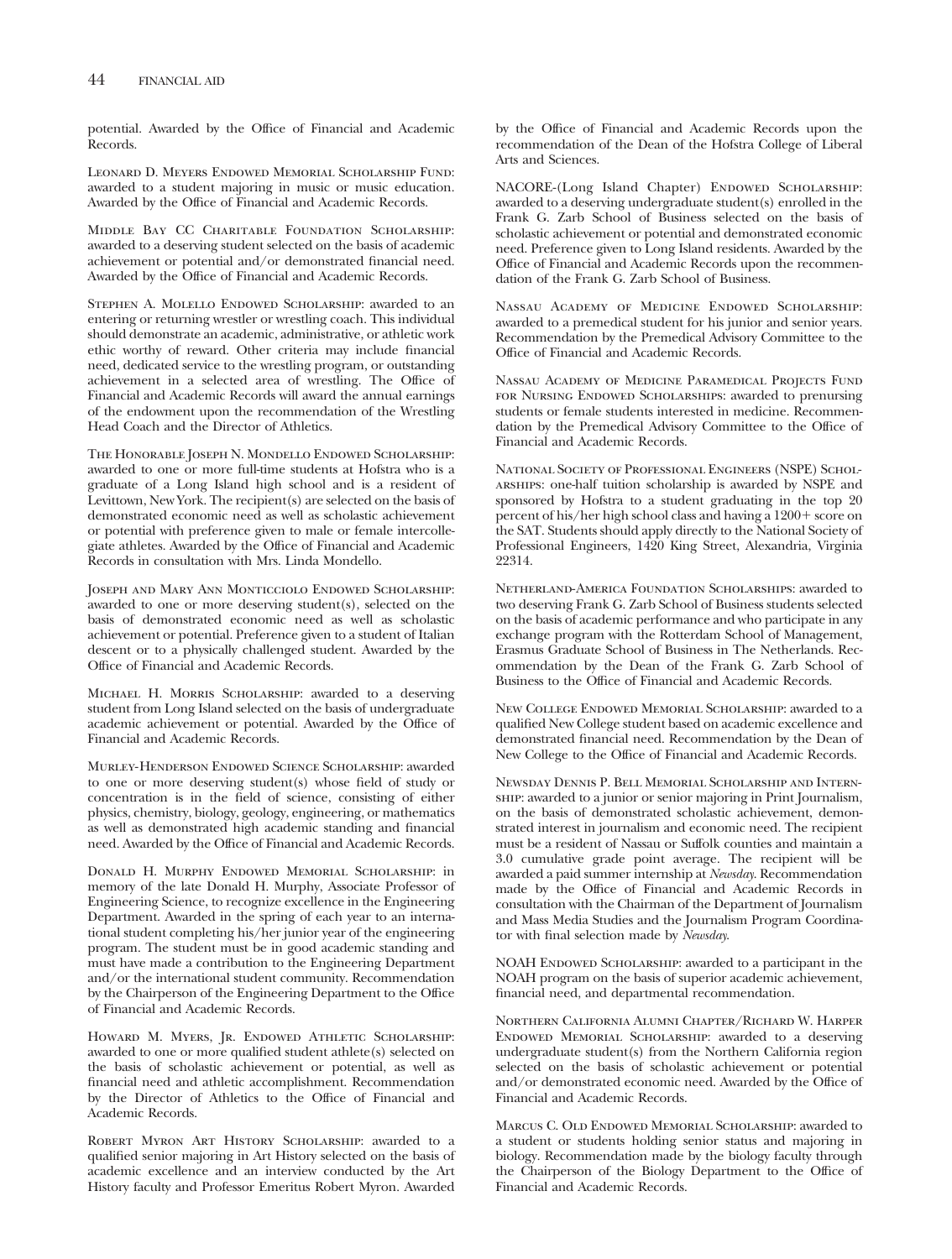potential. Awarded by the Office of Financial and Academic Records.

Leonard D. Meyers Endowed Memorial Scholarship Fund: awarded to a student majoring in music or music education. Awarded by the Office of Financial and Academic Records.

Middle Bay CC Charitable Foundation Scholarship: awarded to a deserving student selected on the basis of academic achievement or potential and/or demonstrated financial need. Awarded by the Office of Financial and Academic Records.

Stephen A. Molello Endowed Scholarship: awarded to an entering or returning wrestler or wrestling coach. This individual should demonstrate an academic, administrative, or athletic work ethic worthy of reward. Other criteria may include financial need, dedicated service to the wrestling program, or outstanding achievement in a selected area of wrestling. The Office of Financial and Academic Records will award the annual earnings of the endowment upon the recommendation of the Wrestling Head Coach and the Director of Athletics.

The Honorable Joseph N. Mondello Endowed Scholarship: awarded to one or more full-time students at Hofstra who is a graduate of a Long Island high school and is a resident of Levittown, New York. The recipient(s) are selected on the basis of demonstrated economic need as well as scholastic achievement or potential with preference given to male or female intercollegiate athletes. Awarded by the Office of Financial and Academic Records in consultation with Mrs. Linda Mondello.

Joseph and Mary Ann Monticciolo Endowed Scholarship: awarded to one or more deserving student(s), selected on the basis of demonstrated economic need as well as scholastic achievement or potential. Preference given to a student of Italian descent or to a physically challenged student. Awarded by the Office of Financial and Academic Records.

Michael H. Morris Scholarship: awarded to a deserving student from Long Island selected on the basis of undergraduate academic achievement or potential. Awarded by the Office of Financial and Academic Records.

Murley-Henderson Endowed Science Scholarship: awarded to one or more deserving student(s) whose field of study or concentration is in the field of science, consisting of either physics, chemistry, biology, geology, engineering, or mathematics as well as demonstrated high academic standing and financial need. Awarded by the Office of Financial and Academic Records.

Donald H. Murphy Endowed Memorial Scholarship: in memory of the late Donald H. Murphy, Associate Professor of Engineering Science, to recognize excellence in the Engineering Department. Awarded in the spring of each year to an international student completing his/her junior year of the engineering program. The student must be in good academic standing and must have made a contribution to the Engineering Department and/or the international student community. Recommendation by the Chairperson of the Engineering Department to the Office of Financial and Academic Records.

Howard M. Myers, Jr. Endowed Athletic Scholarship: awarded to one or more qualified student athlete(s) selected on the basis of scholastic achievement or potential, as well as financial need and athletic accomplishment. Recommendation by the Director of Athletics to the Office of Financial and Academic Records.

Robert Myron Art History Scholarship: awarded to a qualified senior majoring in Art History selected on the basis of academic excellence and an interview conducted by the Art History faculty and Professor Emeritus Robert Myron. Awarded by the Office of Financial and Academic Records upon the recommendation of the Dean of the Hofstra College of Liberal Arts and Sciences.

NACORE-(Long Island Chapter) Endowed Scholarship: awarded to a deserving undergraduate student(s) enrolled in the Frank G. Zarb School of Business selected on the basis of scholastic achievement or potential and demonstrated economic need. Preference given to Long Island residents. Awarded by the Office of Financial and Academic Records upon the recommendation of the Frank G. Zarb School of Business.

Nassau Academy of Medicine Endowed Scholarship: awarded to a premedical student for his junior and senior years. Recommendation by the Premedical Advisory Committee to the Office of Financial and Academic Records.

Nassau Academy of Medicine Paramedical Projects Fund for Nursing Endowed Scholarships: awarded to prenursing students or female students interested in medicine. Recommendation by the Premedical Advisory Committee to the Office of Financial and Academic Records.

National Society of Professional Engineers (NSPE) Scholarships: one-half tuition scholarship is awarded by NSPE and sponsored by Hofstra to a student graduating in the top 20 percent of his/her high school class and having a 1200+ score on the SAT. Students should apply directly to the National Society of Professional Engineers, 1420 King Street, Alexandria, Virginia 22314.

Netherland-America Foundation Scholarships: awarded to two deserving Frank G. Zarb School of Business students selected on the basis of academic performance and who participate in any exchange program with the Rotterdam School of Management, Erasmus Graduate School of Business in The Netherlands. Recommendation by the Dean of the Frank G. Zarb School of Business to the Office of Financial and Academic Records.

New College Endowed Memorial Scholarship: awarded to a qualified New College student based on academic excellence and demonstrated financial need. Recommendation by the Dean of New College to the Office of Financial and Academic Records.

Newsday Dennis P. Bell Memorial Scholarship and Internship: awarded to a junior or senior majoring in Print Journalism, on the basis of demonstrated scholastic achievement, demonstrated interest in journalism and economic need. The recipient must be a resident of Nassau or Suffolk counties and maintain a 3.0 cumulative grade point average. The recipient will be awarded a paid summer internship at *Newsday*. Recommendation made by the Office of Financial and Academic Records in consultation with the Chairman of the Department of Journalism and Mass Media Studies and the Journalism Program Coordinator with final selection made by *Newsday*.

NOAH Endowed Scholarship: awarded to a participant in the NOAH program on the basis of superior academic achievement, financial need, and departmental recommendation.

Northern California Alumni Chapter/Richard W. Harper Endowed Memorial Scholarship: awarded to a deserving undergraduate student(s) from the Northern California region selected on the basis of scholastic achievement or potential and/or demonstrated economic need. Awarded by the Office of Financial and Academic Records.

Marcus C. Old Endowed Memorial Scholarship: awarded to a student or students holding senior status and majoring in biology. Recommendation made by the biology faculty through the Chairperson of the Biology Department to the Office of Financial and Academic Records.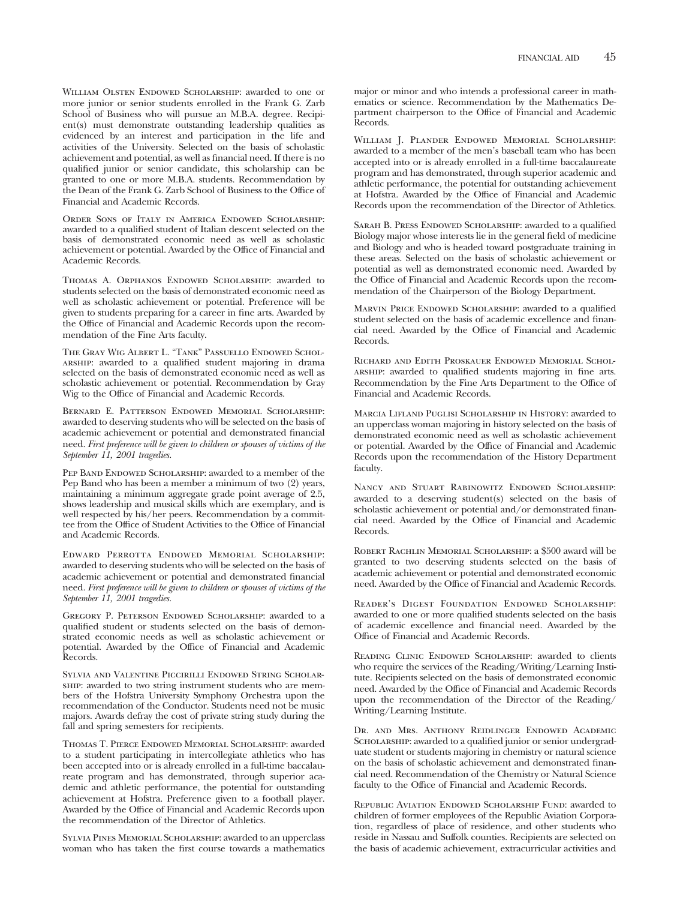William Olsten Endowed Scholarship: awarded to one or more junior or senior students enrolled in the Frank G. Zarb School of Business who will pursue an M.B.A. degree. Recipient(s) must demonstrate outstanding leadership qualities as evidenced by an interest and participation in the life and activities of the University. Selected on the basis of scholastic achievement and potential, as well as financial need. If there is no qualified junior or senior candidate, this scholarship can be granted to one or more M.B.A. students. Recommendation by the Dean of the Frank G. Zarb School of Business to the Office of Financial and Academic Records.

Order Sons of Italy in America Endowed Scholarship: awarded to a qualified student of Italian descent selected on the basis of demonstrated economic need as well as scholastic achievement or potential. Awarded by the Office of Financial and Academic Records.

Thomas A. Orphanos Endowed Scholarship: awarded to students selected on the basis of demonstrated economic need as well as scholastic achievement or potential. Preference will be given to students preparing for a career in fine arts. Awarded by the Office of Financial and Academic Records upon the recommendation of the Fine Arts faculty.

The Gray Wig Albert L. "Tank" Passuello Endowed Scholarship: awarded to a qualified student majoring in drama selected on the basis of demonstrated economic need as well as scholastic achievement or potential. Recommendation by Gray Wig to the Office of Financial and Academic Records.

Bernard E. Patterson Endowed Memorial Scholarship: awarded to deserving students who will be selected on the basis of academic achievement or potential and demonstrated financial need. *First preference will be given to children or spouses of victims of the September 11, 2001 tragedies.*

Pep Band Endowed Scholarship: awarded to a member of the Pep Band who has been a member a minimum of two (2) years, maintaining a minimum aggregate grade point average of 2.5, shows leadership and musical skills which are exemplary, and is well respected by his/her peers. Recommendation by a committee from the Office of Student Activities to the Office of Financial and Academic Records.

Edward Perrotta Endowed Memorial Scholarship: awarded to deserving students who will be selected on the basis of academic achievement or potential and demonstrated financial need. *First preference will be given to children or spouses of victims of the September 11, 2001 tragedies.*

Gregory P. Peterson Endowed Scholarship: awarded to a qualified student or students selected on the basis of demonstrated economic needs as well as scholastic achievement or potential. Awarded by the Office of Financial and Academic Records.

Sylvia and Valentine Piccirilli Endowed String Scholarship: awarded to two string instrument students who are members of the Hofstra University Symphony Orchestra upon the recommendation of the Conductor. Students need not be music majors. Awards defray the cost of private string study during the fall and spring semesters for recipients.

Thomas T. Pierce Endowed Memorial Scholarship: awarded to a student participating in intercollegiate athletics who has been accepted into or is already enrolled in a full-time baccalaureate program and has demonstrated, through superior academic and athletic performance, the potential for outstanding achievement at Hofstra. Preference given to a football player. Awarded by the Office of Financial and Academic Records upon the recommendation of the Director of Athletics.

Sylvia Pines Memorial Scholarship: awarded to an upperclass woman who has taken the first course towards a mathematics major or minor and who intends a professional career in mathematics or science. Recommendation by the Mathematics Department chairperson to the Office of Financial and Academic Records.

William J. Plander Endowed Memorial Scholarship: awarded to a member of the men's baseball team who has been accepted into or is already enrolled in a full-time baccalaureate program and has demonstrated, through superior academic and athletic performance, the potential for outstanding achievement at Hofstra. Awarded by the Office of Financial and Academic Records upon the recommendation of the Director of Athletics.

Sarah B. Press Endowed Scholarship: awarded to a qualified Biology major whose interests lie in the general field of medicine and Biology and who is headed toward postgraduate training in these areas. Selected on the basis of scholastic achievement or potential as well as demonstrated economic need. Awarded by the Office of Financial and Academic Records upon the recommendation of the Chairperson of the Biology Department.

Marvin Price Endowed Scholarship: awarded to a qualified student selected on the basis of academic excellence and financial need. Awarded by the Office of Financial and Academic Records.

Richard and Edith Proskauer Endowed Memorial Scholarship: awarded to qualified students majoring in fine arts. Recommendation by the Fine Arts Department to the Office of Financial and Academic Records.

Marcia Lifland Puglisi Scholarship in History: awarded to an upperclass woman majoring in history selected on the basis of demonstrated economic need as well as scholastic achievement or potential. Awarded by the Office of Financial and Academic Records upon the recommendation of the History Department faculty.

Nancy and Stuart Rabinowitz Endowed Scholarship: awarded to a deserving student(s) selected on the basis of scholastic achievement or potential and/or demonstrated financial need. Awarded by the Office of Financial and Academic Records.

Robert Rachlin Memorial Scholarship: a $500 award will be granted to two deserving students selected on the basis of academic achievement or potential and demonstrated economic need. Awarded by the Office of Financial and Academic Records.

Reader's Digest Foundation Endowed Scholarship: awarded to one or more qualified students selected on the basis of academic excellence and financial need. Awarded by the Office of Financial and Academic Records.

Reading Clinic Endowed Scholarship: awarded to clients who require the services of the Reading/Writing/Learning Institute. Recipients selected on the basis of demonstrated economic need. Awarded by the Office of Financial and Academic Records upon the recommendation of the Director of the Reading/Writing/Learning Institute.

Dr. and Mrs. Anthony Reidlinger Endowed Academic Scholarship: awarded to a qualified junior or senior undergraduate student or students majoring in chemistry or natural science on the basis of scholastic achievement and demonstrated financial need. Recommendation of the Chemistry or Natural Science faculty to the Office of Financial and Academic Records.

Republic Aviation Endowed Scholarship Fund: awarded to children of former employees of the Republic Aviation Corporation, regardless of place of residence, and other students who reside in Nassau and Suffolk counties. Recipients are selected on the basis of academic achievement, extracurricular activities and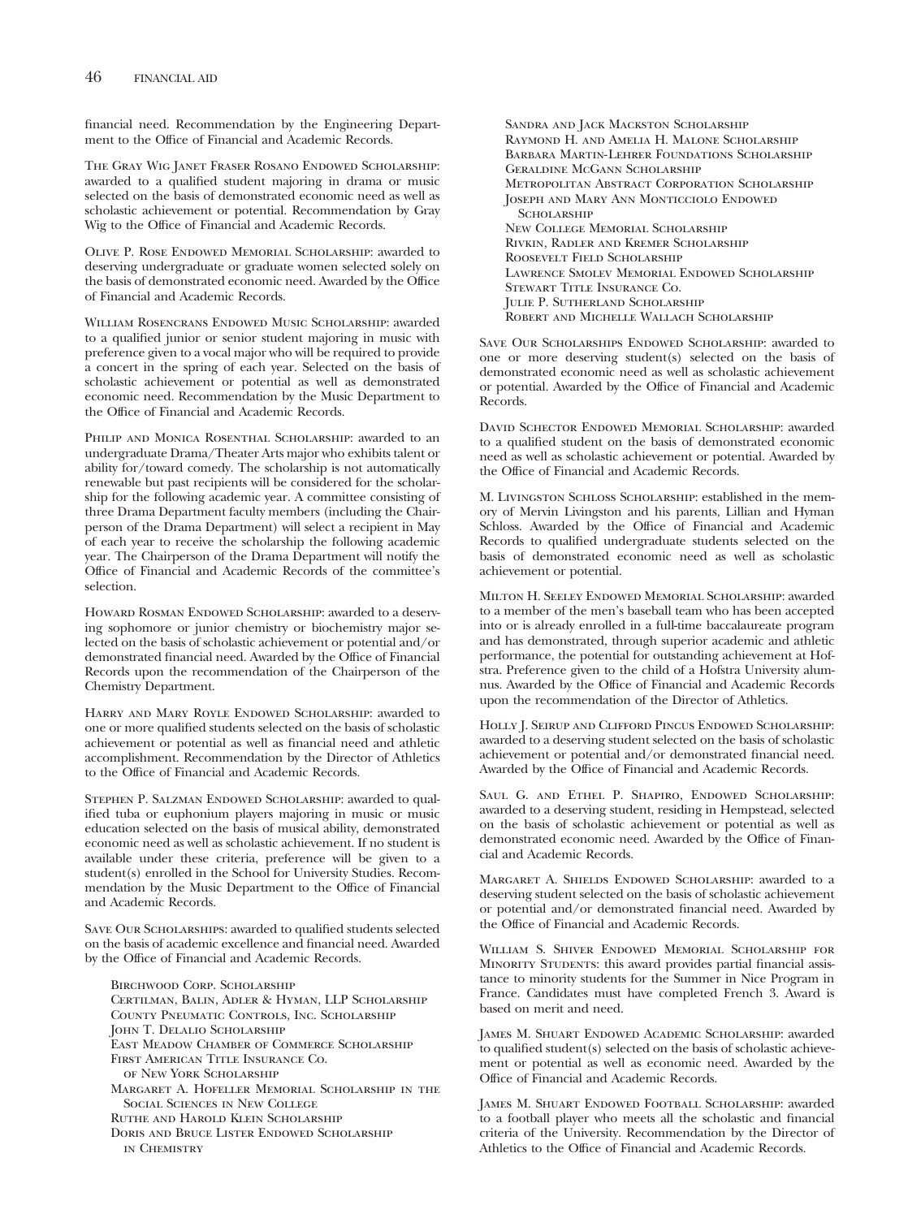financial need. Recommendation by the Engineering Department to the Office of Financial and Academic Records.

The Gray Wig Janet Fraser Rosano Endowed Scholarship: awarded to a qualified student majoring in drama or music selected on the basis of demonstrated economic need as well as scholastic achievement or potential. Recommendation by Gray Wig to the Office of Financial and Academic Records.

Olive P. Rose Endowed Memorial Scholarship: awarded to deserving undergraduate or graduate women selected solely on the basis of demonstrated economic need. Awarded by the Office of Financial and Academic Records.

William Rosencrans Endowed Music Scholarship: awarded to a qualified junior or senior student majoring in music with preference given to a vocal major who will be required to provide a concert in the spring of each year. Selected on the basis of scholastic achievement or potential as well as demonstrated economic need. Recommendation by the Music Department to the Office of Financial and Academic Records.

Philip and Monica Rosenthal Scholarship: awarded to an undergraduate Drama/Theater Arts major who exhibits talent or ability for/toward comedy. The scholarship is not automatically renewable but past recipients will be considered for the scholarship for the following academic year. A committee consisting of three Drama Department faculty members (including the Chairperson of the Drama Department) will select a recipient in May of each year to receive the scholarship the following academic year. The Chairperson of the Drama Department will notify the Office of Financial and Academic Records of the committee's selection.

Howard Rosman Endowed Scholarship: awarded to a deserving sophomore or junior chemistry or biochemistry major selected on the basis of scholastic achievement or potential and/or demonstrated financial need. Awarded by the Office of Financial Records upon the recommendation of the Chairperson of the Chemistry Department.

Harry and Mary Royle Endowed Scholarship: awarded to one or more qualified students selected on the basis of scholastic achievement or potential as well as financial need and athletic accomplishment. Recommendation by the Director of Athletics to the Office of Financial and Academic Records.

Stephen P. Salzman Endowed Scholarship: awarded to qualified tuba or euphonium players majoring in music or music education selected on the basis of musical ability, demonstrated economic need as well as scholastic achievement. If no student is available under these criteria, preference will be given to a student(s) enrolled in the School for University Studies. Recommendation by the Music Department to the Office of Financial and Academic Records.

Save Our Scholarships: awarded to qualified students selected on the basis of academic excellence and financial need. Awarded by the Office of Financial and Academic Records.

- Birchwood Corp. Scholarship
- Certilman, Balin, Adler & Hyman, LLP Scholarship
- County Pneumatic Controls, Inc. Scholarship
- John T. Delalio Scholarship
- East Meadow Chamber of Commerce Scholarship
- First American Title Insurance Co. of New York Scholarship
- Margaret A. Hofeller Memorial Scholarship in the Social Sciences in New College
- Ruthe and Harold Klein Scholarship
- Doris and Bruce Lister Endowed Scholarship in Chemistry
- Sandra and Jack Mackston Scholarship
- Raymond H. and Amelia H. Malone Scholarship
- Barbara Martin-Lehrer Foundations Scholarship
- Geraldine McGann Scholarship
- Metropolitan Abstract Corporation Scholarship
- Joseph and Mary Ann Monticciolo Endowed Scholarship
- New College Memorial Scholarship
- Rivkin, Radler and Kremer Scholarship
- Roosevelt Field Scholarship
- Lawrence Smolev Memorial Endowed Scholarship
- Stewart Title Insurance Co.
- Julie P. Sutherland Scholarship
- Robert and Michelle Wallach Scholarship

Save Our Scholarships Endowed Scholarship: awarded to one or more deserving student(s) selected on the basis of demonstrated economic need as well as scholastic achievement or potential. Awarded by the Office of Financial and Academic Records.

David Schector Endowed Memorial Scholarship: awarded to a qualified student on the basis of demonstrated economic need as well as scholastic achievement or potential. Awarded by the Office of Financial and Academic Records.

M. Livingston Schloss Scholarship: established in the memory of Mervin Livingston and his parents, Lillian and Hyman Schloss. Awarded by the Office of Financial and Academic Records to qualified undergraduate students selected on the basis of demonstrated economic need as well as scholastic achievement or potential.

Milton H. Seeley Endowed Memorial Scholarship: awarded to a member of the men's baseball team who has been accepted into or is already enrolled in a full-time baccalaureate program and has demonstrated, through superior academic and athletic performance, the potential for outstanding achievement at Hofstra. Preference given to the child of a Hofstra University alumnus. Awarded by the Office of Financial and Academic Records upon the recommendation of the Director of Athletics.

Holly J. Seirup and Clifford Pincus Endowed Scholarship: awarded to a deserving student selected on the basis of scholastic achievement or potential and/or demonstrated financial need. Awarded by the Office of Financial and Academic Records.

Saul G. and Ethel P. Shapiro, Endowed Scholarship: awarded to a deserving student, residing in Hempstead, selected on the basis of scholastic achievement or potential as well as demonstrated economic need. Awarded by the Office of Financial and Academic Records.

Margaret A. Shields Endowed Scholarship: awarded to a deserving student selected on the basis of scholastic achievement or potential and/or demonstrated financial need. Awarded by the Office of Financial and Academic Records.

William S. Shiver Endowed Memorial Scholarship for Minority Students: this award provides partial financial assistance to minority students for the Summer in Nice Program in France. Candidates must have completed French 3. Award is based on merit and need.

James M. Shuart Endowed Academic Scholarship: awarded to qualified student(s) selected on the basis of scholastic achievement or potential as well as economic need. Awarded by the Office of Financial and Academic Records.

James M. Shuart Endowed Football Scholarship: awarded to a football player who meets all the scholastic and financial criteria of the University. Recommendation by the Director of Athletics to the Office of Financial and Academic Records.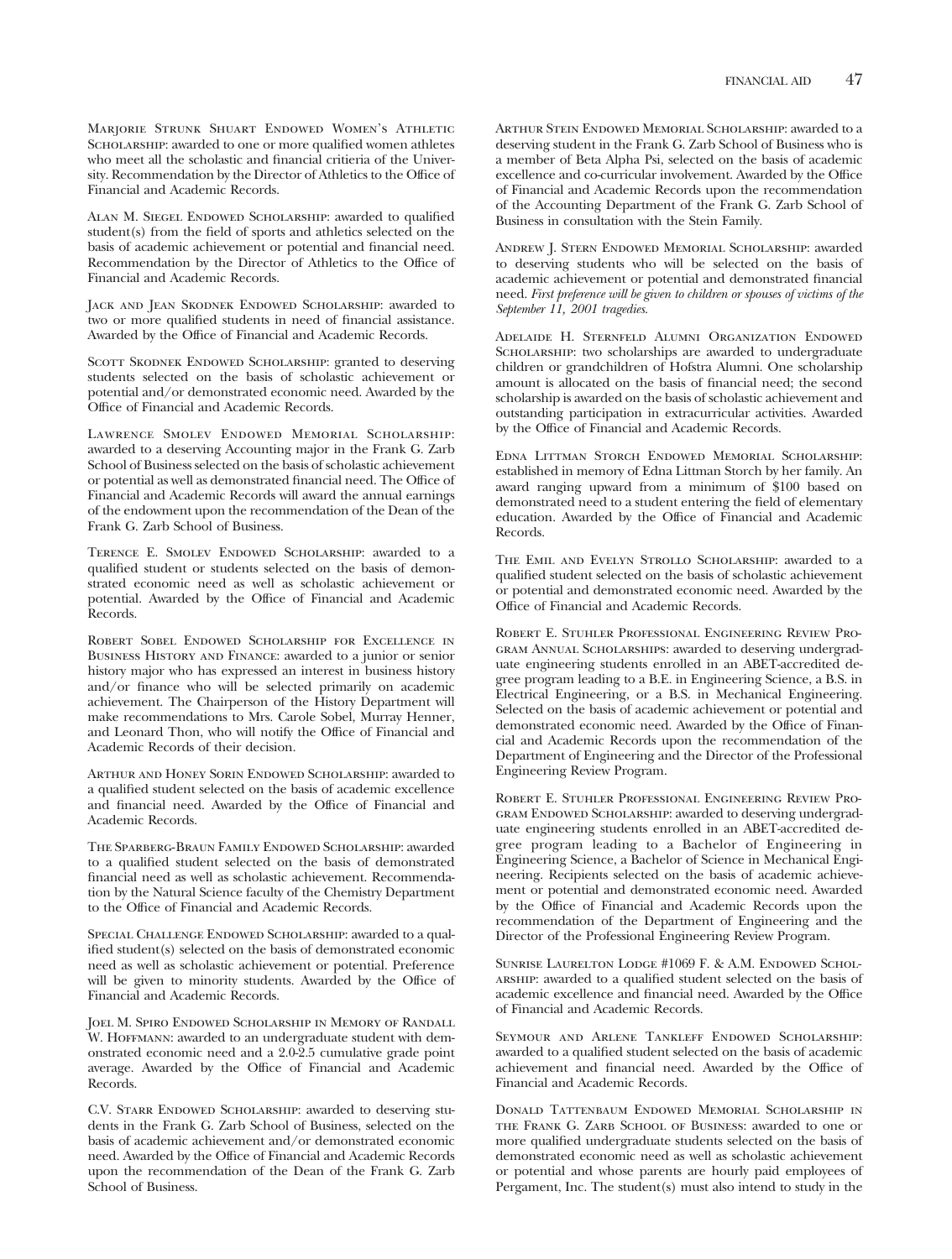Marjorie Strunk Shuart Endowed Women's Athletic Scholarship: awarded to one or more qualified women athletes who meet all the scholastic and financial critieria of the University. Recommendation by the Director of Athletics to the Office of Financial and Academic Records.

Alan M. Siegel Endowed Scholarship: awarded to qualified student(s) from the field of sports and athletics selected on the basis of academic achievement or potential and financial need. Recommendation by the Director of Athletics to the Office of Financial and Academic Records.

Jack and Jean Skodnek Endowed Scholarship: awarded to two or more qualified students in need of financial assistance. Awarded by the Office of Financial and Academic Records.

Scott Skodnek Endowed Scholarship: granted to deserving students selected on the basis of scholastic achievement or potential and/or demonstrated economic need. Awarded by the Office of Financial and Academic Records.

Lawrence Smolev Endowed Memorial Scholarship: awarded to a deserving Accounting major in the Frank G. Zarb School of Business selected on the basis of scholastic achievement or potential as well as demonstrated financial need. The Office of Financial and Academic Records will award the annual earnings of the endowment upon the recommendation of the Dean of the Frank G. Zarb School of Business.

Terence E. Smolev Endowed Scholarship: awarded to a qualified student or students selected on the basis of demonstrated economic need as well as scholastic achievement or potential. Awarded by the Office of Financial and Academic Records.

Robert Sobel Endowed Scholarship for Excellence in Business History and Finance: awarded to a junior or senior history major who has expressed an interest in business history and/or finance who will be selected primarily on academic achievement. The Chairperson of the History Department will make recommendations to Mrs. Carole Sobel, Murray Henner, and Leonard Thon, who will notify the Office of Financial and Academic Records of their decision.

Arthur and Honey Sorin Endowed Scholarship: awarded to a qualified student selected on the basis of academic excellence and financial need. Awarded by the Office of Financial and Academic Records.

The Sparberg-Braun Family Endowed Scholarship: awarded to a qualified student selected on the basis of demonstrated financial need as well as scholastic achievement. Recommendation by the Natural Science faculty of the Chemistry Department to the Office of Financial and Academic Records.

Special Challenge Endowed Scholarship: awarded to a qualified student(s) selected on the basis of demonstrated economic need as well as scholastic achievement or potential. Preference will be given to minority students. Awarded by the Office of Financial and Academic Records.

Joel M. Spiro Endowed Scholarship in Memory of Randall W. Hoffmann: awarded to an undergraduate student with demonstrated economic need and a 2.0-2.5 cumulative grade point average. Awarded by the Office of Financial and Academic Records.

C.V. Starr Endowed Scholarship: awarded to deserving students in the Frank G. Zarb School of Business, selected on the basis of academic achievement and/or demonstrated economic need. Awarded by the Office of Financial and Academic Records upon the recommendation of the Dean of the Frank G. Zarb School of Business.

Arthur Stein Endowed Memorial Scholarship: awarded to a deserving student in the Frank G. Zarb School of Business who is a member of Beta Alpha Psi, selected on the basis of academic excellence and co-curricular involvement. Awarded by the Office of Financial and Academic Records upon the recommendation of the Accounting Department of the Frank G. Zarb School of Business in consultation with the Stein Family.

Andrew J. Stern Endowed Memorial Scholarship: awarded to deserving students who will be selected on the basis of academic achievement or potential and demonstrated financial need. *First preference will be given to children or spouses of victims of the September 11, 2001 tragedies.*

Adelaide H. Sternfeld Alumni Organization Endowed Scholarship: two scholarships are awarded to undergraduate children or grandchildren of Hofstra Alumni. One scholarship amount is allocated on the basis of financial need; the second scholarship is awarded on the basis of scholastic achievement and outstanding participation in extracurricular activities. Awarded by the Office of Financial and Academic Records.

Edna Littman Storch Endowed Memorial Scholarship: established in memory of Edna Littman Storch by her family. An award ranging upward from a minimum of $100 based on demonstrated need to a student entering the field of elementary education. Awarded by the Office of Financial and Academic Records.

The Emil and Evelyn Strollo Scholarship: awarded to a qualified student selected on the basis of scholastic achievement or potential and demonstrated economic need. Awarded by the Office of Financial and Academic Records.

Robert E. Stuhler Professional Engineering Review Program Annual Scholarships: awarded to deserving undergraduate engineering students enrolled in an ABET-accredited degree program leading to a B.E. in Engineering Science, a B.S. in Electrical Engineering, or a B.S. in Mechanical Engineering. Selected on the basis of academic achievement or potential and demonstrated economic need. Awarded by the Office of Financial and Academic Records upon the recommendation of the Department of Engineering and the Director of the Professional Engineering Review Program.

Robert E. Stuhler Professional Engineering Review Program Endowed Scholarship: awarded to deserving undergraduate engineering students enrolled in an ABET-accredited degree program leading to a Bachelor of Engineering in Engineering Science, a Bachelor of Science in Mechanical Engineering. Recipients selected on the basis of academic achievement or potential and demonstrated economic need. Awarded by the Office of Financial and Academic Records upon the recommendation of the Department of Engineering and the Director of the Professional Engineering Review Program.

Sunrise Laurelton Lodge #1069 F. & A.M. Endowed Scholarship: awarded to a qualified student selected on the basis of academic excellence and financial need. Awarded by the Office of Financial and Academic Records.

Seymour and Arlene Tankleff Endowed Scholarship: awarded to a qualified student selected on the basis of academic achievement and financial need. Awarded by the Office of Financial and Academic Records.

Donald Tattenbaum Endowed Memorial Scholarship in the Frank G. Zarb School of Business: awarded to one or more qualified undergraduate students selected on the basis of demonstrated economic need as well as scholastic achievement or potential and whose parents are hourly paid employees of Pergament, Inc. The student(s) must also intend to study in the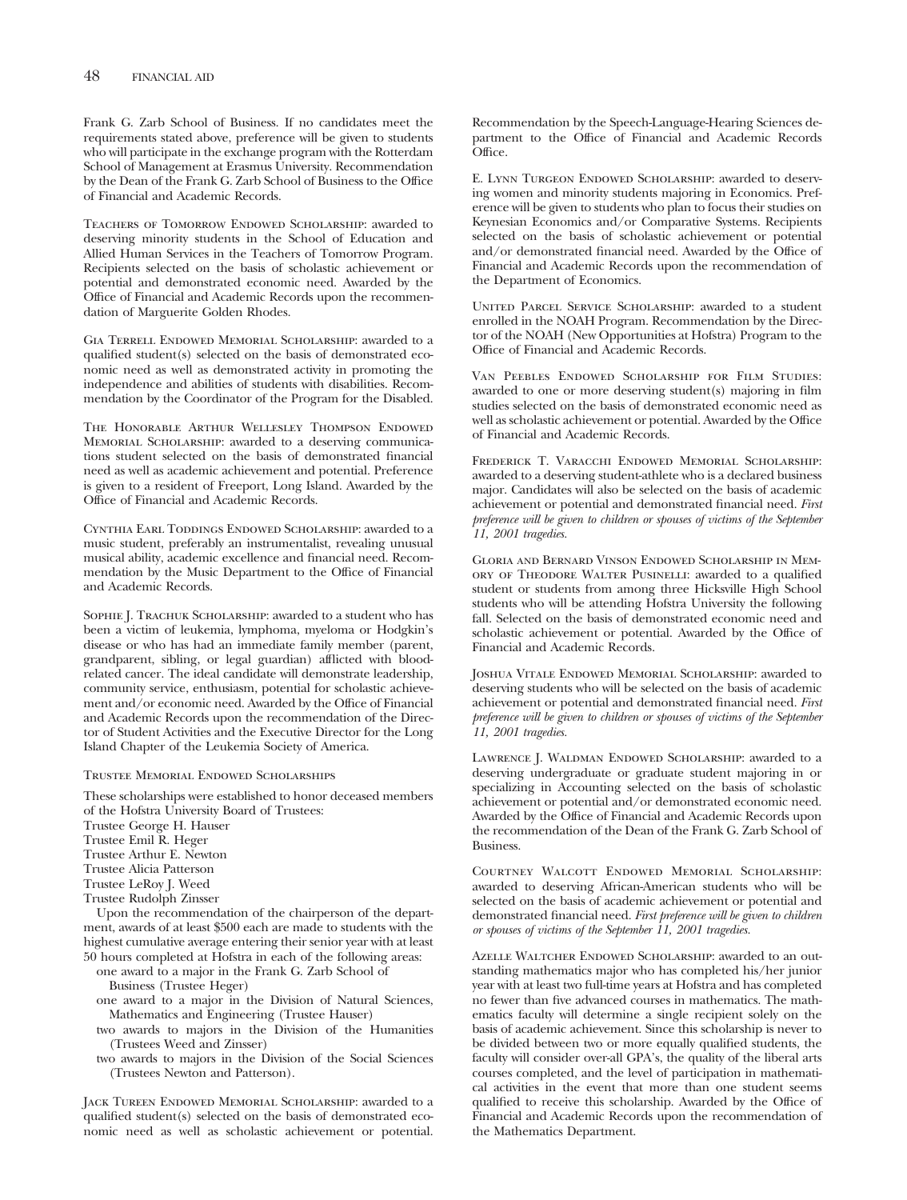Frank G. Zarb School of Business. If no candidates meet the requirements stated above, preference will be given to students who will participate in the exchange program with the Rotterdam School of Management at Erasmus University. Recommendation by the Dean of the Frank G. Zarb School of Business to the Office of Financial and Academic Records.

Teachers of Tomorrow Endowed Scholarship: awarded to deserving minority students in the School of Education and Allied Human Services in the Teachers of Tomorrow Program. Recipients selected on the basis of scholastic achievement or potential and demonstrated economic need. Awarded by the Office of Financial and Academic Records upon the recommendation of Marguerite Golden Rhodes.

Gia Terrell Endowed Memorial Scholarship: awarded to a qualified student(s) selected on the basis of demonstrated economic need as well as demonstrated activity in promoting the independence and abilities of students with disabilities. Recommendation by the Coordinator of the Program for the Disabled.

The Honorable Arthur Wellesley Thompson Endowed Memorial Scholarship: awarded to a deserving communications student selected on the basis of demonstrated financial need as well as academic achievement and potential. Preference is given to a resident of Freeport, Long Island. Awarded by the Office of Financial and Academic Records.

Cynthia Earl Toddings Endowed Scholarship: awarded to a music student, preferably an instrumentalist, revealing unusual musical ability, academic excellence and financial need. Recommendation by the Music Department to the Office of Financial and Academic Records.

Sophie J. Trachuk Scholarship: awarded to a student who has been a victim of leukemia, lymphoma, myeloma or Hodgkin's disease or who has had an immediate family member (parent, grandparent, sibling, or legal guardian) afflicted with blood-related cancer. The ideal candidate will demonstrate leadership, community service, enthusiasm, potential for scholastic achievement and/or economic need. Awarded by the Office of Financial and Academic Records upon the recommendation of the Director of Student Activities and the Executive Director for the Long Island Chapter of the Leukemia Society of America.

Trustee Memorial Endowed Scholarships

These scholarships were established to honor deceased members of the Hofstra University Board of Trustees:

Trustee George H. Hauser
Trustee Emil R. Heger
Trustee Arthur E. Newton
Trustee Alicia Patterson
Trustee LeRoy J. Weed
Trustee Rudolph Zinsser

Upon the recommendation of the chairperson of the department, awards of at least $500 each are made to students with the highest cumulative average entering their senior year with at least 50 hours completed at Hofstra in each of the following areas:

- one award to a major in the Frank G. Zarb School of Business (Trustee Heger)
- one award to a major in the Division of Natural Sciences, Mathematics and Engineering (Trustee Hauser)
- two awards to majors in the Division of the Humanities (Trustees Weed and Zinsser)
- two awards to majors in the Division of the Social Sciences (Trustees Newton and Patterson).

Jack Tureen Endowed Memorial Scholarship: awarded to a qualified student(s) selected on the basis of demonstrated economic need as well as scholastic achievement or potential. Recommendation by the Speech-Language-Hearing Sciences department to the Office of Financial and Academic Records Office.

E. Lynn Turgeon Endowed Scholarship: awarded to deserving women and minority students majoring in Economics. Preference will be given to students who plan to focus their studies on Keynesian Economics and/or Comparative Systems. Recipients selected on the basis of scholastic achievement or potential and/or demonstrated financial need. Awarded by the Office of Financial and Academic Records upon the recommendation of the Department of Economics.

United Parcel Service Scholarship: awarded to a student enrolled in the NOAH Program. Recommendation by the Director of the NOAH (New Opportunities at Hofstra) Program to the Office of Financial and Academic Records.

Van Peebles Endowed Scholarship for Film Studies: awarded to one or more deserving student(s) majoring in film studies selected on the basis of demonstrated economic need as well as scholastic achievement or potential. Awarded by the Office of Financial and Academic Records.

Frederick T. Varacchi Endowed Memorial Scholarship: awarded to a deserving student-athlete who is a declared business major. Candidates will also be selected on the basis of academic achievement or potential and demonstrated financial need. *First preference will be given to children or spouses of victims of the September 11, 2001 tragedies.*

Gloria and Bernard Vinson Endowed Scholarship in Memory of Theodore Walter Pusinelli: awarded to a qualified student or students from among three Hicksville High School students who will be attending Hofstra University the following fall. Selected on the basis of demonstrated economic need and scholastic achievement or potential. Awarded by the Office of Financial and Academic Records.

Joshua Vitale Endowed Memorial Scholarship: awarded to deserving students who will be selected on the basis of academic achievement or potential and demonstrated financial need. *First preference will be given to children or spouses of victims of the September 11, 2001 tragedies.*

Lawrence J. Waldman Endowed Scholarship: awarded to a deserving undergraduate or graduate student majoring in or specializing in Accounting selected on the basis of scholastic achievement or potential and/or demonstrated economic need. Awarded by the Office of Financial and Academic Records upon the recommendation of the Dean of the Frank G. Zarb School of Business.

Courtney Walcott Endowed Memorial Scholarship: awarded to deserving African-American students who will be selected on the basis of academic achievement or potential and demonstrated financial need. *First preference will be given to children or spouses of victims of the September 11, 2001 tragedies.*

Azelle Waltcher Endowed Scholarship: awarded to an outstanding mathematics major who has completed his/her junior year with at least two full-time years at Hofstra and has completed no fewer than five advanced courses in mathematics. The mathematics faculty will determine a single recipient solely on the basis of academic achievement. Since this scholarship is never to be divided between two or more equally qualified students, the faculty will consider over-all GPA's, the quality of the liberal arts courses completed, and the level of participation in mathematical activities in the event that more than one student seems qualified to receive this scholarship. Awarded by the Office of Financial and Academic Records upon the recommendation of the Mathematics Department.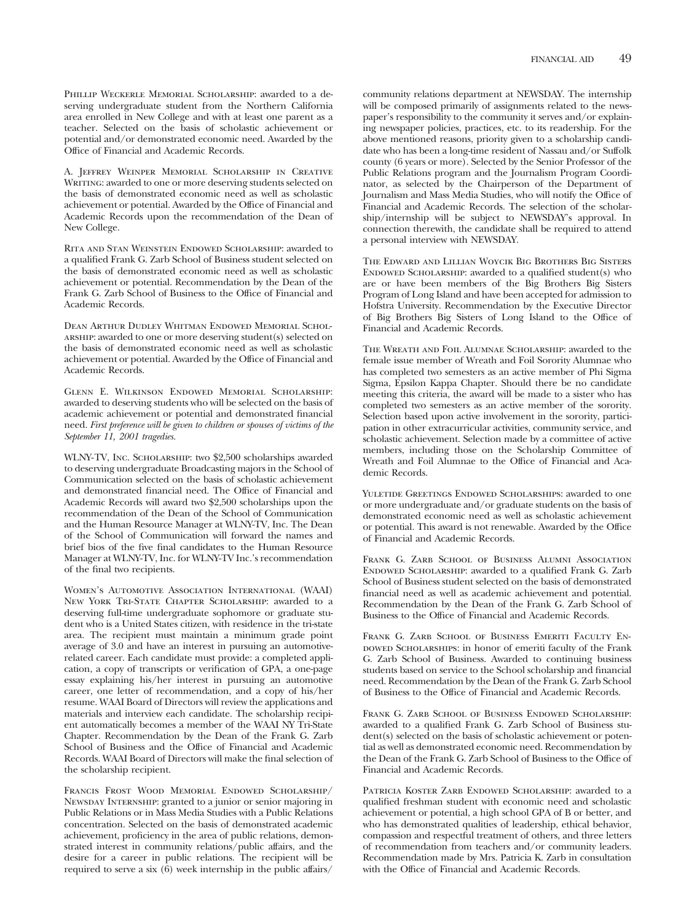Phillip Weckerle Memorial Scholarship: awarded to a deserving undergraduate student from the Northern California area enrolled in New College and with at least one parent as a teacher. Selected on the basis of scholastic achievement or potential and/or demonstrated economic need. Awarded by the Office of Financial and Academic Records.

A. Jeffrey Weinper Memorial Scholarship in Creative Writing: awarded to one or more deserving students selected on the basis of demonstrated economic need as well as scholastic achievement or potential. Awarded by the Office of Financial and Academic Records upon the recommendation of the Dean of New College.

Rita and Stan Weinstein Endowed Scholarship: awarded to a qualified Frank G. Zarb School of Business student selected on the basis of demonstrated economic need as well as scholastic achievement or potential. Recommendation by the Dean of the Frank G. Zarb School of Business to the Office of Financial and Academic Records.

Dean Arthur Dudley Whitman Endowed Memorial Scholarship: awarded to one or more deserving student(s) selected on the basis of demonstrated economic need as well as scholastic achievement or potential. Awarded by the Office of Financial and Academic Records.

Glenn E. Wilkinson Endowed Memorial Scholarship: awarded to deserving students who will be selected on the basis of academic achievement or potential and demonstrated financial need. *First preference will be given to children or spouses of victims of the September 11, 2001 tragedies.*

WLNY-TV, Inc. Scholarship: two $2,500 scholarships awarded to deserving undergraduate Broadcasting majors in the School of Communication selected on the basis of scholastic achievement and demonstrated financial need. The Office of Financial and Academic Records will award two $2,500 scholarships upon the recommendation of the Dean of the School of Communication and the Human Resource Manager at WLNY-TV, Inc. The Dean of the School of Communication will forward the names and brief bios of the five final candidates to the Human Resource Manager at WLNY-TV, Inc. for WLNY-TV Inc.'s recommendation of the final two recipients.

Women's Automotive Association International (WAAI) New York Tri-State Chapter Scholarship: awarded to a deserving full-time undergraduate sophomore or graduate student who is a United States citizen, with residence in the tri-state area. The recipient must maintain a minimum grade point average of 3.0 and have an interest in pursuing an automotive-related career. Each candidate must provide: a completed application, a copy of transcripts or verification of GPA, a one-page essay explaining his/her interest in pursuing an automotive career, one letter of recommendation, and a copy of his/her resume. WAAI Board of Directors will review the applications and materials and interview each candidate. The scholarship recipient automatically becomes a member of the WAAI NY Tri-State Chapter. Recommendation by the Dean of the Frank G. Zarb School of Business and the Office of Financial and Academic Records. WAAI Board of Directors will make the final selection of the scholarship recipient.

Francis Frost Wood Memorial Endowed Scholarship/ Newsday Internship: granted to a junior or senior majoring in Public Relations or in Mass Media Studies with a Public Relations concentration. Selected on the basis of demonstrated academic achievement, proficiency in the area of public relations, demonstrated interest in community relations/public affairs, and the desire for a career in public relations. The recipient will be required to serve a six (6) week internship in the public affairs/community relations department at NEWSDAY. The internship will be composed primarily of assignments related to the newspaper's responsibility to the community it serves and/or explaining newspaper policies, practices, etc. to its readership. For the above mentioned reasons, priority given to a scholarship candidate who has been a long-time resident of Nassau and/or Suffolk county (6 years or more). Selected by the Senior Professor of the Public Relations program and the Journalism Program Coordinator, as selected by the Chairperson of the Department of Journalism and Mass Media Studies, who will notify the Office of Financial and Academic Records. The selection of the scholarship/internship will be subject to NEWSDAY's approval. In connection therewith, the candidate shall be required to attend a personal interview with NEWSDAY.

The Edward and Lillian Woycik Big Brothers Big Sisters Endowed Scholarship: awarded to a qualified student(s) who are or have been members of the Big Brothers Big Sisters Program of Long Island and have been accepted for admission to Hofstra University. Recommendation by the Executive Director of Big Brothers Big Sisters of Long Island to the Office of Financial and Academic Records.

The Wreath and Foil Alumnae Scholarship: awarded to the female issue member of Wreath and Foil Sorority Alumnae who has completed two semesters as an active member of Phi Sigma Sigma, Epsilon Kappa Chapter. Should there be no candidate meeting this criteria, the award will be made to a sister who has completed two semesters as an active member of the sorority. Selection based upon active involvement in the sorority, participation in other extracurricular activities, community service, and scholastic achievement. Selection made by a committee of active members, including those on the Scholarship Committee of Wreath and Foil Alumnae to the Office of Financial and Academic Records.

Yuletide Greetings Endowed Scholarships: awarded to one or more undergraduate and/or graduate students on the basis of demonstrated economic need as well as scholastic achievement or potential. This award is not renewable. Awarded by the Office of Financial and Academic Records.

Frank G. Zarb School of Business Alumni Association Endowed Scholarship: awarded to a qualified Frank G. Zarb School of Business student selected on the basis of demonstrated financial need as well as academic achievement and potential. Recommendation by the Dean of the Frank G. Zarb School of Business to the Office of Financial and Academic Records.

Frank G. Zarb School of Business Emeriti Faculty Endowed Scholarships: in honor of emeriti faculty of the Frank G. Zarb School of Business. Awarded to continuing business students based on service to the School scholarship and financial need. Recommendation by the Dean of the Frank G. Zarb School of Business to the Office of Financial and Academic Records.

Frank G. Zarb School of Business Endowed Scholarship: awarded to a qualified Frank G. Zarb School of Business student(s) selected on the basis of scholastic achievement or potential as well as demonstrated economic need. Recommendation by the Dean of the Frank G. Zarb School of Business to the Office of Financial and Academic Records.

Patricia Koster Zarb Endowed Scholarship: awarded to a qualified freshman student with economic need and scholastic achievement or potential, a high school GPA of B or better, and who has demonstrated qualities of leadership, ethical behavior, compassion and respectful treatment of others, and three letters of recommendation from teachers and/or community leaders. Recommendation made by Mrs. Patricia K. Zarb in consultation with the Office of Financial and Academic Records.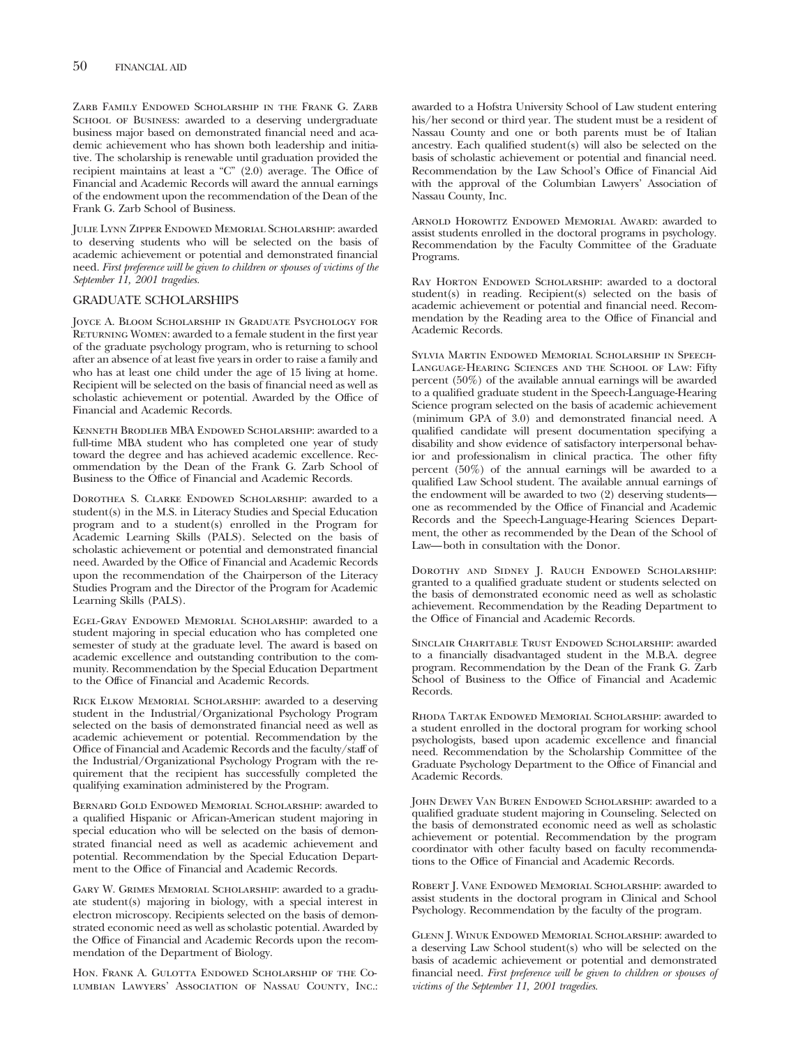Zarb Family Endowed Scholarship in the Frank G. Zarb School of Business: awarded to a deserving undergraduate business major based on demonstrated financial need and academic achievement who has shown both leadership and initiative. The scholarship is renewable until graduation provided the recipient maintains at least a "C" (2.0) average. The Office of Financial and Academic Records will award the annual earnings of the endowment upon the recommendation of the Dean of the Frank G. Zarb School of Business.

Julie Lynn Zipper Endowed Memorial Scholarship: awarded to deserving students who will be selected on the basis of academic achievement or potential and demonstrated financial need. *First preference will be given to children or spouses of victims of the September 11, 2001 tragedies.*

## GRADUATE SCHOLARSHIPS

Joyce A. Bloom Scholarship in Graduate Psychology for Returning Women: awarded to a female student in the first year of the graduate psychology program, who is returning to school after an absence of at least five years in order to raise a family and who has at least one child under the age of 15 living at home. Recipient will be selected on the basis of financial need as well as scholastic achievement or potential. Awarded by the Office of Financial and Academic Records.

Kenneth Brodlieb MBA Endowed Scholarship: awarded to a full-time MBA student who has completed one year of study toward the degree and has achieved academic excellence. Recommendation by the Dean of the Frank G. Zarb School of Business to the Office of Financial and Academic Records.

Dorothea S. Clarke Endowed Scholarship: awarded to a student(s) in the M.S. in Literacy Studies and Special Education program and to a student(s) enrolled in the Program for Academic Learning Skills (PALS). Selected on the basis of scholastic achievement or potential and demonstrated financial need. Awarded by the Office of Financial and Academic Records upon the recommendation of the Chairperson of the Literacy Studies Program and the Director of the Program for Academic Learning Skills (PALS).

Egel-Gray Endowed Memorial Scholarship: awarded to a student majoring in special education who has completed one semester of study at the graduate level. The award is based on academic excellence and outstanding contribution to the community. Recommendation by the Special Education Department to the Office of Financial and Academic Records.

Rick Elkow Memorial Scholarship: awarded to a deserving student in the Industrial/Organizational Psychology Program selected on the basis of demonstrated financial need as well as academic achievement or potential. Recommendation by the Office of Financial and Academic Records and the faculty/staff of the Industrial/Organizational Psychology Program with the requirement that the recipient has successfully completed the qualifying examination administered by the Program.

Bernard Gold Endowed Memorial Scholarship: awarded to a qualified Hispanic or African-American student majoring in special education who will be selected on the basis of demonstrated financial need as well as academic achievement and potential. Recommendation by the Special Education Department to the Office of Financial and Academic Records.

Gary W. Grimes Memorial Scholarship: awarded to a graduate student(s) majoring in biology, with a special interest in electron microscopy. Recipients selected on the basis of demonstrated economic need as well as scholastic potential. Awarded by the Office of Financial and Academic Records upon the recommendation of the Department of Biology.

Hon. Frank A. Gulotta Endowed Scholarship of the Columbian Lawyers' Association of Nassau County, Inc.: awarded to a Hofstra University School of Law student entering his/her second or third year. The student must be a resident of Nassau County and one or both parents must be of Italian ancestry. Each qualified student(s) will also be selected on the basis of scholastic achievement or potential and financial need. Recommendation by the Law School's Office of Financial Aid with the approval of the Columbian Lawyers' Association of Nassau County, Inc.

Arnold Horowitz Endowed Memorial Award: awarded to assist students enrolled in the doctoral programs in psychology. Recommendation by the Faculty Committee of the Graduate Programs.

Ray Horton Endowed Scholarship: awarded to a doctoral student(s) in reading. Recipient(s) selected on the basis of academic achievement or potential and financial need. Recommendation by the Reading area to the Office of Financial and Academic Records.

Sylvia Martin Endowed Memorial Scholarship in Speech-Language-Hearing Sciences and the School of Law: Fifty percent (50%) of the available annual earnings will be awarded to a qualified graduate student in the Speech-Language-Hearing Science program selected on the basis of academic achievement (minimum GPA of 3.0) and demonstrated financial need. A qualified candidate will present documentation specifying a disability and show evidence of satisfactory interpersonal behavior and professionalism in clinical practica. The other fifty percent (50%) of the annual earnings will be awarded to a qualified Law School student. The available annual earnings of the endowment will be awarded to two (2) deserving students—one as recommended by the Office of Financial and Academic Records and the Speech-Language-Hearing Sciences Department, the other as recommended by the Dean of the School of Law—both in consultation with the Donor.

Dorothy and Sidney J. Rauch Endowed Scholarship: granted to a qualified graduate student or students selected on the basis of demonstrated economic need as well as scholastic achievement. Recommendation by the Reading Department to the Office of Financial and Academic Records.

Sinclair Charitable Trust Endowed Scholarship: awarded to a financially disadvantaged student in the M.B.A. degree program. Recommendation by the Dean of the Frank G. Zarb School of Business to the Office of Financial and Academic Records.

Rhoda Tartak Endowed Memorial Scholarship: awarded to a student enrolled in the doctoral program for working school psychologists, based upon academic excellence and financial need. Recommendation by the Scholarship Committee of the Graduate Psychology Department to the Office of Financial and Academic Records.

John Dewey Van Buren Endowed Scholarship: awarded to a qualified graduate student majoring in Counseling. Selected on the basis of demonstrated economic need as well as scholastic achievement or potential. Recommendation by the program coordinator with other faculty based on faculty recommendations to the Office of Financial and Academic Records.

Robert J. Vane Endowed Memorial Scholarship: awarded to assist students in the doctoral program in Clinical and School Psychology. Recommendation by the faculty of the program.

Glenn J. Winuk Endowed Memorial Scholarship: awarded to a deserving Law School student(s) who will be selected on the basis of academic achievement or potential and demonstrated financial need. *First preference will be given to children or spouses of victims of the September 11, 2001 tragedies.*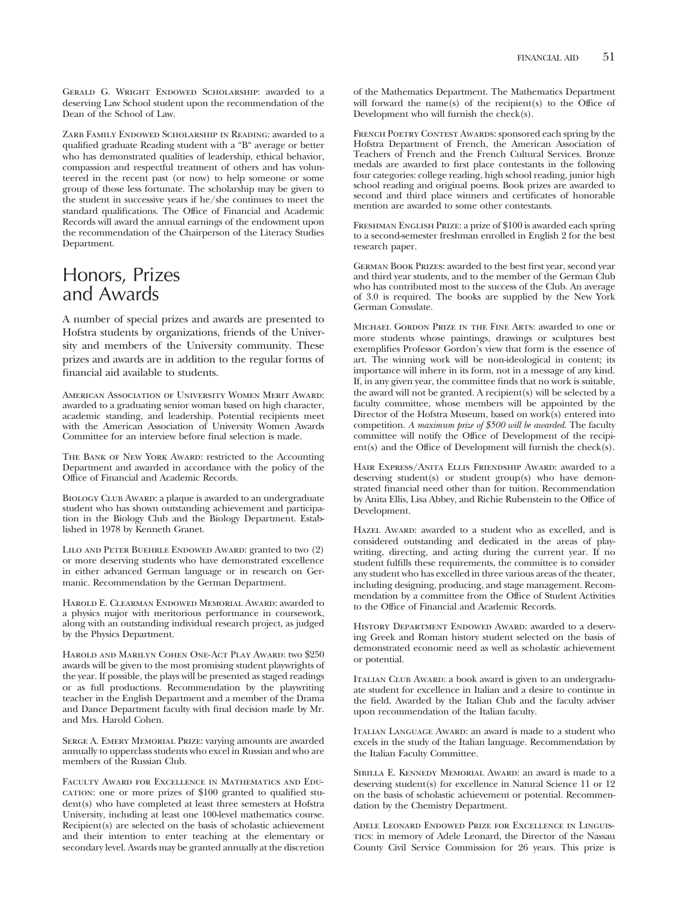Gerald G. Wright Endowed Scholarship: awarded to a deserving Law School student upon the recommendation of the Dean of the School of Law.

Zarb Family Endowed Scholarship in Reading: awarded to a qualified graduate Reading student with a "B" average or better who has demonstrated qualities of leadership, ethical behavior, compassion and respectful treatment of others and has volunteered in the recent past (or now) to help someone or some group of those less fortunate. The scholarship may be given to the student in successive years if he/she continues to meet the standard qualifications. The Office of Financial and Academic Records will award the annual earnings of the endowment upon the recommendation of the Chairperson of the Literacy Studies Department.

# Honors, Prizes and Awards

A number of special prizes and awards are presented to Hofstra students by organizations, friends of the University and members of the University community. These prizes and awards are in addition to the regular forms of financial aid available to students.

American Association of University Women Merit Award: awarded to a graduating senior woman based on high character, academic standing, and leadership. Potential recipients meet with the American Association of University Women Awards Committee for an interview before final selection is made.

The Bank of New York Award: restricted to the Accounting Department and awarded in accordance with the policy of the Office of Financial and Academic Records.

Biology Club Award: a plaque is awarded to an undergraduate student who has shown outstanding achievement and participation in the Biology Club and the Biology Department. Established in 1978 by Kenneth Granet.

Lilo and Peter Buehrle Endowed Award: granted to two (2) or more deserving students who have demonstrated excellence in either advanced German language or in research on Germanic. Recommendation by the German Department.

Harold E. Clearman Endowed Memorial Award: awarded to a physics major with meritorious performance in coursework, along with an outstanding individual research project, as judged by the Physics Department.

Harold and Marilyn Cohen One-Act Play Award: two $250 awards will be given to the most promising student playwrights of the year. If possible, the plays will be presented as staged readings or as full productions. Recommendation by the playwriting teacher in the English Department and a member of the Drama and Dance Department faculty with final decision made by Mr. and Mrs. Harold Cohen.

Serge A. Emery Memorial Prize: varying amounts are awarded annually to upperclass students who excel in Russian and who are members of the Russian Club.

Faculty Award for Excellence in Mathematics and Education: one or more prizes of $100 granted to qualified student(s) who have completed at least three semesters at Hofstra University, including at least one 100-level mathematics course. Recipient(s) are selected on the basis of scholastic achievement and their intention to enter teaching at the elementary or secondary level. Awards may be granted annually at the discretion of the Mathematics Department. The Mathematics Department will forward the name(s) of the recipient(s) to the Office of Development who will furnish the check(s).

French Poetry Contest Awards: sponsored each spring by the Hofstra Department of French, the American Association of Teachers of French and the French Cultural Services. Bronze medals are awarded to first place contestants in the following four categories: college reading, high school reading, junior high school reading and original poems. Book prizes are awarded to second and third place winners and certificates of honorable mention are awarded to some other contestants.

Freshman English Prize: a prize of $100 is awarded each spring to a second-semester freshman enrolled in English 2 for the best research paper.

German Book Prizes: awarded to the best first year, second year and third year students, and to the member of the German Club who has contributed most to the success of the Club. An average of 3.0 is required. The books are supplied by the New York German Consulate.

Michael Gordon Prize in the Fine Arts: awarded to one or more students whose paintings, drawings or sculptures best exemplifies Professor Gordon's view that form is the essence of art. The winning work will be non-ideological in content; its importance will inhere in its form, not in a message of any kind. If, in any given year, the committee finds that no work is suitable, the award will not be granted. A recipient(s) will be selected by a faculty committee, whose members will be appointed by the Director of the Hofstra Museum, based on work(s) entered into competition. *A maximum prize of $500 will be awarded.* The faculty committee will notify the Office of Development of the recipient(s) and the Office of Development will furnish the check(s).

Hair Express/Anita Ellis Friendship Award: awarded to a deserving student(s) or student group(s) who have demonstrated financial need other than for tuition. Recommendation by Anita Ellis, Lisa Abbey, and Richie Rubenstein to the Office of Development.

Hazel Award: awarded to a student who as excelled, and is considered outstanding and dedicated in the areas of playwriting, directing, and acting during the current year. If no student fulfills these requirements, the committee is to consider any student who has excelled in three various areas of the theater, including designing, producing, and stage management. Recommendation by a committee from the Office of Student Activities to the Office of Financial and Academic Records.

History Department Endowed Award: awarded to a deserving Greek and Roman history student selected on the basis of demonstrated economic need as well as scholastic achievement or potential.

Italian Club Award: a book award is given to an undergraduate student for excellence in Italian and a desire to continue in the field. Awarded by the Italian Club and the faculty adviser upon recommendation of the Italian faculty.

Italian Language Award: an award is made to a student who excels in the study of the Italian language. Recommendation by the Italian Faculty Committee.

Sibilla E. Kennedy Memorial Award: an award is made to a deserving student(s) for excellence in Natural Science 11 or 12 on the basis of scholastic achievement or potential. Recommendation by the Chemistry Department.

Adele Leonard Endowed Prize for Excellence in Linguistics: in memory of Adele Leonard, the Director of the Nassau County Civil Service Commission for 26 years. This prize is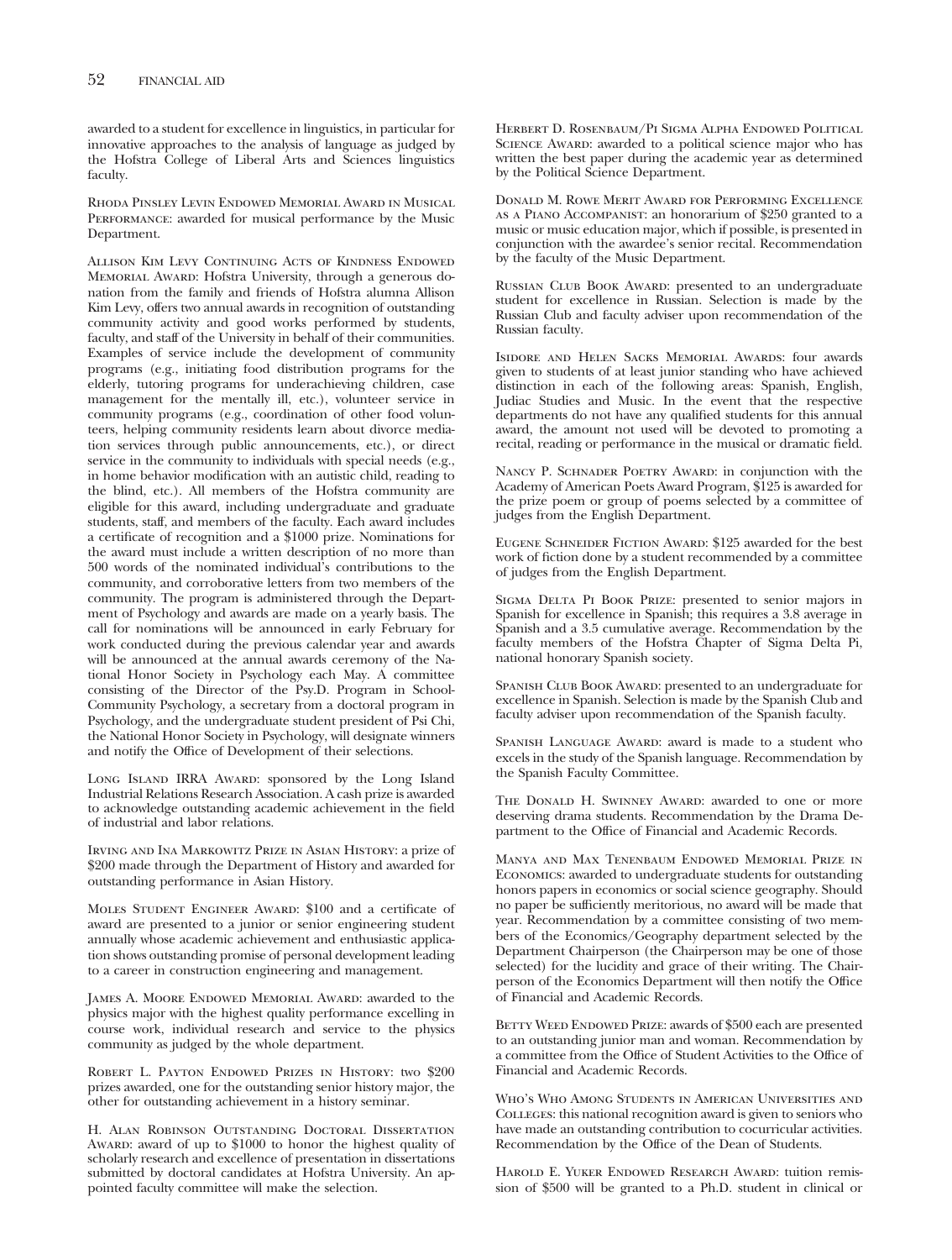awarded to a student for excellence in linguistics, in particular for innovative approaches to the analysis of language as judged by the Hofstra College of Liberal Arts and Sciences linguistics faculty.

Rhoda Pinsley Levin Endowed Memorial Award in Musical Performance: awarded for musical performance by the Music Department.

Allison Kim Levy Continuing Acts of Kindness Endowed Memorial Award: Hofstra University, through a generous donation from the family and friends of Hofstra alumna Allison Kim Levy, offers two annual awards in recognition of outstanding community activity and good works performed by students, faculty, and staff of the University in behalf of their communities. Examples of service include the development of community programs (e.g., initiating food distribution programs for the elderly, tutoring programs for underachieving children, case management for the mentally ill, etc.), volunteer service in community programs (e.g., coordination of other food volunteers, helping community residents learn about divorce mediation services through public announcements, etc.), or direct service in the community to individuals with special needs (e.g., in home behavior modification with an autistic child, reading to the blind, etc.). All members of the Hofstra community are eligible for this award, including undergraduate and graduate students, staff, and members of the faculty. Each award includes a certificate of recognition and a $1000 prize. Nominations for the award must include a written description of no more than 500 words of the nominated individual's contributions to the community, and corroborative letters from two members of the community. The program is administered through the Department of Psychology and awards are made on a yearly basis. The call for nominations will be announced in early February for work conducted during the previous calendar year and awards will be announced at the annual awards ceremony of the National Honor Society in Psychology each May. A committee consisting of the Director of the Psy.D. Program in School-Community Psychology, a secretary from a doctoral program in Psychology, and the undergraduate student president of Psi Chi, the National Honor Society in Psychology, will designate winners and notify the Office of Development of their selections.

Long Island IRRA Award: sponsored by the Long Island Industrial Relations Research Association. A cash prize is awarded to acknowledge outstanding academic achievement in the field of industrial and labor relations.

Irving and Ina Markowitz Prize in Asian History: a prize of $200 made through the Department of History and awarded for outstanding performance in Asian History.

Moles Student Engineer Award: $100 and a certificate of award are presented to a junior or senior engineering student annually whose academic achievement and enthusiastic application shows outstanding promise of personal development leading to a career in construction engineering and management.

James A. Moore Endowed Memorial Award: awarded to the physics major with the highest quality performance excelling in course work, individual research and service to the physics community as judged by the whole department.

Robert L. Payton Endowed Prizes in History: two $200 prizes awarded, one for the outstanding senior history major, the other for outstanding achievement in a history seminar.

H. Alan Robinson Outstanding Doctoral Dissertation Award: award of up to $1000 to honor the highest quality of scholarly research and excellence of presentation in dissertations submitted by doctoral candidates at Hofstra University. An appointed faculty committee will make the selection.

Herbert D. Rosenbaum/Pi Sigma Alpha Endowed Political Science Award: awarded to a political science major who has written the best paper during the academic year as determined by the Political Science Department.

Donald M. Rowe Merit Award for Performing Excellence as a Piano Accompanist: an honorarium of $250 granted to a music or music education major, which if possible, is presented in conjunction with the awardee's senior recital. Recommendation by the faculty of the Music Department.

Russian Club Book Award: presented to an undergraduate student for excellence in Russian. Selection is made by the Russian Club and faculty adviser upon recommendation of the Russian faculty.

Isidore and Helen Sacks Memorial Awards: four awards given to students of at least junior standing who have achieved distinction in each of the following areas: Spanish, English, Judiac Studies and Music. In the event that the respective departments do not have any qualified students for this annual award, the amount not used will be devoted to promoting a recital, reading or performance in the musical or dramatic field.

Nancy P. Schnader Poetry Award: in conjunction with the Academy of American Poets Award Program, $125 is awarded for the prize poem or group of poems selected by a committee of judges from the English Department.

Eugene Schneider Fiction Award: $125 awarded for the best work of fiction done by a student recommended by a committee of judges from the English Department.

Sigma Delta Pi Book Prize: presented to senior majors in Spanish for excellence in Spanish; this requires a 3.8 average in Spanish and a 3.5 cumulative average. Recommendation by the faculty members of the Hofstra Chapter of Sigma Delta Pi, national honorary Spanish society.

Spanish Club Book Award: presented to an undergraduate for excellence in Spanish. Selection is made by the Spanish Club and faculty adviser upon recommendation of the Spanish faculty.

Spanish Language Award: award is made to a student who excels in the study of the Spanish language. Recommendation by the Spanish Faculty Committee.

The Donald H. Swinney Award: awarded to one or more deserving drama students. Recommendation by the Drama Department to the Office of Financial and Academic Records.

Manya and Max Tenenbaum Endowed Memorial Prize in Economics: awarded to undergraduate students for outstanding honors papers in economics or social science geography. Should no paper be sufficiently meritorious, no award will be made that year. Recommendation by a committee consisting of two members of the Economics/Geography department selected by the Department Chairperson (the Chairperson may be one of those selected) for the lucidity and grace of their writing. The Chairperson of the Economics Department will then notify the Office of Financial and Academic Records.

Betty Weed Endowed Prize: awards of $500 each are presented to an outstanding junior man and woman. Recommendation by a committee from the Office of Student Activities to the Office of Financial and Academic Records.

Who's Who Among Students in American Universities and Colleges: this national recognition award is given to seniors who have made an outstanding contribution to cocurricular activities. Recommendation by the Office of the Dean of Students.

Harold E. Yuker Endowed Research Award: tuition remission of $500 will be granted to a Ph.D. student in clinical or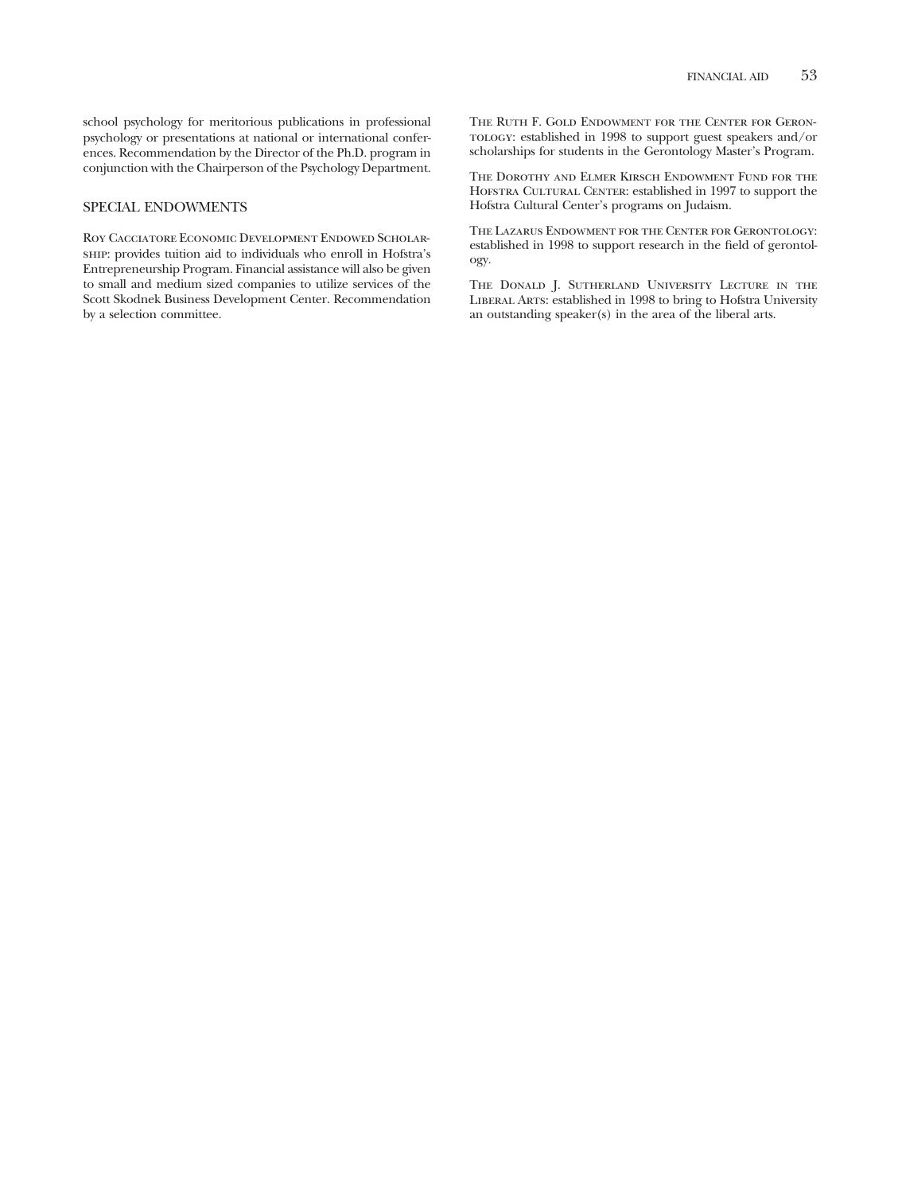school psychology for meritorious publications in professional psychology or presentations at national or international conferences. Recommendation by the Director of the Ph.D. program in conjunction with the Chairperson of the Psychology Department.

## SPECIAL ENDOWMENTS

Roy Cacciatore Economic Development Endowed Scholarship: provides tuition aid to individuals who enroll in Hofstra's Entrepreneurship Program. Financial assistance will also be given to small and medium sized companies to utilize services of the Scott Skodnek Business Development Center. Recommendation by a selection committee.

The Ruth F. Gold Endowment for the Center for Gerontology: established in 1998 to support guest speakers and/or scholarships for students in the Gerontology Master's Program.

The Dorothy and Elmer Kirsch Endowment Fund for the Hofstra Cultural Center: established in 1997 to support the Hofstra Cultural Center's programs on Judaism.

The Lazarus Endowment for the Center for Gerontology: established in 1998 to support research in the field of gerontology.

The Donald J. Sutherland University Lecture in the Liberal Arts: established in 1998 to bring to Hofstra University an outstanding speaker(s) in the area of the liberal arts.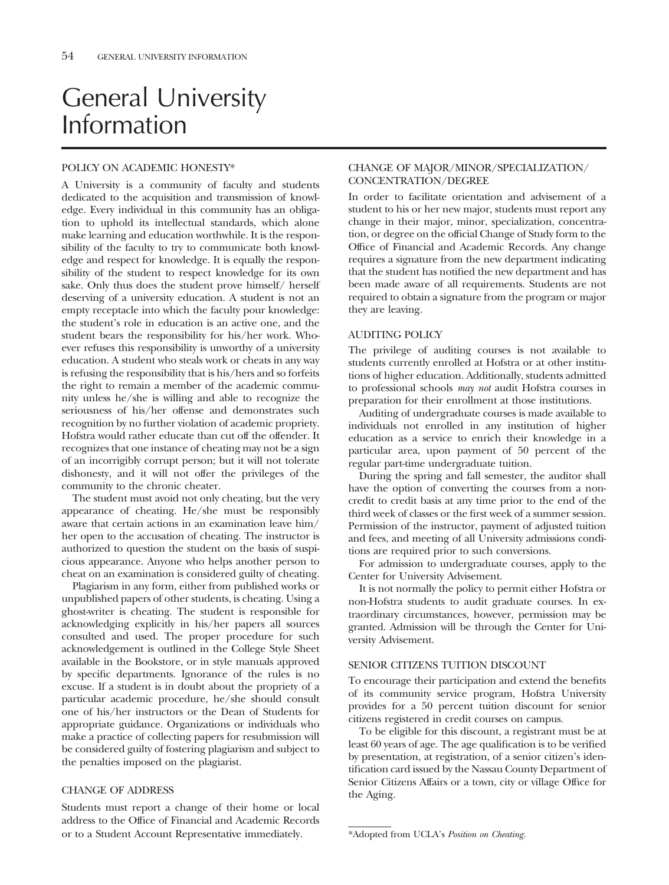# General University Information

## POLICY ON ACADEMIC HONESTY*

A University is a community of faculty and students dedicated to the acquisition and transmission of knowledge. Every individual in this community has an obligation to uphold its intellectual standards, which alone make learning and education worthwhile. It is the responsibility of the faculty to try to communicate both knowledge and respect for knowledge. It is equally the responsibility of the student to respect knowledge for its own sake. Only thus does the student prove himself/ herself deserving of a university education. A student is not an empty receptacle into which the faculty pour knowledge: the student's role in education is an active one, and the student bears the responsibility for his/her work. Whoever refuses this responsibility is unworthy of a university education. A student who steals work or cheats in any way is refusing the responsibility that is his/hers and so forfeits the right to remain a member of the academic community unless he/she is willing and able to recognize the seriousness of his/her offense and demonstrates such recognition by no further violation of academic propriety. Hofstra would rather educate than cut off the offender. It recognizes that one instance of cheating may not be a sign of an incorrigibly corrupt person; but it will not tolerate dishonesty, and it will not offer the privileges of the community to the chronic cheater.

The student must avoid not only cheating, but the very appearance of cheating. He/she must be responsibly aware that certain actions in an examination leave him/ her open to the accusation of cheating. The instructor is authorized to question the student on the basis of suspicious appearance. Anyone who helps another person to cheat on an examination is considered guilty of cheating.

Plagiarism in any form, either from published works or unpublished papers of other students, is cheating. Using a ghost-writer is cheating. The student is responsible for acknowledging explicitly in his/her papers all sources consulted and used. The proper procedure for such acknowledgement is outlined in the College Style Sheet available in the Bookstore, or in style manuals approved by specific departments. Ignorance of the rules is no excuse. If a student is in doubt about the propriety of a particular academic procedure, he/she should consult one of his/her instructors or the Dean of Students for appropriate guidance. Organizations or individuals who make a practice of collecting papers for resubmission will be considered guilty of fostering plagiarism and subject to the penalties imposed on the plagiarist.

## CHANGE OF ADDRESS

Students must report a change of their home or local address to the Office of Financial and Academic Records or to a Student Account Representative immediately.

## CHANGE OF MAJOR/MINOR/SPECIALIZATION/ CONCENTRATION/DEGREE

In order to facilitate orientation and advisement of a student to his or her new major, students must report any change in their major, minor, specialization, concentration, or degree on the official Change of Study form to the Office of Financial and Academic Records. Any change requires a signature from the new department indicating that the student has notified the new department and has been made aware of all requirements. Students are not required to obtain a signature from the program or major they are leaving.

## AUDITING POLICY

The privilege of auditing courses is not available to students currently enrolled at Hofstra or at other institutions of higher education. Additionally, students admitted to professional schools *may not* audit Hofstra courses in preparation for their enrollment at those institutions.

Auditing of undergraduate courses is made available to individuals not enrolled in any institution of higher education as a service to enrich their knowledge in a particular area, upon payment of 50 percent of the regular part-time undergraduate tuition.

During the spring and fall semester, the auditor shall have the option of converting the courses from a noncredit to credit basis at any time prior to the end of the third week of classes or the first week of a summer session. Permission of the instructor, payment of adjusted tuition and fees, and meeting of all University admissions conditions are required prior to such conversions.

For admission to undergraduate courses, apply to the Center for University Advisement.

It is not normally the policy to permit either Hofstra or non-Hofstra students to audit graduate courses. In extraordinary circumstances, however, permission may be granted. Admission will be through the Center for University Advisement.

## SENIOR CITIZENS TUITION DISCOUNT

To encourage their participation and extend the benefits of its community service program, Hofstra University provides for a 50 percent tuition discount for senior citizens registered in credit courses on campus.

To be eligible for this discount, a registrant must be at least 60 years of age. The age qualification is to be verified by presentation, at registration, of a senior citizen's identification card issued by the Nassau County Department of Senior Citizens Affairs or a town, city or village Office for the Aging.

---

*Adopted from UCLA's *Position on Cheating.*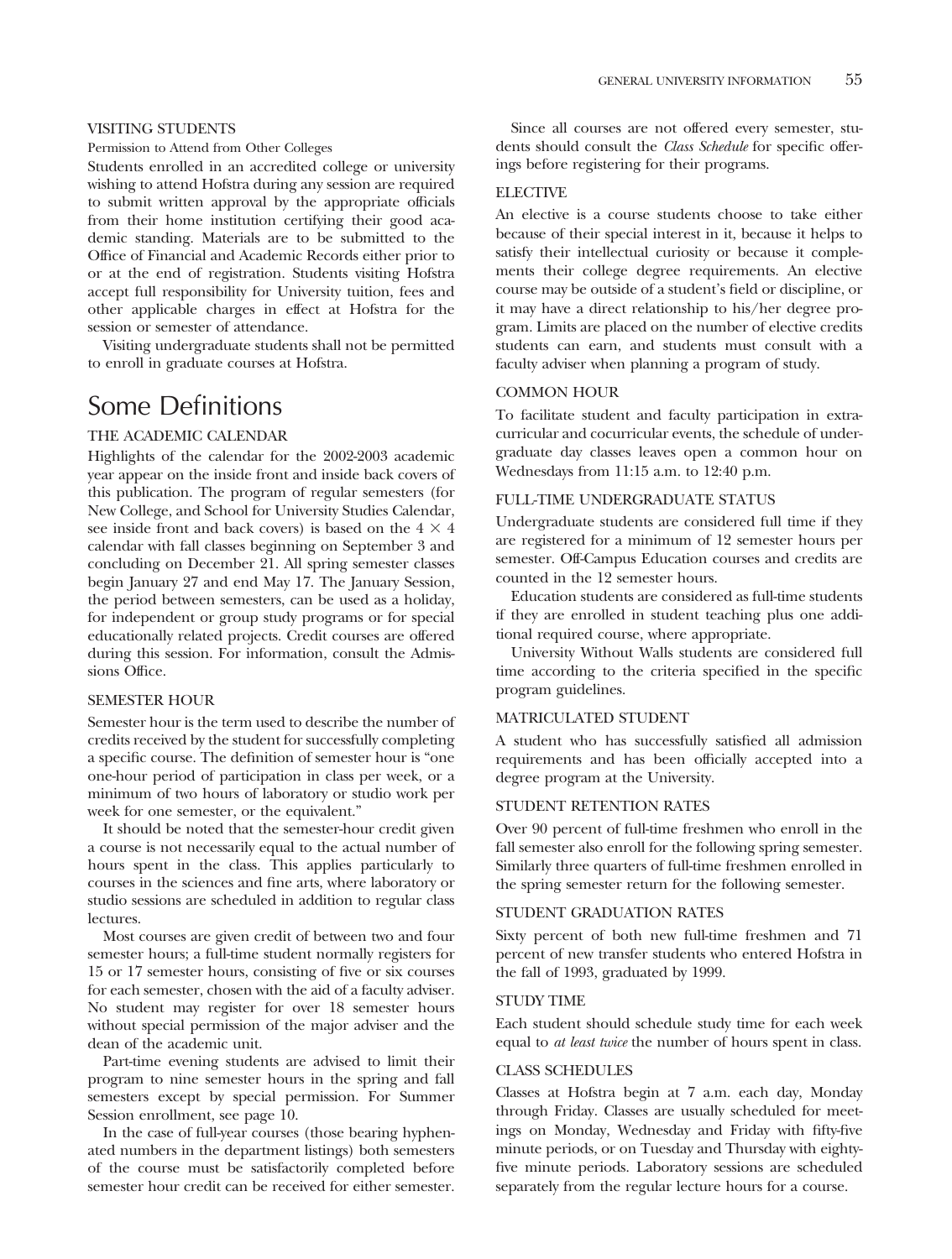### VISITING STUDENTS

Permission to Attend from Other Colleges

Students enrolled in an accredited college or university wishing to attend Hofstra during any session are required to submit written approval by the appropriate officials from their home institution certifying their good academic standing. Materials are to be submitted to the Office of Financial and Academic Records either prior to or at the end of registration. Students visiting Hofstra accept full responsibility for University tuition, fees and other applicable charges in effect at Hofstra for the session or semester of attendance.

Visiting undergraduate students shall not be permitted to enroll in graduate courses at Hofstra.

## Some Definitions

### THE ACADEMIC CALENDAR

Highlights of the calendar for the 2002-2003 academic year appear on the inside front and inside back covers of this publication. The program of regular semesters (for New College, and School for University Studies Calendar, see inside front and back covers) is based on the 4 × 4 calendar with fall classes beginning on September 3 and concluding on December 21. All spring semester classes begin January 27 and end May 17. The January Session, the period between semesters, can be used as a holiday, for independent or group study programs or for special educationally related projects. Credit courses are offered during this session. For information, consult the Admissions Office.

### SEMESTER HOUR

Semester hour is the term used to describe the number of credits received by the student for successfully completing a specific course. The definition of semester hour is "one one-hour period of participation in class per week, or a minimum of two hours of laboratory or studio work per week for one semester, or the equivalent."

It should be noted that the semester-hour credit given a course is not necessarily equal to the actual number of hours spent in the class. This applies particularly to courses in the sciences and fine arts, where laboratory or studio sessions are scheduled in addition to regular class lectures.

Most courses are given credit of between two and four semester hours; a full-time student normally registers for 15 or 17 semester hours, consisting of five or six courses for each semester, chosen with the aid of a faculty adviser. No student may register for over 18 semester hours without special permission of the major adviser and the dean of the academic unit.

Part-time evening students are advised to limit their program to nine semester hours in the spring and fall semesters except by special permission. For Summer Session enrollment, see page 10.

In the case of full-year courses (those bearing hyphenated numbers in the department listings) both semesters of the course must be satisfactorily completed before semester hour credit can be received for either semester.

Since all courses are not offered every semester, students should consult the *Class Schedule* for specific offerings before registering for their programs.

### ELECTIVE

An elective is a course students choose to take either because of their special interest in it, because it helps to satisfy their intellectual curiosity or because it complements their college degree requirements. An elective course may be outside of a student's field or discipline, or it may have a direct relationship to his/her degree program. Limits are placed on the number of elective credits students can earn, and students must consult with a faculty adviser when planning a program of study.

### COMMON HOUR

To facilitate student and faculty participation in extracurricular and cocurricular events, the schedule of undergraduate day classes leaves open a common hour on Wednesdays from 11:15 a.m. to 12:40 p.m.

### FULL-TIME UNDERGRADUATE STATUS

Undergraduate students are considered full time if they are registered for a minimum of 12 semester hours per semester. Off-Campus Education courses and credits are counted in the 12 semester hours.

Education students are considered as full-time students if they are enrolled in student teaching plus one additional required course, where appropriate.

University Without Walls students are considered full time according to the criteria specified in the specific program guidelines.

### MATRICULATED STUDENT

A student who has successfully satisfied all admission requirements and has been officially accepted into a degree program at the University.

### STUDENT RETENTION RATES

Over 90 percent of full-time freshmen who enroll in the fall semester also enroll for the following spring semester. Similarly three quarters of full-time freshmen enrolled in the spring semester return for the following semester.

### STUDENT GRADUATION RATES

Sixty percent of both new full-time freshmen and 71 percent of new transfer students who entered Hofstra in the fall of 1993, graduated by 1999.

### STUDY TIME

Each student should schedule study time for each week equal to *at least twice* the number of hours spent in class.

### CLASS SCHEDULES

Classes at Hofstra begin at 7 a.m. each day, Monday through Friday. Classes are usually scheduled for meetings on Monday, Wednesday and Friday with fifty-five minute periods, or on Tuesday and Thursday with eighty-five minute periods. Laboratory sessions are scheduled separately from the regular lecture hours for a course.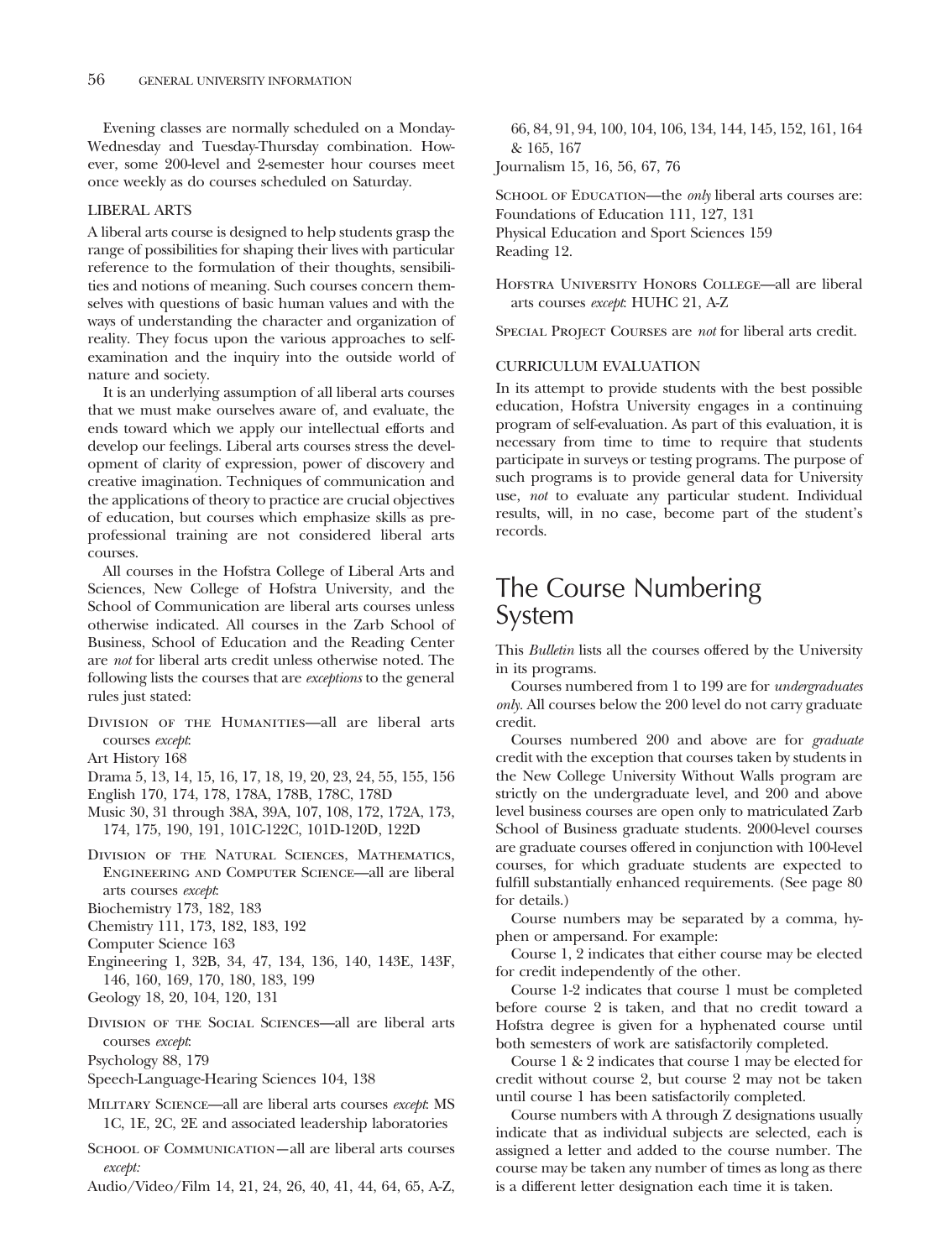Evening classes are normally scheduled on a Monday-Wednesday and Tuesday-Thursday combination. However, some 200-level and 2-semester hour courses meet once weekly as do courses scheduled on Saturday.

### LIBERAL ARTS

A liberal arts course is designed to help students grasp the range of possibilities for shaping their lives with particular reference to the formulation of their thoughts, sensibilities and notions of meaning. Such courses concern themselves with questions of basic human values and with the ways of understanding the character and organization of reality. They focus upon the various approaches to self-examination and the inquiry into the outside world of nature and society.

It is an underlying assumption of all liberal arts courses that we must make ourselves aware of, and evaluate, the ends toward which we apply our intellectual efforts and develop our feelings. Liberal arts courses stress the development of clarity of expression, power of discovery and creative imagination. Techniques of communication and the applications of theory to practice are crucial objectives of education, but courses which emphasize skills as pre-professional training are not considered liberal arts courses.

All courses in the Hofstra College of Liberal Arts and Sciences, New College of Hofstra University, and the School of Communication are liberal arts courses unless otherwise indicated. All courses in the Zarb School of Business, School of Education and the Reading Center are *not* for liberal arts credit unless otherwise noted. The following lists the courses that are *exceptions* to the general rules just stated:

Division of the Humanities—all are liberal arts courses *except*:

Art History 168

Drama 5, 13, 14, 15, 16, 17, 18, 19, 20, 23, 24, 55, 155, 156

English 170, 174, 178, 178A, 178B, 178C, 178D

Music 30, 31 through 38A, 39A, 107, 108, 172, 172A, 173, 174, 175, 190, 191, 101C-122C, 101D-120D, 122D

Division of the Natural Sciences, Mathematics, Engineering and Computer Science—all are liberal arts courses *except*:

Biochemistry 173, 182, 183

Chemistry 111, 173, 182, 183, 192

Computer Science 163

Engineering 1, 32B, 34, 47, 134, 136, 140, 143E, 143F, 146, 160, 169, 170, 180, 183, 199

Geology 18, 20, 104, 120, 131

Division of the Social Sciences—all are liberal arts courses *except*:

Psychology 88, 179

Speech-Language-Hearing Sciences 104, 138

Military Science—all are liberal arts courses *except*: MS 1C, 1E, 2C, 2E and associated leadership laboratories

School of Communication—all are liberal arts courses *except:*

Audio/Video/Film 14, 21, 24, 26, 40, 41, 44, 64, 65, A-Z, 66, 84, 91, 94, 100, 104, 106, 134, 144, 145, 152, 161, 164 & 165, 167

Journalism 15, 16, 56, 67, 76

School of Education—the *only* liberal arts courses are:

Foundations of Education 111, 127, 131

Physical Education and Sport Sciences 159

Reading 12.

Hofstra University Honors College—all are liberal arts courses *except*: HUHC 21, A-Z

Special Project Courses are *not* for liberal arts credit.

### CURRICULUM EVALUATION

In its attempt to provide students with the best possible education, Hofstra University engages in a continuing program of self-evaluation. As part of this evaluation, it is necessary from time to time to require that students participate in surveys or testing programs. The purpose of such programs is to provide general data for University use, *not* to evaluate any particular student. Individual results, will, in no case, become part of the student's records.

## The Course Numbering System

This *Bulletin* lists all the courses offered by the University in its programs.

Courses numbered from 1 to 199 are for *undergraduates only*. All courses below the 200 level do not carry graduate credit.

Courses numbered 200 and above are for *graduate* credit with the exception that courses taken by students in the New College University Without Walls program are strictly on the undergraduate level, and 200 and above level business courses are open only to matriculated Zarb School of Business graduate students. 2000-level courses are graduate courses offered in conjunction with 100-level courses, for which graduate students are expected to fulfill substantially enhanced requirements. (See page 80 for details.)

Course numbers may be separated by a comma, hyphen or ampersand. For example:

Course 1, 2 indicates that either course may be elected for credit independently of the other.

Course 1-2 indicates that course 1 must be completed before course 2 is taken, and that no credit toward a Hofstra degree is given for a hyphenated course until both semesters of work are satisfactorily completed.

Course 1 & 2 indicates that course 1 may be elected for credit without course 2, but course 2 may not be taken until course 1 has been satisfactorily completed.

Course numbers with A through Z designations usually indicate that as individual subjects are selected, each is assigned a letter and added to the course number. The course may be taken any number of times as long as there is a different letter designation each time it is taken.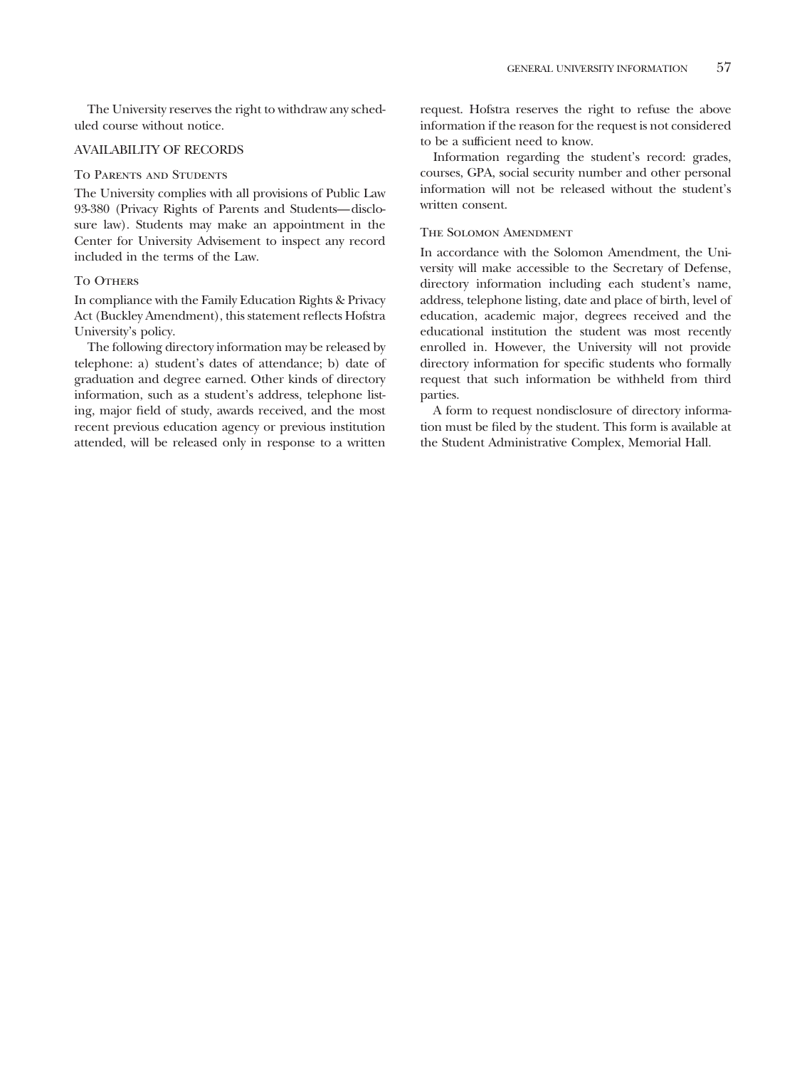The University reserves the right to withdraw any scheduled course without notice.

## AVAILABILITY OF RECORDS

### To Parents and Students

The University complies with all provisions of Public Law 93-380 (Privacy Rights of Parents and Students—disclosure law). Students may make an appointment in the Center for University Advisement to inspect any record included in the terms of the Law.

### To Others

In compliance with the Family Education Rights & Privacy Act (Buckley Amendment), this statement reflects Hofstra University's policy.

The following directory information may be released by telephone: a) student's dates of attendance; b) date of graduation and degree earned. Other kinds of directory information, such as a student's address, telephone listing, major field of study, awards received, and the most recent previous education agency or previous institution attended, will be released only in response to a written request. Hofstra reserves the right to refuse the above information if the reason for the request is not considered to be a sufficient need to know.

Information regarding the student's record: grades, courses, GPA, social security number and other personal information will not be released without the student's written consent.

### The Solomon Amendment

In accordance with the Solomon Amendment, the University will make accessible to the Secretary of Defense, directory information including each student's name, address, telephone listing, date and place of birth, level of education, academic major, degrees received and the educational institution the student was most recently enrolled in. However, the University will not provide directory information for specific students who formally request that such information be withheld from third parties.

A form to request nondisclosure of directory information must be filed by the student. This form is available at the Student Administrative Complex, Memorial Hall.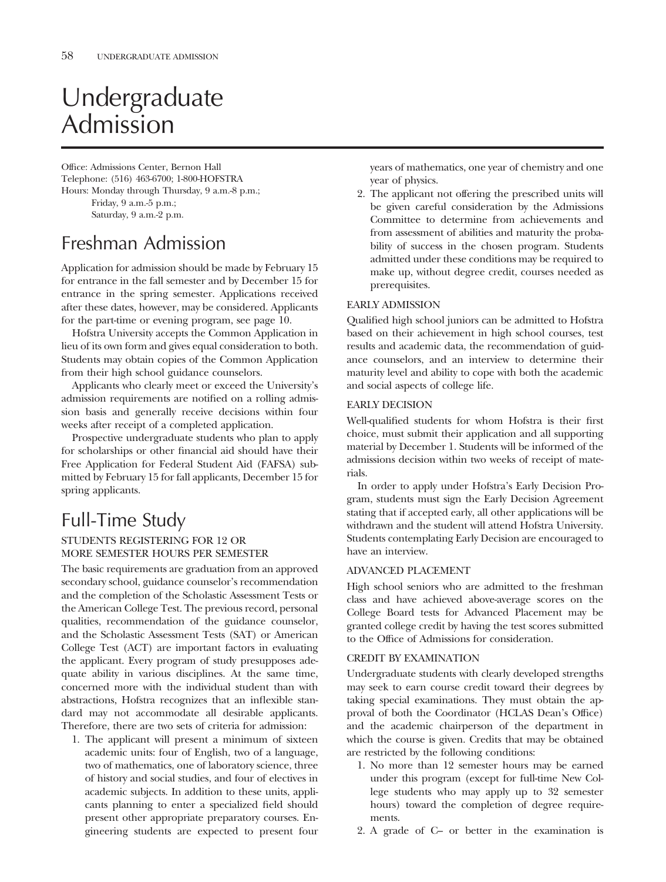# Undergraduate Admission

Office: Admissions Center, Bernon Hall
Telephone: (516) 463-6700; 1-800-HOFSTRA
Hours: Monday through Thursday, 9 a.m.-8 p.m.;
Friday, 9 a.m.-5 p.m.;
Saturday, 9 a.m.-2 p.m.

## Freshman Admission

Application for admission should be made by February 15 for entrance in the fall semester and by December 15 for entrance in the spring semester. Applications received after these dates, however, may be considered. Applicants for the part-time or evening program, see page 10.

Hofstra University accepts the Common Application in lieu of its own form and gives equal consideration to both. Students may obtain copies of the Common Application from their high school guidance counselors.

Applicants who clearly meet or exceed the University's admission requirements are notified on a rolling admission basis and generally receive decisions within four weeks after receipt of a completed application.

Prospective undergraduate students who plan to apply for scholarships or other financial aid should have their Free Application for Federal Student Aid (FAFSA) submitted by February 15 for fall applicants, December 15 for spring applicants.

## Full-Time Study

### STUDENTS REGISTERING FOR 12 OR MORE SEMESTER HOURS PER SEMESTER

The basic requirements are graduation from an approved secondary school, guidance counselor's recommendation and the completion of the Scholastic Assessment Tests or the American College Test. The previous record, personal qualities, recommendation of the guidance counselor, and the Scholastic Assessment Tests (SAT) or American College Test (ACT) are important factors in evaluating the applicant. Every program of study presupposes adequate ability in various disciplines. At the same time, concerned more with the individual student than with abstractions, Hofstra recognizes that an inflexible standard may not accommodate all desirable applicants. Therefore, there are two sets of criteria for admission:

1. The applicant will present a minimum of sixteen academic units: four of English, two of a language, two of mathematics, one of laboratory science, three of history and social studies, and four of electives in academic subjects. In addition to these units, applicants planning to enter a specialized field should present other appropriate preparatory courses. Engineering students are expected to present four years of mathematics, one year of chemistry and one year of physics.
2. The applicant not offering the prescribed units will be given careful consideration by the Admissions Committee to determine from achievements and from assessment of abilities and maturity the probability of success in the chosen program. Students admitted under these conditions may be required to make up, without degree credit, courses needed as prerequisites.

### EARLY ADMISSION

Qualified high school juniors can be admitted to Hofstra based on their achievement in high school courses, test results and academic data, the recommendation of guidance counselors, and an interview to determine their maturity level and ability to cope with both the academic and social aspects of college life.

### EARLY DECISION

Well-qualified students for whom Hofstra is their first choice, must submit their application and all supporting material by December 1. Students will be informed of the admissions decision within two weeks of receipt of materials.

In order to apply under Hofstra's Early Decision Program, students must sign the Early Decision Agreement stating that if accepted early, all other applications will be withdrawn and the student will attend Hofstra University. Students contemplating Early Decision are encouraged to have an interview.

### ADVANCED PLACEMENT

High school seniors who are admitted to the freshman class and have achieved above-average scores on the College Board tests for Advanced Placement may be granted college credit by having the test scores submitted to the Office of Admissions for consideration.

### CREDIT BY EXAMINATION

Undergraduate students with clearly developed strengths may seek to earn course credit toward their degrees by taking special examinations. They must obtain the approval of both the Coordinator (HCLAS Dean's Office) and the academic chairperson of the department in which the course is given. Credits that may be obtained are restricted by the following conditions:

1. No more than 12 semester hours may be earned under this program (except for full-time New College students who may apply up to 32 semester hours) toward the completion of degree requirements.
2. A grade of C– or better in the examination is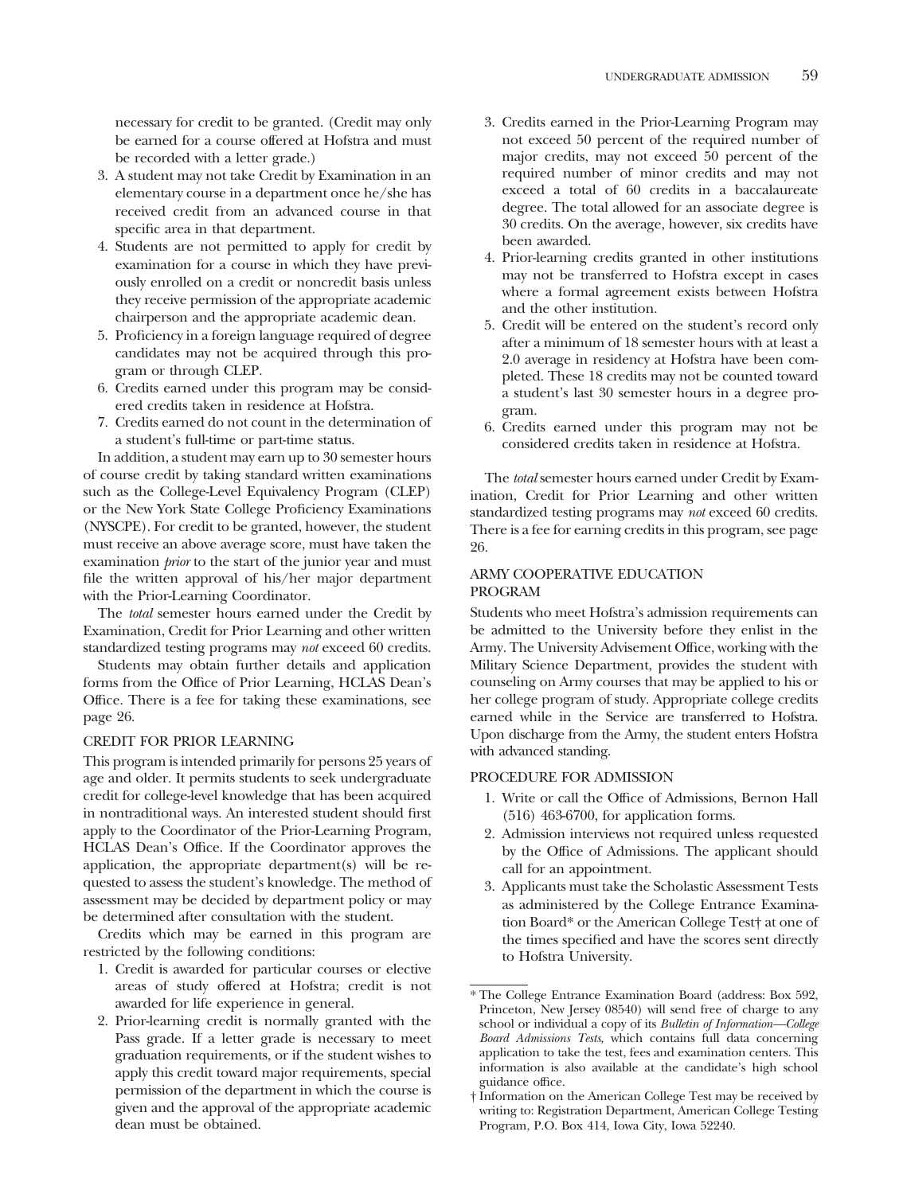necessary for credit to be granted. (Credit may only be earned for a course offered at Hofstra and must be recorded with a letter grade.)

3. A student may not take Credit by Examination in an elementary course in a department once he/she has received credit from an advanced course in that specific area in that department.
4. Students are not permitted to apply for credit by examination for a course in which they have previously enrolled on a credit or noncredit basis unless they receive permission of the appropriate academic chairperson and the appropriate academic dean.
5. Proficiency in a foreign language required of degree candidates may not be acquired through this program or through CLEP.
6. Credits earned under this program may be considered credits taken in residence at Hofstra.
7. Credits earned do not count in the determination of a student's full-time or part-time status.

In addition, a student may earn up to 30 semester hours of course credit by taking standard written examinations such as the College-Level Equivalency Program (CLEP) or the New York State College Proficiency Examinations (NYSCPE). For credit to be granted, however, the student must receive an above average score, must have taken the examination *prior* to the start of the junior year and must file the written approval of his/her major department with the Prior-Learning Coordinator.

The *total* semester hours earned under the Credit by Examination, Credit for Prior Learning and other written standardized testing programs may *not* exceed 60 credits.

Students may obtain further details and application forms from the Office of Prior Learning, HCLAS Dean's Office. There is a fee for taking these examinations, see page 26.

## CREDIT FOR PRIOR LEARNING

This program is intended primarily for persons 25 years of age and older. It permits students to seek undergraduate credit for college-level knowledge that has been acquired in nontraditional ways. An interested student should first apply to the Coordinator of the Prior-Learning Program, HCLAS Dean's Office. If the Coordinator approves the application, the appropriate department(s) will be requested to assess the student's knowledge. The method of assessment may be decided by department policy or may be determined after consultation with the student.

Credits which may be earned in this program are restricted by the following conditions:

1. Credit is awarded for particular courses or elective areas of study offered at Hofstra; credit is not awarded for life experience in general.
2. Prior-learning credit is normally granted with the Pass grade. If a letter grade is necessary to meet graduation requirements, or if the student wishes to apply this credit toward major requirements, special permission of the department in which the course is given and the approval of the appropriate academic dean must be obtained.
3. Credits earned in the Prior-Learning Program may not exceed 50 percent of the required number of major credits, may not exceed 50 percent of the required number of minor credits and may not exceed a total of 60 credits in a baccalaureate degree. The total allowed for an associate degree is 30 credits. On the average, however, six credits have been awarded.
4. Prior-learning credits granted in other institutions may not be transferred to Hofstra except in cases where a formal agreement exists between Hofstra and the other institution.
5. Credit will be entered on the student's record only after a minimum of 18 semester hours with at least a 2.0 average in residency at Hofstra have been completed. These 18 credits may not be counted toward a student's last 30 semester hours in a degree program.
6. Credits earned under this program may not be considered credits taken in residence at Hofstra.

The *total* semester hours earned under Credit by Examination, Credit for Prior Learning and other written standardized testing programs may *not* exceed 60 credits. There is a fee for earning credits in this program, see page 26.

## ARMY COOPERATIVE EDUCATION PROGRAM

Students who meet Hofstra's admission requirements can be admitted to the University before they enlist in the Army. The University Advisement Office, working with the Military Science Department, provides the student with counseling on Army courses that may be applied to his or her college program of study. Appropriate college credits earned while in the Service are transferred to Hofstra. Upon discharge from the Army, the student enters Hofstra with advanced standing.

## PROCEDURE FOR ADMISSION

1. Write or call the Office of Admissions, Bernon Hall (516) 463-6700, for application forms.
2. Admission interviews not required unless requested by the Office of Admissions. The applicant should call for an appointment.
3. Applicants must take the Scholastic Assessment Tests as administered by the College Entrance Examination Board* or the American College Test† at one of the times specified and have the scores sent directly to Hofstra University.

---

* The College Entrance Examination Board (address: Box 592, Princeton, New Jersey 08540) will send free of charge to any school or individual a copy of its *Bulletin of Information—College Board Admissions Tests,* which contains full data concerning application to take the test, fees and examination centers. This information is also available at the candidate's high school guidance office.

† Information on the American College Test may be received by writing to: Registration Department, American College Testing Program, P.O. Box 414, Iowa City, Iowa 52240.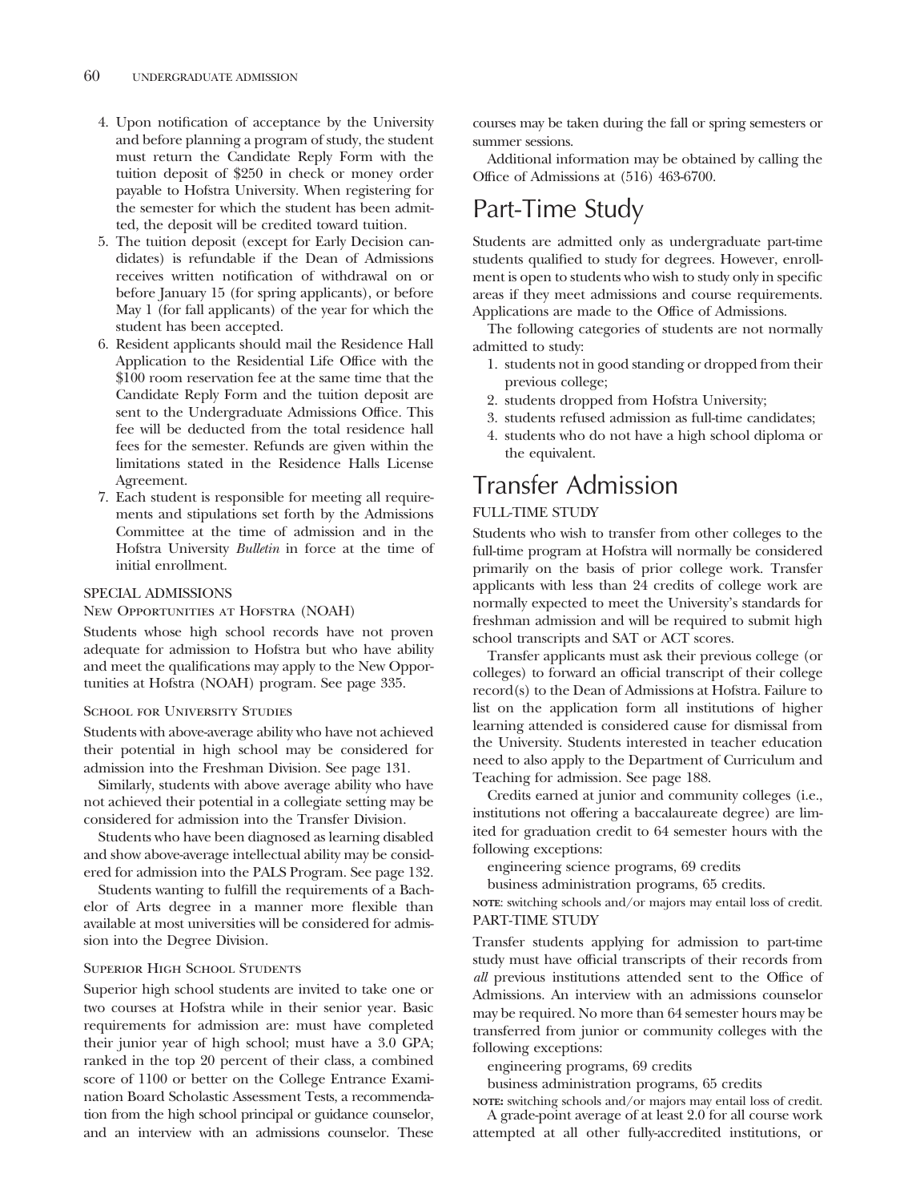4. Upon notification of acceptance by the University and before planning a program of study, the student must return the Candidate Reply Form with the tuition deposit of $250 in check or money order payable to Hofstra University. When registering for the semester for which the student has been admitted, the deposit will be credited toward tuition.
5. The tuition deposit (except for Early Decision candidates) is refundable if the Dean of Admissions receives written notification of withdrawal on or before January 15 (for spring applicants), or before May 1 (for fall applicants) of the year for which the student has been accepted.
6. Resident applicants should mail the Residence Hall Application to the Residential Life Office with the $100 room reservation fee at the same time that the Candidate Reply Form and the tuition deposit are sent to the Undergraduate Admissions Office. This fee will be deducted from the total residence hall fees for the semester. Refunds are given within the limitations stated in the Residence Halls License Agreement.
7. Each student is responsible for meeting all requirements and stipulations set forth by the Admissions Committee at the time of admission and in the Hofstra University *Bulletin* in force at the time of initial enrollment.

### SPECIAL ADMISSIONS

#### New Opportunities at Hofstra (NOAH)

Students whose high school records have not proven adequate for admission to Hofstra but who have ability and meet the qualifications may apply to the New Opportunities at Hofstra (NOAH) program. See page 335.

#### School for University Studies

Students with above-average ability who have not achieved their potential in high school may be considered for admission into the Freshman Division. See page 131.

Similarly, students with above average ability who have not achieved their potential in a collegiate setting may be considered for admission into the Transfer Division.

Students who have been diagnosed as learning disabled and show above-average intellectual ability may be considered for admission into the PALS Program. See page 132.

Students wanting to fulfill the requirements of a Bachelor of Arts degree in a manner more flexible than available at most universities will be considered for admission into the Degree Division.

#### Superior High School Students

Superior high school students are invited to take one or two courses at Hofstra while in their senior year. Basic requirements for admission are: must have completed their junior year of high school; must have a 3.0 GPA; ranked in the top 20 percent of their class, a combined score of 1100 or better on the College Entrance Examination Board Scholastic Assessment Tests, a recommendation from the high school principal or guidance counselor, and an interview with an admissions counselor. These courses may be taken during the fall or spring semesters or summer sessions.

Additional information may be obtained by calling the Office of Admissions at (516) 463-6700.

## Part-Time Study

Students are admitted only as undergraduate part-time students qualified to study for degrees. However, enrollment is open to students who wish to study only in specific areas if they meet admissions and course requirements. Applications are made to the Office of Admissions.

The following categories of students are not normally admitted to study:

1. students not in good standing or dropped from their previous college;
2. students dropped from Hofstra University;
3. students refused admission as full-time candidates;
4. students who do not have a high school diploma or the equivalent.

## Transfer Admission

### FULL-TIME STUDY

Students who wish to transfer from other colleges to the full-time program at Hofstra will normally be considered primarily on the basis of prior college work. Transfer applicants with less than 24 credits of college work are normally expected to meet the University's standards for freshman admission and will be required to submit high school transcripts and SAT or ACT scores.

Transfer applicants must ask their previous college (or colleges) to forward an official transcript of their college record(s) to the Dean of Admissions at Hofstra. Failure to list on the application form all institutions of higher learning attended is considered cause for dismissal from the University. Students interested in teacher education need to also apply to the Department of Curriculum and Teaching for admission. See page 188.

Credits earned at junior and community colleges (i.e., institutions not offering a baccalaureate degree) are limited for graduation credit to 64 semester hours with the following exceptions:

engineering science programs, 69 credits

business administration programs, 65 credits.

**NOTE**: switching schools and/or majors may entail loss of credit.

### PART-TIME STUDY

Transfer students applying for admission to part-time study must have official transcripts of their records from *all* previous institutions attended sent to the Office of Admissions. An interview with an admissions counselor may be required. No more than 64 semester hours may be transferred from junior or community colleges with the following exceptions:

engineering programs, 69 credits

business administration programs, 65 credits

**NOTE:** switching schools and/or majors may entail loss of credit.

A grade-point average of at least 2.0 for all course work attempted at all other fully-accredited institutions, or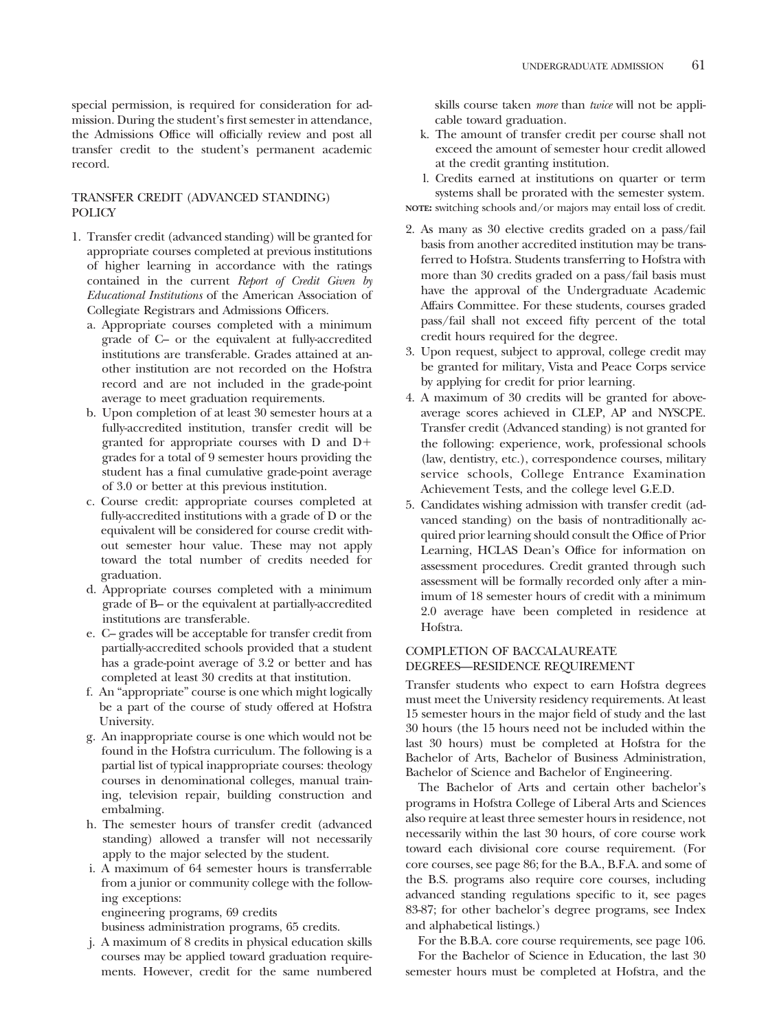special permission, is required for consideration for admission. During the student's first semester in attendance, the Admissions Office will officially review and post all transfer credit to the student's permanent academic record.

## TRANSFER CREDIT (ADVANCED STANDING) POLICY

1. Transfer credit (advanced standing) will be granted for appropriate courses completed at previous institutions of higher learning in accordance with the ratings contained in the current *Report of Credit Given by Educational Institutions* of the American Association of Collegiate Registrars and Admissions Officers.
   a. Appropriate courses completed with a minimum grade of C– or the equivalent at fully-accredited institutions are transferable. Grades attained at another institution are not recorded on the Hofstra record and are not included in the grade-point average to meet graduation requirements.
   b. Upon completion of at least 30 semester hours at a fully-accredited institution, transfer credit will be granted for appropriate courses with D and D+ grades for a total of 9 semester hours providing the student has a final cumulative grade-point average of 3.0 or better at this previous institution.
   c. Course credit: appropriate courses completed at fully-accredited institutions with a grade of D or the equivalent will be considered for course credit without semester hour value. These may not apply toward the total number of credits needed for graduation.
   d. Appropriate courses completed with a minimum grade of B– or the equivalent at partially-accredited institutions are transferable.
   e. C– grades will be acceptable for transfer credit from partially-accredited schools provided that a student has a grade-point average of 3.2 or better and has completed at least 30 credits at that institution.
   f. An "appropriate" course is one which might logically be a part of the course of study offered at Hofstra University.
   g. An inappropriate course is one which would not be found in the Hofstra curriculum. The following is a partial list of typical inappropriate courses: theology courses in denominational colleges, manual training, television repair, building construction and embalming.
   h. The semester hours of transfer credit (advanced standing) allowed a transfer will not necessarily apply to the major selected by the student.
   i. A maximum of 64 semester hours is transferrable from a junior or community college with the following exceptions:
      engineering programs, 69 credits
      business administration programs, 65 credits.
   j. A maximum of 8 credits in physical education skills courses may be applied toward graduation requirements. However, credit for the same numbered skills course taken *more* than *twice* will not be applicable toward graduation.
   k. The amount of transfer credit per course shall not exceed the amount of semester hour credit allowed at the credit granting institution.
   l. Credits earned at institutions on quarter or term systems shall be prorated with the semester system.

**NOTE:** switching schools and/or majors may entail loss of credit.

2. As many as 30 elective credits graded on a pass/fail basis from another accredited institution may be transferred to Hofstra. Students transferring to Hofstra with more than 30 credits graded on a pass/fail basis must have the approval of the Undergraduate Academic Affairs Committee. For these students, courses graded pass/fail shall not exceed fifty percent of the total credit hours required for the degree.
3. Upon request, subject to approval, college credit may be granted for military, Vista and Peace Corps service by applying for credit for prior learning.
4. A maximum of 30 credits will be granted for above-average scores achieved in CLEP, AP and NYSCPE. Transfer credit (Advanced standing) is not granted for the following: experience, work, professional schools (law, dentistry, etc.), correspondence courses, military service schools, College Entrance Examination Achievement Tests, and the college level G.E.D.
5. Candidates wishing admission with transfer credit (advanced standing) on the basis of nontraditionally acquired prior learning should consult the Office of Prior Learning, HCLAS Dean's Office for information on assessment procedures. Credit granted through such assessment will be formally recorded only after a minimum of 18 semester hours of credit with a minimum 2.0 average have been completed in residence at Hofstra.

## COMPLETION OF BACCALAUREATE DEGREES—RESIDENCE REQUIREMENT

Transfer students who expect to earn Hofstra degrees must meet the University residency requirements. At least 15 semester hours in the major field of study and the last 30 hours (the 15 hours need not be included within the last 30 hours) must be completed at Hofstra for the Bachelor of Arts, Bachelor of Business Administration, Bachelor of Science and Bachelor of Engineering.

The Bachelor of Arts and certain other bachelor's programs in Hofstra College of Liberal Arts and Sciences also require at least three semester hours in residence, not necessarily within the last 30 hours, of core course work toward each divisional core course requirement. (For core courses, see page 86; for the B.A., B.F.A. and some of the B.S. programs also require core courses, including advanced standing regulations specific to it, see pages 83-87; for other bachelor's degree programs, see Index and alphabetical listings.)

For the B.B.A. core course requirements, see page 106.

For the Bachelor of Science in Education, the last 30 semester hours must be completed at Hofstra, and the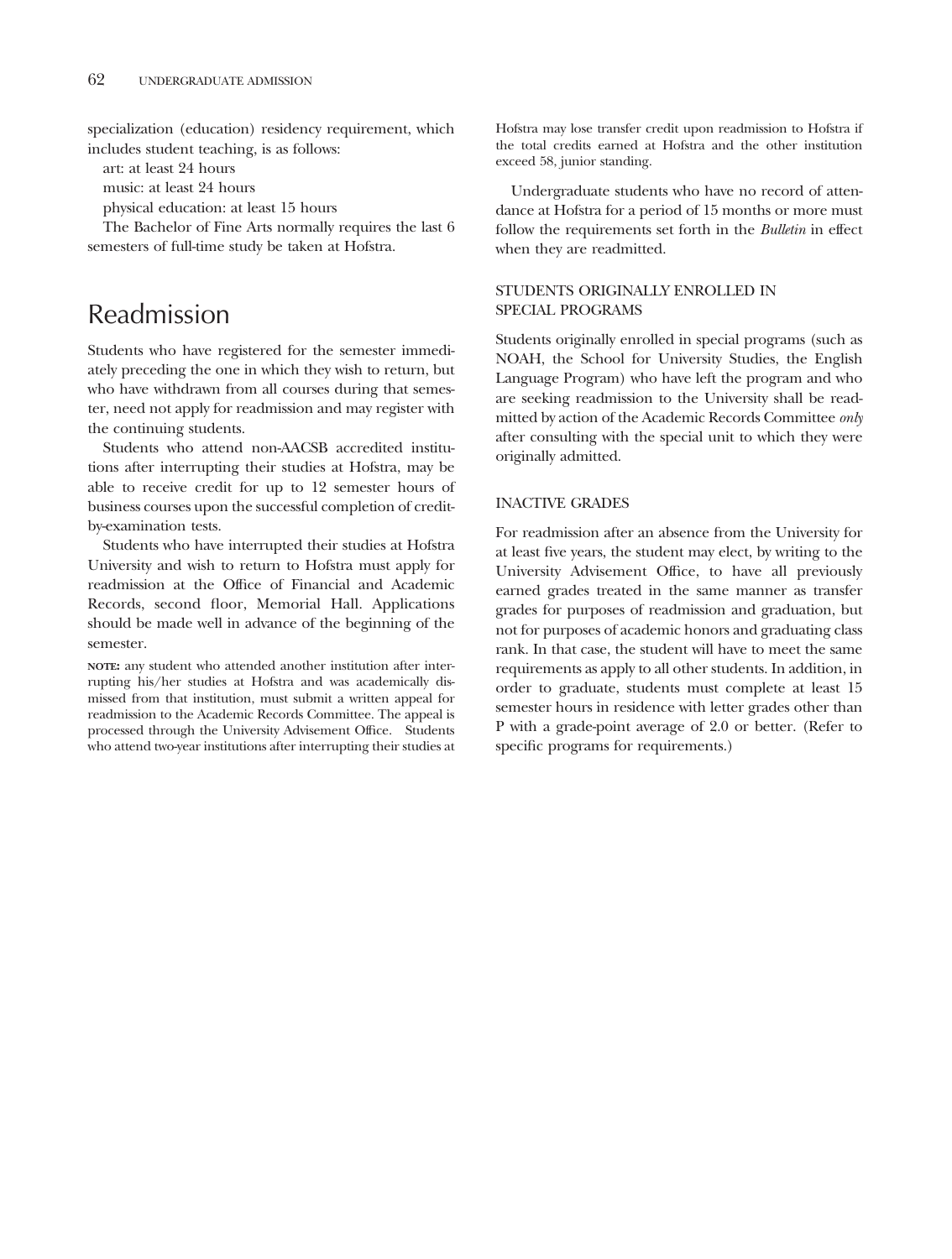specialization (education) residency requirement, which includes student teaching, is as follows:

art: at least 24 hours

music: at least 24 hours

physical education: at least 15 hours

The Bachelor of Fine Arts normally requires the last 6 semesters of full-time study be taken at Hofstra.

# Readmission

Students who have registered for the semester immediately preceding the one in which they wish to return, but who have withdrawn from all courses during that semester, need not apply for readmission and may register with the continuing students.

Students who attend non-AACSB accredited institutions after interrupting their studies at Hofstra, may be able to receive credit for up to 12 semester hours of business courses upon the successful completion of credit-by-examination tests.

Students who have interrupted their studies at Hofstra University and wish to return to Hofstra must apply for readmission at the Office of Financial and Academic Records, second floor, Memorial Hall. Applications should be made well in advance of the beginning of the semester.

**NOTE:** any student who attended another institution after interrupting his/her studies at Hofstra and was academically dismissed from that institution, must submit a written appeal for readmission to the Academic Records Committee. The appeal is processed through the University Advisement Office. Students who attend two-year institutions after interrupting their studies at Hofstra may lose transfer credit upon readmission to Hofstra if the total credits earned at Hofstra and the other institution exceed 58, junior standing.

Undergraduate students who have no record of attendance at Hofstra for a period of 15 months or more must follow the requirements set forth in the *Bulletin* in effect when they are readmitted.

### STUDENTS ORIGINALLY ENROLLED IN SPECIAL PROGRAMS

Students originally enrolled in special programs (such as NOAH, the School for University Studies, the English Language Program) who have left the program and who are seeking readmission to the University shall be readmitted by action of the Academic Records Committee *only* after consulting with the special unit to which they were originally admitted.

### INACTIVE GRADES

For readmission after an absence from the University for at least five years, the student may elect, by writing to the University Advisement Office, to have all previously earned grades treated in the same manner as transfer grades for purposes of readmission and graduation, but not for purposes of academic honors and graduating class rank. In that case, the student will have to meet the same requirements as apply to all other students. In addition, in order to graduate, students must complete at least 15 semester hours in residence with letter grades other than P with a grade-point average of 2.0 or better. (Refer to specific programs for requirements.)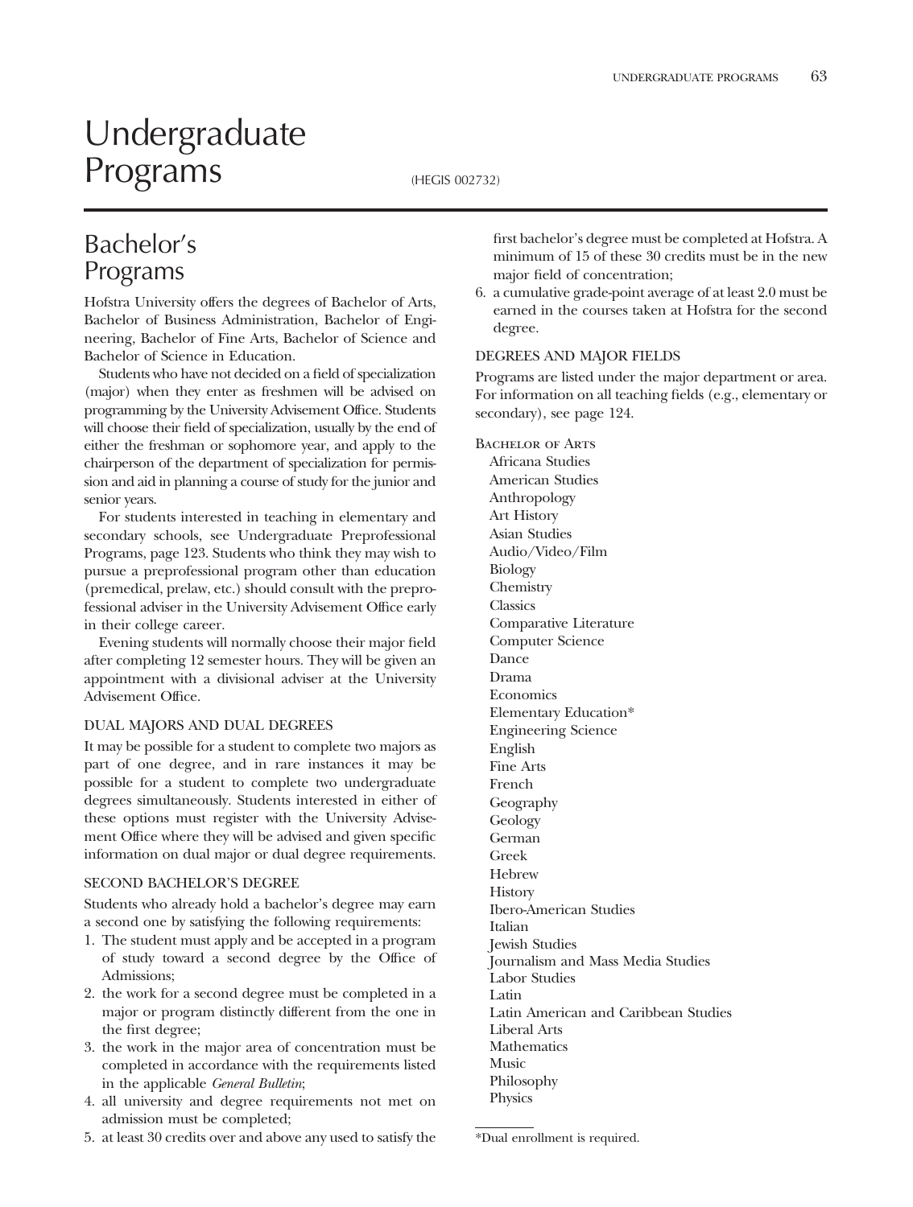# Undergraduate Programs

(HEGIS 002732)

## Bachelor's Programs

Hofstra University offers the degrees of Bachelor of Arts, Bachelor of Business Administration, Bachelor of Engineering, Bachelor of Fine Arts, Bachelor of Science and Bachelor of Science in Education.

Students who have not decided on a field of specialization (major) when they enter as freshmen will be advised on programming by the University Advisement Office. Students will choose their field of specialization, usually by the end of either the freshman or sophomore year, and apply to the chairperson of the department of specialization for permission and aid in planning a course of study for the junior and senior years.

For students interested in teaching in elementary and secondary schools, see Undergraduate Preprofessional Programs, page 123. Students who think they may wish to pursue a preprofessional program other than education (premedical, prelaw, etc.) should consult with the preprofessional adviser in the University Advisement Office early in their college career.

Evening students will normally choose their major field after completing 12 semester hours. They will be given an appointment with a divisional adviser at the University Advisement Office.

### DUAL MAJORS AND DUAL DEGREES

It may be possible for a student to complete two majors as part of one degree, and in rare instances it may be possible for a student to complete two undergraduate degrees simultaneously. Students interested in either of these options must register with the University Advisement Office where they will be advised and given specific information on dual major or dual degree requirements.

### SECOND BACHELOR'S DEGREE

Students who already hold a bachelor's degree may earn a second one by satisfying the following requirements:

1. The student must apply and be accepted in a program of study toward a second degree by the Office of Admissions;
2. the work for a second degree must be completed in a major or program distinctly different from the one in the first degree;
3. the work in the major area of concentration must be completed in accordance with the requirements listed in the applicable *General Bulletin*;
4. all university and degree requirements not met on admission must be completed;
5. at least 30 credits over and above any used to satisfy the first bachelor's degree must be completed at Hofstra. A minimum of 15 of these 30 credits must be in the new major field of concentration;
6. a cumulative grade-point average of at least 2.0 must be earned in the courses taken at Hofstra for the second degree.

### DEGREES AND MAJOR FIELDS

Programs are listed under the major department or area. For information on all teaching fields (e.g., elementary or secondary), see page 124.

BACHELOR OF ARTS

- Africana Studies
- American Studies
- Anthropology
- Art History
- Asian Studies
- Audio/Video/Film
- Biology
- Chemistry
- Classics
- Comparative Literature
- Computer Science
- Dance
- Drama
- Economics
- Elementary Education*
- Engineering Science
- English
- Fine Arts
- French
- Geography
- Geology
- German
- Greek
- Hebrew
- History
- Ibero-American Studies
- Italian
- Jewish Studies
- Journalism and Mass Media Studies
- Labor Studies
- Latin
- Latin American and Caribbean Studies
- Liberal Arts
- Mathematics
- Music
- Philosophy
- Physics

*Dual enrollment is required.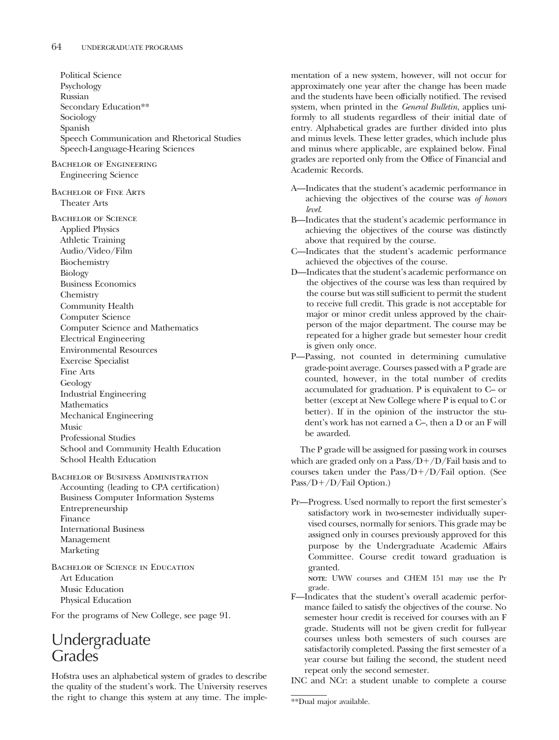Political Science
Psychology
Russian
Secondary Education**
Sociology
Spanish
Speech Communication and Rhetorical Studies
Speech-Language-Hearing Sciences

Bachelor of Engineering
Engineering Science

Bachelor of Fine Arts
Theater Arts

Bachelor of Science
Applied Physics
Athletic Training
Audio/Video/Film
Biochemistry
Biology
Business Economics
Chemistry
Community Health
Computer Science
Computer Science and Mathematics
Electrical Engineering
Environmental Resources
Exercise Specialist
Fine Arts
Geology
Industrial Engineering
Mathematics
Mechanical Engineering
Music
Professional Studies
School and Community Health Education
School Health Education

Bachelor of Business Administration
Accounting (leading to CPA certification)
Business Computer Information Systems
Entrepreneurship
Finance
International Business
Management
Marketing

Bachelor of Science in Education
Art Education
Music Education
Physical Education

For the programs of New College, see page 91.

# Undergraduate Grades

Hofstra uses an alphabetical system of grades to describe the quality of the student's work. The University reserves the right to change this system at any time. The implementation of a new system, however, will not occur for approximately one year after the change has been made and the students have been officially notified. The revised system, when printed in the *General Bulletin*, applies uniformly to all students regardless of their initial date of entry. Alphabetical grades are further divided into plus and minus levels. These letter grades, which include plus and minus where applicable, are explained below. Final grades are reported only from the Office of Financial and Academic Records.

A—Indicates that the student's academic performance in achieving the objectives of the course was *of honors level*.

B—Indicates that the student's academic performance in achieving the objectives of the course was distinctly above that required by the course.

C—Indicates that the student's academic performance achieved the objectives of the course.

D—Indicates that the student's academic performance on the objectives of the course was less than required by the course but was still sufficient to permit the student to receive full credit. This grade is not acceptable for major or minor credit unless approved by the chairperson of the major department. The course may be repeated for a higher grade but semester hour credit is given only once.

P—Passing, not counted in determining cumulative grade-point average. Courses passed with a P grade are counted, however, in the total number of credits accumulated for graduation. P is equivalent to C– or better (except at New College where P is equal to C or better). If in the opinion of the instructor the student's work has not earned a C–, then a D or an F will be awarded.

The P grade will be assigned for passing work in courses which are graded only on a Pass/D+/D/Fail basis and to courses taken under the Pass/D+/D/Fail option. (See Pass/D+/D/Fail Option.)

Pr—Progress. Used normally to report the first semester's satisfactory work in two-semester individually supervised courses, normally for seniors. This grade may be assigned only in courses previously approved for this purpose by the Undergraduate Academic Affairs Committee. Course credit toward graduation is granted.

note: UWW courses and CHEM 151 may use the Pr grade.

F—Indicates that the student's overall academic performance failed to satisfy the objectives of the course. No semester hour credit is received for courses with an F grade. Students will not be given credit for full-year courses unless both semesters of such courses are satisfactorily completed. Passing the first semester of a year course but failing the second, the student need repeat only the second semester.

INC and NCr: a student unable to complete a course

**Dual major available.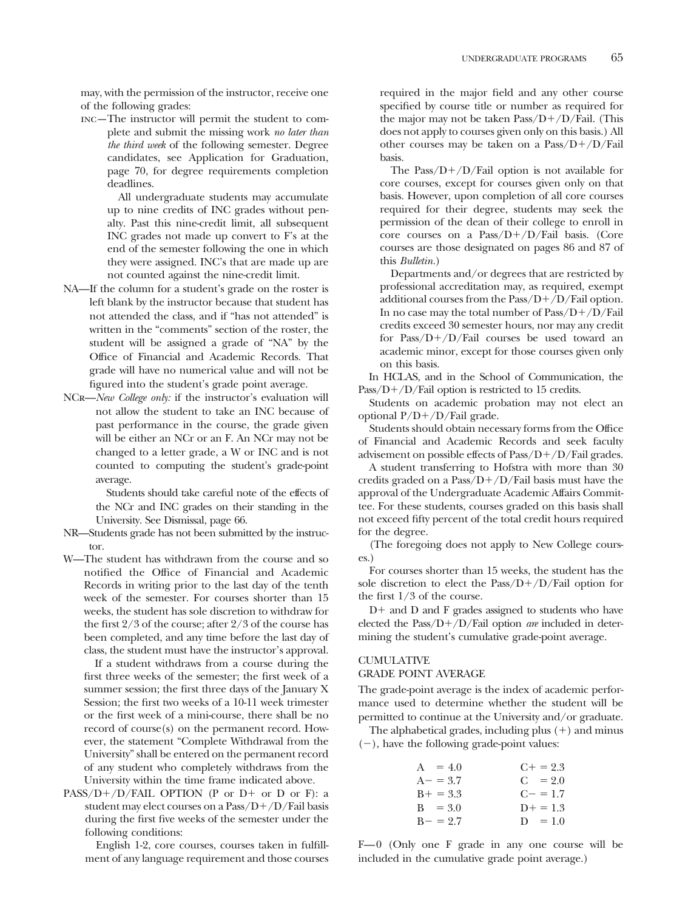may, with the permission of the instructor, receive one of the following grades:

INC—The instructor will permit the student to complete and submit the missing work *no later than the third week* of the following semester. Degree candidates, see Application for Graduation, page 70, for degree requirements completion deadlines.

All undergraduate students may accumulate up to nine credits of INC grades without penalty. Past this nine-credit limit, all subsequent INC grades not made up convert to F's at the end of the semester following the one in which they were assigned. INC's that are made up are not counted against the nine-credit limit.

NA—If the column for a student's grade on the roster is left blank by the instructor because that student has not attended the class, and if "has not attended" is written in the "comments" section of the roster, the student will be assigned a grade of "NA" by the Office of Financial and Academic Records. That grade will have no numerical value and will not be figured into the student's grade point average.

NCr—*New College only:* if the instructor's evaluation will not allow the student to take an INC because of past performance in the course, the grade given will be either an NCr or an F. An NCr may not be changed to a letter grade, a W or INC and is not counted to computing the student's grade-point average.

Students should take careful note of the effects of the NCr and INC grades on their standing in the University. See Dismissal, page 66.

NR—Students grade has not been submitted by the instructor.

W—The student has withdrawn from the course and so notified the Office of Financial and Academic Records in writing prior to the last day of the tenth week of the semester. For courses shorter than 15 weeks, the student has sole discretion to withdraw for the first 2/3 of the course; after 2/3 of the course has been completed, and any time before the last day of class, the student must have the instructor's approval.

If a student withdraws from a course during the first three weeks of the semester; the first week of a summer session; the first three days of the January X Session; the first two weeks of a 10-11 week trimester or the first week of a mini-course, there shall be no record of course(s) on the permanent record. However, the statement "Complete Withdrawal from the University" shall be entered on the permanent record of any student who completely withdraws from the University within the time frame indicated above.

PASS/D+/D/FAIL OPTION (P or D+ or D or F): a student may elect courses on a Pass/D+/D/Fail basis during the first five weeks of the semester under the following conditions:

English 1-2, core courses, courses taken in fulfillment of any language requirement and those courses required in the major field and any other course specified by course title or number as required for the major may not be taken Pass/D+/D/Fail. (This does not apply to courses given only on this basis.) All other courses may be taken on a Pass/D+/D/Fail basis.

The Pass/D+/D/Fail option is not available for core courses, except for courses given only on that basis. However, upon completion of all core courses required for their degree, students may seek the permission of the dean of their college to enroll in core courses on a Pass/D+/D/Fail basis. (Core courses are those designated on pages 86 and 87 of this *Bulletin.*)

Departments and/or degrees that are restricted by professional accreditation may, as required, exempt additional courses from the Pass/D+/D/Fail option. In no case may the total number of Pass/D+/D/Fail credits exceed 30 semester hours, nor may any credit for Pass/D+/D/Fail courses be used toward an academic minor, except for those courses given only on this basis.

In HCLAS, and in the School of Communication, the Pass/D+/D/Fail option is restricted to 15 credits.

Students on academic probation may not elect an optional P/D+/D/Fail grade.

Students should obtain necessary forms from the Office of Financial and Academic Records and seek faculty advisement on possible effects of Pass/D+/D/Fail grades.

A student transferring to Hofstra with more than 30 credits graded on a Pass/D+/D/Fail basis must have the approval of the Undergraduate Academic Affairs Committee. For these students, courses graded on this basis shall not exceed fifty percent of the total credit hours required for the degree.

(The foregoing does not apply to New College courses.)

For courses shorter than 15 weeks, the student has the sole discretion to elect the Pass/D+/D/Fail option for the first 1/3 of the course.

D+ and D and F grades assigned to students who have elected the Pass/D+/D/Fail option *are* included in determining the student's cumulative grade-point average.

## CUMULATIVE GRADE POINT AVERAGE

The grade-point average is the index of academic performance used to determine whether the student will be permitted to continue at the University and/or graduate.

The alphabetical grades, including plus (+) and minus (−), have the following grade-point values:

| | |
|---|---|
| A = 4.0 | C+ = 2.3 |
| A− = 3.7 | C = 2.0 |
| B+ = 3.3 | C− = 1.7 |
| B = 3.0 | D+ = 1.3 |
| B− = 2.7 | D = 1.0 |

F—0 (Only one F grade in any one course will be included in the cumulative grade point average.)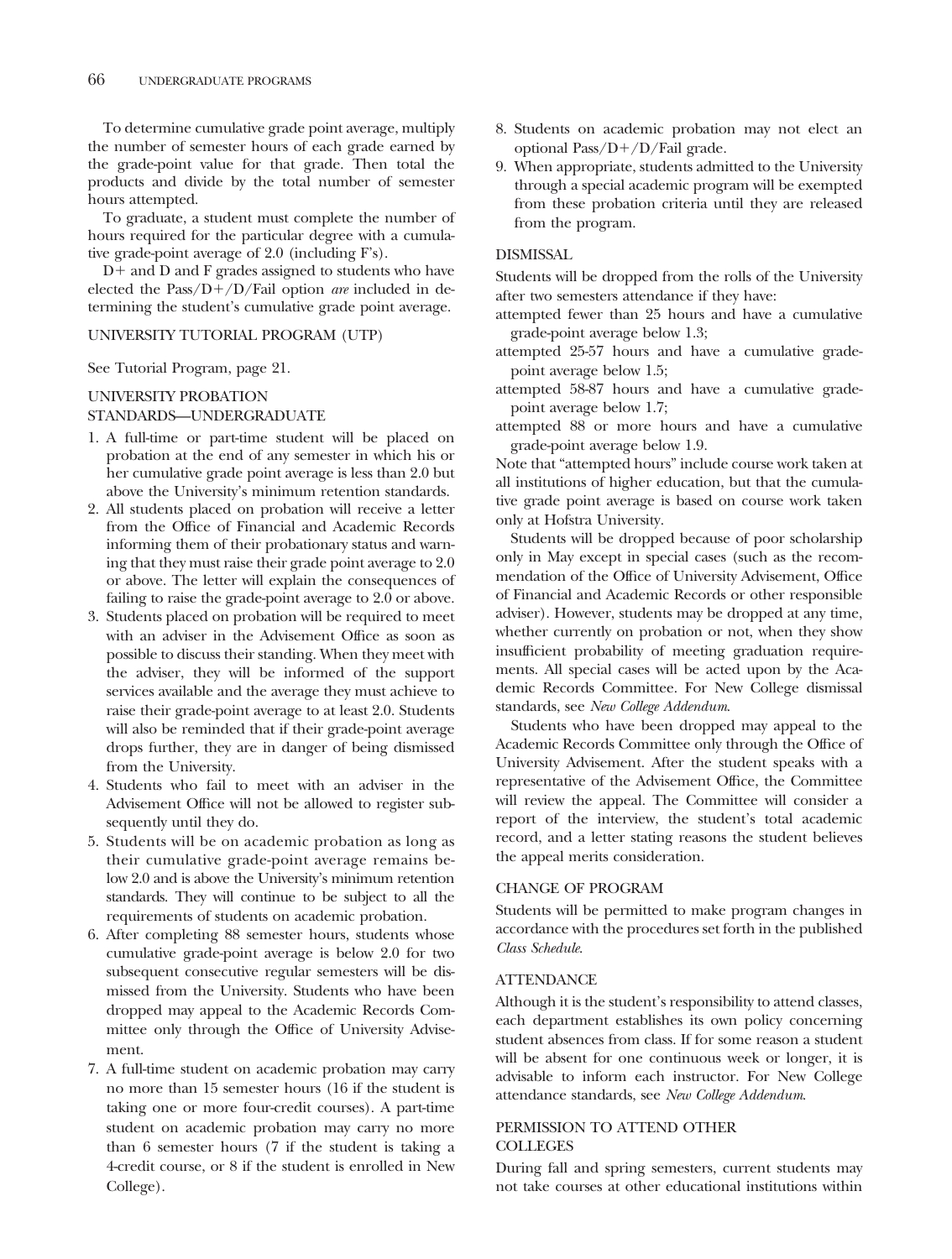To determine cumulative grade point average, multiply the number of semester hours of each grade earned by the grade-point value for that grade. Then total the products and divide by the total number of semester hours attempted.

To graduate, a student must complete the number of hours required for the particular degree with a cumulative grade-point average of 2.0 (including F's).

D+ and D and F grades assigned to students who have elected the Pass/D+/D/Fail option *are* included in determining the student's cumulative grade point average.

## UNIVERSITY TUTORIAL PROGRAM (UTP)

See Tutorial Program, page 21.

## UNIVERSITY PROBATION STANDARDS—UNDERGRADUATE

1. A full-time or part-time student will be placed on probation at the end of any semester in which his or her cumulative grade point average is less than 2.0 but above the University's minimum retention standards.
2. All students placed on probation will receive a letter from the Office of Financial and Academic Records informing them of their probationary status and warning that they must raise their grade point average to 2.0 or above. The letter will explain the consequences of failing to raise the grade-point average to 2.0 or above.
3. Students placed on probation will be required to meet with an adviser in the Advisement Office as soon as possible to discuss their standing. When they meet with the adviser, they will be informed of the support services available and the average they must achieve to raise their grade-point average to at least 2.0. Students will also be reminded that if their grade-point average drops further, they are in danger of being dismissed from the University.
4. Students who fail to meet with an adviser in the Advisement Office will not be allowed to register subsequently until they do.
5. Students will be on academic probation as long as their cumulative grade-point average remains below 2.0 and is above the University's minimum retention standards. They will continue to be subject to all the requirements of students on academic probation.
6. After completing 88 semester hours, students whose cumulative grade-point average is below 2.0 for two subsequent consecutive regular semesters will be dismissed from the University. Students who have been dropped may appeal to the Academic Records Committee only through the Office of University Advisement.
7. A full-time student on academic probation may carry no more than 15 semester hours (16 if the student is taking one or more four-credit courses). A part-time student on academic probation may carry no more than 6 semester hours (7 if the student is taking a 4-credit course, or 8 if the student is enrolled in New College).
8. Students on academic probation may not elect an optional Pass/D+/D/Fail grade.
9. When appropriate, students admitted to the University through a special academic program will be exempted from these probation criteria until they are released from the program.

## DISMISSAL

Students will be dropped from the rolls of the University after two semesters attendance if they have:

attempted fewer than 25 hours and have a cumulative grade-point average below 1.3;

attempted 25-57 hours and have a cumulative grade-point average below 1.5;

attempted 58-87 hours and have a cumulative grade-point average below 1.7;

attempted 88 or more hours and have a cumulative grade-point average below 1.9.

Note that "attempted hours" include course work taken at all institutions of higher education, but that the cumulative grade point average is based on course work taken only at Hofstra University.

Students will be dropped because of poor scholarship only in May except in special cases (such as the recommendation of the Office of University Advisement, Office of Financial and Academic Records or other responsible adviser). However, students may be dropped at any time, whether currently on probation or not, when they show insufficient probability of meeting graduation requirements. All special cases will be acted upon by the Academic Records Committee. For New College dismissal standards, see *New College Addendum*.

Students who have been dropped may appeal to the Academic Records Committee only through the Office of University Advisement. After the student speaks with a representative of the Advisement Office, the Committee will review the appeal. The Committee will consider a report of the interview, the student's total academic record, and a letter stating reasons the student believes the appeal merits consideration.

## CHANGE OF PROGRAM

Students will be permitted to make program changes in accordance with the procedures set forth in the published *Class Schedule*.

## ATTENDANCE

Although it is the student's responsibility to attend classes, each department establishes its own policy concerning student absences from class. If for some reason a student will be absent for one continuous week or longer, it is advisable to inform each instructor. For New College attendance standards, see *New College Addendum*.

## PERMISSION TO ATTEND OTHER COLLEGES

During fall and spring semesters, current students may not take courses at other educational institutions within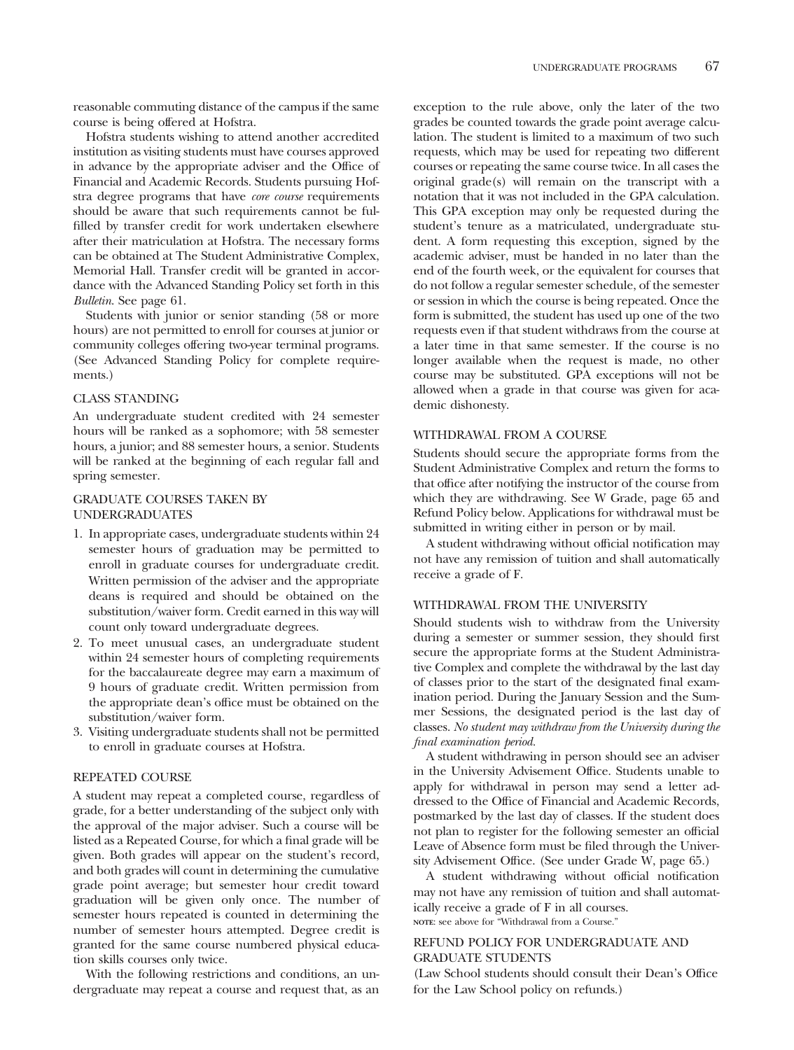reasonable commuting distance of the campus if the same course is being offered at Hofstra.

Hofstra students wishing to attend another accredited institution as visiting students must have courses approved in advance by the appropriate adviser and the Office of Financial and Academic Records. Students pursuing Hofstra degree programs that have *core course* requirements should be aware that such requirements cannot be fulfilled by transfer credit for work undertaken elsewhere after their matriculation at Hofstra. The necessary forms can be obtained at The Student Administrative Complex, Memorial Hall. Transfer credit will be granted in accordance with the Advanced Standing Policy set forth in this *Bulletin*. See page 61.

Students with junior or senior standing (58 or more hours) are not permitted to enroll for courses at junior or community colleges offering two-year terminal programs. (See Advanced Standing Policy for complete requirements.)

## CLASS STANDING

An undergraduate student credited with 24 semester hours will be ranked as a sophomore; with 58 semester hours, a junior; and 88 semester hours, a senior. Students will be ranked at the beginning of each regular fall and spring semester.

## GRADUATE COURSES TAKEN BY UNDERGRADUATES

1. In appropriate cases, undergraduate students within 24 semester hours of graduation may be permitted to enroll in graduate courses for undergraduate credit. Written permission of the adviser and the appropriate deans is required and should be obtained on the substitution/waiver form. Credit earned in this way will count only toward undergraduate degrees.
2. To meet unusual cases, an undergraduate student within 24 semester hours of completing requirements for the baccalaureate degree may earn a maximum of 9 hours of graduate credit. Written permission from the appropriate dean's office must be obtained on the substitution/waiver form.
3. Visiting undergraduate students shall not be permitted to enroll in graduate courses at Hofstra.

## REPEATED COURSE

A student may repeat a completed course, regardless of grade, for a better understanding of the subject only with the approval of the major adviser. Such a course will be listed as a Repeated Course, for which a final grade will be given. Both grades will appear on the student's record, and both grades will count in determining the cumulative grade point average; but semester hour credit toward graduation will be given only once. The number of semester hours repeated is counted in determining the number of semester hours attempted. Degree credit is granted for the same course numbered physical education skills courses only twice.

With the following restrictions and conditions, an undergraduate may repeat a course and request that, as an exception to the rule above, only the later of the two grades be counted towards the grade point average calculation. The student is limited to a maximum of two such requests, which may be used for repeating two different courses or repeating the same course twice. In all cases the original grade(s) will remain on the transcript with a notation that it was not included in the GPA calculation. This GPA exception may only be requested during the student's tenure as a matriculated, undergraduate student. A form requesting this exception, signed by the academic adviser, must be handed in no later than the end of the fourth week, or the equivalent for courses that do not follow a regular semester schedule, of the semester or session in which the course is being repeated. Once the form is submitted, the student has used up one of the two requests even if that student withdraws from the course at a later time in that same semester. If the course is no longer available when the request is made, no other course may be substituted. GPA exceptions will not be allowed when a grade in that course was given for academic dishonesty.

## WITHDRAWAL FROM A COURSE

Students should secure the appropriate forms from the Student Administrative Complex and return the forms to that office after notifying the instructor of the course from which they are withdrawing. See W Grade, page 65 and Refund Policy below. Applications for withdrawal must be submitted in writing either in person or by mail.

A student withdrawing without official notification may not have any remission of tuition and shall automatically receive a grade of F.

## WITHDRAWAL FROM THE UNIVERSITY

Should students wish to withdraw from the University during a semester or summer session, they should first secure the appropriate forms at the Student Administrative Complex and complete the withdrawal by the last day of classes prior to the start of the designated final examination period. During the January Session and the Summer Sessions, the designated period is the last day of classes. *No student may withdraw from the University during the final examination period.*

A student withdrawing in person should see an adviser in the University Advisement Office. Students unable to apply for withdrawal in person may send a letter addressed to the Office of Financial and Academic Records, postmarked by the last day of classes. If the student does not plan to register for the following semester an official Leave of Absence form must be filed through the University Advisement Office. (See under Grade W, page 65.)

A student withdrawing without official notification may not have any remission of tuition and shall automatically receive a grade of F in all courses.

**NOTE:** see above for "Withdrawal from a Course."

## REFUND POLICY FOR UNDERGRADUATE AND GRADUATE STUDENTS

(Law School students should consult their Dean's Office for the Law School policy on refunds.)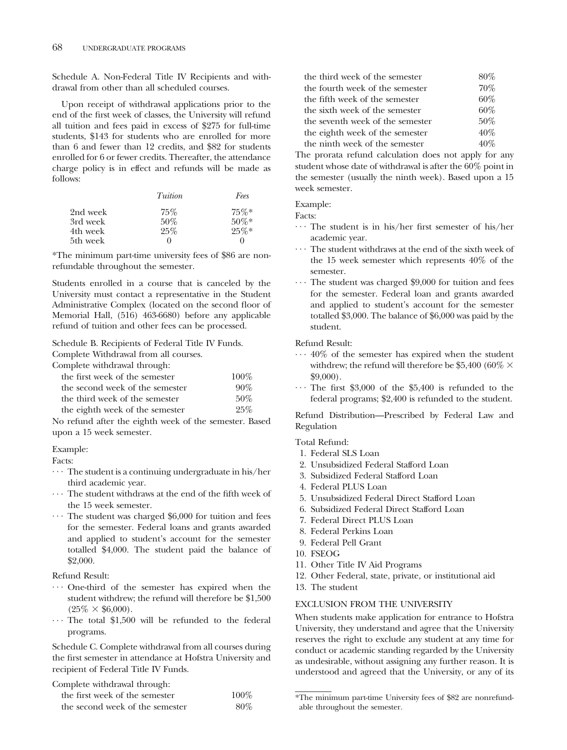Schedule A. Non-Federal Title IV Recipients and withdrawal from other than all scheduled courses.

Upon receipt of withdrawal applications prior to the end of the first week of classes, the University will refund all tuition and fees paid in excess of $275 for full-time students, $143 for students who are enrolled for more than 6 and fewer than 12 credits, and $82 for students enrolled for 6 or fewer credits. Thereafter, the attendance charge policy is in effect and refunds will be made as follows:

| | *Tuition* | *Fees* |
|---|---|---|
| 2nd week | 75% | 75%* |
| 3rd week | 50% | 50%* |
| 4th week | 25% | 25%* |
| 5th week | 0 | 0 |

*The minimum part-time university fees of $86 are nonrefundable throughout the semester.

Students enrolled in a course that is canceled by the University must contact a representative in the Student Administrative Complex (located on the second floor of Memorial Hall, (516) 463-6680) before any applicable refund of tuition and other fees can be processed.

Schedule B. Recipients of Federal Title IV Funds.
Complete Withdrawal from all courses.
Complete withdrawal through:

| | |
|---|---|
| the first week of the semester | 100% |
| the second week of the semester | 90% |
| the third week of the semester | 50% |
| the eighth week of the semester | 25% |

No refund after the eighth week of the semester. Based upon a 15 week semester.

Example:

Facts:

- The student is a continuing undergraduate in his/her third academic year.
- The student withdraws at the end of the fifth week of the 15 week semester.
- The student was charged $6,000 for tuition and fees for the semester. Federal loans and grants awarded and applied to student's account for the semester totalled $4,000. The student paid the balance of $2,000.

Refund Result:

- One-third of the semester has expired when the student withdrew; the refund will therefore be $1,500 ($25\% \times \$6{,}000$).
- The total $1,500 will be refunded to the federal programs.

Schedule C. Complete withdrawal from all courses during the first semester in attendance at Hofstra University and recipient of Federal Title IV Funds.

Complete withdrawal through:

| | |
|---|---|
| the first week of the semester | 100% |
| the second week of the semester | 80% |
| the third week of the semester | 80% |
| the fourth week of the semester | 70% |
| the fifth week of the semester | 60% |
| the sixth week of the semester | 60% |
| the seventh week of the semester | 50% |
| the eighth week of the semester | 40% |
| the ninth week of the semester | 40% |

The prorata refund calculation does not apply for any student whose date of withdrawal is after the 60% point in the semester (usually the ninth week). Based upon a 15 week semester.

Example:

Facts:

- The student is in his/her first semester of his/her academic year.
- The student withdraws at the end of the sixth week of the 15 week semester which represents 40% of the semester.
- The student was charged $9,000 for tuition and fees for the semester. Federal loan and grants awarded and applied to student's account for the semester totalled $3,000. The balance of $6,000 was paid by the student.

Refund Result:

- 40% of the semester has expired when the student withdrew; the refund will therefore be $5,400 ($60\% \times \$9{,}000$).
- The first $3,000 of the $5,400 is refunded to the federal programs; $2,400 is refunded to the student.

Refund Distribution—Prescribed by Federal Law and Regulation

Total Refund:

1. Federal SLS Loan
2. Unsubsidized Federal Stafford Loan
3. Subsidized Federal Stafford Loan
4. Federal PLUS Loan
5. Unsubsidized Federal Direct Stafford Loan
6. Subsidized Federal Direct Stafford Loan
7. Federal Direct PLUS Loan
8. Federal Perkins Loan
9. Federal Pell Grant
10. FSEOG
11. Other Title IV Aid Programs
12. Other Federal, state, private, or institutional aid
13. The student

## EXCLUSION FROM THE UNIVERSITY

When students make application for entrance to Hofstra University, they understand and agree that the University reserves the right to exclude any student at any time for conduct or academic standing regarded by the University as undesirable, without assigning any further reason. It is understood and agreed that the University, or any of its

*The minimum part-time University fees of $82 are nonrefundable throughout the semester.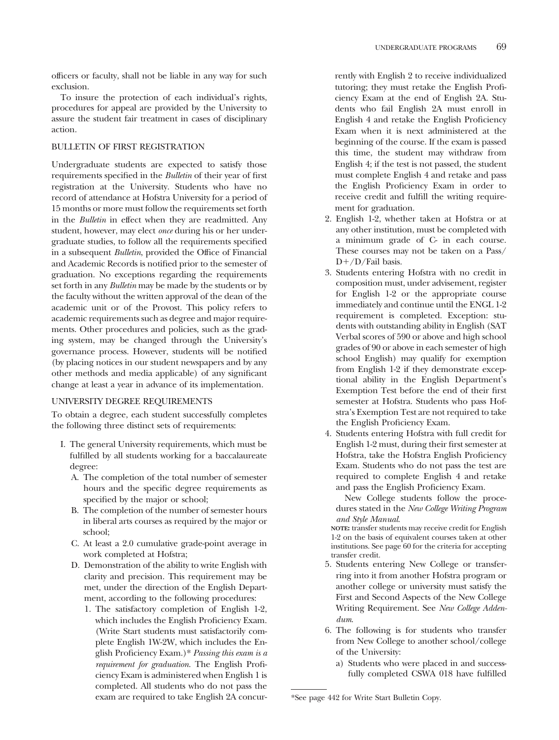officers or faculty, shall not be liable in any way for such exclusion.

To insure the protection of each individual's rights, procedures for appeal are provided by the University to assure the student fair treatment in cases of disciplinary action.

## BULLETIN OF FIRST REGISTRATION

Undergraduate students are expected to satisfy those requirements specified in the *Bulletin* of their year of first registration at the University. Students who have no record of attendance at Hofstra University for a period of 15 months or more must follow the requirements set forth in the *Bulletin* in effect when they are readmitted. Any student, however, may elect *once* during his or her undergraduate studies, to follow all the requirements specified in a subsequent *Bulletin*, provided the Office of Financial and Academic Records is notified prior to the semester of graduation. No exceptions regarding the requirements set forth in any *Bulletin* may be made by the students or by the faculty without the written approval of the dean of the academic unit or of the Provost. This policy refers to academic requirements such as degree and major requirements. Other procedures and policies, such as the grading system, may be changed through the University's governance process. However, students will be notified (by placing notices in our student newspapers and by any other methods and media applicable) of any significant change at least a year in advance of its implementation.

## UNIVERSITY DEGREE REQUIREMENTS

To obtain a degree, each student successfully completes the following three distinct sets of requirements:

I. The general University requirements, which must be fulfilled by all students working for a baccalaureate degree:

   A. The completion of the total number of semester hours and the specific degree requirements as specified by the major or school;

   B. The completion of the number of semester hours in liberal arts courses as required by the major or school;

   C. At least a 2.0 cumulative grade-point average in work completed at Hofstra;

   D. Demonstration of the ability to write English with clarity and precision. This requirement may be met, under the direction of the English Department, according to the following procedures:

      1. The satisfactory completion of English 1-2, which includes the English Proficiency Exam. (Write Start students must satisfactorily complete English 1W-2W, which includes the English Proficiency Exam.)* *Passing this exam is a requirement for graduation*. The English Proficiency Exam is administered when English 1 is completed. All students who do not pass the exam are required to take English 2A concurrently with English 2 to receive individualized tutoring; they must retake the English Proficiency Exam at the end of English 2A. Students who fail English 2A must enroll in English 4 and retake the English Proficiency Exam when it is next administered at the beginning of the course. If the exam is passed this time, the student may withdraw from English 4; if the test is not passed, the student must complete English 4 and retake and pass the English Proficiency Exam in order to receive credit and fulfill the writing requirement for graduation.

      2. English 1-2, whether taken at Hofstra or at any other institution, must be completed with a minimum grade of C- in each course. These courses may not be taken on a Pass/D+/D/Fail basis.

      3. Students entering Hofstra with no credit in composition must, under advisement, register for English 1-2 or the appropriate course immediately and continue until the ENGL 1-2 requirement is completed. Exception: students with outstanding ability in English (SAT Verbal scores of 590 or above and high school grades of 90 or above in each semester of high school English) may qualify for exemption from English 1-2 if they demonstrate exceptional ability in the English Department's Exemption Test before the end of their first semester at Hofstra. Students who pass Hofstra's Exemption Test are not required to take the English Proficiency Exam.

      4. Students entering Hofstra with full credit for English 1-2 must, during their first semester at Hofstra, take the Hofstra English Proficiency Exam. Students who do not pass the test are required to complete English 4 and retake and pass the English Proficiency Exam.

         New College students follow the procedures stated in the *New College Writing Program and Style Manual*.

         **NOTE:** transfer students may receive credit for English 1-2 on the basis of equivalent courses taken at other institutions. See page 60 for the criteria for accepting transfer credit.

      5. Students entering New College or transferring into it from another Hofstra program or another college or university must satisfy the First and Second Aspects of the New College Writing Requirement. See *New College Addendum*.

      6. The following is for students who transfer from New College to another school/college of the University:

         a) Students who were placed in and successfully completed CSWA 018 have fulfilled

---

*See page 442 for Write Start Bulletin Copy.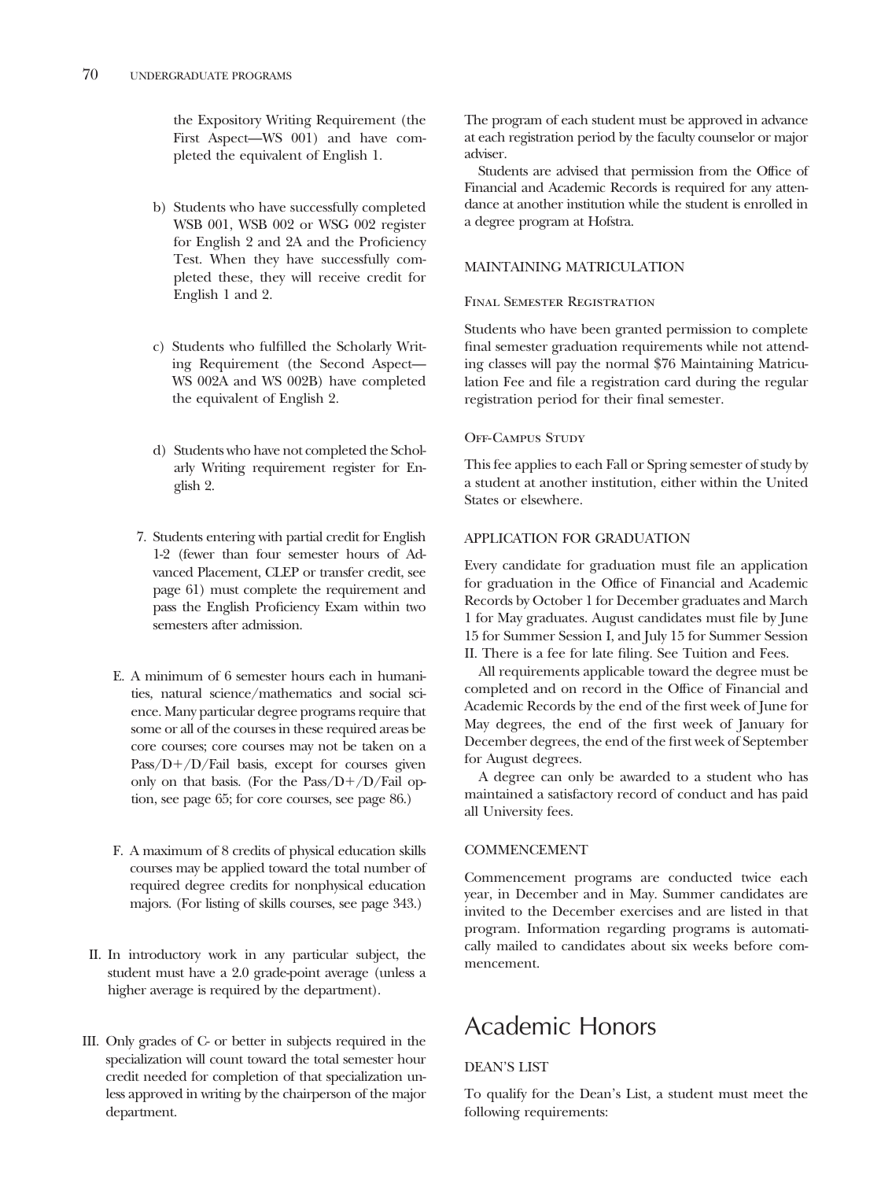the Expository Writing Requirement (the First Aspect—WS 001) and have completed the equivalent of English 1.

b) Students who have successfully completed WSB 001, WSB 002 or WSG 002 register for English 2 and 2A and the Proficiency Test. When they have successfully completed these, they will receive credit for English 1 and 2.

c) Students who fulfilled the Scholarly Writing Requirement (the Second Aspect—WS 002A and WS 002B) have completed the equivalent of English 2.

d) Students who have not completed the Scholarly Writing requirement register for English 2.

7. Students entering with partial credit for English 1-2 (fewer than four semester hours of Advanced Placement, CLEP or transfer credit, see page 61) must complete the requirement and pass the English Proficiency Exam within two semesters after admission.

E. A minimum of 6 semester hours each in humanities, natural science/mathematics and social science. Many particular degree programs require that some or all of the courses in these required areas be core courses; core courses may not be taken on a Pass/D+/D/Fail basis, except for courses given only on that basis. (For the Pass/D+/D/Fail option, see page 65; for core courses, see page 86.)

F. A maximum of 8 credits of physical education skills courses may be applied toward the total number of required degree credits for nonphysical education majors. (For listing of skills courses, see page 343.)

II. In introductory work in any particular subject, the student must have a 2.0 grade-point average (unless a higher average is required by the department).

III. Only grades of C- or better in subjects required in the specialization will count toward the total semester hour credit needed for completion of that specialization unless approved in writing by the chairperson of the major department.

The program of each student must be approved in advance at each registration period by the faculty counselor or major adviser.

Students are advised that permission from the Office of Financial and Academic Records is required for any attendance at another institution while the student is enrolled in a degree program at Hofstra.

### MAINTAINING MATRICULATION

#### Final Semester Registration

Students who have been granted permission to complete final semester graduation requirements while not attending classes will pay the normal $76 Maintaining Matriculation Fee and file a registration card during the regular registration period for their final semester.

#### Off-Campus Study

This fee applies to each Fall or Spring semester of study by a student at another institution, either within the United States or elsewhere.

### APPLICATION FOR GRADUATION

Every candidate for graduation must file an application for graduation in the Office of Financial and Academic Records by October 1 for December graduates and March 1 for May graduates. August candidates must file by June 15 for Summer Session I, and July 15 for Summer Session II. There is a fee for late filing. See Tuition and Fees.

All requirements applicable toward the degree must be completed and on record in the Office of Financial and Academic Records by the end of the first week of June for May degrees, the end of the first week of January for December degrees, the end of the first week of September for August degrees.

A degree can only be awarded to a student who has maintained a satisfactory record of conduct and has paid all University fees.

### COMMENCEMENT

Commencement programs are conducted twice each year, in December and in May. Summer candidates are invited to the December exercises and are listed in that program. Information regarding programs is automatically mailed to candidates about six weeks before commencement.

## Academic Honors

### DEAN'S LIST

To qualify for the Dean's List, a student must meet the following requirements: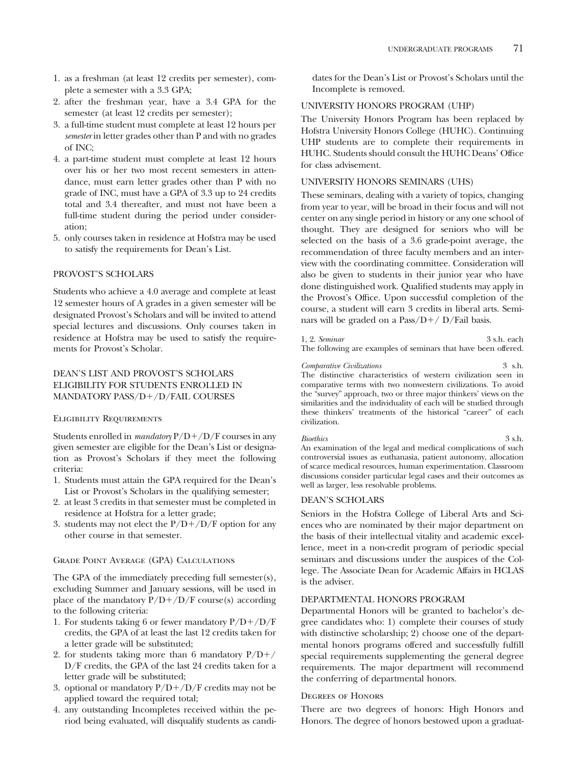1. as a freshman (at least 12 credits per semester), complete a semester with a 3.3 GPA;
2. after the freshman year, have a 3.4 GPA for the semester (at least 12 credits per semester);
3. a full-time student must complete at least 12 hours per *semester* in letter grades other than P and with no grades of INC;
4. a part-time student must complete at least 12 hours over his or her two most recent semesters in attendance, must earn letter grades other than P with no grade of INC, must have a GPA of 3.3 up to 24 credits total and 3.4 thereafter, and must not have been a full-time student during the period under consideration;
5. only courses taken in residence at Hofstra may be used to satisfy the requirements for Dean's List.

## PROVOST'S SCHOLARS

Students who achieve a 4.0 average and complete at least 12 semester hours of A grades in a given semester will be designated Provost's Scholars and will be invited to attend special lectures and discussions. Only courses taken in residence at Hofstra may be used to satisfy the requirements for Provost's Scholar.

## DEAN'S LIST AND PROVOST'S SCHOLARS ELIGIBILITY FOR STUDENTS ENROLLED IN MANDATORY PASS/D+/D/FAIL COURSES

### Eligibility Requirements

Students enrolled in *mandatory* P/D+/D/F courses in any given semester are eligible for the Dean's List or designation as Provost's Scholars if they meet the following criteria:

1. Students must attain the GPA required for the Dean's List or Provost's Scholars in the qualifying semester;
2. at least 3 credits in that semester must be completed in residence at Hofstra for a letter grade;
3. students may not elect the P/D+/D/F option for any other course in that semester.

### Grade Point Average (GPA) Calculations

The GPA of the immediately preceding full semester(s), excluding Summer and January sessions, will be used in place of the mandatory P/D+/D/F course(s) according to the following criteria:

1. For students taking 6 or fewer mandatory P/D+/D/F credits, the GPA of at least the last 12 credits taken for a letter grade will be substituted;
2. for students taking more than 6 mandatory P/D+/D/F credits, the GPA of the last 24 credits taken for a letter grade will be substituted;
3. optional or mandatory P/D+/D/F credits may not be applied toward the required total;
4. any outstanding Incompletes received within the period being evaluated, will disqualify students as candidates for the Dean's List or Provost's Scholars until the Incomplete is removed.

## UNIVERSITY HONORS PROGRAM (UHP)

The University Honors Program has been replaced by Hofstra University Honors College (HUHC). Continuing UHP students are to complete their requirements in HUHC. Students should consult the HUHC Deans' Office for class advisement.

## UNIVERSITY HONORS SEMINARS (UHS)

These seminars, dealing with a variety of topics, changing from year to year, will be broad in their focus and will not center on any single period in history or any one school of thought. They are designed for seniors who will be selected on the basis of a 3.6 grade-point average, the recommendation of three faculty members and an interview with the coordinating committee. Consideration will also be given to students in their junior year who have done distinguished work. Qualified students may apply in the Provost's Office. Upon successful completion of the course, a student will earn 3 credits in liberal arts. Seminars will be graded on a Pass/D+/ D/Fail basis.

1, 2. *Seminar* 3 s.h. each
The following are examples of seminars that have been offered.

*Comparative Civilizations* 3 s.h.
The distinctive characteristics of western civilization seen in comparative terms with two nonwestern civilizations. To avoid the "survey" approach, two or three major thinkers' views on the similarities and the individuality of each will be studied through these thinkers' treatments of the historical "career" of each civilization.

*Bioethics* 3 s.h.
An examination of the legal and medical complications of such controversial issues as euthanasia, patient autonomy, allocation of scarce medical resources, human experimentation. Classroom discussions consider particular legal cases and their outcomes as well as larger, less resolvable problems.

## DEAN'S SCHOLARS

Seniors in the Hofstra College of Liberal Arts and Sciences who are nominated by their major department on the basis of their intellectual vitality and academic excellence, meet in a non-credit program of periodic special seminars and discussions under the auspices of the College. The Associate Dean for Academic Affairs in HCLAS is the adviser.

## DEPARTMENTAL HONORS PROGRAM

Departmental Honors will be granted to bachelor's degree candidates who: 1) complete their courses of study with distinctive scholarship; 2) choose one of the departmental honors programs offered and successfully fulfill special requirements supplementing the general degree requirements. The major department will recommend the conferring of departmental honors.

### Degrees of Honors

There are two degrees of honors: High Honors and Honors. The degree of honors bestowed upon a graduat-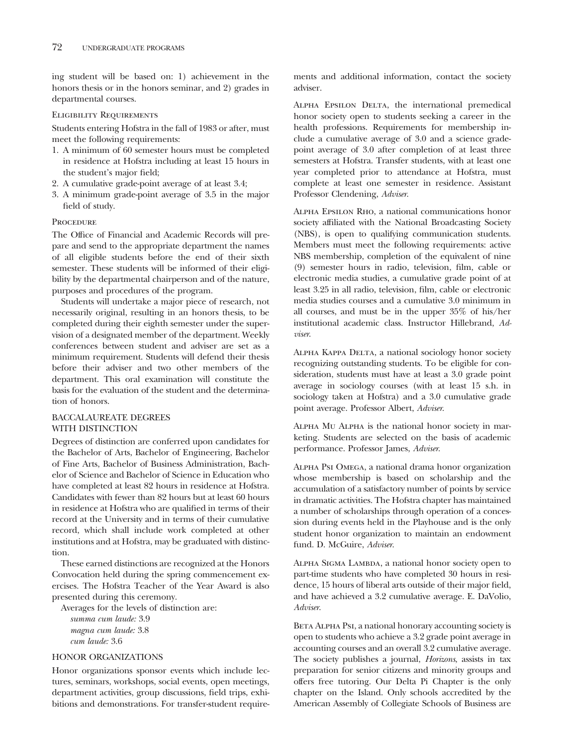ing student will be based on: 1) achievement in the honors thesis or in the honors seminar, and 2) grades in departmental courses.

#### Eligibility Requirements

Students entering Hofstra in the fall of 1983 or after, must meet the following requirements:

1. A minimum of 60 semester hours must be completed in residence at Hofstra including at least 15 hours in the student's major field;
2. A cumulative grade-point average of at least 3.4;
3. A minimum grade-point average of 3.5 in the major field of study.

#### Procedure

The Office of Financial and Academic Records will prepare and send to the appropriate department the names of all eligible students before the end of their sixth semester. These students will be informed of their eligibility by the departmental chairperson and of the nature, purposes and procedures of the program.

Students will undertake a major piece of research, not necessarily original, resulting in an honors thesis, to be completed during their eighth semester under the supervision of a designated member of the department. Weekly conferences between student and adviser are set as a minimum requirement. Students will defend their thesis before their adviser and two other members of the department. This oral examination will constitute the basis for the evaluation of the student and the determination of honors.

### BACCALAUREATE DEGREES WITH DISTINCTION

Degrees of distinction are conferred upon candidates for the Bachelor of Arts, Bachelor of Engineering, Bachelor of Fine Arts, Bachelor of Business Administration, Bachelor of Science and Bachelor of Science in Education who have completed at least 82 hours in residence at Hofstra. Candidates with fewer than 82 hours but at least 60 hours in residence at Hofstra who are qualified in terms of their record at the University and in terms of their cumulative record, which shall include work completed at other institutions and at Hofstra, may be graduated with distinction.

These earned distinctions are recognized at the Honors Convocation held during the spring commencement exercises. The Hofstra Teacher of the Year Award is also presented during this ceremony.

Averages for the levels of distinction are:

*summa cum laude:* 3.9
*magna cum laude:* 3.8
*cum laude:* 3.6

### HONOR ORGANIZATIONS

Honor organizations sponsor events which include lectures, seminars, workshops, social events, open meetings, department activities, group discussions, field trips, exhibitions and demonstrations. For transfer-student requirements and additional information, contact the society adviser.

Alpha Epsilon Delta, the international premedical honor society open to students seeking a career in the health professions. Requirements for membership include a cumulative average of 3.0 and a science grade-point average of 3.0 after completion of at least three semesters at Hofstra. Transfer students, with at least one year completed prior to attendance at Hofstra, must complete at least one semester in residence. Assistant Professor Clendening, *Adviser.*

Alpha Epsilon Rho, a national communications honor society affiliated with the National Broadcasting Society (NBS), is open to qualifying communication students. Members must meet the following requirements: active NBS membership, completion of the equivalent of nine (9) semester hours in radio, television, film, cable or electronic media studies, a cumulative grade point of at least 3.25 in all radio, television, film, cable or electronic media studies courses and a cumulative 3.0 minimum in all courses, and must be in the upper 35% of his/her institutional academic class. Instructor Hillebrand, *Adviser.*

Alpha Kappa Delta, a national sociology honor society recognizing outstanding students. To be eligible for consideration, students must have at least a 3.0 grade point average in sociology courses (with at least 15 s.h. in sociology taken at Hofstra) and a 3.0 cumulative grade point average. Professor Albert, *Adviser.*

Alpha Mu Alpha is the national honor society in marketing. Students are selected on the basis of academic performance. Professor James, *Adviser.*

Alpha Psi Omega, a national drama honor organization whose membership is based on scholarship and the accumulation of a satisfactory number of points by service in dramatic activities. The Hofstra chapter has maintained a number of scholarships through operation of a concession during events held in the Playhouse and is the only student honor organization to maintain an endowment fund. D. McGuire, *Adviser.*

Alpha Sigma Lambda, a national honor society open to part-time students who have completed 30 hours in residence, 15 hours of liberal arts outside of their major field, and have achieved a 3.2 cumulative average. E. DaVolio, *Adviser.*

Beta Alpha Psi, a national honorary accounting society is open to students who achieve a 3.2 grade point average in accounting courses and an overall 3.2 cumulative average. The society publishes a journal, *Horizons*, assists in tax preparation for senior citizens and minority groups and offers free tutoring. Our Delta Pi Chapter is the only chapter on the Island. Only schools accredited by the American Assembly of Collegiate Schools of Business are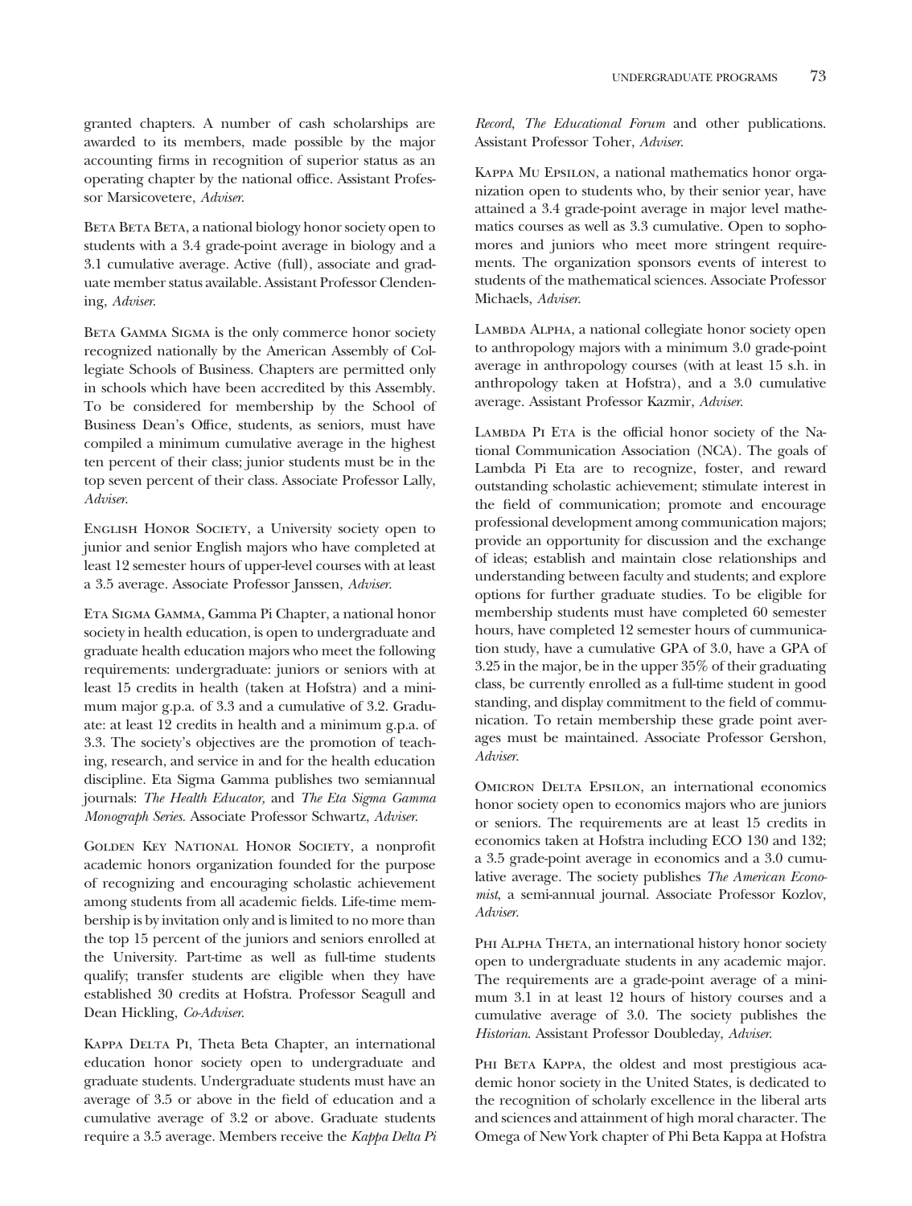granted chapters. A number of cash scholarships are awarded to its members, made possible by the major accounting firms in recognition of superior status as an operating chapter by the national office. Assistant Professor Marsicovetere, *Adviser.*

Beta Beta Beta, a national biology honor society open to students with a 3.4 grade-point average in biology and a 3.1 cumulative average. Active (full), associate and graduate member status available. Assistant Professor Clendening, *Adviser.*

Beta Gamma Sigma is the only commerce honor society recognized nationally by the American Assembly of Collegiate Schools of Business. Chapters are permitted only in schools which have been accredited by this Assembly. To be considered for membership by the School of Business Dean's Office, students, as seniors, must have compiled a minimum cumulative average in the highest ten percent of their class; junior students must be in the top seven percent of their class. Associate Professor Lally, *Adviser.*

English Honor Society, a University society open to junior and senior English majors who have completed at least 12 semester hours of upper-level courses with at least a 3.5 average. Associate Professor Janssen, *Adviser.*

Eta Sigma Gamma, Gamma Pi Chapter, a national honor society in health education, is open to undergraduate and graduate health education majors who meet the following requirements: undergraduate: juniors or seniors with at least 15 credits in health (taken at Hofstra) and a minimum major g.p.a. of 3.3 and a cumulative of 3.2. Graduate: at least 12 credits in health and a minimum g.p.a. of 3.3. The society's objectives are the promotion of teaching, research, and service in and for the health education discipline. Eta Sigma Gamma publishes two semiannual journals: *The Health Educator,* and *The Eta Sigma Gamma Monograph Series.* Associate Professor Schwartz, *Adviser.*

Golden Key National Honor Society, a nonprofit academic honors organization founded for the purpose of recognizing and encouraging scholastic achievement among students from all academic fields. Life-time membership is by invitation only and is limited to no more than the top 15 percent of the juniors and seniors enrolled at the University. Part-time as well as full-time students qualify; transfer students are eligible when they have established 30 credits at Hofstra. Professor Seagull and Dean Hickling, *Co-Adviser.*

Kappa Delta Pi, Theta Beta Chapter, an international education honor society open to undergraduate and graduate students. Undergraduate students must have an average of 3.5 or above in the field of education and a cumulative average of 3.2 or above. Graduate students require a 3.5 average. Members receive the *Kappa Delta Pi Record, The Educational Forum* and other publications. Assistant Professor Toher, *Adviser.*

Kappa Mu Epsilon, a national mathematics honor organization open to students who, by their senior year, have attained a 3.4 grade-point average in major level mathematics courses as well as 3.3 cumulative. Open to sophomores and juniors who meet more stringent requirements. The organization sponsors events of interest to students of the mathematical sciences. Associate Professor Michaels, *Adviser.*

Lambda Alpha, a national collegiate honor society open to anthropology majors with a minimum 3.0 grade-point average in anthropology courses (with at least 15 s.h. in anthropology taken at Hofstra), and a 3.0 cumulative average. Assistant Professor Kazmir, *Adviser.*

Lambda Pi Eta is the official honor society of the National Communication Association (NCA). The goals of Lambda Pi Eta are to recognize, foster, and reward outstanding scholastic achievement; stimulate interest in the field of communication; promote and encourage professional development among communication majors; provide an opportunity for discussion and the exchange of ideas; establish and maintain close relationships and understanding between faculty and students; and explore options for further graduate studies. To be eligible for membership students must have completed 60 semester hours, have completed 12 semester hours of cummunication study, have a cumulative GPA of 3.0, have a GPA of 3.25 in the major, be in the upper 35% of their graduating class, be currently enrolled as a full-time student in good standing, and display commitment to the field of communication. To retain membership these grade point averages must be maintained. Associate Professor Gershon, *Adviser.*

Omicron Delta Epsilon, an international economics honor society open to economics majors who are juniors or seniors. The requirements are at least 15 credits in economics taken at Hofstra including ECO 130 and 132; a 3.5 grade-point average in economics and a 3.0 cumulative average. The society publishes *The American Economist*, a semi-annual journal. Associate Professor Kozlov, *Adviser.*

Phi Alpha Theta, an international history honor society open to undergraduate students in any academic major. The requirements are a grade-point average of a minimum 3.1 in at least 12 hours of history courses and a cumulative average of 3.0. The society publishes the *Historian.* Assistant Professor Doubleday, *Adviser.*

Phi Beta Kappa, the oldest and most prestigious academic honor society in the United States, is dedicated to the recognition of scholarly excellence in the liberal arts and sciences and attainment of high moral character. The Omega of New York chapter of Phi Beta Kappa at Hofstra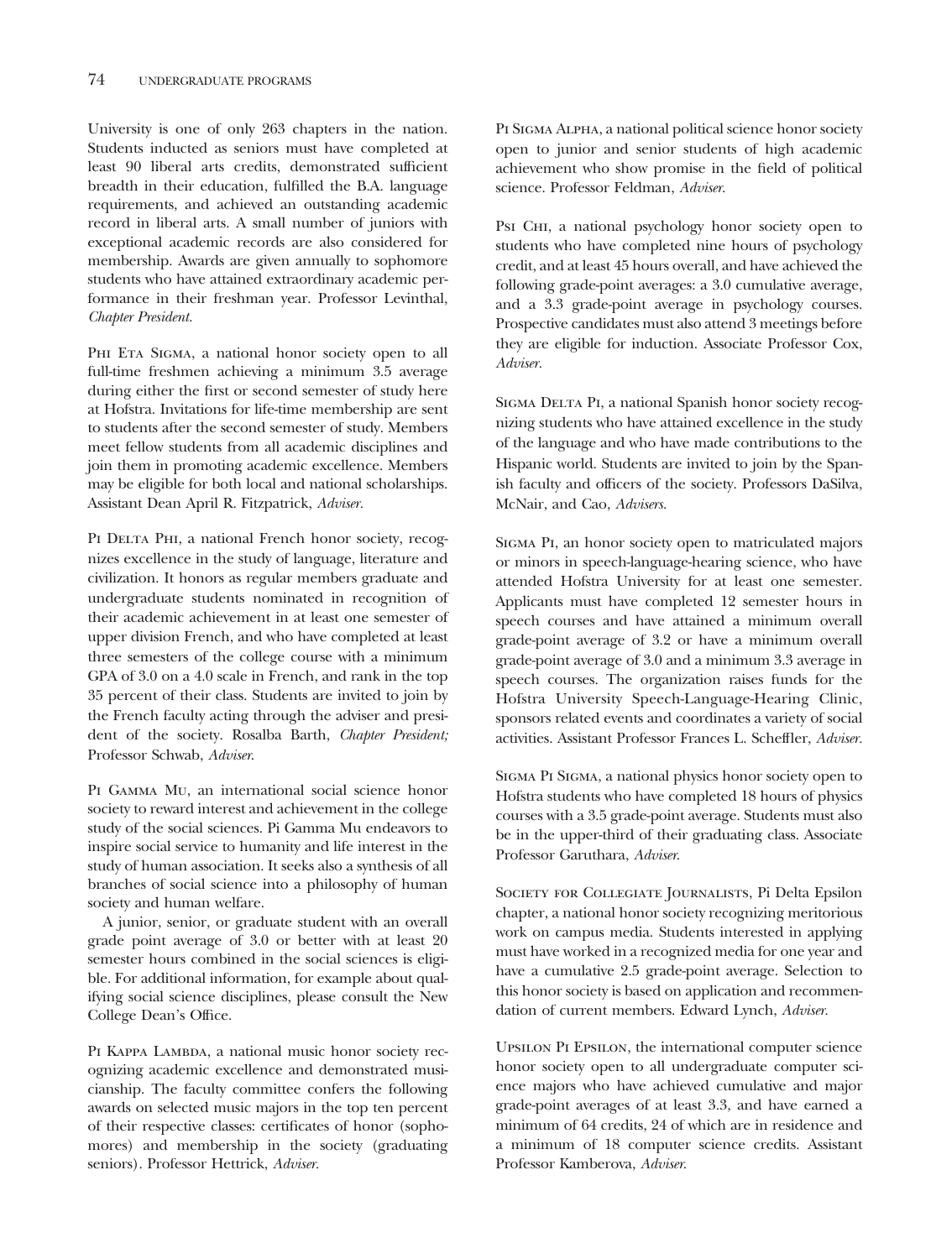University is one of only 263 chapters in the nation. Students inducted as seniors must have completed at least 90 liberal arts credits, demonstrated sufficient breadth in their education, fulfilled the B.A. language requirements, and achieved an outstanding academic record in liberal arts. A small number of juniors with exceptional academic records are also considered for membership. Awards are given annually to sophomore students who have attained extraordinary academic performance in their freshman year. Professor Levinthal, *Chapter President.*

Phi Eta Sigma, a national honor society open to all full-time freshmen achieving a minimum 3.5 average during either the first or second semester of study here at Hofstra. Invitations for life-time membership are sent to students after the second semester of study. Members meet fellow students from all academic disciplines and join them in promoting academic excellence. Members may be eligible for both local and national scholarships. Assistant Dean April R. Fitzpatrick, *Adviser.*

Pi Delta Phi, a national French honor society, recognizes excellence in the study of language, literature and civilization. It honors as regular members graduate and undergraduate students nominated in recognition of their academic achievement in at least one semester of upper division French, and who have completed at least three semesters of the college course with a minimum GPA of 3.0 on a 4.0 scale in French, and rank in the top 35 percent of their class. Students are invited to join by the French faculty acting through the adviser and president of the society. Rosalba Barth, *Chapter President;* Professor Schwab, *Adviser.*

Pi Gamma Mu, an international social science honor society to reward interest and achievement in the college study of the social sciences. Pi Gamma Mu endeavors to inspire social service to humanity and life interest in the study of human association. It seeks also a synthesis of all branches of social science into a philosophy of human society and human welfare.

A junior, senior, or graduate student with an overall grade point average of 3.0 or better with at least 20 semester hours combined in the social sciences is eligible. For additional information, for example about qualifying social science disciplines, please consult the New College Dean's Office.

Pi Kappa Lambda, a national music honor society recognizing academic excellence and demonstrated musicianship. The faculty committee confers the following awards on selected music majors in the top ten percent of their respective classes: certificates of honor (sophomores) and membership in the society (graduating seniors). Professor Hettrick, *Adviser.*

Pi Sigma Alpha, a national political science honor society open to junior and senior students of high academic achievement who show promise in the field of political science. Professor Feldman, *Adviser.*

Psi Chi, a national psychology honor society open to students who have completed nine hours of psychology credit, and at least 45 hours overall, and have achieved the following grade-point averages: a 3.0 cumulative average, and a 3.3 grade-point average in psychology courses. Prospective candidates must also attend 3 meetings before they are eligible for induction. Associate Professor Cox, *Adviser.*

Sigma Delta Pi, a national Spanish honor society recognizing students who have attained excellence in the study of the language and who have made contributions to the Hispanic world. Students are invited to join by the Spanish faculty and officers of the society. Professors DaSilva, McNair, and Cao, *Advisers.*

Sigma Pi, an honor society open to matriculated majors or minors in speech-language-hearing science, who have attended Hofstra University for at least one semester. Applicants must have completed 12 semester hours in speech courses and have attained a minimum overall grade-point average of 3.2 or have a minimum overall grade-point average of 3.0 and a minimum 3.3 average in speech courses. The organization raises funds for the Hofstra University Speech-Language-Hearing Clinic, sponsors related events and coordinates a variety of social activities. Assistant Professor Frances L. Scheffler, *Adviser.*

Sigma Pi Sigma, a national physics honor society open to Hofstra students who have completed 18 hours of physics courses with a 3.5 grade-point average. Students must also be in the upper-third of their graduating class. Associate Professor Garuthara, *Adviser.*

Society for Collegiate Journalists, Pi Delta Epsilon chapter, a national honor society recognizing meritorious work on campus media. Students interested in applying must have worked in a recognized media for one year and have a cumulative 2.5 grade-point average. Selection to this honor society is based on application and recommendation of current members. Edward Lynch, *Adviser.*

Upsilon Pi Epsilon, the international computer science honor society open to all undergraduate computer science majors who have achieved cumulative and major grade-point averages of at least 3.3, and have earned a minimum of 64 credits, 24 of which are in residence and a minimum of 18 computer science credits. Assistant Professor Kamberova, *Adviser.*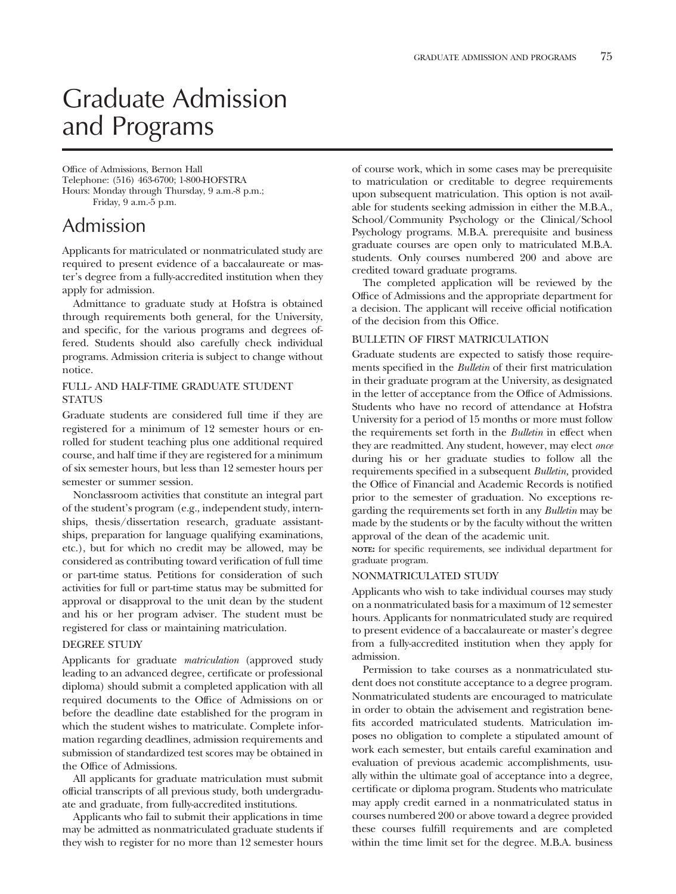# Graduate Admission and Programs

Office of Admissions, Bernon Hall
Telephone: (516) 463-6700; 1-800-HOFSTRA
Hours: Monday through Thursday, 9 a.m.-8 p.m.;
Friday, 9 a.m.-5 p.m.

## Admission

Applicants for matriculated or nonmatriculated study are required to present evidence of a baccalaureate or master's degree from a fully-accredited institution when they apply for admission.

Admittance to graduate study at Hofstra is obtained through requirements both general, for the University, and specific, for the various programs and degrees offered. Students should also carefully check individual programs. Admission criteria is subject to change without notice.

### FULL- AND HALF-TIME GRADUATE STUDENT STATUS

Graduate students are considered full time if they are registered for a minimum of 12 semester hours or enrolled for student teaching plus one additional required course, and half time if they are registered for a minimum of six semester hours, but less than 12 semester hours per semester or summer session.

Nonclassroom activities that constitute an integral part of the student's program (e.g., independent study, internships, thesis/dissertation research, graduate assistantships, preparation for language qualifying examinations, etc.), but for which no credit may be allowed, may be considered as contributing toward verification of full time or part-time status. Petitions for consideration of such activities for full or part-time status may be submitted for approval or disapproval to the unit dean by the student and his or her program adviser. The student must be registered for class or maintaining matriculation.

### DEGREE STUDY

Applicants for graduate *matriculation* (approved study leading to an advanced degree, certificate or professional diploma) should submit a completed application with all required documents to the Office of Admissions on or before the deadline date established for the program in which the student wishes to matriculate. Complete information regarding deadlines, admission requirements and submission of standardized test scores may be obtained in the Office of Admissions.

All applicants for graduate matriculation must submit official transcripts of all previous study, both undergraduate and graduate, from fully-accredited institutions.

Applicants who fail to submit their applications in time may be admitted as nonmatriculated graduate students if they wish to register for no more than 12 semester hours of course work, which in some cases may be prerequisite to matriculation or creditable to degree requirements upon subsequent matriculation. This option is not available for students seeking admission in either the M.B.A., School/Community Psychology or the Clinical/School Psychology programs. M.B.A. prerequisite and business graduate courses are open only to matriculated M.B.A. students. Only courses numbered 200 and above are credited toward graduate programs.

The completed application will be reviewed by the Office of Admissions and the appropriate department for a decision. The applicant will receive official notification of the decision from this Office.

### BULLETIN OF FIRST MATRICULATION

Graduate students are expected to satisfy those requirements specified in the *Bulletin* of their first matriculation in their graduate program at the University, as designated in the letter of acceptance from the Office of Admissions. Students who have no record of attendance at Hofstra University for a period of 15 months or more must follow the requirements set forth in the *Bulletin* in effect when they are readmitted. Any student, however, may elect *once* during his or her graduate studies to follow all the requirements specified in a subsequent *Bulletin*, provided the Office of Financial and Academic Records is notified prior to the semester of graduation. No exceptions regarding the requirements set forth in any *Bulletin* may be made by the students or by the faculty without the written approval of the dean of the academic unit.

**NOTE:** for specific requirements, see individual department for graduate program.

### NONMATRICULATED STUDY

Applicants who wish to take individual courses may study on a nonmatriculated basis for a maximum of 12 semester hours. Applicants for nonmatriculated study are required to present evidence of a baccalaureate or master's degree from a fully-accredited institution when they apply for admission.

Permission to take courses as a nonmatriculated student does not constitute acceptance to a degree program. Nonmatriculated students are encouraged to matriculate in order to obtain the advisement and registration benefits accorded matriculated students. Matriculation imposes no obligation to complete a stipulated amount of work each semester, but entails careful examination and evaluation of previous academic accomplishments, usually within the ultimate goal of acceptance into a degree, certificate or diploma program. Students who matriculate may apply credit earned in a nonmatriculated status in courses numbered 200 or above toward a degree provided these courses fulfill requirements and are completed within the time limit set for the degree. M.B.A. business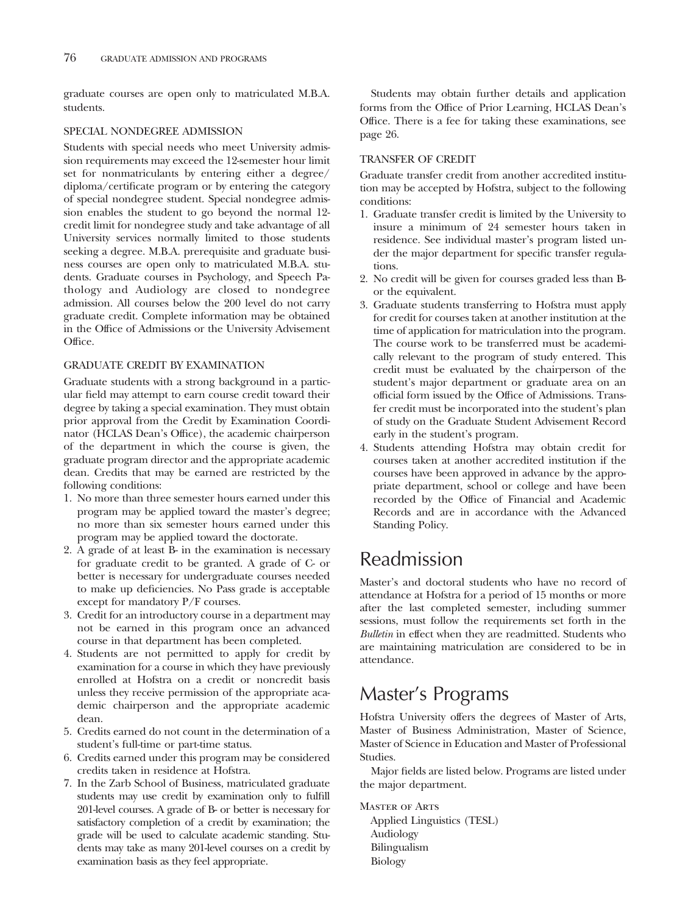graduate courses are open only to matriculated M.B.A. students.

### SPECIAL NONDEGREE ADMISSION

Students with special needs who meet University admission requirements may exceed the 12-semester hour limit set for nonmatriculants by entering either a degree/diploma/certificate program or by entering the category of special nondegree student. Special nondegree admission enables the student to go beyond the normal 12-credit limit for nondegree study and take advantage of all University services normally limited to those students seeking a degree. M.B.A. prerequisite and graduate business courses are open only to matriculated M.B.A. students. Graduate courses in Psychology, and Speech Pathology and Audiology are closed to nondegree admission. All courses below the 200 level do not carry graduate credit. Complete information may be obtained in the Office of Admissions or the University Advisement Office.

### GRADUATE CREDIT BY EXAMINATION

Graduate students with a strong background in a particular field may attempt to earn course credit toward their degree by taking a special examination. They must obtain prior approval from the Credit by Examination Coordinator (HCLAS Dean's Office), the academic chairperson of the department in which the course is given, the graduate program director and the appropriate academic dean. Credits that may be earned are restricted by the following conditions:

1. No more than three semester hours earned under this program may be applied toward the master's degree; no more than six semester hours earned under this program may be applied toward the doctorate.
2. A grade of at least B- in the examination is necessary for graduate credit to be granted. A grade of C- or better is necessary for undergraduate courses needed to make up deficiencies. No Pass grade is acceptable except for mandatory P/F courses.
3. Credit for an introductory course in a department may not be earned in this program once an advanced course in that department has been completed.
4. Students are not permitted to apply for credit by examination for a course in which they have previously enrolled at Hofstra on a credit or noncredit basis unless they receive permission of the appropriate academic chairperson and the appropriate academic dean.
5. Credits earned do not count in the determination of a student's full-time or part-time status.
6. Credits earned under this program may be considered credits taken in residence at Hofstra.
7. In the Zarb School of Business, matriculated graduate students may use credit by examination only to fulfill 201-level courses. A grade of B- or better is necessary for satisfactory completion of a credit by examination; the grade will be used to calculate academic standing. Students may take as many 201-level courses on a credit by examination basis as they feel appropriate.

Students may obtain further details and application forms from the Office of Prior Learning, HCLAS Dean's Office. There is a fee for taking these examinations, see page 26.

### TRANSFER OF CREDIT

Graduate transfer credit from another accredited institution may be accepted by Hofstra, subject to the following conditions:

1. Graduate transfer credit is limited by the University to insure a minimum of 24 semester hours taken in residence. See individual master's program listed under the major department for specific transfer regulations.
2. No credit will be given for courses graded less than B- or the equivalent.
3. Graduate students transferring to Hofstra must apply for credit for courses taken at another institution at the time of application for matriculation into the program. The course work to be transferred must be academically relevant to the program of study entered. This credit must be evaluated by the chairperson of the student's major department or graduate area on an official form issued by the Office of Admissions. Transfer credit must be incorporated into the student's plan of study on the Graduate Student Advisement Record early in the student's program.
4. Students attending Hofstra may obtain credit for courses taken at another accredited institution if the courses have been approved in advance by the appropriate department, school or college and have been recorded by the Office of Financial and Academic Records and are in accordance with the Advanced Standing Policy.

## Readmission

Master's and doctoral students who have no record of attendance at Hofstra for a period of 15 months or more after the last completed semester, including summer sessions, must follow the requirements set forth in the *Bulletin* in effect when they are readmitted. Students who are maintaining matriculation are considered to be in attendance.

## Master's Programs

Hofstra University offers the degrees of Master of Arts, Master of Business Administration, Master of Science, Master of Science in Education and Master of Professional Studies.

Major fields are listed below. Programs are listed under the major department.

MASTER OF ARTS

- Applied Linguistics (TESL)
- Audiology
- Bilingualism
- Biology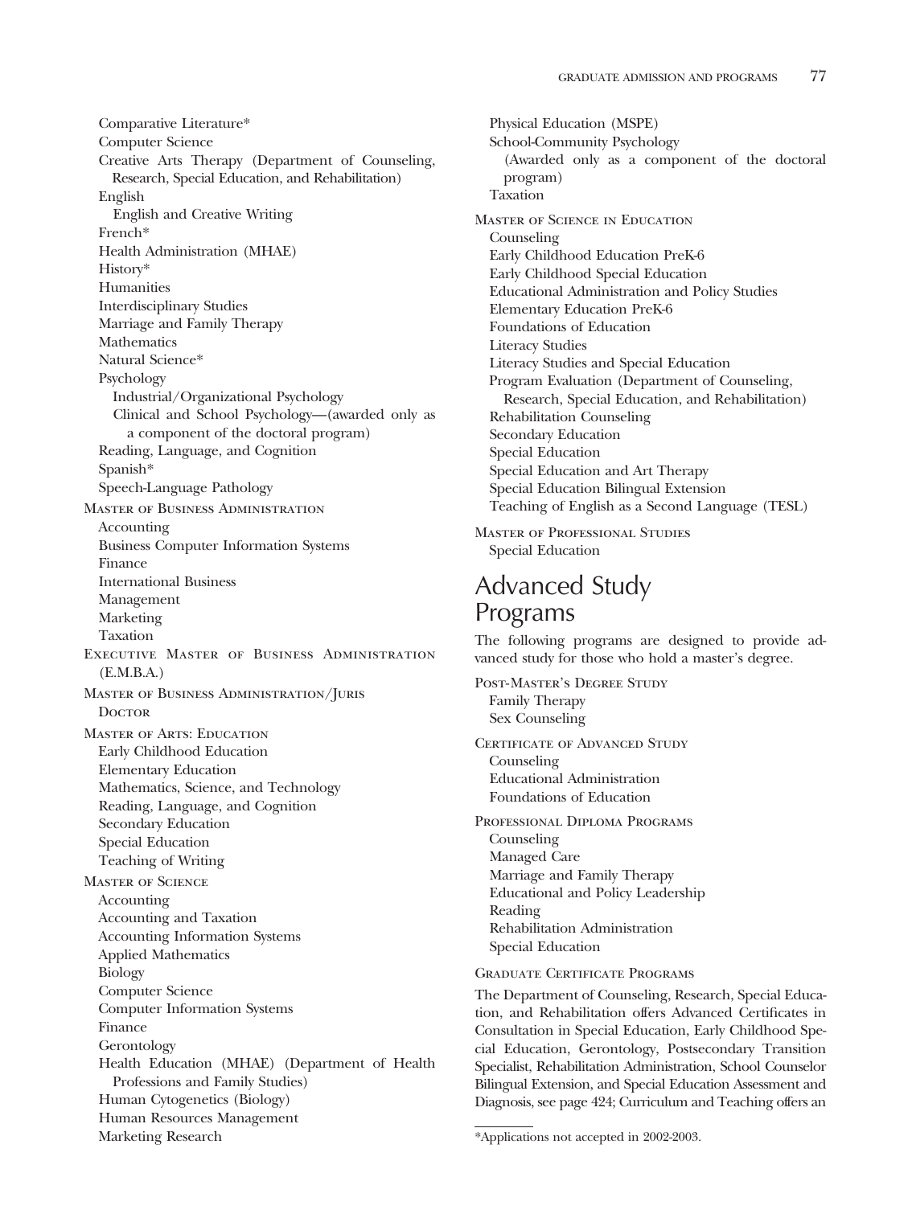Comparative Literature*
Computer Science
Creative Arts Therapy (Department of Counseling, Research, Special Education, and Rehabilitation)
English
English and Creative Writing
French*
Health Administration (MHAE)
History*
Humanities
Interdisciplinary Studies
Marriage and Family Therapy
Mathematics
Natural Science*
Psychology
Industrial/Organizational Psychology
Clinical and School Psychology—(awarded only as a component of the doctoral program)
Reading, Language, and Cognition
Spanish*
Speech-Language Pathology

MASTER OF BUSINESS ADMINISTRATION
Accounting
Business Computer Information Systems
Finance
International Business
Management
Marketing
Taxation

EXECUTIVE MASTER OF BUSINESS ADMINISTRATION (E.M.B.A.)

MASTER OF BUSINESS ADMINISTRATION/JURIS DOCTOR

MASTER OF ARTS: EDUCATION
Early Childhood Education
Elementary Education
Mathematics, Science, and Technology
Reading, Language, and Cognition
Secondary Education
Special Education
Teaching of Writing

MASTER OF SCIENCE
Accounting
Accounting and Taxation
Accounting Information Systems
Applied Mathematics
Biology
Computer Science
Computer Information Systems
Finance
Gerontology
Health Education (MHAE) (Department of Health Professions and Family Studies)
Human Cytogenetics (Biology)
Human Resources Management
Marketing Research
Physical Education (MSPE)
School-Community Psychology
(Awarded only as a component of the doctoral program)
Taxation

MASTER OF SCIENCE IN EDUCATION
Counseling
Early Childhood Education PreK-6
Early Childhood Special Education
Educational Administration and Policy Studies
Elementary Education PreK-6
Foundations of Education
Literacy Studies
Literacy Studies and Special Education
Program Evaluation (Department of Counseling, Research, Special Education, and Rehabilitation)
Rehabilitation Counseling
Secondary Education
Special Education
Special Education and Art Therapy
Special Education Bilingual Extension
Teaching of English as a Second Language (TESL)

MASTER OF PROFESSIONAL STUDIES
Special Education

# Advanced Study Programs

The following programs are designed to provide advanced study for those who hold a master's degree.

POST-MASTER'S DEGREE STUDY
Family Therapy
Sex Counseling

CERTIFICATE OF ADVANCED STUDY
Counseling
Educational Administration
Foundations of Education

PROFESSIONAL DIPLOMA PROGRAMS
Counseling
Managed Care
Marriage and Family Therapy
Educational and Policy Leadership
Reading
Rehabilitation Administration
Special Education

GRADUATE CERTIFICATE PROGRAMS

The Department of Counseling, Research, Special Education, and Rehabilitation offers Advanced Certificates in Consultation in Special Education, Early Childhood Special Education, Gerontology, Postsecondary Transition Specialist, Rehabilitation Administration, School Counselor Bilingual Extension, and Special Education Assessment and Diagnosis, see page 424; Curriculum and Teaching offers an

*Applications not accepted in 2002-2003.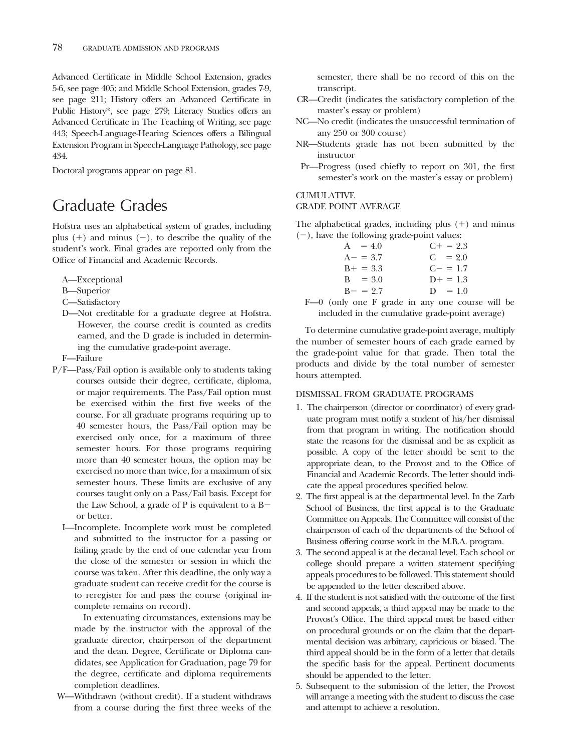Advanced Certificate in Middle School Extension, grades 5-6, see page 405; and Middle School Extension, grades 7-9, see page 211; History offers an Advanced Certificate in Public History*, see page 279; Literacy Studies offers an Advanced Certificate in The Teaching of Writing, see page 443; Speech-Language-Hearing Sciences offers a Bilingual Extension Program in Speech-Language Pathology, see page 434.

Doctoral programs appear on page 81.

# Graduate Grades

Hofstra uses an alphabetical system of grades, including plus (+) and minus (−), to describe the quality of the student's work. Final grades are reported only from the Office of Financial and Academic Records.

A—Exceptional

B—Superior

C—Satisfactory

D—Not creditable for a graduate degree at Hofstra. However, the course credit is counted as credits earned, and the D grade is included in determining the cumulative grade-point average.

F—Failure

P/F—Pass/Fail option is available only to students taking courses outside their degree, certificate, diploma, or major requirements. The Pass/Fail option must be exercised within the first five weeks of the course. For all graduate programs requiring up to 40 semester hours, the Pass/Fail option may be exercised only once, for a maximum of three semester hours. For those programs requiring more than 40 semester hours, the option may be exercised no more than twice, for a maximum of six semester hours. These limits are exclusive of any courses taught only on a Pass/Fail basis. Except for the Law School, a grade of P is equivalent to a B− or better.

I—Incomplete. Incomplete work must be completed and submitted to the instructor for a passing or failing grade by the end of one calendar year from the close of the semester or session in which the course was taken. After this deadline, the only way a graduate student can receive credit for the course is to reregister for and pass the course (original incomplete remains on record).

In extenuating circumstances, extensions may be made by the instructor with the approval of the graduate director, chairperson of the department and the dean. Degree, Certificate or Diploma candidates, see Application for Graduation, page 79 for the degree, certificate and diploma requirements completion deadlines.

W—Withdrawn (without credit). If a student withdraws from a course during the first three weeks of the semester, there shall be no record of this on the transcript.

CR—Credit (indicates the satisfactory completion of the master's essay or problem)

NC—No credit (indicates the unsuccessful termination of any 250 or 300 course)

NR—Students grade has not been submitted by the instructor

Pr—Progress (used chiefly to report on 301, the first semester's work on the master's essay or problem)

### CUMULATIVE GRADE POINT AVERAGE

The alphabetical grades, including plus (+) and minus (−), have the following grade-point values:

| | |
|---|---|
| A = 4.0 | C+ = 2.3 |
| A− = 3.7 | C = 2.0 |
| B+ = 3.3 | C− = 1.7 |
| B = 3.0 | D+ = 1.3 |
| B− = 2.7 | D = 1.0 |

F—0 (only one F grade in any one course will be included in the cumulative grade-point average)

To determine cumulative grade-point average, multiply the number of semester hours of each grade earned by the grade-point value for that grade. Then total the products and divide by the total number of semester hours attempted.

### DISMISSAL FROM GRADUATE PROGRAMS

1. The chairperson (director or coordinator) of every graduate program must notify a student of his/her dismissal from that program in writing. The notification should state the reasons for the dismissal and be as explicit as possible. A copy of the letter should be sent to the appropriate dean, to the Provost and to the Office of Financial and Academic Records. The letter should indicate the appeal procedures specified below.
2. The first appeal is at the departmental level. In the Zarb School of Business, the first appeal is to the Graduate Committee on Appeals. The Committee will consist of the chairperson of each of the departments of the School of Business offering course work in the M.B.A. program.
3. The second appeal is at the decanal level. Each school or college should prepare a written statement specifying appeals procedures to be followed. This statement should be appended to the letter described above.
4. If the student is not satisfied with the outcome of the first and second appeals, a third appeal may be made to the Provost's Office. The third appeal must be based either on procedural grounds or on the claim that the departmental decision was arbitrary, capricious or biased. The third appeal should be in the form of a letter that details the specific basis for the appeal. Pertinent documents should be appended to the letter.
5. Subsequent to the submission of the letter, the Provost will arrange a meeting with the student to discuss the case and attempt to achieve a resolution.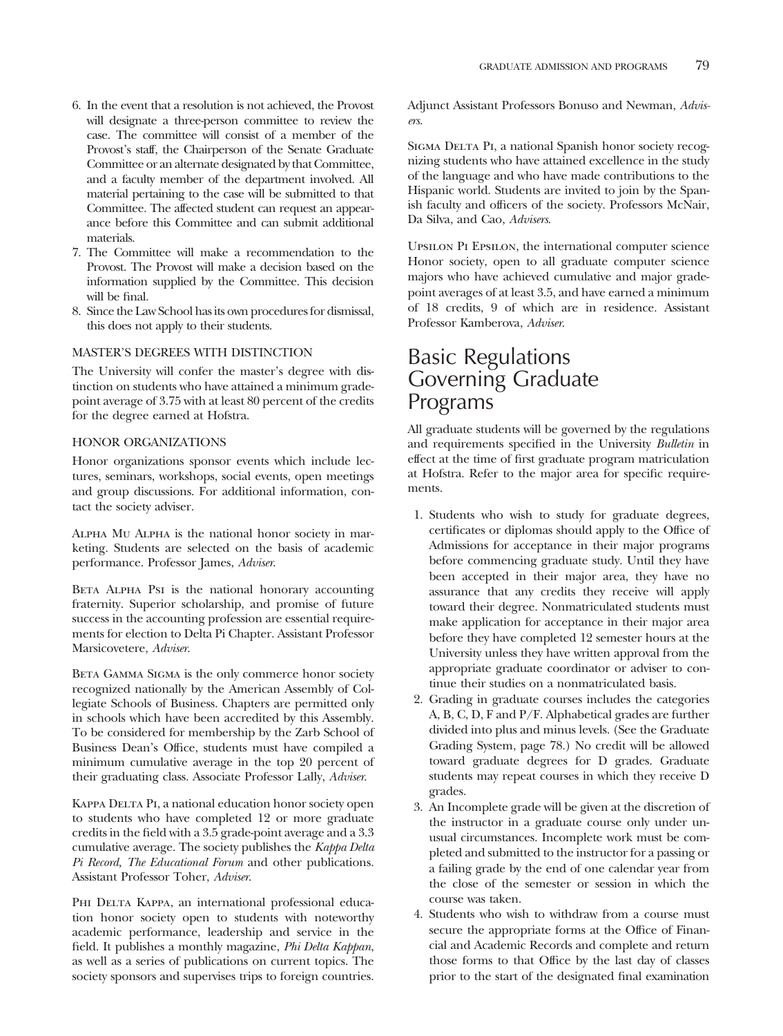6. In the event that a resolution is not achieved, the Provost will designate a three-person committee to review the case. The committee will consist of a member of the Provost's staff, the Chairperson of the Senate Graduate Committee or an alternate designated by that Committee, and a faculty member of the department involved. All material pertaining to the case will be submitted to that Committee. The affected student can request an appearance before this Committee and can submit additional materials.
7. The Committee will make a recommendation to the Provost. The Provost will make a decision based on the information supplied by the Committee. This decision will be final.
8. Since the Law School has its own procedures for dismissal, this does not apply to their students.

### MASTER'S DEGREES WITH DISTINCTION

The University will confer the master's degree with distinction on students who have attained a minimum grade-point average of 3.75 with at least 80 percent of the credits for the degree earned at Hofstra.

### HONOR ORGANIZATIONS

Honor organizations sponsor events which include lectures, seminars, workshops, social events, open meetings and group discussions. For additional information, contact the society adviser.

ALPHA MU ALPHA is the national honor society in marketing. Students are selected on the basis of academic performance. Professor James, *Adviser*.

BETA ALPHA PSI is the national honorary accounting fraternity. Superior scholarship, and promise of future success in the accounting profession are essential requirements for election to Delta Pi Chapter. Assistant Professor Marsicovetere, *Adviser*.

BETA GAMMA SIGMA is the only commerce honor society recognized nationally by the American Assembly of Collegiate Schools of Business. Chapters are permitted only in schools which have been accredited by this Assembly. To be considered for membership by the Zarb School of Business Dean's Office, students must have compiled a minimum cumulative average in the top 20 percent of their graduating class. Associate Professor Lally, *Adviser*.

KAPPA DELTA PI, a national education honor society open to students who have completed 12 or more graduate credits in the field with a 3.5 grade-point average and a 3.3 cumulative average. The society publishes the *Kappa Delta Pi Record, The Educational Forum* and other publications. Assistant Professor Toher, *Adviser*.

PHI DELTA KAPPA, an international professional education honor society open to students with noteworthy academic performance, leadership and service in the field. It publishes a monthly magazine, *Phi Delta Kappan*, as well as a series of publications on current topics. The society sponsors and supervises trips to foreign countries. Adjunct Assistant Professors Bonuso and Newman, *Advisers*.

SIGMA DELTA PI, a national Spanish honor society recognizing students who have attained excellence in the study of the language and who have made contributions to the Hispanic world. Students are invited to join by the Spanish faculty and officers of the society. Professors McNair, Da Silva, and Cao, *Advisers*.

UPSILON PI EPSILON, the international computer science Honor society, open to all graduate computer science majors who have achieved cumulative and major grade-point averages of at least 3.5, and have earned a minimum of 18 credits, 9 of which are in residence. Assistant Professor Kamberova, *Adviser*.

## Basic Regulations Governing Graduate Programs

All graduate students will be governed by the regulations and requirements specified in the University *Bulletin* in effect at the time of first graduate program matriculation at Hofstra. Refer to the major area for specific requirements.

1. Students who wish to study for graduate degrees, certificates or diplomas should apply to the Office of Admissions for acceptance in their major programs before commencing graduate study. Until they have been accepted in their major area, they have no assurance that any credits they receive will apply toward their degree. Nonmatriculated students must make application for acceptance in their major area before they have completed 12 semester hours at the University unless they have written approval from the appropriate graduate coordinator or adviser to continue their studies on a nonmatriculated basis.
2. Grading in graduate courses includes the categories A, B, C, D, F and P/F. Alphabetical grades are further divided into plus and minus levels. (See the Graduate Grading System, page 78.) No credit will be allowed toward graduate degrees for D grades. Graduate students may repeat courses in which they receive D grades.
3. An Incomplete grade will be given at the discretion of the instructor in a graduate course only under unusual circumstances. Incomplete work must be completed and submitted to the instructor for a passing or a failing grade by the end of one calendar year from the close of the semester or session in which the course was taken.
4. Students who wish to withdraw from a course must secure the appropriate forms at the Office of Financial and Academic Records and complete and return those forms to that Office by the last day of classes prior to the start of the designated final examination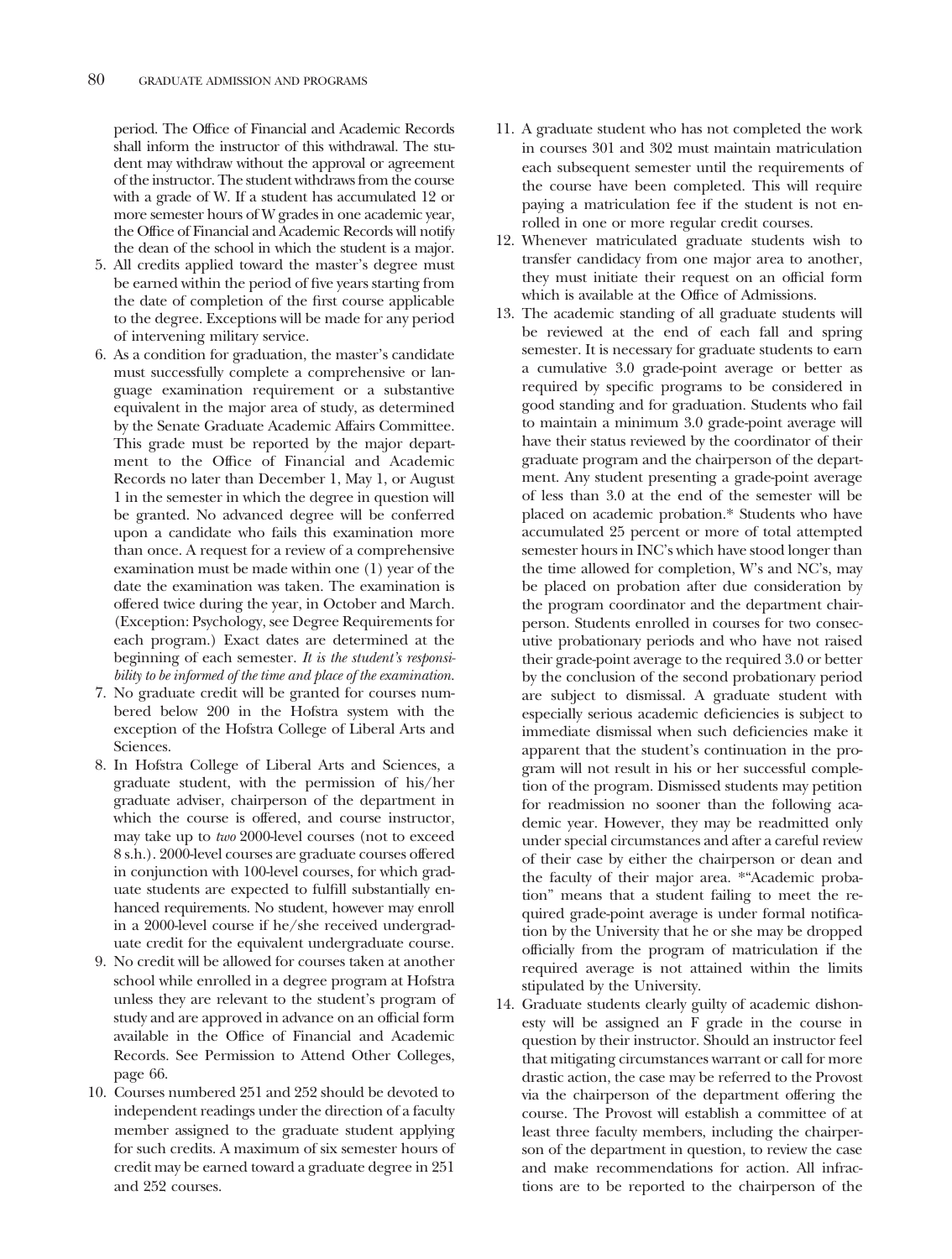period. The Office of Financial and Academic Records shall inform the instructor of this withdrawal. The student may withdraw without the approval or agreement of the instructor. The student withdraws from the course with a grade of W. If a student has accumulated 12 or more semester hours of W grades in one academic year, the Office of Financial and Academic Records will notify the dean of the school in which the student is a major.

5. All credits applied toward the master's degree must be earned within the period of five years starting from the date of completion of the first course applicable to the degree. Exceptions will be made for any period of intervening military service.
6. As a condition for graduation, the master's candidate must successfully complete a comprehensive or language examination requirement or a substantive equivalent in the major area of study, as determined by the Senate Graduate Academic Affairs Committee. This grade must be reported by the major department to the Office of Financial and Academic Records no later than December 1, May 1, or August 1 in the semester in which the degree in question will be granted. No advanced degree will be conferred upon a candidate who fails this examination more than once. A request for a review of a comprehensive examination must be made within one (1) year of the date the examination was taken. The examination is offered twice during the year, in October and March. (Exception: Psychology, see Degree Requirements for each program.) Exact dates are determined at the beginning of each semester. *It is the student's responsibility to be informed of the time and place of the examination.*
7. No graduate credit will be granted for courses numbered below 200 in the Hofstra system with the exception of the Hofstra College of Liberal Arts and Sciences.
8. In Hofstra College of Liberal Arts and Sciences, a graduate student, with the permission of his/her graduate adviser, chairperson of the department in which the course is offered, and course instructor, may take up to *two* 2000-level courses (not to exceed 8 s.h.). 2000-level courses are graduate courses offered in conjunction with 100-level courses, for which graduate students are expected to fulfill substantially enhanced requirements. No student, however may enroll in a 2000-level course if he/she received undergraduate credit for the equivalent undergraduate course.
9. No credit will be allowed for courses taken at another school while enrolled in a degree program at Hofstra unless they are relevant to the student's program of study and are approved in advance on an official form available in the Office of Financial and Academic Records. See Permission to Attend Other Colleges, page 66.
10. Courses numbered 251 and 252 should be devoted to independent readings under the direction of a faculty member assigned to the graduate student applying for such credits. A maximum of six semester hours of credit may be earned toward a graduate degree in 251 and 252 courses.
11. A graduate student who has not completed the work in courses 301 and 302 must maintain matriculation each subsequent semester until the requirements of the course have been completed. This will require paying a matriculation fee if the student is not enrolled in one or more regular credit courses.
12. Whenever matriculated graduate students wish to transfer candidacy from one major area to another, they must initiate their request on an official form which is available at the Office of Admissions.
13. The academic standing of all graduate students will be reviewed at the end of each fall and spring semester. It is necessary for graduate students to earn a cumulative 3.0 grade-point average or better as required by specific programs to be considered in good standing and for graduation. Students who fail to maintain a minimum 3.0 grade-point average will have their status reviewed by the coordinator of their graduate program and the chairperson of the department. Any student presenting a grade-point average of less than 3.0 at the end of the semester will be placed on academic probation.* Students who have accumulated 25 percent or more of total attempted semester hours in INC's which have stood longer than the time allowed for completion, W's and NC's, may be placed on probation after due consideration by the program coordinator and the department chairperson. Students enrolled in courses for two consecutive probationary periods and who have not raised their grade-point average to the required 3.0 or better by the conclusion of the second probationary period are subject to dismissal. A graduate student with especially serious academic deficiencies is subject to immediate dismissal when such deficiencies make it apparent that the student's continuation in the program will not result in his or her successful completion of the program. Dismissed students may petition for readmission no sooner than the following academic year. However, they may be readmitted only under special circumstances and after a careful review of their case by either the chairperson or dean and the faculty of their major area. *"Academic probation" means that a student failing to meet the required grade-point average is under formal notification by the University that he or she may be dropped officially from the program of matriculation if the required average is not attained within the limits stipulated by the University.
14. Graduate students clearly guilty of academic dishonesty will be assigned an F grade in the course in question by their instructor. Should an instructor feel that mitigating circumstances warrant or call for more drastic action, the case may be referred to the Provost via the chairperson of the department offering the course. The Provost will establish a committee of at least three faculty members, including the chairperson of the department in question, to review the case and make recommendations for action. All infractions are to be reported to the chairperson of the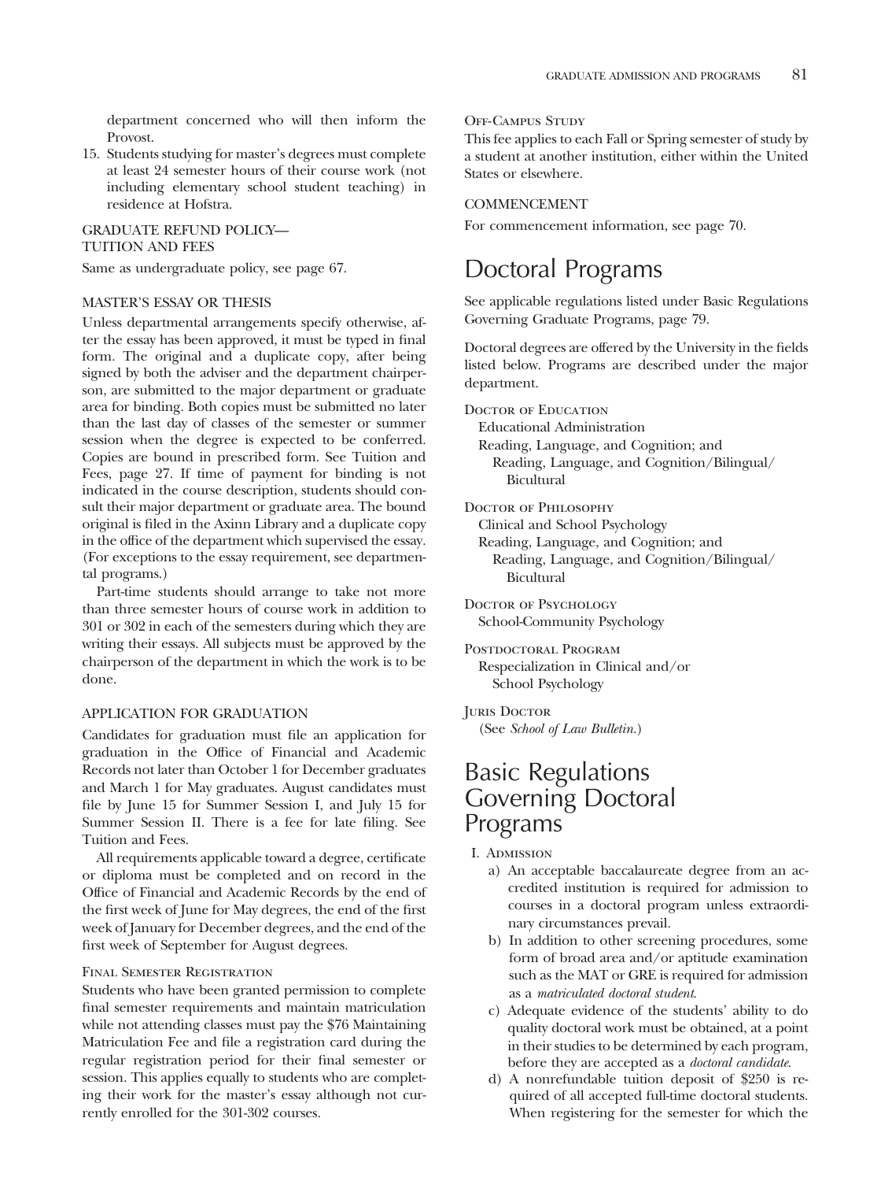department concerned who will then inform the Provost.

15. Students studying for master's degrees must complete at least 24 semester hours of their course work (not including elementary school student teaching) in residence at Hofstra.

### GRADUATE REFUND POLICY—TUITION AND FEES

Same as undergraduate policy, see page 67.

### MASTER'S ESSAY OR THESIS

Unless departmental arrangements specify otherwise, after the essay has been approved, it must be typed in final form. The original and a duplicate copy, after being signed by both the adviser and the department chairperson, are submitted to the major department or graduate area for binding. Both copies must be submitted no later than the last day of classes of the semester or summer session when the degree is expected to be conferred. Copies are bound in prescribed form. See Tuition and Fees, page 27. If time of payment for binding is not indicated in the course description, students should consult their major department or graduate area. The bound original is filed in the Axinn Library and a duplicate copy in the office of the department which supervised the essay. (For exceptions to the essay requirement, see departmental programs.)

Part-time students should arrange to take not more than three semester hours of course work in addition to 301 or 302 in each of the semesters during which they are writing their essays. All subjects must be approved by the chairperson of the department in which the work is to be done.

### APPLICATION FOR GRADUATION

Candidates for graduation must file an application for graduation in the Office of Financial and Academic Records not later than October 1 for December graduates and March 1 for May graduates. August candidates must file by June 15 for Summer Session I, and July 15 for Summer Session II. There is a fee for late filing. See Tuition and Fees.

All requirements applicable toward a degree, certificate or diploma must be completed and on record in the Office of Financial and Academic Records by the end of the first week of June for May degrees, the end of the first week of January for December degrees, and the end of the first week of September for August degrees.

#### Final Semester Registration

Students who have been granted permission to complete final semester requirements and maintain matriculation while not attending classes must pay the $76 Maintaining Matriculation Fee and file a registration card during the regular registration period for their final semester or session. This applies equally to students who are completing their work for the master's essay although not currently enrolled for the 301-302 courses.

#### Off-Campus Study

This fee applies to each Fall or Spring semester of study by a student at another institution, either within the United States or elsewhere.

### COMMENCEMENT

For commencement information, see page 70.

## Doctoral Programs

See applicable regulations listed under Basic Regulations Governing Graduate Programs, page 79.

Doctoral degrees are offered by the University in the fields listed below. Programs are described under the major department.

Doctor of Education
- Educational Administration
- Reading, Language, and Cognition; and
  - Reading, Language, and Cognition/Bilingual/Bicultural

Doctor of Philosophy
- Clinical and School Psychology
- Reading, Language, and Cognition; and
  - Reading, Language, and Cognition/Bilingual/Bicultural

Doctor of Psychology
- School-Community Psychology

Postdoctoral Program
- Respecialization in Clinical and/or School Psychology

Juris Doctor
- (See *School of Law Bulletin.*)

## Basic Regulations Governing Doctoral Programs

I. Admission

a) An acceptable baccalaureate degree from an accredited institution is required for admission to courses in a doctoral program unless extraordinary circumstances prevail.

b) In addition to other screening procedures, some form of broad area and/or aptitude examination such as the MAT or GRE is required for admission as a *matriculated doctoral student*.

c) Adequate evidence of the students' ability to do quality doctoral work must be obtained, at a point in their studies to be determined by each program, before they are accepted as a *doctoral candidate.*

d) A nonrefundable tuition deposit of $250 is required of all accepted full-time doctoral students. When registering for the semester for which the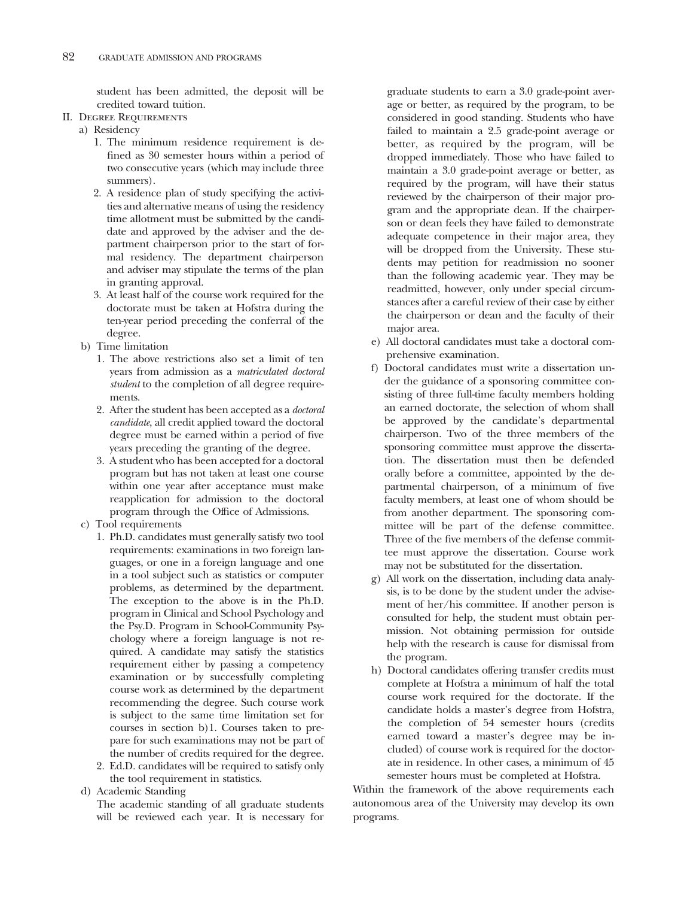student has been admitted, the deposit will be credited toward tuition.

II. Degree Requirements

a) Residency

1. The minimum residence requirement is defined as 30 semester hours within a period of two consecutive years (which may include three summers).
2. A residence plan of study specifying the activities and alternative means of using the residency time allotment must be submitted by the candidate and approved by the adviser and the department chairperson prior to the start of formal residency. The department chairperson and adviser may stipulate the terms of the plan in granting approval.
3. At least half of the course work required for the doctorate must be taken at Hofstra during the ten-year period preceding the conferral of the degree.

b) Time limitation

1. The above restrictions also set a limit of ten years from admission as a *matriculated doctoral student* to the completion of all degree requirements.
2. After the student has been accepted as a *doctoral candidate*, all credit applied toward the doctoral degree must be earned within a period of five years preceding the granting of the degree.
3. A student who has been accepted for a doctoral program but has not taken at least one course within one year after acceptance must make reapplication for admission to the doctoral program through the Office of Admissions.

c) Tool requirements

1. Ph.D. candidates must generally satisfy two tool requirements: examinations in two foreign languages, or one in a foreign language and one in a tool subject such as statistics or computer problems, as determined by the department. The exception to the above is in the Ph.D. program in Clinical and School Psychology and the Psy.D. Program in School-Community Psychology where a foreign language is not required. A candidate may satisfy the statistics requirement either by passing a competency examination or by successfully completing course work as determined by the department recommending the degree. Such course work is subject to the same time limitation set for courses in section b)1. Courses taken to prepare for such examinations may not be part of the number of credits required for the degree.
2. Ed.D. candidates will be required to satisfy only the tool requirement in statistics.

d) Academic Standing

The academic standing of all graduate students will be reviewed each year. It is necessary for graduate students to earn a 3.0 grade-point average or better, as required by the program, to be considered in good standing. Students who have failed to maintain a 2.5 grade-point average or better, as required by the program, will be dropped immediately. Those who have failed to maintain a 3.0 grade-point average or better, as required by the program, will have their status reviewed by the chairperson of their major program and the appropriate dean. If the chairperson or dean feels they have failed to demonstrate adequate competence in their major area, they will be dropped from the University. These students may petition for readmission no sooner than the following academic year. They may be readmitted, however, only under special circumstances after a careful review of their case by either the chairperson or dean and the faculty of their major area.

e) All doctoral candidates must take a doctoral comprehensive examination.

f) Doctoral candidates must write a dissertation under the guidance of a sponsoring committee consisting of three full-time faculty members holding an earned doctorate, the selection of whom shall be approved by the candidate's departmental chairperson. Two of the three members of the sponsoring committee must approve the dissertation. The dissertation must then be defended orally before a committee, appointed by the departmental chairperson, of a minimum of five faculty members, at least one of whom should be from another department. The sponsoring committee will be part of the defense committee. Three of the five members of the defense committee must approve the dissertation. Course work may not be substituted for the dissertation.

g) All work on the dissertation, including data analysis, is to be done by the student under the advisement of her/his committee. If another person is consulted for help, the student must obtain permission. Not obtaining permission for outside help with the research is cause for dismissal from the program.

h) Doctoral candidates offering transfer credits must complete at Hofstra a minimum of half the total course work required for the doctorate. If the candidate holds a master's degree from Hofstra, the completion of 54 semester hours (credits earned toward a master's degree may be included) of course work is required for the doctorate in residence. In other cases, a minimum of 45 semester hours must be completed at Hofstra.

Within the framework of the above requirements each autonomous area of the University may develop its own programs.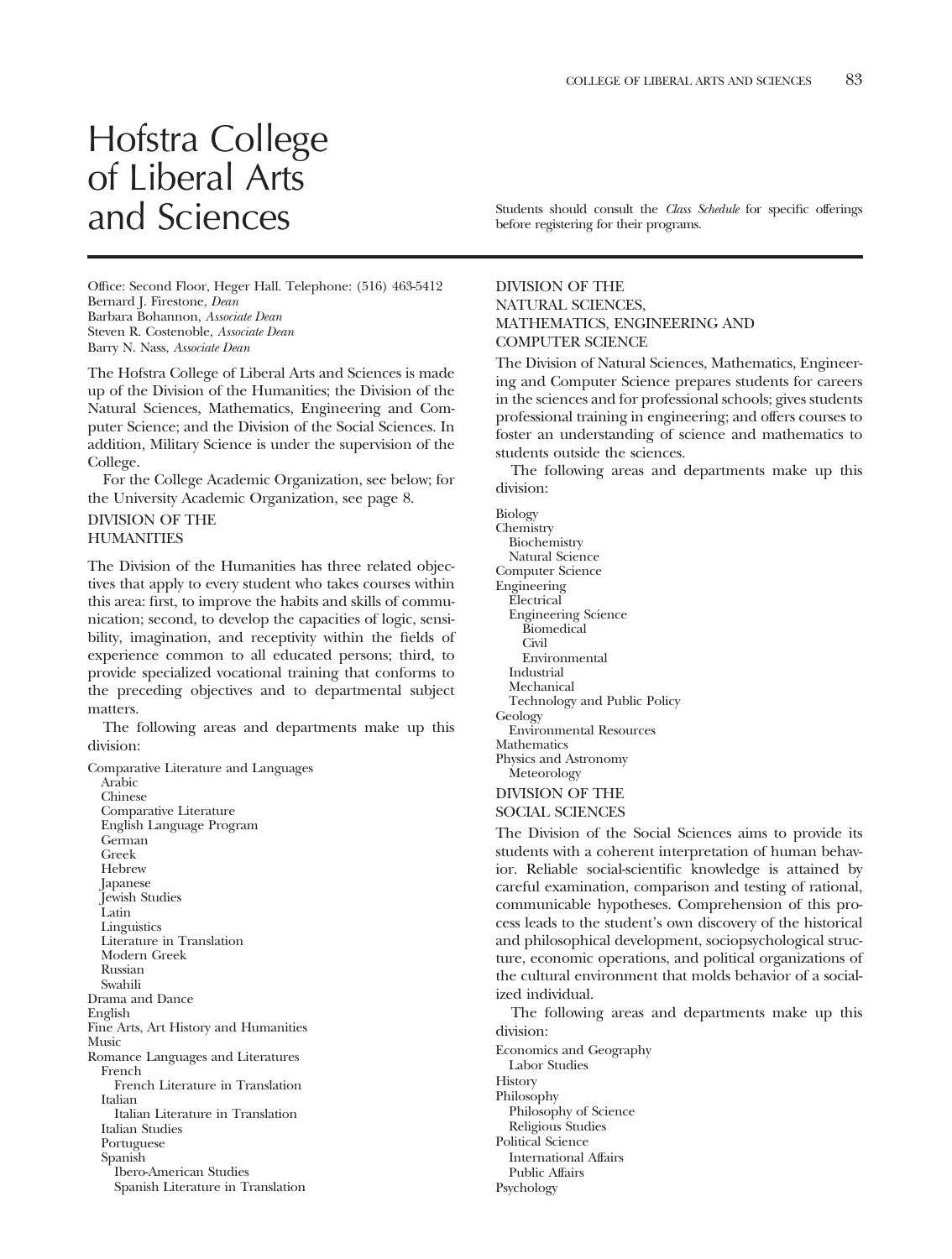# Hofstra College of Liberal Arts and Sciences

Students should consult the *Class Schedule* for specific offerings before registering for their programs.

Office: Second Floor, Heger Hall. Telephone: (516) 463-5412
Bernard J. Firestone, *Dean*
Barbara Bohannon, *Associate Dean*
Steven R. Costenoble, *Associate Dean*
Barry N. Nass, *Associate Dean*

The Hofstra College of Liberal Arts and Sciences is made up of the Division of the Humanities; the Division of the Natural Sciences, Mathematics, Engineering and Computer Science; and the Division of the Social Sciences. In addition, Military Science is under the supervision of the College.

For the College Academic Organization, see below; for the University Academic Organization, see page 8.

## DIVISION OF THE HUMANITIES

The Division of the Humanities has three related objectives that apply to every student who takes courses within this area: first, to improve the habits and skills of communication; second, to develop the capacities of logic, sensibility, imagination, and receptivity within the fields of experience common to all educated persons; third, to provide specialized vocational training that conforms to the preceding objectives and to departmental subject matters.

The following areas and departments make up this division:

- Comparative Literature and Languages
  - Arabic
  - Chinese
  - Comparative Literature
  - English Language Program
  - German
  - Greek
  - Hebrew
  - Japanese
  - Jewish Studies
  - Latin
  - Linguistics
  - Literature in Translation
  - Modern Greek
  - Russian
  - Swahili
- Drama and Dance
- English
- Fine Arts, Art History and Humanities
- Music
- Romance Languages and Literatures
  - French
    - French Literature in Translation
  - Italian
    - Italian Literature in Translation
  - Italian Studies
  - Portuguese
  - Spanish
    - Ibero-American Studies
    - Spanish Literature in Translation

## DIVISION OF THE NATURAL SCIENCES, MATHEMATICS, ENGINEERING AND COMPUTER SCIENCE

The Division of Natural Sciences, Mathematics, Engineering and Computer Science prepares students for careers in the sciences and for professional schools; gives students professional training in engineering; and offers courses to foster an understanding of science and mathematics to students outside the sciences.

The following areas and departments make up this division:

- Biology
- Chemistry
  - Biochemistry
  - Natural Science
- Computer Science
- Engineering
  - Electrical
  - Engineering Science
    - Biomedical
    - Civil
    - Environmental
  - Industrial
  - Mechanical
  - Technology and Public Policy
- Geology
  - Environmental Resources
- Mathematics
- Physics and Astronomy
  - Meteorology

## DIVISION OF THE SOCIAL SCIENCES

The Division of the Social Sciences aims to provide its students with a coherent interpretation of human behavior. Reliable social-scientific knowledge is attained by careful examination, comparison and testing of rational, communicable hypotheses. Comprehension of this process leads to the student's own discovery of the historical and philosophical development, sociopsychological structure, economic operations, and political organizations of the cultural environment that molds behavior of a socialized individual.

The following areas and departments make up this division:

- Economics and Geography
  - Labor Studies
- History
- Philosophy
  - Philosophy of Science
  - Religious Studies
- Political Science
  - International Affairs
  - Public Affairs
- Psychology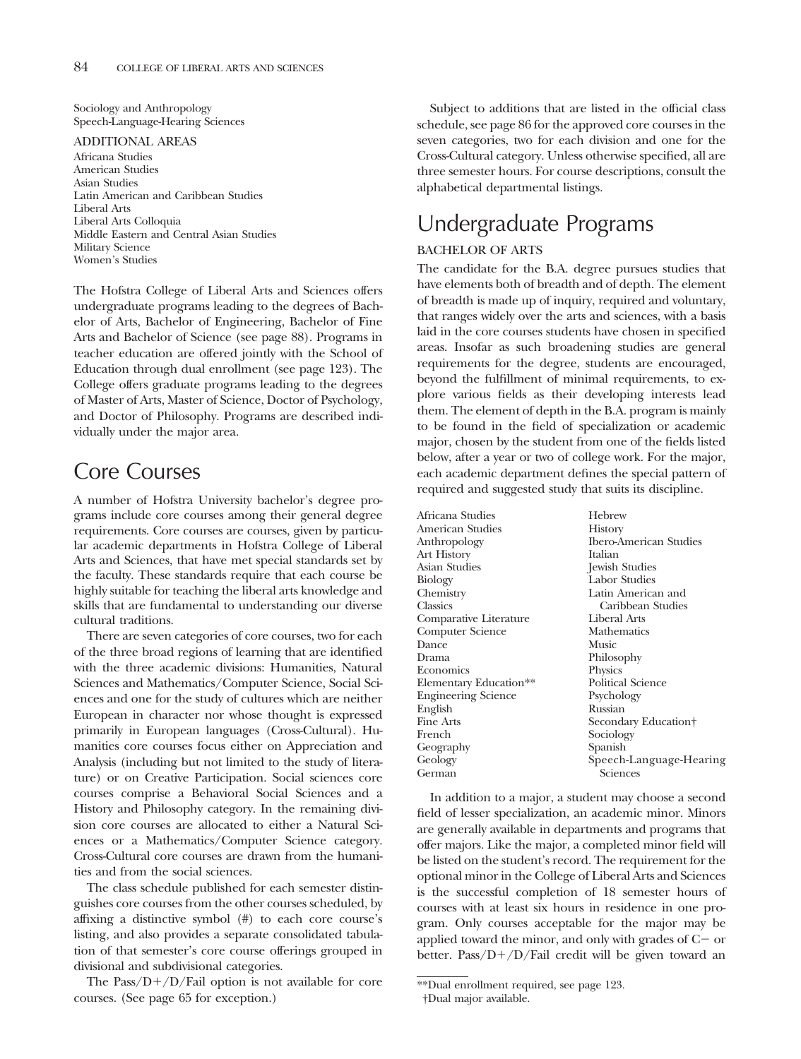Sociology and Anthropology
Speech-Language-Hearing Sciences

ADDITIONAL AREAS

Africana Studies
American Studies
Asian Studies
Latin American and Caribbean Studies
Liberal Arts
Liberal Arts Colloquia
Middle Eastern and Central Asian Studies
Military Science
Women's Studies

The Hofstra College of Liberal Arts and Sciences offers undergraduate programs leading to the degrees of Bachelor of Arts, Bachelor of Engineering, Bachelor of Fine Arts and Bachelor of Science (see page 88). Programs in teacher education are offered jointly with the School of Education through dual enrollment (see page 123). The College offers graduate programs leading to the degrees of Master of Arts, Master of Science, Doctor of Psychology, and Doctor of Philosophy. Programs are described individually under the major area.

# Core Courses

A number of Hofstra University bachelor's degree programs include core courses among their general degree requirements. Core courses are courses, given by particular academic departments in Hofstra College of Liberal Arts and Sciences, that have met special standards set by the faculty. These standards require that each course be highly suitable for teaching the liberal arts knowledge and skills that are fundamental to understanding our diverse cultural traditions.

There are seven categories of core courses, two for each of the three broad regions of learning that are identified with the three academic divisions: Humanities, Natural Sciences and Mathematics/Computer Science, Social Sciences and one for the study of cultures which are neither European in character nor whose thought is expressed primarily in European languages (Cross-Cultural). Humanities core courses focus either on Appreciation and Analysis (including but not limited to the study of literature) or on Creative Participation. Social sciences core courses comprise a Behavioral Social Sciences and a History and Philosophy category. In the remaining division core courses are allocated to either a Natural Sciences or a Mathematics/Computer Science category. Cross-Cultural core courses are drawn from the humanities and from the social sciences.

The class schedule published for each semester distinguishes core courses from the other courses scheduled, by affixing a distinctive symbol (#) to each core course's listing, and also provides a separate consolidated tabulation of that semester's core course offerings grouped in divisional and subdivisional categories.

The Pass/D+/D/Fail option is not available for core courses. (See page 65 for exception.)

Subject to additions that are listed in the official class schedule, see page 86 for the approved core courses in the seven categories, two for each division and one for the Cross-Cultural category. Unless otherwise specified, all are three semester hours. For course descriptions, consult the alphabetical departmental listings.

# Undergraduate Programs

## BACHELOR OF ARTS

The candidate for the B.A. degree pursues studies that have elements both of breadth and of depth. The element of breadth is made up of inquiry, required and voluntary, that ranges widely over the arts and sciences, with a basis laid in the core courses students have chosen in specified areas. Insofar as such broadening studies are general requirements for the degree, students are encouraged, beyond the fulfillment of minimal requirements, to explore various fields as their developing interests lead them. The element of depth in the B.A. program is mainly to be found in the field of specialization or academic major, chosen by the student from one of the fields listed below, after a year or two of college work. For the major, each academic department defines the special pattern of required and suggested study that suits its discipline.

Africana Studies
American Studies
Anthropology
Art History
Asian Studies
Biology
Chemistry
Classics
Comparative Literature
Computer Science
Dance
Drama
Economics
Elementary Education**
Engineering Science
English
Fine Arts
French
Geography
Geology
German
Hebrew
History
Ibero-American Studies
Italian
Jewish Studies
Labor Studies
Latin American and Caribbean Studies
Liberal Arts
Mathematics
Music
Philosophy
Physics
Political Science
Psychology
Russian
Secondary Education†
Sociology
Spanish
Speech-Language-Hearing Sciences

In addition to a major, a student may choose a second field of lesser specialization, an academic minor. Minors are generally available in departments and programs that offer majors. Like the major, a completed minor field will be listed on the student's record. The requirement for the optional minor in the College of Liberal Arts and Sciences is the successful completion of 18 semester hours of courses with at least six hours in residence in one program. Only courses acceptable for the major may be applied toward the minor, and only with grades of C− or better. Pass/D+/D/Fail credit will be given toward an

**Dual enrollment required, see page 123.
†Dual major available.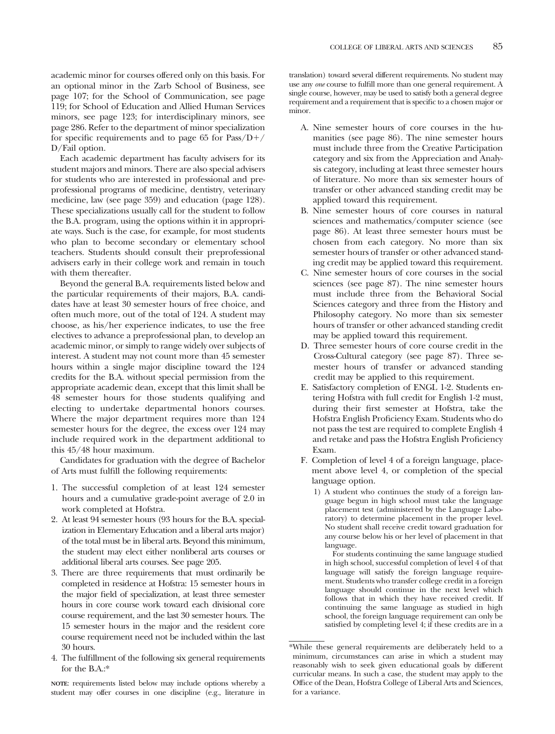academic minor for courses offered only on this basis. For an optional minor in the Zarb School of Business, see page 107; for the School of Communication, see page 119; for School of Education and Allied Human Services minors, see page 123; for interdisciplinary minors, see page 286. Refer to the department of minor specialization for specific requirements and to page 65 for Pass/D+/D/Fail option.

Each academic department has faculty advisers for its student majors and minors. There are also special advisers for students who are interested in professional and preprofessional programs of medicine, dentistry, veterinary medicine, law (see page 359) and education (page 128). These specializations usually call for the student to follow the B.A. program, using the options within it in appropriate ways. Such is the case, for example, for most students who plan to become secondary or elementary school teachers. Students should consult their preprofessional advisers early in their college work and remain in touch with them thereafter.

Beyond the general B.A. requirements listed below and the particular requirements of their majors, B.A. candidates have at least 30 semester hours of free choice, and often much more, out of the total of 124. A student may choose, as his/her experience indicates, to use the free electives to advance a preprofessional plan, to develop an academic minor, or simply to range widely over subjects of interest. A student may not count more than 45 semester hours within a single major discipline toward the 124 credits for the B.A. without special permission from the appropriate academic dean, except that this limit shall be 48 semester hours for those students qualifying and electing to undertake departmental honors courses. Where the major department requires more than 124 semester hours for the degree, the excess over 124 may include required work in the department additional to this 45/48 hour maximum.

Candidates for graduation with the degree of Bachelor of Arts must fulfill the following requirements:

1. The successful completion of at least 124 semester hours and a cumulative grade-point average of 2.0 in work completed at Hofstra.
2. At least 94 semester hours (93 hours for the B.A. specialization in Elementary Education and a liberal arts major) of the total must be in liberal arts. Beyond this minimum, the student may elect either nonliberal arts courses or additional liberal arts courses. See page 205.
3. There are three requirements that must ordinarily be completed in residence at Hofstra: 15 semester hours in the major field of specialization, at least three semester hours in core course work toward each divisional core course requirement, and the last 30 semester hours. The 15 semester hours in the major and the resident core course requirement need not be included within the last 30 hours.
4. The fulfillment of the following six general requirements for the B.A.:*

**NOTE**: requirements listed below may include options whereby a student may offer courses in one discipline (e.g., literature in translation) toward several different requirements. No student may use any *one* course to fulfill more than one general requirement. A single course, however, may be used to satisfy both a general degree requirement and a requirement that is specific to a chosen major or minor.

A. Nine semester hours of core courses in the humanities (see page 86). The nine semester hours must include three from the Creative Participation category and six from the Appreciation and Analysis category, including at least three semester hours of literature. No more than six semester hours of transfer or other advanced standing credit may be applied toward this requirement.

B. Nine semester hours of core courses in natural sciences and mathematics/computer science (see page 86). At least three semester hours must be chosen from each category. No more than six semester hours of transfer or other advanced standing credit may be applied toward this requirement.

C. Nine semester hours of core courses in the social sciences (see page 87). The nine semester hours must include three from the Behavioral Social Sciences category and three from the History and Philosophy category. No more than six semester hours of transfer or other advanced standing credit may be applied toward this requirement.

D. Three semester hours of core course credit in the Cross-Cultural category (see page 87). Three semester hours of transfer or advanced standing credit may be applied to this requirement.

E. Satisfactory completion of ENGL 1-2. Students entering Hofstra with full credit for English 1-2 must, during their first semester at Hofstra, take the Hofstra English Proficiency Exam. Students who do not pass the test are required to complete English 4 and retake and pass the Hofstra English Proficiency Exam.

F. Completion of level 4 of a foreign language, placement above level 4, or completion of the special language option.

   1) A student who continues the study of a foreign language begun in high school must take the language placement test (administered by the Language Laboratory) to determine placement in the proper level. No student shall receive credit toward graduation for any course below his or her level of placement in that language.

   For students continuing the same language studied in high school, successful completion of level 4 of that language will satisfy the foreign language requirement. Students who transfer college credit in a foreign language should continue in the next level which follows that in which they have received credit. If continuing the same language as studied in high school, the foreign language requirement can only be satisfied by completing level 4; if these credits are in a

*While these general requirements are deliberately held to a minimum, circumstances can arise in which a student may reasonably wish to seek given educational goals by different curricular means. In such a case, the student may apply to the Office of the Dean, Hofstra College of Liberal Arts and Sciences, for a variance.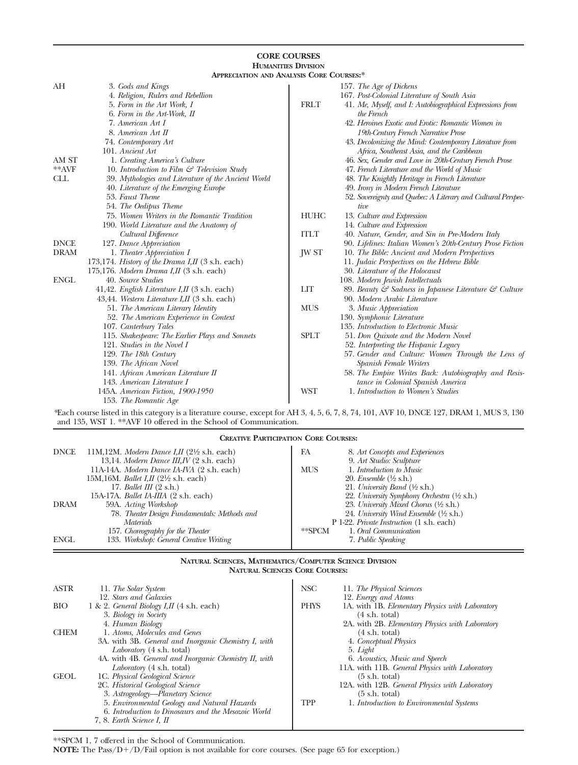# CORE COURSES

## HUMANITIES DIVISION

### APPRECIATION AND ANALYSIS CORE COURSES:*

**AH**
- 3. *Gods and Kings*
- 4. *Religion, Rulers and Rebellion*
- 5. *Form in the Art Work, I*
- 6. *Form in the Art-Work, II*
- 7. *American Art I*
- 8. *American Art II*
- 74. *Contemporary Art*
- 101. *Ancient Art*

**AM ST**
- 1. *Creating America's Culture*

****AVF**
- 10. *Introduction to Film & Television Study*

**CLL**
- 39. *Mythologies and Literature of the Ancient World*
- 40. *Literature of the Emerging Europe*
- 53. *Faust Theme*
- 54. *The Oedipus Theme*
- 75. *Women Writers in the Romantic Tradition*
- 190. *World Literature and the Anatomy of Cultural Difference*

**DNCE**
- 127. *Dance Appreciation*

**DRAM**
- 1. *Theater Appreciation I*
- 173,174. *History of the Drama I,II* (3 s.h. each)
- 175,176. *Modern Drama I,II* (3 s.h. each)

**ENGL**
- 40. *Source Studies*
- 41,42. *English Literature I,II* (3 s.h. each)
- 43,44. *Western Literature I,II* (3 s.h. each)
- 51. *The American Literary Identity*
- 52. *The American Experience in Context*
- 107. *Canterbury Tales*
- 115. *Shakespeare: The Earlier Plays and Sonnets*
- 121. *Studies in the Novel I*
- 129. *The 18th Century*
- 139. *The African Novel*
- 141. *African American Literature II*
- 143. *American Literature I*
- 145A. *American Fiction, 1900-1950*
- 153. *The Romantic Age*
- 157. *The Age of Dickens*
- 167. *Post-Colonial Literature of South Asia*

**FRLT**
- 41. *Me, Myself, and I: Autobiographical Expressions from the French*
- 42. *Heroines Exotic and Erotic: Romantic Women in 19th-Century French Narrative Prose*
- 43. *Decolonizing the Mind: Contemporary Literature from Africa, Southeast Asia, and the Caribbean*
- 46. *Sex, Gender and Love in 20th-Century French Prose*
- 47. *French Literature and the World of Music*
- 48. *The Knightly Heritage in French Literature*
- 49. *Irony in Modern French Literature*
- 52. *Sovereignty and Quebec: A Literary and Cultural Perspective*

**HUHC**
- 13. *Culture and Expression*
- 14. *Culture and Expression*

**ITLT**
- 40. *Nature, Gender, and Sin in Pre-Modern Italy*
- 90. *Lifelines: Italian Women's 20th-Century Prose Fiction*

**JW ST**
- 10. *The Bible: Ancient and Modern Perspectives*
- 11. *Judaic Perspectives on the Hebrew Bible*
- 30. *Literature of the Holocaust*
- 108. *Modern Jewish Intellectuals*

**LIT**
- 89. *Beauty & Sadness in Japanese Literature & Culture*
- 90. *Modern Arabic Literature*

**MUS**
- 3. *Music Appreciation*
- 130. *Symphonic Literature*
- 135. *Introduction to Electronic Music*

**SPLT**
- 51. *Don Quixote and the Modern Novel*
- 52. *Interpreting the Hispanic Legacy*
- 57. *Gender and Culture: Women Through the Lens of Spanish Female Writers*
- 58. *The Empire Writes Back: Autobiography and Resistance in Colonial Spanish America*

**WST**
- 1. *Introduction to Women's Studies*

*Each course listed in this category is a literature course, except for AH 3, 4, 5, 6, 7, 8, 74, 101, AVF 10, DNCE 127, DRAM 1, MUS 3, 130 and 135, WST 1. **AVF 10 offered in the School of Communication.

### CREATIVE PARTICIPATION CORE COURSES:

**DNCE**
- 11M,12M. *Modern Dance I,II* (2½ s.h. each)
- 13,14. *Modern Dance III,IV* (2 s.h. each)
- 11A-14A. *Modern Dance IA-IVA* (2 s.h. each)
- 15M,16M. *Ballet I,II* (2½ s.h. each)
- 17. *Ballet III* (2 s.h.)
- 15A-17A. *Ballet IA-IIIA* (2 s.h. each)

**DRAM**
- 59A. *Acting Workshop*
- 78. *Theater Design Fundamentals: Methods and Materials*
- 157. *Choreography for the Theater*

**ENGL**
- 133. *Workshop: General Creative Writing*

**FA**
- 8. *Art Concepts and Experiences*
- 9. *Art Studio: Sculpture*

**MUS**
- 1. *Introduction to Music*
- 20. *Ensemble* (½ s.h.)
- 21. *University Band* (½ s.h.)
- 22. *University Symphony Orchestra* (½ s.h.)
- 23. *University Mixed Chorus* (½ s.h.)
- 24. *University Wind Ensemble* (½ s.h.)
- P 1-22. *Private Instruction* (1 s.h. each)

****SPCM**
- 1. *Oral Communication*
- 7. *Public Speaking*

## NATURAL SCIENCES, MATHEMATICS/COMPUTER SCIENCE DIVISION

### NATURAL SCIENCES CORE COURSES:

**ASTR**
- 11. *The Solar System*
- 12. *Stars and Galaxies*

**BIO**
- 1 & 2. *General Biology I,II* (4 s.h. each)
- 3. *Biology in Society*
- 4. *Human Biology*

**CHEM**
- 1. *Atoms, Molecules and Genes*
- 3A. with 3B. *General and Inorganic Chemistry I, with Laboratory* (4 s.h. total)
- 4A. with 4B. *General and Inorganic Chemistry II, with Laboratory* (4 s.h. total)

**GEOL**
- 1C. *Physical Geological Science*
- 2C. *Historical Geological Science*
- 3. *Astrogeology—Planetary Science*
- 5. *Environmental Geology and Natural Hazards*
- 6. *Introduction to Dinosaurs and the Mesozoic World*
- 7, 8. *Earth Science I, II*

**NSC**
- 11. *The Physical Sciences*
- 12. *Energy and Atoms*

**PHYS**
- 1A. with 1B. *Elementary Physics with Laboratory* (4 s.h. total)
- 2A. with 2B. *Elementary Physics with Laboratory* (4 s.h. total)
- 4. *Conceptual Physics*
- 5. *Light*
- 6. *Acoustics, Music and Speech*
- 11A. with 11B. *General Physics with Laboratory* (5 s.h. total)
- 12A. with 12B. *General Physics with Laboratory* (5 s.h. total)

**TPP**
- 1. *Introduction to Environmental Systems*

**SPCM 1, 7 offered in the School of Communication.

**NOTE:** The Pass/D+/D/Fail option is not available for core courses. (See page 65 for exception.)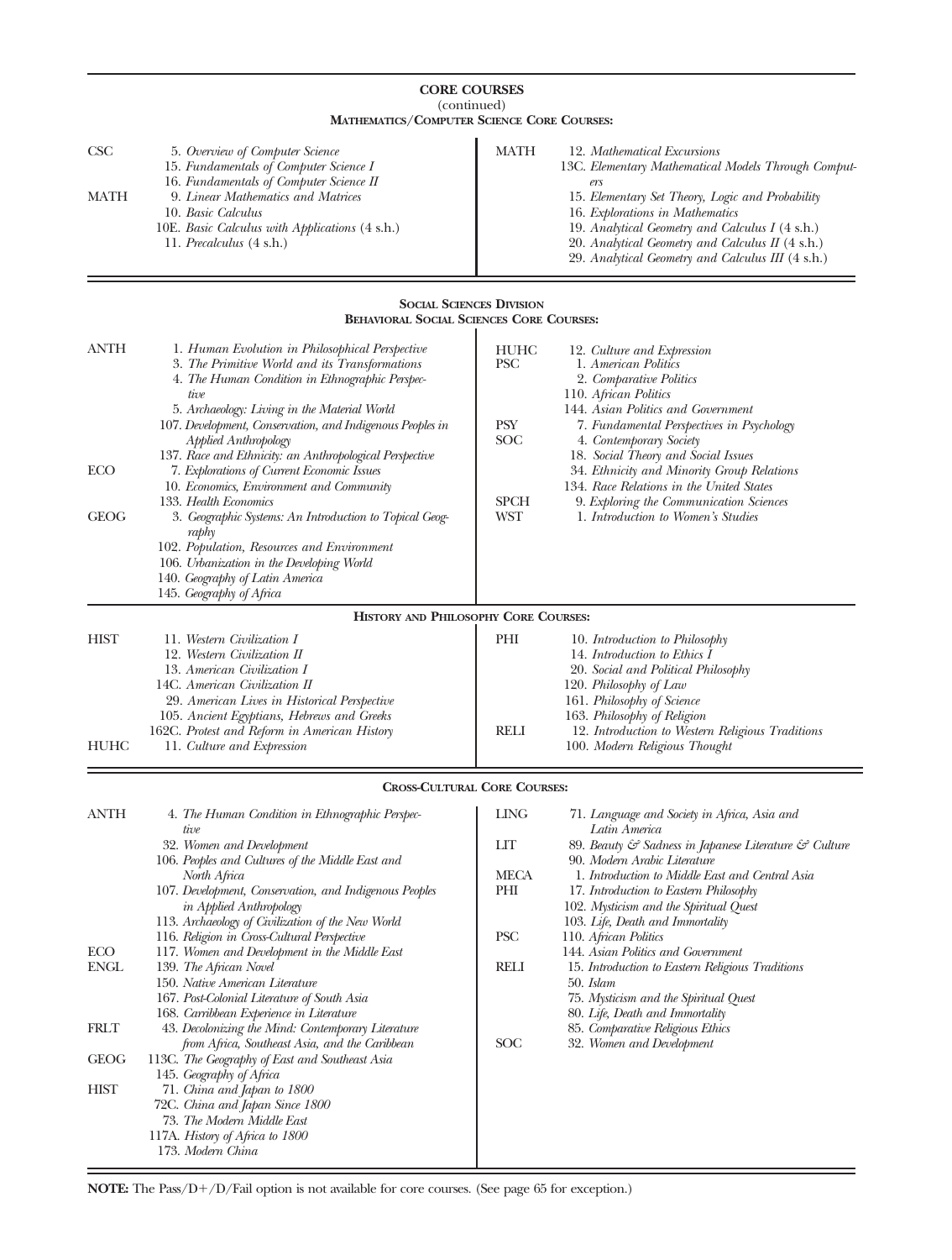## CORE COURSES
(continued)

### Mathematics/Computer Science Core Courses:

**CSC**
- 5. *Overview of Computer Science*
- 15. *Fundamentals of Computer Science I*
- 16. *Fundamentals of Computer Science II*

**MATH**
- 9. *Linear Mathematics and Matrices*
- 10. *Basic Calculus*
- 10E. *Basic Calculus with Applications* (4 s.h.)
- 11. *Precalculus* (4 s.h.)
- 12. *Mathematical Excursions*
- 13C. *Elementary Mathematical Models Through Computers*
- 15. *Elementary Set Theory, Logic and Probability*
- 16. *Explorations in Mathematics*
- 19. *Analytical Geometry and Calculus I* (4 s.h.)
- 20. *Analytical Geometry and Calculus II* (4 s.h.)
- 29. *Analytical Geometry and Calculus III* (4 s.h.)

## Social Sciences Division

### Behavioral Social Sciences Core Courses:

**ANTH**
- 1. *Human Evolution in Philosophical Perspective*
- 3. *The Primitive World and its Transformations*
- 4. *The Human Condition in Ethnographic Perspective*
- 5. *Archaeology: Living in the Material World*
- 107. *Development, Conservation, and Indigenous Peoples in Applied Anthropology*
- 137. *Race and Ethnicity: an Anthropological Perspective*

**ECO**
- 7. *Explorations of Current Economic Issues*
- 10. *Economics, Environment and Community*
- 133. *Health Economics*

**GEOG**
- 3. *Geographic Systems: An Introduction to Topical Geography*
- 102. *Population, Resources and Environment*
- 106. *Urbanization in the Developing World*
- 140. *Geography of Latin America*
- 145. *Geography of Africa*

**HUHC**
- 12. *Culture and Expression*

**PSC**
- 1. *American Politics*
- 2. *Comparative Politics*
- 110. *African Politics*
- 144. *Asian Politics and Government*

**PSY**
- 7. *Fundamental Perspectives in Psychology*

**SOC**
- 4. *Contemporary Society*
- 18. *Social Theory and Social Issues*
- 34. *Ethnicity and Minority Group Relations*
- 134. *Race Relations in the United States*

**SPCH**
- 9. *Exploring the Communication Sciences*

**WST**
- 1. *Introduction to Women's Studies*

### History and Philosophy Core Courses:

**HIST**
- 11. *Western Civilization I*
- 12. *Western Civilization II*
- 13. *American Civilization I*
- 14C. *American Civilization II*
- 29. *American Lives in Historical Perspective*
- 105. *Ancient Egyptians, Hebrews and Greeks*
- 162C. *Protest and Reform in American History*

**HUHC**
- 11. *Culture and Expression*

**PHI**
- 10. *Introduction to Philosophy*
- 14. *Introduction to Ethics I*
- 20. *Social and Political Philosophy*
- 120. *Philosophy of Law*
- 161. *Philosophy of Science*
- 163. *Philosophy of Religion*

**RELI**
- 12. *Introduction to Western Religious Traditions*
- 100. *Modern Religious Thought*

### Cross-Cultural Core Courses:

**ANTH**
- 4. *The Human Condition in Ethnographic Perspective*
- 32. *Women and Development*
- 106. *Peoples and Cultures of the Middle East and North Africa*
- 107. *Development, Conservation, and Indigenous Peoples in Applied Anthropology*
- 113. *Archaeology of Civilization of the New World*
- 116. *Religion in Cross-Cultural Perspective*

**ECO**
- 117. *Women and Development in the Middle East*

**ENGL**
- 139. *The African Novel*
- 150. *Native American Literature*
- 167. *Post-Colonial Literature of South Asia*
- 168. *Carribbean Experience in Literature*

**FRLT**
- 43. *Decolonizing the Mind: Contemporary Literature from Africa, Southeast Asia, and the Caribbean*

**GEOG**
- 113C. *The Geography of East and Southeast Asia*
- 145. *Geography of Africa*

**HIST**
- 71. *China and Japan to 1800*
- 72C. *China and Japan Since 1800*
- 73. *The Modern Middle East*
- 117A. *History of Africa to 1800*
- 173. *Modern China*

**LING**
- 71. *Language and Society in Africa, Asia and Latin America*

**LIT**
- 89. *Beauty & Sadness in Japanese Literature & Culture*
- 90. *Modern Arabic Literature*

**MECA**
- 1. *Introduction to Middle East and Central Asia*

**PHI**
- 17. *Introduction to Eastern Philosophy*
- 102. *Mysticism and the Spiritual Quest*
- 103. *Life, Death and Immortality*

**PSC**
- 110. *African Politics*
- 144. *Asian Politics and Government*

**RELI**
- 15. *Introduction to Eastern Religious Traditions*
- 50. *Islam*
- 75. *Mysticism and the Spiritual Quest*
- 80. *Life, Death and Immortality*
- 85. *Comparative Religious Ethics*

**SOC**
- 32. *Women and Development*

**NOTE:** The Pass/D+/D/Fail option is not available for core courses. (See page 65 for exception.)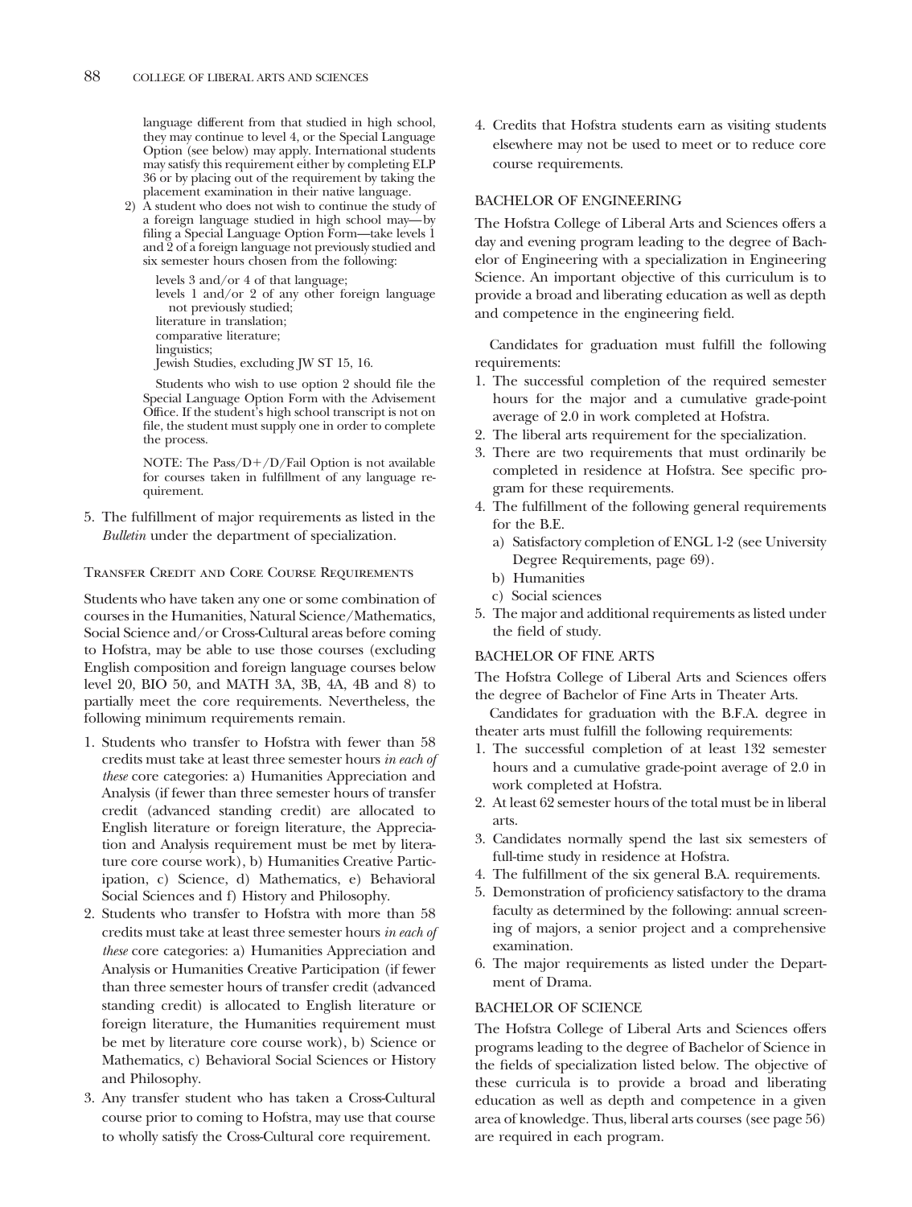language different from that studied in high school, they may continue to level 4, or the Special Language Option (see below) may apply. International students may satisfy this requirement either by completing ELP 36 or by placing out of the requirement by taking the placement examination in their native language.

2) A student who does not wish to continue the study of a foreign language studied in high school may—by filing a Special Language Option Form—take levels 1 and 2 of a foreign language not previously studied and six semester hours chosen from the following:

   levels 3 and/or 4 of that language;
   levels 1 and/or 2 of any other foreign language not previously studied;
   literature in translation;
   comparative literature;
   linguistics;
   Jewish Studies, excluding JW ST 15, 16.

   Students who wish to use option 2 should file the Special Language Option Form with the Advisement Office. If the student's high school transcript is not on file, the student must supply one in order to complete the process.

   NOTE: The Pass/D+/D/Fail Option is not available for courses taken in fulfillment of any language requirement.

5. The fulfillment of major requirements as listed in the *Bulletin* under the department of specialization.

### Transfer Credit and Core Course Requirements

Students who have taken any one or some combination of courses in the Humanities, Natural Science/Mathematics, Social Science and/or Cross-Cultural areas before coming to Hofstra, may be able to use those courses (excluding English composition and foreign language courses below level 20, BIO 50, and MATH 3A, 3B, 4A, 4B and 8) to partially meet the core requirements. Nevertheless, the following minimum requirements remain.

1. Students who transfer to Hofstra with fewer than 58 credits must take at least three semester hours *in each of these* core categories: a) Humanities Appreciation and Analysis (if fewer than three semester hours of transfer credit (advanced standing credit) are allocated to English literature or foreign literature, the Appreciation and Analysis requirement must be met by literature core course work), b) Humanities Creative Participation, c) Science, d) Mathematics, e) Behavioral Social Sciences and f) History and Philosophy.
2. Students who transfer to Hofstra with more than 58 credits must take at least three semester hours *in each of these* core categories: a) Humanities Appreciation and Analysis or Humanities Creative Participation (if fewer than three semester hours of transfer credit (advanced standing credit) is allocated to English literature or foreign literature, the Humanities requirement must be met by literature core course work), b) Science or Mathematics, c) Behavioral Social Sciences or History and Philosophy.
3. Any transfer student who has taken a Cross-Cultural course prior to coming to Hofstra, may use that course to wholly satisfy the Cross-Cultural core requirement.
4. Credits that Hofstra students earn as visiting students elsewhere may not be used to meet or to reduce core course requirements.

### BACHELOR OF ENGINEERING

The Hofstra College of Liberal Arts and Sciences offers a day and evening program leading to the degree of Bachelor of Engineering with a specialization in Engineering Science. An important objective of this curriculum is to provide a broad and liberating education as well as depth and competence in the engineering field.

Candidates for graduation must fulfill the following requirements:

1. The successful completion of the required semester hours for the major and a cumulative grade-point average of 2.0 in work completed at Hofstra.
2. The liberal arts requirement for the specialization.
3. There are two requirements that must ordinarily be completed in residence at Hofstra. See specific program for these requirements.
4. The fulfillment of the following general requirements for the B.E.
   a) Satisfactory completion of ENGL 1-2 (see University Degree Requirements, page 69).
   b) Humanities
   c) Social sciences
5. The major and additional requirements as listed under the field of study.

### BACHELOR OF FINE ARTS

The Hofstra College of Liberal Arts and Sciences offers the degree of Bachelor of Fine Arts in Theater Arts.

Candidates for graduation with the B.F.A. degree in theater arts must fulfill the following requirements:

1. The successful completion of at least 132 semester hours and a cumulative grade-point average of 2.0 in work completed at Hofstra.
2. At least 62 semester hours of the total must be in liberal arts.
3. Candidates normally spend the last six semesters of full-time study in residence at Hofstra.
4. The fulfillment of the six general B.A. requirements.
5. Demonstration of proficiency satisfactory to the drama faculty as determined by the following: annual screening of majors, a senior project and a comprehensive examination.
6. The major requirements as listed under the Department of Drama.

### BACHELOR OF SCIENCE

The Hofstra College of Liberal Arts and Sciences offers programs leading to the degree of Bachelor of Science in the fields of specialization listed below. The objective of these curricula is to provide a broad and liberating education as well as depth and competence in a given area of knowledge. Thus, liberal arts courses (see page 56) are required in each program.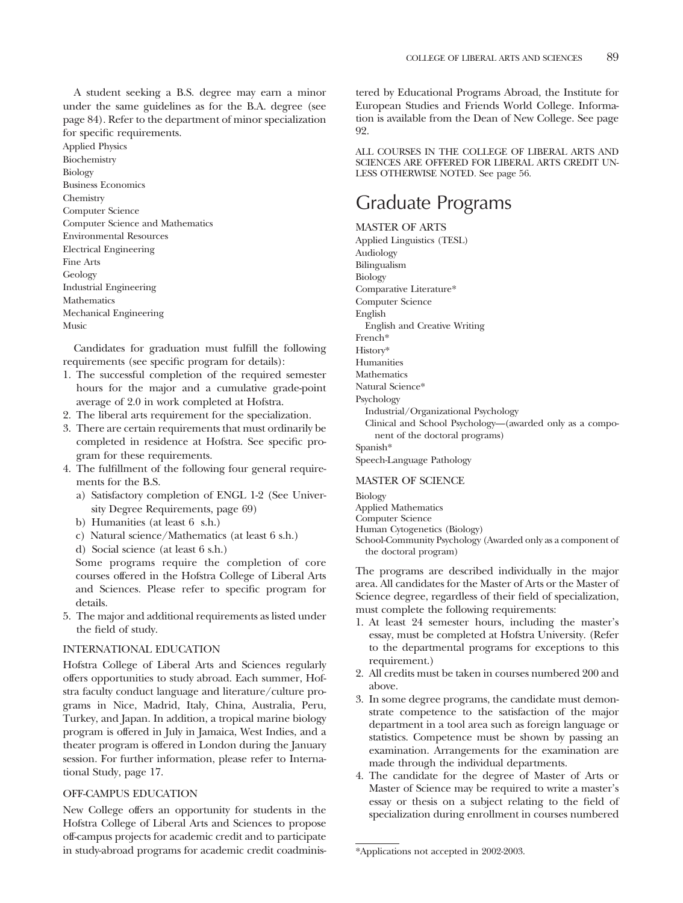A student seeking a B.S. degree may earn a minor under the same guidelines as for the B.A. degree (see page 84). Refer to the department of minor specialization for specific requirements.

Applied Physics
Biochemistry
Biology
Business Economics
Chemistry
Computer Science
Computer Science and Mathematics
Environmental Resources
Electrical Engineering
Fine Arts
Geology
Industrial Engineering
Mathematics
Mechanical Engineering
Music

Candidates for graduation must fulfill the following requirements (see specific program for details):

1. The successful completion of the required semester hours for the major and a cumulative grade-point average of 2.0 in work completed at Hofstra.
2. The liberal arts requirement for the specialization.
3. There are certain requirements that must ordinarily be completed in residence at Hofstra. See specific program for these requirements.
4. The fulfillment of the following four general requirements for the B.S.
   a) Satisfactory completion of ENGL 1-2 (See University Degree Requirements, page 69)
   b) Humanities (at least 6 s.h.)
   c) Natural science/Mathematics (at least 6 s.h.)
   d) Social science (at least 6 s.h.)

   Some programs require the completion of core courses offered in the Hofstra College of Liberal Arts and Sciences. Please refer to specific program for details.
5. The major and additional requirements as listed under the field of study.

### INTERNATIONAL EDUCATION

Hofstra College of Liberal Arts and Sciences regularly offers opportunities to study abroad. Each summer, Hofstra faculty conduct language and literature/culture programs in Nice, Madrid, Italy, China, Australia, Peru, Turkey, and Japan. In addition, a tropical marine biology program is offered in July in Jamaica, West Indies, and a theater program is offered in London during the January session. For further information, please refer to International Study, page 17.

### OFF-CAMPUS EDUCATION

New College offers an opportunity for students in the Hofstra College of Liberal Arts and Sciences to propose off-campus projects for academic credit and to participate in study-abroad programs for academic credit coadministered by Educational Programs Abroad, the Institute for European Studies and Friends World College. Information is available from the Dean of New College. See page 92.

ALL COURSES IN THE COLLEGE OF LIBERAL ARTS AND SCIENCES ARE OFFERED FOR LIBERAL ARTS CREDIT UNLESS OTHERWISE NOTED. See page 56.

# Graduate Programs

### MASTER OF ARTS

Applied Linguistics (TESL)
Audiology
Bilingualism
Biology
Comparative Literature*
Computer Science
English
  English and Creative Writing
French*
History*
Humanities
Mathematics
Natural Science*
Psychology
  Industrial/Organizational Psychology
  Clinical and School Psychology—(awarded only as a component of the doctoral programs)
Spanish*
Speech-Language Pathology

### MASTER OF SCIENCE

Biology
Applied Mathematics
Computer Science
Human Cytogenetics (Biology)
School-Community Psychology (Awarded only as a component of the doctoral program)

The programs are described individually in the major area. All candidates for the Master of Arts or the Master of Science degree, regardless of their field of specialization, must complete the following requirements:

1. At least 24 semester hours, including the master's essay, must be completed at Hofstra University. (Refer to the departmental programs for exceptions to this requirement.)
2. All credits must be taken in courses numbered 200 and above.
3. In some degree programs, the candidate must demonstrate competence to the satisfaction of the major department in a tool area such as foreign language or statistics. Competence must be shown by passing an examination. Arrangements for the examination are made through the individual departments.
4. The candidate for the degree of Master of Arts or Master of Science may be required to write a master's essay or thesis on a subject relating to the field of specialization during enrollment in courses numbered

*Applications not accepted in 2002-2003.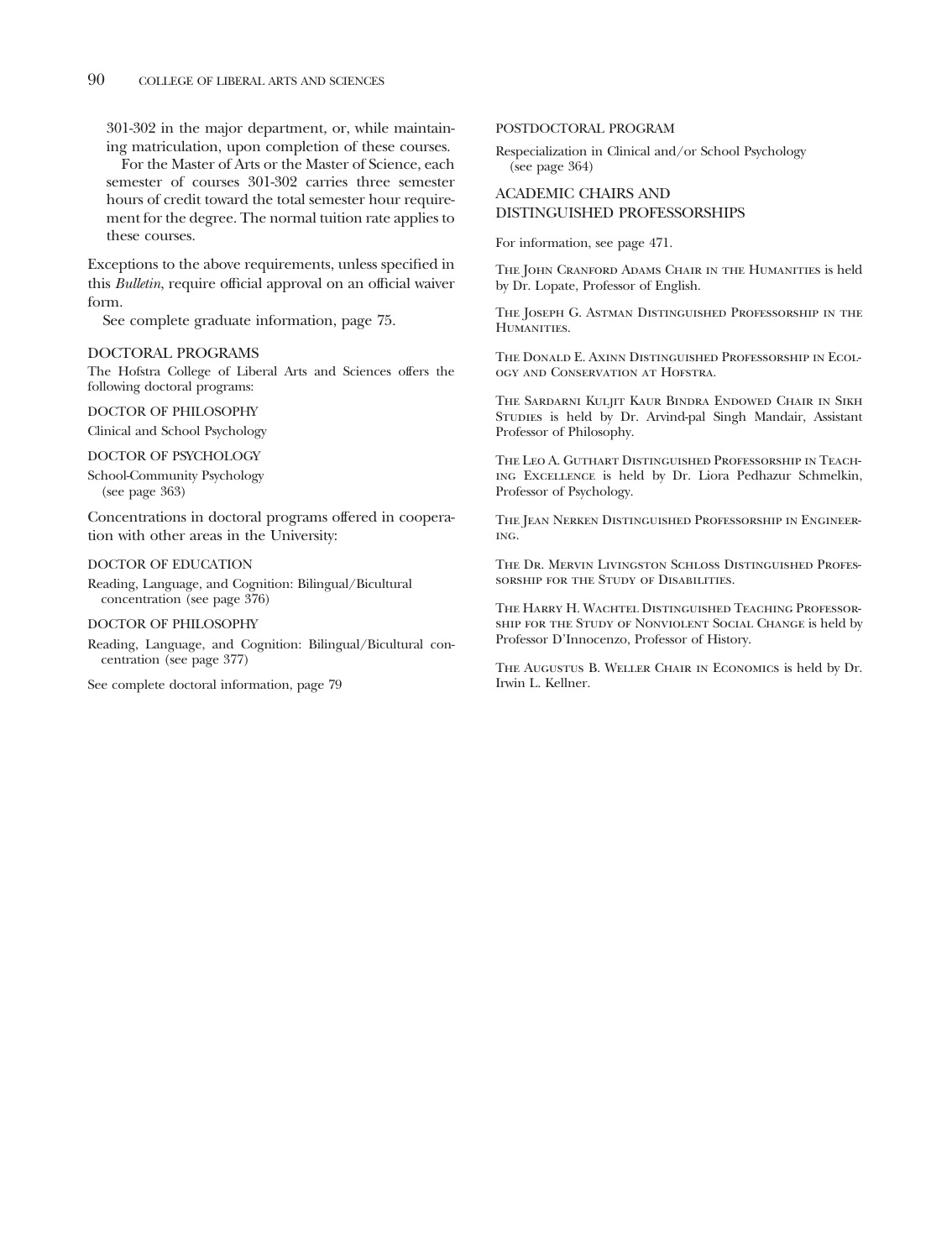301-302 in the major department, or, while maintaining matriculation, upon completion of these courses.

For the Master of Arts or the Master of Science, each semester of courses 301-302 carries three semester hours of credit toward the total semester hour requirement for the degree. The normal tuition rate applies to these courses.

Exceptions to the above requirements, unless specified in this *Bulletin*, require official approval on an official waiver form.

See complete graduate information, page 75.

## DOCTORAL PROGRAMS

The Hofstra College of Liberal Arts and Sciences offers the following doctoral programs:

### DOCTOR OF PHILOSOPHY

Clinical and School Psychology

### DOCTOR OF PSYCHOLOGY

School-Community Psychology (see page 363)

Concentrations in doctoral programs offered in cooperation with other areas in the University:

### DOCTOR OF EDUCATION

Reading, Language, and Cognition: Bilingual/Bicultural concentration (see page 376)

### DOCTOR OF PHILOSOPHY

Reading, Language, and Cognition: Bilingual/Bicultural concentration (see page 377)

See complete doctoral information, page 79

### POSTDOCTORAL PROGRAM

Respecialization in Clinical and/or School Psychology (see page 364)

## ACADEMIC CHAIRS AND DISTINGUISHED PROFESSORSHIPS

For information, see page 471.

The John Cranford Adams Chair in the Humanities is held by Dr. Lopate, Professor of English.

The Joseph G. Astman Distinguished Professorship in the Humanities.

The Donald E. Axinn Distinguished Professorship in Ecology and Conservation at Hofstra.

The Sardarni Kuljit Kaur Bindra Endowed Chair in Sikh Studies is held by Dr. Arvind-pal Singh Mandair, Assistant Professor of Philosophy.

The Leo A. Guthart Distinguished Professorship in Teaching Excellence is held by Dr. Liora Pedhazur Schmelkin, Professor of Psychology.

The Jean Nerken Distinguished Professorship in Engineering.

The Dr. Mervin Livingston Schloss Distinguished Professorship for the Study of Disabilities.

The Harry H. Wachtel Distinguished Teaching Professorship for the Study of Nonviolent Social Change is held by Professor D'Innocenzo, Professor of History.

The Augustus B. Weller Chair in Economics is held by Dr. Irwin L. Kellner.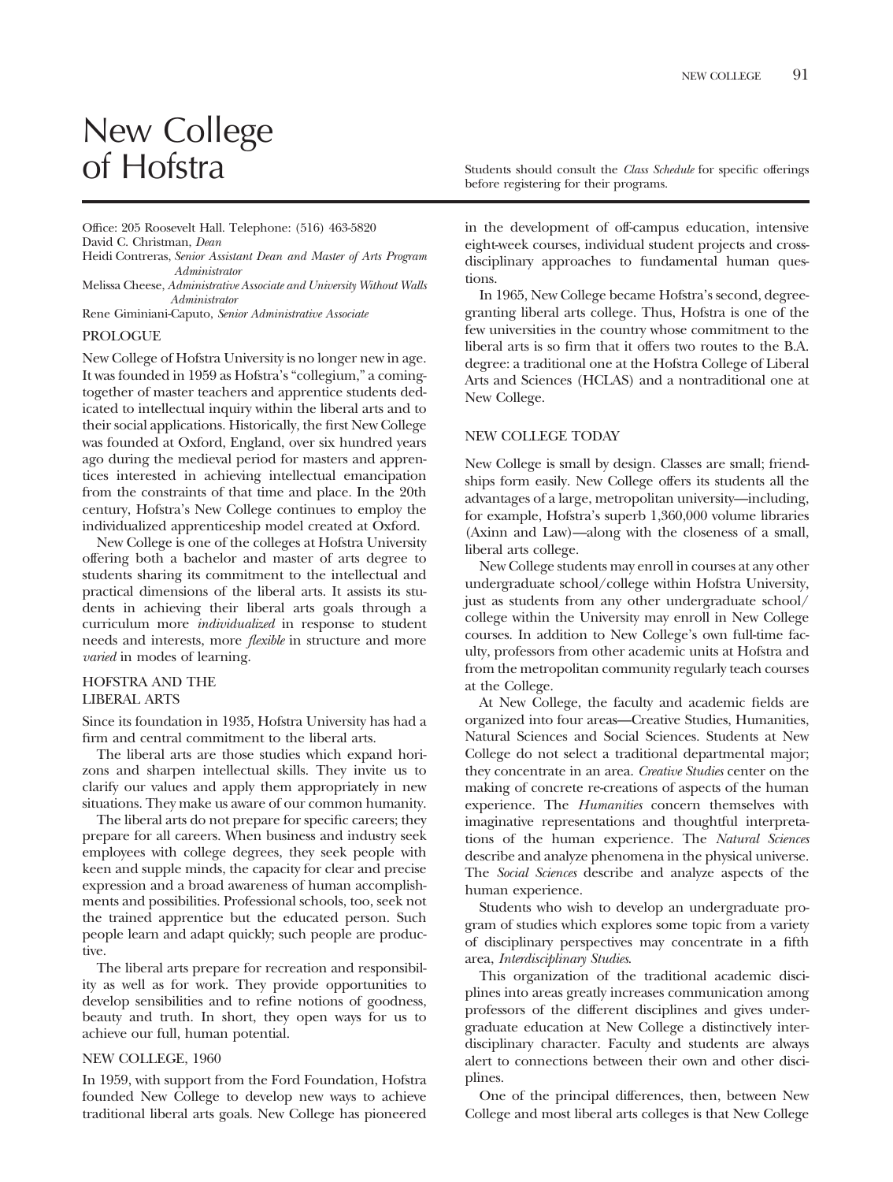# New College of Hofstra

Students should consult the *Class Schedule* for specific offerings before registering for their programs.

Office: 205 Roosevelt Hall. Telephone: (516) 463-5820
David C. Christman, *Dean*
Heidi Contreras, *Senior Assistant Dean and Master of Arts Program Administrator*
Melissa Cheese, *Administrative Associate and University Without Walls Administrator*
Rene Giminiani-Caputo, *Senior Administrative Associate*

## PROLOGUE

New College of Hofstra University is no longer new in age. It was founded in 1959 as Hofstra's "collegium," a coming-together of master teachers and apprentice students dedicated to intellectual inquiry within the liberal arts and to their social applications. Historically, the first New College was founded at Oxford, England, over six hundred years ago during the medieval period for masters and apprentices interested in achieving intellectual emancipation from the constraints of that time and place. In the 20th century, Hofstra's New College continues to employ the individualized apprenticeship model created at Oxford.

New College is one of the colleges at Hofstra University offering both a bachelor and master of arts degree to students sharing its commitment to the intellectual and practical dimensions of the liberal arts. It assists its students in achieving their liberal arts goals through a curriculum more *individualized* in response to student needs and interests, more *flexible* in structure and more *varied* in modes of learning.

## HOFSTRA AND THE LIBERAL ARTS

Since its foundation in 1935, Hofstra University has had a firm and central commitment to the liberal arts.

The liberal arts are those studies which expand horizons and sharpen intellectual skills. They invite us to clarify our values and apply them appropriately in new situations. They make us aware of our common humanity.

The liberal arts do not prepare for specific careers; they prepare for all careers. When business and industry seek employees with college degrees, they seek people with keen and supple minds, the capacity for clear and precise expression and a broad awareness of human accomplishments and possibilities. Professional schools, too, seek not the trained apprentice but the educated person. Such people learn and adapt quickly; such people are productive.

The liberal arts prepare for recreation and responsibility as well as for work. They provide opportunities to develop sensibilities and to refine notions of goodness, beauty and truth. In short, they open ways for us to achieve our full, human potential.

## NEW COLLEGE, 1960

In 1959, with support from the Ford Foundation, Hofstra founded New College to develop new ways to achieve traditional liberal arts goals. New College has pioneered in the development of off-campus education, intensive eight-week courses, individual student projects and cross-disciplinary approaches to fundamental human questions.

In 1965, New College became Hofstra's second, degree-granting liberal arts college. Thus, Hofstra is one of the few universities in the country whose commitment to the liberal arts is so firm that it offers two routes to the B.A. degree: a traditional one at the Hofstra College of Liberal Arts and Sciences (HCLAS) and a nontraditional one at New College.

## NEW COLLEGE TODAY

New College is small by design. Classes are small; friendships form easily. New College offers its students all the advantages of a large, metropolitan university—including, for example, Hofstra's superb 1,360,000 volume libraries (Axinn and Law)—along with the closeness of a small, liberal arts college.

New College students may enroll in courses at any other undergraduate school/college within Hofstra University, just as students from any other undergraduate school/college within the University may enroll in New College courses. In addition to New College's own full-time faculty, professors from other academic units at Hofstra and from the metropolitan community regularly teach courses at the College.

At New College, the faculty and academic fields are organized into four areas—Creative Studies, Humanities, Natural Sciences and Social Sciences. Students at New College do not select a traditional departmental major; they concentrate in an area. *Creative Studies* center on the making of concrete re-creations of aspects of the human experience. The *Humanities* concern themselves with imaginative representations and thoughtful interpretations of the human experience. The *Natural Sciences* describe and analyze phenomena in the physical universe. The *Social Sciences* describe and analyze aspects of the human experience.

Students who wish to develop an undergraduate program of studies which explores some topic from a variety of disciplinary perspectives may concentrate in a fifth area, *Interdisciplinary Studies*.

This organization of the traditional academic disciplines into areas greatly increases communication among professors of the different disciplines and gives undergraduate education at New College a distinctively interdisciplinary character. Faculty and students are always alert to connections between their own and other disciplines.

One of the principal differences, then, between New College and most liberal arts colleges is that New College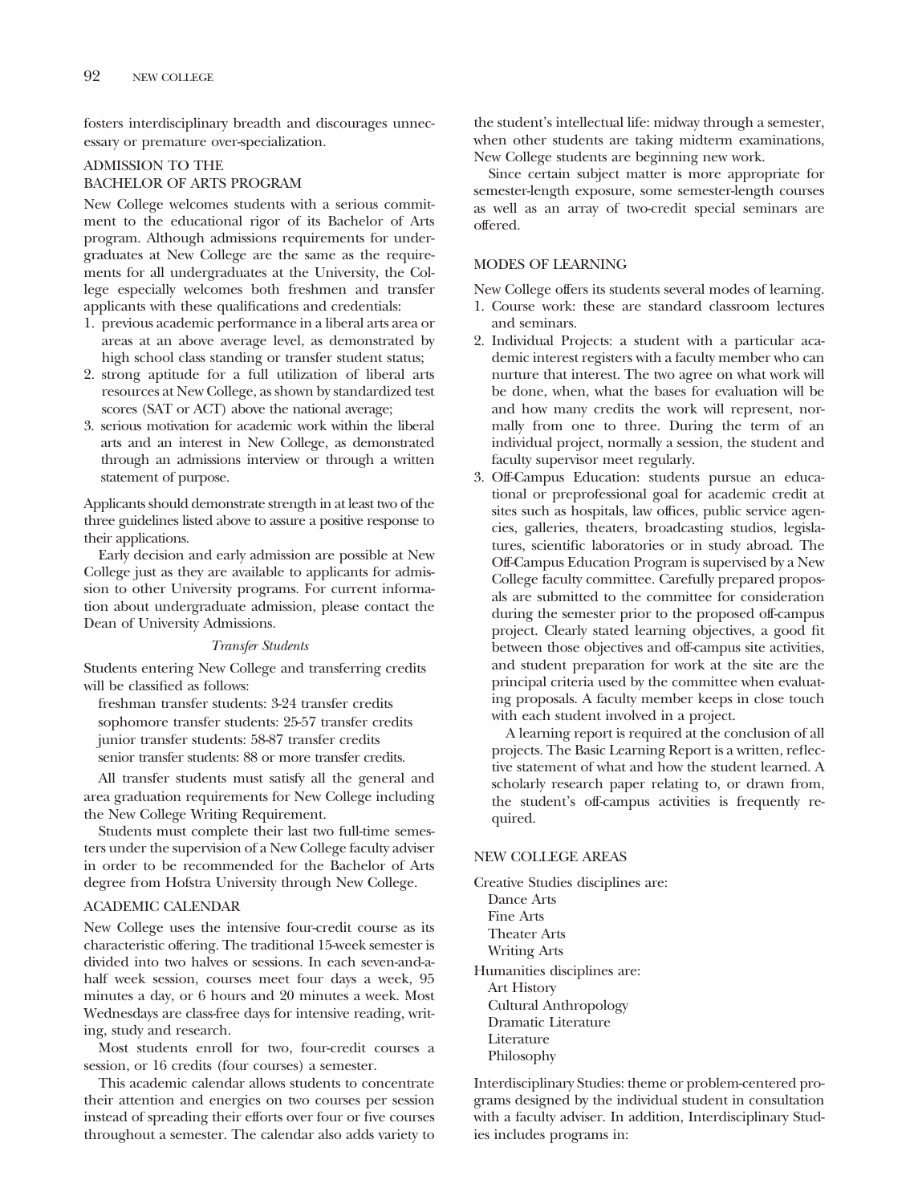fosters interdisciplinary breadth and discourages unnecessary or premature over-specialization.

## ADMISSION TO THE BACHELOR OF ARTS PROGRAM

New College welcomes students with a serious commitment to the educational rigor of its Bachelor of Arts program. Although admissions requirements for undergraduates at New College are the same as the requirements for all undergraduates at the University, the College especially welcomes both freshmen and transfer applicants with these qualifications and credentials:

1. previous academic performance in a liberal arts area or areas at an above average level, as demonstrated by high school class standing or transfer student status;
2. strong aptitude for a full utilization of liberal arts resources at New College, as shown by standardized test scores (SAT or ACT) above the national average;
3. serious motivation for academic work within the liberal arts and an interest in New College, as demonstrated through an admissions interview or through a written statement of purpose.

Applicants should demonstrate strength in at least two of the three guidelines listed above to assure a positive response to their applications.

Early decision and early admission are possible at New College just as they are available to applicants for admission to other University programs. For current information about undergraduate admission, please contact the Dean of University Admissions.

### *Transfer Students*

Students entering New College and transferring credits will be classified as follows:

freshman transfer students: 3-24 transfer credits
sophomore transfer students: 25-57 transfer credits
junior transfer students: 58-87 transfer credits
senior transfer students: 88 or more transfer credits.

All transfer students must satisfy all the general and area graduation requirements for New College including the New College Writing Requirement.

Students must complete their last two full-time semesters under the supervision of a New College faculty adviser in order to be recommended for the Bachelor of Arts degree from Hofstra University through New College.

## ACADEMIC CALENDAR

New College uses the intensive four-credit course as its characteristic offering. The traditional 15-week semester is divided into two halves or sessions. In each seven-and-a-half week session, courses meet four days a week, 95 minutes a day, or 6 hours and 20 minutes a week. Most Wednesdays are class-free days for intensive reading, writing, study and research.

Most students enroll for two, four-credit courses a session, or 16 credits (four courses) a semester.

This academic calendar allows students to concentrate their attention and energies on two courses per session instead of spreading their efforts over four or five courses throughout a semester. The calendar also adds variety to the student's intellectual life: midway through a semester, when other students are taking midterm examinations, New College students are beginning new work.

Since certain subject matter is more appropriate for semester-length exposure, some semester-length courses as well as an array of two-credit special seminars are offered.

## MODES OF LEARNING

New College offers its students several modes of learning.

1. Course work: these are standard classroom lectures and seminars.
2. Individual Projects: a student with a particular academic interest registers with a faculty member who can nurture that interest. The two agree on what work will be done, when, what the bases for evaluation will be and how many credits the work will represent, normally from one to three. During the term of an individual project, normally a session, the student and faculty supervisor meet regularly.
3. Off-Campus Education: students pursue an educational or preprofessional goal for academic credit at sites such as hospitals, law offices, public service agencies, galleries, theaters, broadcasting studios, legislatures, scientific laboratories or in study abroad. The Off-Campus Education Program is supervised by a New College faculty committee. Carefully prepared proposals are submitted to the committee for consideration during the semester prior to the proposed off-campus project. Clearly stated learning objectives, a good fit between those objectives and off-campus site activities, and student preparation for work at the site are the principal criteria used by the committee when evaluating proposals. A faculty member keeps in close touch with each student involved in a project.

   A learning report is required at the conclusion of all projects. The Basic Learning Report is a written, reflective statement of what and how the student learned. A scholarly research paper relating to, or drawn from, the student's off-campus activities is frequently required.

## NEW COLLEGE AREAS

Creative Studies disciplines are:
- Dance Arts
- Fine Arts
- Theater Arts
- Writing Arts

Humanities disciplines are:
- Art History
- Cultural Anthropology
- Dramatic Literature
- Literature
- Philosophy

Interdisciplinary Studies: theme or problem-centered programs designed by the individual student in consultation with a faculty adviser. In addition, Interdisciplinary Studies includes programs in: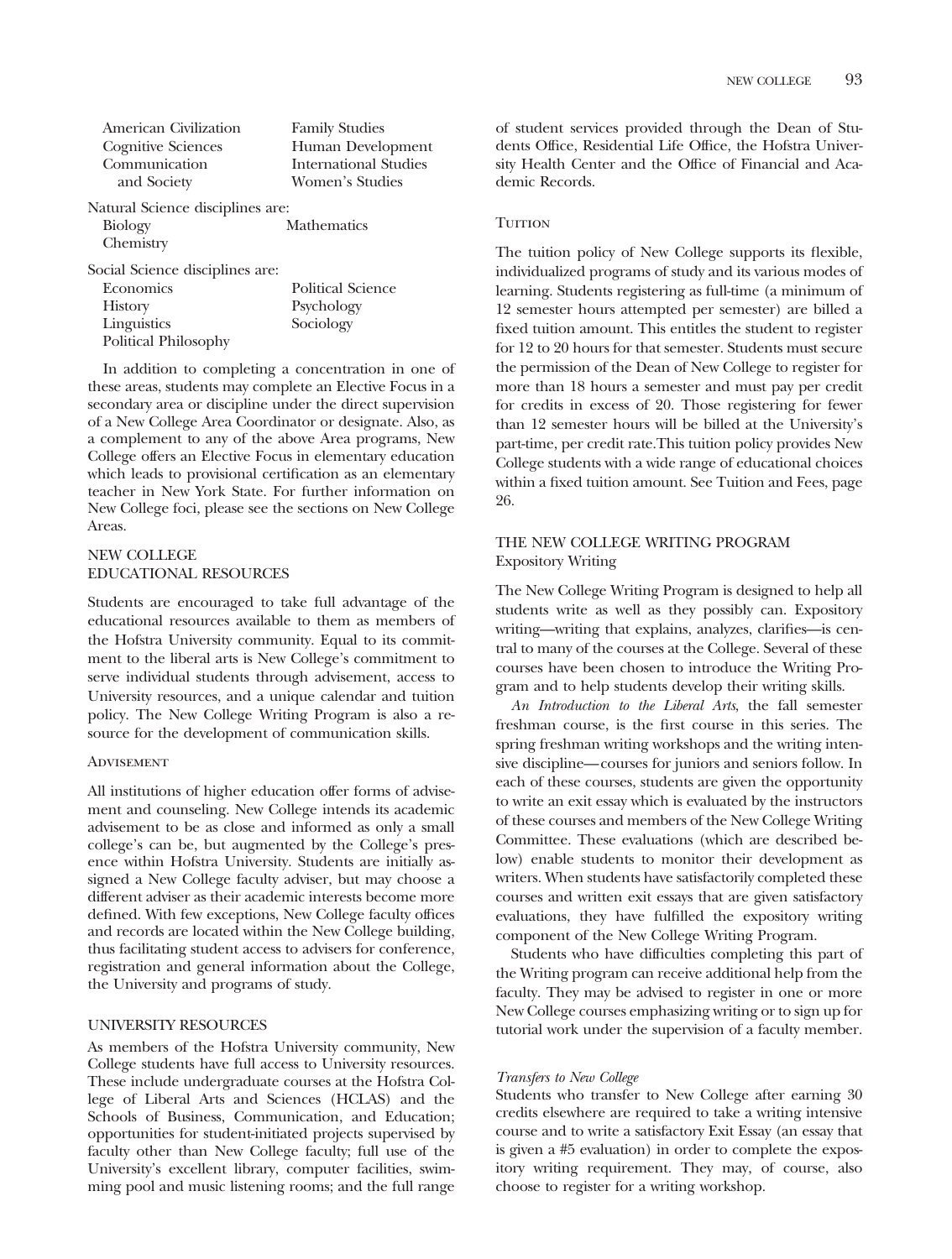| | |
|---|---|
| American Civilization | Family Studies |
| Cognitive Sciences | Human Development |
| Communication and Society | International Studies |
| | Women's Studies |

Natural Science disciplines are:

| | |
|---|---|
| Biology | Mathematics |
| Chemistry | |

Social Science disciplines are:

| | |
|---|---|
| Economics | Political Science |
| History | Psychology |
| Linguistics | Sociology |
| Political Philosophy | |

In addition to completing a concentration in one of these areas, students may complete an Elective Focus in a secondary area or discipline under the direct supervision of a New College Area Coordinator or designate. Also, as a complement to any of the above Area programs, New College offers an Elective Focus in elementary education which leads to provisional certification as an elementary teacher in New York State. For further information on New College foci, please see the sections on New College Areas.

## NEW COLLEGE EDUCATIONAL RESOURCES

Students are encouraged to take full advantage of the educational resources available to them as members of the Hofstra University community. Equal to its commitment to the liberal arts is New College's commitment to serve individual students through advisement, access to University resources, and a unique calendar and tuition policy. The New College Writing Program is also a resource for the development of communication skills.

### Advisement

All institutions of higher education offer forms of advisement and counseling. New College intends its academic advisement to be as close and informed as only a small college's can be, but augmented by the College's presence within Hofstra University. Students are initially assigned a New College faculty adviser, but may choose a different adviser as their academic interests become more defined. With few exceptions, New College faculty offices and records are located within the New College building, thus facilitating student access to advisers for conference, registration and general information about the College, the University and programs of study.

## UNIVERSITY RESOURCES

As members of the Hofstra University community, New College students have full access to University resources. These include undergraduate courses at the Hofstra College of Liberal Arts and Sciences (HCLAS) and the Schools of Business, Communication, and Education; opportunities for student-initiated projects supervised by faculty other than New College faculty; full use of the University's excellent library, computer facilities, swimming pool and music listening rooms; and the full range of student services provided through the Dean of Students Office, Residential Life Office, the Hofstra University Health Center and the Office of Financial and Academic Records.

### Tuition

The tuition policy of New College supports its flexible, individualized programs of study and its various modes of learning. Students registering as full-time (a minimum of 12 semester hours attempted per semester) are billed a fixed tuition amount. This entitles the student to register for 12 to 20 hours for that semester. Students must secure the permission of the Dean of New College to register for more than 18 hours a semester and must pay per credit for credits in excess of 20. Those registering for fewer than 12 semester hours will be billed at the University's part-time, per credit rate.This tuition policy provides New College students with a wide range of educational choices within a fixed tuition amount. See Tuition and Fees, page 26.

## THE NEW COLLEGE WRITING PROGRAM
Expository Writing

The New College Writing Program is designed to help all students write as well as they possibly can. Expository writing—writing that explains, analyzes, clarifies—is central to many of the courses at the College. Several of these courses have been chosen to introduce the Writing Program and to help students develop their writing skills.

*An Introduction to the Liberal Arts*, the fall semester freshman course, is the first course in this series. The spring freshman writing workshops and the writing intensive discipline—courses for juniors and seniors follow. In each of these courses, students are given the opportunity to write an exit essay which is evaluated by the instructors of these courses and members of the New College Writing Committee. These evaluations (which are described below) enable students to monitor their development as writers. When students have satisfactorily completed these courses and written exit essays that are given satisfactory evaluations, they have fulfilled the expository writing component of the New College Writing Program.

Students who have difficulties completing this part of the Writing program can receive additional help from the faculty. They may be advised to register in one or more New College courses emphasizing writing or to sign up for tutorial work under the supervision of a faculty member.

*Transfers to New College*

Students who transfer to New College after earning 30 credits elsewhere are required to take a writing intensive course and to write a satisfactory Exit Essay (an essay that is given a #5 evaluation) in order to complete the expository writing requirement. They may, of course, also choose to register for a writing workshop.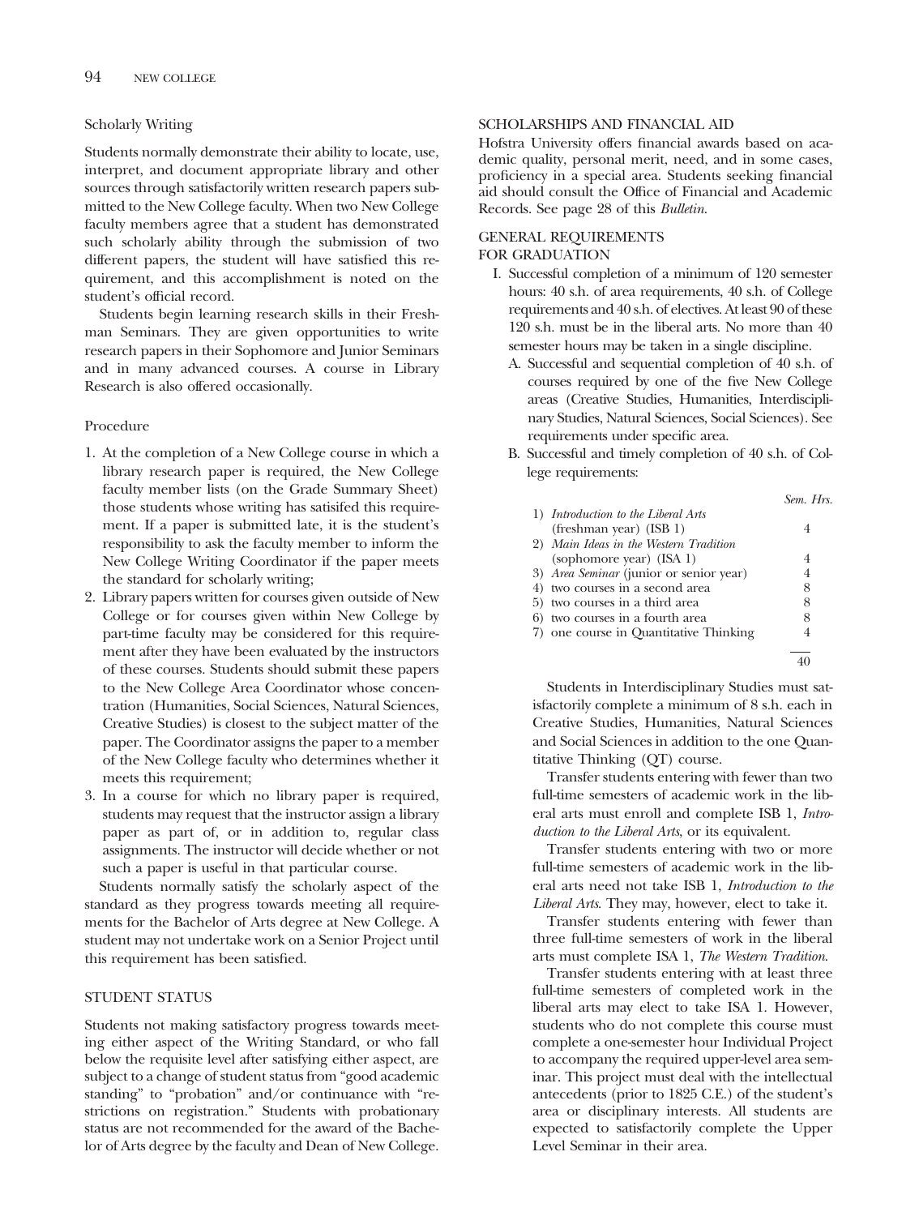### Scholarly Writing

Students normally demonstrate their ability to locate, use, interpret, and document appropriate library and other sources through satisfactorily written research papers submitted to the New College faculty. When two New College faculty members agree that a student has demonstrated such scholarly ability through the submission of two different papers, the student will have satisfied this requirement, and this accomplishment is noted on the student's official record.

Students begin learning research skills in their Freshman Seminars. They are given opportunities to write research papers in their Sophomore and Junior Seminars and in many advanced courses. A course in Library Research is also offered occasionally.

### Procedure

1. At the completion of a New College course in which a library research paper is required, the New College faculty member lists (on the Grade Summary Sheet) those students whose writing has satisifed this requirement. If a paper is submitted late, it is the student's responsibility to ask the faculty member to inform the New College Writing Coordinator if the paper meets the standard for scholarly writing;
2. Library papers written for courses given outside of New College or for courses given within New College by part-time faculty may be considered for this requirement after they have been evaluated by the instructors of these courses. Students should submit these papers to the New College Area Coordinator whose concentration (Humanities, Social Sciences, Natural Sciences, Creative Studies) is closest to the subject matter of the paper. The Coordinator assigns the paper to a member of the New College faculty who determines whether it meets this requirement;
3. In a course for which no library paper is required, students may request that the instructor assign a library paper as part of, or in addition to, regular class assignments. The instructor will decide whether or not such a paper is useful in that particular course.

Students normally satisfy the scholarly aspect of the standard as they progress towards meeting all requirements for the Bachelor of Arts degree at New College. A student may not undertake work on a Senior Project until this requirement has been satisfied.

## STUDENT STATUS

Students not making satisfactory progress towards meeting either aspect of the Writing Standard, or who fall below the requisite level after satisfying either aspect, are subject to a change of student status from "good academic standing" to "probation" and/or continuance with "restrictions on registration." Students with probationary status are not recommended for the award of the Bachelor of Arts degree by the faculty and Dean of New College.

## SCHOLARSHIPS AND FINANCIAL AID

Hofstra University offers financial awards based on academic quality, personal merit, need, and in some cases, proficiency in a special area. Students seeking financial aid should consult the Office of Financial and Academic Records. See page 28 of this *Bulletin*.

## GENERAL REQUIREMENTS FOR GRADUATION

I. Successful completion of a minimum of 120 semester hours: 40 s.h. of area requirements, 40 s.h. of College requirements and 40 s.h. of electives. At least 90 of these 120 s.h. must be in the liberal arts. No more than 40 semester hours may be taken in a single discipline.

   A. Successful and sequential completion of 40 s.h. of courses required by one of the five New College areas (Creative Studies, Humanities, Interdisciplinary Studies, Natural Sciences, Social Sciences). See requirements under specific area.

   B. Successful and timely completion of 40 s.h. of College requirements:

| | *Sem. Hrs.* |
|---|---|
| 1) *Introduction to the Liberal Arts* (freshman year) (ISB 1) | 4 |
| 2) *Main Ideas in the Western Tradition* (sophomore year) (ISA 1) | 4 |
| 3) *Area Seminar* (junior or senior year) | 4 |
| 4) two courses in a second area | 8 |
| 5) two courses in a third area | 8 |
| 6) two courses in a fourth area | 8 |
| 7) one course in Quantitative Thinking | 4 |
| | 40 |

Students in Interdisciplinary Studies must satisfactorily complete a minimum of 8 s.h. each in Creative Studies, Humanities, Natural Sciences and Social Sciences in addition to the one Quantitative Thinking (QT) course.

Transfer students entering with fewer than two full-time semesters of academic work in the liberal arts must enroll and complete ISB 1, *Introduction to the Liberal Arts*, or its equivalent.

Transfer students entering with two or more full-time semesters of academic work in the liberal arts need not take ISB 1, *Introduction to the Liberal Arts*. They may, however, elect to take it.

Transfer students entering with fewer than three full-time semesters of work in the liberal arts must complete ISA 1, *The Western Tradition*.

Transfer students entering with at least three full-time semesters of completed work in the liberal arts may elect to take ISA 1. However, students who do not complete this course must complete a one-semester hour Individual Project to accompany the required upper-level area seminar. This project must deal with the intellectual antecedents (prior to 1825 C.E.) of the student's area or disciplinary interests. All students are expected to satisfactorily complete the Upper Level Seminar in their area.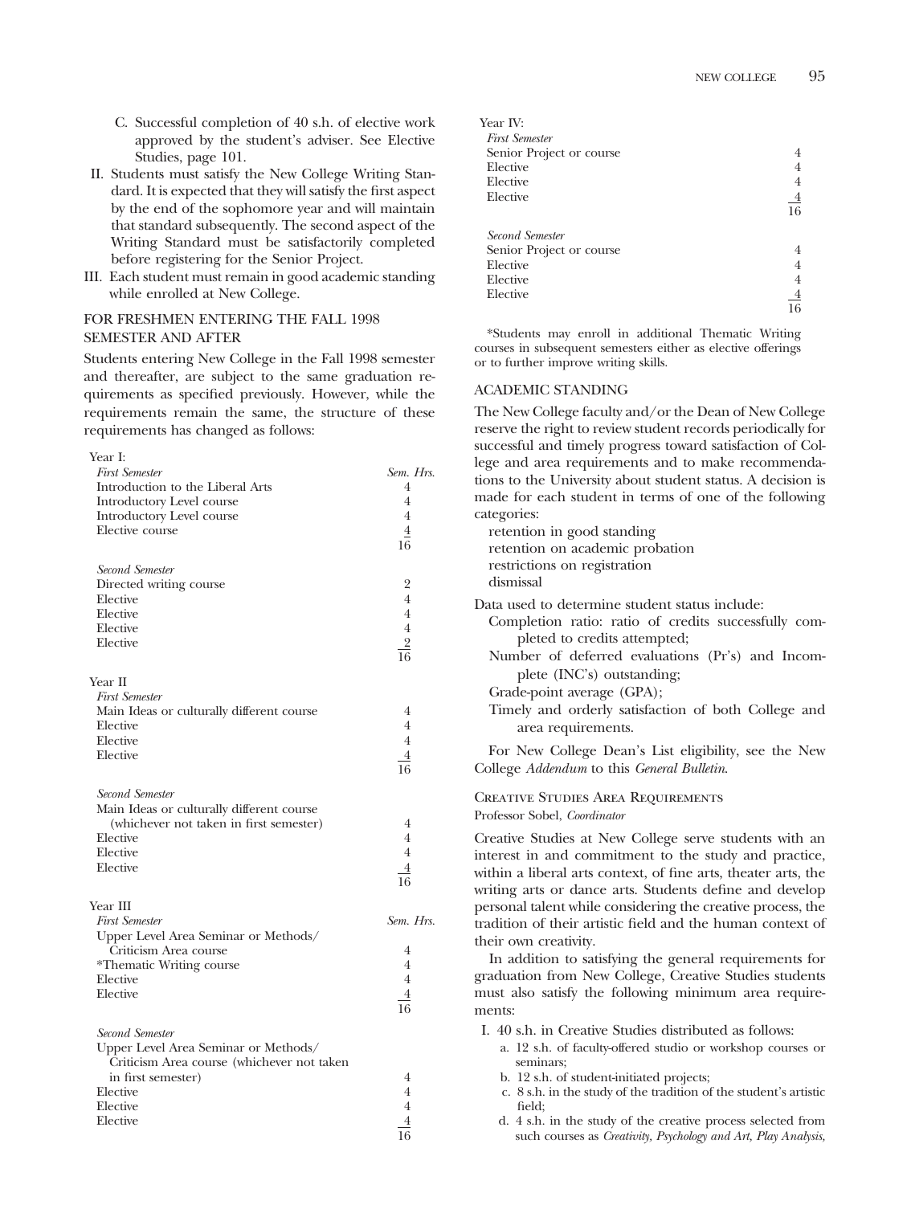C. Successful completion of 40 s.h. of elective work approved by the student's adviser. See Elective Studies, page 101.

II. Students must satisfy the New College Writing Standard. It is expected that they will satisfy the first aspect by the end of the sophomore year and will maintain that standard subsequently. The second aspect of the Writing Standard must be satisfactorily completed before registering for the Senior Project.

III. Each student must remain in good academic standing while enrolled at New College.

## FOR FRESHMEN ENTERING THE FALL 1998 SEMESTER AND AFTER

Students entering New College in the Fall 1998 semester and thereafter, are subject to the same graduation requirements as specified previously. However, while the requirements remain the same, the structure of these requirements has changed as follows:

| Year I: | |
|---|---|
| *First Semester* | *Sem. Hrs.* |
| Introduction to the Liberal Arts | 4 |
| Introductory Level course | 4 |
| Introductory Level course | 4 |
| Elective course | 4 |
| | 16 |
| *Second Semester* | |
| Directed writing course | 2 |
| Elective | 4 |
| Elective | 4 |
| Elective | 4 |
| Elective | 2 |
| | 16 |
| Year II | |
| *First Semester* | |
| Main Ideas or culturally different course | 4 |
| Elective | 4 |
| Elective | 4 |
| Elective | 4 |
| | 16 |
| *Second Semester* | |
| Main Ideas or culturally different course (whichever not taken in first semester) | 4 |
| Elective | 4 |
| Elective | 4 |
| Elective | 4 |
| | 16 |
| Year III | |
| *First Semester* | *Sem. Hrs.* |
| Upper Level Area Seminar or Methods/ Criticism Area course | 4 |
| *Thematic Writing course | 4 |
| Elective | 4 |
| Elective | 4 |
| | 16 |
| *Second Semester* | |
| Upper Level Area Seminar or Methods/ Criticism Area course (whichever not taken in first semester) | 4 |
| Elective | 4 |
| Elective | 4 |
| Elective | 4 |
| | 16 |
| Year IV: | |
| *First Semester* | |
| Senior Project or course | 4 |
| Elective | 4 |
| Elective | 4 |
| Elective | 4 |
| | 16 |
| *Second Semester* | |
| Senior Project or course | 4 |
| Elective | 4 |
| Elective | 4 |
| Elective | 4 |
| | 16 |

*Students may enroll in additional Thematic Writing courses in subsequent semesters either as elective offerings or to further improve writing skills.

## ACADEMIC STANDING

The New College faculty and/or the Dean of New College reserve the right to review student records periodically for successful and timely progress toward satisfaction of College and area requirements and to make recommendations to the University about student status. A decision is made for each student in terms of one of the following categories:

- retention in good standing
- retention on academic probation
- restrictions on registration
- dismissal

Data used to determine student status include:

- Completion ratio: ratio of credits successfully completed to credits attempted;
- Number of deferred evaluations (Pr's) and Incomplete (INC's) outstanding;
- Grade-point average (GPA);
- Timely and orderly satisfaction of both College and area requirements.

For New College Dean's List eligibility, see the New College *Addendum* to this *General Bulletin*.

## Creative Studies Area Requirements

Professor Sobel, *Coordinator*

Creative Studies at New College serve students with an interest in and commitment to the study and practice, within a liberal arts context, of fine arts, theater arts, the writing arts or dance arts. Students define and develop personal talent while considering the creative process, the tradition of their artistic field and the human context of their own creativity.

In addition to satisfying the general requirements for graduation from New College, Creative Studies students must also satisfy the following minimum area requirements:

I. 40 s.h. in Creative Studies distributed as follows:
   a. 12 s.h. of faculty-offered studio or workshop courses or seminars;
   b. 12 s.h. of student-initiated projects;
   c. 8 s.h. in the study of the tradition of the student's artistic field;
   d. 4 s.h. in the study of the creative process selected from such courses as *Creativity, Psychology and Art, Play Analysis,*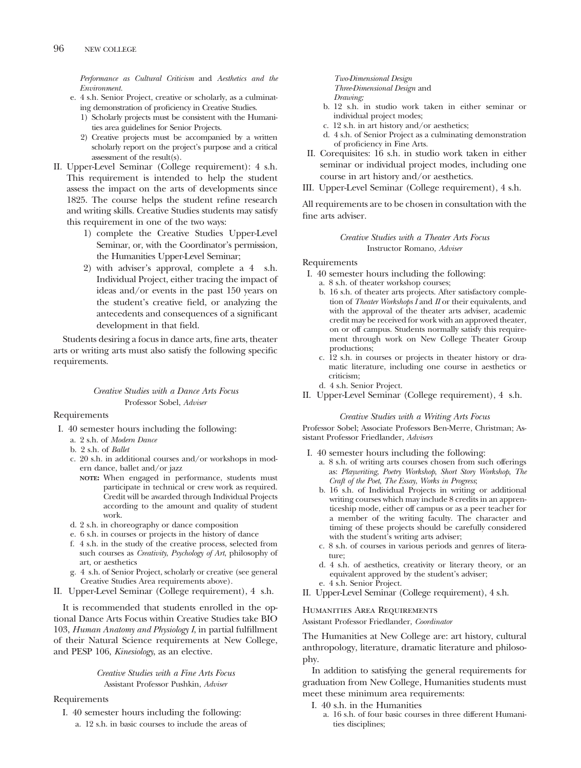*Performance as Cultural Criticism* and *Aesthetics and the Environment.*

e. 4 s.h. Senior Project, creative or scholarly, as a culminating demonstration of proficiency in Creative Studies.
   1) Scholarly projects must be consistent with the Humanities area guidelines for Senior Projects.
   2) Creative projects must be accompanied by a written scholarly report on the project's purpose and a critical assessment of the result(s).

II. Upper-Level Seminar (College requirement): 4 s.h. This requirement is intended to help the student assess the impact on the arts of developments since 1825. The course helps the student refine research and writing skills. Creative Studies students may satisfy this requirement in one of the two ways:
   1) complete the Creative Studies Upper-Level Seminar, or, with the Coordinator's permission, the Humanities Upper-Level Seminar;
   2) with adviser's approval, complete a 4 s.h. Individual Project, either tracing the impact of ideas and/or events in the past 150 years on the student's creative field, or analyzing the antecedents and consequences of a significant development in that field.

Students desiring a focus in dance arts, fine arts, theater arts or writing arts must also satisfy the following specific requirements.

### *Creative Studies with a Dance Arts Focus*

Professor Sobel, *Adviser*

Requirements

I. 40 semester hours including the following:
   a. 2 s.h. of *Modern Dance*
   b. 2 s.h. of *Ballet*
   c. 20 s.h. in additional courses and/or workshops in modern dance, ballet and/or jazz
      **NOTE:** When engaged in performance, students must participate in technical or crew work as required. Credit will be awarded through Individual Projects according to the amount and quality of student work.
   d. 2 s.h. in choreography or dance composition
   e. 6 s.h. in courses or projects in the history of dance
   f. 4 s.h. in the study of the creative process, selected from such courses as *Creativity*, *Psychology of Art*, philosophy of art, or aesthetics
   g. 4 s.h. of Senior Project, scholarly or creative (see general Creative Studies Area requirements above).

II. Upper-Level Seminar (College requirement), 4 s.h.

It is recommended that students enrolled in the optional Dance Arts Focus within Creative Studies take BIO 103, *Human Anatomy and Physiology I*, in partial fulfillment of their Natural Science requirements at New College, and PESP 106, *Kinesiology*, as an elective.

### *Creative Studies with a Fine Arts Focus*

Assistant Professor Pushkin, *Adviser*

Requirements

I. 40 semester hours including the following:
   a. 12 s.h. in basic courses to include the areas of
      *Two-Dimensional Design*
      *Three-Dimensional Design* and
      *Drawing;*
   b. 12 s.h. in studio work taken in either seminar or individual project modes;
   c. 12 s.h. in art history and/or aesthetics;
   d. 4 s.h. of Senior Project as a culminating demonstration of proficiency in Fine Arts.

II. Corequisites: 16 s.h. in studio work taken in either seminar or individual project modes, including one course in art history and/or aesthetics.

III. Upper-Level Seminar (College requirement), 4 s.h.

All requirements are to be chosen in consultation with the fine arts adviser.

### *Creative Studies with a Theater Arts Focus*

Instructor Romano, *Adviser*

Requirements

I. 40 semester hours including the following:
   a. 8 s.h. of theater workshop courses;
   b. 16 s.h. of theater arts projects. After satisfactory completion of *Theater Workshops I* and *II* or their equivalents, and with the approval of the theater arts adviser, academic credit may be received for work with an approved theater, on or off campus. Students normally satisfy this requirement through work on New College Theater Group productions;
   c. 12 s.h. in courses or projects in theater history or dramatic literature, including one course in aesthetics or criticism;
   d. 4 s.h. Senior Project.

II. Upper-Level Seminar (College requirement), 4 s.h.

### *Creative Studies with a Writing Arts Focus*

Professor Sobel; Associate Professors Ben-Merre, Christman; Assistant Professor Friedlander, *Advisers*

I. 40 semester hours including the following:
   a. 8 s.h. of writing arts courses chosen from such offerings as: *Playwriting*, *Poetry Workshop*, *Short Story Workshop*, *The Craft of the Poet*, *The Essay*, *Works in Progress*;
   b. 16 s.h. of Individual Projects in writing or additional writing courses which may include 8 credits in an apprenticeship mode, either off campus or as a peer teacher for a member of the writing faculty. The character and timing of these projects should be carefully considered with the student's writing arts adviser;
   c. 8 s.h. of courses in various periods and genres of literature;
   d. 4 s.h. of aesthetics, creativity or literary theory, or an equivalent approved by the student's adviser;
   e. 4 s.h. Senior Project.

II. Upper-Level Seminar (College requirement), 4 s.h.

## Humanities Area Requirements

Assistant Professor Friedlander, *Coordinator*

The Humanities at New College are: art history, cultural anthropology, literature, dramatic literature and philosophy.

In addition to satisfying the general requirements for graduation from New College, Humanities students must meet these minimum area requirements:

I. 40 s.h. in the Humanities
   a. 16 s.h. of four basic courses in three different Humanities disciplines;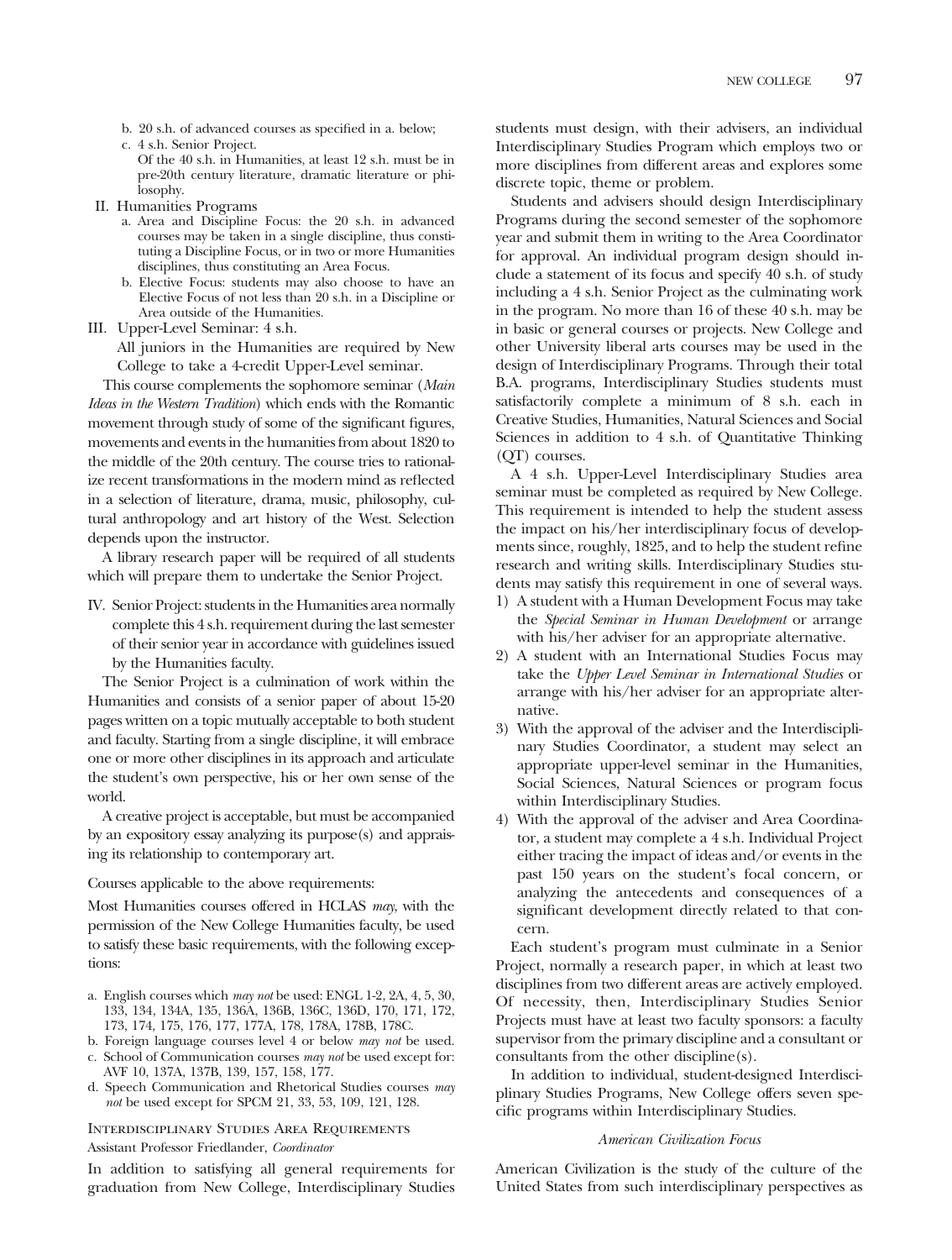b. 20 s.h. of advanced courses as specified in a. below;

c. 4 s.h. Senior Project.
   Of the 40 s.h. in Humanities, at least 12 s.h. must be in pre-20th century literature, dramatic literature or philosophy.

II. Humanities Programs

a. Area and Discipline Focus: the 20 s.h. in advanced courses may be taken in a single discipline, thus constituting a Discipline Focus, or in two or more Humanities disciplines, thus constituting an Area Focus.

b. Elective Focus: students may also choose to have an Elective Focus of not less than 20 s.h. in a Discipline or Area outside of the Humanities.

III. Upper-Level Seminar: 4 s.h.

All juniors in the Humanities are required by New College to take a 4-credit Upper-Level seminar.

This course complements the sophomore seminar (*Main Ideas in the Western Tradition*) which ends with the Romantic movement through study of some of the significant figures, movements and events in the humanities from about 1820 to the middle of the 20th century. The course tries to rationalize recent transformations in the modern mind as reflected in a selection of literature, drama, music, philosophy, cultural anthropology and art history of the West. Selection depends upon the instructor.

A library research paper will be required of all students which will prepare them to undertake the Senior Project.

IV. Senior Project: students in the Humanities area normally complete this 4 s.h. requirement during the last semester of their senior year in accordance with guidelines issued by the Humanities faculty.

The Senior Project is a culmination of work within the Humanities and consists of a senior paper of about 15-20 pages written on a topic mutually acceptable to both student and faculty. Starting from a single discipline, it will embrace one or more other disciplines in its approach and articulate the student's own perspective, his or her own sense of the world.

A creative project is acceptable, but must be accompanied by an expository essay analyzing its purpose(s) and appraising its relationship to contemporary art.

Courses applicable to the above requirements:

Most Humanities courses offered in HCLAS *may*, with the permission of the New College Humanities faculty, be used to satisfy these basic requirements, with the following exceptions:

a. English courses which *may not* be used: ENGL 1-2, 2A, 4, 5, 30, 133, 134, 134A, 135, 136A, 136B, 136C, 136D, 170, 171, 172, 173, 174, 175, 176, 177, 177A, 178, 178A, 178B, 178C.

b. Foreign language courses level 4 or below *may not* be used.

c. School of Communication courses *may not* be used except for: AVF 10, 137A, 137B, 139, 157, 158, 177.

d. Speech Communication and Rhetorical Studies courses *may not* be used except for SPCM 21, 33, 53, 109, 121, 128.

### Interdisciplinary Studies Area Requirements

Assistant Professor Friedlander, *Coordinator*

In addition to satisfying all general requirements for graduation from New College, Interdisciplinary Studies students must design, with their advisers, an individual Interdisciplinary Studies Program which employs two or more disciplines from different areas and explores some discrete topic, theme or problem.

Students and advisers should design Interdisciplinary Programs during the second semester of the sophomore year and submit them in writing to the Area Coordinator for approval. An individual program design should include a statement of its focus and specify 40 s.h. of study including a 4 s.h. Senior Project as the culminating work in the program. No more than 16 of these 40 s.h. may be in basic or general courses or projects. New College and other University liberal arts courses may be used in the design of Interdisciplinary Programs. Through their total B.A. programs, Interdisciplinary Studies students must satisfactorily complete a minimum of 8 s.h. each in Creative Studies, Humanities, Natural Sciences and Social Sciences in addition to 4 s.h. of Quantitative Thinking (QT) courses.

A 4 s.h. Upper-Level Interdisciplinary Studies area seminar must be completed as required by New College. This requirement is intended to help the student assess the impact on his/her interdisciplinary focus of developments since, roughly, 1825, and to help the student refine research and writing skills. Interdisciplinary Studies students may satisfy this requirement in one of several ways.

1) A student with a Human Development Focus may take the *Special Seminar in Human Development* or arrange with his/her adviser for an appropriate alternative.
2) A student with an International Studies Focus may take the *Upper Level Seminar in International Studies* or arrange with his/her adviser for an appropriate alternative.
3) With the approval of the adviser and the Interdisciplinary Studies Coordinator, a student may select an appropriate upper-level seminar in the Humanities, Social Sciences, Natural Sciences or program focus within Interdisciplinary Studies.
4) With the approval of the adviser and Area Coordinator, a student may complete a 4 s.h. Individual Project either tracing the impact of ideas and/or events in the past 150 years on the student's focal concern, or analyzing the antecedents and consequences of a significant development directly related to that concern.

Each student's program must culminate in a Senior Project, normally a research paper, in which at least two disciplines from two different areas are actively employed. Of necessity, then, Interdisciplinary Studies Senior Projects must have at least two faculty sponsors: a faculty supervisor from the primary discipline and a consultant or consultants from the other discipline(s).

In addition to individual, student-designed Interdisciplinary Studies Programs, New College offers seven specific programs within Interdisciplinary Studies.

#### *American Civilization Focus*

American Civilization is the study of the culture of the United States from such interdisciplinary perspectives as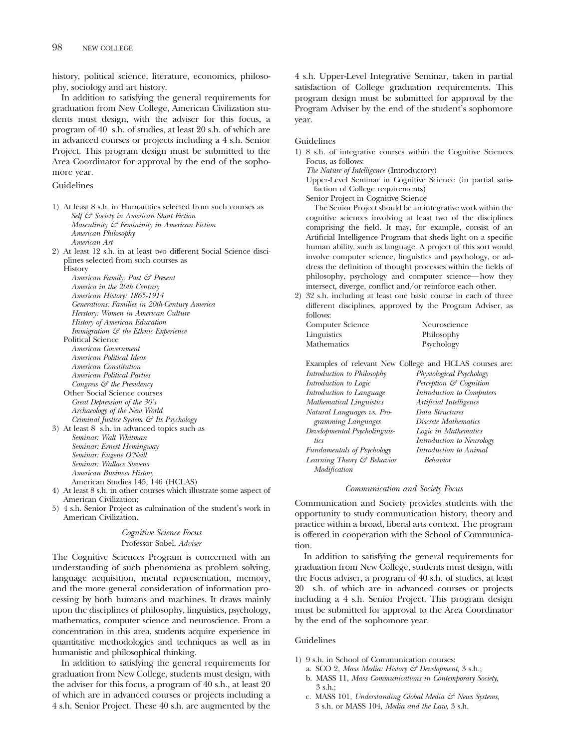history, political science, literature, economics, philosophy, sociology and art history.

In addition to satisfying the general requirements for graduation from New College, American Civilization students must design, with the adviser for this focus, a program of 40 s.h. of studies, at least 20 s.h. of which are in advanced courses or projects including a 4 s.h. Senior Project. This program design must be submitted to the Area Coordinator for approval by the end of the sophomore year.

Guidelines

1) At least 8 s.h. in Humanities selected from such courses as
   - *Self & Society in American Short Fiction*
   - *Masculinity & Femininity in American Fiction*
   - *American Philosophy*
   - *American Art*
2) At least 12 s.h. in at least two different Social Science disciplines selected from such courses as
   - History
     - *American Family: Past & Present*
     - *America in the 20th Century*
     - *American History: 1865-1914*
     - *Generations: Families in 20th-Century America*
     - *Herstory: Women in American Culture*
     - *History of American Education*
     - *Immigration & the Ethnic Experience*
   - Political Science
     - *American Government*
     - *American Political Ideas*
     - *American Constitution*
     - *American Political Parties*
     - *Congress & the Presidency*
   - Other Social Science courses
     - *Great Depression of the 30's*
     - *Archaeology of the New World*
     - *Criminal Justice System & Its Psychology*
3) At least 8 s.h. in advanced topics such as
   - *Seminar: Walt Whitman*
   - *Seminar: Ernest Hemingway*
   - *Seminar: Eugene O'Neill*
   - *Seminar: Wallace Stevens*
   - *American Business History*
   - American Studies 145, 146 (HCLAS)
4) At least 8 s.h. in other courses which illustrate some aspect of American Civilization;
5) 4 s.h. Senior Project as culmination of the student's work in American Civilization.

### *Cognitive Science Focus*

Professor Sobel, *Adviser*

The Cognitive Sciences Program is concerned with an understanding of such phenomena as problem solving, language acquisition, mental representation, memory, and the more general consideration of information processing by both humans and machines. It draws mainly upon the disciplines of philosophy, linguistics, psychology, mathematics, computer science and neuroscience. From a concentration in this area, students acquire experience in quantitative methodologies and techniques as well as in humanistic and philosophical thinking.

In addition to satisfying the general requirements for graduation from New College, students must design, with the adviser for this focus, a program of 40 s.h., at least 20 of which are in advanced courses or projects including a 4 s.h. Senior Project. These 40 s.h. are augmented by the 4 s.h. Upper-Level Integrative Seminar, taken in partial satisfaction of College graduation requirements. This program design must be submitted for approval by the Program Adviser by the end of the student's sophomore year.

Guidelines

1) 8 s.h. of integrative courses within the Cognitive Sciences Focus, as follows:
   - *The Nature of Intelligence* (Introductory)
   - Upper-Level Seminar in Cognitive Science (in partial satisfaction of College requirements)
   - Senior Project in Cognitive Science

   The Senior Project should be an integrative work within the cognitive sciences involving at least two of the disciplines comprising the field. It may, for example, consist of an Artificial Intelligence Program that sheds light on a specific human ability, such as language. A project of this sort would involve computer science, linguistics and psychology, or address the definition of thought processes within the fields of philosophy, psychology and computer science—how they intersect, diverge, conflict and/or reinforce each other.
2) 32 s.h. including at least one basic course in each of three different disciplines, approved by the Program Adviser, as follows:

| | |
|---|---|
| Computer Science | Neuroscience |
| Linguistics | Philosophy |
| Mathematics | Psychology |

Examples of relevant New College and HCLAS courses are:

| | |
|---|---|
| *Introduction to Philosophy* | *Physiological Psychology* |
| *Introduction to Logic* | *Perception & Cognition* |
| *Introduction to Language* | *Introduction to Computers* |
| *Mathematical Linguistics* | *Artificial Intelligence* |
| *Natural Languages vs. Programming Languages* | *Data Structures* |
| | *Discrete Mathematics* |
| *Developmental Psycholinguistics* | *Logic in Mathematics* |
| | *Introduction to Neurology* |
| *Fundamentals of Psychology* | *Introduction to Animal Behavior* |
| *Learning Theory & Behavior Modification* | |

### *Communication and Society Focus*

Communication and Society provides students with the opportunity to study communication history, theory and practice within a broad, liberal arts context. The program is offered in cooperation with the School of Communication.

In addition to satisfying the general requirements for graduation from New College, students must design, with the Focus adviser, a program of 40 s.h. of studies, at least 20 s.h. of which are in advanced courses or projects including a 4 s.h. Senior Project. This program design must be submitted for approval to the Area Coordinator by the end of the sophomore year.

Guidelines

1) 9 s.h. in School of Communication courses:
   a. SCO 2, *Mass Media: History & Development,* 3 s.h.;
   b. MASS 11, *Mass Communications in Contemporary Society,* 3 s.h.;
   c. MASS 101, *Understanding Global Media & News Systems,* 3 s.h. or MASS 104, *Media and the Law,* 3 s.h.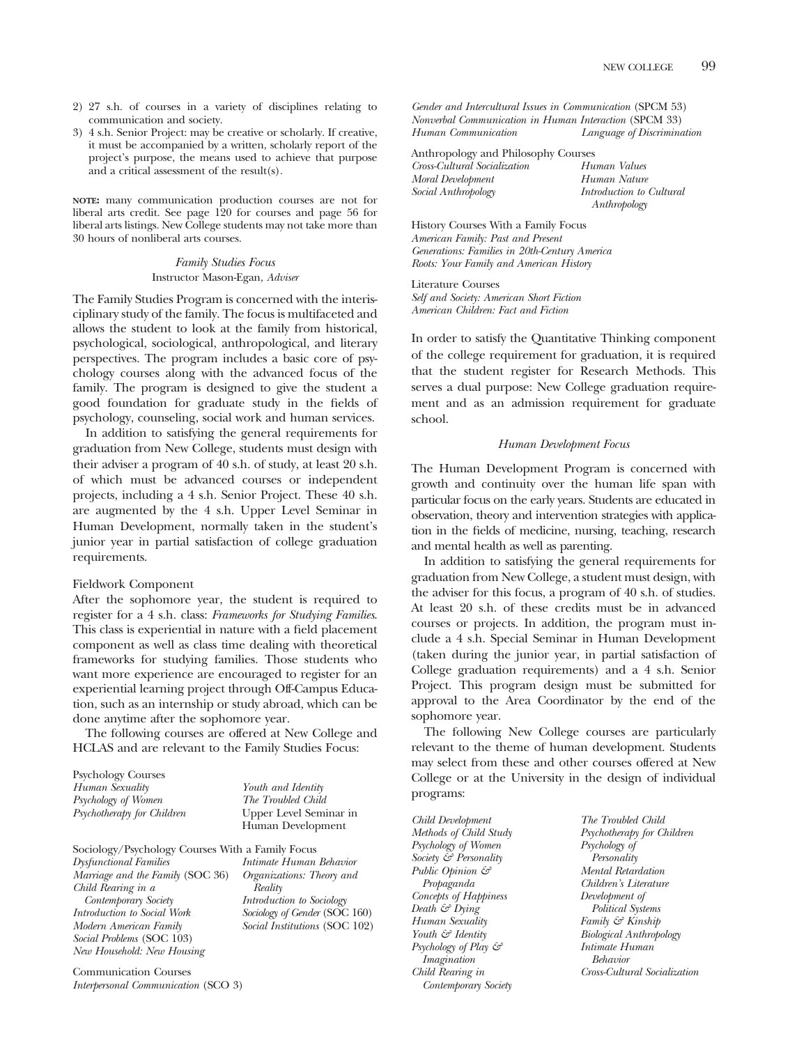2) 27 s.h. of courses in a variety of disciplines relating to communication and society.
3) 4 s.h. Senior Project: may be creative or scholarly. If creative, it must be accompanied by a written, scholarly report of the project's purpose, the means used to achieve that purpose and a critical assessment of the result(s).

**NOTE:** many communication production courses are not for liberal arts credit. See page 120 for courses and page 56 for liberal arts listings. New College students may not take more than 30 hours of nonliberal arts courses.

### *Family Studies Focus*

Instructor Mason-Egan, *Adviser*

The Family Studies Program is concerned with the interisciplinary study of the family. The focus is multifaceted and allows the student to look at the family from historical, psychological, sociological, anthropological, and literary perspectives. The program includes a basic core of psychology courses along with the advanced focus of the family. The program is designed to give the student a good foundation for graduate study in the fields of psychology, counseling, social work and human services.

In addition to satisfying the general requirements for graduation from New College, students must design with their adviser a program of 40 s.h. of study, at least 20 s.h. of which must be advanced courses or independent projects, including a 4 s.h. Senior Project. These 40 s.h. are augmented by the 4 s.h. Upper Level Seminar in Human Development, normally taken in the student's junior year in partial satisfaction of college graduation requirements.

Fieldwork Component

After the sophomore year, the student is required to register for a 4 s.h. class: *Frameworks for Studying Families*. This class is experiential in nature with a field placement component as well as class time dealing with theoretical frameworks for studying families. Those students who want more experience are encouraged to register for an experiential learning project through Off-Campus Education, such as an internship or study abroad, which can be done anytime after the sophomore year.

The following courses are offered at New College and HCLAS and are relevant to the Family Studies Focus:

Psychology Courses

*Human Sexuality*
*Psychology of Women*
*Psychotherapy for Children*
*Youth and Identity*
*The Troubled Child*
Upper Level Seminar in Human Development

Sociology/Psychology Courses With a Family Focus

*Dysfunctional Families*
*Marriage and the Family* (SOC 36)
*Child Rearing in a Contemporary Society*
*Introduction to Social Work*
*Modern American Family*
*Social Problems* (SOC 103)
*New Household: New Housing*
*Intimate Human Behavior*
*Organizations: Theory and Reality*
*Introduction to Sociology*
*Sociology of Gender* (SOC 160)
*Social Institutions* (SOC 102)

Communication Courses

*Interpersonal Communication* (SCO 3)
*Gender and Intercultural Issues in Communication* (SPCM 53)
*Nonverbal Communication in Human Interaction* (SPCM 33)
*Human Communication*
*Language of Discrimination*

Anthropology and Philosophy Courses

*Cross-Cultural Socialization*
*Moral Development*
*Social Anthropology*
*Human Values*
*Human Nature*
*Introduction to Cultural Anthropology*

History Courses With a Family Focus

*American Family: Past and Present*
*Generations: Families in 20th-Century America*
*Roots: Your Family and American History*

Literature Courses

*Self and Society: American Short Fiction*
*American Children: Fact and Fiction*

In order to satisfy the Quantitative Thinking component of the college requirement for graduation, it is required that the student register for Research Methods. This serves a dual purpose: New College graduation requirement and as an admission requirement for graduate school.

### *Human Development Focus*

The Human Development Program is concerned with growth and continuity over the human life span with particular focus on the early years. Students are educated in observation, theory and intervention strategies with application in the fields of medicine, nursing, teaching, research and mental health as well as parenting.

In addition to satisfying the general requirements for graduation from New College, a student must design, with the adviser for this focus, a program of 40 s.h. of studies. At least 20 s.h. of these credits must be in advanced courses or projects. In addition, the program must include a 4 s.h. Special Seminar in Human Development (taken during the junior year, in partial satisfaction of College graduation requirements) and a 4 s.h. Senior Project. This program design must be submitted for approval to the Area Coordinator by the end of the sophomore year.

The following New College courses are particularly relevant to the theme of human development. Students may select from these and other courses offered at New College or at the University in the design of individual programs:

*Child Development*
*Methods of Child Study*
*Psychology of Women*
*Society & Personality*
*Public Opinion & Propaganda*
*Concepts of Happiness*
*Death & Dying*
*Human Sexuality*
*Youth & Identity*
*Psychology of Play & Imagination*
*Child Rearing in Contemporary Society*
*The Troubled Child*
*Psychotherapy for Children*
*Psychology of Personality*
*Mental Retardation*
*Children's Literature*
*Development of Political Systems*
*Family & Kinship*
*Biological Anthropology*
*Intimate Human Behavior*
*Cross-Cultural Socialization*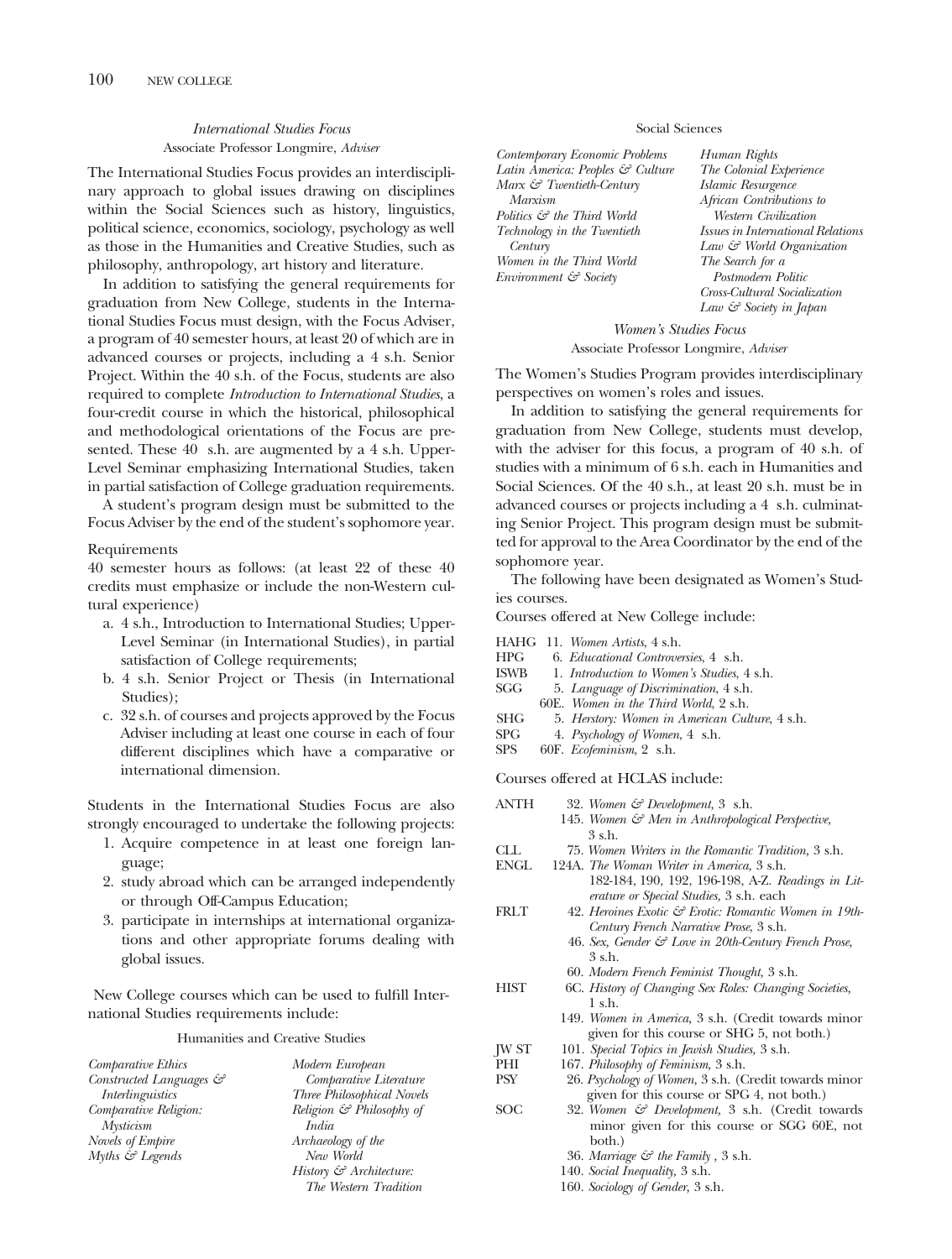### *International Studies Focus*

Associate Professor Longmire, *Adviser*

The International Studies Focus provides an interdisciplinary approach to global issues drawing on disciplines within the Social Sciences such as history, linguistics, political science, economics, sociology, psychology as well as those in the Humanities and Creative Studies, such as philosophy, anthropology, art history and literature.

In addition to satisfying the general requirements for graduation from New College, students in the International Studies Focus must design, with the Focus Adviser, a program of 40 semester hours, at least 20 of which are in advanced courses or projects, including a 4 s.h. Senior Project. Within the 40 s.h. of the Focus, students are also required to complete *Introduction to International Studies*, a four-credit course in which the historical, philosophical and methodological orientations of the Focus are presented. These 40 s.h. are augmented by a 4 s.h. Upper-Level Seminar emphasizing International Studies, taken in partial satisfaction of College graduation requirements.

A student's program design must be submitted to the Focus Adviser by the end of the student's sophomore year.

Requirements

40 semester hours as follows: (at least 22 of these 40 credits must emphasize or include the non-Western cultural experience)

a. 4 s.h., Introduction to International Studies; Upper-Level Seminar (in International Studies), in partial satisfaction of College requirements;
b. 4 s.h. Senior Project or Thesis (in International Studies);
c. 32 s.h. of courses and projects approved by the Focus Adviser including at least one course in each of four different disciplines which have a comparative or international dimension.

Students in the International Studies Focus are also strongly encouraged to undertake the following projects:

1. Acquire competence in at least one foreign language;
2. study abroad which can be arranged independently or through Off-Campus Education;
3. participate in internships at international organizations and other appropriate forums dealing with global issues.

New College courses which can be used to fulfill International Studies requirements include:

Humanities and Creative Studies

*Comparative Ethics*
*Constructed Languages & Interlinguistics*
*Comparative Religion: Mysticism*
*Novels of Empire*
*Myths & Legends*
*Modern European Comparative Literature*
*Three Philosophical Novels*
*Religion & Philosophy of India*
*Archaeology of the New World*
*History & Architecture: The Western Tradition*

Social Sciences

*Contemporary Economic Problems*
*Latin America: Peoples & Culture*
*Marx & Twentieth-Century Marxism*
*Politics & the Third World*
*Technology in the Twentieth Century*
*Women in the Third World*
*Environment & Society*
*Human Rights*
*The Colonial Experience*
*Islamic Resurgence*
*African Contributions to Western Civilization*
*Issues in International Relations*
*Law & World Organization*
*The Search for a Postmodern Politic*
*Cross-Cultural Socialization*
*Law & Society in Japan*

### *Women's Studies Focus*

Associate Professor Longmire, *Adviser*

The Women's Studies Program provides interdisciplinary perspectives on women's roles and issues.

In addition to satisfying the general requirements for graduation from New College, students must develop, with the adviser for this focus, a program of 40 s.h. of studies with a minimum of 6 s.h. each in Humanities and Social Sciences. Of the 40 s.h., at least 20 s.h. must be in advanced courses or projects including a 4 s.h. culminating Senior Project. This program design must be submitted for approval to the Area Coordinator by the end of the sophomore year.

The following have been designated as Women's Studies courses.

Courses offered at New College include:

HAHG 11. *Women Artists*, 4 s.h.
HPG 6. *Educational Controversies*, 4 s.h.
ISWB 1. *Introduction to Women's Studies*, 4 s.h.
SGG 5. *Language of Discrimination*, 4 s.h.
60E. *Women in the Third World*, 2 s.h.
SHG 5. *Herstory: Women in American Culture*, 4 s.h.
SPG 4. *Psychology of Women*, 4 s.h.
SPS 60F. *Ecofeminism*, 2 s.h.

Courses offered at HCLAS include:

ANTH 32. *Women & Development*, 3 s.h.
145. *Women & Men in Anthropological Perspective*, 3 s.h.
CLL 75. *Women Writers in the Romantic Tradition*, 3 s.h.
ENGL 124A. *The Woman Writer in America*, 3 s.h.
182-184, 190, 192, 196-198, A-Z. *Readings in Literature or Special Studies*, 3 s.h. each
FRLT 42. *Heroines Exotic & Erotic: Romantic Women in 19th-Century French Narrative Prose*, 3 s.h.
46. *Sex, Gender & Love in 20th-Century French Prose*, 3 s.h.
60. *Modern French Feminist Thought*, 3 s.h.
HIST 6C. *History of Changing Sex Roles: Changing Societies*, 1 s.h.
149. *Women in America*, 3 s.h. (Credit towards minor given for this course or SHG 5, not both.)
JW ST 101. *Special Topics in Jewish Studies*, 3 s.h.
PHI 167. *Philosophy of Feminism*, 3 s.h.
PSY 26. *Psychology of Women*, 3 s.h. (Credit towards minor given for this course or SPG 4, not both.)
SOC 32. *Women & Development*, 3 s.h. (Credit towards minor given for this course or SGG 60E, not both.)
36. *Marriage & the Family*, 3 s.h.
140. *Social Inequality*, 3 s.h.
160. *Sociology of Gender*, 3 s.h.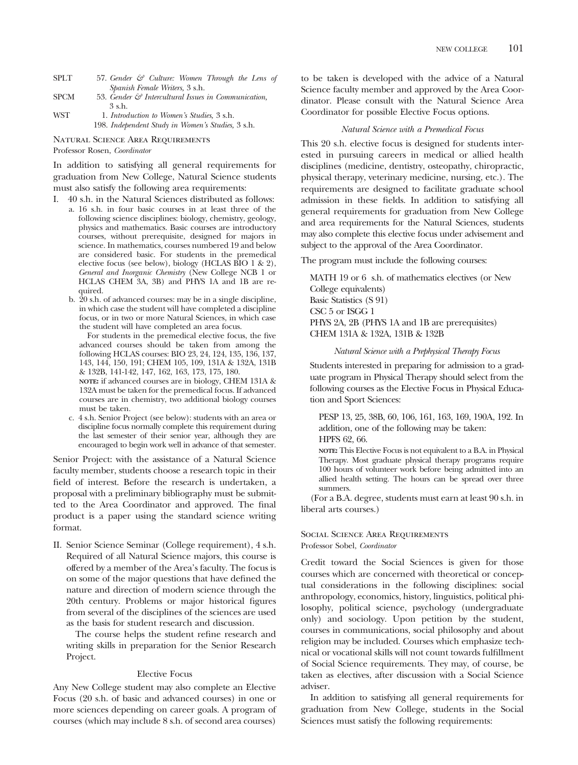SPLT 57. *Gender & Culture: Women Through the Lens of Spanish Female Writers,* 3 s.h.
SPCM 53. *Gender & Intercultural Issues in Communication,* 3 s.h.
WST 1. *Introduction to Women's Studies,* 3 s.h.
198. *Independent Study in Women's Studies,* 3 s.h.

### Natural Science Area Requirements

Professor Rosen, *Coordinator*

In addition to satisfying all general requirements for graduation from New College, Natural Science students must also satisfy the following area requirements:

I. 40 s.h. in the Natural Sciences distributed as follows:
   a. 16 s.h. in four basic courses in at least three of the following science disciplines: biology, chemistry, geology, physics and mathematics. Basic courses are introductory courses, without prerequisite, designed for majors in science. In mathematics, courses numbered 19 and below are considered basic. For students in the premedical elective focus (see below), biology (HCLAS BIO 1 & 2), *General and Inorganic Chemistry* (New College NCB 1 or HCLAS CHEM 3A, 3B) and PHYS 1A and 1B are required.
   b. 20 s.h. of advanced courses: may be in a single discipline, in which case the student will have completed a discipline focus, or in two or more Natural Sciences, in which case the student will have completed an area focus.
      For students in the premedical elective focus, the five advanced courses should be taken from among the following HCLAS courses: BIO 23, 24, 124, 135, 136, 137, 143, 144, 150, 191; CHEM 105, 109, 131A & 132A, 131B & 132B, 141-142, 147, 162, 163, 173, 175, 180.
      **NOTE:** if advanced courses are in biology, CHEM 131A & 132A must be taken for the premedical focus. If advanced courses are in chemistry, two additional biology courses must be taken.
   c. 4 s.h. Senior Project (see below): students with an area or discipline focus normally complete this requirement during the last semester of their senior year, although they are encouraged to begin work well in advance of that semester.

Senior Project: with the assistance of a Natural Science faculty member, students choose a research topic in their field of interest. Before the research is undertaken, a proposal with a preliminary bibliography must be submitted to the Area Coordinator and approved. The final product is a paper using the standard science writing format.

II. Senior Science Seminar (College requirement), 4 s.h. Required of all Natural Science majors, this course is offered by a member of the Area's faculty. The focus is on some of the major questions that have defined the nature and direction of modern science through the 20th century. Problems or major historical figures from several of the disciplines of the sciences are used as the basis for student research and discussion.

   The course helps the student refine research and writing skills in preparation for the Senior Research Project.

#### Elective Focus

Any New College student may also complete an Elective Focus (20 s.h. of basic and advanced courses) in one or more sciences depending on career goals. A program of courses (which may include 8 s.h. of second area courses) to be taken is developed with the advice of a Natural Science faculty member and approved by the Area Coordinator. Please consult with the Natural Science Area Coordinator for possible Elective Focus options.

#### *Natural Science with a Premedical Focus*

This 20 s.h. elective focus is designed for students interested in pursuing careers in medical or allied health disciplines (medicine, dentistry, osteopathy, chiropractic, physical therapy, veterinary medicine, nursing, etc.). The requirements are designed to facilitate graduate school admission in these fields. In addition to satisfying all general requirements for graduation from New College and area requirements for the Natural Sciences, students may also complete this elective focus under advisement and subject to the approval of the Area Coordinator.

The program must include the following courses:

MATH 19 or 6 s.h. of mathematics electives (or New College equivalents)
Basic Statistics (S 91)
CSC 5 or ISGG 1
PHYS 2A, 2B (PHYS 1A and 1B are prerequisites)
CHEM 131A & 132A, 131B & 132B

#### *Natural Science with a Prephysical Therapy Focus*

Students interested in preparing for admission to a graduate program in Physical Therapy should select from the following courses as the Elective Focus in Physical Education and Sport Sciences:

PESP 13, 25, 38B, 60, 106, 161, 163, 169, 190A, 192. In addition, one of the following may be taken:
HPFS 62, 66.

**NOTE:** This Elective Focus is not equivalent to a B.A. in Physical Therapy. Most graduate physical therapy programs require 100 hours of volunteer work before being admitted into an allied health setting. The hours can be spread over three summers.

(For a B.A. degree, students must earn at least 90 s.h. in liberal arts courses.)

### Social Science Area Requirements

Professor Sobel, *Coordinator*

Credit toward the Social Sciences is given for those courses which are concerned with theoretical or conceptual considerations in the following disciplines: social anthropology, economics, history, linguistics, political philosophy, political science, psychology (undergraduate only) and sociology. Upon petition by the student, courses in communications, social philosophy and about religion may be included. Courses which emphasize technical or vocational skills will not count towards fulfillment of Social Science requirements. They may, of course, be taken as electives, after discussion with a Social Science adviser.

In addition to satisfying all general requirements for graduation from New College, students in the Social Sciences must satisfy the following requirements: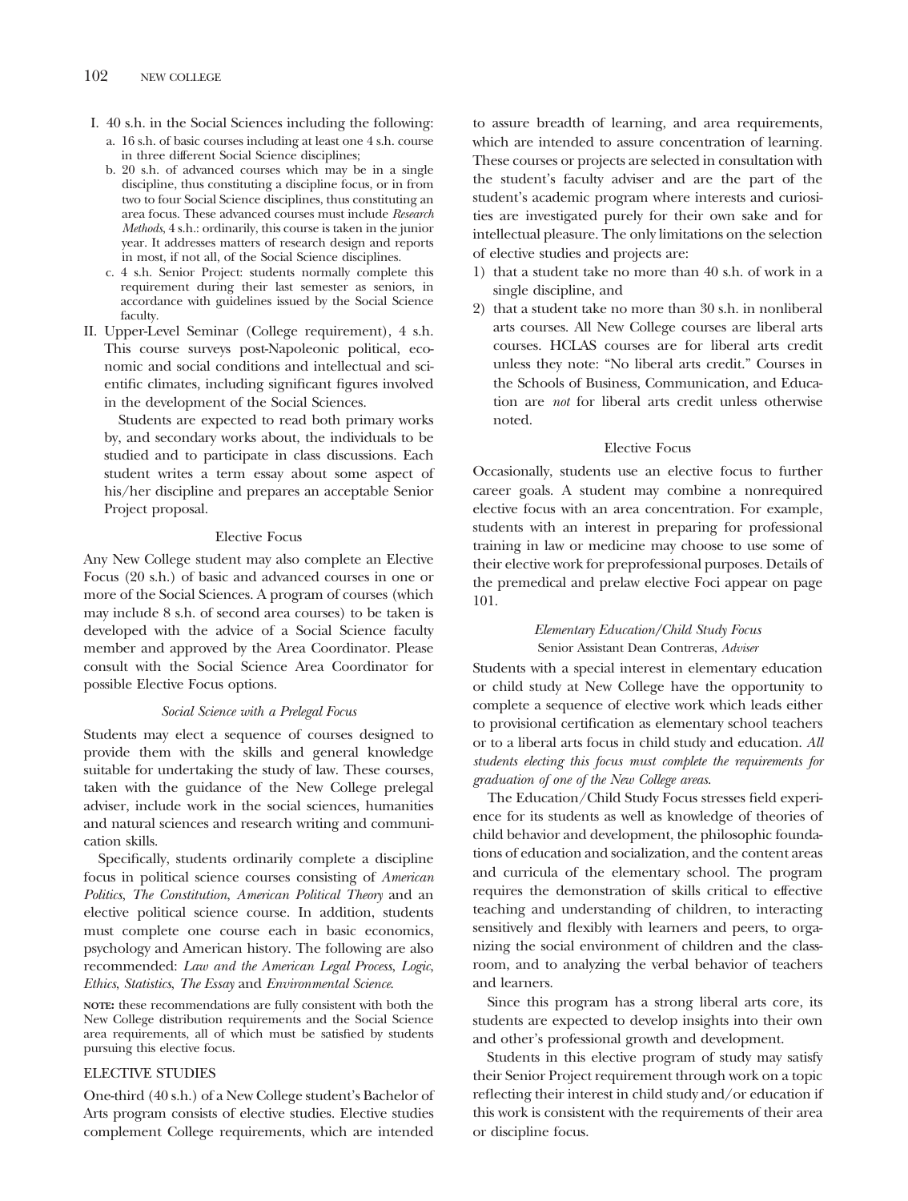I. 40 s.h. in the Social Sciences including the following:
   a. 16 s.h. of basic courses including at least one 4 s.h. course in three different Social Science disciplines;
   b. 20 s.h. of advanced courses which may be in a single discipline, thus constituting a discipline focus, or in from two to four Social Science disciplines, thus constituting an area focus. These advanced courses must include *Research Methods*, 4 s.h.: ordinarily, this course is taken in the junior year. It addresses matters of research design and reports in most, if not all, of the Social Science disciplines.
   c. 4 s.h. Senior Project: students normally complete this requirement during their last semester as seniors, in accordance with guidelines issued by the Social Science faculty.

II. Upper-Level Seminar (College requirement), 4 s.h. This course surveys post-Napoleonic political, economic and social conditions and intellectual and scientific climates, including significant figures involved in the development of the Social Sciences.

   Students are expected to read both primary works by, and secondary works about, the individuals to be studied and to participate in class discussions. Each student writes a term essay about some aspect of his/her discipline and prepares an acceptable Senior Project proposal.

### Elective Focus

Any New College student may also complete an Elective Focus (20 s.h.) of basic and advanced courses in one or more of the Social Sciences. A program of courses (which may include 8 s.h. of second area courses) to be taken is developed with the advice of a Social Science faculty member and approved by the Area Coordinator. Please consult with the Social Science Area Coordinator for possible Elective Focus options.

#### *Social Science with a Prelegal Focus*

Students may elect a sequence of courses designed to provide them with the skills and general knowledge suitable for undertaking the study of law. These courses, taken with the guidance of the New College prelegal adviser, include work in the social sciences, humanities and natural sciences and research writing and communication skills.

Specifically, students ordinarily complete a discipline focus in political science courses consisting of *American Politics*, *The Constitution*, *American Political Theory* and an elective political science course. In addition, students must complete one course each in basic economics, psychology and American history. The following are also recommended: *Law and the American Legal Process*, *Logic*, *Ethics*, *Statistics*, *The Essay* and *Environmental Science*.

**NOTE:** these recommendations are fully consistent with both the New College distribution requirements and the Social Science area requirements, all of which must be satisfied by students pursuing this elective focus.

## ELECTIVE STUDIES

One-third (40 s.h.) of a New College student's Bachelor of Arts program consists of elective studies. Elective studies complement College requirements, which are intended to assure breadth of learning, and area requirements, which are intended to assure concentration of learning. These courses or projects are selected in consultation with the student's faculty adviser and are the part of the student's academic program where interests and curiosities are investigated purely for their own sake and for intellectual pleasure. The only limitations on the selection of elective studies and projects are:

1) that a student take no more than 40 s.h. of work in a single discipline, and
2) that a student take no more than 30 s.h. in nonliberal arts courses. All New College courses are liberal arts courses. HCLAS courses are for liberal arts credit unless they note: "No liberal arts credit." Courses in the Schools of Business, Communication, and Education are *not* for liberal arts credit unless otherwise noted.

### Elective Focus

Occasionally, students use an elective focus to further career goals. A student may combine a nonrequired elective focus with an area concentration. For example, students with an interest in preparing for professional training in law or medicine may choose to use some of their elective work for preprofessional purposes. Details of the premedical and prelaw elective Foci appear on page 101.

#### *Elementary Education/Child Study Focus*

Senior Assistant Dean Contreras, *Adviser*

Students with a special interest in elementary education or child study at New College have the opportunity to complete a sequence of elective work which leads either to provisional certification as elementary school teachers or to a liberal arts focus in child study and education. *All students electing this focus must complete the requirements for graduation of one of the New College areas.*

The Education/Child Study Focus stresses field experience for its students as well as knowledge of theories of child behavior and development, the philosophic foundations of education and socialization, and the content areas and curricula of the elementary school. The program requires the demonstration of skills critical to effective teaching and understanding of children, to interacting sensitively and flexibly with learners and peers, to organizing the social environment of children and the classroom, and to analyzing the verbal behavior of teachers and learners.

Since this program has a strong liberal arts core, its students are expected to develop insights into their own and other's professional growth and development.

Students in this elective program of study may satisfy their Senior Project requirement through work on a topic reflecting their interest in child study and/or education if this work is consistent with the requirements of their area or discipline focus.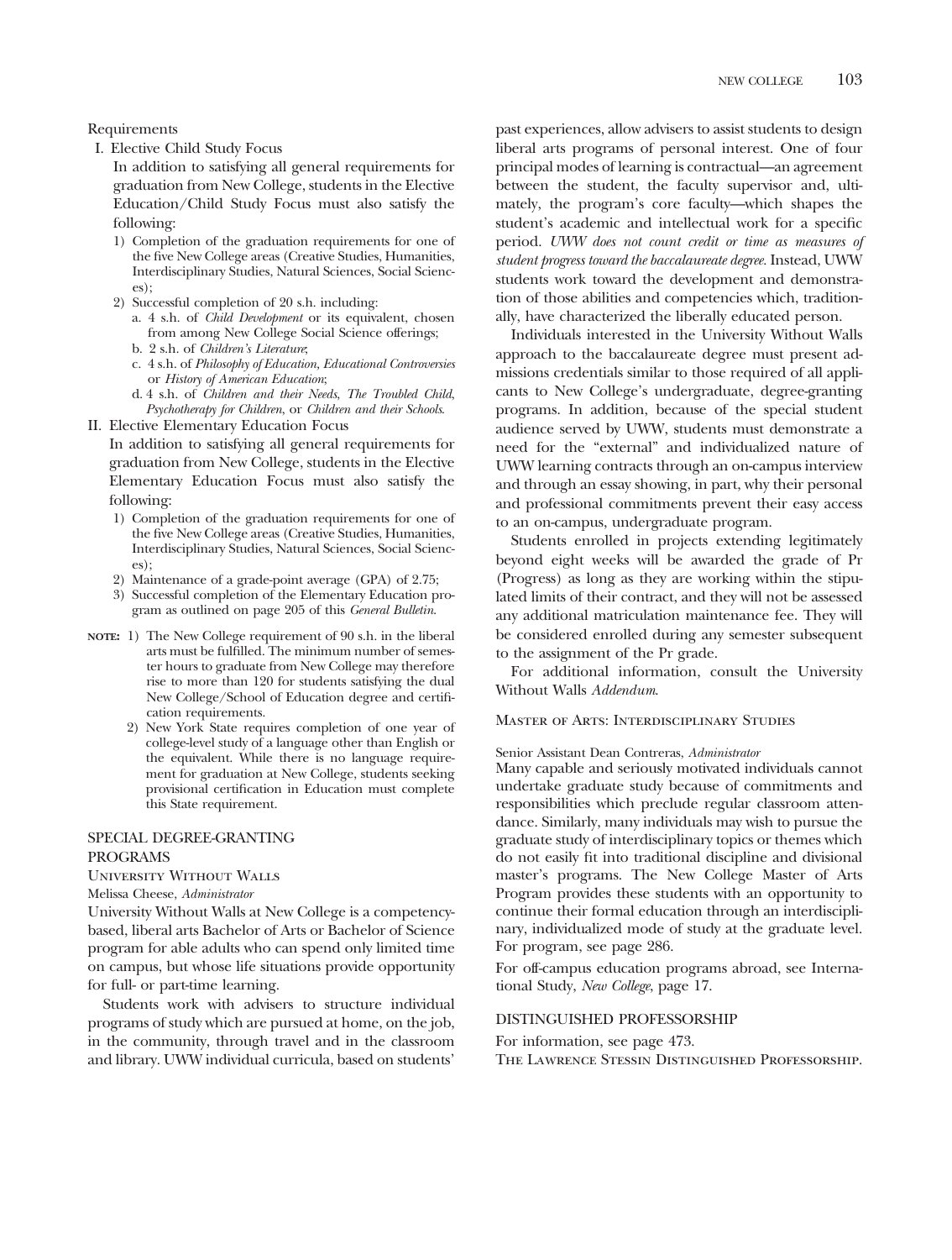Requirements

I. Elective Child Study Focus

In addition to satisfying all general requirements for graduation from New College, students in the Elective Education/Child Study Focus must also satisfy the following:

1) Completion of the graduation requirements for one of the five New College areas (Creative Studies, Humanities, Interdisciplinary Studies, Natural Sciences, Social Sciences);
2) Successful completion of 20 s.h. including:
   a. 4 s.h. of *Child Development* or its equivalent, chosen from among New College Social Science offerings;
   b. 2 s.h. of *Children's Literature*;
   c. 4 s.h. of *Philosophy of Education*, *Educational Controversies* or *History of American Education*;
   d. 4 s.h. of *Children and their Needs*, *The Troubled Child*, *Psychotherapy for Children*, or *Children and their Schools*.

II. Elective Elementary Education Focus

In addition to satisfying all general requirements for graduation from New College, students in the Elective Elementary Education Focus must also satisfy the following:

1) Completion of the graduation requirements for one of the five New College areas (Creative Studies, Humanities, Interdisciplinary Studies, Natural Sciences, Social Sciences);
2) Maintenance of a grade-point average (GPA) of 2.75;
3) Successful completion of the Elementary Education program as outlined on page 205 of this *General Bulletin*.

**NOTE:** 1) The New College requirement of 90 s.h. in the liberal arts must be fulfilled. The minimum number of semester hours to graduate from New College may therefore rise to more than 120 for students satisfying the dual New College/School of Education degree and certification requirements.

2) New York State requires completion of one year of college-level study of a language other than English or the equivalent. While there is no language requirement for graduation at New College, students seeking provisional certification in Education must complete this State requirement.

## SPECIAL DEGREE-GRANTING PROGRAMS

### University Without Walls

Melissa Cheese, *Administrator*

University Without Walls at New College is a competency-based, liberal arts Bachelor of Arts or Bachelor of Science program for able adults who can spend only limited time on campus, but whose life situations provide opportunity for full- or part-time learning.

Students work with advisers to structure individual programs of study which are pursued at home, on the job, in the community, through travel and in the classroom and library. UWW individual curricula, based on students' past experiences, allow advisers to assist students to design liberal arts programs of personal interest. One of four principal modes of learning is contractual—an agreement between the student, the faculty supervisor and, ultimately, the program's core faculty—which shapes the student's academic and intellectual work for a specific period. *UWW does not count credit or time as measures of student progress toward the baccalaureate degree.* Instead, UWW students work toward the development and demonstration of those abilities and competencies which, traditionally, have characterized the liberally educated person.

Individuals interested in the University Without Walls approach to the baccalaureate degree must present admissions credentials similar to those required of all applicants to New College's undergraduate, degree-granting programs. In addition, because of the special student audience served by UWW, students must demonstrate a need for the "external" and individualized nature of UWW learning contracts through an on-campus interview and through an essay showing, in part, why their personal and professional commitments prevent their easy access to an on-campus, undergraduate program.

Students enrolled in projects extending legitimately beyond eight weeks will be awarded the grade of Pr (Progress) as long as they are working within the stipulated limits of their contract, and they will not be assessed any additional matriculation maintenance fee. They will be considered enrolled during any semester subsequent to the assignment of the Pr grade.

For additional information, consult the University Without Walls *Addendum*.

### Master of Arts: Interdisciplinary Studies

Senior Assistant Dean Contreras, *Administrator*

Many capable and seriously motivated individuals cannot undertake graduate study because of commitments and responsibilities which preclude regular classroom attendance. Similarly, many individuals may wish to pursue the graduate study of interdisciplinary topics or themes which do not easily fit into traditional discipline and divisional master's programs. The New College Master of Arts Program provides these students with an opportunity to continue their formal education through an interdisciplinary, individualized mode of study at the graduate level. For program, see page 286.

For off-campus education programs abroad, see International Study, *New College*, page 17.

## DISTINGUISHED PROFESSORSHIP

For information, see page 473.

The Lawrence Stessin Distinguished Professorship.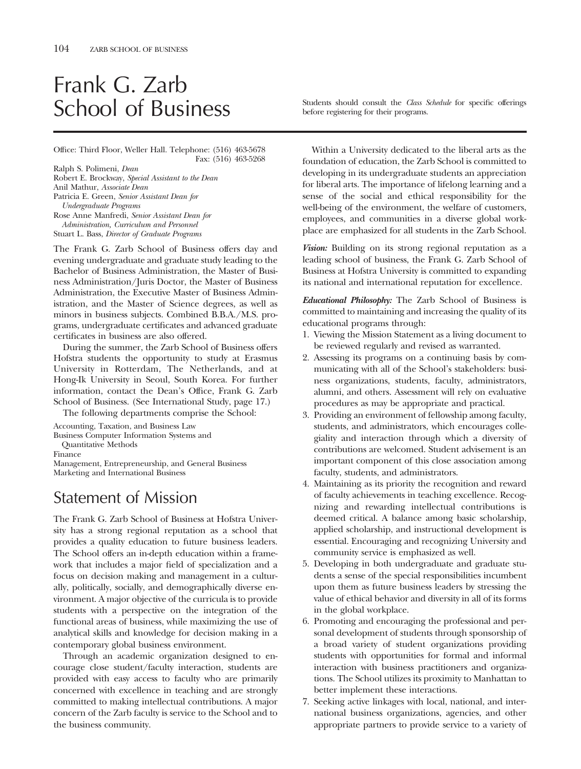# Frank G. Zarb School of Business

Students should consult the *Class Schedule* for specific offerings before registering for their programs.

Office: Third Floor, Weller Hall. Telephone: (516) 463-5678
Fax: (516) 463-5268

Ralph S. Polimeni, *Dean*
Robert E. Brockway, *Special Assistant to the Dean*
Anil Mathur, *Associate Dean*
Patricia E. Green, *Senior Assistant Dean for Undergraduate Programs*
Rose Anne Manfredi, *Senior Assistant Dean for Administration, Curriculum and Personnel*
Stuart L. Bass, *Director of Graduate Programs*

The Frank G. Zarb School of Business offers day and evening undergraduate and graduate study leading to the Bachelor of Business Administration, the Master of Business Administration/Juris Doctor, the Master of Business Administration, the Executive Master of Business Administration, and the Master of Science degrees, as well as minors in business subjects. Combined B.B.A./M.S. programs, undergraduate certificates and advanced graduate certificates in business are also offered.

During the summer, the Zarb School of Business offers Hofstra students the opportunity to study at Erasmus University in Rotterdam, The Netherlands, and at Hong-Ik University in Seoul, South Korea. For further information, contact the Dean's Office, Frank G. Zarb School of Business. (See International Study, page 17.)

The following departments comprise the School:

Accounting, Taxation, and Business Law
Business Computer Information Systems and Quantitative Methods
Finance
Management, Entrepreneurship, and General Business
Marketing and International Business

## Statement of Mission

The Frank G. Zarb School of Business at Hofstra University has a strong regional reputation as a school that provides a quality education to future business leaders. The School offers an in-depth education within a framework that includes a major field of specialization and a focus on decision making and management in a culturally, politically, socially, and demographically diverse environment. A major objective of the curricula is to provide students with a perspective on the integration of the functional areas of business, while maximizing the use of analytical skills and knowledge for decision making in a contemporary global business environment.

Through an academic organization designed to encourage close student/faculty interaction, students are provided with easy access to faculty who are primarily concerned with excellence in teaching and are strongly committed to making intellectual contributions. A major concern of the Zarb faculty is service to the School and to the business community.

Within a University dedicated to the liberal arts as the foundation of education, the Zarb School is committed to developing in its undergraduate students an appreciation for liberal arts. The importance of lifelong learning and a sense of the social and ethical responsibility for the well-being of the environment, the welfare of customers, employees, and communities in a diverse global workplace are emphasized for all students in the Zarb School.

***Vision:*** Building on its strong regional reputation as a leading school of business, the Frank G. Zarb School of Business at Hofstra University is committed to expanding its national and international reputation for excellence.

***Educational Philosophy:*** The Zarb School of Business is committed to maintaining and increasing the quality of its educational programs through:

1. Viewing the Mission Statement as a living document to be reviewed regularly and revised as warranted.
2. Assessing its programs on a continuing basis by communicating with all of the School's stakeholders: business organizations, students, faculty, administrators, alumni, and others. Assessment will rely on evaluative procedures as may be appropriate and practical.
3. Providing an environment of fellowship among faculty, students, and administrators, which encourages collegiality and interaction through which a diversity of contributions are welcomed. Student advisement is an important component of this close association among faculty, students, and administrators.
4. Maintaining as its priority the recognition and reward of faculty achievements in teaching excellence. Recognizing and rewarding intellectual contributions is deemed critical. A balance among basic scholarship, applied scholarship, and instructional development is essential. Encouraging and recognizing University and community service is emphasized as well.
5. Developing in both undergraduate and graduate students a sense of the special responsibilities incumbent upon them as future business leaders by stressing the value of ethical behavior and diversity in all of its forms in the global workplace.
6. Promoting and encouraging the professional and personal development of students through sponsorship of a broad variety of student organizations providing students with opportunities for formal and informal interaction with business practitioners and organizations. The School utilizes its proximity to Manhattan to better implement these interactions.
7. Seeking active linkages with local, national, and international business organizations, agencies, and other appropriate partners to provide service to a variety of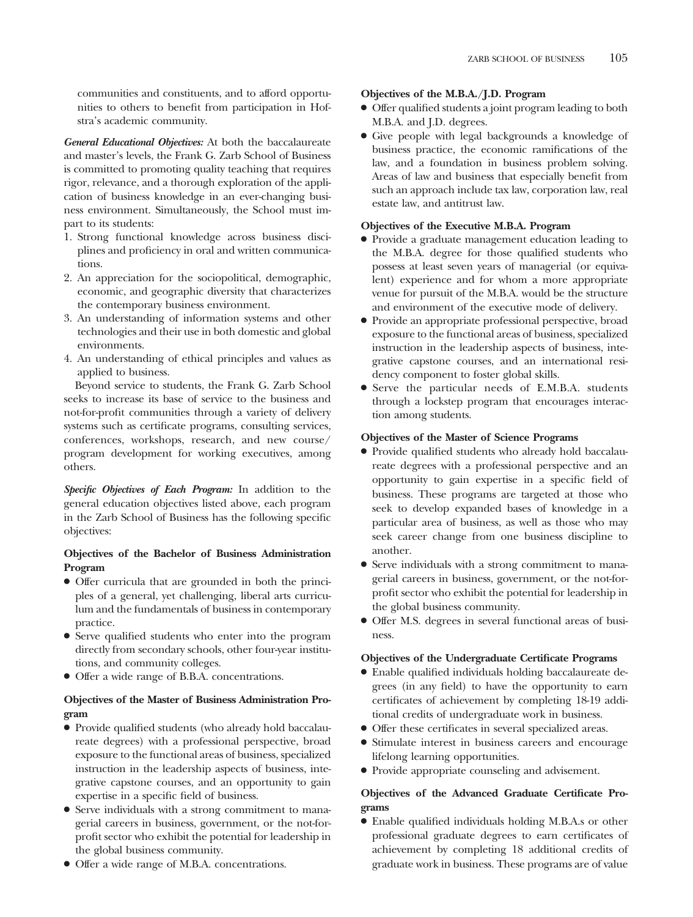communities and constituents, and to afford opportunities to others to benefit from participation in Hofstra's academic community.

***General Educational Objectives:*** At both the baccalaureate and master's levels, the Frank G. Zarb School of Business is committed to promoting quality teaching that requires rigor, relevance, and a thorough exploration of the application of business knowledge in an ever-changing business environment. Simultaneously, the School must impart to its students:

1. Strong functional knowledge across business disciplines and proficiency in oral and written communications.
2. An appreciation for the sociopolitical, demographic, economic, and geographic diversity that characterizes the contemporary business environment.
3. An understanding of information systems and other technologies and their use in both domestic and global environments.
4. An understanding of ethical principles and values as applied to business.

Beyond service to students, the Frank G. Zarb School seeks to increase its base of service to the business and not-for-profit communities through a variety of delivery systems such as certificate programs, consulting services, conferences, workshops, research, and new course/program development for working executives, among others.

***Specific Objectives of Each Program:*** In addition to the general education objectives listed above, each program in the Zarb School of Business has the following specific objectives:

**Objectives of the Bachelor of Business Administration Program**

- Offer curricula that are grounded in both the principles of a general, yet challenging, liberal arts curriculum and the fundamentals of business in contemporary practice.
- Serve qualified students who enter into the program directly from secondary schools, other four-year institutions, and community colleges.
- Offer a wide range of B.B.A. concentrations.

**Objectives of the Master of Business Administration Program**

- Provide qualified students (who already hold baccalaureate degrees) with a professional perspective, broad exposure to the functional areas of business, specialized instruction in the leadership aspects of business, integrative capstone courses, and an opportunity to gain expertise in a specific field of business.
- Serve individuals with a strong commitment to managerial careers in business, government, or the not-for-profit sector who exhibit the potential for leadership in the global business community.
- Offer a wide range of M.B.A. concentrations.

**Objectives of the M.B.A./J.D. Program**

- Offer qualified students a joint program leading to both M.B.A. and J.D. degrees.
- Give people with legal backgrounds a knowledge of business practice, the economic ramifications of the law, and a foundation in business problem solving. Areas of law and business that especially benefit from such an approach include tax law, corporation law, real estate law, and antitrust law.

**Objectives of the Executive M.B.A. Program**

- Provide a graduate management education leading to the M.B.A. degree for those qualified students who possess at least seven years of managerial (or equivalent) experience and for whom a more appropriate venue for pursuit of the M.B.A. would be the structure and environment of the executive mode of delivery.
- Provide an appropriate professional perspective, broad exposure to the functional areas of business, specialized instruction in the leadership aspects of business, integrative capstone courses, and an international residency component to foster global skills.
- Serve the particular needs of E.M.B.A. students through a lockstep program that encourages interaction among students.

**Objectives of the Master of Science Programs**

- Provide qualified students who already hold baccalaureate degrees with a professional perspective and an opportunity to gain expertise in a specific field of business. These programs are targeted at those who seek to develop expanded bases of knowledge in a particular area of business, as well as those who may seek career change from one business discipline to another.
- Serve individuals with a strong commitment to managerial careers in business, government, or the not-for-profit sector who exhibit the potential for leadership in the global business community.
- Offer M.S. degrees in several functional areas of business.

**Objectives of the Undergraduate Certificate Programs**

- Enable qualified individuals holding baccalaureate degrees (in any field) to have the opportunity to earn certificates of achievement by completing 18-19 additional credits of undergraduate work in business.
- Offer these certificates in several specialized areas.
- Stimulate interest in business careers and encourage lifelong learning opportunities.
- Provide appropriate counseling and advisement.

**Objectives of the Advanced Graduate Certificate Programs**

- Enable qualified individuals holding M.B.A.s or other professional graduate degrees to earn certificates of achievement by completing 18 additional credits of graduate work in business. These programs are of value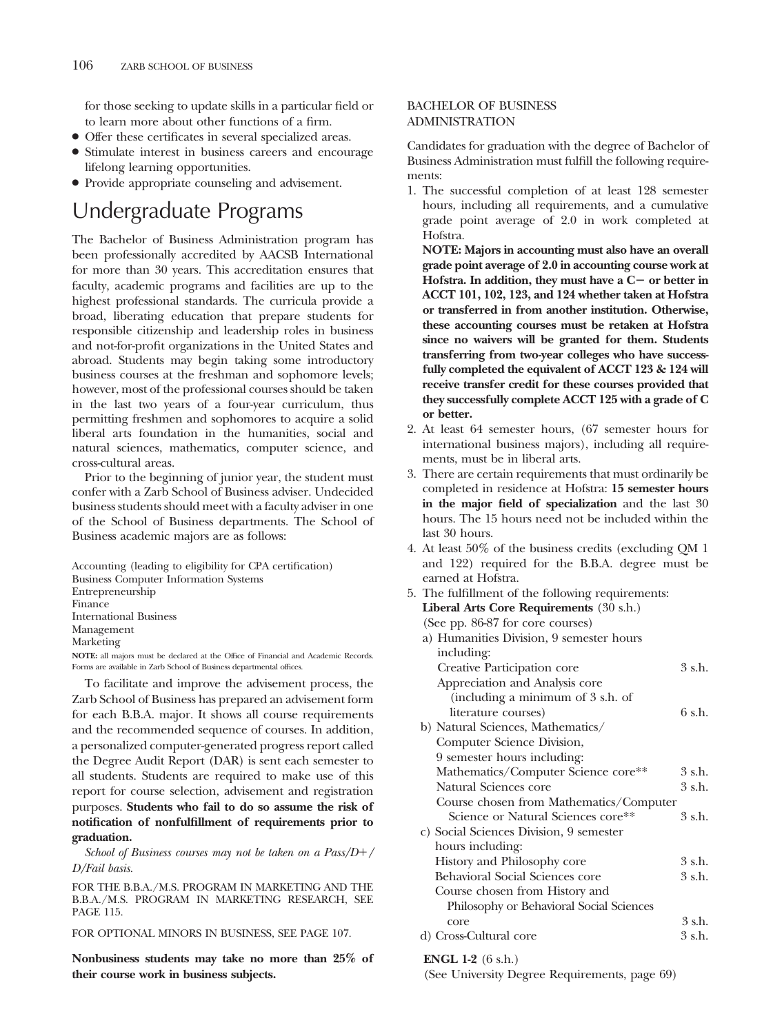for those seeking to update skills in a particular field or to learn more about other functions of a firm.

- Offer these certificates in several specialized areas.
- Stimulate interest in business careers and encourage lifelong learning opportunities.
- Provide appropriate counseling and advisement.

# Undergraduate Programs

The Bachelor of Business Administration program has been professionally accredited by AACSB International for more than 30 years. This accreditation ensures that faculty, academic programs and facilities are up to the highest professional standards. The curricula provide a broad, liberating education that prepare students for responsible citizenship and leadership roles in business and not-for-profit organizations in the United States and abroad. Students may begin taking some introductory business courses at the freshman and sophomore levels; however, most of the professional courses should be taken in the last two years of a four-year curriculum, thus permitting freshmen and sophomores to acquire a solid liberal arts foundation in the humanities, social and natural sciences, mathematics, computer science, and cross-cultural areas.

Prior to the beginning of junior year, the student must confer with a Zarb School of Business adviser. Undecided business students should meet with a faculty adviser in one of the School of Business departments. The School of Business academic majors are as follows:

Accounting (leading to eligibility for CPA certification)
Business Computer Information Systems
Entrepreneurship
Finance
International Business
Management
Marketing

**NOTE:** all majors must be declared at the Office of Financial and Academic Records. Forms are available in Zarb School of Business departmental offices.

To facilitate and improve the advisement process, the Zarb School of Business has prepared an advisement form for each B.B.A. major. It shows all course requirements and the recommended sequence of courses. In addition, a personalized computer-generated progress report called the Degree Audit Report (DAR) is sent each semester to all students. Students are required to make use of this report for course selection, advisement and registration purposes. **Students who fail to do so assume the risk of notification of nonfulfillment of requirements prior to graduation.**

*School of Business courses may not be taken on a Pass/D+/D/Fail basis.*

FOR THE B.B.A./M.S. PROGRAM IN MARKETING AND THE B.B.A./M.S. PROGRAM IN MARKETING RESEARCH, SEE PAGE 115.

FOR OPTIONAL MINORS IN BUSINESS, SEE PAGE 107.

**Nonbusiness students may take no more than 25% of their course work in business subjects.**

## BACHELOR OF BUSINESS ADMINISTRATION

Candidates for graduation with the degree of Bachelor of Business Administration must fulfill the following requirements:

1. The successful completion of at least 128 semester hours, including all requirements, and a cumulative grade point average of 2.0 in work completed at Hofstra.
   **NOTE: Majors in accounting must also have an overall grade point average of 2.0 in accounting course work at Hofstra. In addition, they must have a C− or better in ACCT 101, 102, 123, and 124 whether taken at Hofstra or transferred in from another institution. Otherwise, these accounting courses must be retaken at Hofstra since no waivers will be granted for them. Students transferring from two-year colleges who have successfully completed the equivalent of ACCT 123 & 124 will receive transfer credit for these courses provided that they successfully complete ACCT 125 with a grade of C or better.**
2. At least 64 semester hours, (67 semester hours for international business majors), including all requirements, must be in liberal arts.
3. There are certain requirements that must ordinarily be completed in residence at Hofstra: **15 semester hours in the major field of specialization** and the last 30 hours. The 15 hours need not be included within the last 30 hours.
4. At least 50% of the business credits (excluding QM 1 and 122) required for the B.B.A. degree must be earned at Hofstra.
5. The fulfillment of the following requirements:
   **Liberal Arts Core Requirements** (30 s.h.)
   (See pp. 86-87 for core courses)
   a) Humanities Division, 9 semester hours including:
      - Creative Participation core — 3 s.h.
      - Appreciation and Analysis core (including a minimum of 3 s.h. of literature courses) — 6 s.h.
   b) Natural Sciences, Mathematics/Computer Science Division, 9 semester hours including:
      - Mathematics/Computer Science core** — 3 s.h.
      - Natural Sciences core — 3 s.h.
      - Course chosen from Mathematics/Computer Science or Natural Sciences core** — 3 s.h.
   c) Social Sciences Division, 9 semester hours including:
      - History and Philosophy core — 3 s.h.
      - Behavioral Social Sciences core — 3 s.h.
      - Course chosen from History and Philosophy or Behavioral Social Sciences core — 3 s.h.
   d) Cross-Cultural core — 3 s.h.

   **ENGL 1-2** (6 s.h.)
   (See University Degree Requirements, page 69)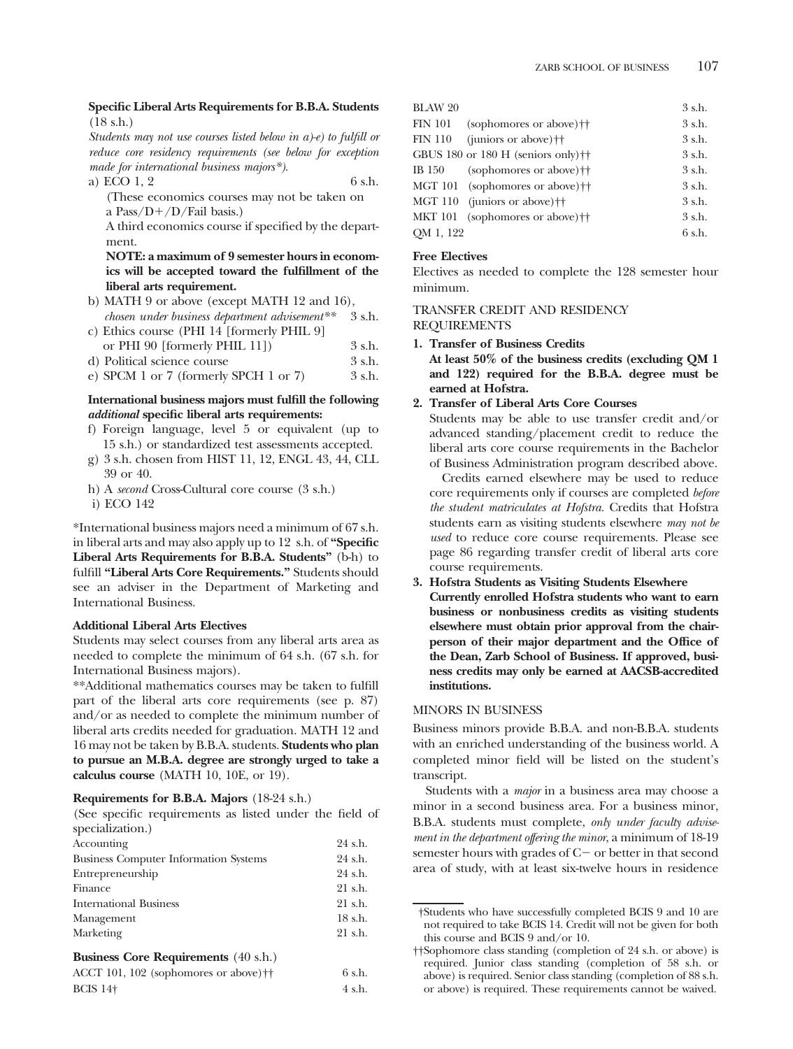**Specific Liberal Arts Requirements for B.B.A. Students** (18 s.h.)

*Students may not use courses listed below in a)-e) to fulfill or reduce core residency requirements (see below for exception made for international business majors\*).*

a) ECO 1, 2 — 6 s.h.
(These economics courses may not be taken on a Pass/D+/D/Fail basis.)
A third economics course if specified by the department.
**NOTE: a maximum of 9 semester hours in economics will be accepted toward the fulfillment of the liberal arts requirement.**

b) MATH 9 or above (except MATH 12 and 16), *chosen under business department advisement\*\** — 3 s.h.

c) Ethics course (PHI 14 [formerly PHIL 9] or PHI 90 [formerly PHIL 11]) — 3 s.h.

d) Political science course — 3 s.h.

e) SPCM 1 or 7 (formerly SPCH 1 or 7) — 3 s.h.

**International business majors must fulfill the following *additional* specific liberal arts requirements:**

f) Foreign language, level 5 or equivalent (up to 15 s.h.) or standardized test assessments accepted.

g) 3 s.h. chosen from HIST 11, 12, ENGL 43, 44, CLL 39 or 40.

h) A *second* Cross-Cultural core course (3 s.h.)

i) ECO 142

\*International business majors need a minimum of 67 s.h. in liberal arts and may also apply up to 12 s.h. of **"Specific Liberal Arts Requirements for B.B.A. Students"** (b-h) to fulfill **"Liberal Arts Core Requirements."** Students should see an adviser in the Department of Marketing and International Business.

**Additional Liberal Arts Electives**

Students may select courses from any liberal arts area as needed to complete the minimum of 64 s.h. (67 s.h. for International Business majors).

\*\*Additional mathematics courses may be taken to fulfill part of the liberal arts core requirements (see p. 87) and/or as needed to complete the minimum number of liberal arts credits needed for graduation. MATH 12 and 16 may not be taken by B.B.A. students. **Students who plan to pursue an M.B.A. degree are strongly urged to take a calculus course** (MATH 10, 10E, or 19).

**Requirements for B.B.A. Majors** (18-24 s.h.)

(See specific requirements as listed under the field of specialization.)

| Major | s.h. |
|---|---|
| Accounting | 24 s.h. |
| Business Computer Information Systems | 24 s.h. |
| Entrepreneurship | 24 s.h. |
| Finance | 21 s.h. |
| International Business | 21 s.h. |
| Management | 18 s.h. |
| Marketing | 21 s.h. |

**Business Core Requirements** (40 s.h.)

| Course | s.h. |
|---|---|
| ACCT 101, 102 (sophomores or above)†† | 6 s.h. |
| BCIS 14† | 4 s.h. |
| BLAW 20 | 3 s.h. |
| FIN 101 (sophomores or above)†† | 3 s.h. |
| FIN 110 (juniors or above)†† | 3 s.h. |
| GBUS 180 or 180 H (seniors only)†† | 3 s.h. |
| IB 150 (sophomores or above)†† | 3 s.h. |
| MGT 101 (sophomores or above)†† | 3 s.h. |
| MGT 110 (juniors or above)†† | 3 s.h. |
| MKT 101 (sophomores or above)†† | 3 s.h. |
| QM 1, 122 | 6 s.h. |

**Free Electives**

Electives as needed to complete the 128 semester hour minimum.

TRANSFER CREDIT AND RESIDENCY REQUIREMENTS

1. **Transfer of Business Credits**
   **At least 50% of the business credits (excluding QM 1 and 122) required for the B.B.A. degree must be earned at Hofstra.**
2. **Transfer of Liberal Arts Core Courses**
   Students may be able to use transfer credit and/or advanced standing/placement credit to reduce the liberal arts core course requirements in the Bachelor of Business Administration program described above.
   Credits earned elsewhere may be used to reduce core requirements only if courses are completed *before the student matriculates at Hofstra.* Credits that Hofstra students earn as visiting students elsewhere *may not be used* to reduce core course requirements. Please see page 86 regarding transfer credit of liberal arts core course requirements.
3. **Hofstra Students as Visiting Students Elsewhere**
   **Currently enrolled Hofstra students who want to earn business or nonbusiness credits as visiting students elsewhere must obtain prior approval from the chairperson of their major department and the Office of the Dean, Zarb School of Business. If approved, business credits may only be earned at AACSB-accredited institutions.**

MINORS IN BUSINESS

Business minors provide B.B.A. and non-B.B.A. students with an enriched understanding of the business world. A completed minor field will be listed on the student's transcript.

Students with a *major* in a business area may choose a minor in a second business area. For a business minor, B.B.A. students must complete, *only under faculty advisement in the department offering the minor,* a minimum of 18-19 semester hours with grades of C− or better in that second area of study, with at least six-twelve hours in residence

†Students who have successfully completed BCIS 9 and 10 are not required to take BCIS 14. Credit will not be given for both this course and BCIS 9 and/or 10.

††Sophomore class standing (completion of 24 s.h. or above) is required. Junior class standing (completion of 58 s.h. or above) is required. Senior class standing (completion of 88 s.h. or above) is required. These requirements cannot be waived.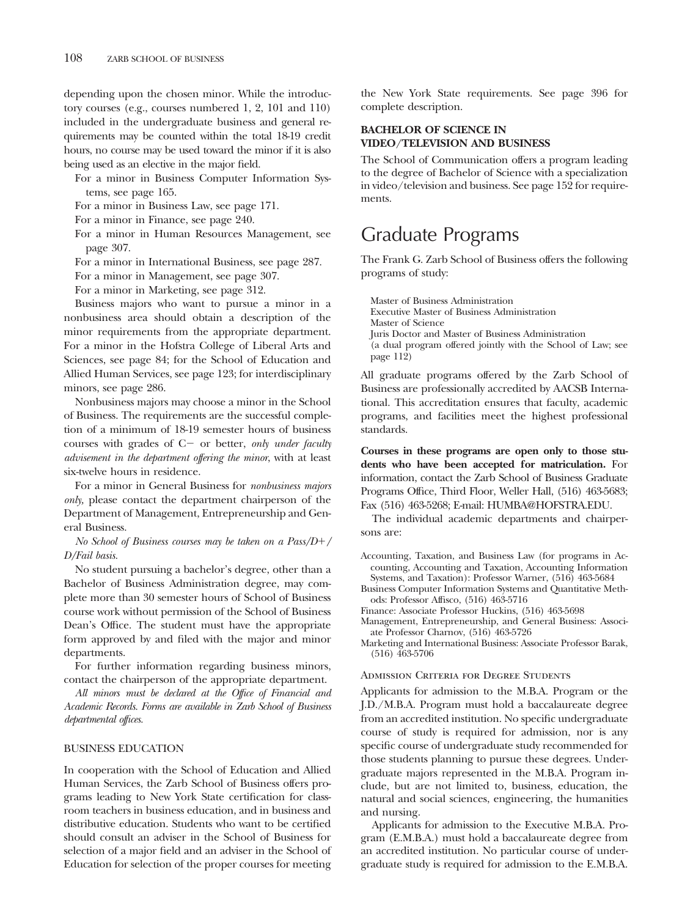depending upon the chosen minor. While the introductory courses (e.g., courses numbered 1, 2, 101 and 110) included in the undergraduate business and general requirements may be counted within the total 18-19 credit hours, no course may be used toward the minor if it is also being used as an elective in the major field.

For a minor in Business Computer Information Systems, see page 165.

For a minor in Business Law, see page 171.

For a minor in Finance, see page 240.

For a minor in Human Resources Management, see page 307.

For a minor in International Business, see page 287.

For a minor in Management, see page 307.

For a minor in Marketing, see page 312.

Business majors who want to pursue a minor in a nonbusiness area should obtain a description of the minor requirements from the appropriate department. For a minor in the Hofstra College of Liberal Arts and Sciences, see page 84; for the School of Education and Allied Human Services, see page 123; for interdisciplinary minors, see page 286.

Nonbusiness majors may choose a minor in the School of Business. The requirements are the successful completion of a minimum of 18-19 semester hours of business courses with grades of C− or better, *only under faculty advisement in the department offering the minor*, with at least six-twelve hours in residence.

For a minor in General Business for *nonbusiness majors only*, please contact the department chairperson of the Department of Management, Entrepreneurship and General Business.

*No School of Business courses may be taken on a Pass/D+/D/Fail basis.*

No student pursuing a bachelor's degree, other than a Bachelor of Business Administration degree, may complete more than 30 semester hours of School of Business course work without permission of the School of Business Dean's Office. The student must have the appropriate form approved by and filed with the major and minor departments.

For further information regarding business minors, contact the chairperson of the appropriate department.

*All minors must be declared at the Office of Financial and Academic Records. Forms are available in Zarb School of Business departmental offices.*

### BUSINESS EDUCATION

In cooperation with the School of Education and Allied Human Services, the Zarb School of Business offers programs leading to New York State certification for classroom teachers in business education, and in business and distributive education. Students who want to be certified should consult an adviser in the School of Business for selection of a major field and an adviser in the School of Education for selection of the proper courses for meeting the New York State requirements. See page 396 for complete description.

### BACHELOR OF SCIENCE IN VIDEO/TELEVISION AND BUSINESS

The School of Communication offers a program leading to the degree of Bachelor of Science with a specialization in video/television and business. See page 152 for requirements.

## Graduate Programs

The Frank G. Zarb School of Business offers the following programs of study:

Master of Business Administration
Executive Master of Business Administration
Master of Science
Juris Doctor and Master of Business Administration
(a dual program offered jointly with the School of Law; see page 112)

All graduate programs offered by the Zarb School of Business are professionally accredited by AACSB International. This accreditation ensures that faculty, academic programs, and facilities meet the highest professional standards.

**Courses in these programs are open only to those students who have been accepted for matriculation.** For information, contact the Zarb School of Business Graduate Programs Office, Third Floor, Weller Hall, (516) 463-5683; Fax (516) 463-5268; E-mail: HUMBA@HOFSTRA.EDU.

The individual academic departments and chairpersons are:

Accounting, Taxation, and Business Law (for programs in Accounting, Accounting and Taxation, Accounting Information Systems, and Taxation): Professor Warner, (516) 463-5684
Business Computer Information Systems and Quantitative Methods: Professor Affisco, (516) 463-5716
Finance: Associate Professor Huckins, (516) 463-5698
Management, Entrepreneurship, and General Business: Associate Professor Charnov, (516) 463-5726
Marketing and International Business: Associate Professor Barak, (516) 463-5706

### Admission Criteria for Degree Students

Applicants for admission to the M.B.A. Program or the J.D./M.B.A. Program must hold a baccalaureate degree from an accredited institution. No specific undergraduate course of study is required for admission, nor is any specific course of undergraduate study recommended for those students planning to pursue these degrees. Undergraduate majors represented in the M.B.A. Program include, but are not limited to, business, education, the natural and social sciences, engineering, the humanities and nursing.

Applicants for admission to the Executive M.B.A. Program (E.M.B.A.) must hold a baccalaureate degree from an accredited institution. No particular course of undergraduate study is required for admission to the E.M.B.A.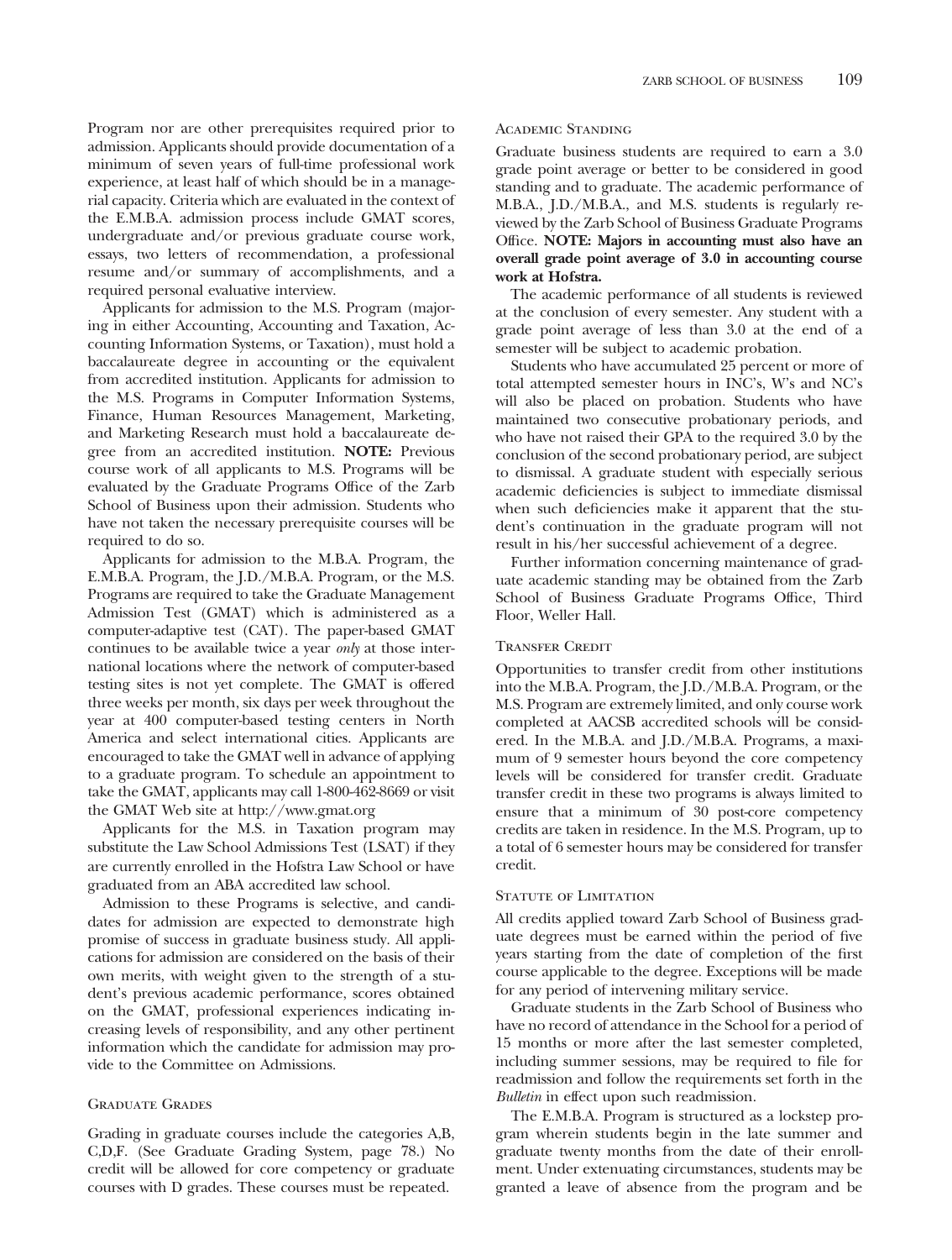Program nor are other prerequisites required prior to admission. Applicants should provide documentation of a minimum of seven years of full-time professional work experience, at least half of which should be in a managerial capacity. Criteria which are evaluated in the context of the E.M.B.A. admission process include GMAT scores, undergraduate and/or previous graduate course work, essays, two letters of recommendation, a professional resume and/or summary of accomplishments, and a required personal evaluative interview.

Applicants for admission to the M.S. Program (majoring in either Accounting, Accounting and Taxation, Accounting Information Systems, or Taxation), must hold a baccalaureate degree in accounting or the equivalent from accredited institution. Applicants for admission to the M.S. Programs in Computer Information Systems, Finance, Human Resources Management, Marketing, and Marketing Research must hold a baccalaureate degree from an accredited institution. **NOTE:** Previous course work of all applicants to M.S. Programs will be evaluated by the Graduate Programs Office of the Zarb School of Business upon their admission. Students who have not taken the necessary prerequisite courses will be required to do so.

Applicants for admission to the M.B.A. Program, the E.M.B.A. Program, the J.D./M.B.A. Program, or the M.S. Programs are required to take the Graduate Management Admission Test (GMAT) which is administered as a computer-adaptive test (CAT). The paper-based GMAT continues to be available twice a year *only* at those international locations where the network of computer-based testing sites is not yet complete. The GMAT is offered three weeks per month, six days per week throughout the year at 400 computer-based testing centers in North America and select international cities. Applicants are encouraged to take the GMAT well in advance of applying to a graduate program. To schedule an appointment to take the GMAT, applicants may call 1-800-462-8669 or visit the GMAT Web site at http://www.gmat.org

Applicants for the M.S. in Taxation program may substitute the Law School Admissions Test (LSAT) if they are currently enrolled in the Hofstra Law School or have graduated from an ABA accredited law school.

Admission to these Programs is selective, and candidates for admission are expected to demonstrate high promise of success in graduate business study. All applications for admission are considered on the basis of their own merits, with weight given to the strength of a student's previous academic performance, scores obtained on the GMAT, professional experiences indicating increasing levels of responsibility, and any other pertinent information which the candidate for admission may provide to the Committee on Admissions.

### Graduate Grades

Grading in graduate courses include the categories A,B, C,D,F. (See Graduate Grading System, page 78.) No credit will be allowed for core competency or graduate courses with D grades. These courses must be repeated.

### Academic Standing

Graduate business students are required to earn a 3.0 grade point average or better to be considered in good standing and to graduate. The academic performance of M.B.A., J.D./M.B.A., and M.S. students is regularly reviewed by the Zarb School of Business Graduate Programs Office. **NOTE: Majors in accounting must also have an overall grade point average of 3.0 in accounting course work at Hofstra.**

The academic performance of all students is reviewed at the conclusion of every semester. Any student with a grade point average of less than 3.0 at the end of a semester will be subject to academic probation.

Students who have accumulated 25 percent or more of total attempted semester hours in INC's, W's and NC's will also be placed on probation. Students who have maintained two consecutive probationary periods, and who have not raised their GPA to the required 3.0 by the conclusion of the second probationary period, are subject to dismissal. A graduate student with especially serious academic deficiencies is subject to immediate dismissal when such deficiencies make it apparent that the student's continuation in the graduate program will not result in his/her successful achievement of a degree.

Further information concerning maintenance of graduate academic standing may be obtained from the Zarb School of Business Graduate Programs Office, Third Floor, Weller Hall.

### Transfer Credit

Opportunities to transfer credit from other institutions into the M.B.A. Program, the J.D./M.B.A. Program, or the M.S. Program are extremely limited, and only course work completed at AACSB accredited schools will be considered. In the M.B.A. and J.D./M.B.A. Programs, a maximum of 9 semester hours beyond the core competency levels will be considered for transfer credit. Graduate transfer credit in these two programs is always limited to ensure that a minimum of 30 post-core competency credits are taken in residence. In the M.S. Program, up to a total of 6 semester hours may be considered for transfer credit.

### Statute of Limitation

All credits applied toward Zarb School of Business graduate degrees must be earned within the period of five years starting from the date of completion of the first course applicable to the degree. Exceptions will be made for any period of intervening military service.

Graduate students in the Zarb School of Business who have no record of attendance in the School for a period of 15 months or more after the last semester completed, including summer sessions, may be required to file for readmission and follow the requirements set forth in the *Bulletin* in effect upon such readmission.

The E.M.B.A. Program is structured as a lockstep program wherein students begin in the late summer and graduate twenty months from the date of their enrollment. Under extenuating circumstances, students may be granted a leave of absence from the program and be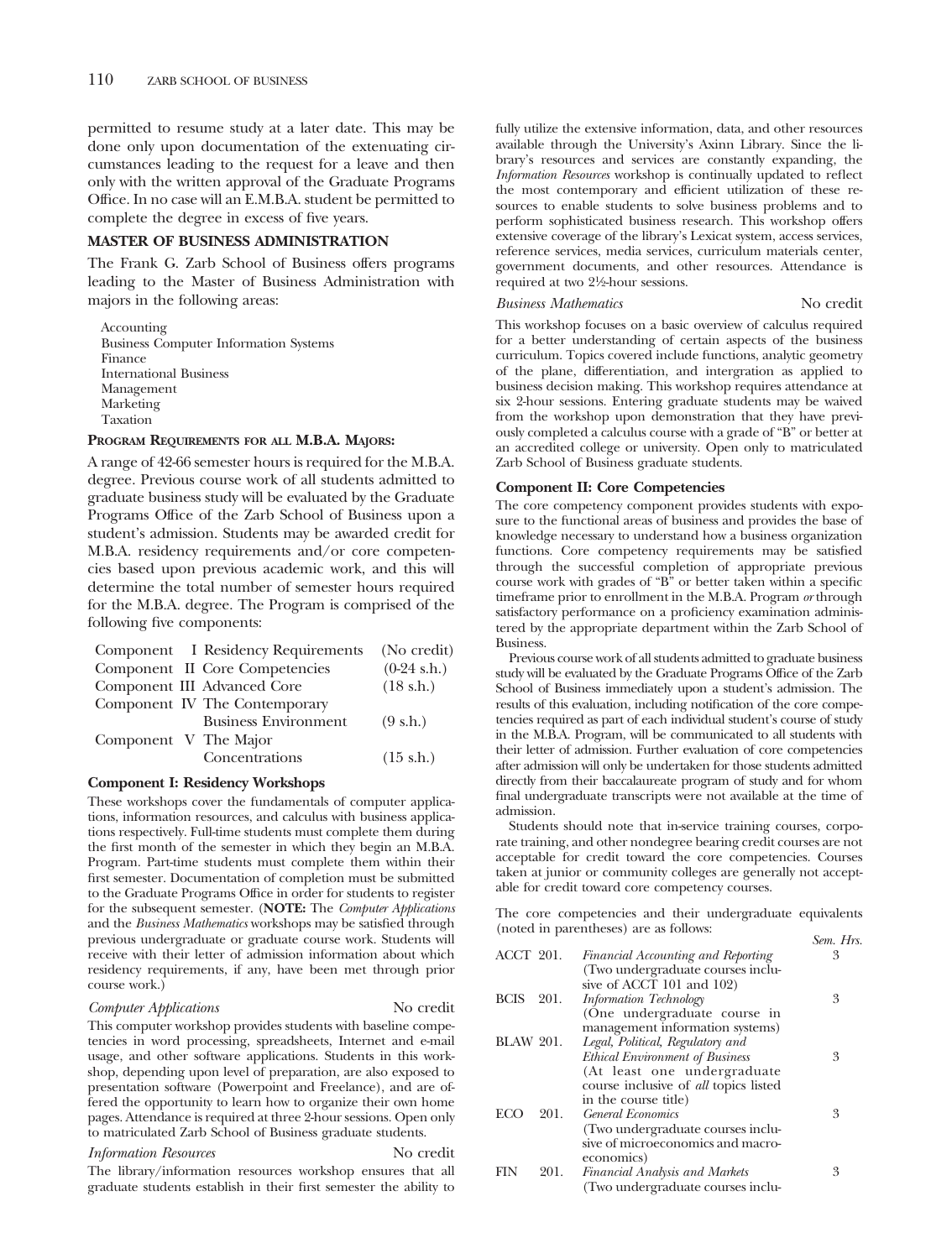permitted to resume study at a later date. This may be done only upon documentation of the extenuating circumstances leading to the request for a leave and then only with the written approval of the Graduate Programs Office. In no case will an E.M.B.A. student be permitted to complete the degree in excess of five years.

## MASTER OF BUSINESS ADMINISTRATION

The Frank G. Zarb School of Business offers programs leading to the Master of Business Administration with majors in the following areas:

- Accounting
- Business Computer Information Systems
- Finance
- International Business
- Management
- Marketing
- Taxation

### PROGRAM REQUIREMENTS FOR ALL M.B.A. MAJORS:

A range of 42-66 semester hours is required for the M.B.A. degree. Previous course work of all students admitted to graduate business study will be evaluated by the Graduate Programs Office of the Zarb School of Business upon a student's admission. Students may be awarded credit for M.B.A. residency requirements and/or core competencies based upon previous academic work, and this will determine the total number of semester hours required for the M.B.A. degree. The Program is comprised of the following five components:

| Component | | |
|---|---|---|
| Component I | Residency Requirements | (No credit) |
| Component II | Core Competencies | (0-24 s.h.) |
| Component III | Advanced Core | (18 s.h.) |
| Component IV | The Contemporary Business Environment | (9 s.h.) |
| Component V | The Major Concentrations | (15 s.h.) |

### Component I: Residency Workshops

These workshops cover the fundamentals of computer applications, information resources, and calculus with business applications respectively. Full-time students must complete them during the first month of the semester in which they begin an M.B.A. Program. Part-time students must complete them within their first semester. Documentation of completion must be submitted to the Graduate Programs Office in order for students to register for the subsequent semester. (**NOTE:** The *Computer Applications* and the *Business Mathematics* workshops may be satisfied through previous undergraduate or graduate course work. Students will receive with their letter of admission information about which residency requirements, if any, have been met through prior course work.)

*Computer Applications* — No credit

This computer workshop provides students with baseline competencies in word processing, spreadsheets, Internet and e-mail usage, and other software applications. Students in this workshop, depending upon level of preparation, are also exposed to presentation software (Powerpoint and Freelance), and are offered the opportunity to learn how to organize their own home pages. Attendance is required at three 2-hour sessions. Open only to matriculated Zarb School of Business graduate students.

*Information Resources* — No credit

The library/information resources workshop ensures that all graduate students establish in their first semester the ability to fully utilize the extensive information, data, and other resources available through the University's Axinn Library. Since the library's resources and services are constantly expanding, the *Information Resources* workshop is continually updated to reflect the most contemporary and efficient utilization of these resources to enable students to solve business problems and to perform sophisticated business research. This workshop offers extensive coverage of the library's Lexicat system, access services, reference services, media services, curriculum materials center, government documents, and other resources. Attendance is required at two 2½-hour sessions.

*Business Mathematics* — No credit

This workshop focuses on a basic overview of calculus required for a better understanding of certain aspects of the business curriculum. Topics covered include functions, analytic geometry of the plane, differentiation, and intergration as applied to business decision making. This workshop requires attendance at six 2-hour sessions. Entering graduate students may be waived from the workshop upon demonstration that they have previously completed a calculus course with a grade of "B" or better at an accredited college or university. Open only to matriculated Zarb School of Business graduate students.

### Component II: Core Competencies

The core competency component provides students with exposure to the functional areas of business and provides the base of knowledge necessary to understand how a business organization functions. Core competency requirements may be satisfied through the successful completion of appropriate previous course work with grades of "B" or better taken within a specific timeframe prior to enrollment in the M.B.A. Program *or* through satisfactory performance on a proficiency examination administered by the appropriate department within the Zarb School of Business.

Previous course work of all students admitted to graduate business study will be evaluated by the Graduate Programs Office of the Zarb School of Business immediately upon a student's admission. The results of this evaluation, including notification of the core competencies required as part of each individual student's course of study in the M.B.A. Program, will be communicated to all students with their letter of admission. Further evaluation of core competencies after admission will only be undertaken for those students admitted directly from their baccalaureate program of study and for whom final undergraduate transcripts were not available at the time of admission.

Students should note that in-service training courses, corporate training, and other nondegree bearing credit courses are not acceptable for credit toward the core competencies. Courses taken at junior or community colleges are generally not acceptable for credit toward core competency courses.

The core competencies and their undergraduate equivalents (noted in parentheses) are as follows:

| Course | Title | Sem. Hrs. |
|---|---|---|
| ACCT 201. | *Financial Accounting and Reporting* (Two undergraduate courses inclusive of ACCT 101 and 102) | 3 |
| BCIS 201. | *Information Technology* (One undergraduate course in management information systems) | 3 |
| BLAW 201. | *Legal, Political, Regulatory and Ethical Environment of Business* (At least one undergraduate course inclusive of *all* topics listed in the course title) | 3 |
| ECO 201. | *General Economics* (Two undergraduate courses inclusive of microeconomics and macroeconomics) | 3 |
| FIN 201. | *Financial Analysis and Markets* (Two undergraduate courses inclu- | 3 |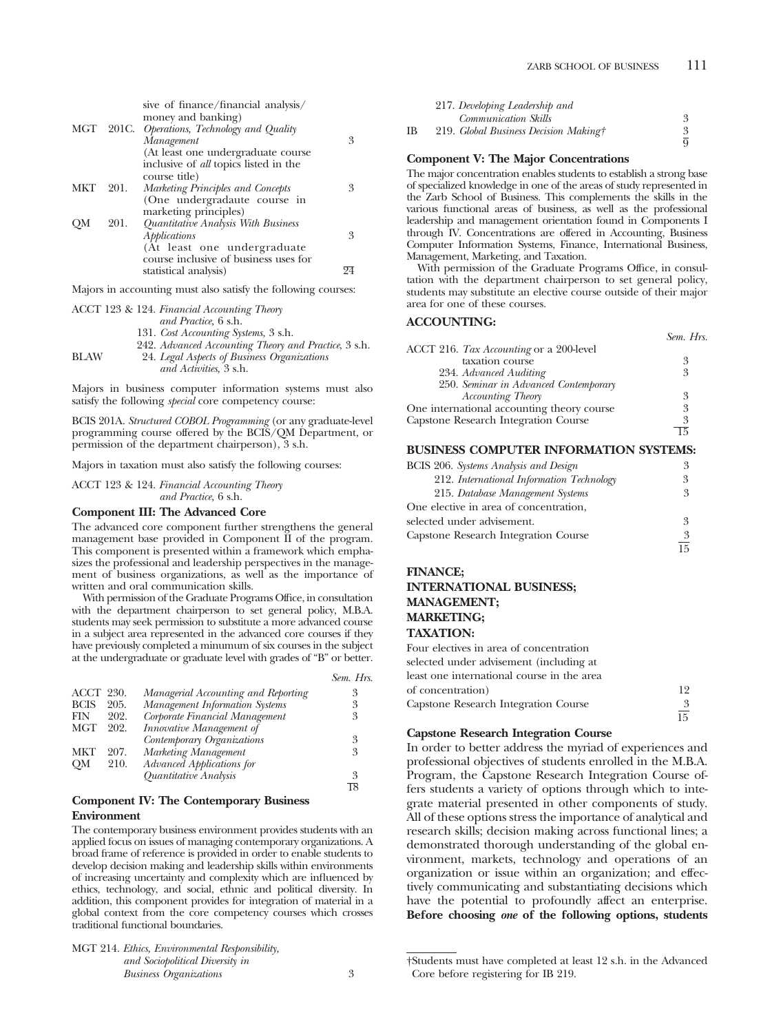| | | | |
|---|---|---|---|
| | | sive of finance/financial analysis/ money and banking) | |
| MGT | 201C. | *Operations, Technology and Quality Management* (At least one undergraduate course inclusive of *all* topics listed in the course title) | 3 |
| MKT | 201. | *Marketing Principles and Concepts* (One undergradaute course in marketing principles) | 3 |
| QM | 201. | *Quantitative Analysis With Business Applications* (At least one undergraduate course inclusive of business uses for statistical analysis) | 3 |
| | | | 24 |

Majors in accounting must also satisfy the following courses:

ACCT 123 & 124. *Financial Accounting Theory and Practice,* 6 s.h.
131. *Cost Accounting Systems,* 3 s.h.
242. *Advanced Accounting Theory and Practice,* 3 s.h.
BLAW 24. *Legal Aspects of Business Organizations and Activities,* 3 s.h.

Majors in business computer information systems must also satisfy the following *special* core competency course:

BCIS 201A. *Structured COBOL Programming* (or any graduate-level programming course offered by the BCIS/QM Department, or permission of the department chairperson), 3 s.h.

Majors in taxation must also satisfy the following courses:

ACCT 123 & 124. *Financial Accounting Theory and Practice,* 6 s.h.

### Component III: The Advanced Core

The advanced core component further strengthens the general management base provided in Component II of the program. This component is presented within a framework which emphasizes the professional and leadership perspectives in the management of business organizations, as well as the importance of written and oral communication skills.

With permission of the Graduate Programs Office, in consultation with the department chairperson to set general policy, M.B.A. students may seek permission to substitute a more advanced course in a subject area represented in the advanced core courses if they have previously completed a minumum of six courses in the subject at the undergraduate or graduate level with grades of "B" or better.

| | | | *Sem. Hrs.* |
|---|---|---|---|
| ACCT | 230. | *Managerial Accounting and Reporting* | 3 |
| BCIS | 205. | *Management Information Systems* | 3 |
| FIN | 202. | *Corporate Financial Management* | 3 |
| MGT | 202. | *Innovative Management of Contemporary Organizations* | 3 |
| MKT | 207. | *Marketing Management* | 3 |
| QM | 210. | *Advanced Applications for Quantitative Analysis* | 3 |
| | | | 18 |

### Component IV: The Contemporary Business Environment

The contemporary business environment provides students with an applied focus on issues of managing contemporary organizations. A broad frame of reference is provided in order to enable students to develop decision making and leadership skills within environments of increasing uncertainty and complexity which are influenced by ethics, technology, and social, ethnic and political diversity. In addition, this component provides for integration of material in a global context from the core competency courses which crosses traditional functional boundaries.

| | | |
|---|---|---|
| MGT | 214. *Ethics, Environmental Responsibility, and Sociopolitical Diversity in Business Organizations* | 3 |
| | 217. *Developing Leadership and Communication Skills* | 3 |
| IB | 219. *Global Business Decision Making†* | 3 |
| | | 9 |

### Component V: The Major Concentrations

The major concentration enables students to establish a strong base of specialized knowledge in one of the areas of study represented in the Zarb School of Business. This complements the skills in the various functional areas of business, as well as the professional leadership and management orientation found in Components I through IV. Concentrations are offered in Accounting, Business Computer Information Systems, Finance, International Business, Management, Marketing, and Taxation.

With permission of the Graduate Programs Office, in consultation with the department chairperson to set general policy, students may substitute an elective course outside of their major area for one of these courses.

### ACCOUNTING:

| | *Sem. Hrs.* |
|---|---|
| ACCT 216. *Tax Accounting* or a 200-level taxation course | 3 |
| 234. *Advanced Auditing* | 3 |
| 250. *Seminar in Advanced Contemporary Accounting Theory* | 3 |
| One international accounting theory course | 3 |
| Capstone Research Integration Course | 3 |
| | 15 |

### BUSINESS COMPUTER INFORMATION SYSTEMS:

| | |
|---|---|
| BCIS 206. *Systems Analysis and Design* | 3 |
| 212. *International Information Technology* | 3 |
| 215. *Database Management Systems* | 3 |
| One elective in area of concentration, selected under advisement. | 3 |
| Capstone Research Integration Course | 3 |
| | 15 |

### FINANCE; INTERNATIONAL BUSINESS; MANAGEMENT; MARKETING; TAXATION:

| | |
|---|---|
| Four electives in area of concentration selected under advisement (including at least one international course in the area of concentration) | 12 |
| Capstone Research Integration Course | 3 |
| | 15 |

### Capstone Research Integration Course

In order to better address the myriad of experiences and professional objectives of students enrolled in the M.B.A. Program, the Capstone Research Integration Course offers students a variety of options through which to integrate material presented in other components of study. All of these options stress the importance of analytical and research skills; decision making across functional lines; a demonstrated thorough understanding of the global environment, markets, technology and operations of an organization or issue within an organization; and effectively communicating and substantiating decisions which have the potential to profoundly affect an enterprise. **Before choosing *one* of the following options, students**

†Students must have completed at least 12 s.h. in the Advanced Core before registering for IB 219.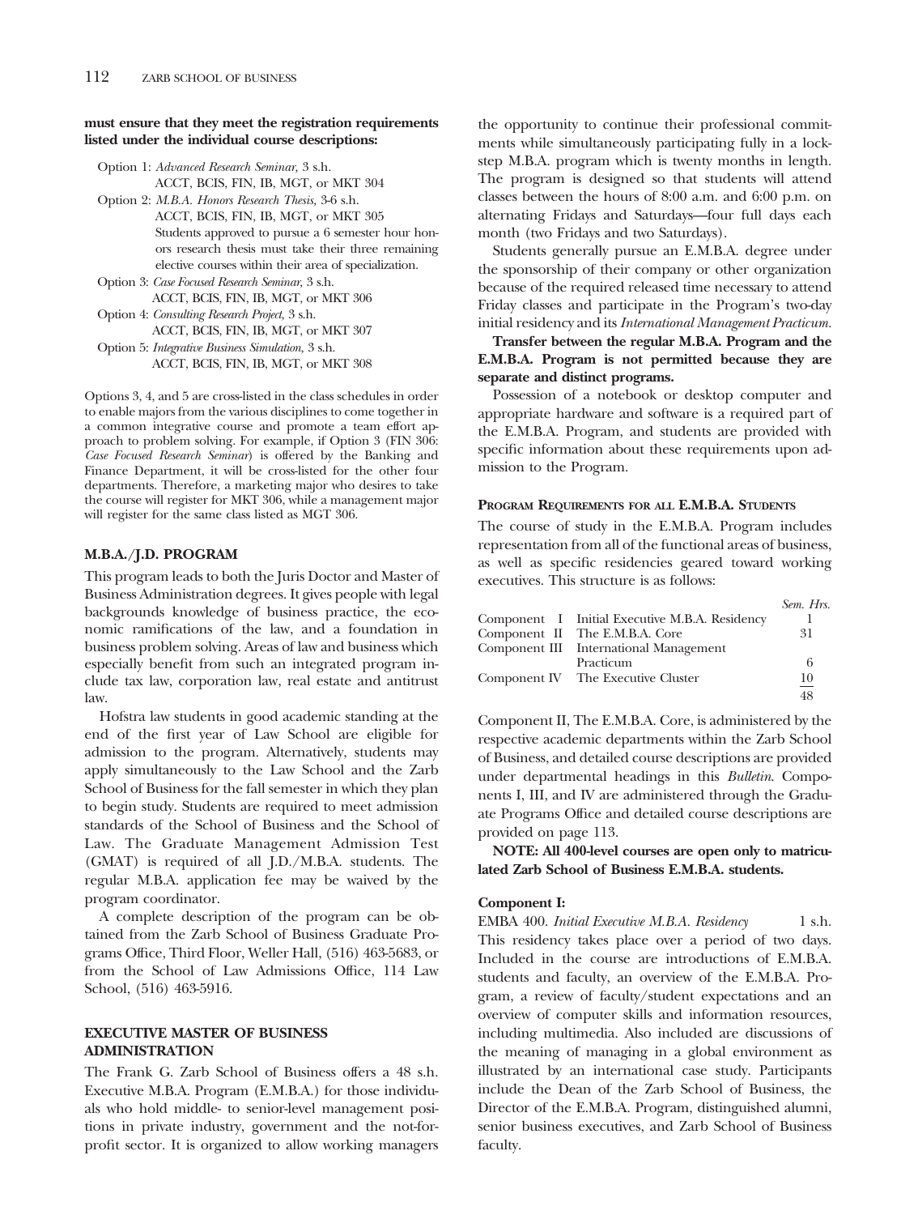**must ensure that they meet the registration requirements listed under the individual course descriptions:**

Option 1: *Advanced Research Seminar,* 3 s.h.
ACCT, BCIS, FIN, IB, MGT, or MKT 304

Option 2: *M.B.A. Honors Research Thesis,* 3-6 s.h.
ACCT, BCIS, FIN, IB, MGT, or MKT 305
Students approved to pursue a 6 semester hour honors research thesis must take their three remaining elective courses within their area of specialization.

Option 3: *Case Focused Research Seminar,* 3 s.h.
ACCT, BCIS, FIN, IB, MGT, or MKT 306

Option 4: *Consulting Research Project,* 3 s.h.
ACCT, BCIS, FIN, IB, MGT, or MKT 307

Option 5: *Integrative Business Simulation,* 3 s.h.
ACCT, BCIS, FIN, IB, MGT, or MKT 308

Options 3, 4, and 5 are cross-listed in the class schedules in order to enable majors from the various disciplines to come together in a common integrative course and promote a team effort approach to problem solving. For example, if Option 3 (FIN 306: *Case Focused Research Seminar*) is offered by the Banking and Finance Department, it will be cross-listed for the other four departments. Therefore, a marketing major who desires to take the course will register for MKT 306, while a management major will register for the same class listed as MGT 306.

## M.B.A./J.D. PROGRAM

This program leads to both the Juris Doctor and Master of Business Administration degrees. It gives people with legal backgrounds knowledge of business practice, the economic ramifications of the law, and a foundation in business problem solving. Areas of law and business which especially benefit from such an integrated program include tax law, corporation law, real estate and antitrust law.

Hofstra law students in good academic standing at the end of the first year of Law School are eligible for admission to the program. Alternatively, students may apply simultaneously to the Law School and the Zarb School of Business for the fall semester in which they plan to begin study. Students are required to meet admission standards of the School of Business and the School of Law. The Graduate Management Admission Test (GMAT) is required of all J.D./M.B.A. students. The regular M.B.A. application fee may be waived by the program coordinator.

A complete description of the program can be obtained from the Zarb School of Business Graduate Programs Office, Third Floor, Weller Hall, (516) 463-5683, or from the School of Law Admissions Office, 114 Law School, (516) 463-5916.

## EXECUTIVE MASTER OF BUSINESS ADMINISTRATION

The Frank G. Zarb School of Business offers a 48 s.h. Executive M.B.A. Program (E.M.B.A.) for those individuals who hold middle- to senior-level management positions in private industry, government and the not-for-profit sector. It is organized to allow working managers the opportunity to continue their professional commitments while simultaneously participating fully in a lockstep M.B.A. program which is twenty months in length. The program is designed so that students will attend classes between the hours of 8:00 a.m. and 6:00 p.m. on alternating Fridays and Saturdays—four full days each month (two Fridays and two Saturdays).

Students generally pursue an E.M.B.A. degree under the sponsorship of their company or other organization because of the required released time necessary to attend Friday classes and participate in the Program's two-day initial residency and its *International Management Practicum*.

**Transfer between the regular M.B.A. Program and the E.M.B.A. Program is not permitted because they are separate and distinct programs.**

Possession of a notebook or desktop computer and appropriate hardware and software is a required part of the E.M.B.A. Program, and students are provided with specific information about these requirements upon admission to the Program.

### PROGRAM REQUIREMENTS FOR ALL E.M.B.A. STUDENTS

The course of study in the E.M.B.A. Program includes representation from all of the functional areas of business, as well as specific residencies geared toward working executives. This structure is as follows:

| | | Sem. Hrs. |
|---|---|---|
| Component I | Initial Executive M.B.A. Residency | 1 |
| Component II | The E.M.B.A. Core | 31 |
| Component III | International Management Practicum | 6 |
| Component IV | The Executive Cluster | 10 |
| | | 48 |

Component II, The E.M.B.A. Core, is administered by the respective academic departments within the Zarb School of Business, and detailed course descriptions are provided under departmental headings in this *Bulletin*. Components I, III, and IV are administered through the Graduate Programs Office and detailed course descriptions are provided on page 113.

**NOTE: All 400-level courses are open only to matriculated Zarb School of Business E.M.B.A. students.**

**Component I:**

EMBA 400. *Initial Executive M.B.A. Residency* 1 s.h.
This residency takes place over a period of two days. Included in the course are introductions of E.M.B.A. students and faculty, an overview of the E.M.B.A. Program, a review of faculty/student expectations and an overview of computer skills and information resources, including multimedia. Also included are discussions of the meaning of managing in a global environment as illustrated by an international case study. Participants include the Dean of the Zarb School of Business, the Director of the E.M.B.A. Program, distinguished alumni, senior business executives, and Zarb School of Business faculty.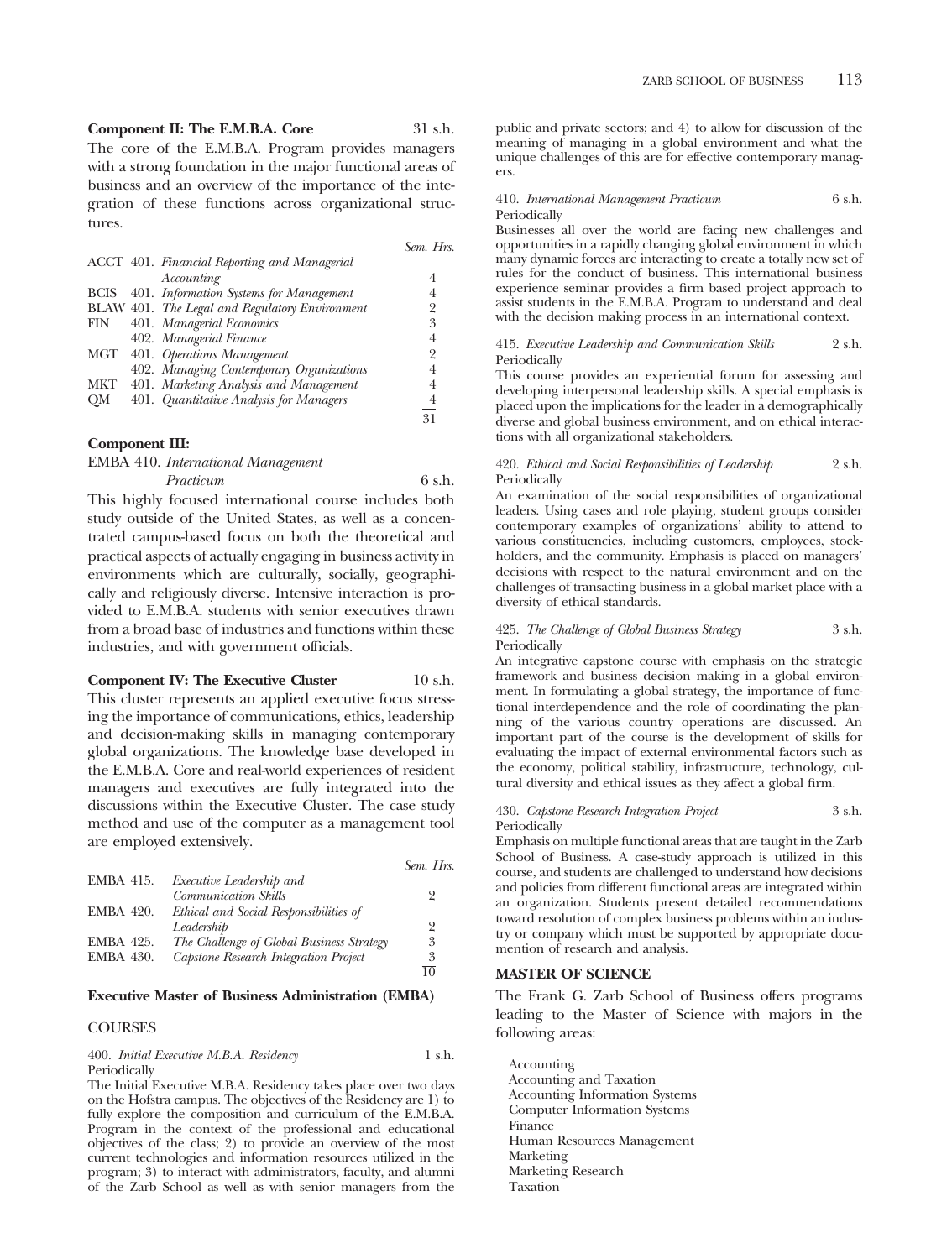**Component II: The E.M.B.A. Core** 31 s.h.

The core of the E.M.B.A. Program provides managers with a strong foundation in the major functional areas of business and an overview of the importance of the integration of these functions across organizational structures.

| | | Sem. Hrs. |
|---|---|---|
| ACCT | 401. *Financial Reporting and Managerial Accounting* | 4 |
| BCIS | 401. *Information Systems for Management* | 4 |
| BLAW | 401. *The Legal and Regulatory Environment* | 2 |
| FIN | 401. *Managerial Economics* | 3 |
| | 402. *Managerial Finance* | 4 |
| MGT | 401. *Operations Management* | 2 |
| | 402. *Managing Contemporary Organizations* | 4 |
| MKT | 401. *Marketing Analysis and Management* | 4 |
| QM | 401. *Quantitative Analysis for Managers* | 4 |
| | | 31 |

**Component III:**

EMBA 410. *International Management Practicum* 6 s.h.

This highly focused international course includes both study outside of the United States, as well as a concentrated campus-based focus on both the theoretical and practical aspects of actually engaging in business activity in environments which are culturally, socially, geographically and religiously diverse. Intensive interaction is provided to E.M.B.A. students with senior executives drawn from a broad base of industries and functions within these industries, and with government officials.

**Component IV: The Executive Cluster** 10 s.h.

This cluster represents an applied executive focus stressing the importance of communications, ethics, leadership and decision-making skills in managing contemporary global organizations. The knowledge base developed in the E.M.B.A. Core and real-world experiences of resident managers and executives are fully integrated into the discussions within the Executive Cluster. The case study method and use of the computer as a management tool are employed extensively.

| | | Sem. Hrs. |
|---|---|---|
| EMBA 415. | *Executive Leadership and Communication Skills* | 2 |
| EMBA 420. | *Ethical and Social Responsibilities of Leadership* | 2 |
| EMBA 425. | *The Challenge of Global Business Strategy* | 3 |
| EMBA 430. | *Capstone Research Integration Project* | 3 |
| | | 10 |

**Executive Master of Business Administration (EMBA)**

COURSES

400. *Initial Executive M.B.A. Residency* 1 s.h.
Periodically

The Initial Executive M.B.A. Residency takes place over two days on the Hofstra campus. The objectives of the Residency are 1) to fully explore the composition and curriculum of the E.M.B.A. Program in the context of the professional and educational objectives of the class; 2) to provide an overview of the most current technologies and information resources utilized in the program; 3) to interact with administrators, faculty, and alumni of the Zarb School as well as with senior managers from the public and private sectors; and 4) to allow for discussion of the meaning of managing in a global environment and what the unique challenges of this are for effective contemporary managers.

410. *International Management Practicum* 6 s.h.
Periodically

Businesses all over the world are facing new challenges and opportunities in a rapidly changing global environment in which many dynamic forces are interacting to create a totally new set of rules for the conduct of business. This international business experience seminar provides a firm based project approach to assist students in the E.M.B.A. Program to understand and deal with the decision making process in an international context.

415. *Executive Leadership and Communication Skills* 2 s.h.
Periodically

This course provides an experiential forum for assessing and developing interpersonal leadership skills. A special emphasis is placed upon the implications for the leader in a demographically diverse and global business environment, and on ethical interactions with all organizational stakeholders.

420. *Ethical and Social Responsibilities of Leadership* 2 s.h.
Periodically

An examination of the social responsibilities of organizational leaders. Using cases and role playing, student groups consider contemporary examples of organizations' ability to attend to various constituencies, including customers, employees, stockholders, and the community. Emphasis is placed on managers' decisions with respect to the natural environment and on the challenges of transacting business in a global market place with a diversity of ethical standards.

425. *The Challenge of Global Business Strategy* 3 s.h.
Periodically

An integrative capstone course with emphasis on the strategic framework and business decision making in a global environment. In formulating a global strategy, the importance of functional interdependence and the role of coordinating the planning of the various country operations are discussed. An important part of the course is the development of skills for evaluating the impact of external environmental factors such as the economy, political stability, infrastructure, technology, cultural diversity and ethical issues as they affect a global firm.

430. *Capstone Research Integration Project* 3 s.h.
Periodically

Emphasis on multiple functional areas that are taught in the Zarb School of Business. A case-study approach is utilized in this course, and students are challenged to understand how decisions and policies from different functional areas are integrated within an organization. Students present detailed recommendations toward resolution of complex business problems within an industry or company which must be supported by appropriate documention of research and analysis.

**MASTER OF SCIENCE**

The Frank G. Zarb School of Business offers programs leading to the Master of Science with majors in the following areas:

Accounting
Accounting and Taxation
Accounting Information Systems
Computer Information Systems
Finance
Human Resources Management
Marketing
Marketing Research
Taxation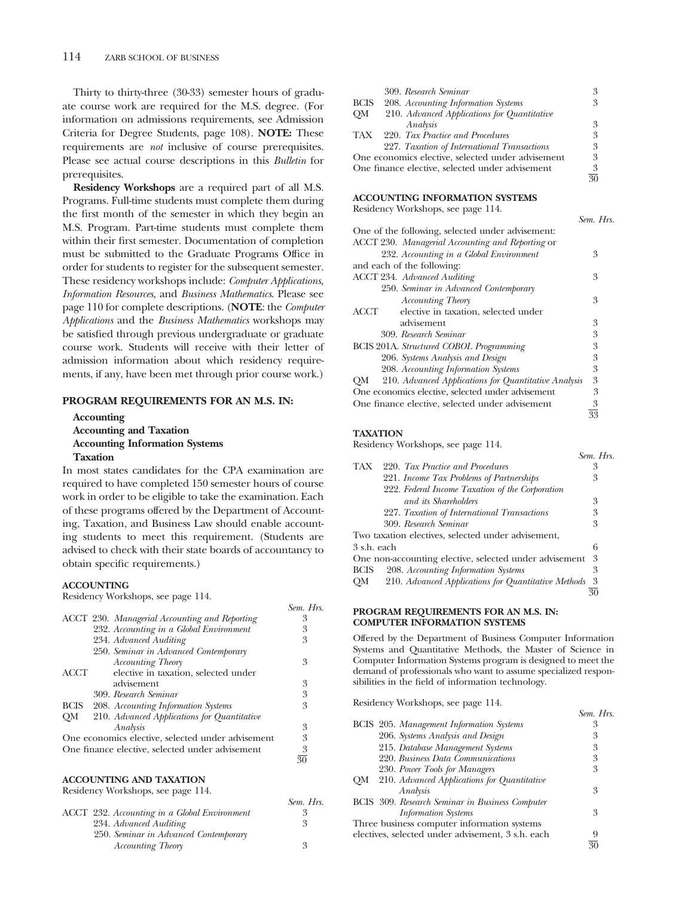Thirty to thirty-three (30-33) semester hours of graduate course work are required for the M.S. degree. (For information on admissions requirements, see Admission Criteria for Degree Students, page 108). **NOTE:** These requirements are *not* inclusive of course prerequisites. Please see actual course descriptions in this *Bulletin* for prerequisites.

**Residency Workshops** are a required part of all M.S. Programs. Full-time students must complete them during the first month of the semester in which they begin an M.S. Program. Part-time students must complete them within their first semester. Documentation of completion must be submitted to the Graduate Programs Office in order for students to register for the subsequent semester. These residency workshops include: *Computer Applications, Information Resources,* and *Business Mathematics*. Please see page 110 for complete descriptions. (**NOTE**: the *Computer Applications* and the *Business Mathematics* workshops may be satisfied through previous undergraduate or graduate course work. Students will receive with their letter of admission information about which residency requirements, if any, have been met through prior course work.)

### PROGRAM REQUIREMENTS FOR AN M.S. IN:

**Accounting**
**Accounting and Taxation**
**Accounting Information Systems**
**Taxation**

In most states candidates for the CPA examination are required to have completed 150 semester hours of course work in order to be eligible to take the examination. Each of these programs offered by the Department of Accounting, Taxation, and Business Law should enable accounting students to meet this requirement. (Students are advised to check with their state boards of accountancy to obtain specific requirements.)

#### ACCOUNTING

Residency Workshops, see page 114.

| | | Sem. Hrs. |
|---|---|---|
| ACCT | 230. *Managerial Accounting and Reporting* | 3 |
| | 232. *Accounting in a Global Environment* | 3 |
| | 234. *Advanced Auditing* | 3 |
| | 250. *Seminar in Advanced Contemporary Accounting Theory* | 3 |
| ACCT | elective in taxation, selected under advisement | 3 |
| | 309. *Research Seminar* | 3 |
| BCIS | 208. *Accounting Information Systems* | 3 |
| QM | 210. *Advanced Applications for Quantitative Analysis* | 3 |
| One economics elective, selected under advisement | | 3 |
| One finance elective, selected under advisement | | 3 |
| | | 30 |

#### ACCOUNTING AND TAXATION

Residency Workshops, see page 114.

| | | Sem. Hrs. |
|---|---|---|
| ACCT | 232. *Accounting in a Global Environment* | 3 |
| | 234. *Advanced Auditing* | 3 |
| | 250. *Seminar in Advanced Contemporary Accounting Theory* | 3 |
| | 309. *Research Seminar* | 3 |
| BCIS | 208. *Accounting Information Systems* | 3 |
| QM | 210. *Advanced Applications for Quantitative Analysis* | 3 |
| TAX | 220. *Tax Practice and Procedures* | 3 |
| | 227. *Taxation of International Transactions* | 3 |
| One economics elective, selected under advisement | | 3 |
| One finance elective, selected under advisement | | 3 |
| | | 30 |

#### ACCOUNTING INFORMATION SYSTEMS

Residency Workshops, see page 114.

| | | Sem. Hrs. |
|---|---|---|
| One of the following, selected under advisement: | | |
| ACCT | 230. *Managerial Accounting and Reporting* or 232. *Accounting in a Global Environment* | 3 |
| and each of the following: | | |
| ACCT | 234. *Advanced Auditing* | 3 |
| | 250. *Seminar in Advanced Contemporary Accounting Theory* | 3 |
| ACCT | elective in taxation, selected under advisement | 3 |
| | 309. *Research Seminar* | 3 |
| BCIS | 201A. *Structured COBOL Programming* | 3 |
| | 206. *Systems Analysis and Design* | 3 |
| | 208. *Accounting Information Systems* | 3 |
| QM | 210. *Advanced Applications for Quantitative Analysis* | 3 |
| One economics elective, selected under advisement | | 3 |
| One finance elective, selected under advisement | | 3 |
| | | 33 |

#### TAXATION

Residency Workshops, see page 114.

| | | Sem. Hrs. |
|---|---|---|
| TAX | 220. *Tax Practice and Procedures* | 3 |
| | 221. *Income Tax Problems of Partnerships* | 3 |
| | 222. *Federal Income Taxation of the Corporation and its Shareholders* | 3 |
| | 227. *Taxation of International Transactions* | 3 |
| | 309. *Research Seminar* | 3 |
| Two taxation electives, selected under advisement, 3 s.h. each | | 6 |
| One non-accounting elective, selected under advisement | | 3 |
| BCIS | 208. *Accounting Information Systems* | 3 |
| QM | 210. *Advanced Applications for Quantitative Methods* | 3 |
| | | 30 |

### PROGRAM REQUIREMENTS FOR AN M.S. IN: COMPUTER INFORMATION SYSTEMS

Offered by the Department of Business Computer Information Systems and Quantitative Methods, the Master of Science in Computer Information Systems program is designed to meet the demand of professionals who want to assume specialized responsibilities in the field of information technology.

Residency Workshops, see page 114.

| | | Sem. Hrs. |
|---|---|---|
| BCIS | 205. *Management Information Systems* | 3 |
| | 206. *Systems Analysis and Design* | 3 |
| | 215. *Database Management Systems* | 3 |
| | 220. *Business Data Communications* | 3 |
| | 230. *Power Tools for Managers* | 3 |
| QM | 210. *Advanced Applications for Quantitative Analysis* | 3 |
| BCIS | 309. *Research Seminar in Business Computer Information Systems* | 3 |
| Three business computer information systems electives, selected under advisement, 3 s.h. each | | 9 |
| | | 30 |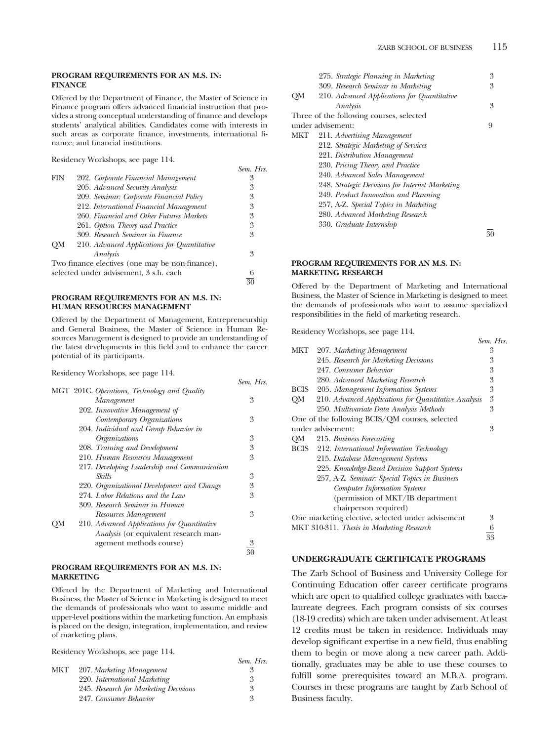#### PROGRAM REQUIREMENTS FOR AN M.S. IN: FINANCE

Offered by the Department of Finance, the Master of Science in Finance program offers advanced financial instruction that provides a strong conceptual understanding of finance and develops students' analytical abilities. Candidates come with interests in such areas as corporate finance, investments, international finance, and financial institutions.

Residency Workshops, see page 114.

| | | *Sem. Hrs.* |
|---|---|---|
| FIN | 202. *Corporate Financial Management* | 3 |
| | 205. *Advanced Security Analysis* | 3 |
| | 209. *Seminar: Corporate Financial Policy* | 3 |
| | 212. *International Financial Management* | 3 |
| | 260. *Financial and Other Futures Markets* | 3 |
| | 261. *Option Theory and Practice* | 3 |
| | 309. *Research Seminar in Finance* | 3 |
| QM | 210. *Advanced Applications for Quantitative Analysis* | 3 |
| Two finance electives (one may be non-finance), selected under advisement, 3 s.h. each | | 6 |
| | | 30 |

#### PROGRAM REQUIREMENTS FOR AN M.S. IN: HUMAN RESOURCES MANAGEMENT

Offered by the Department of Management, Entrepreneurship and General Business, the Master of Science in Human Resources Management is designed to provide an understanding of the latest developments in this field and to enhance the career potential of its participants.

Residency Workshops, see page 114.

| | | *Sem. Hrs.* |
|---|---|---|
| MGT | 201C. *Operations, Technology and Quality Management* | 3 |
| | 202. *Innovative Management of Contemporary Organizations* | 3 |
| | 204. *Individual and Group Behavior in Organizations* | 3 |
| | 208. *Training and Development* | 3 |
| | 210. *Human Resources Management* | 3 |
| | 217. *Developing Leadership and Communication Skills* | 3 |
| | 220. *Organizational Development and Change* | 3 |
| | 274. *Labor Relations and the Law* | 3 |
| | 309. *Research Seminar in Human Resources Management* | 3 |
| QM | 210. *Advanced Applications for Quantitative Analysis* (or equivalent research management methods course) | 3 |
| | | 30 |

#### PROGRAM REQUIREMENTS FOR AN M.S. IN: MARKETING

Offered by the Department of Marketing and International Business, the Master of Science in Marketing is designed to meet the demands of professionals who want to assume middle and upper-level positions within the marketing function. An emphasis is placed on the design, integration, implementation, and review of marketing plans.

Residency Workshops, see page 114.

| | | *Sem. Hrs.* |
|---|---|---|
| MKT | 207. *Marketing Management* | 3 |
| | 220. *International Marketing* | 3 |
| | 245. *Research for Marketing Decisions* | 3 |
| | 247. *Consumer Behavior* | 3 |
| | 275. *Strategic Planning in Marketing* | 3 |
| | 309. *Research Seminar in Marketing* | 3 |
| QM | 210. *Advanced Applications for Quantitative Analysis* | 3 |
| Three of the following courses, selected under advisement: | | 9 |
| MKT | 211. *Advertising Management* | |
| | 212. *Strategic Marketing of Services* | |
| | 221. *Distribution Management* | |
| | 230. *Pricing Theory and Practice* | |
| | 240. *Advanced Sales Management* | |
| | 248. *Strategic Decisions for Internet Marketing* | |
| | 249. *Product Innovation and Planning* | |
| | 257, A-Z. *Special Topics in Marketing* | |
| | 280. *Advanced Marketing Research* | |
| | 330. *Graduate Internship* | |
| | | 30 |

#### PROGRAM REQUIREMENTS FOR AN M.S. IN: MARKETING RESEARCH

Offered by the Department of Marketing and International Business, the Master of Science in Marketing is designed to meet the demands of professionals who want to assume specialized responsibilities in the field of marketing research.

Residency Workshops, see page 114.

| | | *Sem. Hrs.* |
|---|---|---|
| MKT | 207. *Marketing Management* | 3 |
| | 245. *Research for Marketing Decisions* | 3 |
| | 247. *Consumer Behavior* | 3 |
| | 280. *Advanced Marketing Research* | 3 |
| BCIS | 205. *Management Information Systems* | 3 |
| QM | 210. *Advanced Applications for Quantitative Analysis* | 3 |
| | 250. *Multivariate Data Analysis Methods* | 3 |
| One of the following BCIS/QM courses, selected under advisement: | | 3 |
| QM | 215. *Business Forecasting* | |
| BCIS | 212. *International Information Technology* | |
| | 215. *Database Management Systems* | |
| | 225. *Knowledge-Based Decision Support Systems* | |
| | 257, A-Z. *Seminar: Special Topics in Business Computer Information Systems* (permission of MKT/IB department chairperson required) | |
| One marketing elective, selected under advisement | | 3 |
| MKT 310-311. *Thesis in Marketing Research* | | 6 |
| | | 33 |

### UNDERGRADUATE CERTIFICATE PROGRAMS

The Zarb School of Business and University College for Continuing Education offer career certificate programs which are open to qualified college graduates with baccalaureate degrees. Each program consists of six courses (18-19 credits) which are taken under advisement. At least 12 credits must be taken in residence. Individuals may develop significant expertise in a new field, thus enabling them to begin or move along a new career path. Additionally, graduates may be able to use these courses to fulfill some prerequisites toward an M.B.A. program. Courses in these programs are taught by Zarb School of Business faculty.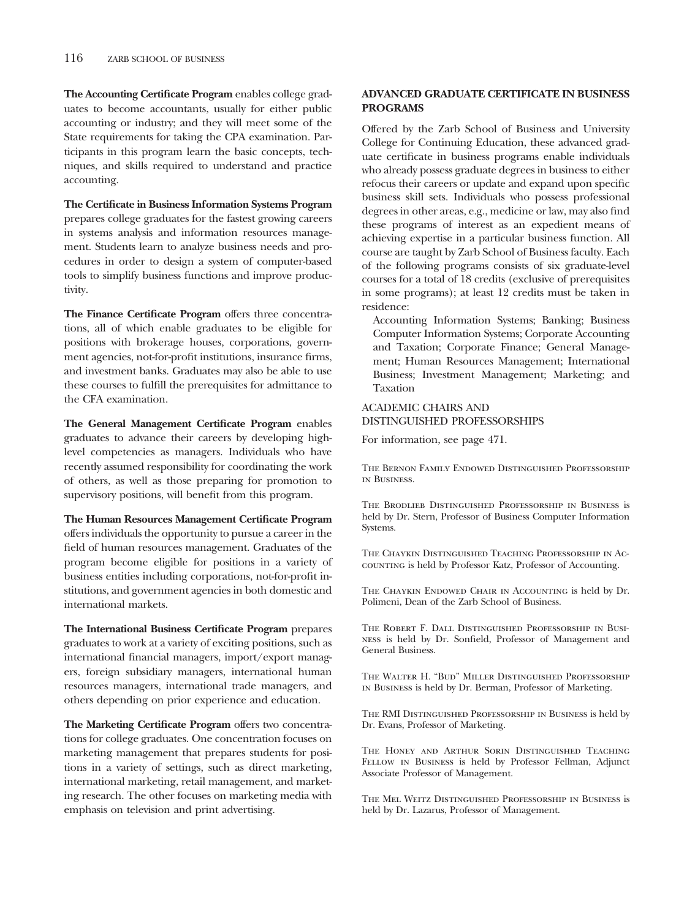**The Accounting Certificate Program** enables college graduates to become accountants, usually for either public accounting or industry; and they will meet some of the State requirements for taking the CPA examination. Participants in this program learn the basic concepts, techniques, and skills required to understand and practice accounting.

**The Certificate in Business Information Systems Program** prepares college graduates for the fastest growing careers in systems analysis and information resources management. Students learn to analyze business needs and procedures in order to design a system of computer-based tools to simplify business functions and improve productivity.

**The Finance Certificate Program** offers three concentrations, all of which enable graduates to be eligible for positions with brokerage houses, corporations, government agencies, not-for-profit institutions, insurance firms, and investment banks. Graduates may also be able to use these courses to fulfill the prerequisites for admittance to the CFA examination.

**The General Management Certificate Program** enables graduates to advance their careers by developing high-level competencies as managers. Individuals who have recently assumed responsibility for coordinating the work of others, as well as those preparing for promotion to supervisory positions, will benefit from this program.

**The Human Resources Management Certificate Program** offers individuals the opportunity to pursue a career in the field of human resources management. Graduates of the program become eligible for positions in a variety of business entities including corporations, not-for-profit institutions, and government agencies in both domestic and international markets.

**The International Business Certificate Program** prepares graduates to work at a variety of exciting positions, such as international financial managers, import/export managers, foreign subsidiary managers, international human resources managers, international trade managers, and others depending on prior experience and education.

**The Marketing Certificate Program** offers two concentrations for college graduates. One concentration focuses on marketing management that prepares students for positions in a variety of settings, such as direct marketing, international marketing, retail management, and marketing research. The other focuses on marketing media with emphasis on television and print advertising.

### ADVANCED GRADUATE CERTIFICATE IN BUSINESS PROGRAMS

Offered by the Zarb School of Business and University College for Continuing Education, these advanced graduate certificate in business programs enable individuals who already possess graduate degrees in business to either refocus their careers or update and expand upon specific business skill sets. Individuals who possess professional degrees in other areas, e.g., medicine or law, may also find these programs of interest as an expedient means of achieving expertise in a particular business function. All course are taught by Zarb School of Business faculty. Each of the following programs consists of six graduate-level courses for a total of 18 credits (exclusive of prerequisites in some programs); at least 12 credits must be taken in residence:

Accounting Information Systems; Banking; Business Computer Information Systems; Corporate Accounting and Taxation; Corporate Finance; General Management; Human Resources Management; International Business; Investment Management; Marketing; and Taxation

### ACADEMIC CHAIRS AND DISTINGUISHED PROFESSORSHIPS

For information, see page 471.

The Bernon Family Endowed Distinguished Professorship in Business.

The Brodlieb Distinguished Professorship in Business is held by Dr. Stern, Professor of Business Computer Information Systems.

The Chaykin Distinguished Teaching Professorship in Accounting is held by Professor Katz, Professor of Accounting.

The Chaykin Endowed Chair in Accounting is held by Dr. Polimeni, Dean of the Zarb School of Business.

The Robert F. Dall Distinguished Professorship in Business is held by Dr. Sonfield, Professor of Management and General Business.

The Walter H. "Bud" Miller Distinguished Professorship in Business is held by Dr. Berman, Professor of Marketing.

The RMI Distinguished Professorship in Business is held by Dr. Evans, Professor of Marketing.

The Honey and Arthur Sorin Distinguished Teaching Fellow in Business is held by Professor Fellman, Adjunct Associate Professor of Management.

The Mel Weitz Distinguished Professorship in Business is held by Dr. Lazarus, Professor of Management.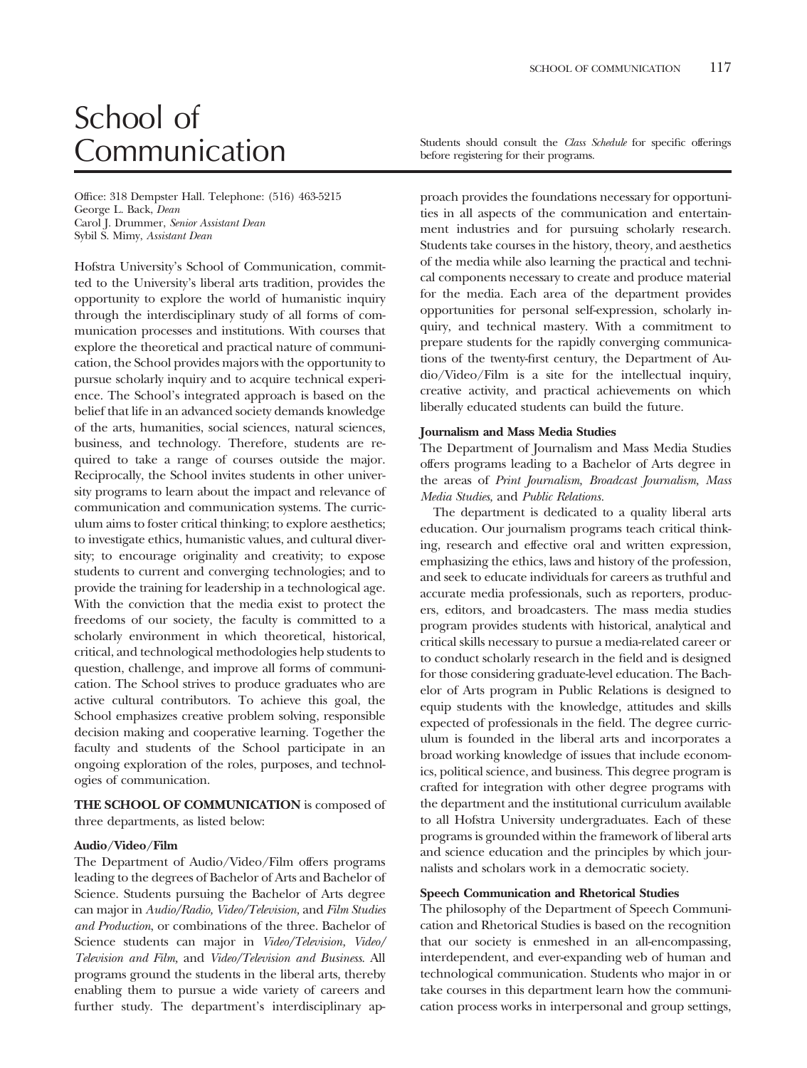# School of Communication

Students should consult the *Class Schedule* for specific offerings before registering for their programs.

Office: 318 Dempster Hall. Telephone: (516) 463-5215
George L. Back, *Dean*
Carol J. Drummer, *Senior Assistant Dean*
Sybil S. Mimy, *Assistant Dean*

Hofstra University's School of Communication, committed to the University's liberal arts tradition, provides the opportunity to explore the world of humanistic inquiry through the interdisciplinary study of all forms of communication processes and institutions. With courses that explore the theoretical and practical nature of communication, the School provides majors with the opportunity to pursue scholarly inquiry and to acquire technical experience. The School's integrated approach is based on the belief that life in an advanced society demands knowledge of the arts, humanities, social sciences, natural sciences, business, and technology. Therefore, students are required to take a range of courses outside the major. Reciprocally, the School invites students in other university programs to learn about the impact and relevance of communication and communication systems. The curriculum aims to foster critical thinking; to explore aesthetics; to investigate ethics, humanistic values, and cultural diversity; to encourage originality and creativity; to expose students to current and converging technologies; and to provide the training for leadership in a technological age. With the conviction that the media exist to protect the freedoms of our society, the faculty is committed to a scholarly environment in which theoretical, historical, critical, and technological methodologies help students to question, challenge, and improve all forms of communication. The School strives to produce graduates who are active cultural contributors. To achieve this goal, the School emphasizes creative problem solving, responsible decision making and cooperative learning. Together the faculty and students of the School participate in an ongoing exploration of the roles, purposes, and technologies of communication.

**THE SCHOOL OF COMMUNICATION** is composed of three departments, as listed below:

**Audio/Video/Film**

The Department of Audio/Video/Film offers programs leading to the degrees of Bachelor of Arts and Bachelor of Science. Students pursuing the Bachelor of Arts degree can major in *Audio/Radio, Video/Television,* and *Film Studies and Production*, or combinations of the three. Bachelor of Science students can major in *Video/Television, Video/Television and Film,* and *Video/Television and Business*. All programs ground the students in the liberal arts, thereby enabling them to pursue a wide variety of careers and further study. The department's interdisciplinary approach provides the foundations necessary for opportunities in all aspects of the communication and entertainment industries and for pursuing scholarly research. Students take courses in the history, theory, and aesthetics of the media while also learning the practical and technical components necessary to create and produce material for the media. Each area of the department provides opportunities for personal self-expression, scholarly inquiry, and technical mastery. With a commitment to prepare students for the rapidly converging communications of the twenty-first century, the Department of Audio/Video/Film is a site for the intellectual inquiry, creative activity, and practical achievements on which liberally educated students can build the future.

**Journalism and Mass Media Studies**

The Department of Journalism and Mass Media Studies offers programs leading to a Bachelor of Arts degree in the areas of *Print Journalism, Broadcast Journalism, Mass Media Studies,* and *Public Relations.*

The department is dedicated to a quality liberal arts education. Our journalism programs teach critical thinking, research and effective oral and written expression, emphasizing the ethics, laws and history of the profession, and seek to educate individuals for careers as truthful and accurate media professionals, such as reporters, producers, editors, and broadcasters. The mass media studies program provides students with historical, analytical and critical skills necessary to pursue a media-related career or to conduct scholarly research in the field and is designed for those considering graduate-level education. The Bachelor of Arts program in Public Relations is designed to equip students with the knowledge, attitudes and skills expected of professionals in the field. The degree curriculum is founded in the liberal arts and incorporates a broad working knowledge of issues that include economics, political science, and business. This degree program is crafted for integration with other degree programs with the department and the institutional curriculum available to all Hofstra University undergraduates. Each of these programs is grounded within the framework of liberal arts and science education and the principles by which journalists and scholars work in a democratic society.

**Speech Communication and Rhetorical Studies**

The philosophy of the Department of Speech Communication and Rhetorical Studies is based on the recognition that our society is enmeshed in an all-encompassing, interdependent, and ever-expanding web of human and technological communication. Students who major in or take courses in this department learn how the communication process works in interpersonal and group settings,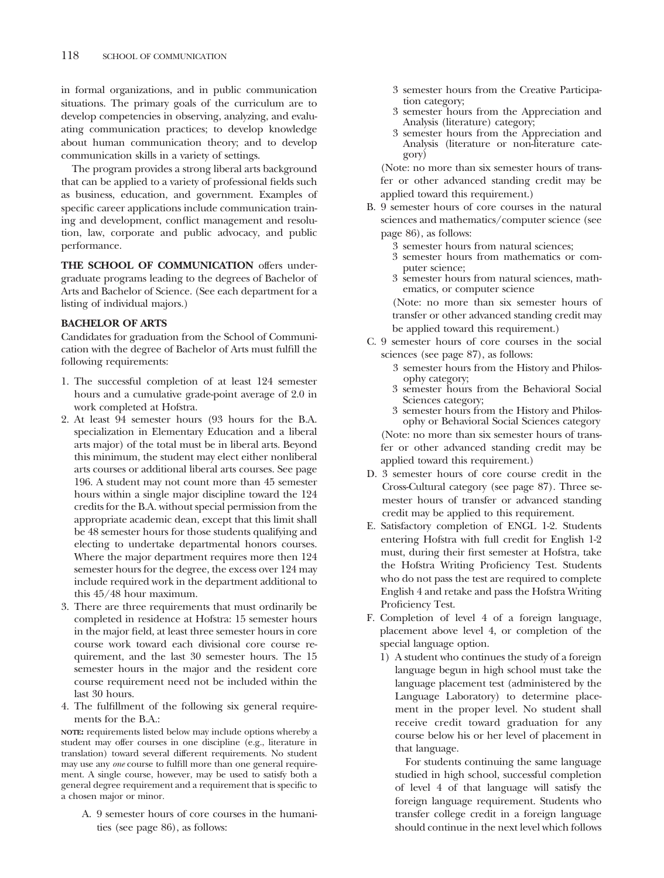in formal organizations, and in public communication situations. The primary goals of the curriculum are to develop competencies in observing, analyzing, and evaluating communication practices; to develop knowledge about human communication theory; and to develop communication skills in a variety of settings.

The program provides a strong liberal arts background that can be applied to a variety of professional fields such as business, education, and government. Examples of specific career applications include communication training and development, conflict management and resolution, law, corporate and public advocacy, and public performance.

**THE SCHOOL OF COMMUNICATION** offers undergraduate programs leading to the degrees of Bachelor of Arts and Bachelor of Science. (See each department for a listing of individual majors.)

**BACHELOR OF ARTS**

Candidates for graduation from the School of Communication with the degree of Bachelor of Arts must fulfill the following requirements:

1. The successful completion of at least 124 semester hours and a cumulative grade-point average of 2.0 in work completed at Hofstra.
2. At least 94 semester hours (93 hours for the B.A. specialization in Elementary Education and a liberal arts major) of the total must be in liberal arts. Beyond this minimum, the student may elect either nonliberal arts courses or additional liberal arts courses. See page 196. A student may not count more than 45 semester hours within a single major discipline toward the 124 credits for the B.A. without special permission from the appropriate academic dean, except that this limit shall be 48 semester hours for those students qualifying and electing to undertake departmental honors courses. Where the major department requires more then 124 semester hours for the degree, the excess over 124 may include required work in the department additional to this 45/48 hour maximum.
3. There are three requirements that must ordinarily be completed in residence at Hofstra: 15 semester hours in the major field, at least three semester hours in core course work toward each divisional core course requirement, and the last 30 semester hours. The 15 semester hours in the major and the resident core course requirement need not be included within the last 30 hours.
4. The fulfillment of the following six general requirements for the B.A.:

**NOTE:** requirements listed below may include options whereby a student may offer courses in one discipline (e.g., literature in translation) toward several different requirements. No student may use any *one* course to fulfill more than one general requirement. A single course, however, may be used to satisfy both a general degree requirement and a requirement that is specific to a chosen major or minor.

A. 9 semester hours of core courses in the humanities (see page 86), as follows:
   - 3 semester hours from the Creative Participation category;
   - 3 semester hours from the Appreciation and Analysis (literature) category;
   - 3 semester hours from the Appreciation and Analysis (literature or non-literature category)

   (Note: no more than six semester hours of transfer or other advanced standing credit may be applied toward this requirement.)

B. 9 semester hours of core courses in the natural sciences and mathematics/computer science (see page 86), as follows:
   - 3 semester hours from natural sciences;
   - 3 semester hours from mathematics or computer science;
   - 3 semester hours from natural sciences, mathematics, or computer science

   (Note: no more than six semester hours of transfer or other advanced standing credit may be applied toward this requirement.)

C. 9 semester hours of core courses in the social sciences (see page 87), as follows:
   - 3 semester hours from the History and Philosophy category;
   - 3 semester hours from the Behavioral Social Sciences category;
   - 3 semester hours from the History and Philosophy or Behavioral Social Sciences category

   (Note: no more than six semester hours of transfer or other advanced standing credit may be applied toward this requirement.)

D. 3 semester hours of core course credit in the Cross-Cultural category (see page 87). Three semester hours of transfer or advanced standing credit may be applied to this requirement.

E. Satisfactory completion of ENGL 1-2. Students entering Hofstra with full credit for English 1-2 must, during their first semester at Hofstra, take the Hofstra Writing Proficiency Test. Students who do not pass the test are required to complete English 4 and retake and pass the Hofstra Writing Proficiency Test.

F. Completion of level 4 of a foreign language, placement above level 4, or completion of the special language option.

   1) A student who continues the study of a foreign language begun in high school must take the language placement test (administered by the Language Laboratory) to determine placement in the proper level. No student shall receive credit toward graduation for any course below his or her level of placement in that language.

      For students continuing the same language studied in high school, successful completion of level 4 of that language will satisfy the foreign language requirement. Students who transfer college credit in a foreign language should continue in the next level which follows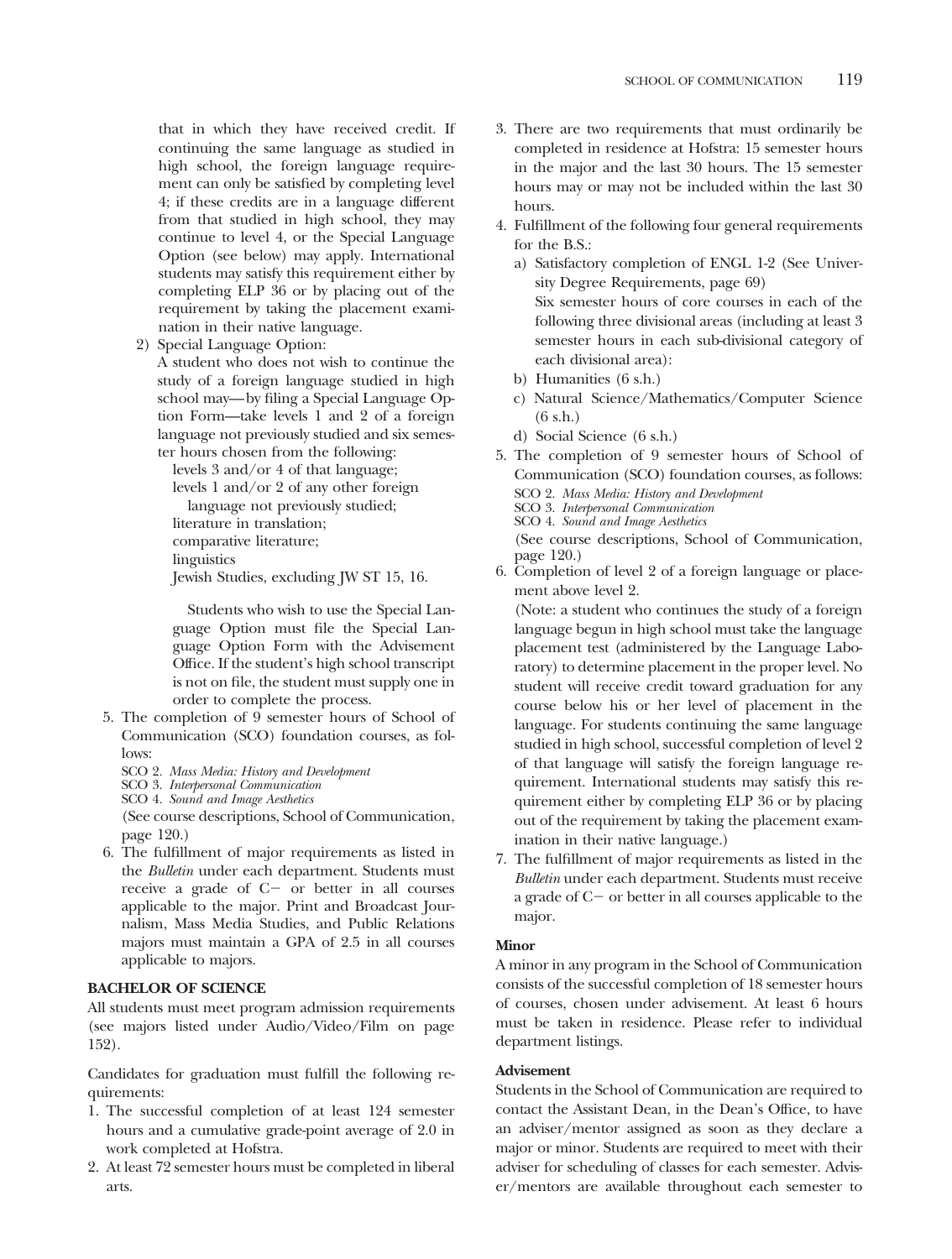that in which they have received credit. If continuing the same language as studied in high school, the foreign language requirement can only be satisfied by completing level 4; if these credits are in a language different from that studied in high school, they may continue to level 4, or the Special Language Option (see below) may apply. International students may satisfy this requirement either by completing ELP 36 or by placing out of the requirement by taking the placement examination in their native language.

2) Special Language Option:
A student who does not wish to continue the study of a foreign language studied in high school may—by filing a Special Language Option Form—take levels 1 and 2 of a foreign language not previously studied and six semester hours chosen from the following:
levels 3 and/or 4 of that language;
levels 1 and/or 2 of any other foreign language not previously studied;
literature in translation;
comparative literature;
linguistics
Jewish Studies, excluding JW ST 15, 16.

Students who wish to use the Special Language Option must file the Special Language Option Form with the Advisement Office. If the student's high school transcript is not on file, the student must supply one in order to complete the process.

5. The completion of 9 semester hours of School of Communication (SCO) foundation courses, as follows:
   SCO 2. *Mass Media: History and Development*
   SCO 3. *Interpersonal Communication*
   SCO 4. *Sound and Image Aesthetics*
   (See course descriptions, School of Communication, page 120.)
6. The fulfillment of major requirements as listed in the *Bulletin* under each department. Students must receive a grade of C− or better in all courses applicable to the major. Print and Broadcast Journalism, Mass Media Studies, and Public Relations majors must maintain a GPA of 2.5 in all courses applicable to majors.

**BACHELOR OF SCIENCE**

All students must meet program admission requirements (see majors listed under Audio/Video/Film on page 152).

Candidates for graduation must fulfill the following requirements:

1. The successful completion of at least 124 semester hours and a cumulative grade-point average of 2.0 in work completed at Hofstra.
2. At least 72 semester hours must be completed in liberal arts.
3. There are two requirements that must ordinarily be completed in residence at Hofstra: 15 semester hours in the major and the last 30 hours. The 15 semester hours may or may not be included within the last 30 hours.
4. Fulfillment of the following four general requirements for the B.S.:
   a) Satisfactory completion of ENGL 1-2 (See University Degree Requirements, page 69)
   Six semester hours of core courses in each of the following three divisional areas (including at least 3 semester hours in each sub-divisional category of each divisional area):
   b) Humanities (6 s.h.)
   c) Natural Science/Mathematics/Computer Science (6 s.h.)
   d) Social Science (6 s.h.)
5. The completion of 9 semester hours of School of Communication (SCO) foundation courses, as follows:
   SCO 2. *Mass Media: History and Development*
   SCO 3. *Interpersonal Communication*
   SCO 4. *Sound and Image Aesthetics*
   (See course descriptions, School of Communication, page 120.)
6. Completion of level 2 of a foreign language or placement above level 2.
   (Note: a student who continues the study of a foreign language begun in high school must take the language placement test (administered by the Language Laboratory) to determine placement in the proper level. No student will receive credit toward graduation for any course below his or her level of placement in the language. For students continuing the same language studied in high school, successful completion of level 2 of that language will satisfy the foreign language requirement. International students may satisfy this requirement either by completing ELP 36 or by placing out of the requirement by taking the placement examination in their native language.)
7. The fulfillment of major requirements as listed in the *Bulletin* under each department. Students must receive a grade of C− or better in all courses applicable to the major.

**Minor**

A minor in any program in the School of Communication consists of the successful completion of 18 semester hours of courses, chosen under advisement. At least 6 hours must be taken in residence. Please refer to individual department listings.

**Advisement**

Students in the School of Communication are required to contact the Assistant Dean, in the Dean's Office, to have an adviser/mentor assigned as soon as they declare a major or minor. Students are required to meet with their adviser for scheduling of classes for each semester. Adviser/mentors are available throughout each semester to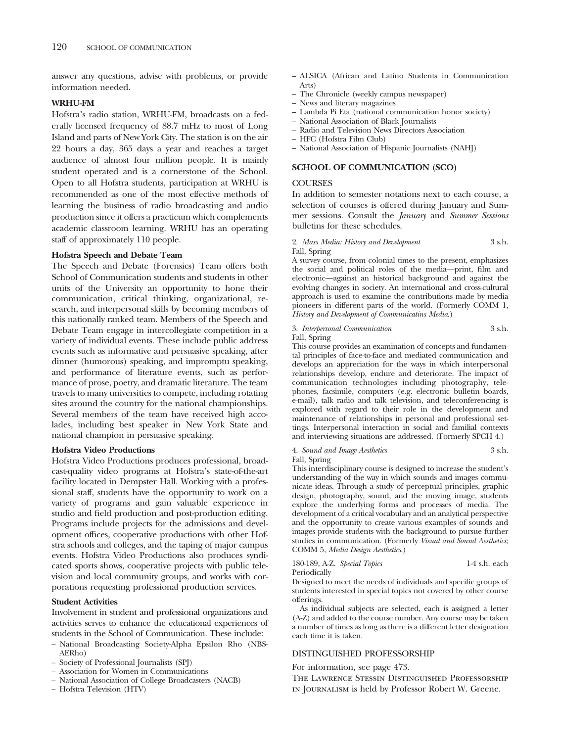answer any questions, advise with problems, or provide information needed.

**WRHU-FM**

Hofstra's radio station, WRHU-FM, broadcasts on a federally licensed frequency of 88.7 mHz to most of Long Island and parts of New York City. The station is on the air 22 hours a day, 365 days a year and reaches a target audience of almost four million people. It is mainly student operated and is a cornerstone of the School. Open to all Hofstra students, participation at WRHU is recommended as one of the most effective methods of learning the business of radio broadcasting and audio production since it offers a practicum which complements academic classroom learning. WRHU has an operating staff of approximately 110 people.

**Hofstra Speech and Debate Team**

The Speech and Debate (Forensics) Team offers both School of Communication students and students in other units of the University an opportunity to hone their communication, critical thinking, organizational, research, and interpersonal skills by becoming members of this nationally ranked team. Members of the Speech and Debate Team engage in intercollegiate competition in a variety of individual events. These include public address events such as informative and persuasive speaking, after dinner (humorous) speaking, and impromptu speaking, and performance of literature events, such as performance of prose, poetry, and dramatic literature. The team travels to many universities to compete, including rotating sites around the country for the national championships. Several members of the team have received high accolades, including best speaker in New York State and national champion in persuasive speaking.

**Hofstra Video Productions**

Hofstra Video Productions produces professional, broadcast-quality video programs at Hofstra's state-of-the-art facility located in Dempster Hall. Working with a professional staff, students have the opportunity to work on a variety of programs and gain valuable experience in studio and field production and post-production editing. Programs include projects for the admissions and development offices, cooperative productions with other Hofstra schools and colleges, and the taping of major campus events. Hofstra Video Productions also produces syndicated sports shows, cooperative projects with public television and local community groups, and works with corporations requesting professional production services.

**Student Activities**

Involvement in student and professional organizations and activities serves to enhance the educational experiences of students in the School of Communication. These include:

- National Broadcasting Society-Alpha Epsilon Rho (NBS-AERho)
- Society of Professional Journalists (SPJ)
- Association for Women in Communications
- National Association of College Broadcasters (NACB)
- Hofstra Television (HTV)
- ALSICA (African and Latino Students in Communication Arts)
- The Chronicle (weekly campus newspaper)
- News and literary magazines
- Lambda Pi Eta (national communication honor society)
- National Association of Black Journalists
- Radio and Television News Directors Association
- HFC (Hofstra Film Club)
- National Association of Hispanic Journalists (NAHJ)

## SCHOOL OF COMMUNICATION (SCO)

### COURSES

In addition to semester notations next to each course, a selection of courses is offered during January and Summer sessions. Consult the *January* and *Summer Sessions* bulletins for these schedules.

2. *Mass Media: History and Development* 3 s.h.
Fall, Spring
A survey course, from colonial times to the present, emphasizes the social and political roles of the media—print, film and electronic—against an historical background and against the evolving changes in society. An international and cross-cultural approach is used to examine the contributions made by media pioneers in different parts of the world. (Formerly COMM 1, *History and Development of Communicatins Media*.)

3. *Interpersonal Communication* 3 s.h.
Fall, Spring
This course provides an examination of concepts and fundamental principles of face-to-face and mediated communication and develops an appreciation for the ways in which interpersonal relationships develop, endure and deteriorate. The impact of communication technologies including photography, telephones, facsimile, computers (e.g. electronic bulletin boards, e-mail), talk radio and talk television, and teleconferencing is explored with regard to their role in the development and maintenance of relationships in personal and professional settings. Interpersonal interaction in social and familial contexts and interviewing situations are addressed. (Formerly SPCH 4.)

4. *Sound and Image Aesthetics* 3 s.h.
Fall, Spring
This interdisciplinary course is designed to increase the student's understanding of the way in which sounds and images communicate ideas. Through a study of perceptual principles, graphic design, photography, sound, and the moving image, students explore the underlying forms and processes of media. The development of a critical vocabulary and an analytical perspective and the opportunity to create various examples of sounds and images provide students with the background to pursue further studies in communication. (Formerly *Visual and Sound Aesthetics*; COMM 5, *Media Design Aesthetics*.)

180-189, A-Z. *Special Topics* 1-4 s.h. each
Periodically
Designed to meet the needs of individuals and specific groups of students interested in special topics not covered by other course offerings.

As individual subjects are selected, each is assigned a letter (A-Z) and added to the course number. Any course may be taken a number of times as long as there is a different letter designation each time it is taken.

### DISTINGUISHED PROFESSORSHIP

For information, see page 473.

The Lawrence Stessin Distinguished Professorship in Journalism is held by Professor Robert W. Greene.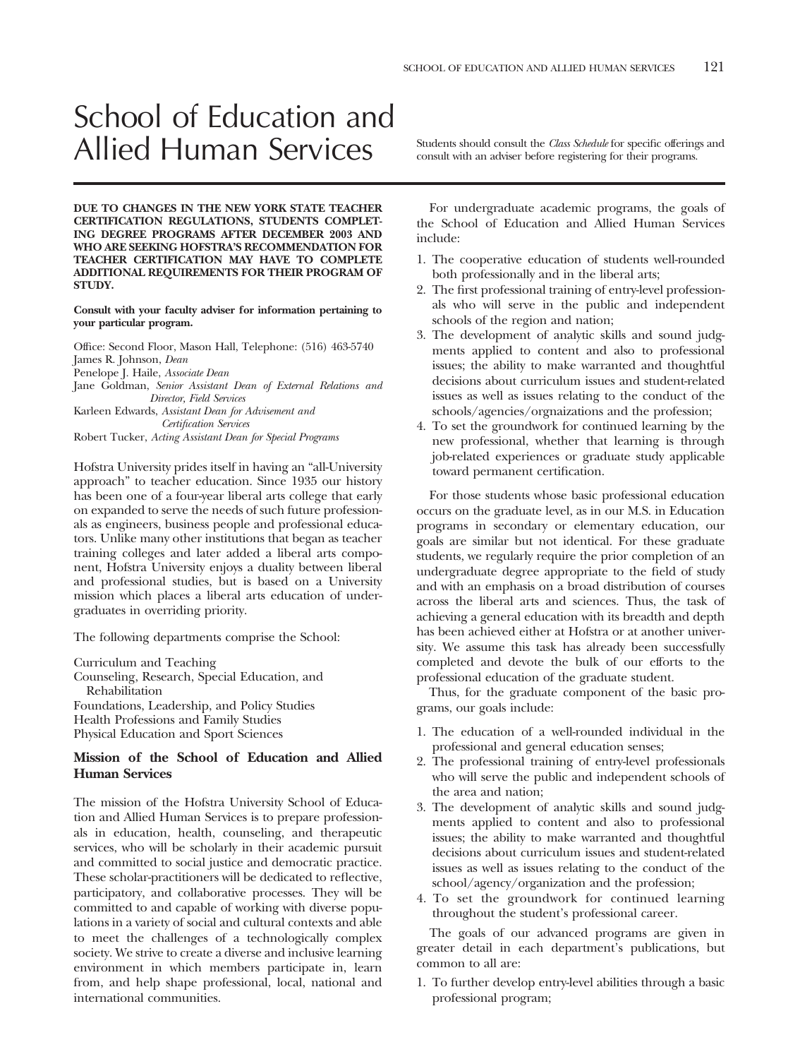# School of Education and Allied Human Services

Students should consult the *Class Schedule* for specific offerings and consult with an adviser before registering for their programs.

**DUE TO CHANGES IN THE NEW YORK STATE TEACHER CERTIFICATION REGULATIONS, STUDENTS COMPLETING DEGREE PROGRAMS AFTER DECEMBER 2003 AND WHO ARE SEEKING HOFSTRA'S RECOMMENDATION FOR TEACHER CERTIFICATION MAY HAVE TO COMPLETE ADDITIONAL REQUIREMENTS FOR THEIR PROGRAM OF STUDY.**

**Consult with your faculty adviser for information pertaining to your particular program.**

Office: Second Floor, Mason Hall, Telephone: (516) 463-5740
James R. Johnson, *Dean*
Penelope J. Haile, *Associate Dean*
Jane Goldman, *Senior Assistant Dean of External Relations and Director, Field Services*
Karleen Edwards, *Assistant Dean for Advisement and Certification Services*
Robert Tucker, *Acting Assistant Dean for Special Programs*

Hofstra University prides itself in having an "all-University approach" to teacher education. Since 1935 our history has been one of a four-year liberal arts college that early on expanded to serve the needs of such future professionals as engineers, business people and professional educators. Unlike many other institutions that began as teacher training colleges and later added a liberal arts component, Hofstra University enjoys a duality between liberal and professional studies, but is based on a University mission which places a liberal arts education of undergraduates in overriding priority.

The following departments comprise the School:

Curriculum and Teaching
Counseling, Research, Special Education, and Rehabilitation
Foundations, Leadership, and Policy Studies
Health Professions and Family Studies
Physical Education and Sport Sciences

### Mission of the School of Education and Allied Human Services

The mission of the Hofstra University School of Education and Allied Human Services is to prepare professionals in education, health, counseling, and therapeutic services, who will be scholarly in their academic pursuit and committed to social justice and democratic practice. These scholar-practitioners will be dedicated to reflective, participatory, and collaborative processes. They will be committed to and capable of working with diverse populations in a variety of social and cultural contexts and able to meet the challenges of a technologically complex society. We strive to create a diverse and inclusive learning environment in which members participate in, learn from, and help shape professional, local, national and international communities.

For undergraduate academic programs, the goals of the School of Education and Allied Human Services include:

1. The cooperative education of students well-rounded both professionally and in the liberal arts;
2. The first professional training of entry-level professionals who will serve in the public and independent schools of the region and nation;
3. The development of analytic skills and sound judgments applied to content and also to professional issues; the ability to make warranted and thoughtful decisions about curriculum issues and student-related issues as well as issues relating to the conduct of the schools/agencies/orgnaizations and the profession;
4. To set the groundwork for continued learning by the new professional, whether that learning is through job-related experiences or graduate study applicable toward permanent certification.

For those students whose basic professional education occurs on the graduate level, as in our M.S. in Education programs in secondary or elementary education, our goals are similar but not identical. For these graduate students, we regularly require the prior completion of an undergraduate degree appropriate to the field of study and with an emphasis on a broad distribution of courses across the liberal arts and sciences. Thus, the task of achieving a general education with its breadth and depth has been achieved either at Hofstra or at another university. We assume this task has already been successfully completed and devote the bulk of our efforts to the professional education of the graduate student.

Thus, for the graduate component of the basic programs, our goals include:

1. The education of a well-rounded individual in the professional and general education senses;
2. The professional training of entry-level professionals who will serve the public and independent schools of the area and nation;
3. The development of analytic skills and sound judgments applied to content and also to professional issues; the ability to make warranted and thoughtful decisions about curriculum issues and student-related issues as well as issues relating to the conduct of the school/agency/organization and the profession;
4. To set the groundwork for continued learning throughout the student's professional career.

The goals of our advanced programs are given in greater detail in each department's publications, but common to all are:

1. To further develop entry-level abilities through a basic professional program;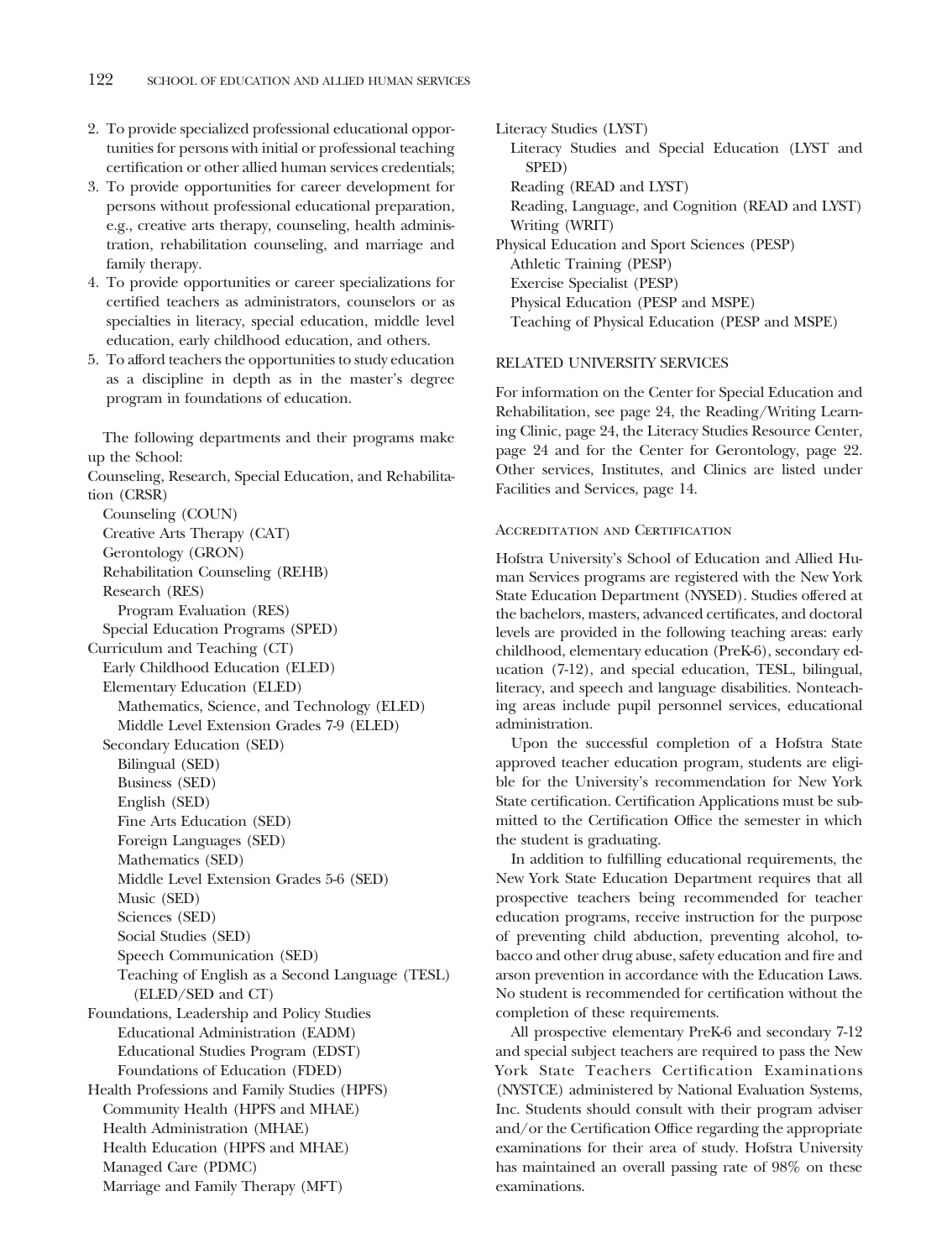2. To provide specialized professional educational opportunities for persons with initial or professional teaching certification or other allied human services credentials;
3. To provide opportunities for career development for persons without professional educational preparation, e.g., creative arts therapy, counseling, health administration, rehabilitation counseling, and marriage and family therapy.
4. To provide opportunities or career specializations for certified teachers as administrators, counselors or as specialties in literacy, special education, middle level education, early childhood education, and others.
5. To afford teachers the opportunities to study education as a discipline in depth as in the master's degree program in foundations of education.

The following departments and their programs make up the School:

Counseling, Research, Special Education, and Rehabilitation (CRSR)
- Counseling (COUN)
- Creative Arts Therapy (CAT)
- Gerontology (GRON)
- Rehabilitation Counseling (REHB)
- Research (RES)
  - Program Evaluation (RES)
- Special Education Programs (SPED)

Curriculum and Teaching (CT)
- Early Childhood Education (ELED)
- Elementary Education (ELED)
  - Mathematics, Science, and Technology (ELED)
  - Middle Level Extension Grades 7-9 (ELED)
- Secondary Education (SED)
  - Bilingual (SED)
  - Business (SED)
  - English (SED)
  - Fine Arts Education (SED)
  - Foreign Languages (SED)
  - Mathematics (SED)
  - Middle Level Extension Grades 5-6 (SED)
  - Music (SED)
  - Sciences (SED)
  - Social Studies (SED)
  - Speech Communication (SED)
  - Teaching of English as a Second Language (TESL) (ELED/SED and CT)

Foundations, Leadership and Policy Studies
- Educational Administration (EADM)
- Educational Studies Program (EDST)
- Foundations of Education (FDED)

Health Professions and Family Studies (HPFS)
- Community Health (HPFS and MHAE)
- Health Administration (MHAE)
- Health Education (HPFS and MHAE)
- Managed Care (PDMC)
- Marriage and Family Therapy (MFT)

Literacy Studies (LYST)
- Literacy Studies and Special Education (LYST and SPED)
- Reading (READ and LYST)
- Reading, Language, and Cognition (READ and LYST)
- Writing (WRIT)

Physical Education and Sport Sciences (PESP)
- Athletic Training (PESP)
- Exercise Specialist (PESP)
- Physical Education (PESP and MSPE)
- Teaching of Physical Education (PESP and MSPE)

## RELATED UNIVERSITY SERVICES

For information on the Center for Special Education and Rehabilitation, see page 24, the Reading/Writing Learning Clinic, page 24, the Literacy Studies Resource Center, page 24 and for the Center for Gerontology, page 22. Other services, Institutes, and Clinics are listed under Facilities and Services, page 14.

### Accreditation and Certification

Hofstra University's School of Education and Allied Human Services programs are registered with the New York State Education Department (NYSED). Studies offered at the bachelors, masters, advanced certificates, and doctoral levels are provided in the following teaching areas: early childhood, elementary education (PreK-6), secondary education (7-12), and special education, TESL, bilingual, literacy, and speech and language disabilities. Nonteaching areas include pupil personnel services, educational administration.

Upon the successful completion of a Hofstra State approved teacher education program, students are eligible for the University's recommendation for New York State certification. Certification Applications must be submitted to the Certification Office the semester in which the student is graduating.

In addition to fulfilling educational requirements, the New York State Education Department requires that all prospective teachers being recommended for teacher education programs, receive instruction for the purpose of preventing child abduction, preventing alcohol, tobacco and other drug abuse, safety education and fire and arson prevention in accordance with the Education Laws. No student is recommended for certification without the completion of these requirements.

All prospective elementary PreK-6 and secondary 7-12 and special subject teachers are required to pass the New York State Teachers Certification Examinations (NYSTCE) administered by National Evaluation Systems, Inc. Students should consult with their program adviser and/or the Certification Office regarding the appropriate examinations for their area of study. Hofstra University has maintained an overall passing rate of 98% on these examinations.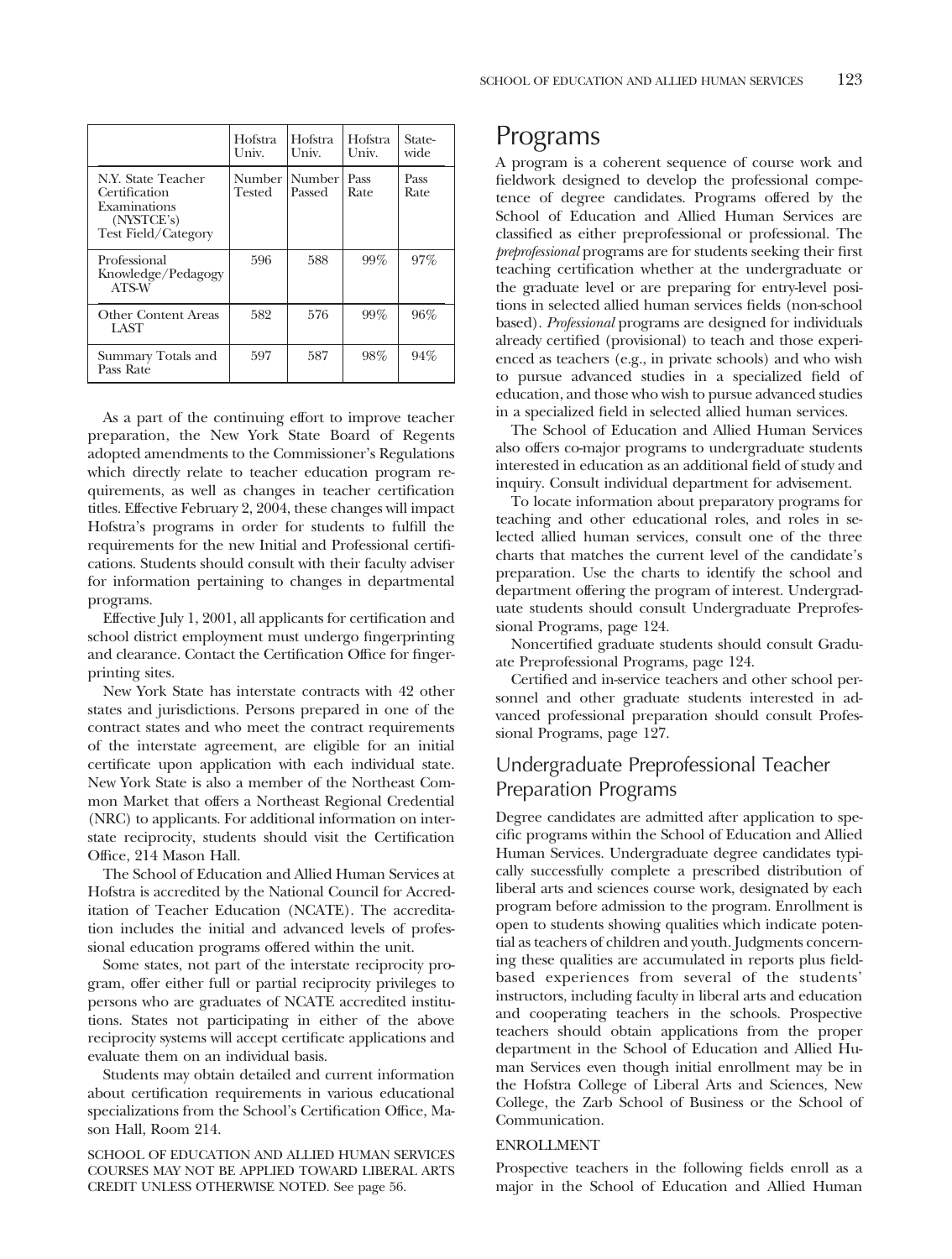| | Hofstra Univ. | Hofstra Univ. | Hofstra Univ. | State-wide |
|---|---|---|---|---|
| N.Y. State Teacher Certification Examinations (NYSTCE's) Test Field/Category | Number Tested | Number Passed | Pass Rate | Pass Rate |
| Professional Knowledge/Pedagogy ATS-W | 596 | 588 | 99% | 97% |
| Other Content Areas LAST | 582 | 576 | 99% | 96% |
| Summary Totals and Pass Rate | 597 | 587 | 98% | 94% |

As a part of the continuing effort to improve teacher preparation, the New York State Board of Regents adopted amendments to the Commissioner's Regulations which directly relate to teacher education program requirements, as well as changes in teacher certification titles. Effective February 2, 2004, these changes will impact Hofstra's programs in order for students to fulfill the requirements for the new Initial and Professional certifications. Students should consult with their faculty adviser for information pertaining to changes in departmental programs.

Effective July 1, 2001, all applicants for certification and school district employment must undergo fingerprinting and clearance. Contact the Certification Office for fingerprinting sites.

New York State has interstate contracts with 42 other states and jurisdictions. Persons prepared in one of the contract states and who meet the contract requirements of the interstate agreement, are eligible for an initial certificate upon application with each individual state. New York State is also a member of the Northeast Common Market that offers a Northeast Regional Credential (NRC) to applicants. For additional information on interstate reciprocity, students should visit the Certification Office, 214 Mason Hall.

The School of Education and Allied Human Services at Hofstra is accredited by the National Council for Accreditation of Teacher Education (NCATE). The accreditation includes the initial and advanced levels of professional education programs offered within the unit.

Some states, not part of the interstate reciprocity program, offer either full or partial reciprocity privileges to persons who are graduates of NCATE accredited institutions. States not participating in either of the above reciprocity systems will accept certificate applications and evaluate them on an individual basis.

Students may obtain detailed and current information about certification requirements in various educational specializations from the School's Certification Office, Mason Hall, Room 214.

SCHOOL OF EDUCATION AND ALLIED HUMAN SERVICES COURSES MAY NOT BE APPLIED TOWARD LIBERAL ARTS CREDIT UNLESS OTHERWISE NOTED. See page 56.

# Programs

A program is a coherent sequence of course work and fieldwork designed to develop the professional competence of degree candidates. Programs offered by the School of Education and Allied Human Services are classified as either preprofessional or professional. The *preprofessional* programs are for students seeking their first teaching certification whether at the undergraduate or the graduate level or are preparing for entry-level positions in selected allied human services fields (non-school based). *Professional* programs are designed for individuals already certified (provisional) to teach and those experienced as teachers (e.g., in private schools) and who wish to pursue advanced studies in a specialized field of education, and those who wish to pursue advanced studies in a specialized field in selected allied human services.

The School of Education and Allied Human Services also offers co-major programs to undergraduate students interested in education as an additional field of study and inquiry. Consult individual department for advisement.

To locate information about preparatory programs for teaching and other educational roles, and roles in selected allied human services, consult one of the three charts that matches the current level of the candidate's preparation. Use the charts to identify the school and department offering the program of interest. Undergraduate students should consult Undergraduate Preprofessional Programs, page 124.

Noncertified graduate students should consult Graduate Preprofessional Programs, page 124.

Certified and in-service teachers and other school personnel and other graduate students interested in advanced professional preparation should consult Professional Programs, page 127.

## Undergraduate Preprofessional Teacher Preparation Programs

Degree candidates are admitted after application to specific programs within the School of Education and Allied Human Services. Undergraduate degree candidates typically successfully complete a prescribed distribution of liberal arts and sciences course work, designated by each program before admission to the program. Enrollment is open to students showing qualities which indicate potential as teachers of children and youth. Judgments concerning these qualities are accumulated in reports plus field-based experiences from several of the students' instructors, including faculty in liberal arts and education and cooperating teachers in the schools. Prospective teachers should obtain applications from the proper department in the School of Education and Allied Human Services even though initial enrollment may be in the Hofstra College of Liberal Arts and Sciences, New College, the Zarb School of Business or the School of Communication.

### ENROLLMENT

Prospective teachers in the following fields enroll as a major in the School of Education and Allied Human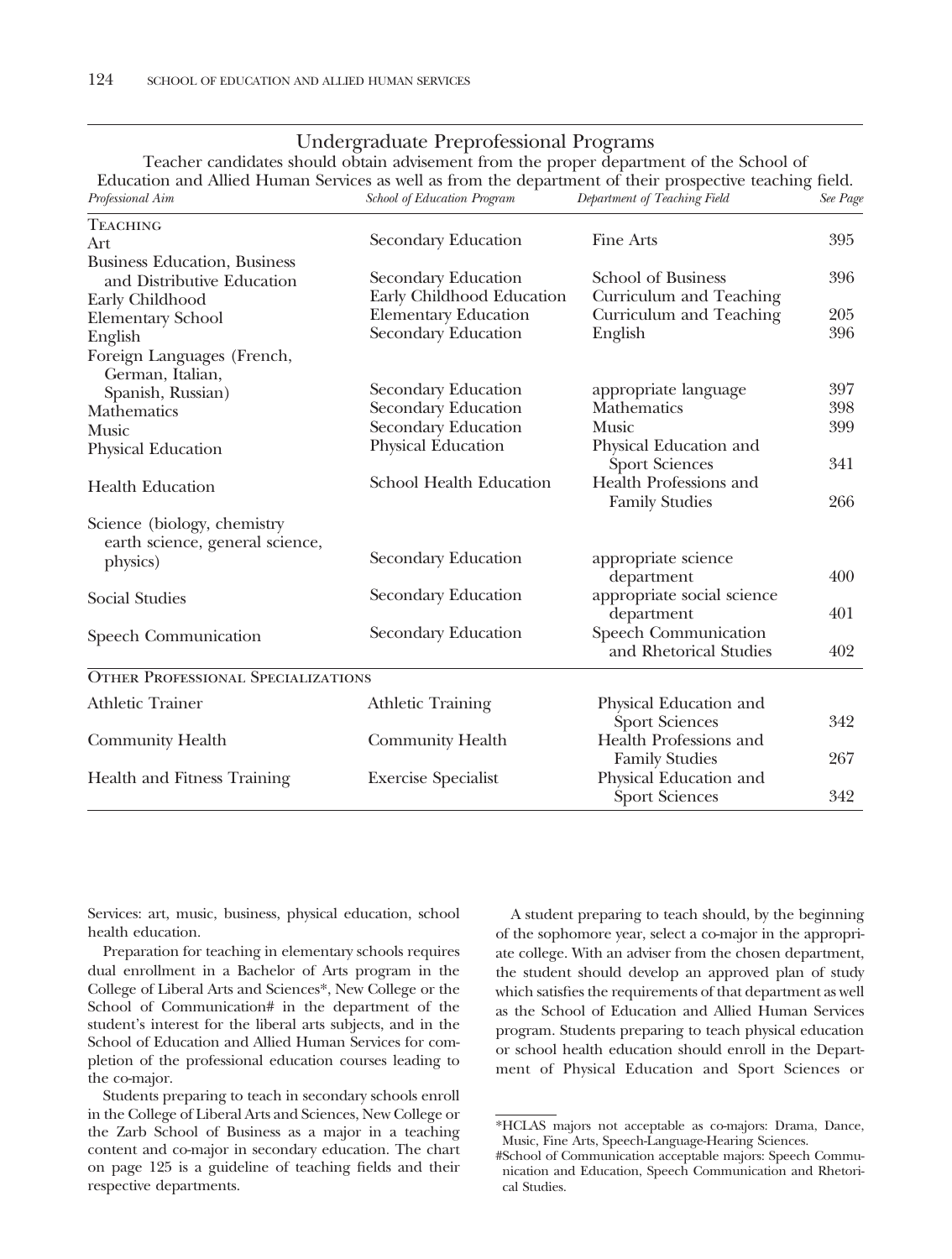## Undergraduate Preprofessional Programs

Teacher candidates should obtain advisement from the proper department of the School of Education and Allied Human Services as well as from the department of their prospective teaching field.

| *Professional Aim* | *School of Education Program* | *Department of Teaching Field* | *See Page* |
|---|---|---|---|
| TEACHING | | | |
| Art | Secondary Education | Fine Arts | 395 |
| Business Education, Business and Distributive Education | Secondary Education | School of Business | 396 |
| Early Childhood | Early Childhood Education | Curriculum and Teaching | |
| Elementary School | Elementary Education | Curriculum and Teaching | 205 |
| English | Secondary Education | English | 396 |
| Foreign Languages (French, German, Italian, Spanish, Russian) | Secondary Education | appropriate language | 397 |
| Mathematics | Secondary Education | Mathematics | 398 |
| Music | Secondary Education | Music | 399 |
| Physical Education | Physical Education | Physical Education and Sport Sciences | 341 |
| Health Education | School Health Education | Health Professions and Family Studies | 266 |
| Science (biology, chemistry earth science, general science, physics) | Secondary Education | appropriate science department | 400 |
| Social Studies | Secondary Education | appropriate social science department | 401 |
| Speech Communication | Secondary Education | Speech Communication and Rhetorical Studies | 402 |
| OTHER PROFESSIONAL SPECIALIZATIONS | | | |
| Athletic Trainer | Athletic Training | Physical Education and Sport Sciences | 342 |
| Community Health | Community Health | Health Professions and Family Studies | 267 |
| Health and Fitness Training | Exercise Specialist | Physical Education and Sport Sciences | 342 |

Services: art, music, business, physical education, school health education.

Preparation for teaching in elementary schools requires dual enrollment in a Bachelor of Arts program in the College of Liberal Arts and Sciences*, New College or the School of Communication# in the department of the student's interest for the liberal arts subjects, and in the School of Education and Allied Human Services for completion of the professional education courses leading to the co-major.

Students preparing to teach in secondary schools enroll in the College of Liberal Arts and Sciences, New College or the Zarb School of Business as a major in a teaching content and co-major in secondary education. The chart on page 125 is a guideline of teaching fields and their respective departments.

A student preparing to teach should, by the beginning of the sophomore year, select a co-major in the appropriate college. With an adviser from the chosen department, the student should develop an approved plan of study which satisfies the requirements of that department as well as the School of Education and Allied Human Services program. Students preparing to teach physical education or school health education should enroll in the Department of Physical Education and Sport Sciences or

---

*HCLAS majors not acceptable as co-majors: Drama, Dance, Music, Fine Arts, Speech-Language-Hearing Sciences.

#School of Communication acceptable majors: Speech Communication and Education, Speech Communication and Rhetorical Studies.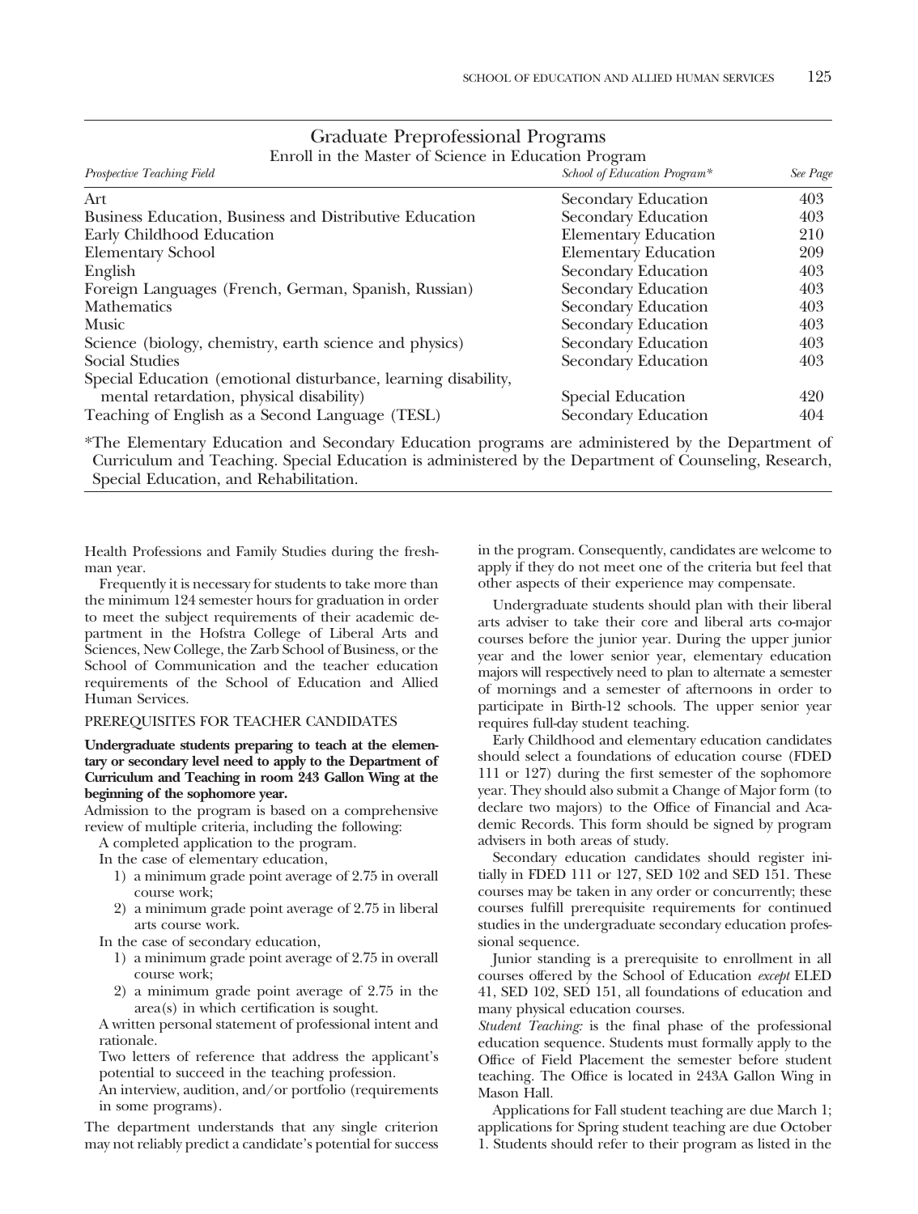## Graduate Preprofessional Programs

Enroll in the Master of Science in Education Program

| *Prospective Teaching Field* | *School of Education Program\** | *See Page* |
|---|---|---|
| Art | Secondary Education | 403 |
| Business Education, Business and Distributive Education | Secondary Education | 403 |
| Early Childhood Education | Elementary Education | 210 |
| Elementary School | Elementary Education | 209 |
| English | Secondary Education | 403 |
| Foreign Languages (French, German, Spanish, Russian) | Secondary Education | 403 |
| Mathematics | Secondary Education | 403 |
| Music | Secondary Education | 403 |
| Science (biology, chemistry, earth science and physics) | Secondary Education | 403 |
| Social Studies | Secondary Education | 403 |
| Special Education (emotional disturbance, learning disability, mental retardation, physical disability) | Special Education | 420 |
| Teaching of English as a Second Language (TESL) | Secondary Education | 404 |

*The Elementary Education and Secondary Education programs are administered by the Department of Curriculum and Teaching. Special Education is administered by the Department of Counseling, Research, Special Education, and Rehabilitation.

Health Professions and Family Studies during the freshman year.

Frequently it is necessary for students to take more than the minimum 124 semester hours for graduation in order to meet the subject requirements of their academic department in the Hofstra College of Liberal Arts and Sciences, New College, the Zarb School of Business, or the School of Communication and the teacher education requirements of the School of Education and Allied Human Services.

PREREQUISITES FOR TEACHER CANDIDATES

**Undergraduate students preparing to teach at the elementary or secondary level need to apply to the Department of Curriculum and Teaching in room 243 Gallon Wing at the beginning of the sophomore year.**

Admission to the program is based on a comprehensive review of multiple criteria, including the following:

A completed application to the program.

In the case of elementary education,

1) a minimum grade point average of 2.75 in overall course work;
2) a minimum grade point average of 2.75 in liberal arts course work.

In the case of secondary education,

1) a minimum grade point average of 2.75 in overall course work;
2) a minimum grade point average of 2.75 in the area(s) in which certification is sought.

A written personal statement of professional intent and rationale.

Two letters of reference that address the applicant's potential to succeed in the teaching profession.

An interview, audition, and/or portfolio (requirements in some programs).

The department understands that any single criterion may not reliably predict a candidate's potential for success in the program. Consequently, candidates are welcome to apply if they do not meet one of the criteria but feel that other aspects of their experience may compensate.

Undergraduate students should plan with their liberal arts adviser to take their core and liberal arts co-major courses before the junior year. During the upper junior year and the lower senior year, elementary education majors will respectively need to plan to alternate a semester of mornings and a semester of afternoons in order to participate in Birth-12 schools. The upper senior year requires full-day student teaching.

Early Childhood and elementary education candidates should select a foundations of education course (FDED 111 or 127) during the first semester of the sophomore year. They should also submit a Change of Major form (to declare two majors) to the Office of Financial and Academic Records. This form should be signed by program advisers in both areas of study.

Secondary education candidates should register initially in FDED 111 or 127, SED 102 and SED 151. These courses may be taken in any order or concurrently; these courses fulfill prerequisite requirements for continued studies in the undergraduate secondary education professional sequence.

Junior standing is a prerequisite to enrollment in all courses offered by the School of Education *except* ELED 41, SED 102, SED 151, all foundations of education and many physical education courses.

*Student Teaching:* is the final phase of the professional education sequence. Students must formally apply to the Office of Field Placement the semester before student teaching. The Office is located in 243A Gallon Wing in Mason Hall.

Applications for Fall student teaching are due March 1; applications for Spring student teaching are due October 1. Students should refer to their program as listed in the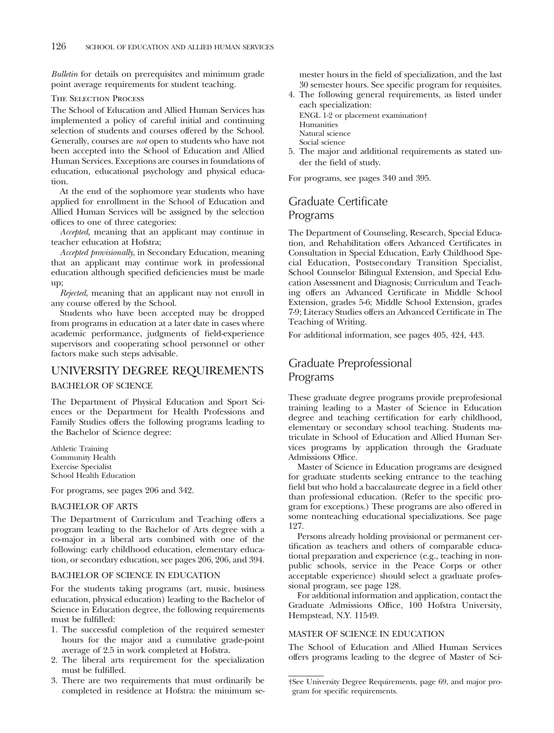*Bulletin* for details on prerequisites and minimum grade point average requirements for student teaching.

### The Selection Process

The School of Education and Allied Human Services has implemented a policy of careful initial and continuing selection of students and courses offered by the School. Generally, courses are *not* open to students who have not been accepted into the School of Education and Allied Human Services. Exceptions are courses in foundations of education, educational psychology and physical education.

At the end of the sophomore year students who have applied for enrollment in the School of Education and Allied Human Services will be assigned by the selection offices to one of three categories:

*Accepted*, meaning that an applicant may continue in teacher education at Hofstra;

*Accepted provisionally*, in Secondary Education, meaning that an applicant may continue work in professional education although specified deficiencies must be made up;

*Rejected*, meaning that an applicant may not enroll in any course offered by the School.

Students who have been accepted may be dropped from programs in education at a later date in cases where academic performance, judgments of field-experience supervisors and cooperating school personnel or other factors make such steps advisable.

## UNIVERSITY DEGREE REQUIREMENTS

### BACHELOR OF SCIENCE

The Department of Physical Education and Sport Sciences or the Department for Health Professions and Family Studies offers the following programs leading to the Bachelor of Science degree:

Athletic Training
Community Health
Exercise Specialist
School Health Education

For programs, see pages 206 and 342.

### BACHELOR OF ARTS

The Department of Curriculum and Teaching offers a program leading to the Bachelor of Arts degree with a co-major in a liberal arts combined with one of the following: early childhood education, elementary education, or secondary education, see pages 206, 206, and 394.

### BACHELOR OF SCIENCE IN EDUCATION

For the students taking programs (art, music, business education, physical education) leading to the Bachelor of Science in Education degree, the following requirements must be fulfilled:

1. The successful completion of the required semester hours for the major and a cumulative grade-point average of 2.5 in work completed at Hofstra.
2. The liberal arts requirement for the specialization must be fulfilled.
3. There are two requirements that must ordinarily be completed in residence at Hofstra: the minimum semester hours in the field of specialization, and the last 30 semester hours. See specific program for requisites.
4. The following general requirements, as listed under each specialization:
   ENGL 1-2 or placement examination†
   Humanities
   Natural science
   Social science
5. The major and additional requirements as stated under the field of study.

For programs, see pages 340 and 395.

## Graduate Certificate Programs

The Department of Counseling, Research, Special Education, and Rehabilitation offers Advanced Certificates in Consultation in Special Education, Early Childhood Special Education, Postsecondary Transition Specialist, School Counselor Bilingual Extension, and Special Education Assessment and Diagnosis; Curriculum and Teaching offers an Advanced Certificate in Middle School Extension, grades 5-6; Middle School Extension, grades 7-9; Literacy Studies offers an Advanced Certificate in The Teaching of Writing.

For additional information, see pages 405, 424, 443.

## Graduate Preprofessional Programs

These graduate degree programs provide preprofesional training leading to a Master of Science in Education degree and teaching certification for early childhood, elementary or secondary school teaching. Students matriculate in School of Education and Allied Human Services programs by application through the Graduate Admissions Office.

Master of Science in Education programs are designed for graduate students seeking entrance to the teaching field but who hold a baccalaureate degree in a field other than professional education. (Refer to the specific program for exceptions.) These programs are also offered in some nonteaching educational specializations. See page 127.

Persons already holding provisional or permanent certification as teachers and others of comparable educational preparation and experience (e.g., teaching in nonpublic schools, service in the Peace Corps or other acceptable experience) should select a graduate professional program, see page 128.

For additional information and application, contact the Graduate Admissions Office, 100 Hofstra University, Hempstead, N.Y. 11549.

### MASTER OF SCIENCE IN EDUCATION

The School of Education and Allied Human Services offers programs leading to the degree of Master of Sci-

†See University Degree Requirements, page 69, and major program for specific requirements.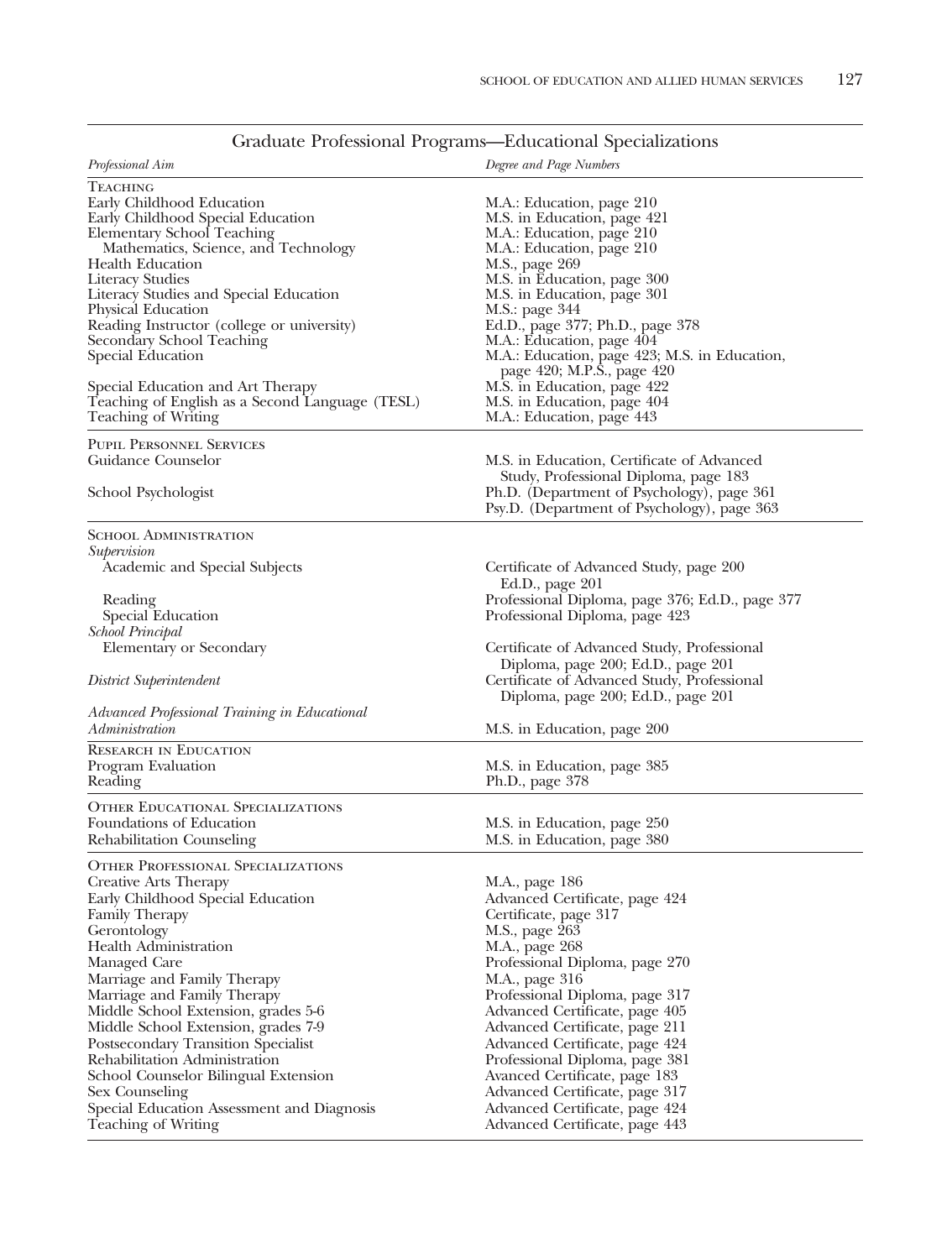## Graduate Professional Programs—Educational Specializations

| *Professional Aim* | *Degree and Page Numbers* |
|---|---|
| TEACHING | |
| Early Childhood Education | M.A.: Education, page 210 |
| Early Childhood Special Education | M.S. in Education, page 421 |
| Elementary School Teaching | M.A.: Education, page 210 |
| Mathematics, Science, and Technology | M.A.: Education, page 210 |
| Health Education | M.S., page 269 |
| Literacy Studies | M.S. in Education, page 300 |
| Literacy Studies and Special Education | M.S. in Education, page 301 |
| Physical Education | M.S.: page 344 |
| Reading Instructor (college or university) | Ed.D., page 377; Ph.D., page 378 |
| Secondary School Teaching | M.A.: Education, page 404 |
| Special Education | M.A.: Education, page 423; M.S. in Education, page 420; M.P.S., page 420 |
| Special Education and Art Therapy | M.S. in Education, page 422 |
| Teaching of English as a Second Language (TESL) | M.S. in Education, page 404 |
| Teaching of Writing | M.A.: Education, page 443 |
| PUPIL PERSONNEL SERVICES | |
| Guidance Counselor | M.S. in Education, Certificate of Advanced Study, Professional Diploma, page 183 |
| School Psychologist | Ph.D. (Department of Psychology), page 361<br>Psy.D. (Department of Psychology), page 363 |
| SCHOOL ADMINISTRATION | |
| *Supervision* | |
| Academic and Special Subjects | Certificate of Advanced Study, page 200<br>Ed.D., page 201 |
| Reading | Professional Diploma, page 376; Ed.D., page 377 |
| Special Education | Professional Diploma, page 423 |
| *School Principal* | |
| Elementary or Secondary | Certificate of Advanced Study, Professional Diploma, page 200; Ed.D., page 201 |
| *District Superintendent* | Certificate of Advanced Study, Professional Diploma, page 200; Ed.D., page 201 |
| *Advanced Professional Training in Educational Administration* | M.S. in Education, page 200 |
| RESEARCH IN EDUCATION | |
| Program Evaluation | M.S. in Education, page 385 |
| Reading | Ph.D., page 378 |
| OTHER EDUCATIONAL SPECIALIZATIONS | |
| Foundations of Education | M.S. in Education, page 250 |
| Rehabilitation Counseling | M.S. in Education, page 380 |
| OTHER PROFESSIONAL SPECIALIZATIONS | |
| Creative Arts Therapy | M.A., page 186 |
| Early Childhood Special Education | Advanced Certificate, page 424 |
| Family Therapy | Certificate, page 317 |
| Gerontology | M.S., page 263 |
| Health Administration | M.A., page 268 |
| Managed Care | Professional Diploma, page 270 |
| Marriage and Family Therapy | M.A., page 316 |
| Marriage and Family Therapy | Professional Diploma, page 317 |
| Middle School Extension, grades 5-6 | Advanced Certificate, page 405 |
| Middle School Extension, grades 7-9 | Advanced Certificate, page 211 |
| Postsecondary Transition Specialist | Advanced Certificate, page 424 |
| Rehabilitation Administration | Professional Diploma, page 381 |
| School Counselor Bilingual Extension | Avanced Certificate, page 183 |
| Sex Counseling | Advanced Certificate, page 317 |
| Special Education Assessment and Diagnosis | Advanced Certificate, page 424 |
| Teaching of Writing | Advanced Certificate, page 443 |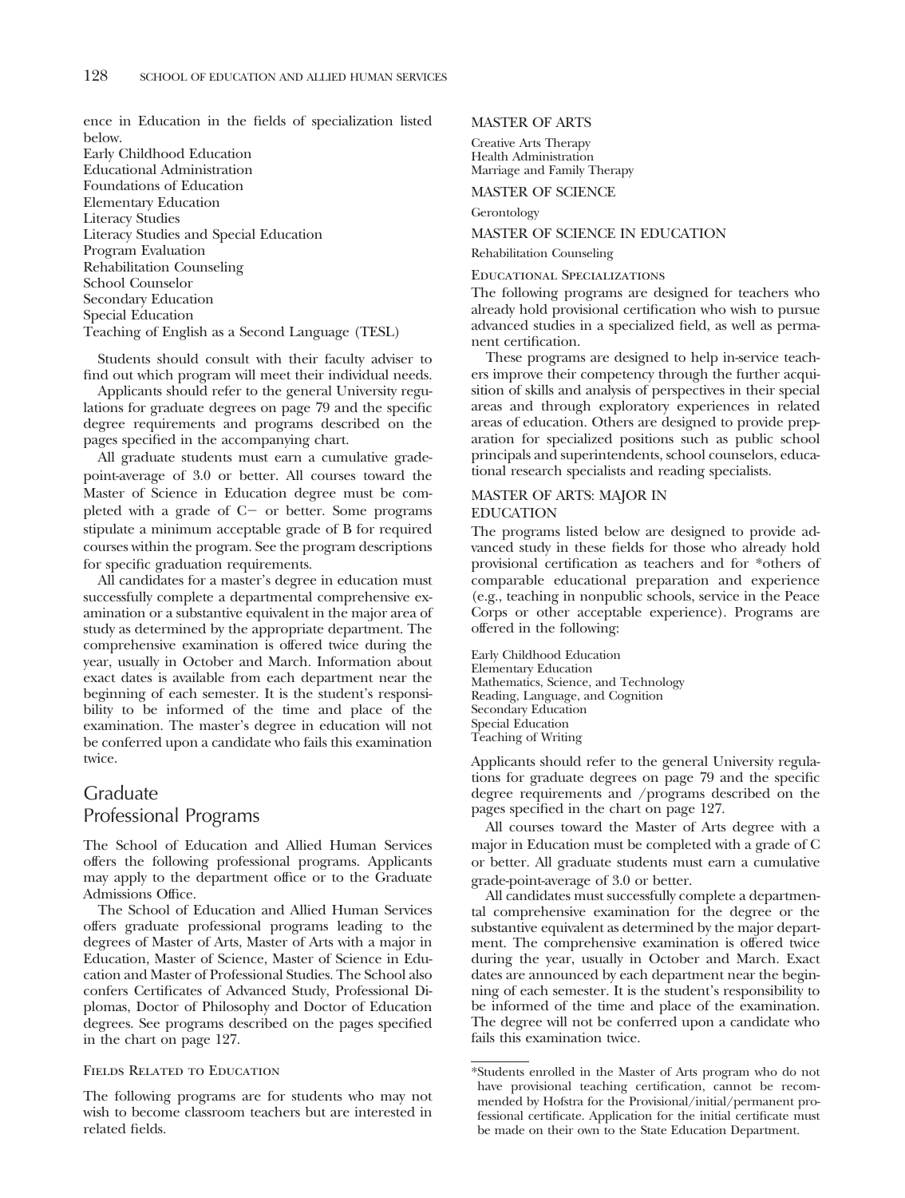ence in Education in the fields of specialization listed below.

Early Childhood Education
Educational Administration
Foundations of Education
Elementary Education
Literacy Studies
Literacy Studies and Special Education
Program Evaluation
Rehabilitation Counseling
School Counselor
Secondary Education
Special Education
Teaching of English as a Second Language (TESL)

Students should consult with their faculty adviser to find out which program will meet their individual needs.

Applicants should refer to the general University regulations for graduate degrees on page 79 and the specific degree requirements and programs described on the pages specified in the accompanying chart.

All graduate students must earn a cumulative grade-point-average of 3.0 or better. All courses toward the Master of Science in Education degree must be completed with a grade of C− or better. Some programs stipulate a minimum acceptable grade of B for required courses within the program. See the program descriptions for specific graduation requirements.

All candidates for a master's degree in education must successfully complete a departmental comprehensive examination or a substantive equivalent in the major area of study as determined by the appropriate department. The comprehensive examination is offered twice during the year, usually in October and March. Information about exact dates is available from each department near the beginning of each semester. It is the student's responsibility to be informed of the time and place of the examination. The master's degree in education will not be conferred upon a candidate who fails this examination twice.

# Graduate Professional Programs

The School of Education and Allied Human Services offers the following professional programs. Applicants may apply to the department office or to the Graduate Admissions Office.

The School of Education and Allied Human Services offers graduate professional programs leading to the degrees of Master of Arts, Master of Arts with a major in Education, Master of Science, Master of Science in Education and Master of Professional Studies. The School also confers Certificates of Advanced Study, Professional Diplomas, Doctor of Philosophy and Doctor of Education degrees. See programs described on the pages specified in the chart on page 127.

## Fields Related to Education

The following programs are for students who may not wish to become classroom teachers but are interested in related fields.

### MASTER OF ARTS

Creative Arts Therapy
Health Administration
Marriage and Family Therapy

### MASTER OF SCIENCE

Gerontology

### MASTER OF SCIENCE IN EDUCATION

Rehabilitation Counseling

## Educational Specializations

The following programs are designed for teachers who already hold provisional certification who wish to pursue advanced studies in a specialized field, as well as permanent certification.

These programs are designed to help in-service teachers improve their competency through the further acquisition of skills and analysis of perspectives in their special areas and through exploratory experiences in related areas of education. Others are designed to provide preparation for specialized positions such as public school principals and superintendents, school counselors, educational research specialists and reading specialists.

### MASTER OF ARTS: MAJOR IN EDUCATION

The programs listed below are designed to provide advanced study in these fields for those who already hold provisional certification as teachers and for *others of comparable educational preparation and experience (e.g., teaching in nonpublic schools, service in the Peace Corps or other acceptable experience). Programs are offered in the following:

Early Childhood Education
Elementary Education
Mathematics, Science, and Technology
Reading, Language, and Cognition
Secondary Education
Special Education
Teaching of Writing

Applicants should refer to the general University regulations for graduate degrees on page 79 and the specific degree requirements and /programs described on the pages specified in the chart on page 127.

All courses toward the Master of Arts degree with a major in Education must be completed with a grade of C or better. All graduate students must earn a cumulative grade-point-average of 3.0 or better.

All candidates must successfully complete a departmental comprehensive examination for the degree or the substantive equivalent as determined by the major department. The comprehensive examination is offered twice during the year, usually in October and March. Exact dates are announced by each department near the beginning of each semester. It is the student's responsibility to be informed of the time and place of the examination. The degree will not be conferred upon a candidate who fails this examination twice.

*Students enrolled in the Master of Arts program who do not have provisional teaching certification, cannot be recommended by Hofstra for the Provisional/initial/permanent professional certificate. Application for the initial certificate must be made on their own to the State Education Department.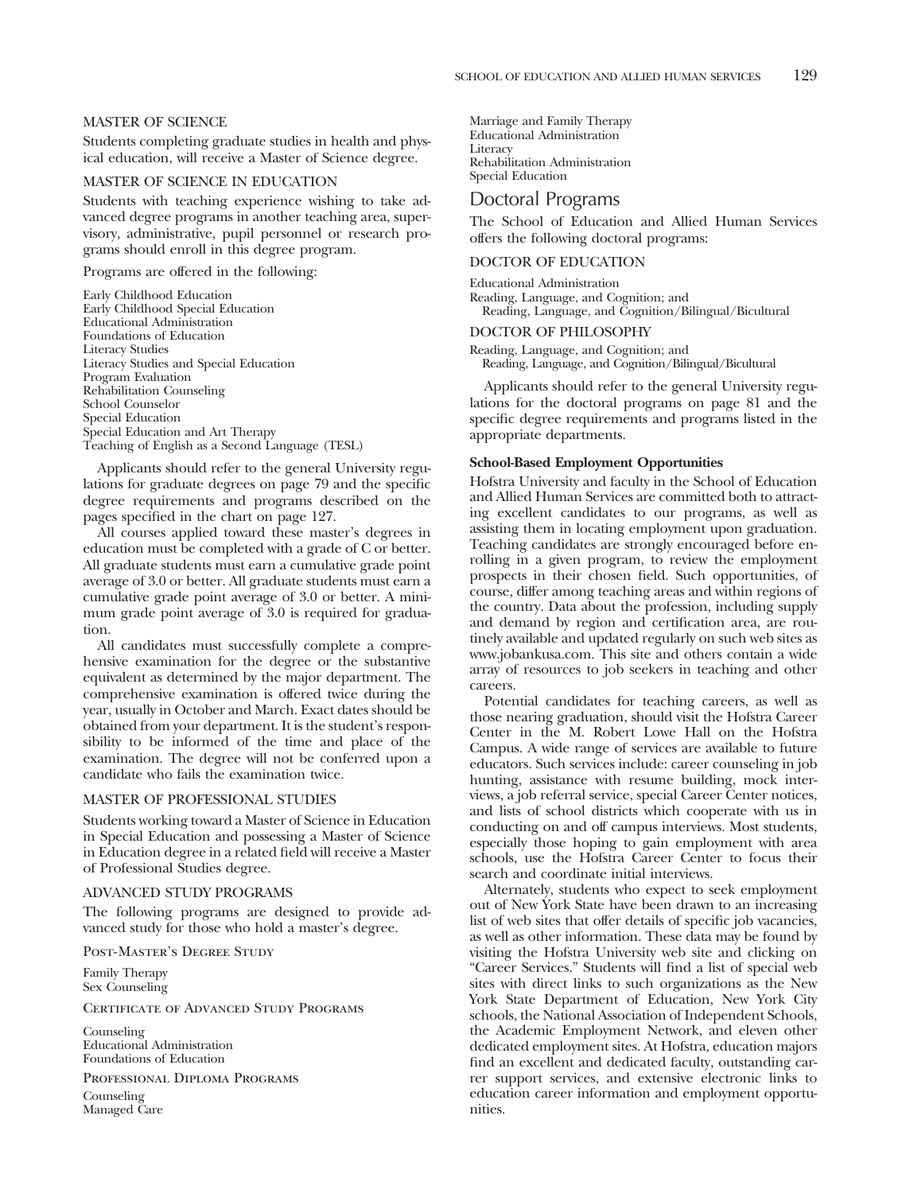#### MASTER OF SCIENCE

Students completing graduate studies in health and physical education, will receive a Master of Science degree.

#### MASTER OF SCIENCE IN EDUCATION

Students with teaching experience wishing to take advanced degree programs in another teaching area, supervisory, administrative, pupil personnel or research programs should enroll in this degree program.

Programs are offered in the following:

Early Childhood Education
Early Childhood Special Education
Educational Administration
Foundations of Education
Literacy Studies
Literacy Studies and Special Education
Program Evaluation
Rehabilitation Counseling
School Counselor
Special Education
Special Education and Art Therapy
Teaching of English as a Second Language (TESL)

Applicants should refer to the general University regulations for graduate degrees on page 79 and the specific degree requirements and programs described on the pages specified in the chart on page 127.

All courses applied toward these master's degrees in education must be completed with a grade of C or better. All graduate students must earn a cumulative grade point average of 3.0 or better. All graduate students must earn a cumulative grade point average of 3.0 or better. A minimum grade point average of 3.0 is required for graduation.

All candidates must successfully complete a comprehensive examination for the degree or the substantive equivalent as determined by the major department. The comprehensive examination is offered twice during the year, usually in October and March. Exact dates should be obtained from your department. It is the student's responsibility to be informed of the time and place of the examination. The degree will not be conferred upon a candidate who fails the examination twice.

#### MASTER OF PROFESSIONAL STUDIES

Students working toward a Master of Science in Education in Special Education and possessing a Master of Science in Education degree in a related field will receive a Master of Professional Studies degree.

#### ADVANCED STUDY PROGRAMS

The following programs are designed to provide advanced study for those who hold a master's degree.

POST-MASTER'S DEGREE STUDY

Family Therapy
Sex Counseling

CERTIFICATE OF ADVANCED STUDY PROGRAMS

Counseling
Educational Administration
Foundations of Education

PROFESSIONAL DIPLOMA PROGRAMS

Counseling
Managed Care
Marriage and Family Therapy
Educational Administration
Literacy
Rehabilitation Administration
Special Education

## Doctoral Programs

The School of Education and Allied Human Services offers the following doctoral programs:

#### DOCTOR OF EDUCATION

Educational Administration
Reading, Language, and Cognition; and
Reading, Language, and Cognition/Bilingual/Bicultural

#### DOCTOR OF PHILOSOPHY

Reading, Language, and Cognition; and
Reading, Language, and Cognition/Bilingual/Bicultural

Applicants should refer to the general University regulations for the doctoral programs on page 81 and the specific degree requirements and programs listed in the appropriate departments.

**School-Based Employment Opportunities**

Hofstra University and faculty in the School of Education and Allied Human Services are committed both to attracting excellent candidates to our programs, as well as assisting them in locating employment upon graduation. Teaching candidates are strongly encouraged before enrolling in a given program, to review the employment prospects in their chosen field. Such opportunities, of course, differ among teaching areas and within regions of the country. Data about the profession, including supply and demand by region and certification area, are routinely available and updated regularly on such web sites as www.jobankusa.com. This site and others contain a wide array of resources to job seekers in teaching and other careers.

Potential candidates for teaching careers, as well as those nearing graduation, should visit the Hofstra Career Center in the M. Robert Lowe Hall on the Hofstra Campus. A wide range of services are available to future educators. Such services include: career counseling in job hunting, assistance with resume building, mock interviews, a job referral service, special Career Center notices, and lists of school districts which cooperate with us in conducting on and off campus interviews. Most students, especially those hoping to gain employment with area schools, use the Hofstra Career Center to focus their search and coordinate initial interviews.

Alternately, students who expect to seek employment out of New York State have been drawn to an increasing list of web sites that offer details of specific job vacancies, as well as other information. These data may be found by visiting the Hofstra University web site and clicking on "Career Services." Students will find a list of special web sites with direct links to such organizations as the New York State Department of Education, New York City schools, the National Association of Independent Schools, the Academic Employment Network, and eleven other dedicated employment sites. At Hofstra, education majors find an excellent and dedicated faculty, outstanding carrer support services, and extensive electronic links to education career information and employment opportunities.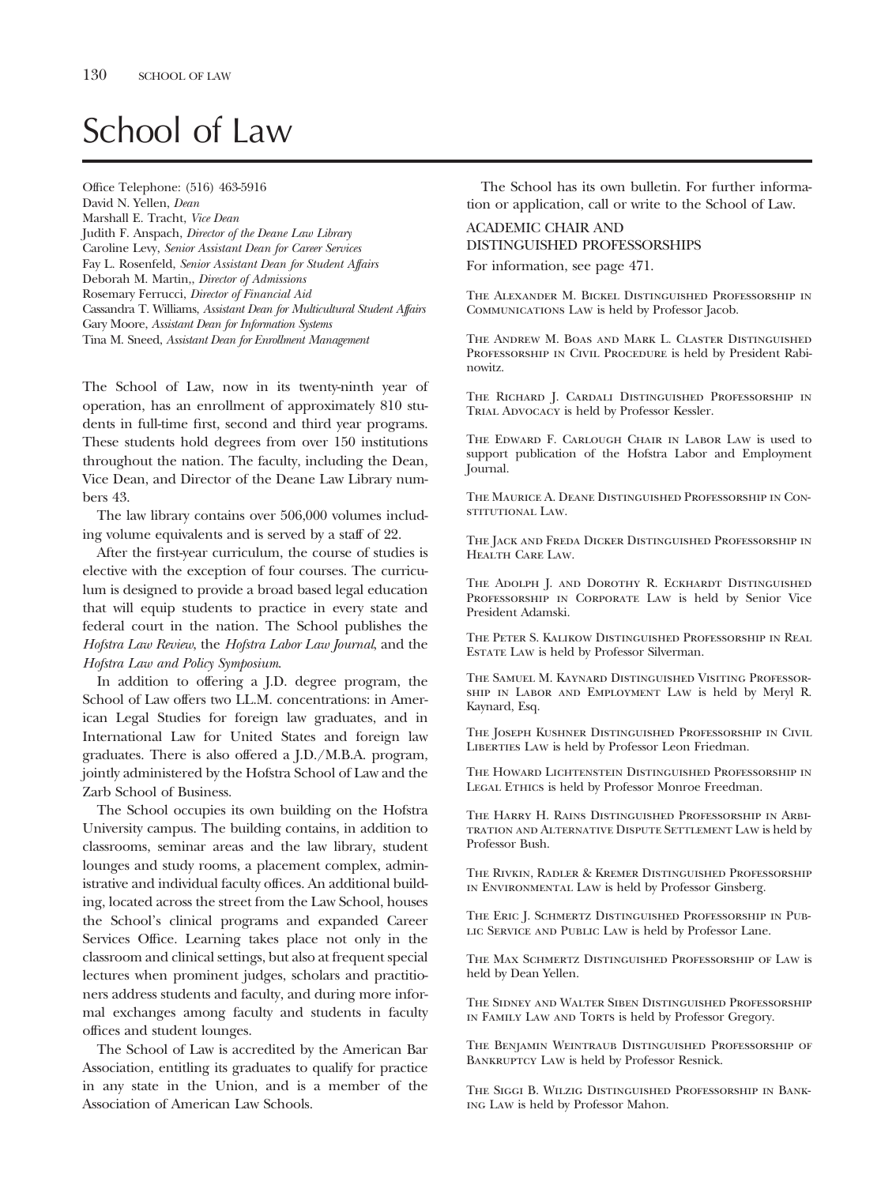# School of Law

Office Telephone: (516) 463-5916
David N. Yellen, *Dean*
Marshall E. Tracht, *Vice Dean*
Judith F. Anspach, *Director of the Deane Law Library*
Caroline Levy, *Senior Assistant Dean for Career Services*
Fay L. Rosenfeld, *Senior Assistant Dean for Student Affairs*
Deborah M. Martin,, *Director of Admissions*
Rosemary Ferrucci, *Director of Financial Aid*
Cassandra T. Williams, *Assistant Dean for Multicultural Student Affairs*
Gary Moore, *Assistant Dean for Information Systems*
Tina M. Sneed, *Assistant Dean for Enrollment Management*

The School of Law, now in its twenty-ninth year of operation, has an enrollment of approximately 810 students in full-time first, second and third year programs. These students hold degrees from over 150 institutions throughout the nation. The faculty, including the Dean, Vice Dean, and Director of the Deane Law Library numbers 43.

The law library contains over 506,000 volumes including volume equivalents and is served by a staff of 22.

After the first-year curriculum, the course of studies is elective with the exception of four courses. The curriculum is designed to provide a broad based legal education that will equip students to practice in every state and federal court in the nation. The School publishes the *Hofstra Law Review*, the *Hofstra Labor Law Journal*, and the *Hofstra Law and Policy Symposium*.

In addition to offering a J.D. degree program, the School of Law offers two LL.M. concentrations: in American Legal Studies for foreign law graduates, and in International Law for United States and foreign law graduates. There is also offered a J.D./M.B.A. program, jointly administered by the Hofstra School of Law and the Zarb School of Business.

The School occupies its own building on the Hofstra University campus. The building contains, in addition to classrooms, seminar areas and the law library, student lounges and study rooms, a placement complex, administrative and individual faculty offices. An additional building, located across the street from the Law School, houses the School's clinical programs and expanded Career Services Office. Learning takes place not only in the classroom and clinical settings, but also at frequent special lectures when prominent judges, scholars and practitioners address students and faculty, and during more informal exchanges among faculty and students in faculty offices and student lounges.

The School of Law is accredited by the American Bar Association, entitling its graduates to qualify for practice in any state in the Union, and is a member of the Association of American Law Schools.

The School has its own bulletin. For further information or application, call or write to the School of Law.

## ACADEMIC CHAIR AND DISTINGUISHED PROFESSORSHIPS

For information, see page 471.

The Alexander M. Bickel Distinguished Professorship in Communications Law is held by Professor Jacob.

The Andrew M. Boas and Mark L. Claster Distinguished Professorship in Civil Procedure is held by President Rabinowitz.

The Richard J. Cardali Distinguished Professorship in Trial Advocacy is held by Professor Kessler.

The Edward F. Carlough Chair in Labor Law is used to support publication of the Hofstra Labor and Employment Journal.

The Maurice A. Deane Distinguished Professorship in Constitutional Law.

The Jack and Freda Dicker Distinguished Professorship in Health Care Law.

The Adolph J. and Dorothy R. Eckhardt Distinguished Professorship in Corporate Law is held by Senior Vice President Adamski.

The Peter S. Kalikow Distinguished Professorship in Real Estate Law is held by Professor Silverman.

The Samuel M. Kaynard Distinguished Visiting Professorship in Labor and Employment Law is held by Meryl R. Kaynard, Esq.

The Joseph Kushner Distinguished Professorship in Civil Liberties Law is held by Professor Leon Friedman.

The Howard Lichtenstein Distinguished Professorship in Legal Ethics is held by Professor Monroe Freedman.

The Harry H. Rains Distinguished Professorship in Arbitration and Alternative Dispute Settlement Law is held by Professor Bush.

The Rivkin, Radler & Kremer Distinguished Professorship in Environmental Law is held by Professor Ginsberg.

The Eric J. Schmertz Distinguished Professorship in Public Service and Public Law is held by Professor Lane.

The Max Schmertz Distinguished Professorship of Law is held by Dean Yellen.

The Sidney and Walter Siben Distinguished Professorship in Family Law and Torts is held by Professor Gregory.

The Benjamin Weintraub Distinguished Professorship of Bankruptcy Law is held by Professor Resnick.

The Siggi B. Wilzig Distinguished Professorship in Banking Law is held by Professor Mahon.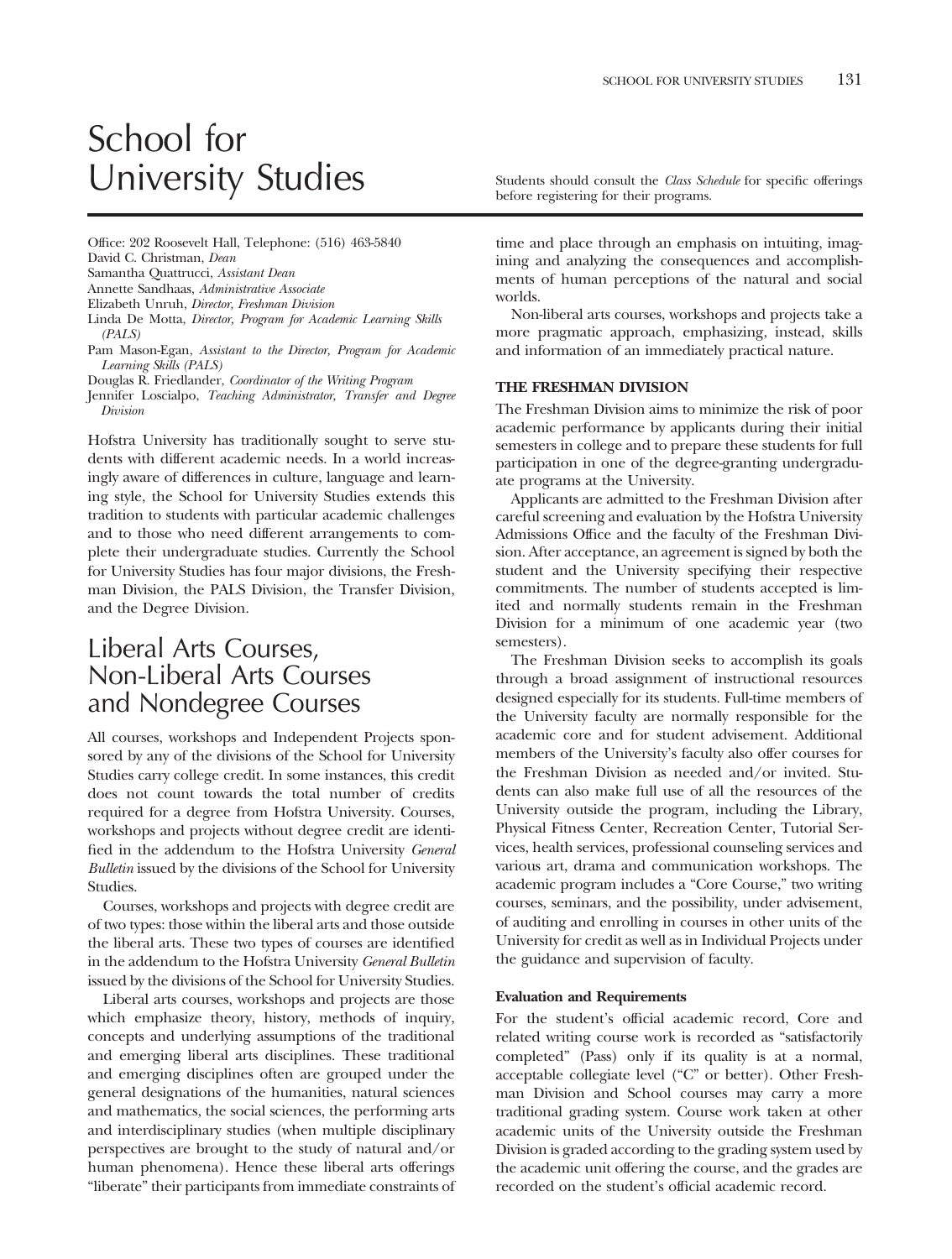# School for University Studies

Students should consult the *Class Schedule* for specific offerings before registering for their programs.

Office: 202 Roosevelt Hall, Telephone: (516) 463-5840
David C. Christman, *Dean*
Samantha Quattrucci, *Assistant Dean*
Annette Sandhaas, *Administrative Associate*
Elizabeth Unruh, *Director, Freshman Division*
Linda De Motta, *Director, Program for Academic Learning Skills (PALS)*
Pam Mason-Egan, *Assistant to the Director, Program for Academic Learning Skills (PALS)*
Douglas R. Friedlander, *Coordinator of the Writing Program*
Jennifer Loscialpo, *Teaching Administrator, Transfer and Degree Division*

Hofstra University has traditionally sought to serve students with different academic needs. In a world increasingly aware of differences in culture, language and learning style, the School for University Studies extends this tradition to students with particular academic challenges and to those who need different arrangements to complete their undergraduate studies. Currently the School for University Studies has four major divisions, the Freshman Division, the PALS Division, the Transfer Division, and the Degree Division.

## Liberal Arts Courses, Non-Liberal Arts Courses and Nondegree Courses

All courses, workshops and Independent Projects sponsored by any of the divisions of the School for University Studies carry college credit. In some instances, this credit does not count towards the total number of credits required for a degree from Hofstra University. Courses, workshops and projects without degree credit are identified in the addendum to the Hofstra University *General Bulletin* issued by the divisions of the School for University Studies.

Courses, workshops and projects with degree credit are of two types: those within the liberal arts and those outside the liberal arts. These two types of courses are identified in the addendum to the Hofstra University *General Bulletin* issued by the divisions of the School for University Studies.

Liberal arts courses, workshops and projects are those which emphasize theory, history, methods of inquiry, concepts and underlying assumptions of the traditional and emerging liberal arts disciplines. These traditional and emerging disciplines often are grouped under the general designations of the humanities, natural sciences and mathematics, the social sciences, the performing arts and interdisciplinary studies (when multiple disciplinary perspectives are brought to the study of natural and/or human phenomena). Hence these liberal arts offerings "liberate" their participants from immediate constraints of time and place through an emphasis on intuiting, imagining and analyzing the consequences and accomplishments of human perceptions of the natural and social worlds.

Non-liberal arts courses, workshops and projects take a more pragmatic approach, emphasizing, instead, skills and information of an immediately practical nature.

### THE FRESHMAN DIVISION

The Freshman Division aims to minimize the risk of poor academic performance by applicants during their initial semesters in college and to prepare these students for full participation in one of the degree-granting undergraduate programs at the University.

Applicants are admitted to the Freshman Division after careful screening and evaluation by the Hofstra University Admissions Office and the faculty of the Freshman Division. After acceptance, an agreement is signed by both the student and the University specifying their respective commitments. The number of students accepted is limited and normally students remain in the Freshman Division for a minimum of one academic year (two semesters).

The Freshman Division seeks to accomplish its goals through a broad assignment of instructional resources designed especially for its students. Full-time members of the University faculty are normally responsible for the academic core and for student advisement. Additional members of the University's faculty also offer courses for the Freshman Division as needed and/or invited. Students can also make full use of all the resources of the University outside the program, including the Library, Physical Fitness Center, Recreation Center, Tutorial Services, health services, professional counseling services and various art, drama and communication workshops. The academic program includes a "Core Course," two writing courses, seminars, and the possibility, under advisement, of auditing and enrolling in courses in other units of the University for credit as well as in Individual Projects under the guidance and supervision of faculty.

#### Evaluation and Requirements

For the student's official academic record, Core and related writing course work is recorded as "satisfactorily completed" (Pass) only if its quality is at a normal, acceptable collegiate level ("C" or better). Other Freshman Division and School courses may carry a more traditional grading system. Course work taken at other academic units of the University outside the Freshman Division is graded according to the grading system used by the academic unit offering the course, and the grades are recorded on the student's official academic record.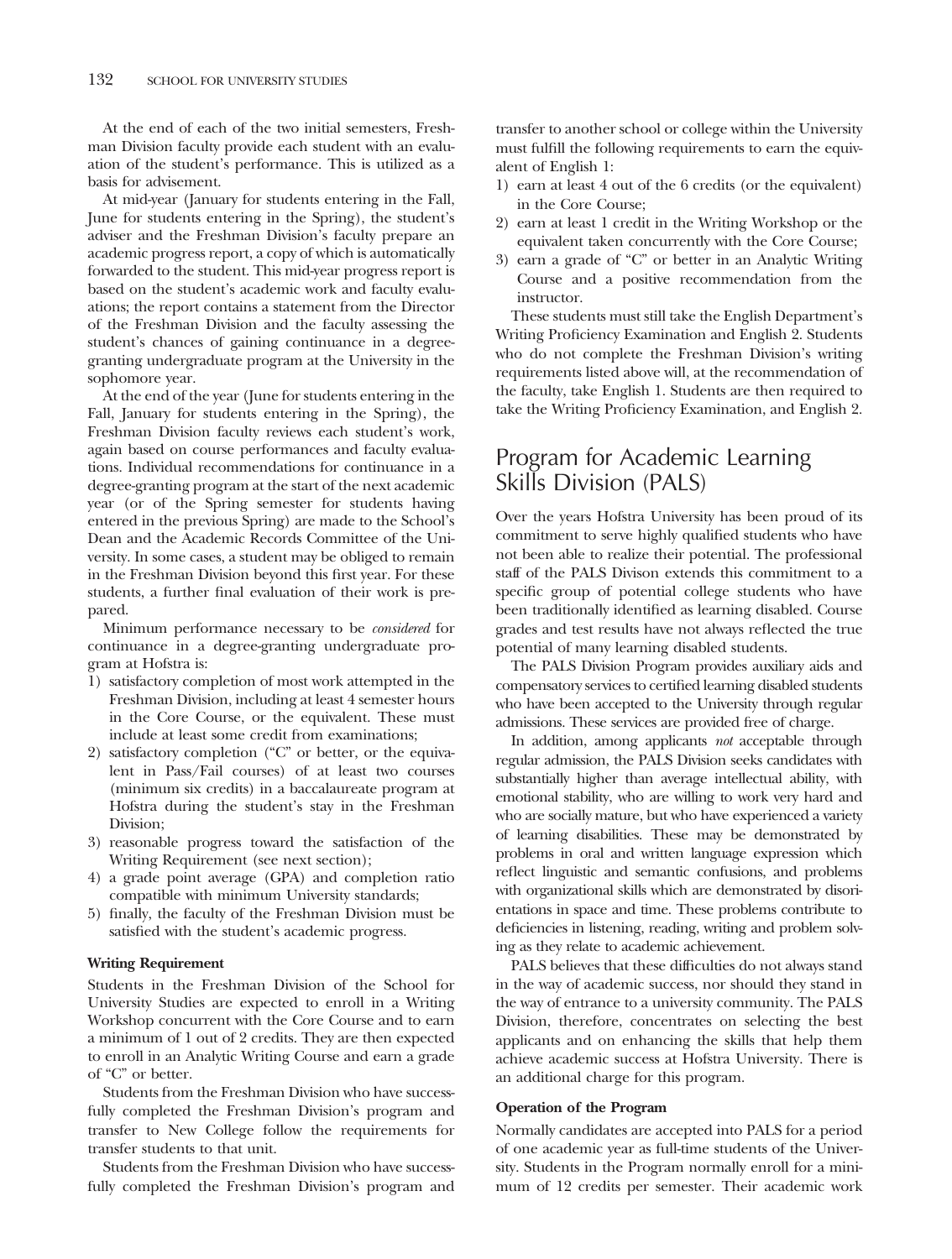At the end of each of the two initial semesters, Freshman Division faculty provide each student with an evaluation of the student's performance. This is utilized as a basis for advisement.

At mid-year (January for students entering in the Fall, June for students entering in the Spring), the student's adviser and the Freshman Division's faculty prepare an academic progress report, a copy of which is automatically forwarded to the student. This mid-year progress report is based on the student's academic work and faculty evaluations; the report contains a statement from the Director of the Freshman Division and the faculty assessing the student's chances of gaining continuance in a degree-granting undergraduate program at the University in the sophomore year.

At the end of the year (June for students entering in the Fall, January for students entering in the Spring), the Freshman Division faculty reviews each student's work, again based on course performances and faculty evaluations. Individual recommendations for continuance in a degree-granting program at the start of the next academic year (or of the Spring semester for students having entered in the previous Spring) are made to the School's Dean and the Academic Records Committee of the University. In some cases, a student may be obliged to remain in the Freshman Division beyond this first year. For these students, a further final evaluation of their work is prepared.

Minimum performance necessary to be *considered* for continuance in a degree-granting undergraduate program at Hofstra is:

1) satisfactory completion of most work attempted in the Freshman Division, including at least 4 semester hours in the Core Course, or the equivalent. These must include at least some credit from examinations;
2) satisfactory completion ("C" or better, or the equivalent in Pass/Fail courses) of at least two courses (minimum six credits) in a baccalaureate program at Hofstra during the student's stay in the Freshman Division;
3) reasonable progress toward the satisfaction of the Writing Requirement (see next section);
4) a grade point average (GPA) and completion ratio compatible with minimum University standards;
5) finally, the faculty of the Freshman Division must be satisfied with the student's academic progress.

**Writing Requirement**

Students in the Freshman Division of the School for University Studies are expected to enroll in a Writing Workshop concurrent with the Core Course and to earn a minimum of 1 out of 2 credits. They are then expected to enroll in an Analytic Writing Course and earn a grade of "C" or better.

Students from the Freshman Division who have successfully completed the Freshman Division's program and transfer to New College follow the requirements for transfer students to that unit.

Students from the Freshman Division who have successfully completed the Freshman Division's program and transfer to another school or college within the University must fulfill the following requirements to earn the equivalent of English 1:

1) earn at least 4 out of the 6 credits (or the equivalent) in the Core Course;
2) earn at least 1 credit in the Writing Workshop or the equivalent taken concurrently with the Core Course;
3) earn a grade of "C" or better in an Analytic Writing Course and a positive recommendation from the instructor.

These students must still take the English Department's Writing Proficiency Examination and English 2. Students who do not complete the Freshman Division's writing requirements listed above will, at the recommendation of the faculty, take English 1. Students are then required to take the Writing Proficiency Examination, and English 2.

## Program for Academic Learning Skills Division (PALS)

Over the years Hofstra University has been proud of its commitment to serve highly qualified students who have not been able to realize their potential. The professional staff of the PALS Divison extends this commitment to a specific group of potential college students who have been traditionally identified as learning disabled. Course grades and test results have not always reflected the true potential of many learning disabled students.

The PALS Division Program provides auxiliary aids and compensatory services to certified learning disabled students who have been accepted to the University through regular admissions. These services are provided free of charge.

In addition, among applicants *not* acceptable through regular admission, the PALS Division seeks candidates with substantially higher than average intellectual ability, with emotional stability, who are willing to work very hard and who are socially mature, but who have experienced a variety of learning disabilities. These may be demonstrated by problems in oral and written language expression which reflect linguistic and semantic confusions, and problems with organizational skills which are demonstrated by disorientations in space and time. These problems contribute to deficiencies in listening, reading, writing and problem solving as they relate to academic achievement.

PALS believes that these difficulties do not always stand in the way of academic success, nor should they stand in the way of entrance to a university community. The PALS Division, therefore, concentrates on selecting the best applicants and on enhancing the skills that help them achieve academic success at Hofstra University. There is an additional charge for this program.

**Operation of the Program**

Normally candidates are accepted into PALS for a period of one academic year as full-time students of the University. Students in the Program normally enroll for a minimum of 12 credits per semester. Their academic work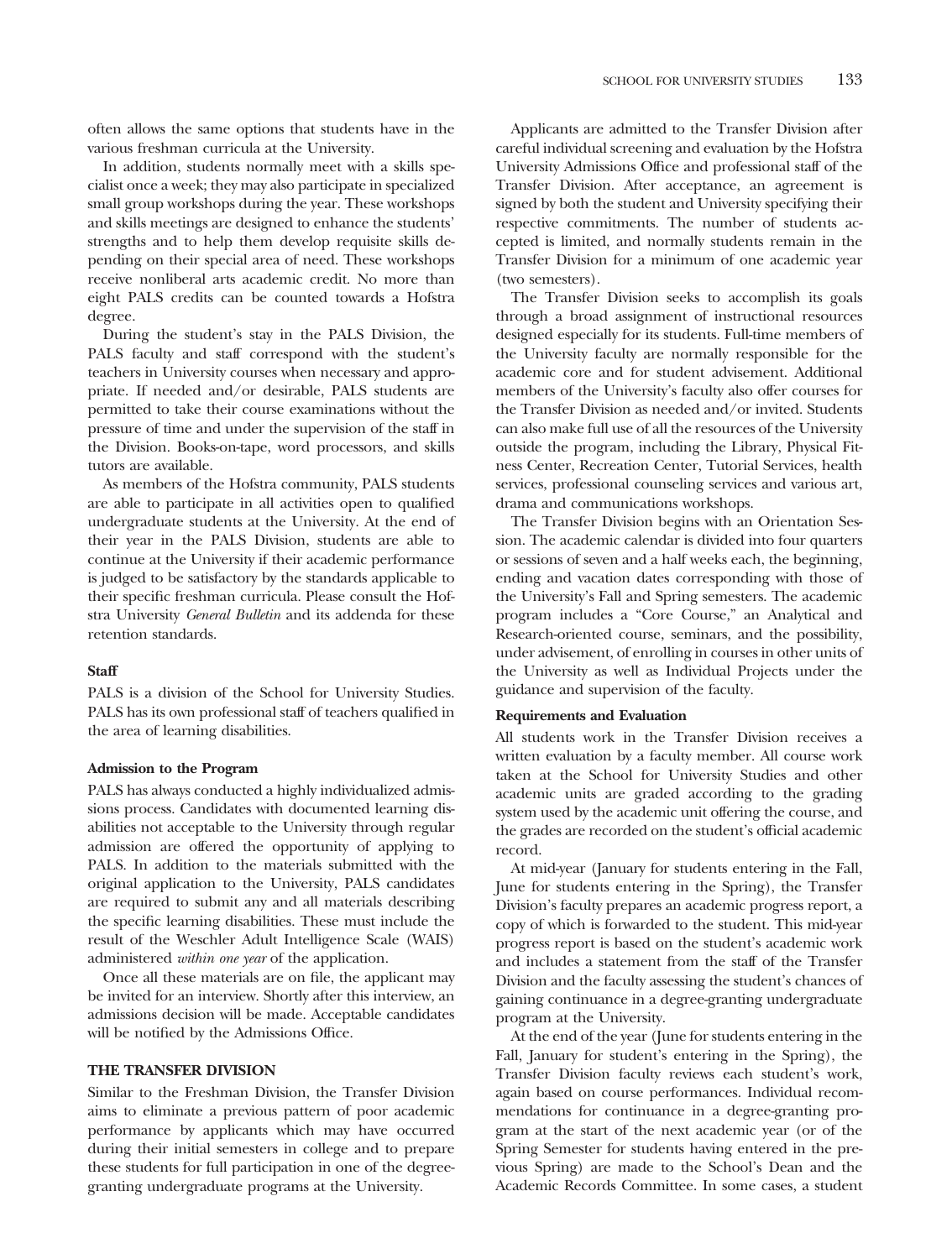often allows the same options that students have in the various freshman curricula at the University.

In addition, students normally meet with a skills specialist once a week; they may also participate in specialized small group workshops during the year. These workshops and skills meetings are designed to enhance the students' strengths and to help them develop requisite skills depending on their special area of need. These workshops receive nonliberal arts academic credit. No more than eight PALS credits can be counted towards a Hofstra degree.

During the student's stay in the PALS Division, the PALS faculty and staff correspond with the student's teachers in University courses when necessary and appropriate. If needed and/or desirable, PALS students are permitted to take their course examinations without the pressure of time and under the supervision of the staff in the Division. Books-on-tape, word processors, and skills tutors are available.

As members of the Hofstra community, PALS students are able to participate in all activities open to qualified undergraduate students at the University. At the end of their year in the PALS Division, students are able to continue at the University if their academic performance is judged to be satisfactory by the standards applicable to their specific freshman curricula. Please consult the Hofstra University *General Bulletin* and its addenda for these retention standards.

**Staff**

PALS is a division of the School for University Studies. PALS has its own professional staff of teachers qualified in the area of learning disabilities.

**Admission to the Program**

PALS has always conducted a highly individualized admissions process. Candidates with documented learning disabilities not acceptable to the University through regular admission are offered the opportunity of applying to PALS. In addition to the materials submitted with the original application to the University, PALS candidates are required to submit any and all materials describing the specific learning disabilities. These must include the result of the Weschler Adult Intelligence Scale (WAIS) administered *within one year* of the application.

Once all these materials are on file, the applicant may be invited for an interview. Shortly after this interview, an admissions decision will be made. Acceptable candidates will be notified by the Admissions Office.

## THE TRANSFER DIVISION

Similar to the Freshman Division, the Transfer Division aims to eliminate a previous pattern of poor academic performance by applicants which may have occurred during their initial semesters in college and to prepare these students for full participation in one of the degree-granting undergraduate programs at the University.

Applicants are admitted to the Transfer Division after careful individual screening and evaluation by the Hofstra University Admissions Office and professional staff of the Transfer Division. After acceptance, an agreement is signed by both the student and University specifying their respective commitments. The number of students accepted is limited, and normally students remain in the Transfer Division for a minimum of one academic year (two semesters).

The Transfer Division seeks to accomplish its goals through a broad assignment of instructional resources designed especially for its students. Full-time members of the University faculty are normally responsible for the academic core and for student advisement. Additional members of the University's faculty also offer courses for the Transfer Division as needed and/or invited. Students can also make full use of all the resources of the University outside the program, including the Library, Physical Fitness Center, Recreation Center, Tutorial Services, health services, professional counseling services and various art, drama and communications workshops.

The Transfer Division begins with an Orientation Session. The academic calendar is divided into four quarters or sessions of seven and a half weeks each, the beginning, ending and vacation dates corresponding with those of the University's Fall and Spring semesters. The academic program includes a "Core Course," an Analytical and Research-oriented course, seminars, and the possibility, under advisement, of enrolling in courses in other units of the University as well as Individual Projects under the guidance and supervision of the faculty.

**Requirements and Evaluation**

All students work in the Transfer Division receives a written evaluation by a faculty member. All course work taken at the School for University Studies and other academic units are graded according to the grading system used by the academic unit offering the course, and the grades are recorded on the student's official academic record.

At mid-year (January for students entering in the Fall, June for students entering in the Spring), the Transfer Division's faculty prepares an academic progress report, a copy of which is forwarded to the student. This mid-year progress report is based on the student's academic work and includes a statement from the staff of the Transfer Division and the faculty assessing the student's chances of gaining continuance in a degree-granting undergraduate program at the University.

At the end of the year (June for students entering in the Fall, January for student's entering in the Spring), the Transfer Division faculty reviews each student's work, again based on course performances. Individual recommendations for continuance in a degree-granting program at the start of the next academic year (or of the Spring Semester for students having entered in the previous Spring) are made to the School's Dean and the Academic Records Committee. In some cases, a student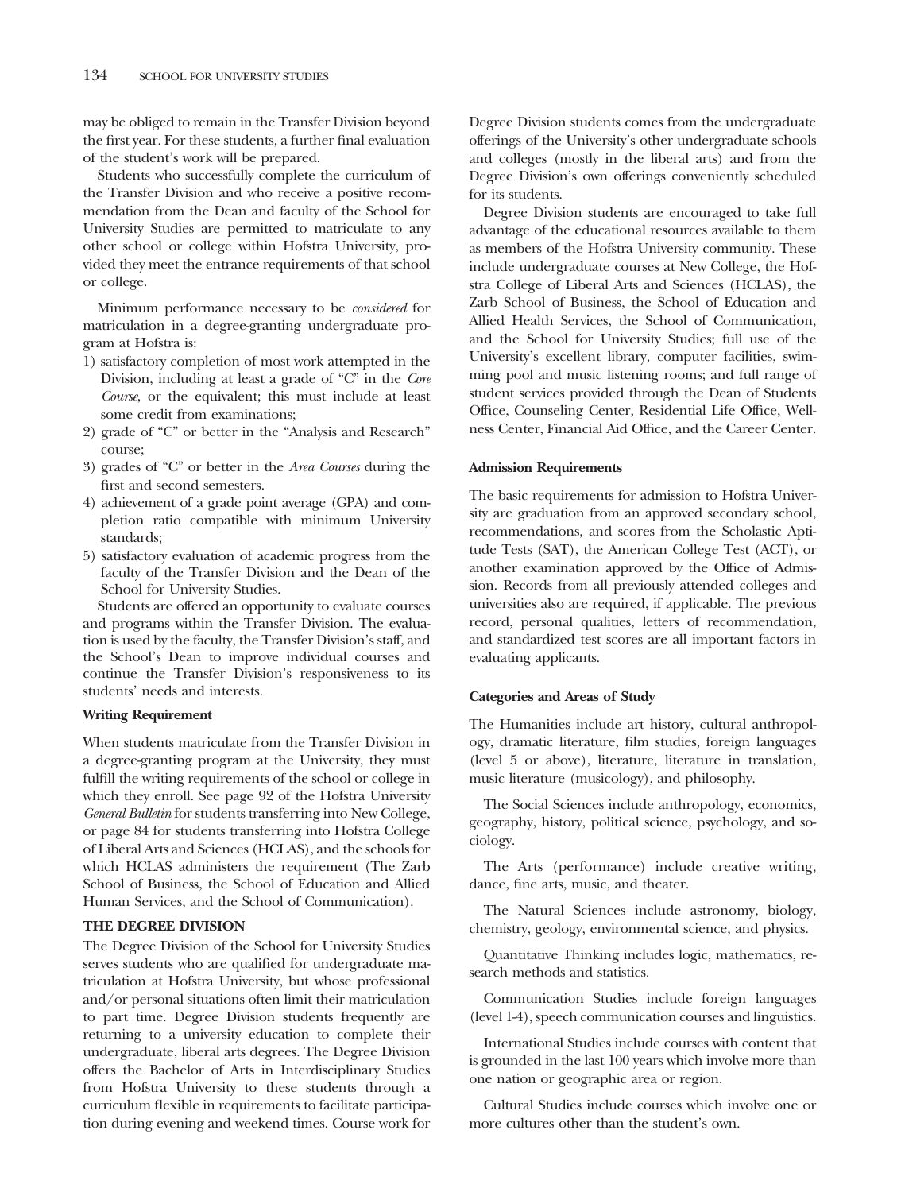may be obliged to remain in the Transfer Division beyond the first year. For these students, a further final evaluation of the student's work will be prepared.

Students who successfully complete the curriculum of the Transfer Division and who receive a positive recommendation from the Dean and faculty of the School for University Studies are permitted to matriculate to any other school or college within Hofstra University, provided they meet the entrance requirements of that school or college.

Minimum performance necessary to be *considered* for matriculation in a degree-granting undergraduate program at Hofstra is:

1) satisfactory completion of most work attempted in the Division, including at least a grade of "C" in the *Core Course*, or the equivalent; this must include at least some credit from examinations;
2) grade of "C" or better in the "Analysis and Research" course;
3) grades of "C" or better in the *Area Courses* during the first and second semesters.
4) achievement of a grade point average (GPA) and completion ratio compatible with minimum University standards;
5) satisfactory evaluation of academic progress from the faculty of the Transfer Division and the Dean of the School for University Studies.

Students are offered an opportunity to evaluate courses and programs within the Transfer Division. The evaluation is used by the faculty, the Transfer Division's staff, and the School's Dean to improve individual courses and continue the Transfer Division's responsiveness to its students' needs and interests.

**Writing Requirement**

When students matriculate from the Transfer Division in a degree-granting program at the University, they must fulfill the writing requirements of the school or college in which they enroll. See page 92 of the Hofstra University *General Bulletin* for students transferring into New College, or page 84 for students transferring into Hofstra College of Liberal Arts and Sciences (HCLAS), and the schools for which HCLAS administers the requirement (The Zarb School of Business, the School of Education and Allied Human Services, and the School of Communication).

## THE DEGREE DIVISION

The Degree Division of the School for University Studies serves students who are qualified for undergraduate matriculation at Hofstra University, but whose professional and/or personal situations often limit their matriculation to part time. Degree Division students frequently are returning to a university education to complete their undergraduate, liberal arts degrees. The Degree Division offers the Bachelor of Arts in Interdisciplinary Studies from Hofstra University to these students through a curriculum flexible in requirements to facilitate participation during evening and weekend times. Course work for Degree Division students comes from the undergraduate offerings of the University's other undergraduate schools and colleges (mostly in the liberal arts) and from the Degree Division's own offerings conveniently scheduled for its students.

Degree Division students are encouraged to take full advantage of the educational resources available to them as members of the Hofstra University community. These include undergraduate courses at New College, the Hofstra College of Liberal Arts and Sciences (HCLAS), the Zarb School of Business, the School of Education and Allied Health Services, the School of Communication, and the School for University Studies; full use of the University's excellent library, computer facilities, swimming pool and music listening rooms; and full range of student services provided through the Dean of Students Office, Counseling Center, Residential Life Office, Wellness Center, Financial Aid Office, and the Career Center.

**Admission Requirements**

The basic requirements for admission to Hofstra University are graduation from an approved secondary school, recommendations, and scores from the Scholastic Aptitude Tests (SAT), the American College Test (ACT), or another examination approved by the Office of Admission. Records from all previously attended colleges and universities also are required, if applicable. The previous record, personal qualities, letters of recommendation, and standardized test scores are all important factors in evaluating applicants.

**Categories and Areas of Study**

The Humanities include art history, cultural anthropology, dramatic literature, film studies, foreign languages (level 5 or above), literature, literature in translation, music literature (musicology), and philosophy.

The Social Sciences include anthropology, economics, geography, history, political science, psychology, and sociology.

The Arts (performance) include creative writing, dance, fine arts, music, and theater.

The Natural Sciences include astronomy, biology, chemistry, geology, environmental science, and physics.

Quantitative Thinking includes logic, mathematics, research methods and statistics.

Communication Studies include foreign languages (level 1-4), speech communication courses and linguistics.

International Studies include courses with content that is grounded in the last 100 years which involve more than one nation or geographic area or region.

Cultural Studies include courses which involve one or more cultures other than the student's own.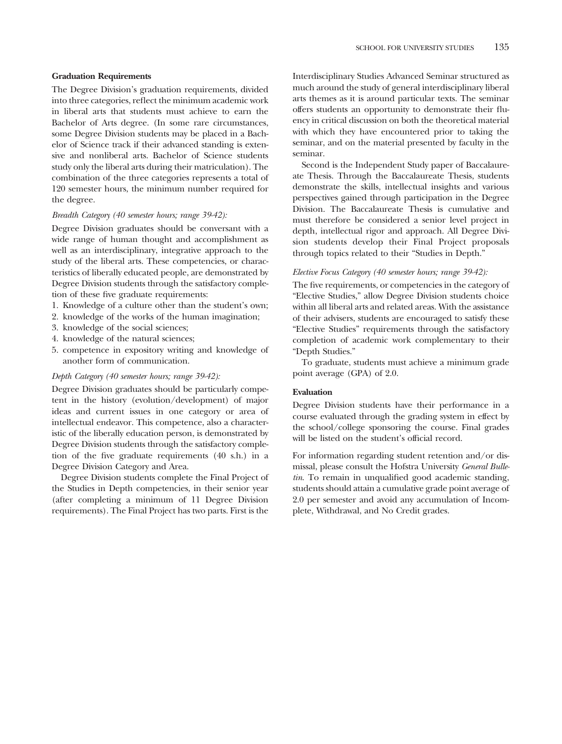**Graduation Requirements**

The Degree Division's graduation requirements, divided into three categories, reflect the minimum academic work in liberal arts that students must achieve to earn the Bachelor of Arts degree. (In some rare circumstances, some Degree Division students may be placed in a Bachelor of Science track if their advanced standing is extensive and nonliberal arts. Bachelor of Science students study only the liberal arts during their matriculation). The combination of the three categories represents a total of 120 semester hours, the minimum number required for the degree.

*Breadth Category (40 semester hours; range 39-42):*

Degree Division graduates should be conversant with a wide range of human thought and accomplishment as well as an interdisciplinary, integrative approach to the study of the liberal arts. These competencies, or characteristics of liberally educated people, are demonstrated by Degree Division students through the satisfactory completion of these five graduate requirements:

1. Knowledge of a culture other than the student's own;
2. knowledge of the works of the human imagination;
3. knowledge of the social sciences;
4. knowledge of the natural sciences;
5. competence in expository writing and knowledge of another form of communication.

*Depth Category (40 semester hours; range 39-42):*

Degree Division graduates should be particularly competent in the history (evolution/development) of major ideas and current issues in one category or area of intellectual endeavor. This competence, also a characteristic of the liberally education person, is demonstrated by Degree Division students through the satisfactory completion of the five graduate requirements (40 s.h.) in a Degree Division Category and Area.

Degree Division students complete the Final Project of the Studies in Depth competencies, in their senior year (after completing a minimum of 11 Degree Division requirements). The Final Project has two parts. First is the Interdisciplinary Studies Advanced Seminar structured as much around the study of general interdisciplinary liberal arts themes as it is around particular texts. The seminar offers students an opportunity to demonstrate their fluency in critical discussion on both the theoretical material with which they have encountered prior to taking the seminar, and on the material presented by faculty in the seminar.

Second is the Independent Study paper of Baccalaureate Thesis. Through the Baccalaureate Thesis, students demonstrate the skills, intellectual insights and various perspectives gained through participation in the Degree Division. The Baccalaureate Thesis is cumulative and must therefore be considered a senior level project in depth, intellectual rigor and approach. All Degree Division students develop their Final Project proposals through topics related to their "Studies in Depth."

*Elective Focus Category (40 semester hours; range 39-42):*

The five requirements, or competencies in the category of "Elective Studies," allow Degree Division students choice within all liberal arts and related areas. With the assistance of their advisers, students are encouraged to satisfy these "Elective Studies" requirements through the satisfactory completion of academic work complementary to their "Depth Studies."

To graduate, students must achieve a minimum grade point average (GPA) of 2.0.

**Evaluation**

Degree Division students have their performance in a course evaluated through the grading system in effect by the school/college sponsoring the course. Final grades will be listed on the student's official record.

For information regarding student retention and/or dismissal, please consult the Hofstra University *General Bulletin*. To remain in unqualified good academic standing, students should attain a cumulative grade point average of 2.0 per semester and avoid any accumulation of Incomplete, Withdrawal, and No Credit grades.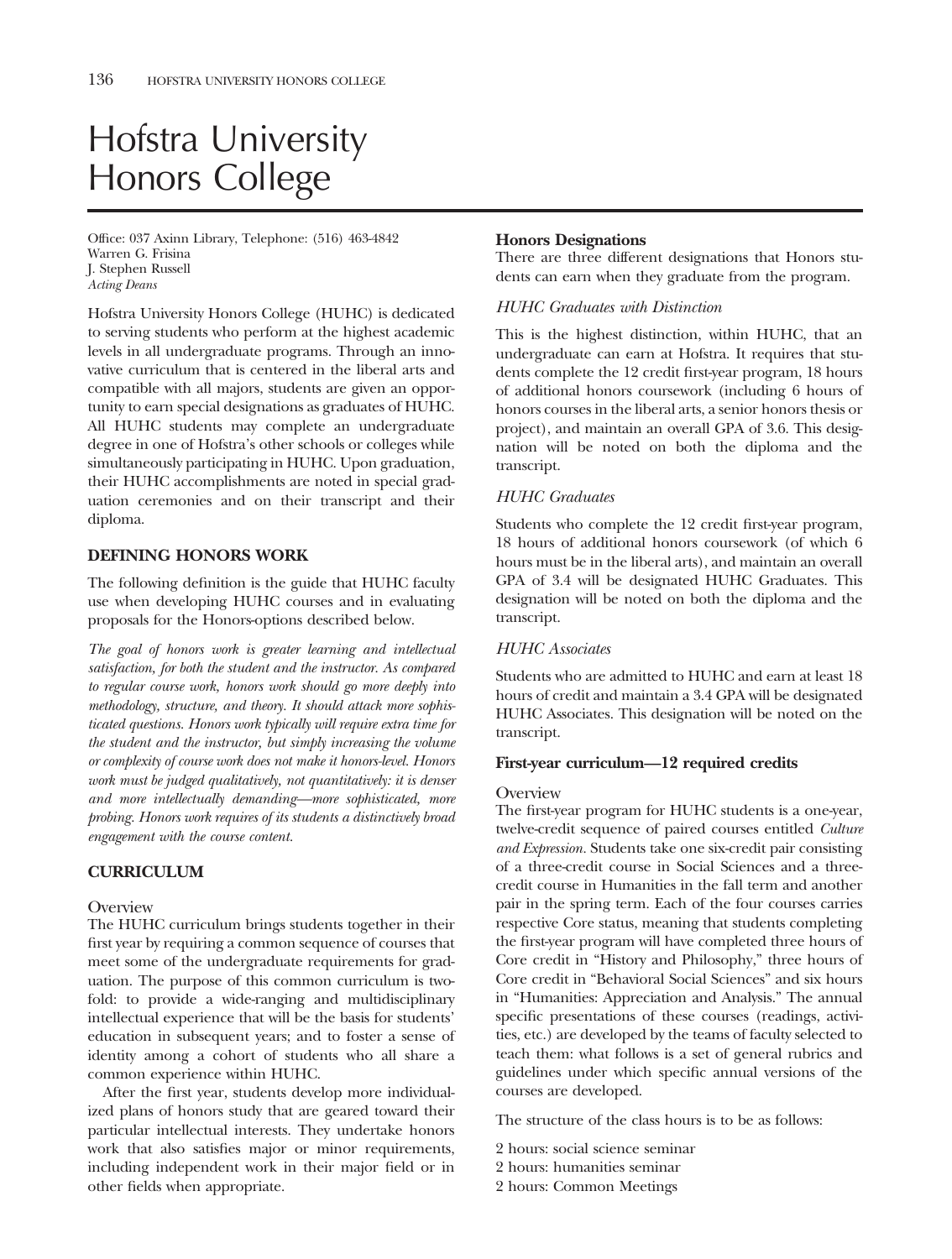# Hofstra University Honors College

Office: 037 Axinn Library, Telephone: (516) 463-4842
Warren G. Frisina
J. Stephen Russell
*Acting Deans*

Hofstra University Honors College (HUHC) is dedicated to serving students who perform at the highest academic levels in all undergraduate programs. Through an innovative curriculum that is centered in the liberal arts and compatible with all majors, students are given an opportunity to earn special designations as graduates of HUHC. All HUHC students may complete an undergraduate degree in one of Hofstra's other schools or colleges while simultaneously participating in HUHC. Upon graduation, their HUHC accomplishments are noted in special graduation ceremonies and on their transcript and their diploma.

## DEFINING HONORS WORK

The following definition is the guide that HUHC faculty use when developing HUHC courses and in evaluating proposals for the Honors-options described below.

*The goal of honors work is greater learning and intellectual satisfaction, for both the student and the instructor. As compared to regular course work, honors work should go more deeply into methodology, structure, and theory. It should attack more sophisticated questions. Honors work typically will require extra time for the student and the instructor, but simply increasing the volume or complexity of course work does not make it honors-level. Honors work must be judged qualitatively, not quantitatively: it is denser and more intellectually demanding—more sophisticated, more probing. Honors work requires of its students a distinctively broad engagement with the course content.*

## CURRICULUM

### Overview

The HUHC curriculum brings students together in their first year by requiring a common sequence of courses that meet some of the undergraduate requirements for graduation. The purpose of this common curriculum is twofold: to provide a wide-ranging and multidisciplinary intellectual experience that will be the basis for students' education in subsequent years; and to foster a sense of identity among a cohort of students who all share a common experience within HUHC.

After the first year, students develop more individualized plans of honors study that are geared toward their particular intellectual interests. They undertake honors work that also satisfies major or minor requirements, including independent work in their major field or in other fields when appropriate.

### Honors Designations

There are three different designations that Honors students can earn when they graduate from the program.

#### *HUHC Graduates with Distinction*

This is the highest distinction, within HUHC, that an undergraduate can earn at Hofstra. It requires that students complete the 12 credit first-year program, 18 hours of additional honors coursework (including 6 hours of honors courses in the liberal arts, a senior honors thesis or project), and maintain an overall GPA of 3.6. This designation will be noted on both the diploma and the transcript.

#### *HUHC Graduates*

Students who complete the 12 credit first-year program, 18 hours of additional honors coursework (of which 6 hours must be in the liberal arts), and maintain an overall GPA of 3.4 will be designated HUHC Graduates. This designation will be noted on both the diploma and the transcript.

#### *HUHC Associates*

Students who are admitted to HUHC and earn at least 18 hours of credit and maintain a 3.4 GPA will be designated HUHC Associates. This designation will be noted on the transcript.

### First-year curriculum—12 required credits

#### Overview

The first-year program for HUHC students is a one-year, twelve-credit sequence of paired courses entitled *Culture and Expression*. Students take one six-credit pair consisting of a three-credit course in Social Sciences and a three-credit course in Humanities in the fall term and another pair in the spring term. Each of the four courses carries respective Core status, meaning that students completing the first-year program will have completed three hours of Core credit in "History and Philosophy," three hours of Core credit in "Behavioral Social Sciences" and six hours in "Humanities: Appreciation and Analysis." The annual specific presentations of these courses (readings, activities, etc.) are developed by the teams of faculty selected to teach them: what follows is a set of general rubrics and guidelines under which specific annual versions of the courses are developed.

The structure of the class hours is to be as follows:

2 hours: social science seminar
2 hours: humanities seminar
2 hours: Common Meetings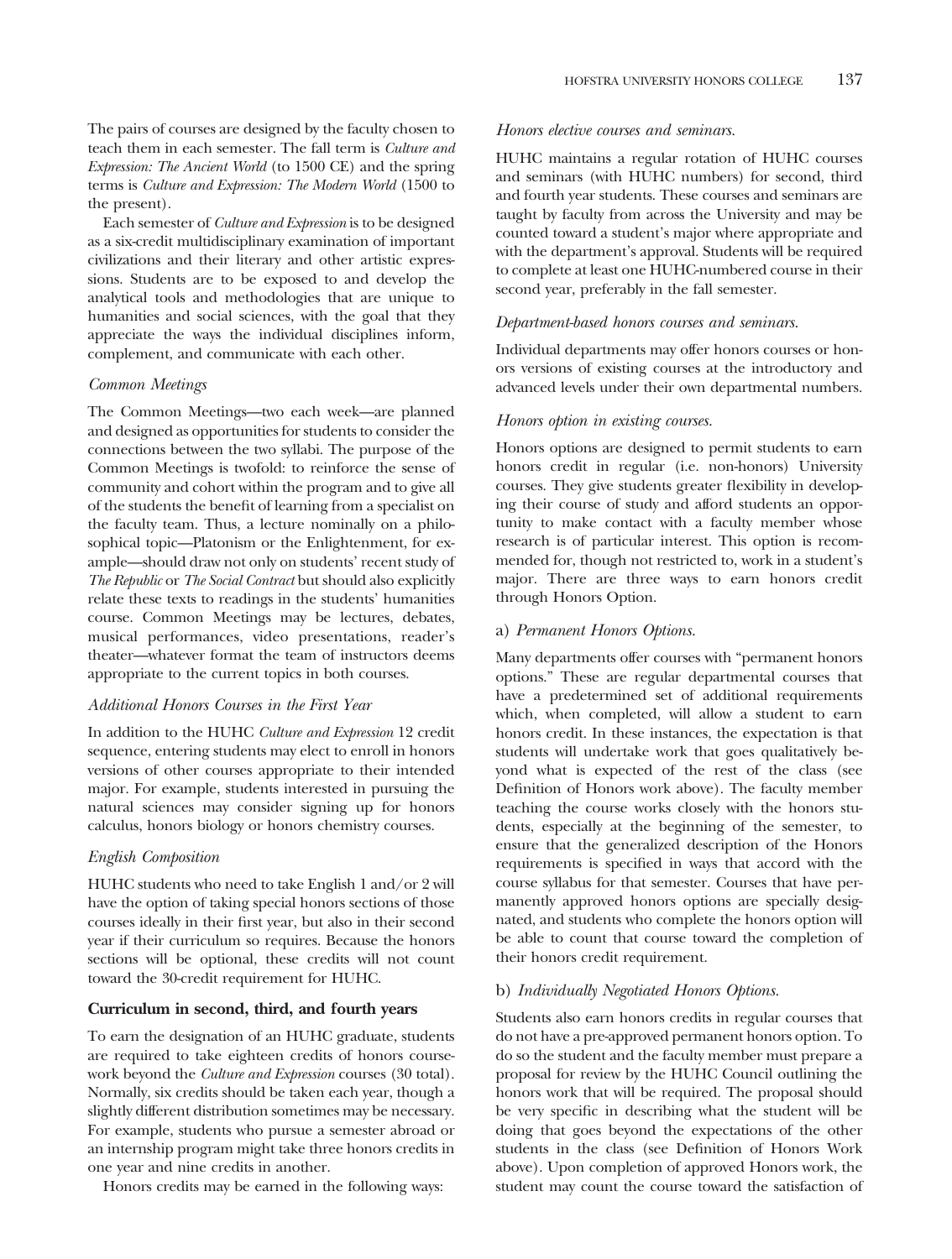The pairs of courses are designed by the faculty chosen to teach them in each semester. The fall term is *Culture and Expression: The Ancient World* (to 1500 CE) and the spring terms is *Culture and Expression: The Modern World* (1500 to the present).

Each semester of *Culture and Expression* is to be designed as a six-credit multidisciplinary examination of important civilizations and their literary and other artistic expressions. Students are to be exposed to and develop the analytical tools and methodologies that are unique to humanities and social sciences, with the goal that they appreciate the ways the individual disciplines inform, complement, and communicate with each other.

*Common Meetings*

The Common Meetings—two each week—are planned and designed as opportunities for students to consider the connections between the two syllabi. The purpose of the Common Meetings is twofold: to reinforce the sense of community and cohort within the program and to give all of the students the benefit of learning from a specialist on the faculty team. Thus, a lecture nominally on a philosophical topic—Platonism or the Enlightenment, for example—should draw not only on students' recent study of *The Republic* or *The Social Contract* but should also explicitly relate these texts to readings in the students' humanities course. Common Meetings may be lectures, debates, musical performances, video presentations, reader's theater—whatever format the team of instructors deems appropriate to the current topics in both courses.

*Additional Honors Courses in the First Year*

In addition to the HUHC *Culture and Expression* 12 credit sequence, entering students may elect to enroll in honors versions of other courses appropriate to their intended major. For example, students interested in pursuing the natural sciences may consider signing up for honors calculus, honors biology or honors chemistry courses.

*English Composition*

HUHC students who need to take English 1 and/or 2 will have the option of taking special honors sections of those courses ideally in their first year, but also in their second year if their curriculum so requires. Because the honors sections will be optional, these credits will not count toward the 30-credit requirement for HUHC.

**Curriculum in second, third, and fourth years**

To earn the designation of an HUHC graduate, students are required to take eighteen credits of honors coursework beyond the *Culture and Expression* courses (30 total). Normally, six credits should be taken each year, though a slightly different distribution sometimes may be necessary. For example, students who pursue a semester abroad or an internship program might take three honors credits in one year and nine credits in another.

Honors credits may be earned in the following ways:

*Honors elective courses and seminars.*

HUHC maintains a regular rotation of HUHC courses and seminars (with HUHC numbers) for second, third and fourth year students. These courses and seminars are taught by faculty from across the University and may be counted toward a student's major where appropriate and with the department's approval. Students will be required to complete at least one HUHC-numbered course in their second year, preferably in the fall semester.

*Department-based honors courses and seminars.*

Individual departments may offer honors courses or honors versions of existing courses at the introductory and advanced levels under their own departmental numbers.

*Honors option in existing courses.*

Honors options are designed to permit students to earn honors credit in regular (i.e. non-honors) University courses. They give students greater flexibility in developing their course of study and afford students an opportunity to make contact with a faculty member whose research is of particular interest. This option is recommended for, though not restricted to, work in a student's major. There are three ways to earn honors credit through Honors Option.

a) *Permanent Honors Options.*

Many departments offer courses with "permanent honors options." These are regular departmental courses that have a predetermined set of additional requirements which, when completed, will allow a student to earn honors credit. In these instances, the expectation is that students will undertake work that goes qualitatively beyond what is expected of the rest of the class (see Definition of Honors work above). The faculty member teaching the course works closely with the honors students, especially at the beginning of the semester, to ensure that the generalized description of the Honors requirements is specified in ways that accord with the course syllabus for that semester. Courses that have permanently approved honors options are specially designated, and students who complete the honors option will be able to count that course toward the completion of their honors credit requirement.

b) *Individually Negotiated Honors Options.*

Students also earn honors credits in regular courses that do not have a pre-approved permanent honors option. To do so the student and the faculty member must prepare a proposal for review by the HUHC Council outlining the honors work that will be required. The proposal should be very specific in describing what the student will be doing that goes beyond the expectations of the other students in the class (see Definition of Honors Work above). Upon completion of approved Honors work, the student may count the course toward the satisfaction of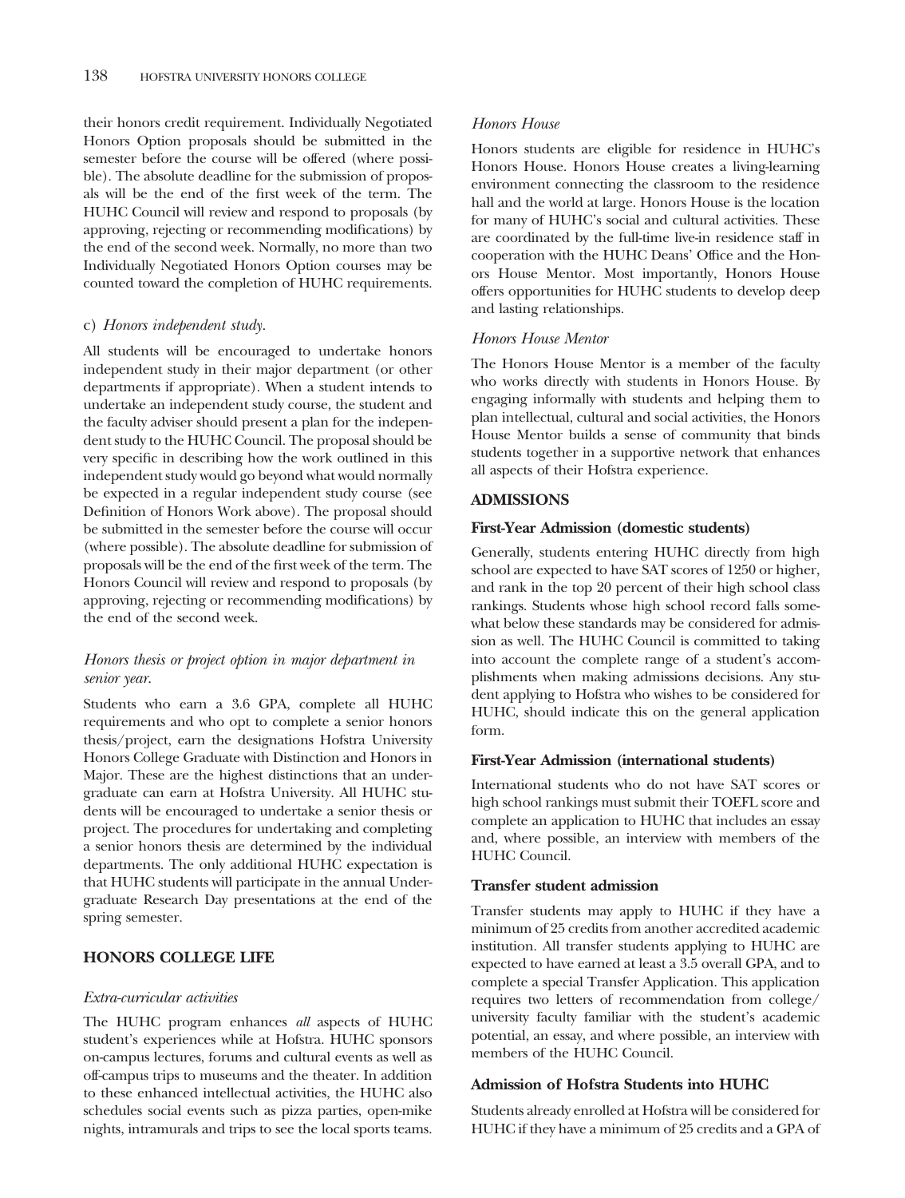their honors credit requirement. Individually Negotiated Honors Option proposals should be submitted in the semester before the course will be offered (where possible). The absolute deadline for the submission of proposals will be the end of the first week of the term. The HUHC Council will review and respond to proposals (by approving, rejecting or recommending modifications) by the end of the second week. Normally, no more than two Individually Negotiated Honors Option courses may be counted toward the completion of HUHC requirements.

c) *Honors independent study.*

All students will be encouraged to undertake honors independent study in their major department (or other departments if appropriate). When a student intends to undertake an independent study course, the student and the faculty adviser should present a plan for the independent study to the HUHC Council. The proposal should be very specific in describing how the work outlined in this independent study would go beyond what would normally be expected in a regular independent study course (see Definition of Honors Work above). The proposal should be submitted in the semester before the course will occur (where possible). The absolute deadline for submission of proposals will be the end of the first week of the term. The Honors Council will review and respond to proposals (by approving, rejecting or recommending modifications) by the end of the second week.

*Honors thesis or project option in major department in senior year.*

Students who earn a 3.6 GPA, complete all HUHC requirements and who opt to complete a senior honors thesis/project, earn the designations Hofstra University Honors College Graduate with Distinction and Honors in Major. These are the highest distinctions that an undergraduate can earn at Hofstra University. All HUHC students will be encouraged to undertake a senior thesis or project. The procedures for undertaking and completing a senior honors thesis are determined by the individual departments. The only additional HUHC expectation is that HUHC students will participate in the annual Undergraduate Research Day presentations at the end of the spring semester.

## HONORS COLLEGE LIFE

*Extra-curricular activities*

The HUHC program enhances *all* aspects of HUHC student's experiences while at Hofstra. HUHC sponsors on-campus lectures, forums and cultural events as well as off-campus trips to museums and the theater. In addition to these enhanced intellectual activities, the HUHC also schedules social events such as pizza parties, open-mike nights, intramurals and trips to see the local sports teams.

*Honors House*

Honors students are eligible for residence in HUHC's Honors House. Honors House creates a living-learning environment connecting the classroom to the residence hall and the world at large. Honors House is the location for many of HUHC's social and cultural activities. These are coordinated by the full-time live-in residence staff in cooperation with the HUHC Deans' Office and the Honors House Mentor. Most importantly, Honors House offers opportunities for HUHC students to develop deep and lasting relationships.

*Honors House Mentor*

The Honors House Mentor is a member of the faculty who works directly with students in Honors House. By engaging informally with students and helping them to plan intellectual, cultural and social activities, the Honors House Mentor builds a sense of community that binds students together in a supportive network that enhances all aspects of their Hofstra experience.

## ADMISSIONS

### First-Year Admission (domestic students)

Generally, students entering HUHC directly from high school are expected to have SAT scores of 1250 or higher, and rank in the top 20 percent of their high school class rankings. Students whose high school record falls somewhat below these standards may be considered for admission as well. The HUHC Council is committed to taking into account the complete range of a student's accomplishments when making admissions decisions. Any student applying to Hofstra who wishes to be considered for HUHC, should indicate this on the general application form.

### First-Year Admission (international students)

International students who do not have SAT scores or high school rankings must submit their TOEFL score and complete an application to HUHC that includes an essay and, where possible, an interview with members of the HUHC Council.

### Transfer student admission

Transfer students may apply to HUHC if they have a minimum of 25 credits from another accredited academic institution. All transfer students applying to HUHC are expected to have earned at least a 3.5 overall GPA, and to complete a special Transfer Application. This application requires two letters of recommendation from college/university faculty familiar with the student's academic potential, an essay, and where possible, an interview with members of the HUHC Council.

### Admission of Hofstra Students into HUHC

Students already enrolled at Hofstra will be considered for HUHC if they have a minimum of 25 credits and a GPA of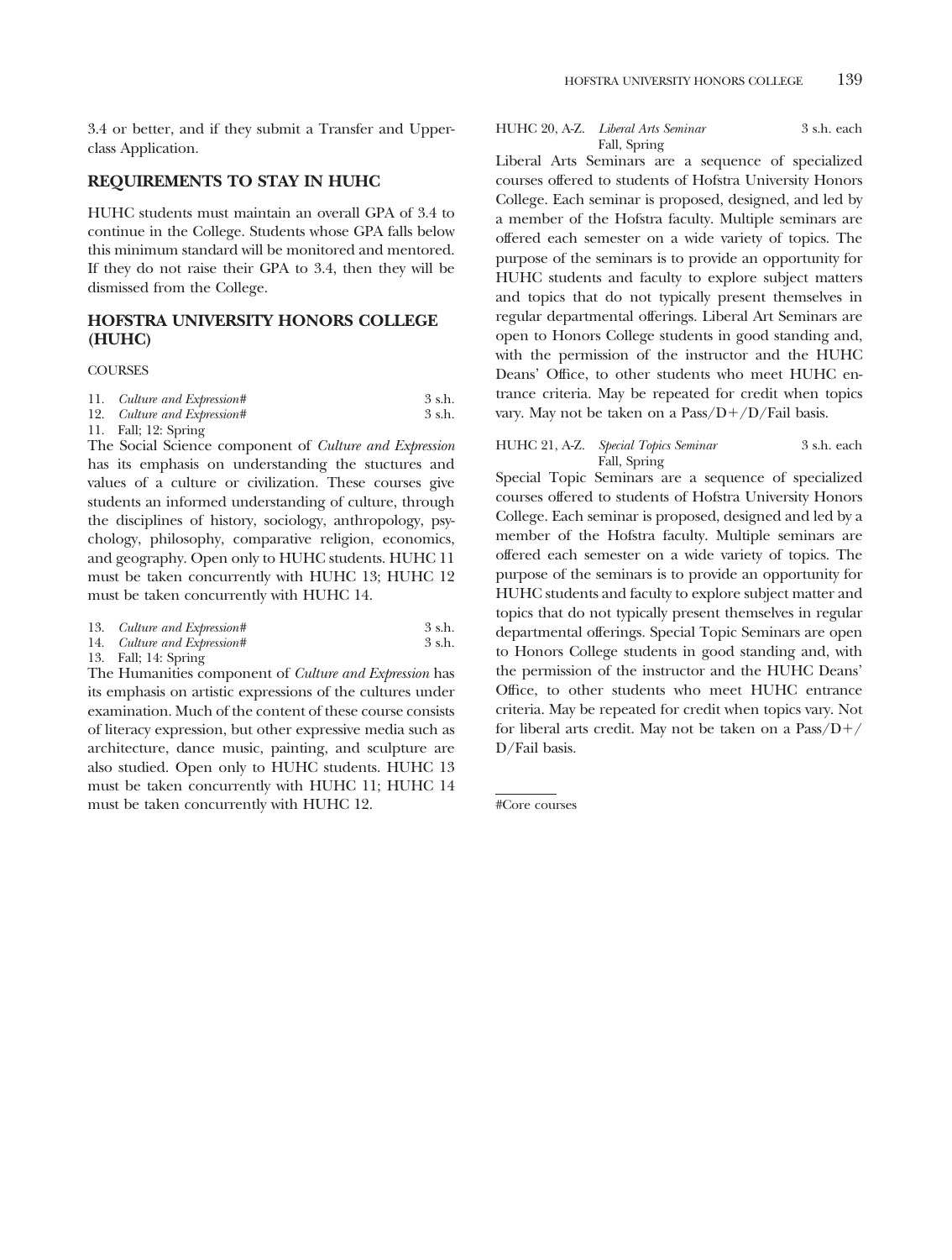3.4 or better, and if they submit a Transfer and Upperclass Application.

## REQUIREMENTS TO STAY IN HUHC

HUHC students must maintain an overall GPA of 3.4 to continue in the College. Students whose GPA falls below this minimum standard will be monitored and mentored. If they do not raise their GPA to 3.4, then they will be dismissed from the College.

## HOFSTRA UNIVERSITY HONORS COLLEGE (HUHC)

COURSES

11. *Culture and Expression#* 3 s.h.
12. *Culture and Expression#* 3 s.h.

11. Fall; 12: Spring

The Social Science component of *Culture and Expression* has its emphasis on understanding the stuctures and values of a culture or civilization. These courses give students an informed understanding of culture, through the disciplines of history, sociology, anthropology, psychology, philosophy, comparative religion, economics, and geography. Open only to HUHC students. HUHC 11 must be taken concurrently with HUHC 13; HUHC 12 must be taken concurrently with HUHC 14.

13. *Culture and Expression#* 3 s.h.
14. *Culture and Expression#* 3 s.h.

13. Fall; 14: Spring

The Humanities component of *Culture and Expression* has its emphasis on artistic expressions of the cultures under examination. Much of the content of these course consists of literacy expression, but other expressive media such as architecture, dance music, painting, and sculpture are also studied. Open only to HUHC students. HUHC 13 must be taken concurrently with HUHC 11; HUHC 14 must be taken concurrently with HUHC 12.

HUHC 20, A-Z. *Liberal Arts Seminar* 3 s.h. each
Fall, Spring

Liberal Arts Seminars are a sequence of specialized courses offered to students of Hofstra University Honors College. Each seminar is proposed, designed, and led by a member of the Hofstra faculty. Multiple seminars are offered each semester on a wide variety of topics. The purpose of the seminars is to provide an opportunity for HUHC students and faculty to explore subject matters and topics that do not typically present themselves in regular departmental offerings. Liberal Art Seminars are open to Honors College students in good standing and, with the permission of the instructor and the HUHC Deans' Office, to other students who meet HUHC entrance criteria. May be repeated for credit when topics vary. May not be taken on a Pass/D+/D/Fail basis.

HUHC 21, A-Z. *Special Topics Seminar* 3 s.h. each
Fall, Spring

Special Topic Seminars are a sequence of specialized courses offered to students of Hofstra University Honors College. Each seminar is proposed, designed and led by a member of the Hofstra faculty. Multiple seminars are offered each semester on a wide variety of topics. The purpose of the seminars is to provide an opportunity for HUHC students and faculty to explore subject matter and topics that do not typically present themselves in regular departmental offerings. Special Topic Seminars are open to Honors College students in good standing and, with the permission of the instructor and the HUHC Deans' Office, to other students who meet HUHC entrance criteria. May be repeated for credit when topics vary. Not for liberal arts credit. May not be taken on a Pass/D+/D/Fail basis.

#Core courses